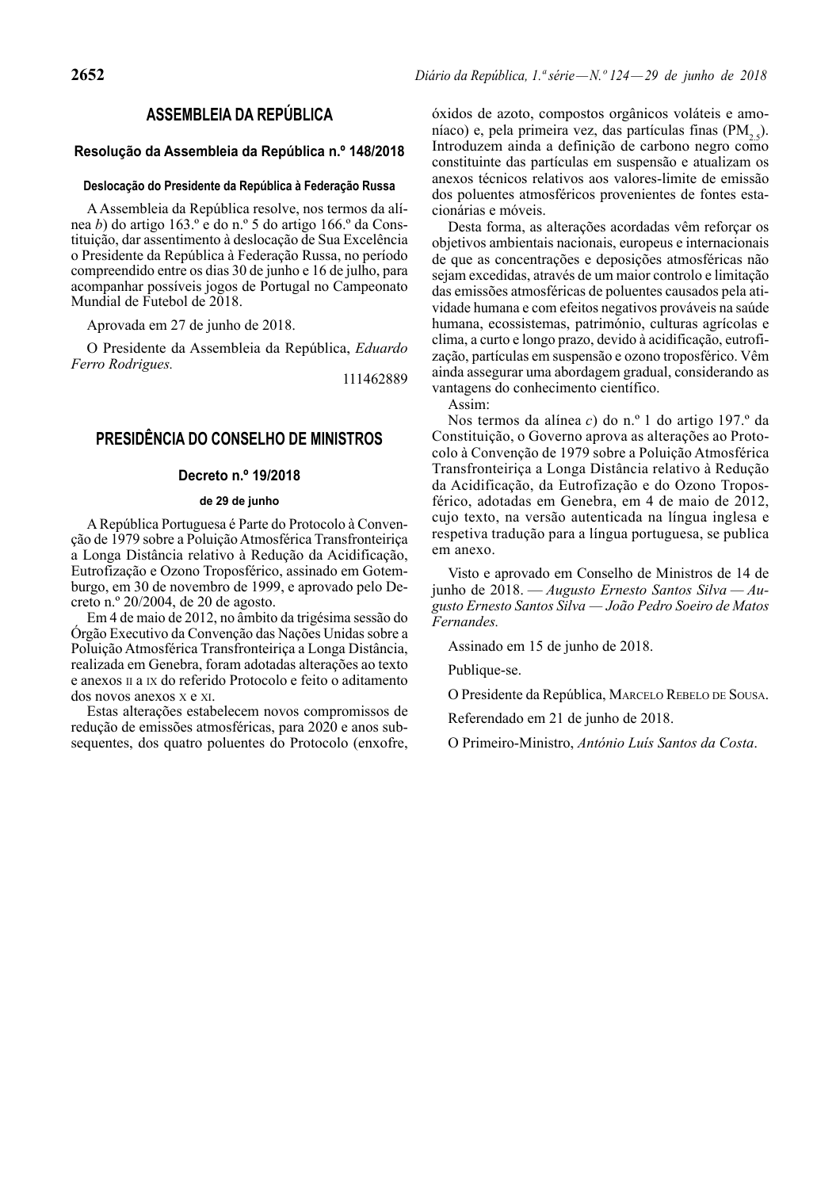# ASSEMBLEIA DA REPÚBLICA

## Resolução da Assembleia da República n.º 148/2018

### Deslocação do Presidente da República à Federação Russa

A Assembleia da República resolve, nos termos da alínea *b*) do artigo 163.º e do n.º 5 do artigo 166.º da Constituição, dar assentimento à deslocação de Sua Excelência o Presidente da República à Federação Russa, no período compreendido entre os dias 30 de junho e 16 de julho, para acompanhar possíveis jogos de Portugal no Campeonato Mundial de Futebol de 2018.

Aprovada em 27 de junho de 2018.

O Presidente da Assembleia da República, *Eduardo Ferro Rodrigues.*

111462889

# PRESIDÊNCIA DO CONSELHO DE MINISTROS

## Decreto n.º 19/2018

### de 29 de junho

A República Portuguesa é Parte do Protocolo à Convenção de 1979 sobre a Poluição Atmosférica Transfronteiriça a Longa Distância relativo à Redução da Acidificação, Eutrofização e Ozono Troposférico, assinado em Gotemburgo, em 30 de novembro de 1999, e aprovado pelo Decreto n.º 20/2004, de 20 de agosto.

Em 4 de maio de 2012, no âmbito da trigésima sessão do Órgão Executivo da Convenção das Nações Unidas sobre a Poluição Atmosférica Transfronteiriça a Longa Distância, realizada em Genebra, foram adotadas alterações ao texto e anexos II a IX do referido Protocolo e feito o aditamento dos novos anexos X e XI.

Estas alterações estabelecem novos compromissos de redução de emissões atmosféricas, para 2020 e anos subsequentes, dos quatro poluentes do Protocolo (enxofre, óxidos de azoto, compostos orgânicos voláteis e amoníaco) e, pela primeira vez, das partículas finas ($PM_{2,5}$). Introduzem ainda a definição de carbono negro como constituinte das partículas em suspensão e atualizam os anexos técnicos relativos aos valores-limite de emissão dos poluentes atmosféricos provenientes de fontes estacionárias e móveis.

Desta forma, as alterações acordadas vêm reforçar os objetivos ambientais nacionais, europeus e internacionais de que as concentrações e deposições atmosféricas não sejam excedidas, através de um maior controlo e limitação das emissões atmosféricas de poluentes causados pela atividade humana e com efeitos negativos prováveis na saúde humana, ecossistemas, património, culturas agrícolas e clima, a curto e longo prazo, devido à acidificação, eutrofização, partículas em suspensão e ozono troposférico. Vêm ainda assegurar uma abordagem gradual, considerando as vantagens do conhecimento científico.

Assim:

Nos termos da alínea *c*) do n.º 1 do artigo 197.º da Constituição, o Governo aprova as alterações ao Protocolo à Convenção de 1979 sobre a Poluição Atmosférica Transfronteiriça a Longa Distância relativo à Redução da Acidificação, da Eutrofização e do Ozono Troposférico, adotadas em Genebra, em 4 de maio de 2012, cujo texto, na versão autenticada na língua inglesa e respetiva tradução para a língua portuguesa, se publica em anexo.

Visto e aprovado em Conselho de Ministros de 14 de junho de 2018. — *Augusto Ernesto Santos Silva* — *Augusto Ernesto Santos Silva* — *João Pedro Soeiro de Matos Fernandes.*

Assinado em 15 de junho de 2018.

Publique-se.

O Presidente da República, MARCELO REBELO DE SOUSA.

Referendado em 21 de junho de 2018.

O Primeiro-Ministro, *António Luís Santos da Costa*.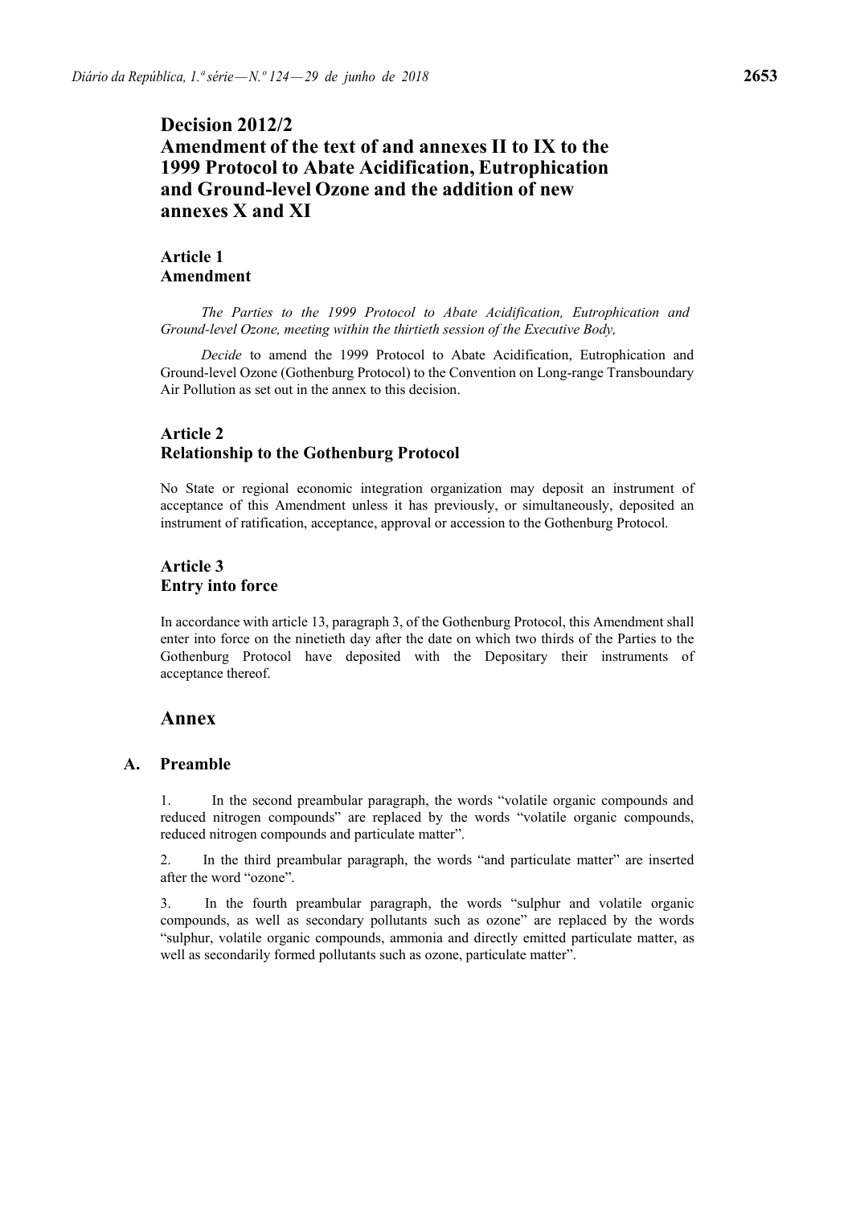# Decision 2012/2
# Amendment of the text of and annexes II to IX to the 1999 Protocol to Abate Acidification, Eutrophication and Ground-level Ozone and the addition of new annexes X and XI

## Article 1
## Amendment

*The Parties to the 1999 Protocol to Abate Acidification, Eutrophication and Ground-level Ozone, meeting within the thirtieth session of the Executive Body,*

*Decide* to amend the 1999 Protocol to Abate Acidification, Eutrophication and Ground-level Ozone (Gothenburg Protocol) to the Convention on Long-range Transboundary Air Pollution as set out in the annex to this decision.

## Article 2
## Relationship to the Gothenburg Protocol

No State or regional economic integration organization may deposit an instrument of acceptance of this Amendment unless it has previously, or simultaneously, deposited an instrument of ratification, acceptance, approval or accession to the Gothenburg Protocol.

## Article 3
## Entry into force

In accordance with article 13, paragraph 3, of the Gothenburg Protocol, this Amendment shall enter into force on the ninetieth day after the date on which two thirds of the Parties to the Gothenburg Protocol have deposited with the Depositary their instruments of acceptance thereof.

# Annex

## A. Preamble

1. In the second preambular paragraph, the words "volatile organic compounds and reduced nitrogen compounds" are replaced by the words "volatile organic compounds, reduced nitrogen compounds and particulate matter".

2. In the third preambular paragraph, the words "and particulate matter" are inserted after the word "ozone".

3. In the fourth preambular paragraph, the words "sulphur and volatile organic compounds, as well as secondary pollutants such as ozone" are replaced by the words "sulphur, volatile organic compounds, ammonia and directly emitted particulate matter, as well as secondarily formed pollutants such as ozone, particulate matter".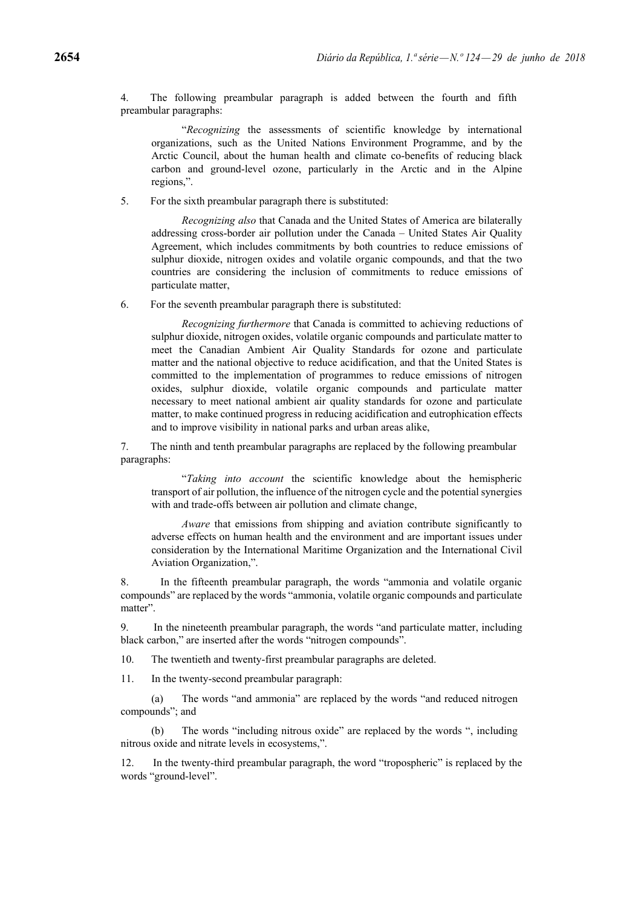4. The following preambular paragraph is added between the fourth and fifth preambular paragraphs:

> "*Recognizing* the assessments of scientific knowledge by international organizations, such as the United Nations Environment Programme, and by the Arctic Council, about the human health and climate co-benefits of reducing black carbon and ground-level ozone, particularly in the Arctic and in the Alpine regions,".

5. For the sixth preambular paragraph there is substituted:

> *Recognizing also* that Canada and the United States of America are bilaterally addressing cross-border air pollution under the Canada – United States Air Quality Agreement, which includes commitments by both countries to reduce emissions of sulphur dioxide, nitrogen oxides and volatile organic compounds, and that the two countries are considering the inclusion of commitments to reduce emissions of particulate matter,

6. For the seventh preambular paragraph there is substituted:

> *Recognizing furthermore* that Canada is committed to achieving reductions of sulphur dioxide, nitrogen oxides, volatile organic compounds and particulate matter to meet the Canadian Ambient Air Quality Standards for ozone and particulate matter and the national objective to reduce acidification, and that the United States is committed to the implementation of programmes to reduce emissions of nitrogen oxides, sulphur dioxide, volatile organic compounds and particulate matter necessary to meet national ambient air quality standards for ozone and particulate matter, to make continued progress in reducing acidification and eutrophication effects and to improve visibility in national parks and urban areas alike,

7. The ninth and tenth preambular paragraphs are replaced by the following preambular paragraphs:

> "*Taking into account* the scientific knowledge about the hemispheric transport of air pollution, the influence of the nitrogen cycle and the potential synergies with and trade-offs between air pollution and climate change,
>
> *Aware* that emissions from shipping and aviation contribute significantly to adverse effects on human health and the environment and are important issues under consideration by the International Maritime Organization and the International Civil Aviation Organization,".

8. In the fifteenth preambular paragraph, the words "ammonia and volatile organic compounds" are replaced by the words "ammonia, volatile organic compounds and particulate matter".

9. In the nineteenth preambular paragraph, the words "and particulate matter, including black carbon," are inserted after the words "nitrogen compounds".

10. The twentieth and twenty-first preambular paragraphs are deleted.

11. In the twenty-second preambular paragraph:

(a) The words "and ammonia" are replaced by the words "and reduced nitrogen compounds"; and

(b) The words "including nitrous oxide" are replaced by the words ", including nitrous oxide and nitrate levels in ecosystems,".

12. In the twenty-third preambular paragraph, the word "tropospheric" is replaced by the words "ground-level".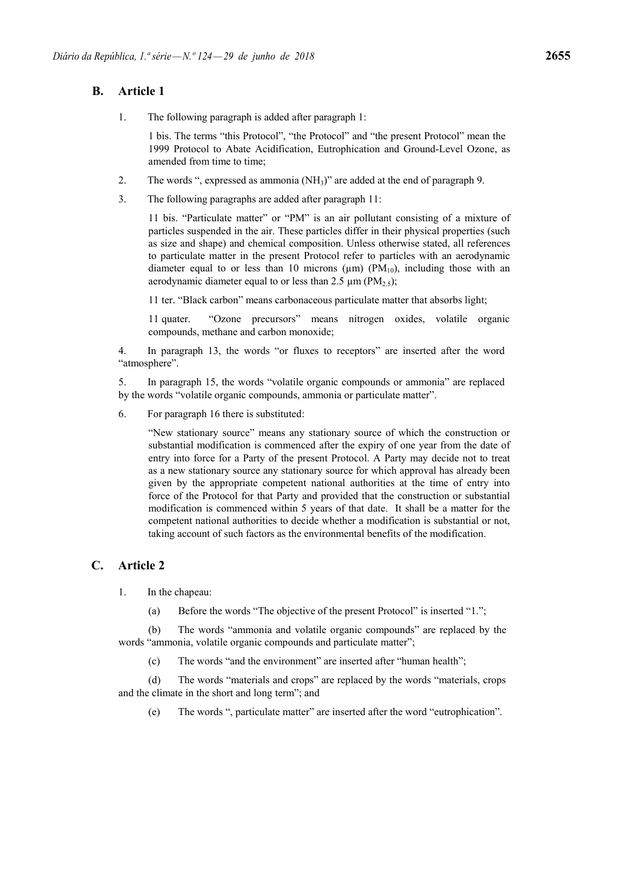## B. Article 1

1. The following paragraph is added after paragraph 1:

   1 bis. The terms "this Protocol", "the Protocol" and "the present Protocol" mean the 1999 Protocol to Abate Acidification, Eutrophication and Ground-Level Ozone, as amended from time to time;

2. The words ", expressed as ammonia ($NH_3$)" are added at the end of paragraph 9.

3. The following paragraphs are added after paragraph 11:

   11 bis. "Particulate matter" or "PM" is an air pollutant consisting of a mixture of particles suspended in the air. These particles differ in their physical properties (such as size and shape) and chemical composition. Unless otherwise stated, all references to particulate matter in the present Protocol refer to particles with an aerodynamic diameter equal to or less than 10 microns (µm) ($PM_{10}$), including those with an aerodynamic diameter equal to or less than 2.5 µm ($PM_{2.5}$);

   11 ter. "Black carbon" means carbonaceous particulate matter that absorbs light;

   11 quater. "Ozone precursors" means nitrogen oxides, volatile organic compounds, methane and carbon monoxide;

4. In paragraph 13, the words "or fluxes to receptors" are inserted after the word "atmosphere".

5. In paragraph 15, the words "volatile organic compounds or ammonia" are replaced by the words "volatile organic compounds, ammonia or particulate matter".

6. For paragraph 16 there is substituted:

   "New stationary source" means any stationary source of which the construction or substantial modification is commenced after the expiry of one year from the date of entry into force for a Party of the present Protocol. A Party may decide not to treat as a new stationary source any stationary source for which approval has already been given by the appropriate competent national authorities at the time of entry into force of the Protocol for that Party and provided that the construction or substantial modification is commenced within 5 years of that date. It shall be a matter for the competent national authorities to decide whether a modification is substantial or not, taking account of such factors as the environmental benefits of the modification.

## C. Article 2

1. In the chapeau:

   (a) Before the words "The objective of the present Protocol" is inserted "1.";

   (b) The words "ammonia and volatile organic compounds" are replaced by the words "ammonia, volatile organic compounds and particulate matter";

   (c) The words "and the environment" are inserted after "human health";

   (d) The words "materials and crops" are replaced by the words "materials, crops and the climate in the short and long term"; and

   (e) The words ", particulate matter" are inserted after the word "eutrophication".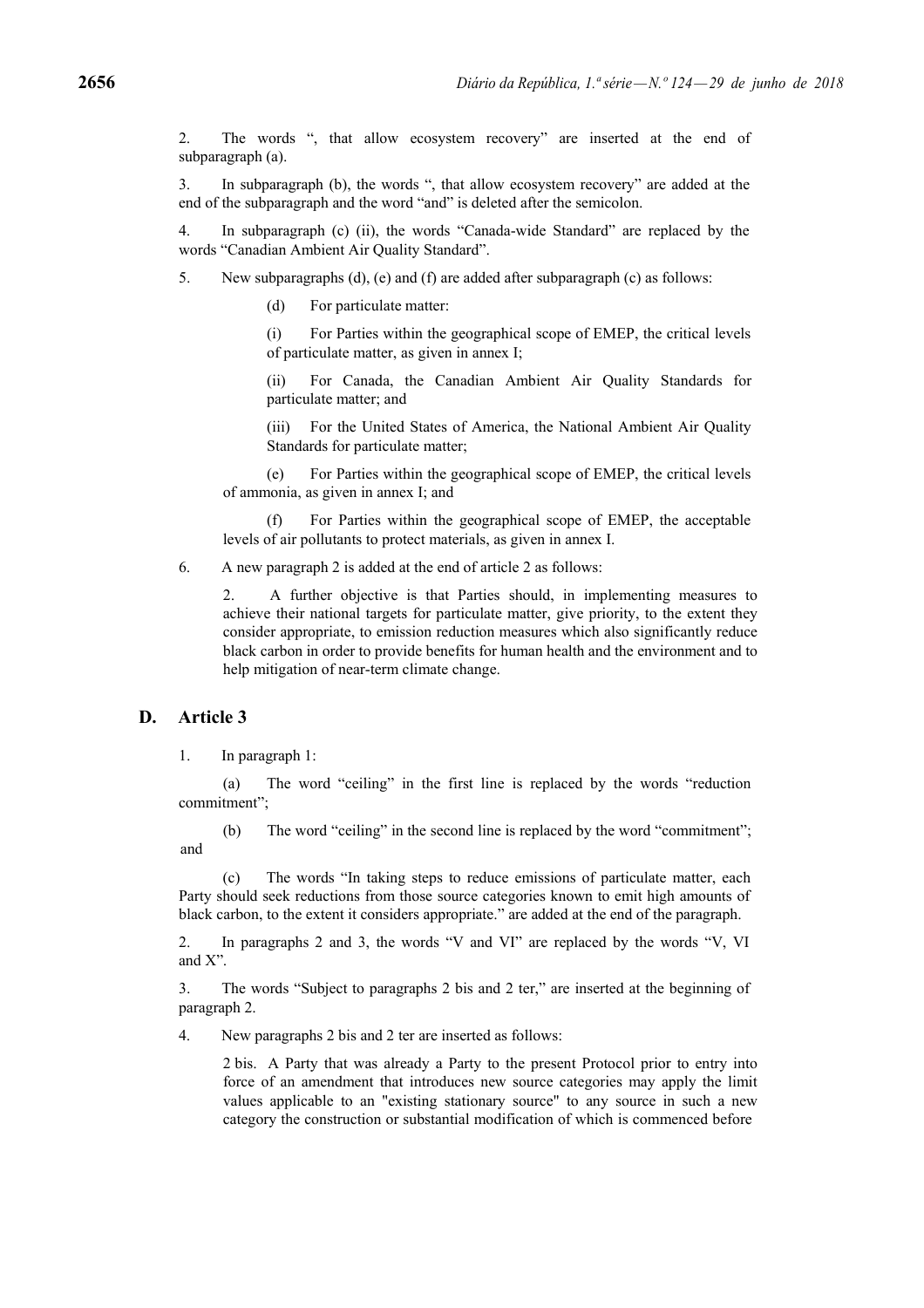2. The words ", that allow ecosystem recovery" are inserted at the end of subparagraph (a).

3. In subparagraph (b), the words ", that allow ecosystem recovery" are added at the end of the subparagraph and the word "and" is deleted after the semicolon.

4. In subparagraph (c) (ii), the words "Canada-wide Standard" are replaced by the words "Canadian Ambient Air Quality Standard".

5. New subparagraphs (d), (e) and (f) are added after subparagraph (c) as follows:

> (d) For particulate matter:
>
> (i) For Parties within the geographical scope of EMEP, the critical levels of particulate matter, as given in annex I;
>
> (ii) For Canada, the Canadian Ambient Air Quality Standards for particulate matter; and
>
> (iii) For the United States of America, the National Ambient Air Quality Standards for particulate matter;
>
> (e) For Parties within the geographical scope of EMEP, the critical levels of ammonia, as given in annex I; and
>
> (f) For Parties within the geographical scope of EMEP, the acceptable levels of air pollutants to protect materials, as given in annex I.

6. A new paragraph 2 is added at the end of article 2 as follows:

> 2. A further objective is that Parties should, in implementing measures to achieve their national targets for particulate matter, give priority, to the extent they consider appropriate, to emission reduction measures which also significantly reduce black carbon in order to provide benefits for human health and the environment and to help mitigation of near-term climate change.

## D. Article 3

1. In paragraph 1:

> (a) The word "ceiling" in the first line is replaced by the words "reduction commitment";
>
> (b) The word "ceiling" in the second line is replaced by the word "commitment"; and
>
> (c) The words "In taking steps to reduce emissions of particulate matter, each Party should seek reductions from those source categories known to emit high amounts of black carbon, to the extent it considers appropriate." are added at the end of the paragraph.

2. In paragraphs 2 and 3, the words "V and VI" are replaced by the words "V, VI and X".

3. The words "Subject to paragraphs 2 bis and 2 ter," are inserted at the beginning of paragraph 2.

4. New paragraphs 2 bis and 2 ter are inserted as follows:

> 2 bis. A Party that was already a Party to the present Protocol prior to entry into force of an amendment that introduces new source categories may apply the limit values applicable to an "existing stationary source" to any source in such a new category the construction or substantial modification of which is commenced before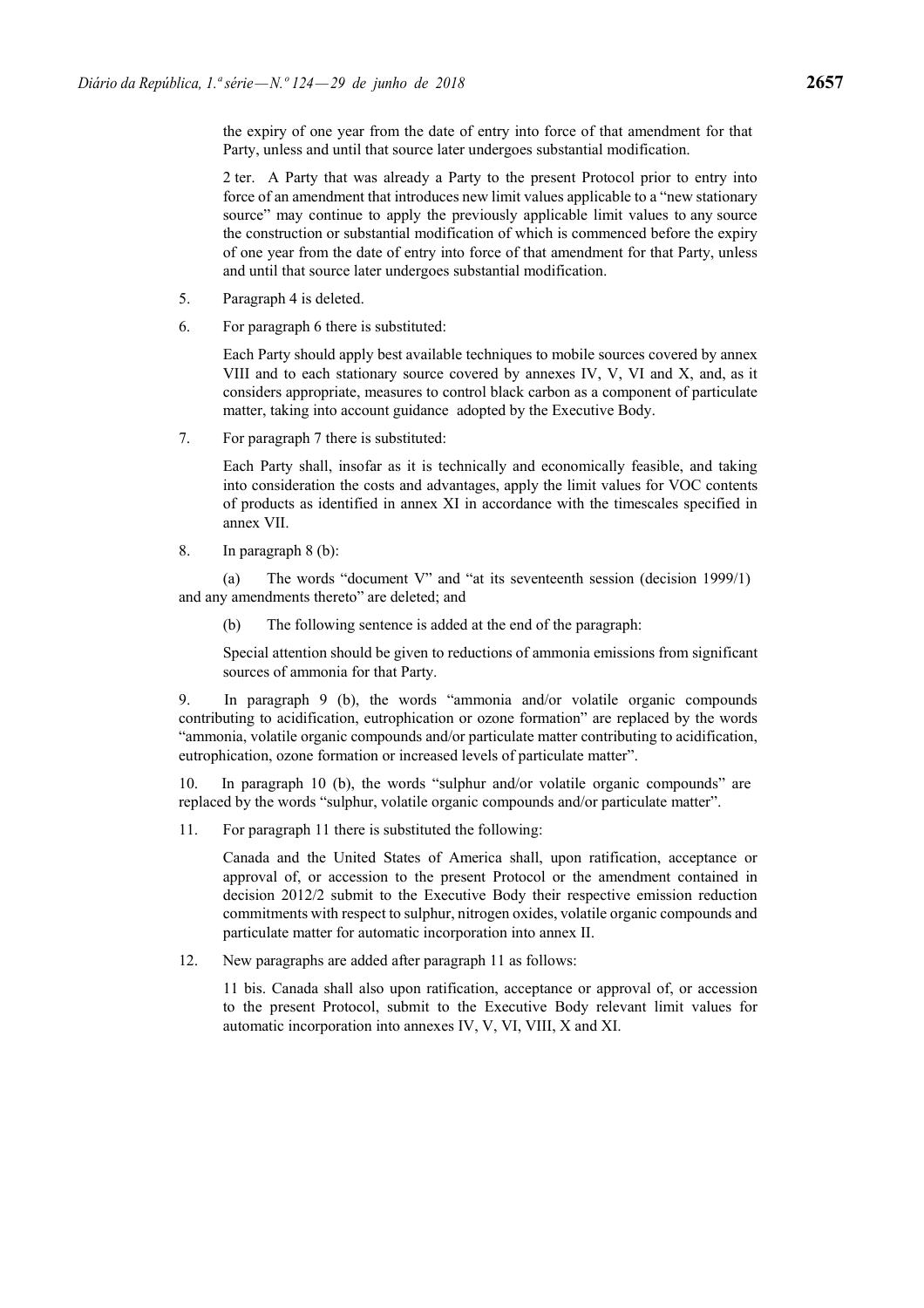the expiry of one year from the date of entry into force of that amendment for that Party, unless and until that source later undergoes substantial modification.

2 ter. A Party that was already a Party to the present Protocol prior to entry into force of an amendment that introduces new limit values applicable to a "new stationary source" may continue to apply the previously applicable limit values to any source the construction or substantial modification of which is commenced before the expiry of one year from the date of entry into force of that amendment for that Party, unless and until that source later undergoes substantial modification.

5. Paragraph 4 is deleted.

6. For paragraph 6 there is substituted:

Each Party should apply best available techniques to mobile sources covered by annex VIII and to each stationary source covered by annexes IV, V, VI and X, and, as it considers appropriate, measures to control black carbon as a component of particulate matter, taking into account guidance adopted by the Executive Body.

7. For paragraph 7 there is substituted:

Each Party shall, insofar as it is technically and economically feasible, and taking into consideration the costs and advantages, apply the limit values for VOC contents of products as identified in annex XI in accordance with the timescales specified in annex VII.

8. In paragraph 8 (b):

(a) The words "document V" and "at its seventeenth session (decision 1999/1) and any amendments thereto" are deleted; and

(b) The following sentence is added at the end of the paragraph:

Special attention should be given to reductions of ammonia emissions from significant sources of ammonia for that Party.

9. In paragraph 9 (b), the words "ammonia and/or volatile organic compounds contributing to acidification, eutrophication or ozone formation" are replaced by the words "ammonia, volatile organic compounds and/or particulate matter contributing to acidification, eutrophication, ozone formation or increased levels of particulate matter".

10. In paragraph 10 (b), the words "sulphur and/or volatile organic compounds" are replaced by the words "sulphur, volatile organic compounds and/or particulate matter".

11. For paragraph 11 there is substituted the following:

Canada and the United States of America shall, upon ratification, acceptance or approval of, or accession to the present Protocol or the amendment contained in decision 2012/2 submit to the Executive Body their respective emission reduction commitments with respect to sulphur, nitrogen oxides, volatile organic compounds and particulate matter for automatic incorporation into annex II.

12. New paragraphs are added after paragraph 11 as follows:

11 bis. Canada shall also upon ratification, acceptance or approval of, or accession to the present Protocol, submit to the Executive Body relevant limit values for automatic incorporation into annexes IV, V, VI, VIII, X and XI.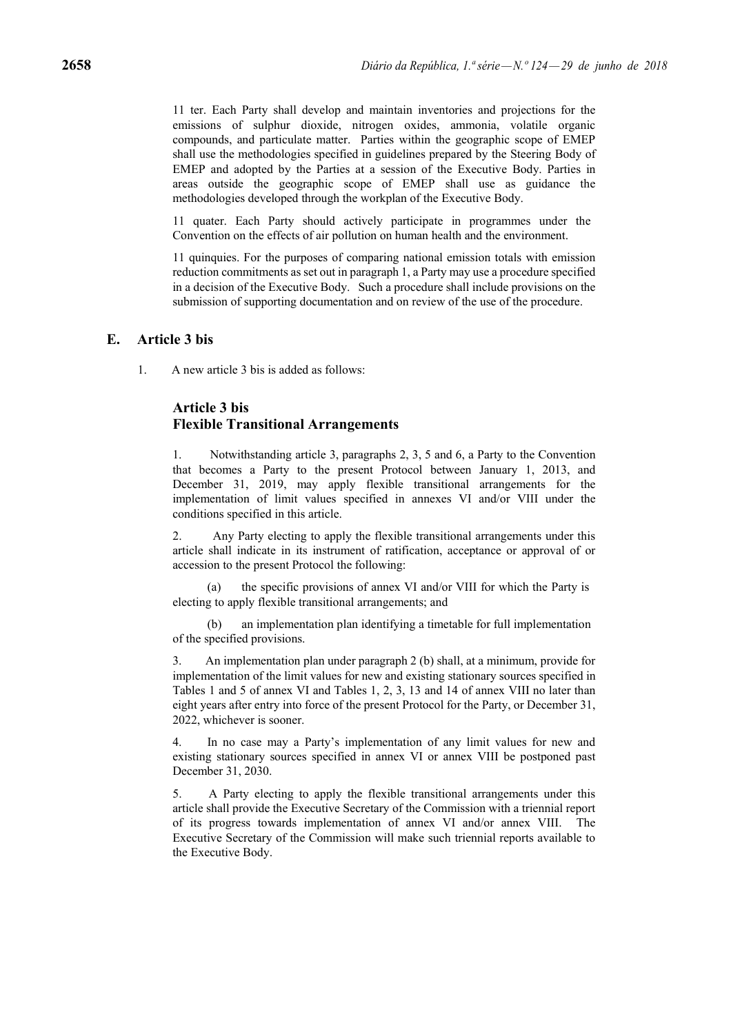11 ter. Each Party shall develop and maintain inventories and projections for the emissions of sulphur dioxide, nitrogen oxides, ammonia, volatile organic compounds, and particulate matter. Parties within the geographic scope of EMEP shall use the methodologies specified in guidelines prepared by the Steering Body of EMEP and adopted by the Parties at a session of the Executive Body. Parties in areas outside the geographic scope of EMEP shall use as guidance the methodologies developed through the workplan of the Executive Body.

11 quater. Each Party should actively participate in programmes under the Convention on the effects of air pollution on human health and the environment.

11 quinquies. For the purposes of comparing national emission totals with emission reduction commitments as set out in paragraph 1, a Party may use a procedure specified in a decision of the Executive Body. Such a procedure shall include provisions on the submission of supporting documentation and on review of the use of the procedure.

## E. Article 3 bis

1. A new article 3 bis is added as follows:

### Article 3 bis
### Flexible Transitional Arrangements

1. Notwithstanding article 3, paragraphs 2, 3, 5 and 6, a Party to the Convention that becomes a Party to the present Protocol between January 1, 2013, and December 31, 2019, may apply flexible transitional arrangements for the implementation of limit values specified in annexes VI and/or VIII under the conditions specified in this article.

2. Any Party electing to apply the flexible transitional arrangements under this article shall indicate in its instrument of ratification, acceptance or approval of or accession to the present Protocol the following:

(a) the specific provisions of annex VI and/or VIII for which the Party is electing to apply flexible transitional arrangements; and

(b) an implementation plan identifying a timetable for full implementation of the specified provisions.

3. An implementation plan under paragraph 2 (b) shall, at a minimum, provide for implementation of the limit values for new and existing stationary sources specified in Tables 1 and 5 of annex VI and Tables 1, 2, 3, 13 and 14 of annex VIII no later than eight years after entry into force of the present Protocol for the Party, or December 31, 2022, whichever is sooner.

4. In no case may a Party's implementation of any limit values for new and existing stationary sources specified in annex VI or annex VIII be postponed past December 31, 2030.

5. A Party electing to apply the flexible transitional arrangements under this article shall provide the Executive Secretary of the Commission with a triennial report of its progress towards implementation of annex VI and/or annex VIII. The Executive Secretary of the Commission will make such triennial reports available to the Executive Body.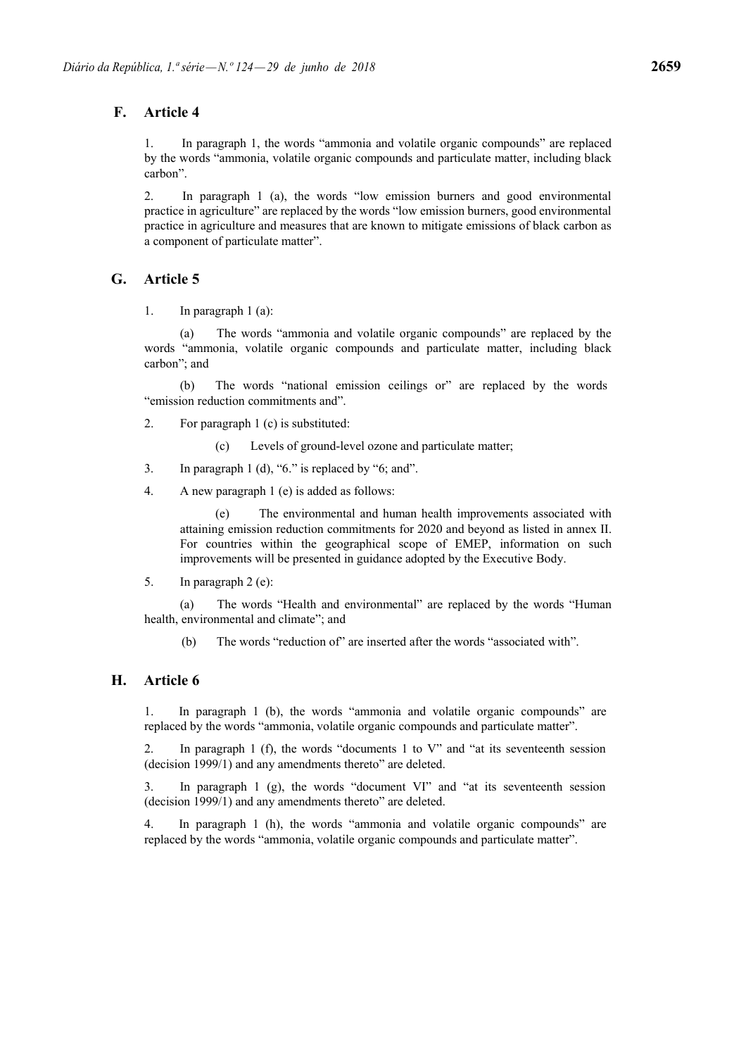## F. Article 4

1. In paragraph 1, the words “ammonia and volatile organic compounds” are replaced by the words “ammonia, volatile organic compounds and particulate matter, including black carbon”.

2. In paragraph 1 (a), the words “low emission burners and good environmental practice in agriculture” are replaced by the words “low emission burners, good environmental practice in agriculture and measures that are known to mitigate emissions of black carbon as a component of particulate matter”.

## G. Article 5

1. In paragraph 1 (a):

(a) The words “ammonia and volatile organic compounds” are replaced by the words “ammonia, volatile organic compounds and particulate matter, including black carbon”; and

(b) The words “national emission ceilings or” are replaced by the words “emission reduction commitments and”.

2. For paragraph 1 (c) is substituted:

(c) Levels of ground-level ozone and particulate matter;

3. In paragraph 1 (d), “6.” is replaced by “6; and”.

4. A new paragraph 1 (e) is added as follows:

(e) The environmental and human health improvements associated with attaining emission reduction commitments for 2020 and beyond as listed in annex II. For countries within the geographical scope of EMEP, information on such improvements will be presented in guidance adopted by the Executive Body.

5. In paragraph 2 (e):

(a) The words “Health and environmental” are replaced by the words “Human health, environmental and climate”; and

(b) The words “reduction of” are inserted after the words “associated with”.

## H. Article 6

1. In paragraph 1 (b), the words “ammonia and volatile organic compounds” are replaced by the words “ammonia, volatile organic compounds and particulate matter”.

2. In paragraph 1 (f), the words “documents 1 to V” and “at its seventeenth session (decision 1999/1) and any amendments thereto” are deleted.

3. In paragraph 1 (g), the words “document VI” and “at its seventeenth session (decision 1999/1) and any amendments thereto” are deleted.

4. In paragraph 1 (h), the words “ammonia and volatile organic compounds” are replaced by the words “ammonia, volatile organic compounds and particulate matter”.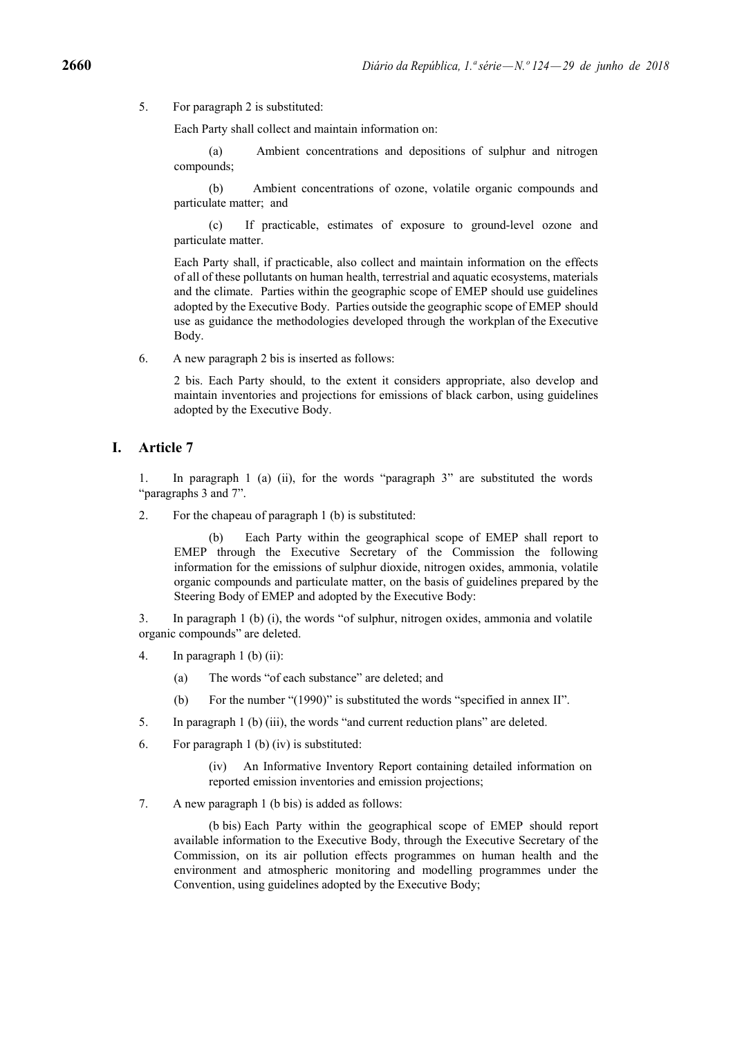5. For paragraph 2 is substituted:

Each Party shall collect and maintain information on:

(a) Ambient concentrations and depositions of sulphur and nitrogen compounds;

(b) Ambient concentrations of ozone, volatile organic compounds and particulate matter; and

(c) If practicable, estimates of exposure to ground-level ozone and particulate matter.

Each Party shall, if practicable, also collect and maintain information on the effects of all of these pollutants on human health, terrestrial and aquatic ecosystems, materials and the climate. Parties within the geographic scope of EMEP should use guidelines adopted by the Executive Body. Parties outside the geographic scope of EMEP should use as guidance the methodologies developed through the workplan of the Executive Body.

6. A new paragraph 2 bis is inserted as follows:

2 bis. Each Party should, to the extent it considers appropriate, also develop and maintain inventories and projections for emissions of black carbon, using guidelines adopted by the Executive Body.

## I. Article 7

1. In paragraph 1 (a) (ii), for the words "paragraph 3" are substituted the words "paragraphs 3 and 7".

2. For the chapeau of paragraph 1 (b) is substituted:

(b) Each Party within the geographical scope of EMEP shall report to EMEP through the Executive Secretary of the Commission the following information for the emissions of sulphur dioxide, nitrogen oxides, ammonia, volatile organic compounds and particulate matter, on the basis of guidelines prepared by the Steering Body of EMEP and adopted by the Executive Body:

3. In paragraph 1 (b) (i), the words "of sulphur, nitrogen oxides, ammonia and volatile organic compounds" are deleted.

4. In paragraph 1 (b) (ii):

(a) The words "of each substance" are deleted; and

(b) For the number "(1990)" is substituted the words "specified in annex II".

5. In paragraph 1 (b) (iii), the words "and current reduction plans" are deleted.

6. For paragraph 1 (b) (iv) is substituted:

(iv) An Informative Inventory Report containing detailed information on reported emission inventories and emission projections;

7. A new paragraph 1 (b bis) is added as follows:

(b bis) Each Party within the geographical scope of EMEP should report available information to the Executive Body, through the Executive Secretary of the Commission, on its air pollution effects programmes on human health and the environment and atmospheric monitoring and modelling programmes under the Convention, using guidelines adopted by the Executive Body;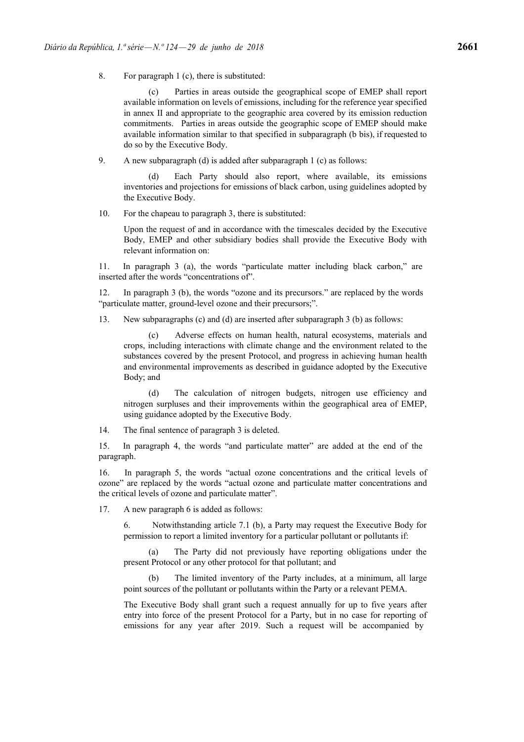8. For paragraph 1 (c), there is substituted:

> (c) Parties in areas outside the geographical scope of EMEP shall report available information on levels of emissions, including for the reference year specified in annex II and appropriate to the geographic area covered by its emission reduction commitments. Parties in areas outside the geographic scope of EMEP should make available information similar to that specified in subparagraph (b bis), if requested to do so by the Executive Body.

9. A new subparagraph (d) is added after subparagraph 1 (c) as follows:

> (d) Each Party should also report, where available, its emissions inventories and projections for emissions of black carbon, using guidelines adopted by the Executive Body.

10. For the chapeau to paragraph 3, there is substituted:

> Upon the request of and in accordance with the timescales decided by the Executive Body, EMEP and other subsidiary bodies shall provide the Executive Body with relevant information on:

11. In paragraph 3 (a), the words "particulate matter including black carbon," are inserted after the words "concentrations of".

12. In paragraph 3 (b), the words "ozone and its precursors." are replaced by the words "particulate matter, ground-level ozone and their precursors;".

13. New subparagraphs (c) and (d) are inserted after subparagraph 3 (b) as follows:

> (c) Adverse effects on human health, natural ecosystems, materials and crops, including interactions with climate change and the environment related to the substances covered by the present Protocol, and progress in achieving human health and environmental improvements as described in guidance adopted by the Executive Body; and
>
> (d) The calculation of nitrogen budgets, nitrogen use efficiency and nitrogen surpluses and their improvements within the geographical area of EMEP, using guidance adopted by the Executive Body.

14. The final sentence of paragraph 3 is deleted.

15. In paragraph 4, the words "and particulate matter" are added at the end of the paragraph.

16. In paragraph 5, the words "actual ozone concentrations and the critical levels of ozone" are replaced by the words "actual ozone and particulate matter concentrations and the critical levels of ozone and particulate matter".

17. A new paragraph 6 is added as follows:

> 6. Notwithstanding article 7.1 (b), a Party may request the Executive Body for permission to report a limited inventory for a particular pollutant or pollutants if:
>
> (a) The Party did not previously have reporting obligations under the present Protocol or any other protocol for that pollutant; and
>
> (b) The limited inventory of the Party includes, at a minimum, all large point sources of the pollutant or pollutants within the Party or a relevant PEMA.
>
> The Executive Body shall grant such a request annually for up to five years after entry into force of the present Protocol for a Party, but in no case for reporting of emissions for any year after 2019. Such a request will be accompanied by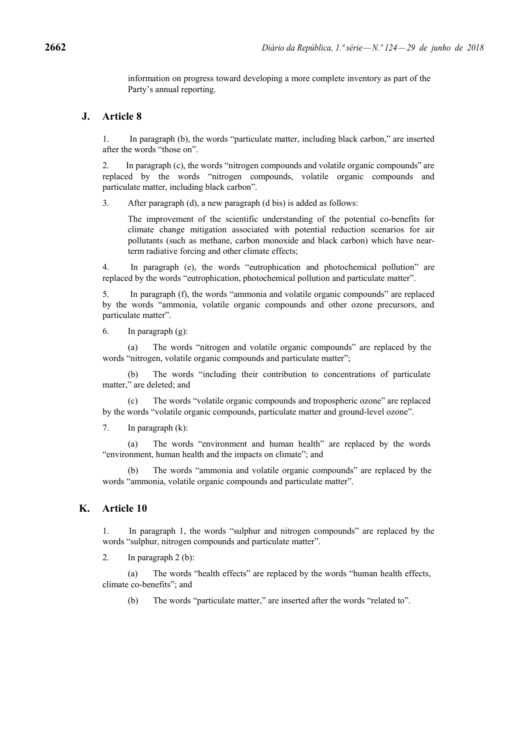information on progress toward developing a more complete inventory as part of the Party's annual reporting.

## J. Article 8

1. In paragraph (b), the words "particulate matter, including black carbon," are inserted after the words "those on".

2. In paragraph (c), the words "nitrogen compounds and volatile organic compounds" are replaced by the words "nitrogen compounds, volatile organic compounds and particulate matter, including black carbon".

3. After paragraph (d), a new paragraph (d bis) is added as follows:

> The improvement of the scientific understanding of the potential co-benefits for climate change mitigation associated with potential reduction scenarios for air pollutants (such as methane, carbon monoxide and black carbon) which have near-term radiative forcing and other climate effects;

4. In paragraph (e), the words "eutrophication and photochemical pollution" are replaced by the words "eutrophication, photochemical pollution and particulate matter".

5. In paragraph (f), the words "ammonia and volatile organic compounds" are replaced by the words "ammonia, volatile organic compounds and other ozone precursors, and particulate matter".

6. In paragraph (g):

   (a) The words "nitrogen and volatile organic compounds" are replaced by the words "nitrogen, volatile organic compounds and particulate matter";

   (b) The words "including their contribution to concentrations of particulate matter," are deleted; and

   (c) The words "volatile organic compounds and tropospheric ozone" are replaced by the words "volatile organic compounds, particulate matter and ground-level ozone".

7. In paragraph (k):

   (a) The words "environment and human health" are replaced by the words "environment, human health and the impacts on climate"; and

   (b) The words "ammonia and volatile organic compounds" are replaced by the words "ammonia, volatile organic compounds and particulate matter".

## K. Article 10

1. In paragraph 1, the words "sulphur and nitrogen compounds" are replaced by the words "sulphur, nitrogen compounds and particulate matter".

2. In paragraph 2 (b):

   (a) The words "health effects" are replaced by the words "human health effects, climate co-benefits"; and

   (b) The words "particulate matter," are inserted after the words "related to".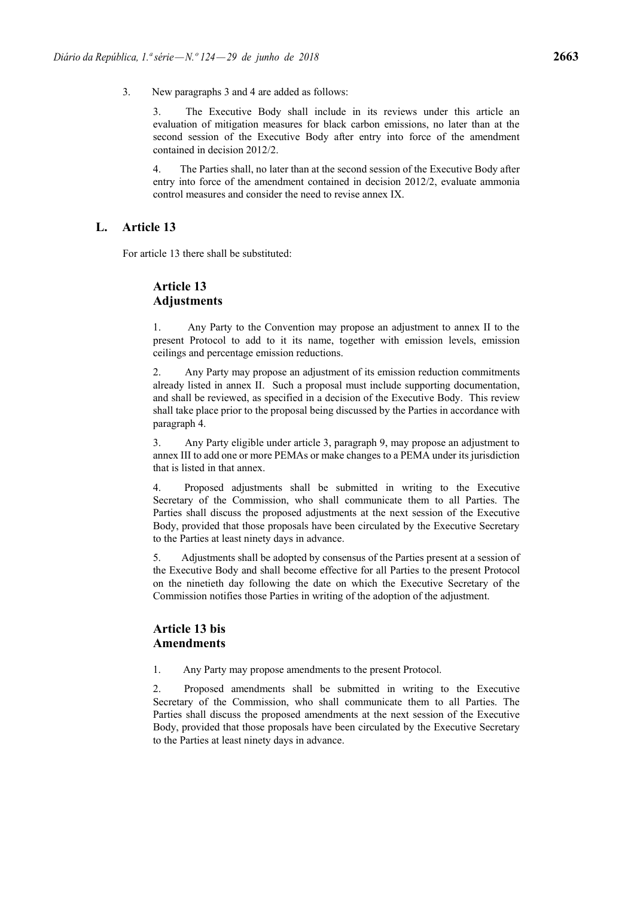3. New paragraphs 3 and 4 are added as follows:

> 3. The Executive Body shall include in its reviews under this article an evaluation of mitigation measures for black carbon emissions, no later than at the second session of the Executive Body after entry into force of the amendment contained in decision 2012/2.
>
> 4. The Parties shall, no later than at the second session of the Executive Body after entry into force of the amendment contained in decision 2012/2, evaluate ammonia control measures and consider the need to revise annex IX.

## L. Article 13

For article 13 there shall be substituted:

> ### Article 13
> ### Adjustments
>
> 1. Any Party to the Convention may propose an adjustment to annex II to the present Protocol to add to it its name, together with emission levels, emission ceilings and percentage emission reductions.
>
> 2. Any Party may propose an adjustment of its emission reduction commitments already listed in annex II. Such a proposal must include supporting documentation, and shall be reviewed, as specified in a decision of the Executive Body. This review shall take place prior to the proposal being discussed by the Parties in accordance with paragraph 4.
>
> 3. Any Party eligible under article 3, paragraph 9, may propose an adjustment to annex III to add one or more PEMAs or make changes to a PEMA under its jurisdiction that is listed in that annex.
>
> 4. Proposed adjustments shall be submitted in writing to the Executive Secretary of the Commission, who shall communicate them to all Parties. The Parties shall discuss the proposed adjustments at the next session of the Executive Body, provided that those proposals have been circulated by the Executive Secretary to the Parties at least ninety days in advance.
>
> 5. Adjustments shall be adopted by consensus of the Parties present at a session of the Executive Body and shall become effective for all Parties to the present Protocol on the ninetieth day following the date on which the Executive Secretary of the Commission notifies those Parties in writing of the adoption of the adjustment.
>
> ### Article 13 bis
> ### Amendments
>
> 1. Any Party may propose amendments to the present Protocol.
>
> 2. Proposed amendments shall be submitted in writing to the Executive Secretary of the Commission, who shall communicate them to all Parties. The Parties shall discuss the proposed amendments at the next session of the Executive Body, provided that those proposals have been circulated by the Executive Secretary to the Parties at least ninety days in advance.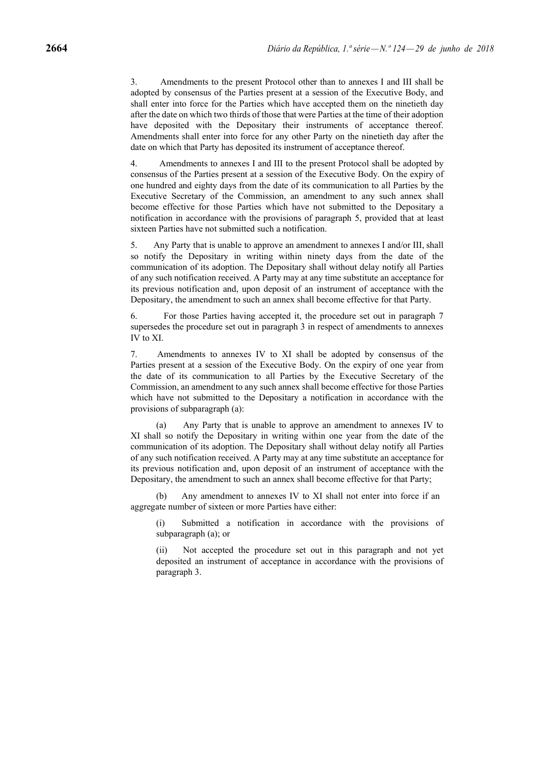3. Amendments to the present Protocol other than to annexes I and III shall be adopted by consensus of the Parties present at a session of the Executive Body, and shall enter into force for the Parties which have accepted them on the ninetieth day after the date on which two thirds of those that were Parties at the time of their adoption have deposited with the Depositary their instruments of acceptance thereof. Amendments shall enter into force for any other Party on the ninetieth day after the date on which that Party has deposited its instrument of acceptance thereof.

4. Amendments to annexes I and III to the present Protocol shall be adopted by consensus of the Parties present at a session of the Executive Body. On the expiry of one hundred and eighty days from the date of its communication to all Parties by the Executive Secretary of the Commission, an amendment to any such annex shall become effective for those Parties which have not submitted to the Depositary a notification in accordance with the provisions of paragraph 5, provided that at least sixteen Parties have not submitted such a notification.

5. Any Party that is unable to approve an amendment to annexes I and/or III, shall so notify the Depositary in writing within ninety days from the date of the communication of its adoption. The Depositary shall without delay notify all Parties of any such notification received. A Party may at any time substitute an acceptance for its previous notification and, upon deposit of an instrument of acceptance with the Depositary, the amendment to such an annex shall become effective for that Party.

6. For those Parties having accepted it, the procedure set out in paragraph 7 supersedes the procedure set out in paragraph 3 in respect of amendments to annexes IV to XI.

7. Amendments to annexes IV to XI shall be adopted by consensus of the Parties present at a session of the Executive Body. On the expiry of one year from the date of its communication to all Parties by the Executive Secretary of the Commission, an amendment to any such annex shall become effective for those Parties which have not submitted to the Depositary a notification in accordance with the provisions of subparagraph (a):

(a) Any Party that is unable to approve an amendment to annexes IV to XI shall so notify the Depositary in writing within one year from the date of the communication of its adoption. The Depositary shall without delay notify all Parties of any such notification received. A Party may at any time substitute an acceptance for its previous notification and, upon deposit of an instrument of acceptance with the Depositary, the amendment to such an annex shall become effective for that Party;

(b) Any amendment to annexes IV to XI shall not enter into force if an aggregate number of sixteen or more Parties have either:

(i) Submitted a notification in accordance with the provisions of subparagraph (a); or

(ii) Not accepted the procedure set out in this paragraph and not yet deposited an instrument of acceptance in accordance with the provisions of paragraph 3.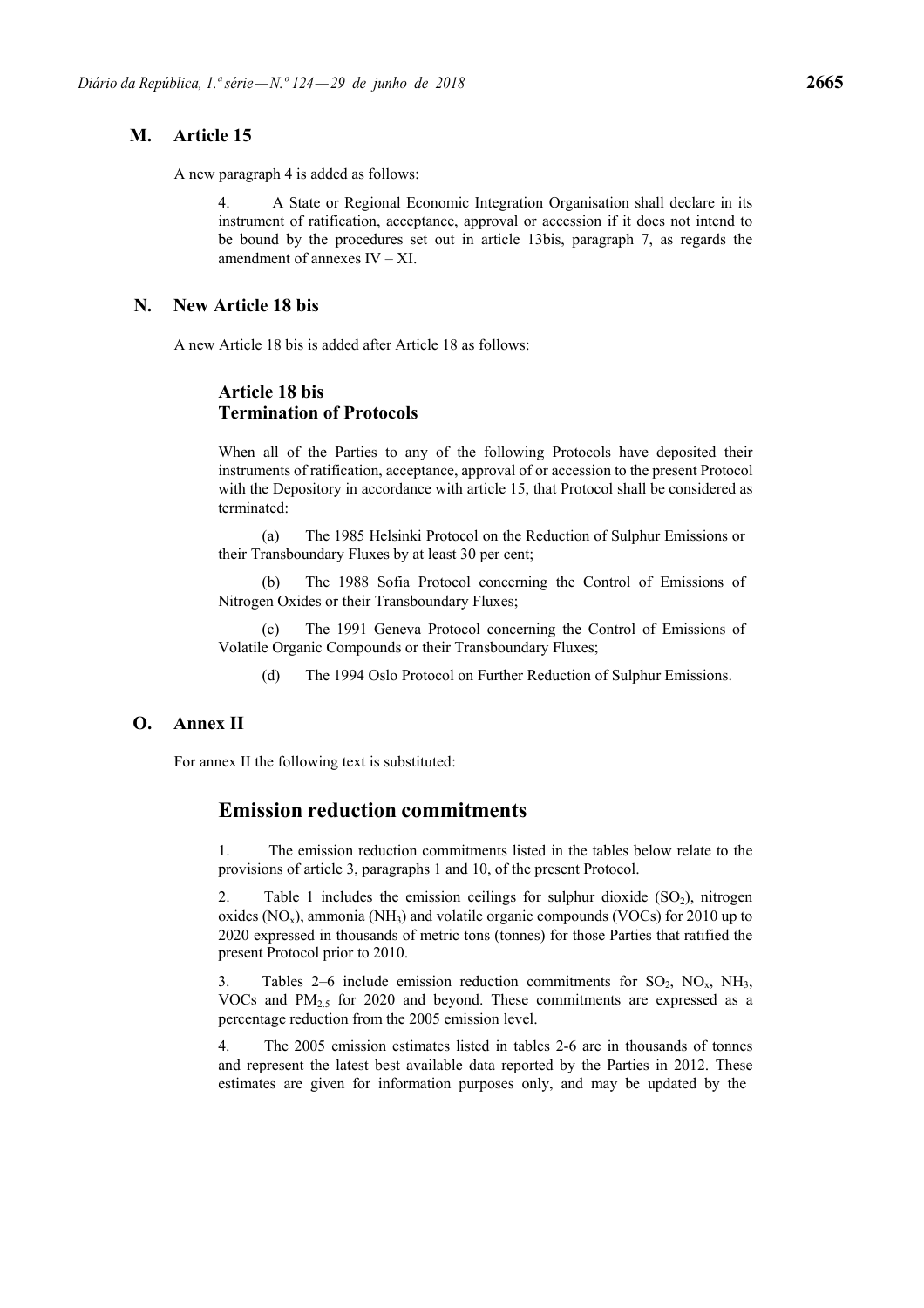## M. Article 15

A new paragraph 4 is added as follows:

> 4. A State or Regional Economic Integration Organisation shall declare in its instrument of ratification, acceptance, approval or accession if it does not intend to be bound by the procedures set out in article 13bis, paragraph 7, as regards the amendment of annexes IV – XI.

## N. New Article 18 bis

A new Article 18 bis is added after Article 18 as follows:

### Article 18 bis
### Termination of Protocols

When all of the Parties to any of the following Protocols have deposited their instruments of ratification, acceptance, approval of or accession to the present Protocol with the Depository in accordance with article 15, that Protocol shall be considered as terminated:

(a) The 1985 Helsinki Protocol on the Reduction of Sulphur Emissions or their Transboundary Fluxes by at least 30 per cent;

(b) The 1988 Sofia Protocol concerning the Control of Emissions of Nitrogen Oxides or their Transboundary Fluxes;

(c) The 1991 Geneva Protocol concerning the Control of Emissions of Volatile Organic Compounds or their Transboundary Fluxes;

(d) The 1994 Oslo Protocol on Further Reduction of Sulphur Emissions.

## O. Annex II

For annex II the following text is substituted:

# Emission reduction commitments

1. The emission reduction commitments listed in the tables below relate to the provisions of article 3, paragraphs 1 and 10, of the present Protocol.

2. Table 1 includes the emission ceilings for sulphur dioxide ($SO_2$), nitrogen oxides ($NO_x$), ammonia ($NH_3$) and volatile organic compounds (VOCs) for 2010 up to 2020 expressed in thousands of metric tons (tonnes) for those Parties that ratified the present Protocol prior to 2010.

3. Tables 2–6 include emission reduction commitments for $SO_2$, $NO_x$, $NH_3$, VOCs and $PM_{2.5}$ for 2020 and beyond. These commitments are expressed as a percentage reduction from the 2005 emission level.

4. The 2005 emission estimates listed in tables 2-6 are in thousands of tonnes and represent the latest best available data reported by the Parties in 2012. These estimates are given for information purposes only, and may be updated by the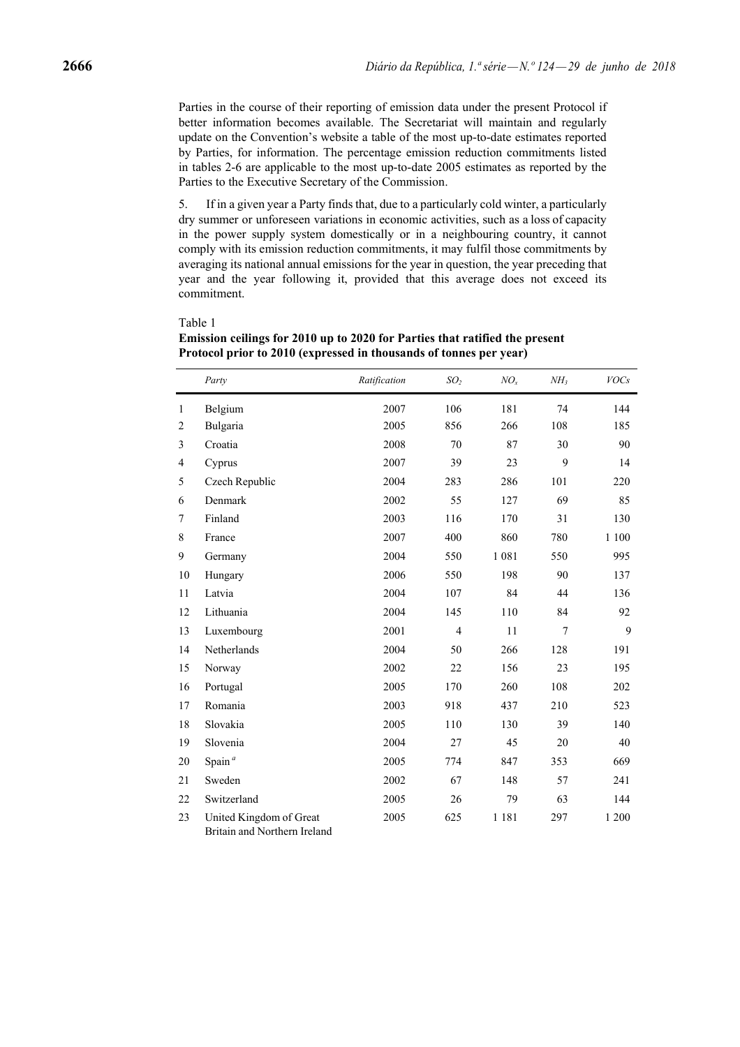Parties in the course of their reporting of emission data under the present Protocol if better information becomes available. The Secretariat will maintain and regularly update on the Convention's website a table of the most up-to-date estimates reported by Parties, for information. The percentage emission reduction commitments listed in tables 2-6 are applicable to the most up-to-date 2005 estimates as reported by the Parties to the Executive Secretary of the Commission.

5. If in a given year a Party finds that, due to a particularly cold winter, a particularly dry summer or unforeseen variations in economic activities, such as a loss of capacity in the power supply system domestically or in a neighbouring country, it cannot comply with its emission reduction commitments, it may fulfil those commitments by averaging its national annual emissions for the year in question, the year preceding that year and the year following it, provided that this average does not exceed its commitment.

Table 1

**Emission ceilings for 2010 up to 2020 for Parties that ratified the present Protocol prior to 2010 (expressed in thousands of tonnes per year)**

| | *Party* | *Ratification* | $SO_2$ | $NO_x$ | $NH_3$ | *VOCs* |
|---|---|---|---|---|---|---|
| 1 | Belgium | 2007 | 106 | 181 | 74 | 144 |
| 2 | Bulgaria | 2005 | 856 | 266 | 108 | 185 |
| 3 | Croatia | 2008 | 70 | 87 | 30 | 90 |
| 4 | Cyprus | 2007 | 39 | 23 | 9 | 14 |
| 5 | Czech Republic | 2004 | 283 | 286 | 101 | 220 |
| 6 | Denmark | 2002 | 55 | 127 | 69 | 85 |
| 7 | Finland | 2003 | 116 | 170 | 31 | 130 |
| 8 | France | 2007 | 400 | 860 | 780 | 1 100 |
| 9 | Germany | 2004 | 550 | 1 081 | 550 | 995 |
| 10 | Hungary | 2006 | 550 | 198 | 90 | 137 |
| 11 | Latvia | 2004 | 107 | 84 | 44 | 136 |
| 12 | Lithuania | 2004 | 145 | 110 | 84 | 92 |
| 13 | Luxembourg | 2001 | 4 | 11 | 7 | 9 |
| 14 | Netherlands | 2004 | 50 | 266 | 128 | 191 |
| 15 | Norway | 2002 | 22 | 156 | 23 | 195 |
| 16 | Portugal | 2005 | 170 | 260 | 108 | 202 |
| 17 | Romania | 2003 | 918 | 437 | 210 | 523 |
| 18 | Slovakia | 2005 | 110 | 130 | 39 | 140 |
| 19 | Slovenia | 2004 | 27 | 45 | 20 | 40 |
| 20 | Spain [a] | 2005 | 774 | 847 | 353 | 669 |
| 21 | Sweden | 2002 | 67 | 148 | 57 | 241 |
| 22 | Switzerland | 2005 | 26 | 79 | 63 | 144 |
| 23 | United Kingdom of Great Britain and Northern Ireland | 2005 | 625 | 1 181 | 297 | 1 200 |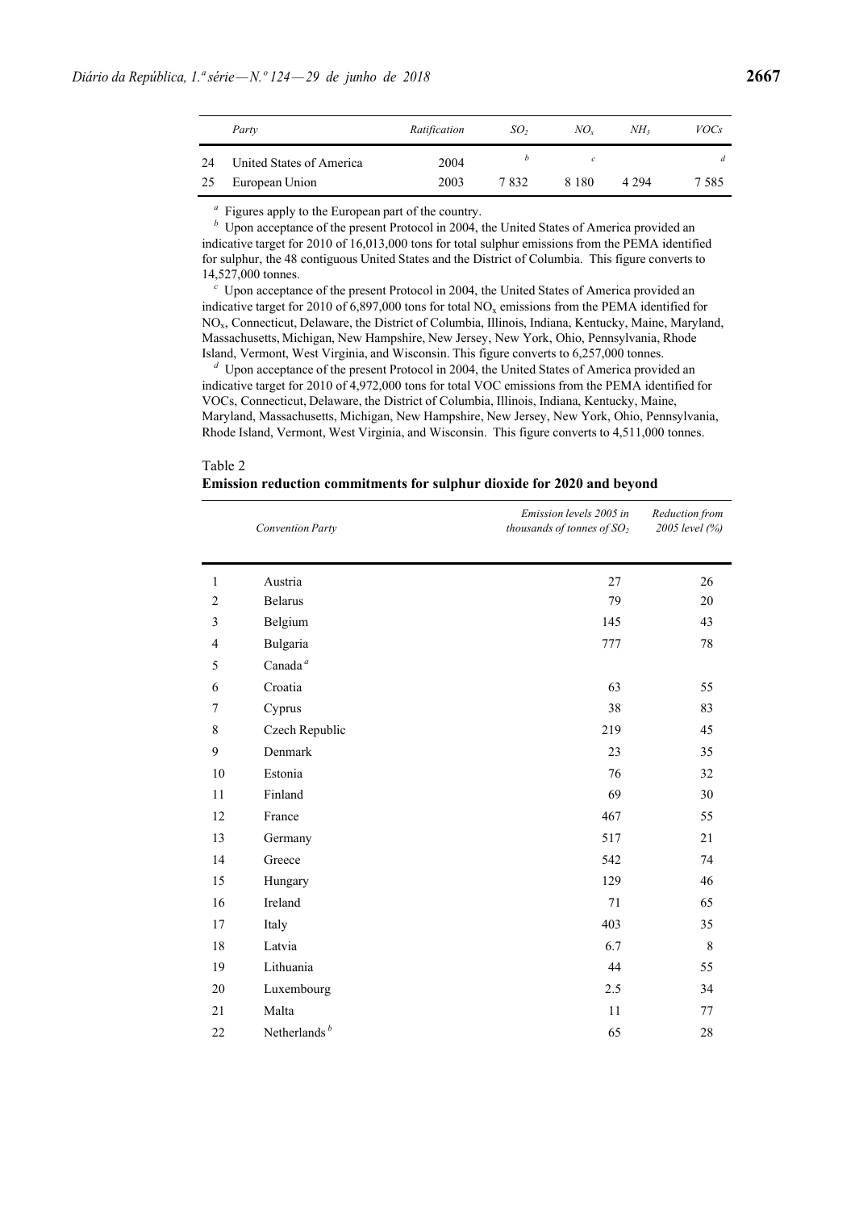| | Party | Ratification | $SO_2$ | $NO_x$ | $NH_3$ | VOCs |
|---|---|---|---|---|---|---|
| 24 | United States of America | 2004 | [b] | [c] | | [d] |
| 25 | European Union | 2003 | 7 832 | 8 180 | 4 294 | 7 585 |

[a] Figures apply to the European part of the country.

[b] Upon acceptance of the present Protocol in 2004, the United States of America provided an indicative target for 2010 of 16,013,000 tons for total sulphur emissions from the PEMA identified for sulphur, the 48 contiguous United States and the District of Columbia. This figure converts to 14,527,000 tonnes.

[c] Upon acceptance of the present Protocol in 2004, the United States of America provided an indicative target for 2010 of 6,897,000 tons for total $NO_x$ emissions from the PEMA identified for $NO_x$, Connecticut, Delaware, the District of Columbia, Illinois, Indiana, Kentucky, Maine, Maryland, Massachusetts, Michigan, New Hampshire, New Jersey, New York, Ohio, Pennsylvania, Rhode Island, Vermont, West Virginia, and Wisconsin. This figure converts to 6,257,000 tonnes.

[d] Upon acceptance of the present Protocol in 2004, the United States of America provided an indicative target for 2010 of 4,972,000 tons for total VOC emissions from the PEMA identified for VOCs, Connecticut, Delaware, the District of Columbia, Illinois, Indiana, Kentucky, Maine, Maryland, Massachusetts, Michigan, New Hampshire, New Jersey, New York, Ohio, Pennsylvania, Rhode Island, Vermont, West Virginia, and Wisconsin. This figure converts to 4,511,000 tonnes.

Table 2

**Emission reduction commitments for sulphur dioxide for 2020 and beyond**

| | Convention Party | Emission levels 2005 in thousands of tonnes of $SO_2$ | Reduction from 2005 level (%) |
|---|---|---|---|
| 1 | Austria | 27 | 26 |
| 2 | Belarus | 79 | 20 |
| 3 | Belgium | 145 | 43 |
| 4 | Bulgaria | 777 | 78 |
| 5 | Canada [a] | | |
| 6 | Croatia | 63 | 55 |
| 7 | Cyprus | 38 | 83 |
| 8 | Czech Republic | 219 | 45 |
| 9 | Denmark | 23 | 35 |
| 10 | Estonia | 76 | 32 |
| 11 | Finland | 69 | 30 |
| 12 | France | 467 | 55 |
| 13 | Germany | 517 | 21 |
| 14 | Greece | 542 | 74 |
| 15 | Hungary | 129 | 46 |
| 16 | Ireland | 71 | 65 |
| 17 | Italy | 403 | 35 |
| 18 | Latvia | 6.7 | 8 |
| 19 | Lithuania | 44 | 55 |
| 20 | Luxembourg | 2.5 | 34 |
| 21 | Malta | 11 | 77 |
| 22 | Netherlands [b] | 65 | 28 |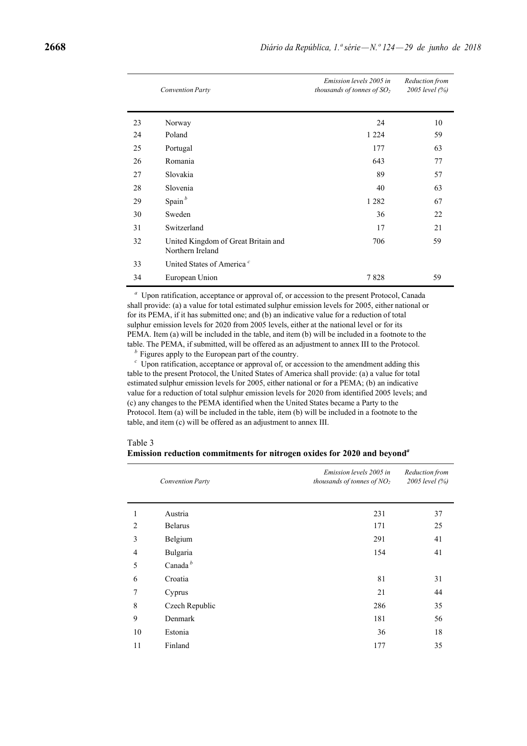| | Convention Party | *Emission levels 2005 in thousands of tonnes of $SO_2$* | *Reduction from 2005 level (%)* |
|---|---|---|---|
| 23 | Norway | 24 | 10 |
| 24 | Poland | 1 224 | 59 |
| 25 | Portugal | 177 | 63 |
| 26 | Romania | 643 | 77 |
| 27 | Slovakia | 89 | 57 |
| 28 | Slovenia | 40 | 63 |
| 29 | Spain [b] | 1 282 | 67 |
| 30 | Sweden | 36 | 22 |
| 31 | Switzerland | 17 | 21 |
| 32 | United Kingdom of Great Britain and Northern Ireland | 706 | 59 |
| 33 | United States of America [c] | | |
| 34 | European Union | 7 828 | 59 |

[a] Upon ratification, acceptance or approval of, or accession to the present Protocol, Canada shall provide: (a) a value for total estimated sulphur emission levels for 2005, either national or for its PEMA, if it has submitted one; and (b) an indicative value for a reduction of total sulphur emission levels for 2020 from 2005 levels, either at the national level or for its PEMA. Item (a) will be included in the table, and item (b) will be included in a footnote to the table. The PEMA, if submitted, will be offered as an adjustment to annex III to the Protocol.

[b] Figures apply to the European part of the country.

[c] Upon ratification, acceptance or approval of, or accession to the amendment adding this table to the present Protocol, the United States of America shall provide: (a) a value for total estimated sulphur emission levels for 2005, either national or for a PEMA; (b) an indicative value for a reduction of total sulphur emission levels for 2020 from identified 2005 levels; and (c) any changes to the PEMA identified when the United States became a Party to the Protocol. Item (a) will be included in the table, item (b) will be included in a footnote to the table, and item (c) will be offered as an adjustment to annex III.

Table 3

**Emission reduction commitments for nitrogen oxides for 2020 and beyond[a]**

| | Convention Party | *Emission levels 2005 in thousands of tonnes of $NO_2$* | *Reduction from 2005 level (%)* |
|---|---|---|---|
| 1 | Austria | 231 | 37 |
| 2 | Belarus | 171 | 25 |
| 3 | Belgium | 291 | 41 |
| 4 | Bulgaria | 154 | 41 |
| 5 | Canada [b] | | |
| 6 | Croatia | 81 | 31 |
| 7 | Cyprus | 21 | 44 |
| 8 | Czech Republic | 286 | 35 |
| 9 | Denmark | 181 | 56 |
| 10 | Estonia | 36 | 18 |
| 11 | Finland | 177 | 35 |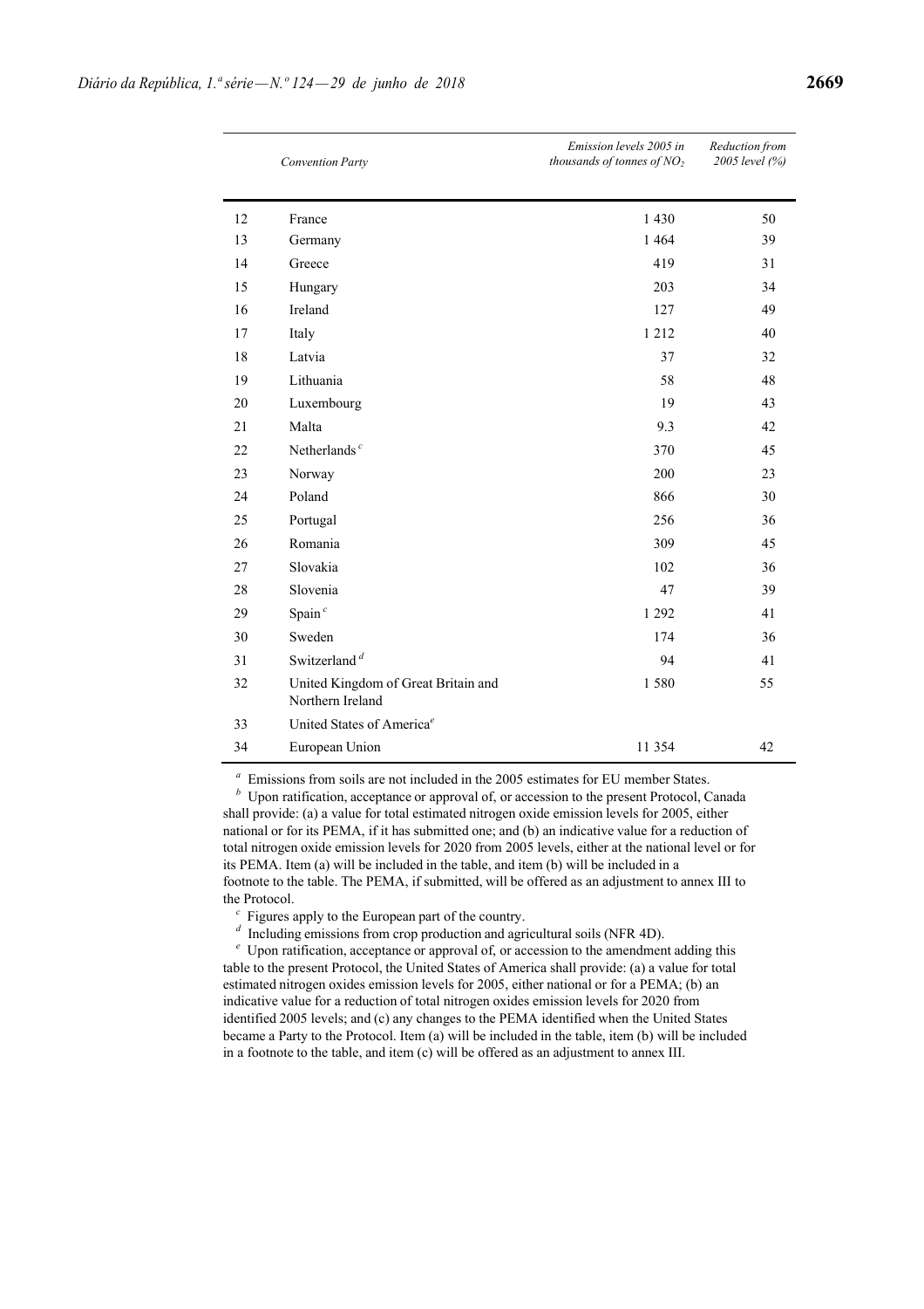| | *Convention Party* | *Emission levels 2005 in thousands of tonnes of $NO_2$* | *Reduction from 2005 level (%)* |
|---|---|---|---|
| 12 | France | 1 430 | 50 |
| 13 | Germany | 1 464 | 39 |
| 14 | Greece | 419 | 31 |
| 15 | Hungary | 203 | 34 |
| 16 | Ireland | 127 | 49 |
| 17 | Italy | 1 212 | 40 |
| 18 | Latvia | 37 | 32 |
| 19 | Lithuania | 58 | 48 |
| 20 | Luxembourg | 19 | 43 |
| 21 | Malta | 9.3 | 42 |
| 22 | Netherlands [c] | 370 | 45 |
| 23 | Norway | 200 | 23 |
| 24 | Poland | 866 | 30 |
| 25 | Portugal | 256 | 36 |
| 26 | Romania | 309 | 45 |
| 27 | Slovakia | 102 | 36 |
| 28 | Slovenia | 47 | 39 |
| 29 | Spain [c] | 1 292 | 41 |
| 30 | Sweden | 174 | 36 |
| 31 | Switzerland [d] | 94 | 41 |
| 32 | United Kingdom of Great Britain and Northern Ireland | 1 580 | 55 |
| 33 | United States of America[e] | | |
| 34 | European Union | 11 354 | 42 |

[a] Emissions from soils are not included in the 2005 estimates for EU member States.

[b] Upon ratification, acceptance or approval of, or accession to the present Protocol, Canada shall provide: (a) a value for total estimated nitrogen oxide emission levels for 2005, either national or for its PEMA, if it has submitted one; and (b) an indicative value for a reduction of total nitrogen oxide emission levels for 2020 from 2005 levels, either at the national level or for its PEMA. Item (a) will be included in the table, and item (b) will be included in a footnote to the table. The PEMA, if submitted, will be offered as an adjustment to annex III to the Protocol.

[c] Figures apply to the European part of the country.

[d] Including emissions from crop production and agricultural soils (NFR 4D).

[e] Upon ratification, acceptance or approval of, or accession to the amendment adding this table to the present Protocol, the United States of America shall provide: (a) a value for total estimated nitrogen oxides emission levels for 2005, either national or for a PEMA; (b) an indicative value for a reduction of total nitrogen oxides emission levels for 2020 from identified 2005 levels; and (c) any changes to the PEMA identified when the United States became a Party to the Protocol. Item (a) will be included in the table, item (b) will be included in a footnote to the table, and item (c) will be offered as an adjustment to annex III.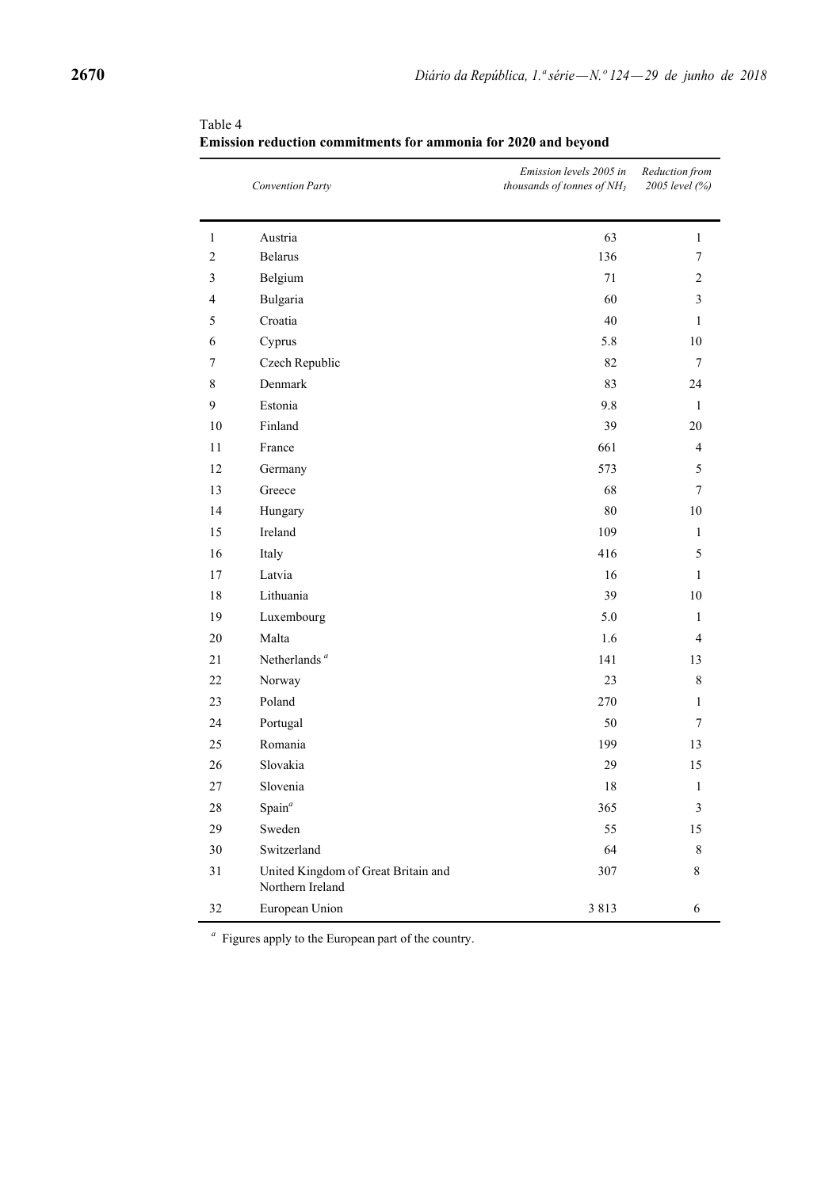Table 4
**Emission reduction commitments for ammonia for 2020 and beyond**

| | *Convention Party* | *Emission levels 2005 in thousands of tonnes of $NH_3$* | *Reduction from 2005 level (%)* |
|---|---|---|---|
| 1 | Austria | 63 | 1 |
| 2 | Belarus | 136 | 7 |
| 3 | Belgium | 71 | 2 |
| 4 | Bulgaria | 60 | 3 |
| 5 | Croatia | 40 | 1 |
| 6 | Cyprus | 5.8 | 10 |
| 7 | Czech Republic | 82 | 7 |
| 8 | Denmark | 83 | 24 |
| 9 | Estonia | 9.8 | 1 |
| 10 | Finland | 39 | 20 |
| 11 | France | 661 | 4 |
| 12 | Germany | 573 | 5 |
| 13 | Greece | 68 | 7 |
| 14 | Hungary | 80 | 10 |
| 15 | Ireland | 109 | 1 |
| 16 | Italy | 416 | 5 |
| 17 | Latvia | 16 | 1 |
| 18 | Lithuania | 39 | 10 |
| 19 | Luxembourg | 5.0 | 1 |
| 20 | Malta | 1.6 | 4 |
| 21 | Netherlands [a] | 141 | 13 |
| 22 | Norway | 23 | 8 |
| 23 | Poland | 270 | 1 |
| 24 | Portugal | 50 | 7 |
| 25 | Romania | 199 | 13 |
| 26 | Slovakia | 29 | 15 |
| 27 | Slovenia | 18 | 1 |
| 28 | Spain [a] | 365 | 3 |
| 29 | Sweden | 55 | 15 |
| 30 | Switzerland | 64 | 8 |
| 31 | United Kingdom of Great Britain and Northern Ireland | 307 | 8 |
| 32 | European Union | 3 813 | 6 |

[a] Figures apply to the European part of the country.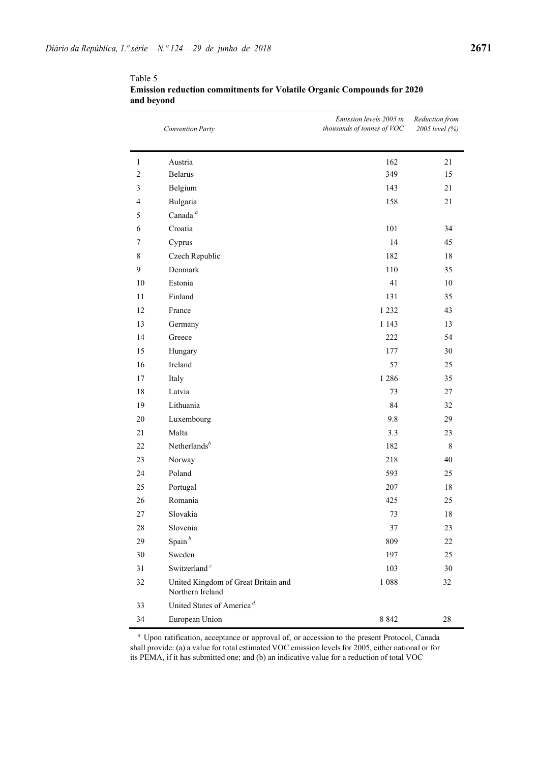Table 5
**Emission reduction commitments for Volatile Organic Compounds for 2020 and beyond**

| | *Convention Party* | *Emission levels 2005 in thousands of tonnes of VOC* | *Reduction from 2005 level (%)* |
|---|---|---|---|
| 1 | Austria | 162 | 21 |
| 2 | Belarus | 349 | 15 |
| 3 | Belgium | 143 | 21 |
| 4 | Bulgaria | 158 | 21 |
| 5 | Canada [a] | | |
| 6 | Croatia | 101 | 34 |
| 7 | Cyprus | 14 | 45 |
| 8 | Czech Republic | 182 | 18 |
| 9 | Denmark | 110 | 35 |
| 10 | Estonia | 41 | 10 |
| 11 | Finland | 131 | 35 |
| 12 | France | 1 232 | 43 |
| 13 | Germany | 1 143 | 13 |
| 14 | Greece | 222 | 54 |
| 15 | Hungary | 177 | 30 |
| 16 | Ireland | 57 | 25 |
| 17 | Italy | 1 286 | 35 |
| 18 | Latvia | 73 | 27 |
| 19 | Lithuania | 84 | 32 |
| 20 | Luxembourg | 9.8 | 29 |
| 21 | Malta | 3.3 | 23 |
| 22 | Netherlands[b] | 182 | 8 |
| 23 | Norway | 218 | 40 |
| 24 | Poland | 593 | 25 |
| 25 | Portugal | 207 | 18 |
| 26 | Romania | 425 | 25 |
| 27 | Slovakia | 73 | 18 |
| 28 | Slovenia | 37 | 23 |
| 29 | Spain [b] | 809 | 22 |
| 30 | Sweden | 197 | 25 |
| 31 | Switzerland [c] | 103 | 30 |
| 32 | United Kingdom of Great Britain and Northern Ireland | 1 088 | 32 |
| 33 | United States of America [d] | | |
| 34 | European Union | 8 842 | 28 |

[a] Upon ratification, acceptance or approval of, or accession to the present Protocol, Canada shall provide: (a) a value for total estimated VOC emission levels for 2005, either national or for its PEMA, if it has submitted one; and (b) an indicative value for a reduction of total VOC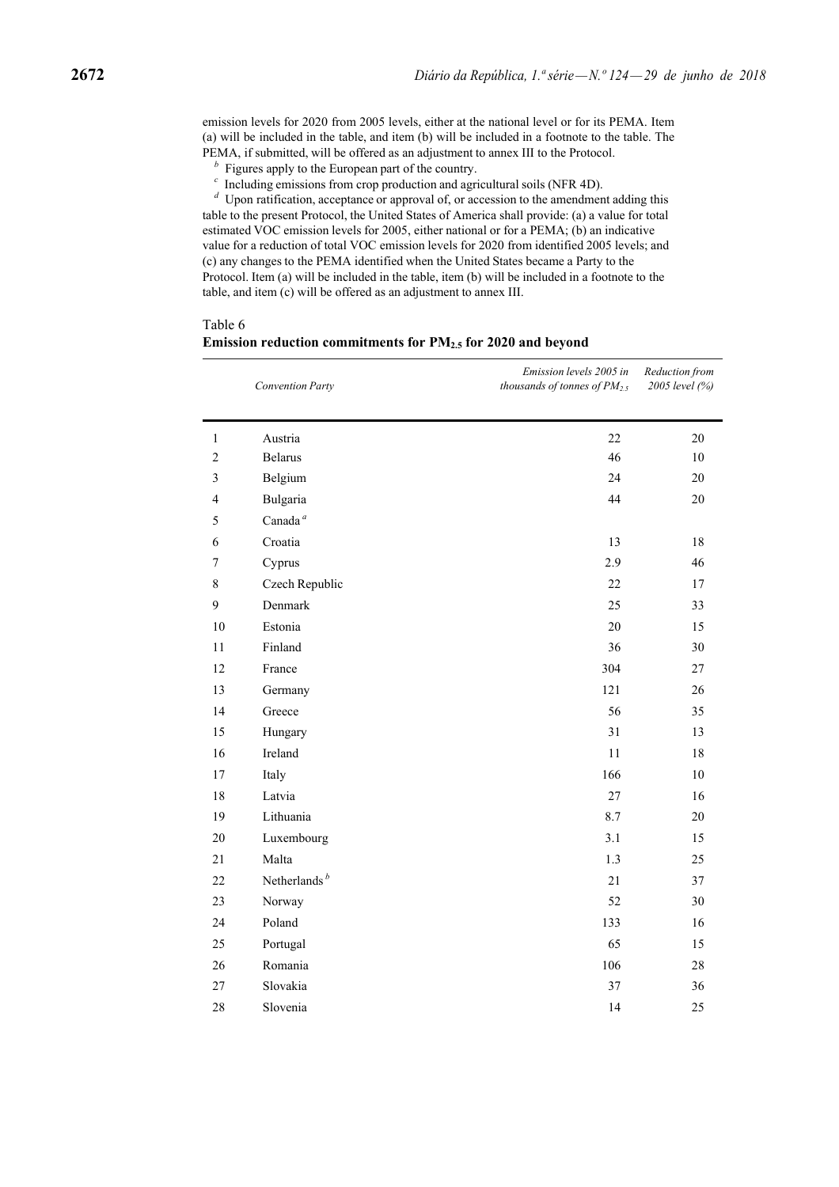emission levels for 2020 from 2005 levels, either at the national level or for its PEMA. Item (a) will be included in the table, and item (b) will be included in a footnote to the table. The PEMA, if submitted, will be offered as an adjustment to annex III to the Protocol.

[b] Figures apply to the European part of the country.

[c] Including emissions from crop production and agricultural soils (NFR 4D).

[d] Upon ratification, acceptance or approval of, or accession to the amendment adding this table to the present Protocol, the United States of America shall provide: (a) a value for total estimated VOC emission levels for 2005, either national or for a PEMA; (b) an indicative value for a reduction of total VOC emission levels for 2020 from identified 2005 levels; and (c) any changes to the PEMA identified when the United States became a Party to the Protocol. Item (a) will be included in the table, item (b) will be included in a footnote to the table, and item (c) will be offered as an adjustment to annex III.

Table 6

**Emission reduction commitments for $PM_{2.5}$ for 2020 and beyond**

| | *Convention Party* | *Emission levels 2005 in thousands of tonnes of $PM_{2.5}$* | *Reduction from 2005 level (%)* |
|---|---|---|---|
| 1 | Austria | 22 | 20 |
| 2 | Belarus | 46 | 10 |
| 3 | Belgium | 24 | 20 |
| 4 | Bulgaria | 44 | 20 |
| 5 | Canada [a] | | |
| 6 | Croatia | 13 | 18 |
| 7 | Cyprus | 2.9 | 46 |
| 8 | Czech Republic | 22 | 17 |
| 9 | Denmark | 25 | 33 |
| 10 | Estonia | 20 | 15 |
| 11 | Finland | 36 | 30 |
| 12 | France | 304 | 27 |
| 13 | Germany | 121 | 26 |
| 14 | Greece | 56 | 35 |
| 15 | Hungary | 31 | 13 |
| 16 | Ireland | 11 | 18 |
| 17 | Italy | 166 | 10 |
| 18 | Latvia | 27 | 16 |
| 19 | Lithuania | 8.7 | 20 |
| 20 | Luxembourg | 3.1 | 15 |
| 21 | Malta | 1.3 | 25 |
| 22 | Netherlands [b] | 21 | 37 |
| 23 | Norway | 52 | 30 |
| 24 | Poland | 133 | 16 |
| 25 | Portugal | 65 | 15 |
| 26 | Romania | 106 | 28 |
| 27 | Slovakia | 37 | 36 |
| 28 | Slovenia | 14 | 25 |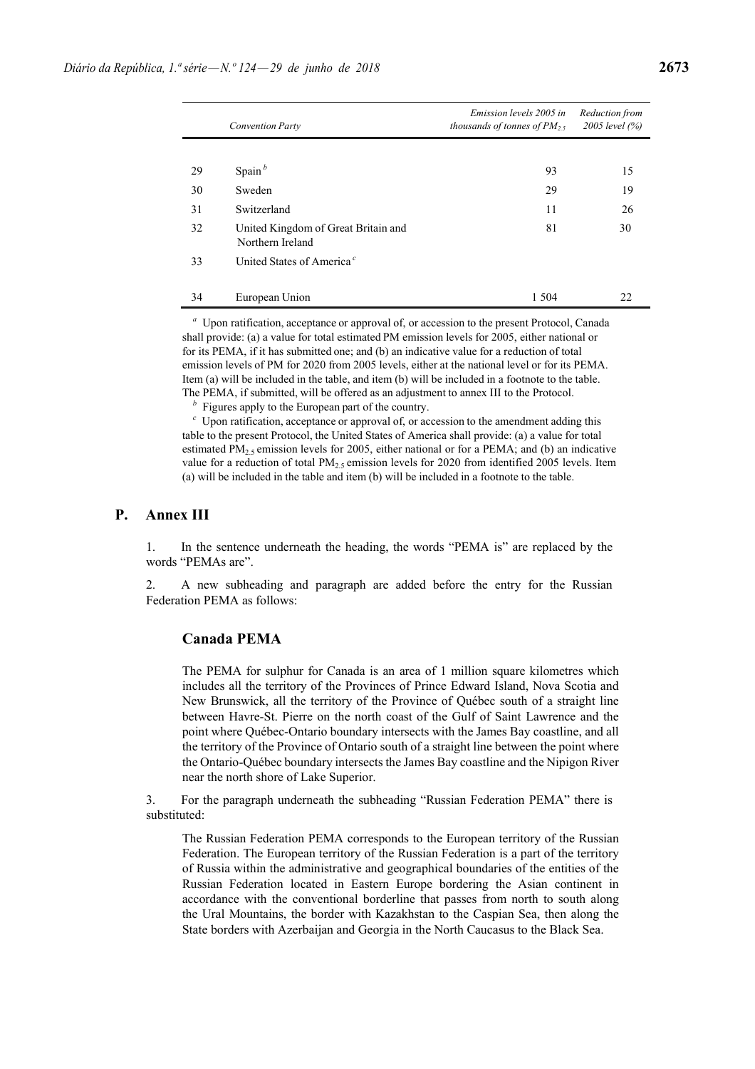| | Convention Party | Emission levels 2005 in thousands of tonnes of $PM_{2.5}$ | Reduction from 2005 level (%) |
|---|---|---|---|
| 29 | Spain[b] | 93 | 15 |
| 30 | Sweden | 29 | 19 |
| 31 | Switzerland | 11 | 26 |
| 32 | United Kingdom of Great Britain and Northern Ireland | 81 | 30 |
| 33 | United States of America[c] | | |
| 34 | European Union | 1 504 | 22 |

[a] Upon ratification, acceptance or approval of, or accession to the present Protocol, Canada shall provide: (a) a value for total estimated PM emission levels for 2005, either national or for its PEMA, if it has submitted one; and (b) an indicative value for a reduction of total emission levels of PM for 2020 from 2005 levels, either at the national level or for its PEMA. Item (a) will be included in the table, and item (b) will be included in a footnote to the table. The PEMA, if submitted, will be offered as an adjustment to annex III to the Protocol.

[b] Figures apply to the European part of the country.

[c] Upon ratification, acceptance or approval of, or accession to the amendment adding this table to the present Protocol, the United States of America shall provide: (a) a value for total estimated $PM_{2.5}$ emission levels for 2005, either national or for a PEMA; and (b) an indicative value for a reduction of total $PM_{2.5}$ emission levels for 2020 from identified 2005 levels. Item (a) will be included in the table and item (b) will be included in a footnote to the table.

## P. Annex III

1. In the sentence underneath the heading, the words "PEMA is" are replaced by the words "PEMAs are".

2. A new subheading and paragraph are added before the entry for the Russian Federation PEMA as follows:

### Canada PEMA

The PEMA for sulphur for Canada is an area of 1 million square kilometres which includes all the territory of the Provinces of Prince Edward Island, Nova Scotia and New Brunswick, all the territory of the Province of Québec south of a straight line between Havre-St. Pierre on the north coast of the Gulf of Saint Lawrence and the point where Québec-Ontario boundary intersects with the James Bay coastline, and all the territory of the Province of Ontario south of a straight line between the point where the Ontario-Québec boundary intersects the James Bay coastline and the Nipigon River near the north shore of Lake Superior.

3. For the paragraph underneath the subheading "Russian Federation PEMA" there is substituted:

The Russian Federation PEMA corresponds to the European territory of the Russian Federation. The European territory of the Russian Federation is a part of the territory of Russia within the administrative and geographical boundaries of the entities of the Russian Federation located in Eastern Europe bordering the Asian continent in accordance with the conventional borderline that passes from north to south along the Ural Mountains, the border with Kazakhstan to the Caspian Sea, then along the State borders with Azerbaijan and Georgia in the North Caucasus to the Black Sea.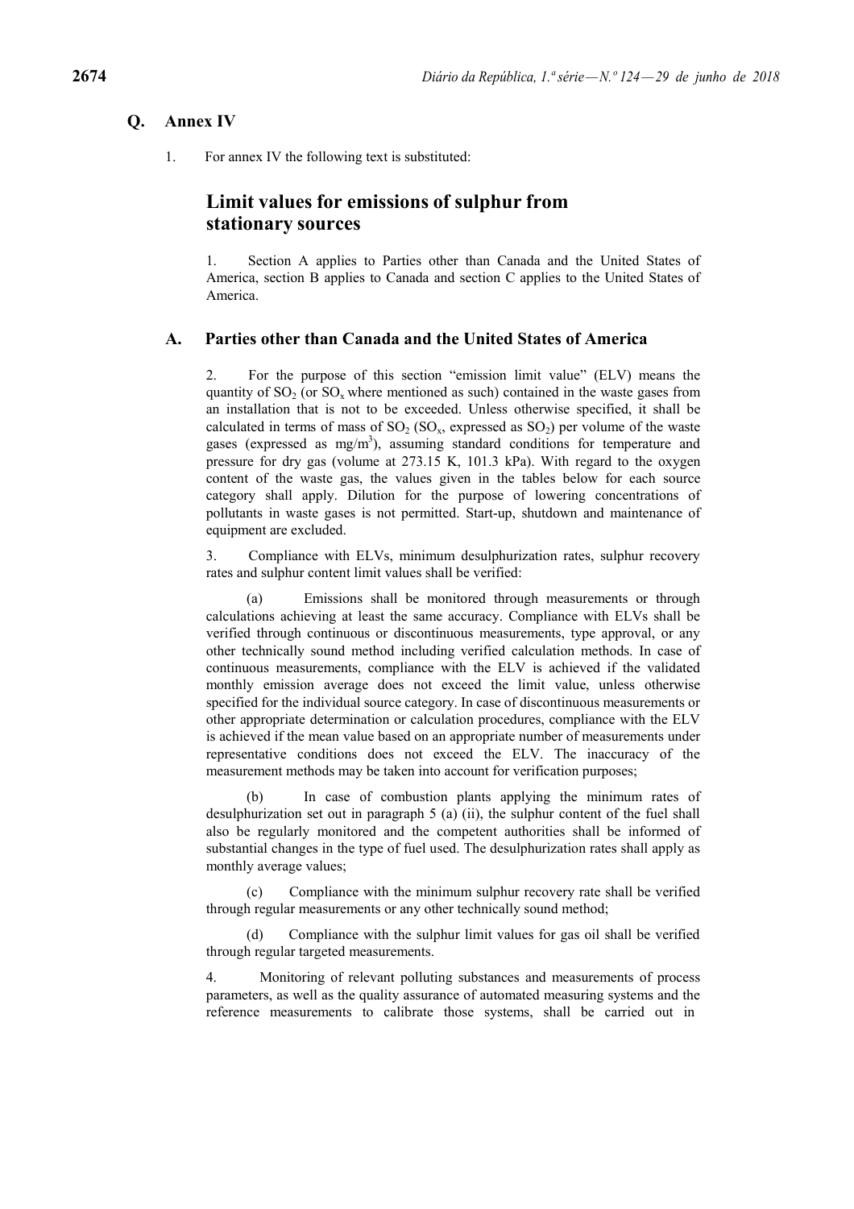## Q. Annex IV

1. For annex IV the following text is substituted:

# Limit values for emissions of sulphur from stationary sources

1. Section A applies to Parties other than Canada and the United States of America, section B applies to Canada and section C applies to the United States of America.

## A. Parties other than Canada and the United States of America

2. For the purpose of this section "emission limit value" (ELV) means the quantity of $SO_2$ (or $SO_x$ where mentioned as such) contained in the waste gases from an installation that is not to be exceeded. Unless otherwise specified, it shall be calculated in terms of mass of $SO_2$ ($SO_x$, expressed as $SO_2$) per volume of the waste gases (expressed as mg/m$^3$), assuming standard conditions for temperature and pressure for dry gas (volume at 273.15 K, 101.3 kPa). With regard to the oxygen content of the waste gas, the values given in the tables below for each source category shall apply. Dilution for the purpose of lowering concentrations of pollutants in waste gases is not permitted. Start-up, shutdown and maintenance of equipment are excluded.

3. Compliance with ELVs, minimum desulphurization rates, sulphur recovery rates and sulphur content limit values shall be verified:

(a) Emissions shall be monitored through measurements or through calculations achieving at least the same accuracy. Compliance with ELVs shall be verified through continuous or discontinuous measurements, type approval, or any other technically sound method including verified calculation methods. In case of continuous measurements, compliance with the ELV is achieved if the validated monthly emission average does not exceed the limit value, unless otherwise specified for the individual source category. In case of discontinuous measurements or other appropriate determination or calculation procedures, compliance with the ELV is achieved if the mean value based on an appropriate number of measurements under representative conditions does not exceed the ELV. The inaccuracy of the measurement methods may be taken into account for verification purposes;

(b) In case of combustion plants applying the minimum rates of desulphurization set out in paragraph 5 (a) (ii), the sulphur content of the fuel shall also be regularly monitored and the competent authorities shall be informed of substantial changes in the type of fuel used. The desulphurization rates shall apply as monthly average values;

(c) Compliance with the minimum sulphur recovery rate shall be verified through regular measurements or any other technically sound method;

(d) Compliance with the sulphur limit values for gas oil shall be verified through regular targeted measurements.

4. Monitoring of relevant polluting substances and measurements of process parameters, as well as the quality assurance of automated measuring systems and the reference measurements to calibrate those systems, shall be carried out in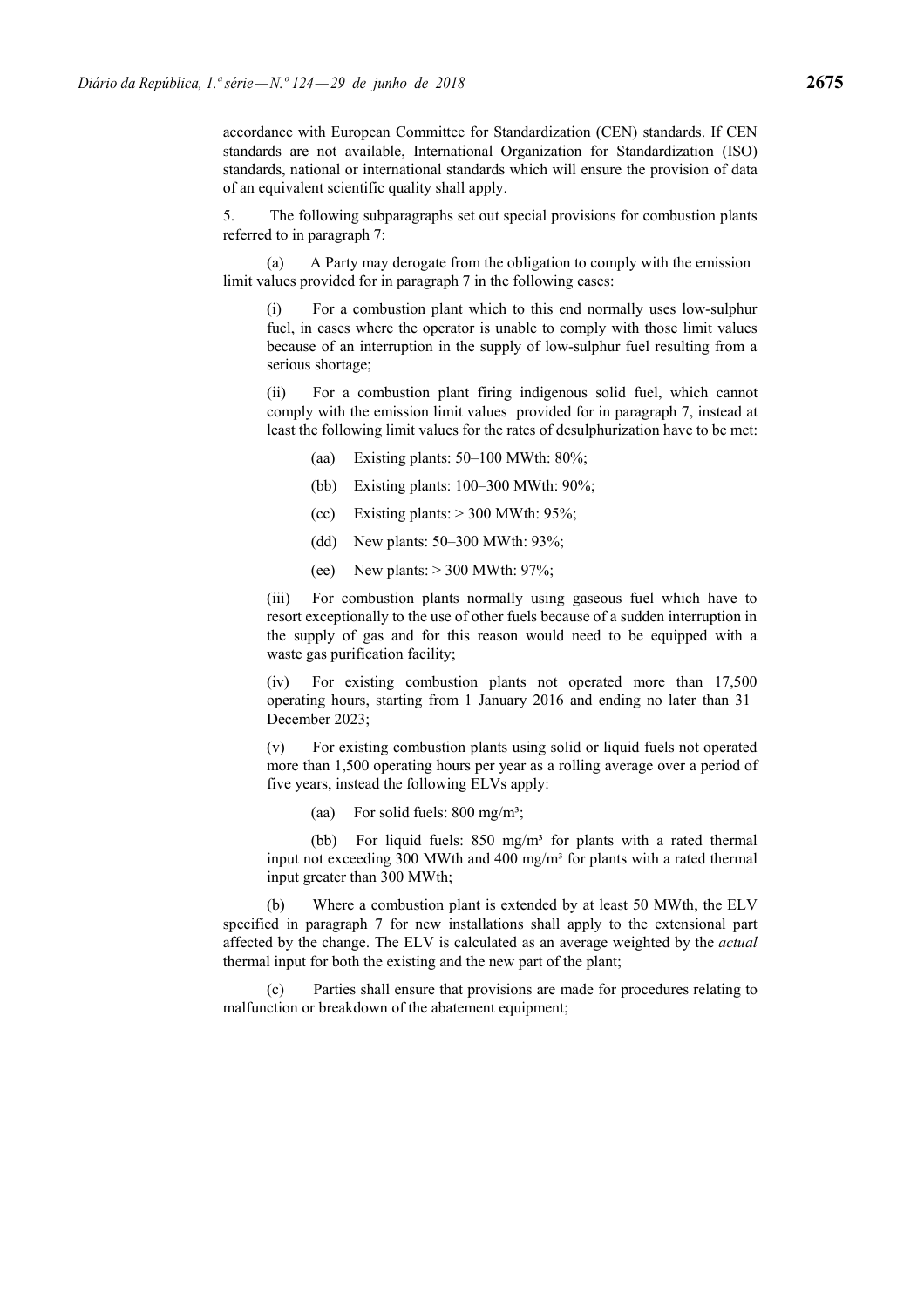accordance with European Committee for Standardization (CEN) standards. If CEN standards are not available, International Organization for Standardization (ISO) standards, national or international standards which will ensure the provision of data of an equivalent scientific quality shall apply.

5. The following subparagraphs set out special provisions for combustion plants referred to in paragraph 7:

(a) A Party may derogate from the obligation to comply with the emission limit values provided for in paragraph 7 in the following cases:

(i) For a combustion plant which to this end normally uses low-sulphur fuel, in cases where the operator is unable to comply with those limit values because of an interruption in the supply of low-sulphur fuel resulting from a serious shortage;

(ii) For a combustion plant firing indigenous solid fuel, which cannot comply with the emission limit values provided for in paragraph 7, instead at least the following limit values for the rates of desulphurization have to be met:

(aa) Existing plants: 50–100 MWth: 80%;

(bb) Existing plants: 100–300 MWth: 90%;

(cc) Existing plants: > 300 MWth: 95%;

(dd) New plants: 50–300 MWth: 93%;

(ee) New plants: > 300 MWth: 97%;

(iii) For combustion plants normally using gaseous fuel which have to resort exceptionally to the use of other fuels because of a sudden interruption in the supply of gas and for this reason would need to be equipped with a waste gas purification facility;

(iv) For existing combustion plants not operated more than 17,500 operating hours, starting from 1 January 2016 and ending no later than 31 December 2023;

(v) For existing combustion plants using solid or liquid fuels not operated more than 1,500 operating hours per year as a rolling average over a period of five years, instead the following ELVs apply:

(aa) For solid fuels: 800 mg/m³;

(bb) For liquid fuels: 850 mg/m³ for plants with a rated thermal input not exceeding 300 MWth and 400 mg/m³ for plants with a rated thermal input greater than 300 MWth;

(b) Where a combustion plant is extended by at least 50 MWth, the ELV specified in paragraph 7 for new installations shall apply to the extensional part affected by the change. The ELV is calculated as an average weighted by the *actual* thermal input for both the existing and the new part of the plant;

(c) Parties shall ensure that provisions are made for procedures relating to malfunction or breakdown of the abatement equipment;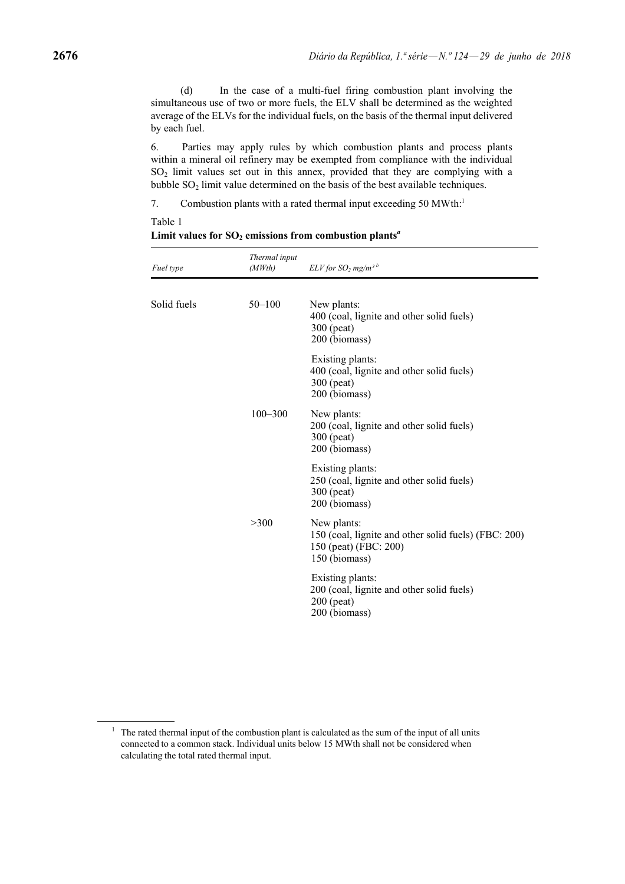(d) In the case of a multi-fuel firing combustion plant involving the simultaneous use of two or more fuels, the ELV shall be determined as the weighted average of the ELVs for the individual fuels, on the basis of the thermal input delivered by each fuel.

6. Parties may apply rules by which combustion plants and process plants within a mineral oil refinery may be exempted from compliance with the individual $SO_2$ limit values set out in this annex, provided that they are complying with a bubble $SO_2$ limit value determined on the basis of the best available techniques.

7. Combustion plants with a rated thermal input exceeding 50 MWth:[1]

Table 1

**Limit values for $SO_2$ emissions from combustion plants**[a]

| *Fuel type* | *Thermal input (MWth)* | *ELV for $SO_2$ $mg/m^3$* [b] |
|---|---|---|
| Solid fuels | 50–100 | New plants:<br>400 (coal, lignite and other solid fuels)<br>300 (peat)<br>200 (biomass) |
| | | Existing plants:<br>400 (coal, lignite and other solid fuels)<br>300 (peat)<br>200 (biomass) |
| | 100–300 | New plants:<br>200 (coal, lignite and other solid fuels)<br>300 (peat)<br>200 (biomass) |
| | | Existing plants:<br>250 (coal, lignite and other solid fuels)<br>300 (peat)<br>200 (biomass) |
| | >300 | New plants:<br>150 (coal, lignite and other solid fuels) (FBC: 200)<br>150 (peat) (FBC: 200)<br>150 (biomass) |
| | | Existing plants:<br>200 (coal, lignite and other solid fuels)<br>200 (peat)<br>200 (biomass) |

[1] The rated thermal input of the combustion plant is calculated as the sum of the input of all units connected to a common stack. Individual units below 15 MWth shall not be considered when calculating the total rated thermal input.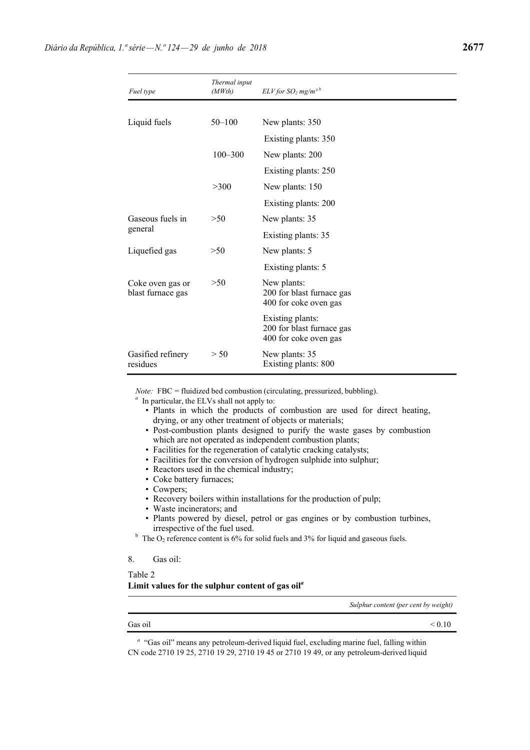| *Fuel type* | *Thermal input (MWth)* | *ELV for $SO_2$ mg/m³ [b]* |
|---|---|---|
| Liquid fuels | 50–100 | New plants: 350 |
| | | Existing plants: 350 |
| | 100–300 | New plants: 200 |
| | | Existing plants: 250 |
| | >300 | New plants: 150 |
| | | Existing plants: 200 |
| Gaseous fuels in general | >50 | New plants: 35 |
| | | Existing plants: 35 |
| Liquefied gas | >50 | New plants: 5 |
| | | Existing plants: 5 |
| Coke oven gas or blast furnace gas | >50 | New plants: 200 for blast furnace gas 400 for coke oven gas |
| | | Existing plants: 200 for blast furnace gas 400 for coke oven gas |
| Gasified refinery residues | > 50 | New plants: 35 Existing plants: 800 |

*Note:* FBC = fluidized bed combustion (circulating, pressurized, bubbling).

[a] In particular, the ELVs shall not apply to:

- Plants in which the products of combustion are used for direct heating, drying, or any other treatment of objects or materials;
- Post-combustion plants designed to purify the waste gases by combustion which are not operated as independent combustion plants;
- Facilities for the regeneration of catalytic cracking catalysts;
- Facilities for the conversion of hydrogen sulphide into sulphur;
- Reactors used in the chemical industry;
- Coke battery furnaces;
- Cowpers;
- Recovery boilers within installations for the production of pulp;
- Waste incinerators; and
- Plants powered by diesel, petrol or gas engines or by combustion turbines, irrespective of the fuel used.

[b] The $O_2$ reference content is 6% for solid fuels and 3% for liquid and gaseous fuels.

8. Gas oil:

Table 2
**Limit values for the sulphur content of gas oil[a]**

| | *Sulphur content (per cent by weight)* |
|---|---|
| Gas oil | < 0.10 |

[a] "Gas oil" means any petroleum-derived liquid fuel, excluding marine fuel, falling within CN code 2710 19 25, 2710 19 29, 2710 19 45 or 2710 19 49, or any petroleum-derived liquid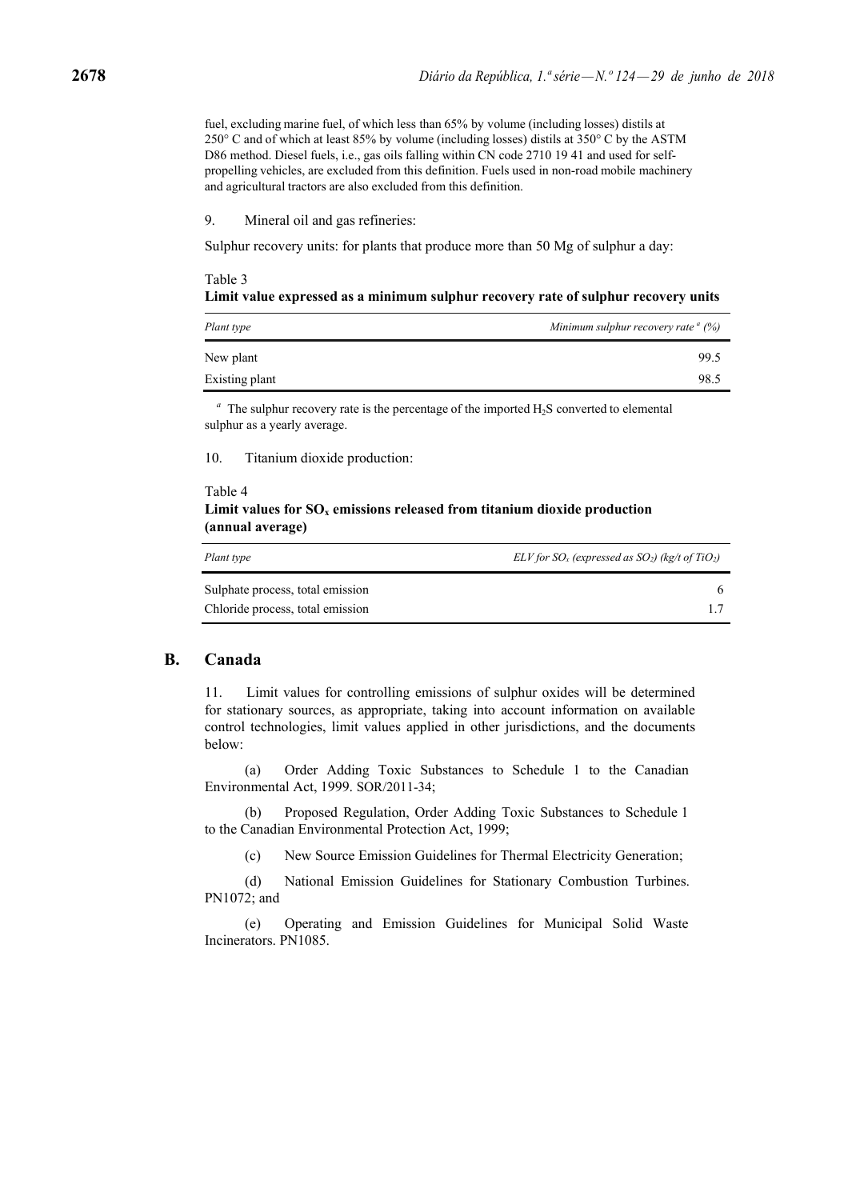fuel, excluding marine fuel, of which less than 65% by volume (including losses) distils at 250° C and of which at least 85% by volume (including losses) distils at 350° C by the ASTM D86 method. Diesel fuels, i.e., gas oils falling within CN code 2710 19 41 and used for self-propelling vehicles, are excluded from this definition. Fuels used in non-road mobile machinery and agricultural tractors are also excluded from this definition.

9. Mineral oil and gas refineries:

Sulphur recovery units: for plants that produce more than 50 Mg of sulphur a day:

Table 3
**Limit value expressed as a minimum sulphur recovery rate of sulphur recovery units**

| *Plant type* | *Minimum sulphur recovery rate [a] (%)* |
|---|---|
| New plant | 99.5 |
| Existing plant | 98.5 |

[a] The sulphur recovery rate is the percentage of the imported $H_2S$ converted to elemental sulphur as a yearly average.

10. Titanium dioxide production:

Table 4
**Limit values for $SO_x$ emissions released from titanium dioxide production (annual average)**

| *Plant type* | *ELV for $SO_x$ (expressed as $SO_2$) (kg/t of $TiO_2$)* |
|---|---|
| Sulphate process, total emission | 6 |
| Chloride process, total emission | 1.7 |

## B. Canada

11. Limit values for controlling emissions of sulphur oxides will be determined for stationary sources, as appropriate, taking into account information on available control technologies, limit values applied in other jurisdictions, and the documents below:

(a) Order Adding Toxic Substances to Schedule 1 to the Canadian Environmental Act, 1999. SOR/2011-34;

(b) Proposed Regulation, Order Adding Toxic Substances to Schedule 1 to the Canadian Environmental Protection Act, 1999;

(c) New Source Emission Guidelines for Thermal Electricity Generation;

(d) National Emission Guidelines for Stationary Combustion Turbines. PN1072; and

(e) Operating and Emission Guidelines for Municipal Solid Waste Incinerators. PN1085.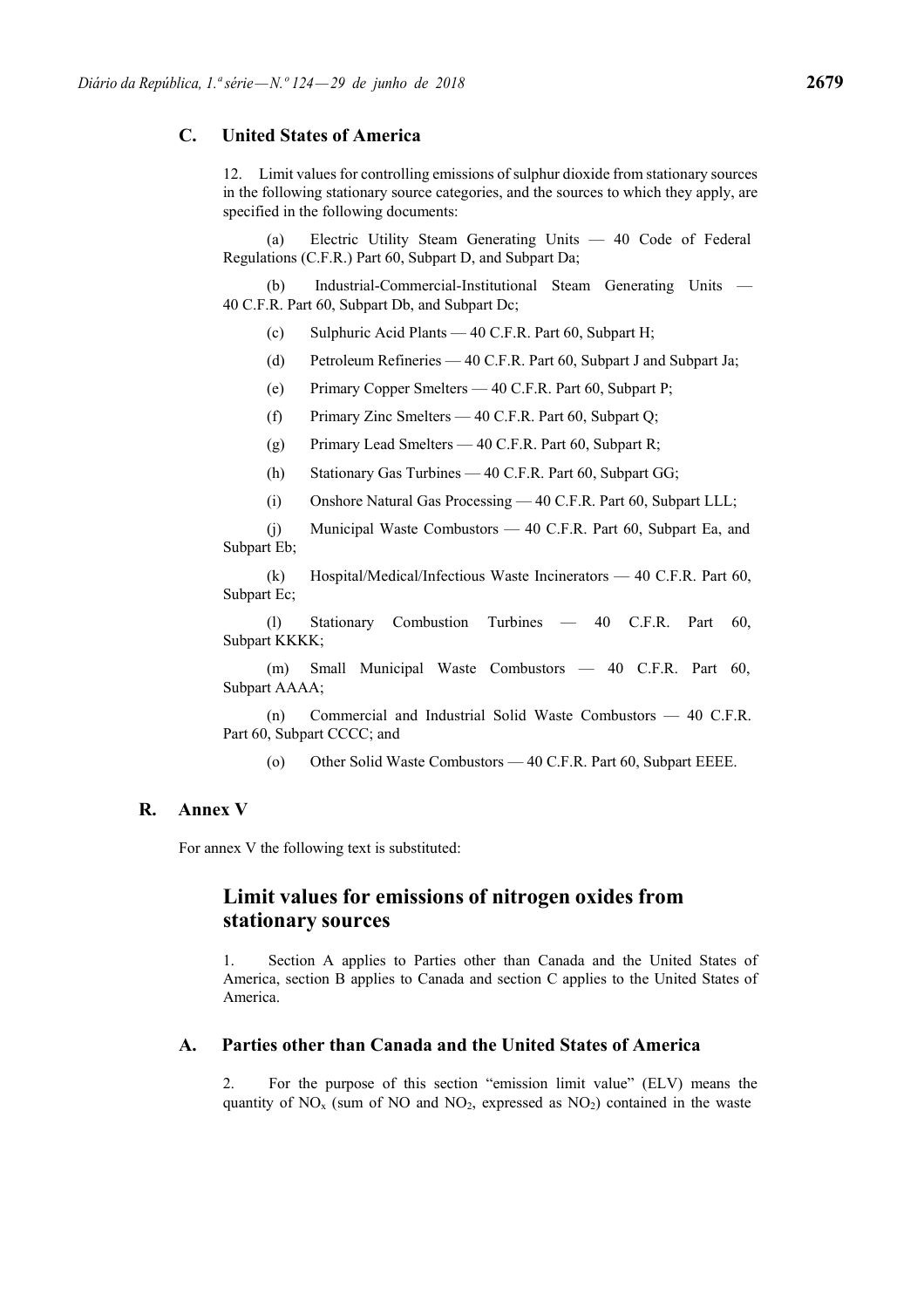## C. United States of America

12. Limit values for controlling emissions of sulphur dioxide from stationary sources in the following stationary source categories, and the sources to which they apply, are specified in the following documents:

(a) Electric Utility Steam Generating Units — 40 Code of Federal Regulations (C.F.R.) Part 60, Subpart D, and Subpart Da;

(b) Industrial-Commercial-Institutional Steam Generating Units — 40 C.F.R. Part 60, Subpart Db, and Subpart Dc;

(c) Sulphuric Acid Plants — 40 C.F.R. Part 60, Subpart H;

(d) Petroleum Refineries — 40 C.F.R. Part 60, Subpart J and Subpart Ja;

(e) Primary Copper Smelters — 40 C.F.R. Part 60, Subpart P;

(f) Primary Zinc Smelters — 40 C.F.R. Part 60, Subpart Q;

(g) Primary Lead Smelters — 40 C.F.R. Part 60, Subpart R;

(h) Stationary Gas Turbines — 40 C.F.R. Part 60, Subpart GG;

(i) Onshore Natural Gas Processing — 40 C.F.R. Part 60, Subpart LLL;

(j) Municipal Waste Combustors — 40 C.F.R. Part 60, Subpart Ea, and Subpart Eb;

(k) Hospital/Medical/Infectious Waste Incinerators — 40 C.F.R. Part 60, Subpart Ec;

(l) Stationary Combustion Turbines — 40 C.F.R. Part 60, Subpart KKKK;

(m) Small Municipal Waste Combustors — 40 C.F.R. Part 60, Subpart AAAA;

(n) Commercial and Industrial Solid Waste Combustors — 40 C.F.R. Part 60, Subpart CCCC; and

(o) Other Solid Waste Combustors — 40 C.F.R. Part 60, Subpart EEEE.

## R. Annex V

For annex V the following text is substituted:

# Limit values for emissions of nitrogen oxides from stationary sources

1. Section A applies to Parties other than Canada and the United States of America, section B applies to Canada and section C applies to the United States of America.

## A. Parties other than Canada and the United States of America

2. For the purpose of this section "emission limit value" (ELV) means the quantity of $NO_x$ (sum of NO and $NO_2$, expressed as $NO_2$) contained in the waste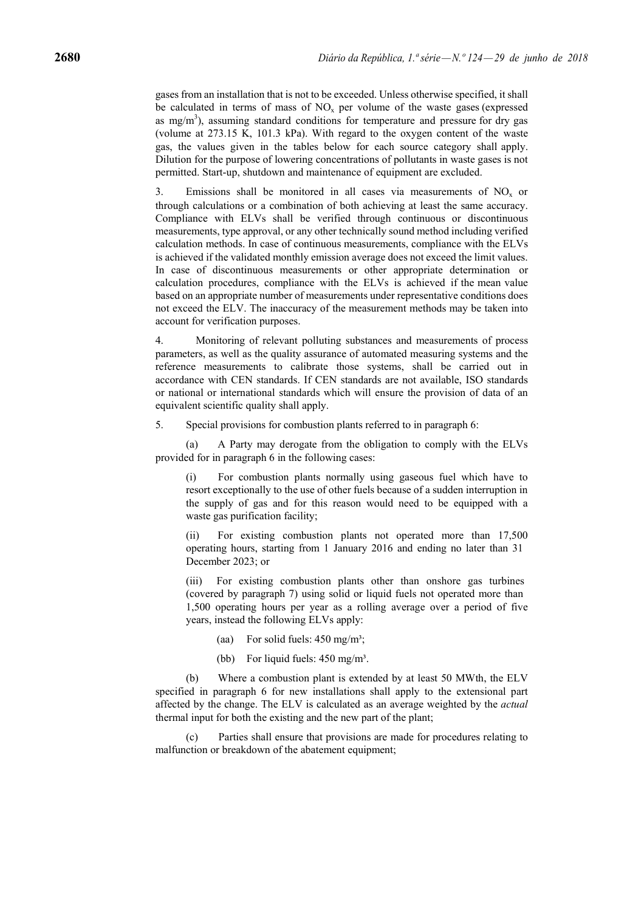gases from an installation that is not to be exceeded. Unless otherwise specified, it shall be calculated in terms of mass of $NO_x$ per volume of the waste gases (expressed as mg/m$^3$), assuming standard conditions for temperature and pressure for dry gas (volume at 273.15 K, 101.3 kPa). With regard to the oxygen content of the waste gas, the values given in the tables below for each source category shall apply. Dilution for the purpose of lowering concentrations of pollutants in waste gases is not permitted. Start-up, shutdown and maintenance of equipment are excluded.

3. Emissions shall be monitored in all cases via measurements of $NO_x$ or through calculations or a combination of both achieving at least the same accuracy. Compliance with ELVs shall be verified through continuous or discontinuous measurements, type approval, or any other technically sound method including verified calculation methods. In case of continuous measurements, compliance with the ELVs is achieved if the validated monthly emission average does not exceed the limit values. In case of discontinuous measurements or other appropriate determination or calculation procedures, compliance with the ELVs is achieved if the mean value based on an appropriate number of measurements under representative conditions does not exceed the ELV. The inaccuracy of the measurement methods may be taken into account for verification purposes.

4. Monitoring of relevant polluting substances and measurements of process parameters, as well as the quality assurance of automated measuring systems and the reference measurements to calibrate those systems, shall be carried out in accordance with CEN standards. If CEN standards are not available, ISO standards or national or international standards which will ensure the provision of data of an equivalent scientific quality shall apply.

5. Special provisions for combustion plants referred to in paragraph 6:

(a) A Party may derogate from the obligation to comply with the ELVs provided for in paragraph 6 in the following cases:

(i) For combustion plants normally using gaseous fuel which have to resort exceptionally to the use of other fuels because of a sudden interruption in the supply of gas and for this reason would need to be equipped with a waste gas purification facility;

(ii) For existing combustion plants not operated more than 17,500 operating hours, starting from 1 January 2016 and ending no later than 31 December 2023; or

(iii) For existing combustion plants other than onshore gas turbines (covered by paragraph 7) using solid or liquid fuels not operated more than 1,500 operating hours per year as a rolling average over a period of five years, instead the following ELVs apply:

(aa) For solid fuels: 450 mg/m³;

(bb) For liquid fuels: 450 mg/m³.

(b) Where a combustion plant is extended by at least 50 MWth, the ELV specified in paragraph 6 for new installations shall apply to the extensional part affected by the change. The ELV is calculated as an average weighted by the *actual* thermal input for both the existing and the new part of the plant;

(c) Parties shall ensure that provisions are made for procedures relating to malfunction or breakdown of the abatement equipment;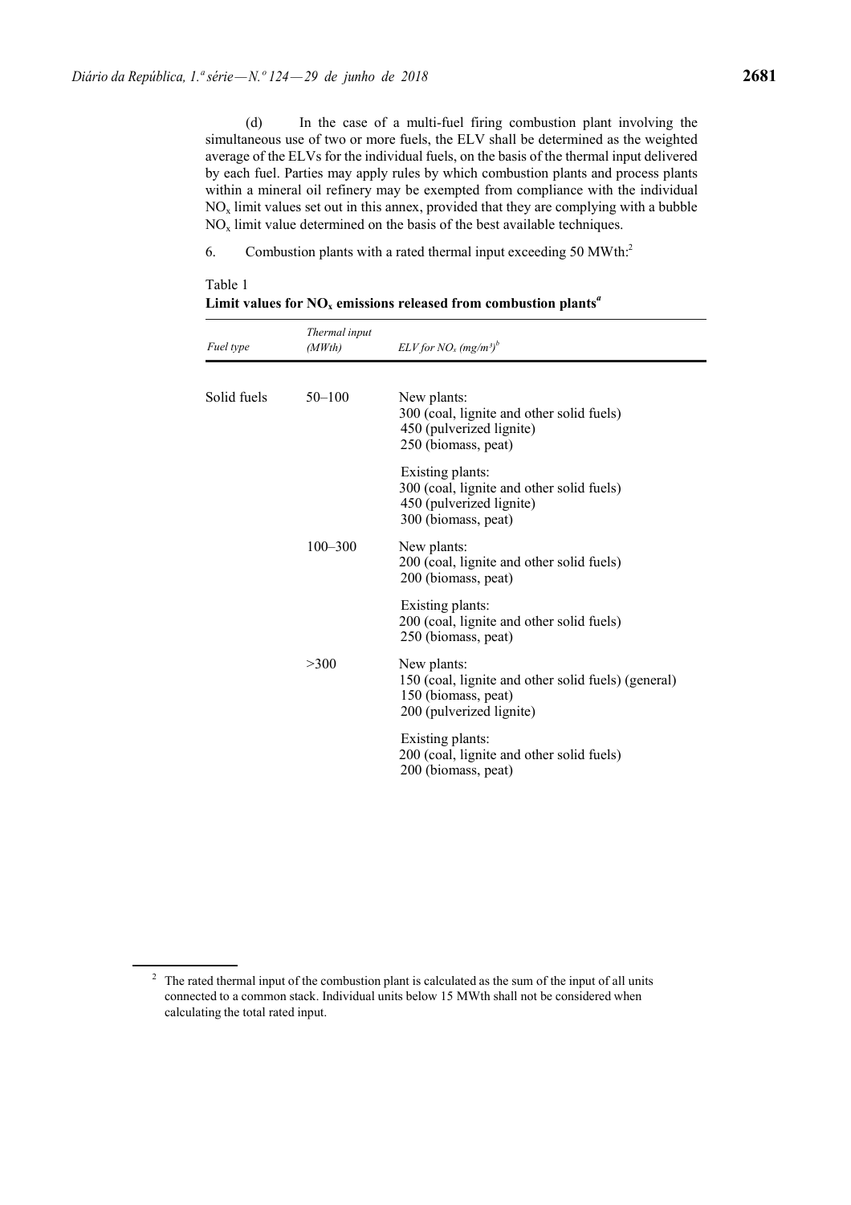(d) In the case of a multi-fuel firing combustion plant involving the simultaneous use of two or more fuels, the ELV shall be determined as the weighted average of the ELVs for the individual fuels, on the basis of the thermal input delivered by each fuel. Parties may apply rules by which combustion plants and process plants within a mineral oil refinery may be exempted from compliance with the individual $NO_x$ limit values set out in this annex, provided that they are complying with a bubble $NO_x$ limit value determined on the basis of the best available techniques.

6. Combustion plants with a rated thermal input exceeding 50 MWth:[2]

Table 1
**Limit values for $NO_x$ emissions released from combustion plants[a]**

| *Fuel type* | *Thermal input (MWth)* | *ELV for $NO_x$ (mg/m³)[b]* |
|---|---|---|
| Solid fuels | 50–100 | New plants:<br>300 (coal, lignite and other solid fuels)<br>450 (pulverized lignite)<br>250 (biomass, peat) |
| | | Existing plants:<br>300 (coal, lignite and other solid fuels)<br>450 (pulverized lignite)<br>300 (biomass, peat) |
| | 100–300 | New plants:<br>200 (coal, lignite and other solid fuels)<br>200 (biomass, peat) |
| | | Existing plants:<br>200 (coal, lignite and other solid fuels)<br>250 (biomass, peat) |
| | >300 | New plants:<br>150 (coal, lignite and other solid fuels) (general)<br>150 (biomass, peat)<br>200 (pulverized lignite) |
| | | Existing plants:<br>200 (coal, lignite and other solid fuels)<br>200 (biomass, peat) |

[2] The rated thermal input of the combustion plant is calculated as the sum of the input of all units connected to a common stack. Individual units below 15 MWth shall not be considered when calculating the total rated input.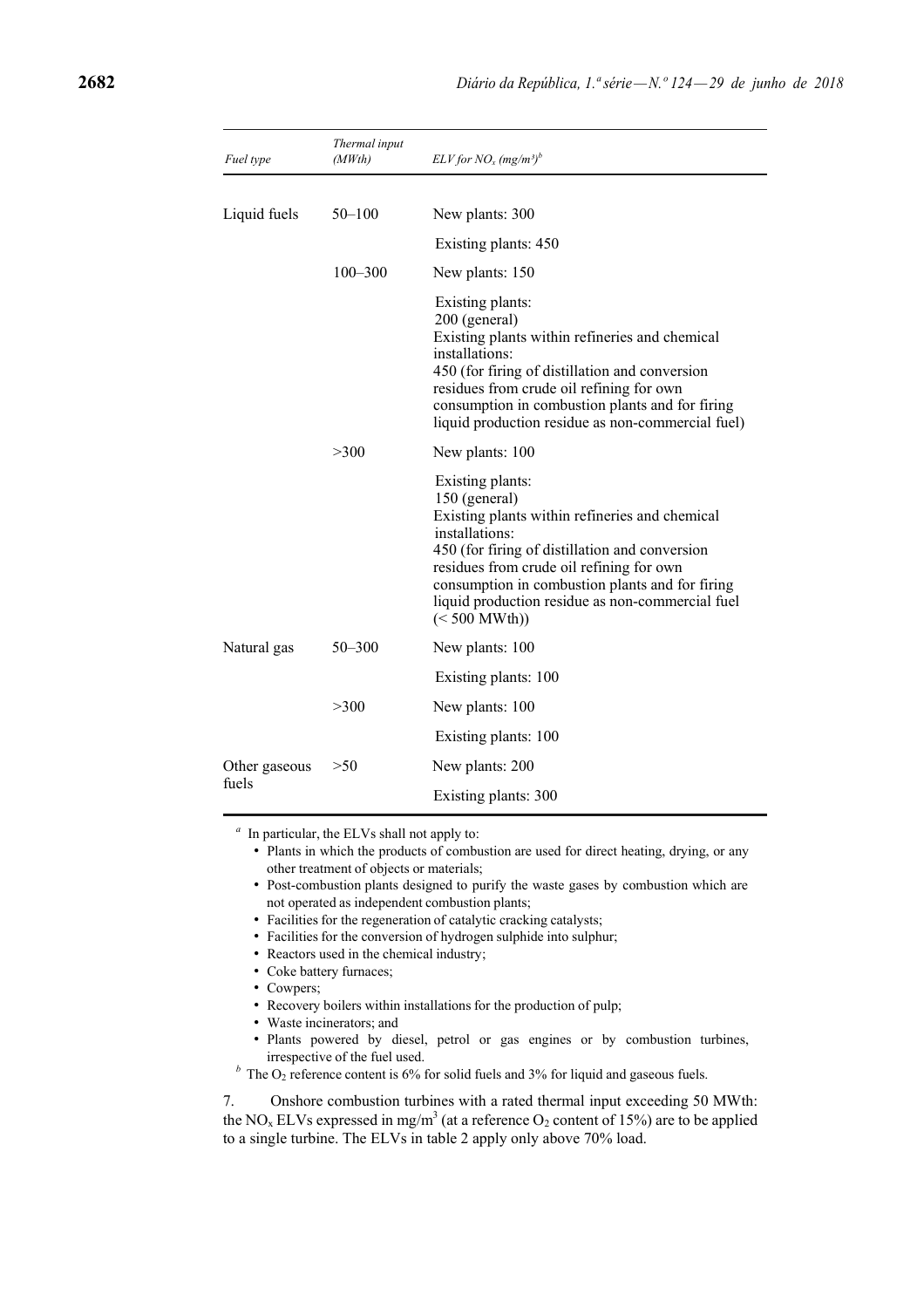| *Fuel type* | *Thermal input (MWth)* | *ELV for $NO_x$ (mg/m³)*[b] |
| --- | --- | --- |
| Liquid fuels | 50–100 | New plants: 300 |
| | | Existing plants: 450 |
| | 100–300 | New plants: 150 |
| | | Existing plants: 200 (general) Existing plants within refineries and chemical installations: 450 (for firing of distillation and conversion residues from crude oil refining for own consumption in combustion plants and for firing liquid production residue as non-commercial fuel) |
| | >300 | New plants: 100 |
| | | Existing plants: 150 (general) Existing plants within refineries and chemical installations: 450 (for firing of distillation and conversion residues from crude oil refining for own consumption in combustion plants and for firing liquid production residue as non-commercial fuel (< 500 MWth)) |
| Natural gas | 50–300 | New plants: 100 |
| | | Existing plants: 100 |
| | >300 | New plants: 100 |
| | | Existing plants: 100 |
| Other gaseous fuels | >50 | New plants: 200 |
| | | Existing plants: 300 |

[a] In particular, the ELVs shall not apply to:

- Plants in which the products of combustion are used for direct heating, drying, or any other treatment of objects or materials;
- Post-combustion plants designed to purify the waste gases by combustion which are not operated as independent combustion plants;
- Facilities for the regeneration of catalytic cracking catalysts;
- Facilities for the conversion of hydrogen sulphide into sulphur;
- Reactors used in the chemical industry;
- Coke battery furnaces;
- Cowpers;
- Recovery boilers within installations for the production of pulp;
- Waste incinerators; and
- Plants powered by diesel, petrol or gas engines or by combustion turbines, irrespective of the fuel used.

[b] The $O_2$ reference content is 6% for solid fuels and 3% for liquid and gaseous fuels.

7. Onshore combustion turbines with a rated thermal input exceeding 50 MWth: the $NO_x$ ELVs expressed in mg/m³ (at a reference $O_2$ content of 15%) are to be applied to a single turbine. The ELVs in table 2 apply only above 70% load.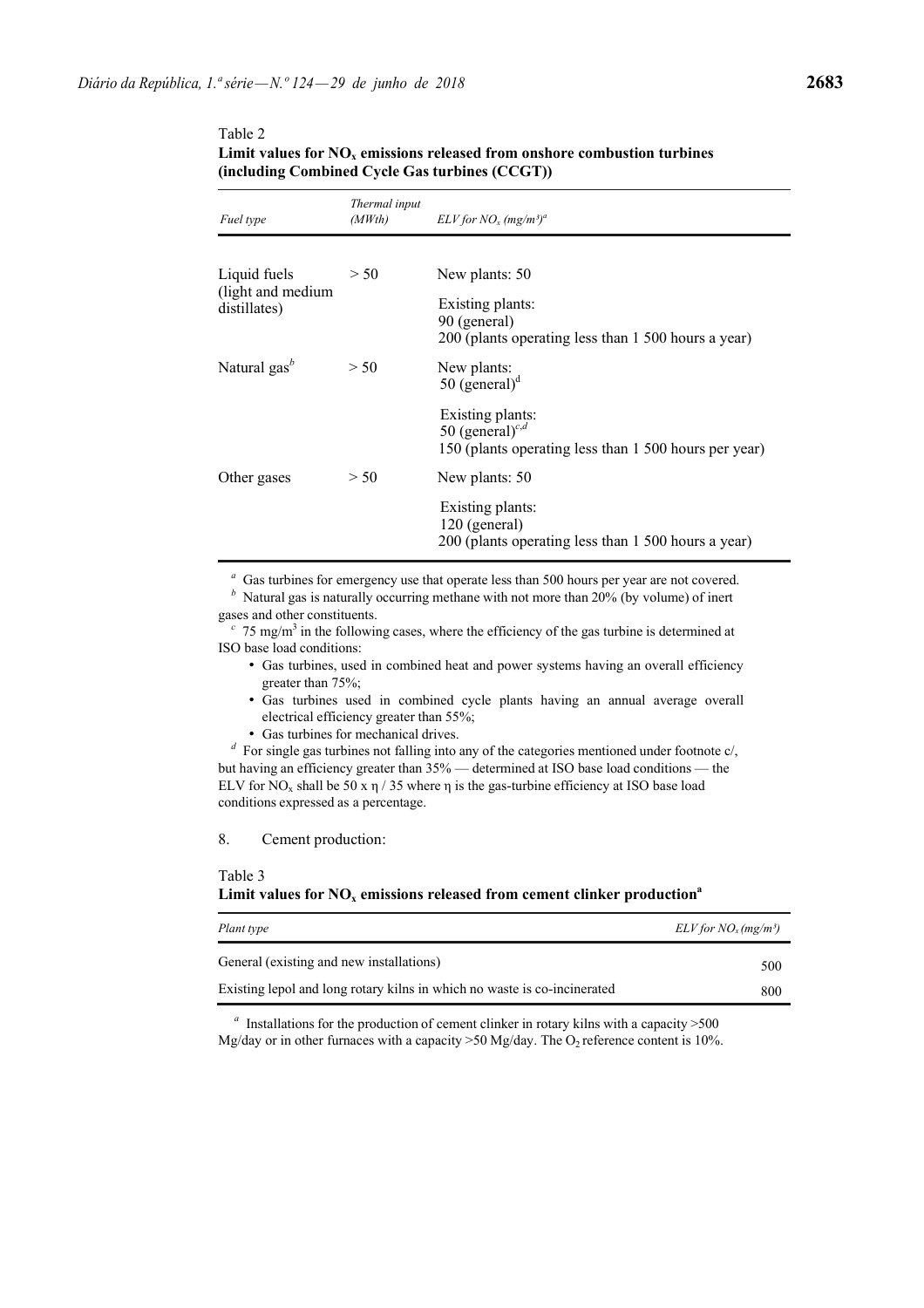Table 2

**Limit values for $NO_x$ emissions released from onshore combustion turbines (including Combined Cycle Gas turbines (CCGT))**

| *Fuel type* | *Thermal input (MWth)* | *ELV for $NO_x$ (mg/m³)*[a] |
|---|---|---|
| Liquid fuels (light and medium distillates) | > 50 | New plants: 50<br>Existing plants:<br>90 (general)<br>200 (plants operating less than 1 500 hours a year) |
| Natural gas[b] | > 50 | New plants:<br>50 (general)[d]<br>Existing plants:<br>50 (general)[c,d]<br>150 (plants operating less than 1 500 hours per year) |
| Other gases | > 50 | New plants: 50<br>Existing plants:<br>120 (general)<br>200 (plants operating less than 1 500 hours a year) |

[a] Gas turbines for emergency use that operate less than 500 hours per year are not covered.

[b] Natural gas is naturally occurring methane with not more than 20% (by volume) of inert gases and other constituents.

[c] 75 mg/m³ in the following cases, where the efficiency of the gas turbine is determined at ISO base load conditions:

- Gas turbines, used in combined heat and power systems having an overall efficiency greater than 75%;
- Gas turbines used in combined cycle plants having an annual average overall electrical efficiency greater than 55%;
- Gas turbines for mechanical drives.

[d] For single gas turbines not falling into any of the categories mentioned under footnote c/, but having an efficiency greater than 35% — determined at ISO base load conditions — the ELV for $NO_x$ shall be $50 \times \eta / 35$ where $\eta$ is the gas-turbine efficiency at ISO base load conditions expressed as a percentage.

8. Cement production:

Table 3

**Limit values for $NO_x$ emissions released from cement clinker production**[a]

| *Plant type* | *ELV for $NO_x$ (mg/m³)* |
|---|---|
| General (existing and new installations) | 500 |
| Existing lepol and long rotary kilns in which no waste is co-incinerated | 800 |

[a] Installations for the production of cement clinker in rotary kilns with a capacity >500 Mg/day or in other furnaces with a capacity >50 Mg/day. The $O_2$ reference content is 10%.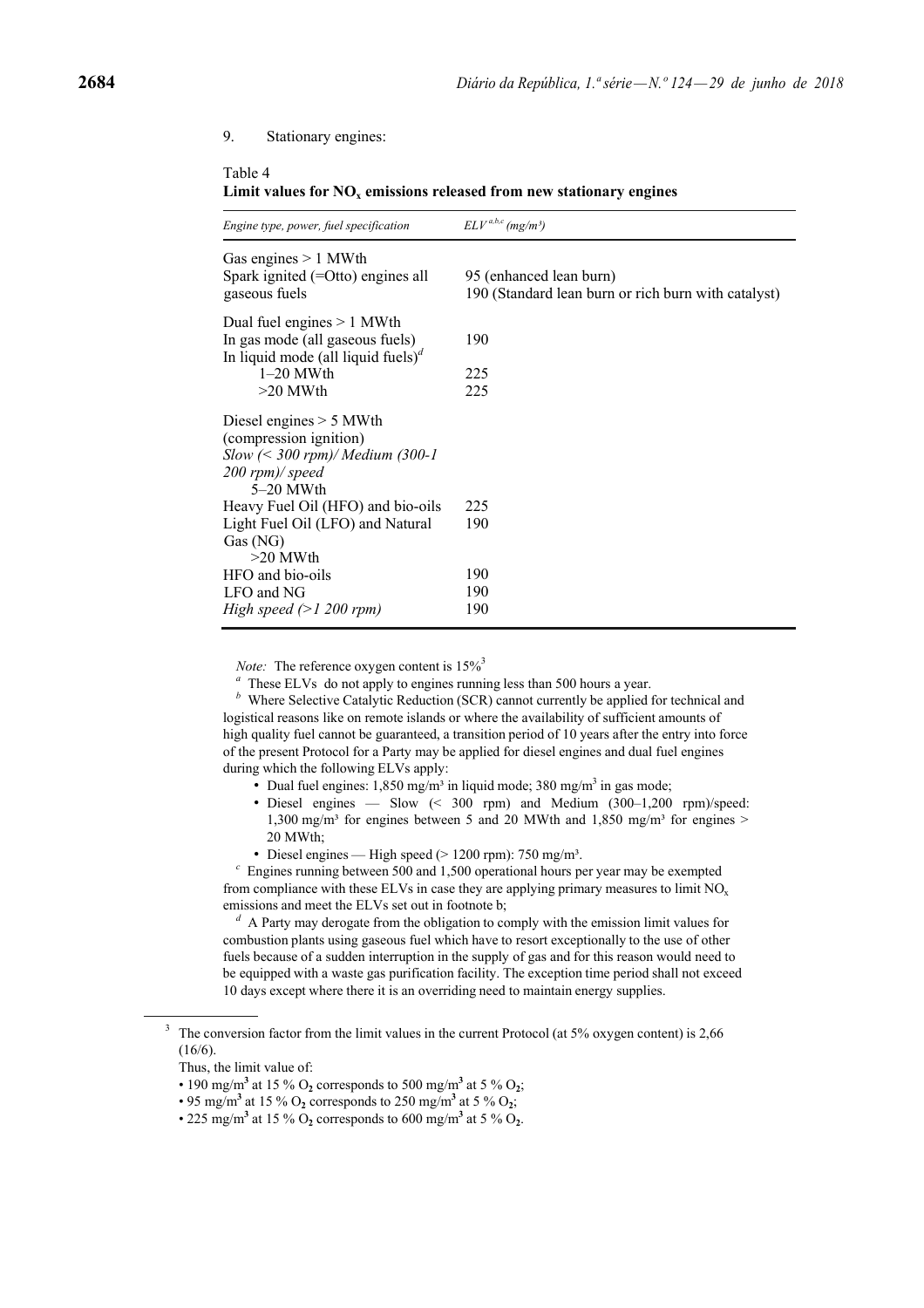9. Stationary engines:

Table 4
**Limit values for $NO_x$ emissions released from new stationary engines**

| *Engine type, power, fuel specification* | *ELV* [a,b,c] *(mg/m³)* |
|---|---|
| Gas engines > 1 MWth<br>Spark ignited (=Otto) engines all gaseous fuels | 95 (enhanced lean burn)<br>190 (Standard lean burn or rich burn with catalyst) |
| Dual fuel engines > 1 MWth | |
| In gas mode (all gaseous fuels) | 190 |
| In liquid mode (all liquid fuels)[d] | |
| 1–20 MWth | 225 |
| >20 MWth | 225 |
| Diesel engines > 5 MWth (compression ignition) | |
| *Slow (< 300 rpm)/ Medium (300-1 200 rpm)/ speed* | |
| 5–20 MWth | |
| Heavy Fuel Oil (HFO) and bio-oils | 225 |
| Light Fuel Oil (LFO) and Natural Gas (NG) | 190 |
| >20 MWth | |
| HFO and bio-oils | 190 |
| LFO and NG | 190 |
| *High speed (>1 200 rpm)* | 190 |

*Note:* The reference oxygen content is 15%[3]

[a] These ELVs do not apply to engines running less than 500 hours a year.

[b] Where Selective Catalytic Reduction (SCR) cannot currently be applied for technical and logistical reasons like on remote islands or where the availability of sufficient amounts of high quality fuel cannot be guaranteed, a transition period of 10 years after the entry into force of the present Protocol for a Party may be applied for diesel engines and dual fuel engines during which the following ELVs apply:

- Dual fuel engines: 1,850 mg/m³ in liquid mode; 380 mg/m³ in gas mode;
- Diesel engines — Slow (< 300 rpm) and Medium (300–1,200 rpm)/speed: 1,300 mg/m³ for engines between 5 and 20 MWth and 1,850 mg/m³ for engines > 20 MWth;
- Diesel engines — High speed (> 1200 rpm): 750 mg/m³.

[c] Engines running between 500 and 1,500 operational hours per year may be exempted from compliance with these ELVs in case they are applying primary measures to limit $NO_x$ emissions and meet the ELVs set out in footnote b;

[d] A Party may derogate from the obligation to comply with the emission limit values for combustion plants using gaseous fuel which have to resort exceptionally to the use of other fuels because of a sudden interruption in the supply of gas and for this reason would need to be equipped with a waste gas purification facility. The exception time period shall not exceed 10 days except where there it is an overriding need to maintain energy supplies.

---

[3] The conversion factor from the limit values in the current Protocol (at 5% oxygen content) is 2,66 (16/6).

Thus, the limit value of:

- 190 mg/m³ at 15 % $O_2$ corresponds to 500 mg/m³ at 5 % $O_2$;
- 95 mg/m³ at 15 % $O_2$ corresponds to 250 mg/m³ at 5 % $O_2$;
- 225 mg/m³ at 15 % $O_2$ corresponds to 600 mg/m³ at 5 % $O_2$.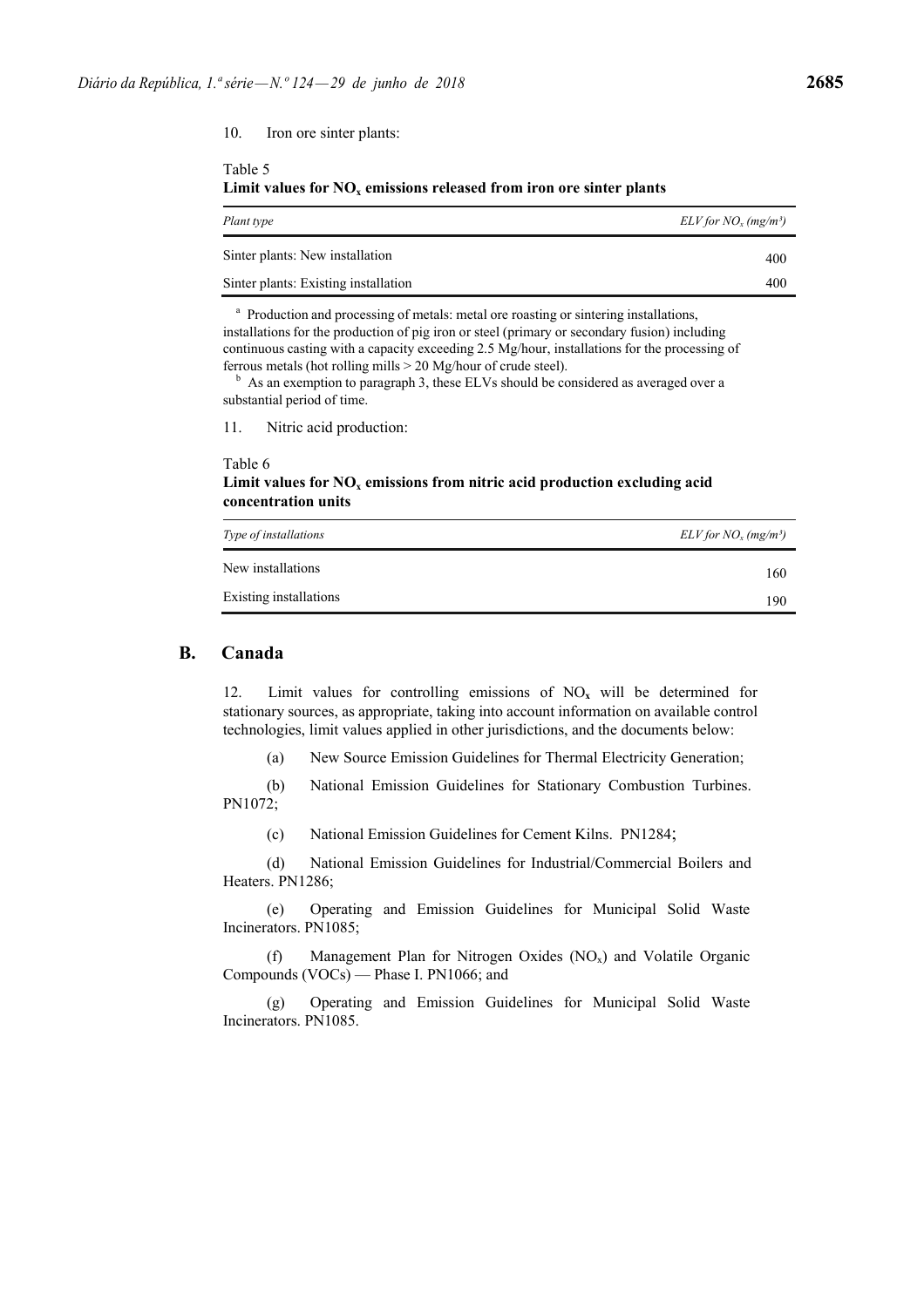10. Iron ore sinter plants:

Table 5
**Limit values for $NO_x$ emissions released from iron ore sinter plants**

| *Plant type* | *ELV for $NO_x$ (mg/m³)* |
| --- | --- |
| Sinter plants: New installation | 400 |
| Sinter plants: Existing installation | 400 |

[a] Production and processing of metals: metal ore roasting or sintering installations, installations for the production of pig iron or steel (primary or secondary fusion) including continuous casting with a capacity exceeding 2.5 Mg/hour, installations for the processing of ferrous metals (hot rolling mills > 20 Mg/hour of crude steel).

[b] As an exemption to paragraph 3, these ELVs should be considered as averaged over a substantial period of time.

11. Nitric acid production:

Table 6
**Limit values for $NO_x$ emissions from nitric acid production excluding acid concentration units**

| *Type of installations* | *ELV for $NO_x$ (mg/m³)* |
| --- | --- |
| New installations | 160 |
| Existing installations | 190 |

## B. Canada

12. Limit values for controlling emissions of $NO_x$ will be determined for stationary sources, as appropriate, taking into account information on available control technologies, limit values applied in other jurisdictions, and the documents below:

(a) New Source Emission Guidelines for Thermal Electricity Generation;

(b) National Emission Guidelines for Stationary Combustion Turbines. PN1072;

(c) National Emission Guidelines for Cement Kilns. PN1284;

(d) National Emission Guidelines for Industrial/Commercial Boilers and Heaters. PN1286;

(e) Operating and Emission Guidelines for Municipal Solid Waste Incinerators. PN1085;

(f) Management Plan for Nitrogen Oxides ($NO_x$) and Volatile Organic Compounds (VOCs) — Phase I. PN1066; and

(g) Operating and Emission Guidelines for Municipal Solid Waste Incinerators. PN1085.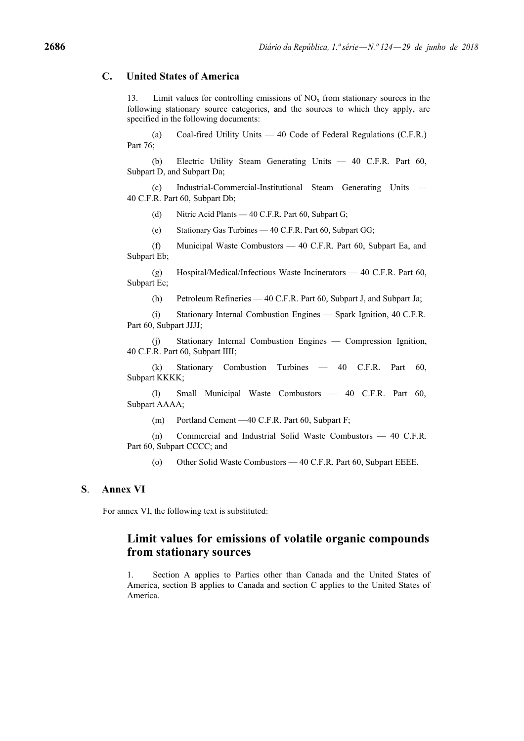## C. United States of America

13. Limit values for controlling emissions of $NO_x$ from stationary sources in the following stationary source categories, and the sources to which they apply, are specified in the following documents:

(a) Coal-fired Utility Units — 40 Code of Federal Regulations (C.F.R.) Part 76;

(b) Electric Utility Steam Generating Units — 40 C.F.R. Part 60, Subpart D, and Subpart Da;

(c) Industrial-Commercial-Institutional Steam Generating Units — 40 C.F.R. Part 60, Subpart Db;

(d) Nitric Acid Plants — 40 C.F.R. Part 60, Subpart G;

(e) Stationary Gas Turbines — 40 C.F.R. Part 60, Subpart GG;

(f) Municipal Waste Combustors — 40 C.F.R. Part 60, Subpart Ea, and Subpart Eb;

(g) Hospital/Medical/Infectious Waste Incinerators — 40 C.F.R. Part 60, Subpart Ec;

(h) Petroleum Refineries — 40 C.F.R. Part 60, Subpart J, and Subpart Ja;

(i) Stationary Internal Combustion Engines — Spark Ignition, 40 C.F.R. Part 60, Subpart JJJJ;

(j) Stationary Internal Combustion Engines — Compression Ignition, 40 C.F.R. Part 60, Subpart IIII;

(k) Stationary Combustion Turbines — 40 C.F.R. Part 60, Subpart KKKK;

(l) Small Municipal Waste Combustors — 40 C.F.R. Part 60, Subpart AAAA;

(m) Portland Cement —40 C.F.R. Part 60, Subpart F;

(n) Commercial and Industrial Solid Waste Combustors — 40 C.F.R. Part 60, Subpart CCCC; and

(o) Other Solid Waste Combustors — 40 C.F.R. Part 60, Subpart EEEE.

## S. Annex VI

For annex VI, the following text is substituted:

# Limit values for emissions of volatile organic compounds from stationary sources

1. Section A applies to Parties other than Canada and the United States of America, section B applies to Canada and section C applies to the United States of America.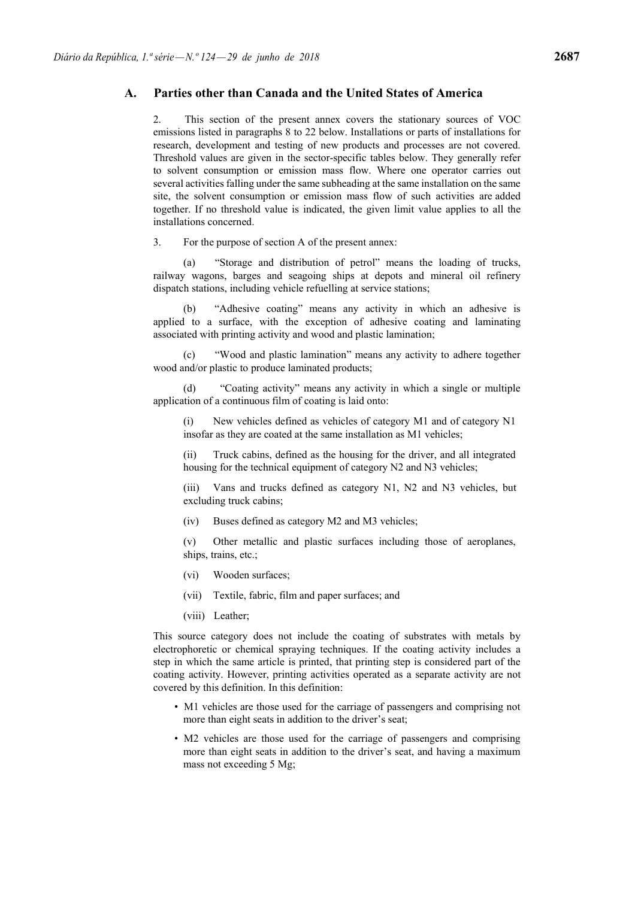## A. Parties other than Canada and the United States of America

2. This section of the present annex covers the stationary sources of VOC emissions listed in paragraphs 8 to 22 below. Installations or parts of installations for research, development and testing of new products and processes are not covered. Threshold values are given in the sector-specific tables below. They generally refer to solvent consumption or emission mass flow. Where one operator carries out several activities falling under the same subheading at the same installation on the same site, the solvent consumption or emission mass flow of such activities are added together. If no threshold value is indicated, the given limit value applies to all the installations concerned.

3. For the purpose of section A of the present annex:

(a) "Storage and distribution of petrol" means the loading of trucks, railway wagons, barges and seagoing ships at depots and mineral oil refinery dispatch stations, including vehicle refuelling at service stations;

(b) "Adhesive coating" means any activity in which an adhesive is applied to a surface, with the exception of adhesive coating and laminating associated with printing activity and wood and plastic lamination;

(c) "Wood and plastic lamination" means any activity to adhere together wood and/or plastic to produce laminated products;

(d) "Coating activity" means any activity in which a single or multiple application of a continuous film of coating is laid onto:

(i) New vehicles defined as vehicles of category M1 and of category N1 insofar as they are coated at the same installation as M1 vehicles;

(ii) Truck cabins, defined as the housing for the driver, and all integrated housing for the technical equipment of category N2 and N3 vehicles;

(iii) Vans and trucks defined as category N1, N2 and N3 vehicles, but excluding truck cabins;

(iv) Buses defined as category M2 and M3 vehicles;

(v) Other metallic and plastic surfaces including those of aeroplanes, ships, trains, etc.;

(vi) Wooden surfaces;

(vii) Textile, fabric, film and paper surfaces; and

(viii) Leather;

This source category does not include the coating of substrates with metals by electrophoretic or chemical spraying techniques. If the coating activity includes a step in which the same article is printed, that printing step is considered part of the coating activity. However, printing activities operated as a separate activity are not covered by this definition. In this definition:

- M1 vehicles are those used for the carriage of passengers and comprising not more than eight seats in addition to the driver's seat;
- M2 vehicles are those used for the carriage of passengers and comprising more than eight seats in addition to the driver's seat, and having a maximum mass not exceeding 5 Mg;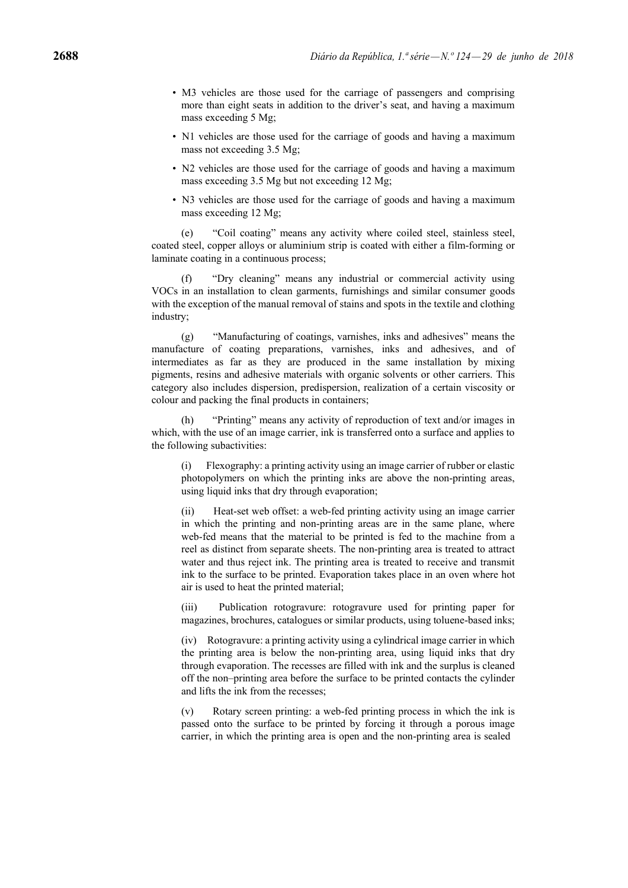- M3 vehicles are those used for the carriage of passengers and comprising more than eight seats in addition to the driver's seat, and having a maximum mass exceeding 5 Mg;
- N1 vehicles are those used for the carriage of goods and having a maximum mass not exceeding 3.5 Mg;
- N2 vehicles are those used for the carriage of goods and having a maximum mass exceeding 3.5 Mg but not exceeding 12 Mg;
- N3 vehicles are those used for the carriage of goods and having a maximum mass exceeding 12 Mg;

(e) "Coil coating" means any activity where coiled steel, stainless steel, coated steel, copper alloys or aluminium strip is coated with either a film-forming or laminate coating in a continuous process;

(f) "Dry cleaning" means any industrial or commercial activity using VOCs in an installation to clean garments, furnishings and similar consumer goods with the exception of the manual removal of stains and spots in the textile and clothing industry;

(g) "Manufacturing of coatings, varnishes, inks and adhesives" means the manufacture of coating preparations, varnishes, inks and adhesives, and of intermediates as far as they are produced in the same installation by mixing pigments, resins and adhesive materials with organic solvents or other carriers. This category also includes dispersion, predispersion, realization of a certain viscosity or colour and packing the final products in containers;

(h) "Printing" means any activity of reproduction of text and/or images in which, with the use of an image carrier, ink is transferred onto a surface and applies to the following subactivities:

(i) Flexography: a printing activity using an image carrier of rubber or elastic photopolymers on which the printing inks are above the non-printing areas, using liquid inks that dry through evaporation;

(ii) Heat-set web offset: a web-fed printing activity using an image carrier in which the printing and non-printing areas are in the same plane, where web-fed means that the material to be printed is fed to the machine from a reel as distinct from separate sheets. The non-printing area is treated to attract water and thus reject ink. The printing area is treated to receive and transmit ink to the surface to be printed. Evaporation takes place in an oven where hot air is used to heat the printed material;

(iii) Publication rotogravure: rotogravure used for printing paper for magazines, brochures, catalogues or similar products, using toluene-based inks;

(iv) Rotogravure: a printing activity using a cylindrical image carrier in which the printing area is below the non-printing area, using liquid inks that dry through evaporation. The recesses are filled with ink and the surplus is cleaned off the non–printing area before the surface to be printed contacts the cylinder and lifts the ink from the recesses;

(v) Rotary screen printing: a web-fed printing process in which the ink is passed onto the surface to be printed by forcing it through a porous image carrier, in which the printing area is open and the non-printing area is sealed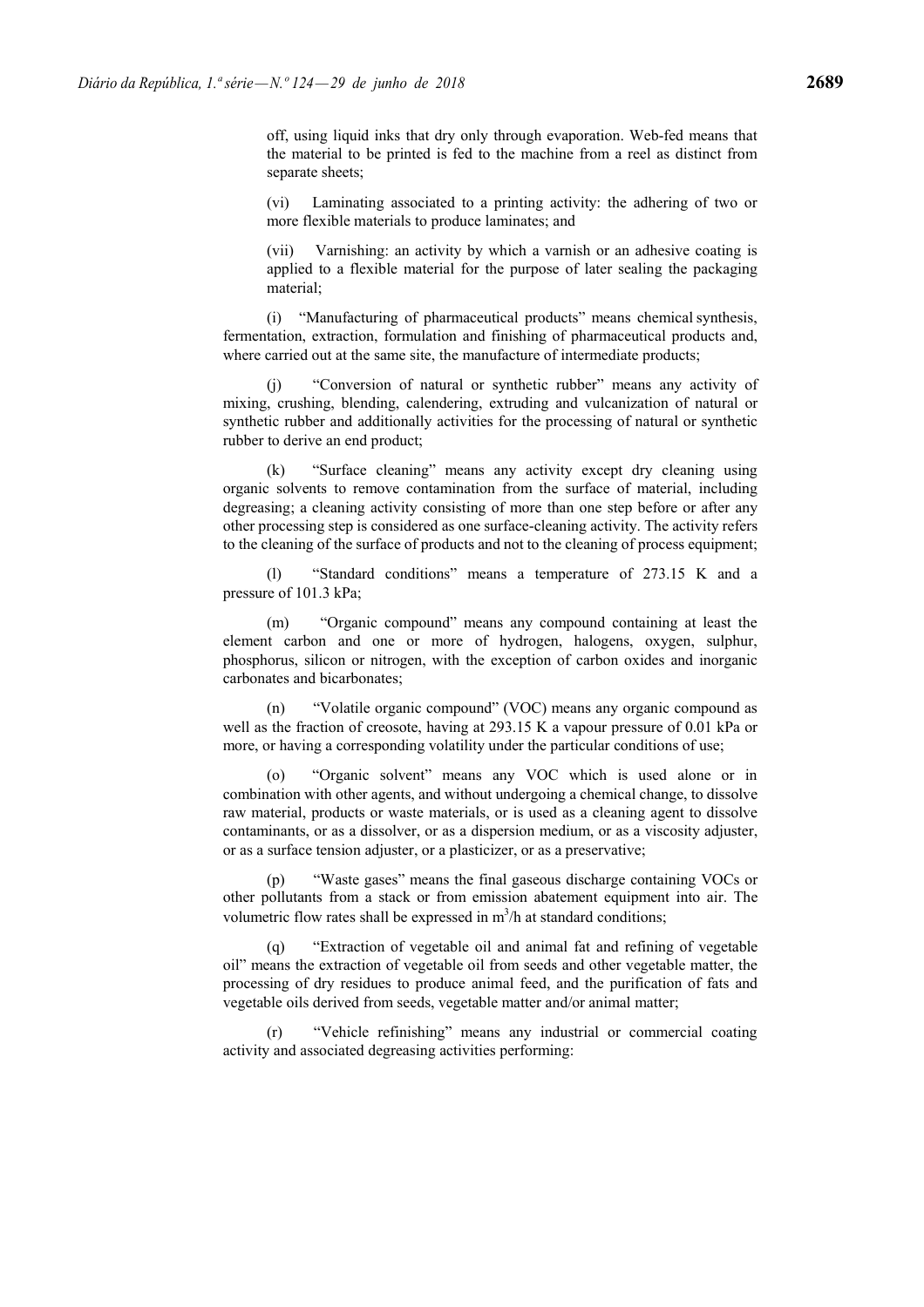off, using liquid inks that dry only through evaporation. Web-fed means that the material to be printed is fed to the machine from a reel as distinct from separate sheets;

(vi) Laminating associated to a printing activity: the adhering of two or more flexible materials to produce laminates; and

(vii) Varnishing: an activity by which a varnish or an adhesive coating is applied to a flexible material for the purpose of later sealing the packaging material;

(i) "Manufacturing of pharmaceutical products" means chemical synthesis, fermentation, extraction, formulation and finishing of pharmaceutical products and, where carried out at the same site, the manufacture of intermediate products;

(j) "Conversion of natural or synthetic rubber" means any activity of mixing, crushing, blending, calendering, extruding and vulcanization of natural or synthetic rubber and additionally activities for the processing of natural or synthetic rubber to derive an end product;

(k) "Surface cleaning" means any activity except dry cleaning using organic solvents to remove contamination from the surface of material, including degreasing; a cleaning activity consisting of more than one step before or after any other processing step is considered as one surface-cleaning activity. The activity refers to the cleaning of the surface of products and not to the cleaning of process equipment;

(l) "Standard conditions" means a temperature of 273.15 K and a pressure of 101.3 kPa;

(m) "Organic compound" means any compound containing at least the element carbon and one or more of hydrogen, halogens, oxygen, sulphur, phosphorus, silicon or nitrogen, with the exception of carbon oxides and inorganic carbonates and bicarbonates;

(n) "Volatile organic compound" (VOC) means any organic compound as well as the fraction of creosote, having at 293.15 K a vapour pressure of 0.01 kPa or more, or having a corresponding volatility under the particular conditions of use;

(o) "Organic solvent" means any VOC which is used alone or in combination with other agents, and without undergoing a chemical change, to dissolve raw material, products or waste materials, or is used as a cleaning agent to dissolve contaminants, or as a dissolver, or as a dispersion medium, or as a viscosity adjuster, or as a surface tension adjuster, or a plasticizer, or as a preservative;

(p) "Waste gases" means the final gaseous discharge containing VOCs or other pollutants from a stack or from emission abatement equipment into air. The volumetric flow rates shall be expressed in $m^3/h$ at standard conditions;

(q) "Extraction of vegetable oil and animal fat and refining of vegetable oil" means the extraction of vegetable oil from seeds and other vegetable matter, the processing of dry residues to produce animal feed, and the purification of fats and vegetable oils derived from seeds, vegetable matter and/or animal matter;

(r) "Vehicle refinishing" means any industrial or commercial coating activity and associated degreasing activities performing: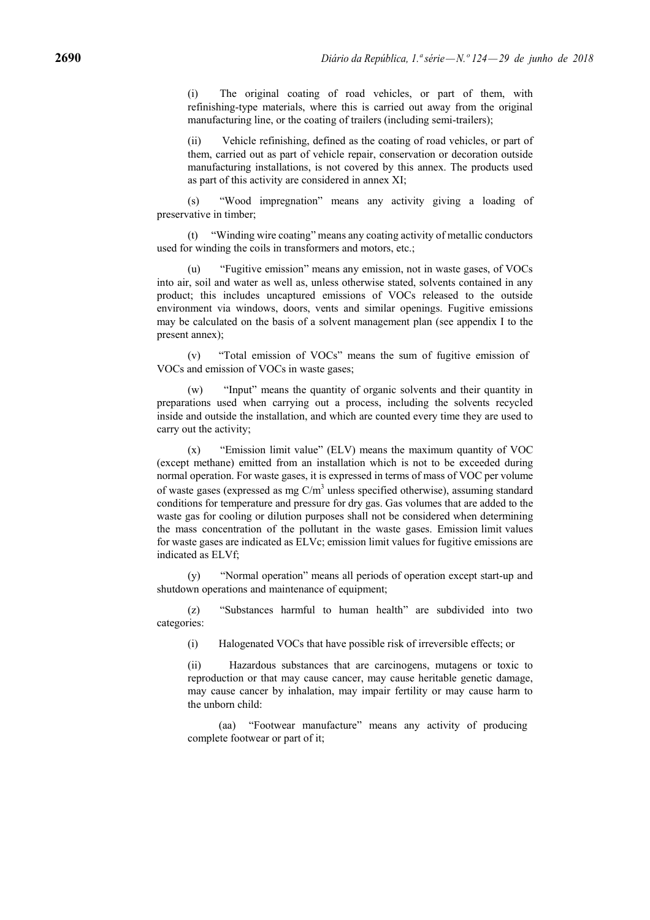(i) The original coating of road vehicles, or part of them, with refinishing-type materials, where this is carried out away from the original manufacturing line, or the coating of trailers (including semi-trailers);

(ii) Vehicle refinishing, defined as the coating of road vehicles, or part of them, carried out as part of vehicle repair, conservation or decoration outside manufacturing installations, is not covered by this annex. The products used as part of this activity are considered in annex XI;

(s) "Wood impregnation" means any activity giving a loading of preservative in timber;

(t) "Winding wire coating" means any coating activity of metallic conductors used for winding the coils in transformers and motors, etc.;

(u) "Fugitive emission" means any emission, not in waste gases, of VOCs into air, soil and water as well as, unless otherwise stated, solvents contained in any product; this includes uncaptured emissions of VOCs released to the outside environment via windows, doors, vents and similar openings. Fugitive emissions may be calculated on the basis of a solvent management plan (see appendix I to the present annex);

(v) "Total emission of VOCs" means the sum of fugitive emission of VOCs and emission of VOCs in waste gases;

(w) "Input" means the quantity of organic solvents and their quantity in preparations used when carrying out a process, including the solvents recycled inside and outside the installation, and which are counted every time they are used to carry out the activity;

(x) "Emission limit value" (ELV) means the maximum quantity of VOC (except methane) emitted from an installation which is not to be exceeded during normal operation. For waste gases, it is expressed in terms of mass of VOC per volume of waste gases (expressed as mg $C/m^3$ unless specified otherwise), assuming standard conditions for temperature and pressure for dry gas. Gas volumes that are added to the waste gas for cooling or dilution purposes shall not be considered when determining the mass concentration of the pollutant in the waste gases. Emission limit values for waste gases are indicated as ELVc; emission limit values for fugitive emissions are indicated as ELVf;

(y) "Normal operation" means all periods of operation except start-up and shutdown operations and maintenance of equipment;

(z) "Substances harmful to human health" are subdivided into two categories:

(i) Halogenated VOCs that have possible risk of irreversible effects; or

(ii) Hazardous substances that are carcinogens, mutagens or toxic to reproduction or that may cause cancer, may cause heritable genetic damage, may cause cancer by inhalation, may impair fertility or may cause harm to the unborn child:

(aa) "Footwear manufacture" means any activity of producing complete footwear or part of it;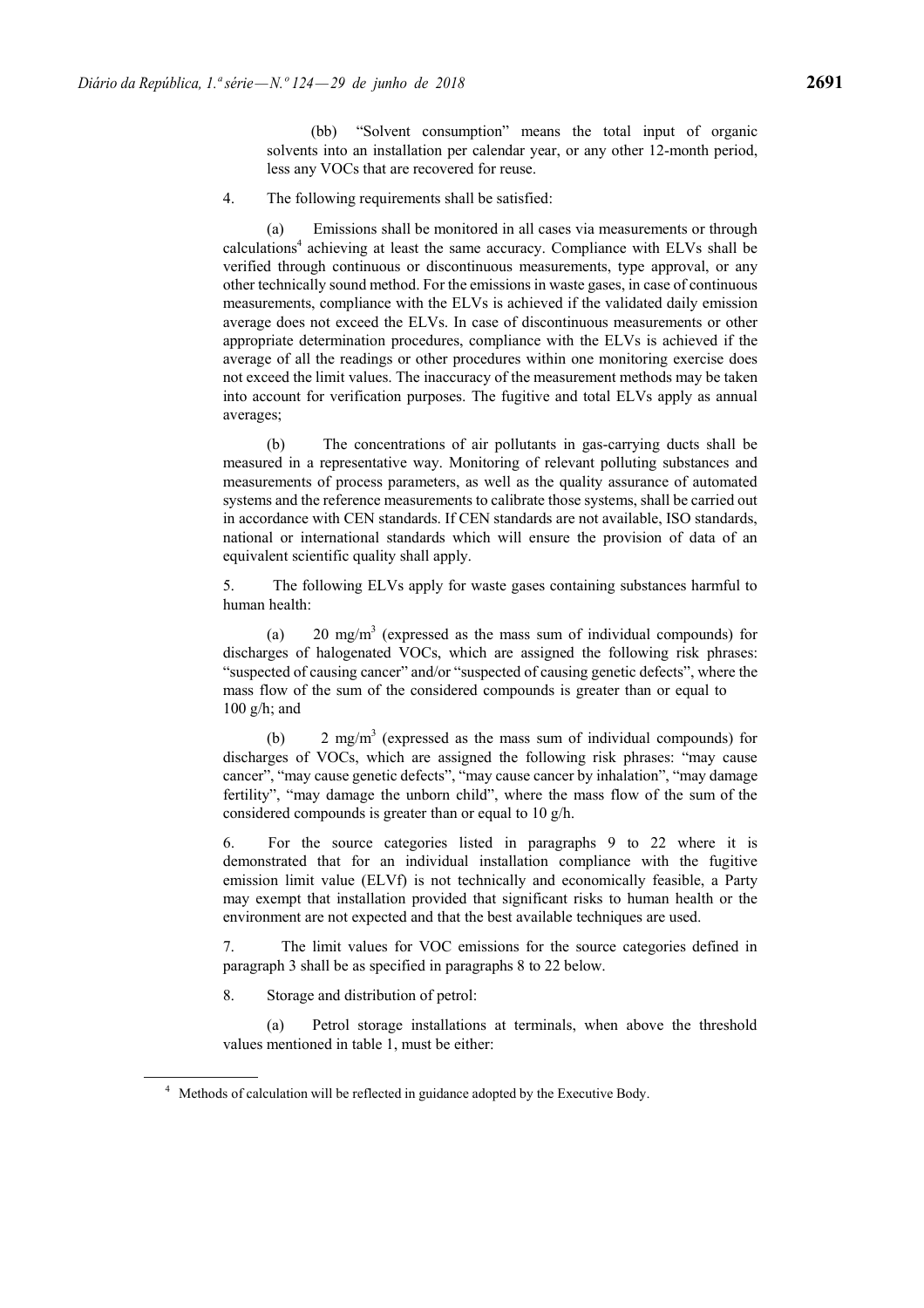(bb) "Solvent consumption" means the total input of organic solvents into an installation per calendar year, or any other 12-month period, less any VOCs that are recovered for reuse.

4. The following requirements shall be satisfied:

(a) Emissions shall be monitored in all cases via measurements or through calculations[4] achieving at least the same accuracy. Compliance with ELVs shall be verified through continuous or discontinuous measurements, type approval, or any other technically sound method. For the emissions in waste gases, in case of continuous measurements, compliance with the ELVs is achieved if the validated daily emission average does not exceed the ELVs. In case of discontinuous measurements or other appropriate determination procedures, compliance with the ELVs is achieved if the average of all the readings or other procedures within one monitoring exercise does not exceed the limit values. The inaccuracy of the measurement methods may be taken into account for verification purposes. The fugitive and total ELVs apply as annual averages;

(b) The concentrations of air pollutants in gas-carrying ducts shall be measured in a representative way. Monitoring of relevant polluting substances and measurements of process parameters, as well as the quality assurance of automated systems and the reference measurements to calibrate those systems, shall be carried out in accordance with CEN standards. If CEN standards are not available, ISO standards, national or international standards which will ensure the provision of data of an equivalent scientific quality shall apply.

5. The following ELVs apply for waste gases containing substances harmful to human health:

(a) 20 mg/m$^3$ (expressed as the mass sum of individual compounds) for discharges of halogenated VOCs, which are assigned the following risk phrases: "suspected of causing cancer" and/or "suspected of causing genetic defects", where the mass flow of the sum of the considered compounds is greater than or equal to 100 g/h; and

(b) 2 mg/m$^3$ (expressed as the mass sum of individual compounds) for discharges of VOCs, which are assigned the following risk phrases: "may cause cancer", "may cause genetic defects", "may cause cancer by inhalation", "may damage fertility", "may damage the unborn child", where the mass flow of the sum of the considered compounds is greater than or equal to 10 g/h.

6. For the source categories listed in paragraphs 9 to 22 where it is demonstrated that for an individual installation compliance with the fugitive emission limit value (ELVf) is not technically and economically feasible, a Party may exempt that installation provided that significant risks to human health or the environment are not expected and that the best available techniques are used.

7. The limit values for VOC emissions for the source categories defined in paragraph 3 shall be as specified in paragraphs 8 to 22 below.

8. Storage and distribution of petrol:

(a) Petrol storage installations at terminals, when above the threshold values mentioned in table 1, must be either:

[4] Methods of calculation will be reflected in guidance adopted by the Executive Body.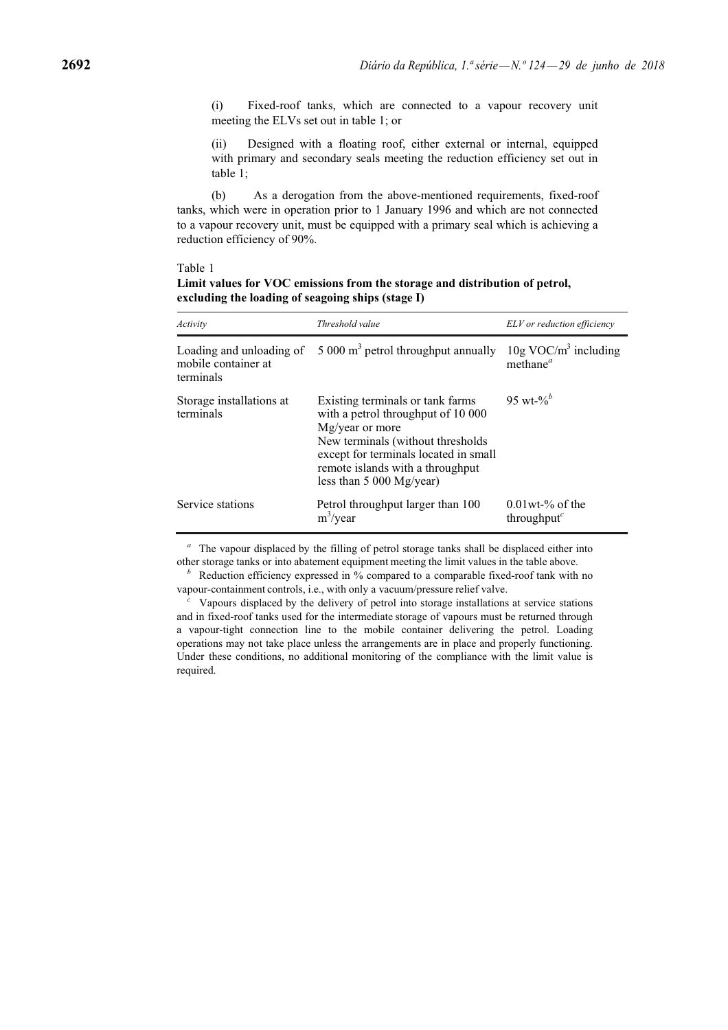(i) Fixed-roof tanks, which are connected to a vapour recovery unit meeting the ELVs set out in table 1; or

(ii) Designed with a floating roof, either external or internal, equipped with primary and secondary seals meeting the reduction efficiency set out in table 1;

(b) As a derogation from the above-mentioned requirements, fixed-roof tanks, which were in operation prior to 1 January 1996 and which are not connected to a vapour recovery unit, must be equipped with a primary seal which is achieving a reduction efficiency of 90%.

Table 1

**Limit values for VOC emissions from the storage and distribution of petrol, excluding the loading of seagoing ships (stage I)**

| *Activity* | *Threshold value* | *ELV or reduction efficiency* |
|---|---|---|
| Loading and unloading of mobile container at terminals | 5 000 $m^3$ petrol throughput annually | 10g VOC/$m^3$ including methane[a] |
| Storage installations at terminals | Existing terminals or tank farms with a petrol throughput of 10 000 Mg/year or more<br>New terminals (without thresholds except for terminals located in small remote islands with a throughput less than 5 000 Mg/year) | 95 wt-%[b] |
| Service stations | Petrol throughput larger than 100 $m^3$/year | 0.01wt-% of the throughput[c] |

[a] The vapour displaced by the filling of petrol storage tanks shall be displaced either into other storage tanks or into abatement equipment meeting the limit values in the table above.

[b] Reduction efficiency expressed in % compared to a comparable fixed-roof tank with no vapour-containment controls, i.e., with only a vacuum/pressure relief valve.

[c] Vapours displaced by the delivery of petrol into storage installations at service stations and in fixed-roof tanks used for the intermediate storage of vapours must be returned through a vapour-tight connection line to the mobile container delivering the petrol. Loading operations may not take place unless the arrangements are in place and properly functioning. Under these conditions, no additional monitoring of the compliance with the limit value is required.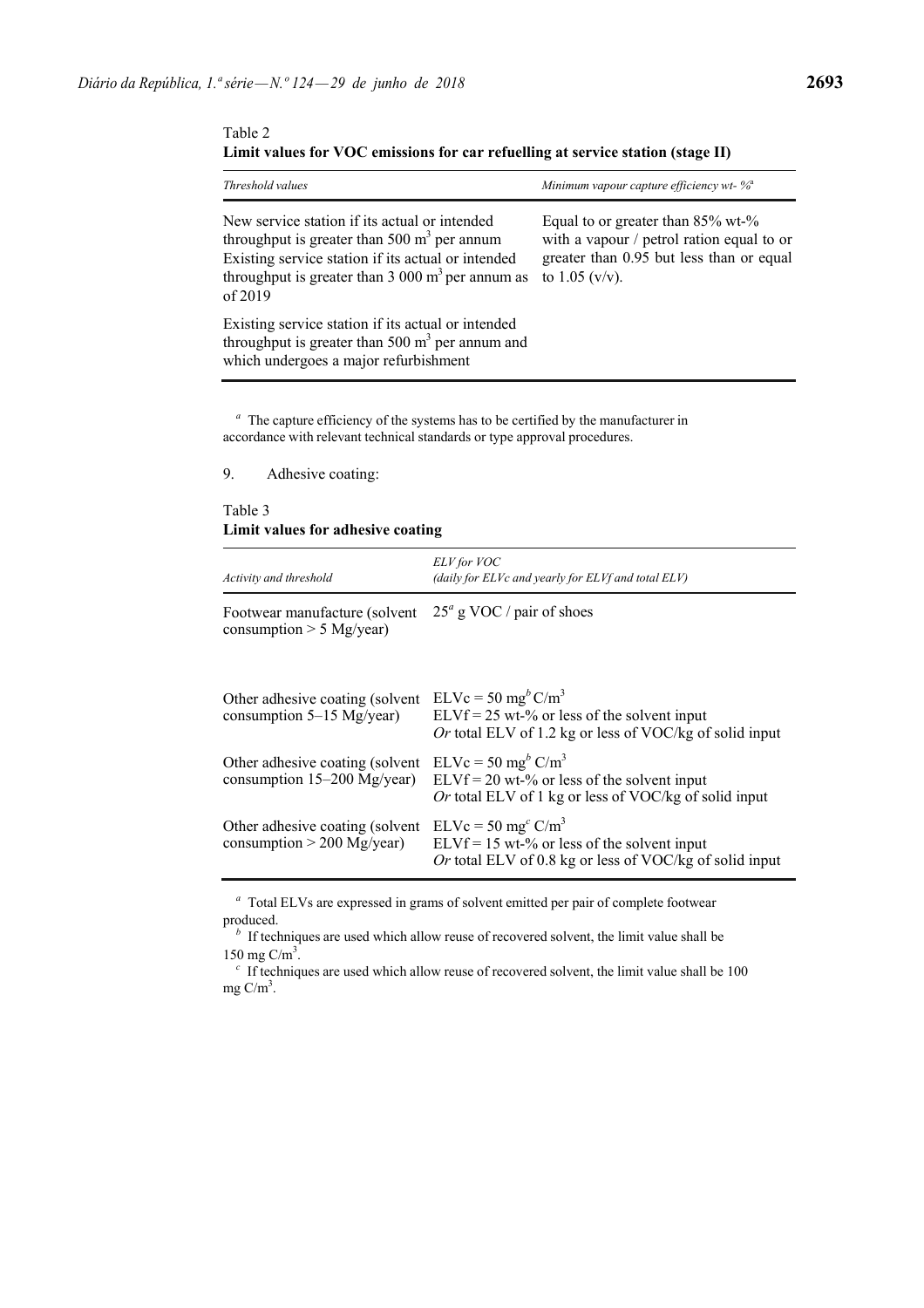Table 2
**Limit values for VOC emissions for car refuelling at service station (stage II)**

| *Threshold values* | *Minimum vapour capture efficiency wt- %*[a] |
|---|---|
| New service station if its actual or intended throughput is greater than 500 $m^3$ per annum<br>Existing service station if its actual or intended throughput is greater than 3 000 $m^3$ per annum as of 2019 | Equal to or greater than 85% wt-% with a vapour / petrol ration equal to or greater than 0.95 but less than or equal to 1.05 (v/v). |
| Existing service station if its actual or intended throughput is greater than 500 $m^3$ per annum and which undergoes a major refurbishment | |

[a] The capture efficiency of the systems has to be certified by the manufacturer in accordance with relevant technical standards or type approval procedures.

9. Adhesive coating:

Table 3
**Limit values for adhesive coating**

| *Activity and threshold* | *ELV for VOC (daily for ELVc and yearly for ELVf and total ELV)* |
|---|---|
| Footwear manufacture (solvent consumption > 5 Mg/year) | 25[a] g VOC / pair of shoes |
| Other adhesive coating (solvent consumption 5–15 Mg/year) | ELVc = 50 mg[b] C/$m^3$<br>ELVf = 25 wt-% or less of the solvent input<br>*Or* total ELV of 1.2 kg or less of VOC/kg of solid input |
| Other adhesive coating (solvent consumption 15–200 Mg/year) | ELVc = 50 mg[b] C/$m^3$<br>ELVf = 20 wt-% or less of the solvent input<br>*Or* total ELV of 1 kg or less of VOC/kg of solid input |
| Other adhesive coating (solvent consumption > 200 Mg/year) | ELVc = 50 mg[c] C/$m^3$<br>ELVf = 15 wt-% or less of the solvent input<br>*Or* total ELV of 0.8 kg or less of VOC/kg of solid input |

[a] Total ELVs are expressed in grams of solvent emitted per pair of complete footwear produced.

[b] If techniques are used which allow reuse of recovered solvent, the limit value shall be 150 mg C/$m^3$.

[c] If techniques are used which allow reuse of recovered solvent, the limit value shall be 100 mg C/$m^3$.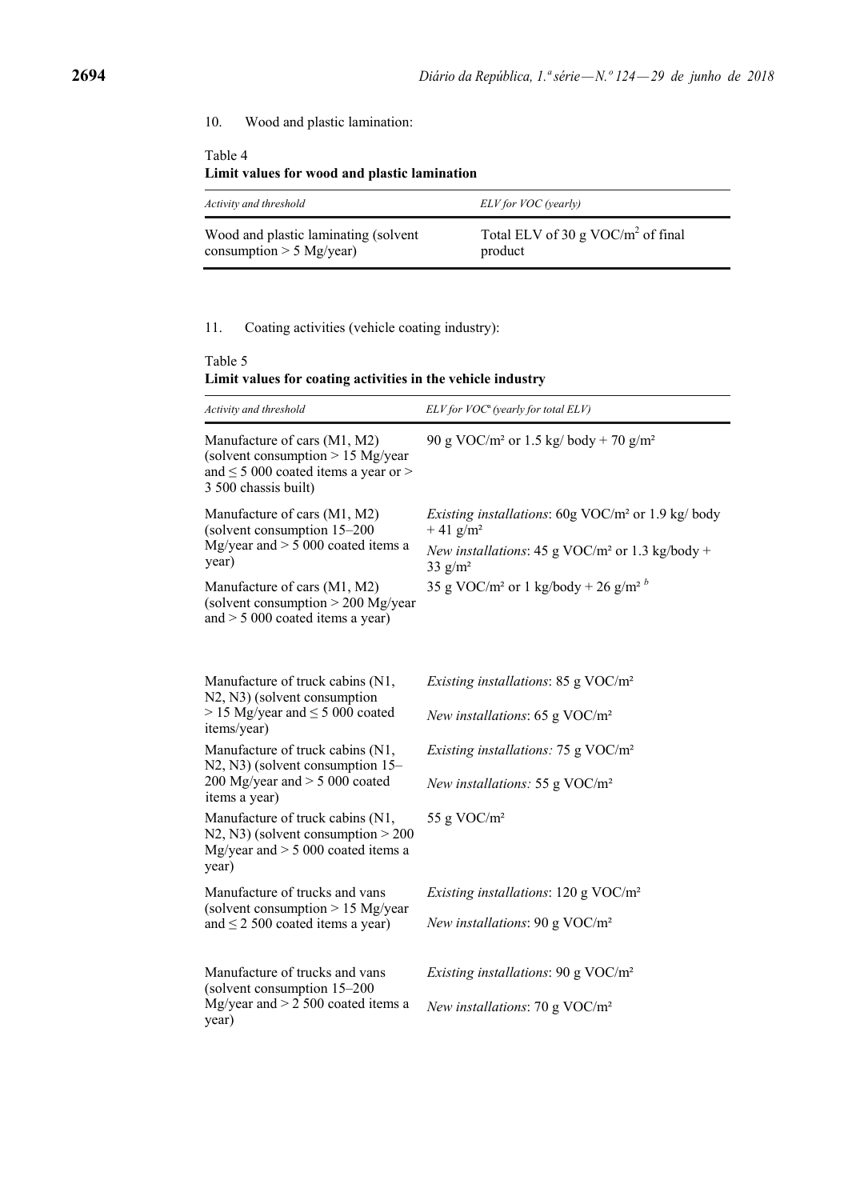10. Wood and plastic lamination:

Table 4
**Limit values for wood and plastic lamination**

| *Activity and threshold* | *ELV for VOC (yearly)* |
| --- | --- |
| Wood and plastic laminating (solvent consumption > 5 Mg/year) | Total ELV of 30 g VOC/m$^2$ of final product |

11. Coating activities (vehicle coating industry):

Table 5
**Limit values for coating activities in the vehicle industry**

| *Activity and threshold* | *ELV for VOC[a] (yearly for total ELV)* |
| --- | --- |
| Manufacture of cars (M1, M2) (solvent consumption > 15 Mg/year and ≤ 5 000 coated items a year or > 3 500 chassis built) | 90 g VOC/m² or 1.5 kg/ body + 70 g/m² |
| Manufacture of cars (M1, M2) (solvent consumption 15–200 Mg/year and > 5 000 coated items a year) | *Existing installations*: 60g VOC/m² or 1.9 kg/ body + 41 g/m²<br>*New installations*: 45 g VOC/m² or 1.3 kg/body + 33 g/m² |
| Manufacture of cars (M1, M2) (solvent consumption > 200 Mg/year and > 5 000 coated items a year) | 35 g VOC/m² or 1 kg/body + 26 g/m² [b] |
| Manufacture of truck cabins (N1, N2, N3) (solvent consumption > 15 Mg/year and ≤ 5 000 coated items/year) | *Existing installations*: 85 g VOC/m²<br>*New installations*: 65 g VOC/m² |
| Manufacture of truck cabins (N1, N2, N3) (solvent consumption 15–200 Mg/year and > 5 000 coated items a year) | *Existing installations:* 75 g VOC/m²<br>*New installations:* 55 g VOC/m² |
| Manufacture of truck cabins (N1, N2, N3) (solvent consumption > 200 Mg/year and > 5 000 coated items a year) | 55 g VOC/m² |
| Manufacture of trucks and vans (solvent consumption > 15 Mg/year and ≤ 2 500 coated items a year) | *Existing installations*: 120 g VOC/m²<br>*New installations*: 90 g VOC/m² |
| Manufacture of trucks and vans (solvent consumption 15–200 Mg/year and > 2 500 coated items a year) | *Existing installations*: 90 g VOC/m²<br>*New installations*: 70 g VOC/m² |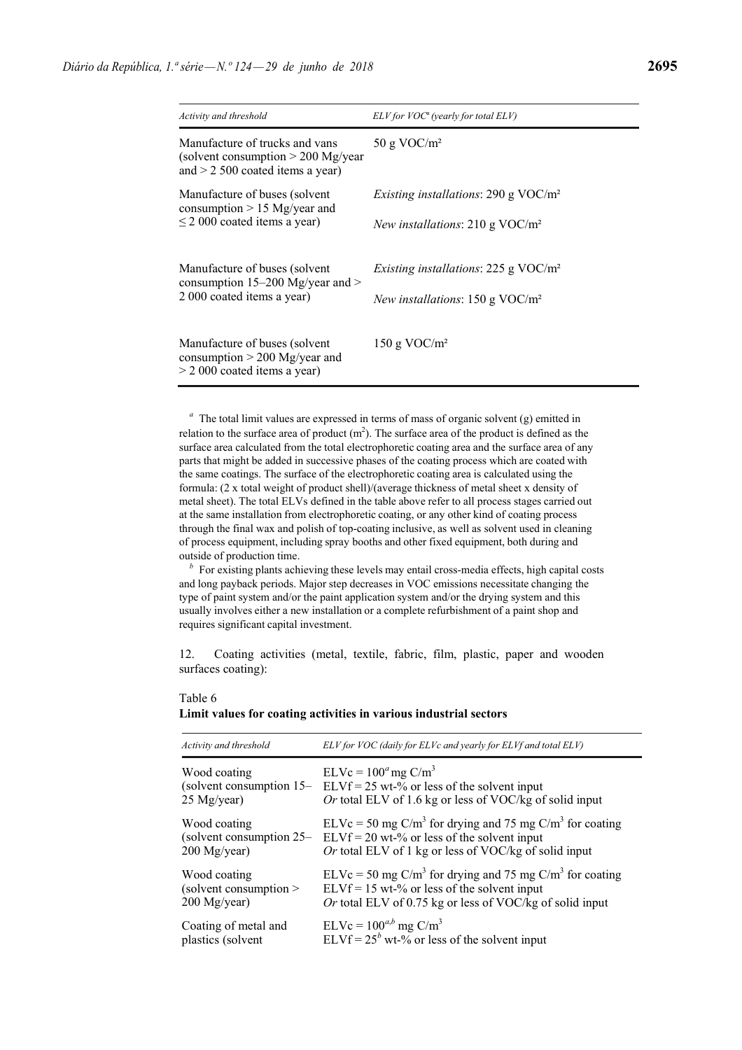| *Activity and threshold* | *ELV for VOC*[a] *(yearly for total ELV)* |
|---|---|
| Manufacture of trucks and vans (solvent consumption > 200 Mg/year and > 2 500 coated items a year) | 50 g VOC/m² |
| Manufacture of buses (solvent consumption > 15 Mg/year and ≤ 2 000 coated items a year) | *Existing installations*: 290 g VOC/m²<br>*New installations*: 210 g VOC/m² |
| Manufacture of buses (solvent consumption 15–200 Mg/year and > 2 000 coated items a year) | *Existing installations*: 225 g VOC/m²<br>*New installations*: 150 g VOC/m² |
| Manufacture of buses (solvent consumption > 200 Mg/year and > 2 000 coated items a year) | 150 g VOC/m² |

[a] The total limit values are expressed in terms of mass of organic solvent (g) emitted in relation to the surface area of product ($m^2$). The surface area of the product is defined as the surface area calculated from the total electrophoretic coating area and the surface area of any parts that might be added in successive phases of the coating process which are coated with the same coatings. The surface of the electrophoretic coating area is calculated using the formula: (2 x total weight of product shell)/(average thickness of metal sheet x density of metal sheet). The total ELVs defined in the table above refer to all process stages carried out at the same installation from electrophoretic coating, or any other kind of coating process through the final wax and polish of top-coating inclusive, as well as solvent used in cleaning of process equipment, including spray booths and other fixed equipment, both during and outside of production time.

[b] For existing plants achieving these levels may entail cross-media effects, high capital costs and long payback periods. Major step decreases in VOC emissions necessitate changing the type of paint system and/or the paint application system and/or the drying system and this usually involves either a new installation or a complete refurbishment of a paint shop and requires significant capital investment.

12. Coating activities (metal, textile, fabric, film, plastic, paper and wooden surfaces coating):

Table 6

**Limit values for coating activities in various industrial sectors**

| *Activity and threshold* | *ELV for VOC (daily for ELVc and yearly for ELVf and total ELV)* |
|---|---|
| Wood coating (solvent consumption 15–25 Mg/year) | ELVc = 100[a] mg C/m³<br>ELVf = 25 wt-% or less of the solvent input<br>*Or* total ELV of 1.6 kg or less of VOC/kg of solid input |
| Wood coating (solvent consumption 25–200 Mg/year) | ELVc = 50 mg C/m³ for drying and 75 mg C/m³ for coating<br>ELVf = 20 wt-% or less of the solvent input<br>*Or* total ELV of 1 kg or less of VOC/kg of solid input |
| Wood coating (solvent consumption > 200 Mg/year) | ELVc = 50 mg C/m³ for drying and 75 mg C/m³ for coating<br>ELVf = 15 wt-% or less of the solvent input<br>*Or* total ELV of 0.75 kg or less of VOC/kg of solid input |
| Coating of metal and plastics (solvent | ELVc = 100[a,b] mg C/m³<br>ELVf = 25[b] wt-% or less of the solvent input |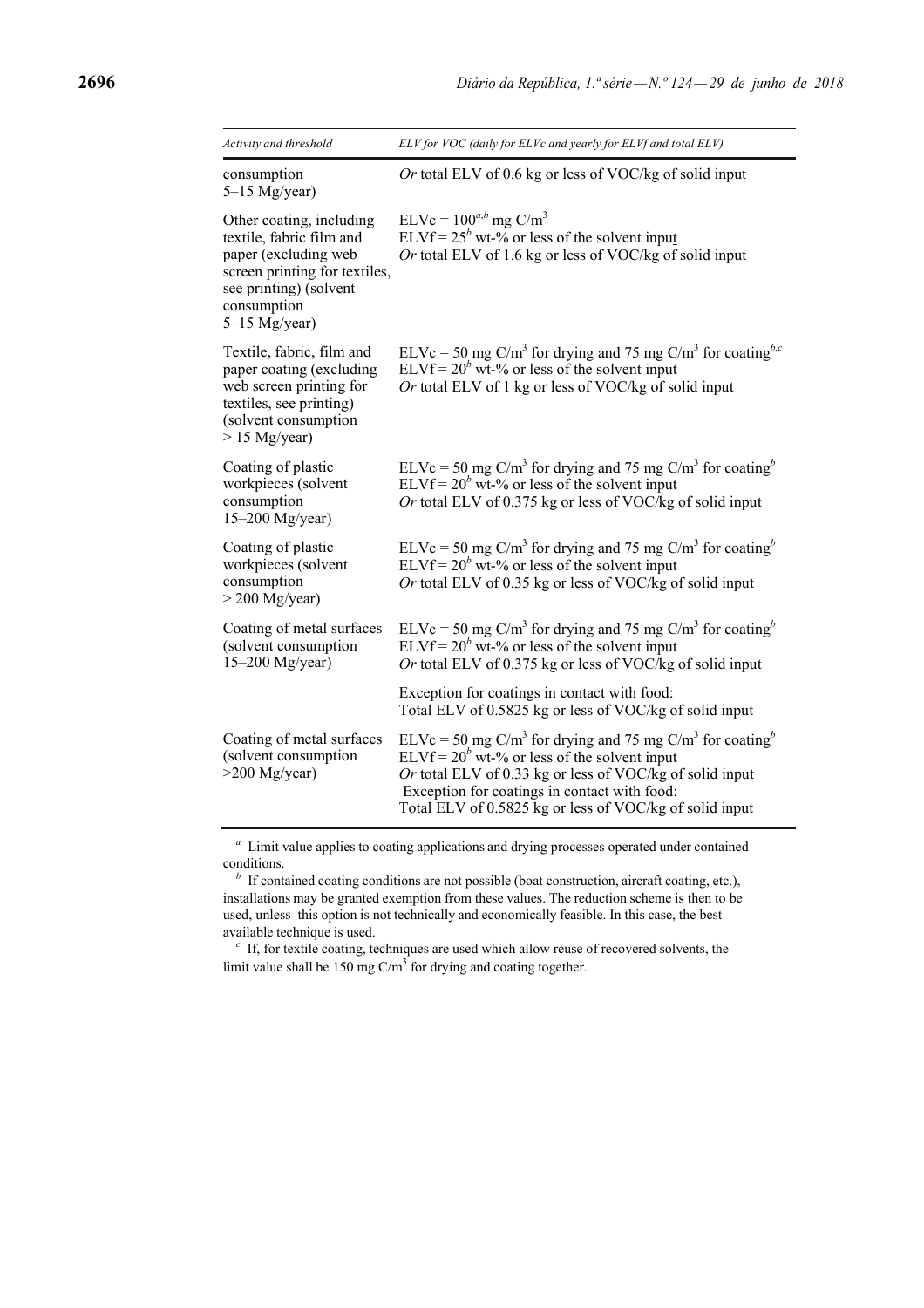| *Activity and threshold* | *ELV for VOC (daily for ELVc and yearly for ELVf and total ELV)* |
|---|---|
| consumption 5–15 Mg/year) | *Or* total ELV of 0.6 kg or less of VOC/kg of solid input |
| Other coating, including textile, fabric film and paper (excluding web screen printing for textiles, see printing) (solvent consumption 5–15 Mg/year) | ELVc = $100^{a,b}$ mg C/m$^3$<br>ELVf = $25^b$ wt-% or less of the solvent input<br>*Or* total ELV of 1.6 kg or less of VOC/kg of solid input |
| Textile, fabric, film and paper coating (excluding web screen printing for textiles, see printing) (solvent consumption > 15 Mg/year) | ELVc = 50 mg C/m$^3$ for drying and 75 mg C/m$^3$ for coating$^{b,c}$<br>ELVf = $20^b$ wt-% or less of the solvent input<br>*Or* total ELV of 1 kg or less of VOC/kg of solid input |
| Coating of plastic workpieces (solvent consumption 15–200 Mg/year) | ELVc = 50 mg C/m$^3$ for drying and 75 mg C/m$^3$ for coating$^b$<br>ELVf = $20^b$ wt-% or less of the solvent input<br>*Or* total ELV of 0.375 kg or less of VOC/kg of solid input |
| Coating of plastic workpieces (solvent consumption > 200 Mg/year) | ELVc = 50 mg C/m$^3$ for drying and 75 mg C/m$^3$ for coating$^b$<br>ELVf = $20^b$ wt-% or less of the solvent input<br>*Or* total ELV of 0.35 kg or less of VOC/kg of solid input |
| Coating of metal surfaces (solvent consumption 15–200 Mg/year) | ELVc = 50 mg C/m$^3$ for drying and 75 mg C/m$^3$ for coating$^b$<br>ELVf = $20^b$ wt-% or less of the solvent input<br>*Or* total ELV of 0.375 kg or less of VOC/kg of solid input<br><br>Exception for coatings in contact with food:<br>Total ELV of 0.5825 kg or less of VOC/kg of solid input |
| Coating of metal surfaces (solvent consumption >200 Mg/year) | ELVc = 50 mg C/m$^3$ for drying and 75 mg C/m$^3$ for coating$^b$<br>ELVf = $20^b$ wt-% or less of the solvent input<br>*Or* total ELV of 0.33 kg or less of VOC/kg of solid input<br>Exception for coatings in contact with food:<br>Total ELV of 0.5825 kg or less of VOC/kg of solid input |

[a] Limit value applies to coating applications and drying processes operated under contained conditions.

[b] If contained coating conditions are not possible (boat construction, aircraft coating, etc.), installations may be granted exemption from these values. The reduction scheme is then to be used, unless this option is not technically and economically feasible. In this case, the best available technique is used.

[c] If, for textile coating, techniques are used which allow reuse of recovered solvents, the limit value shall be 150 mg C/m$^3$ for drying and coating together.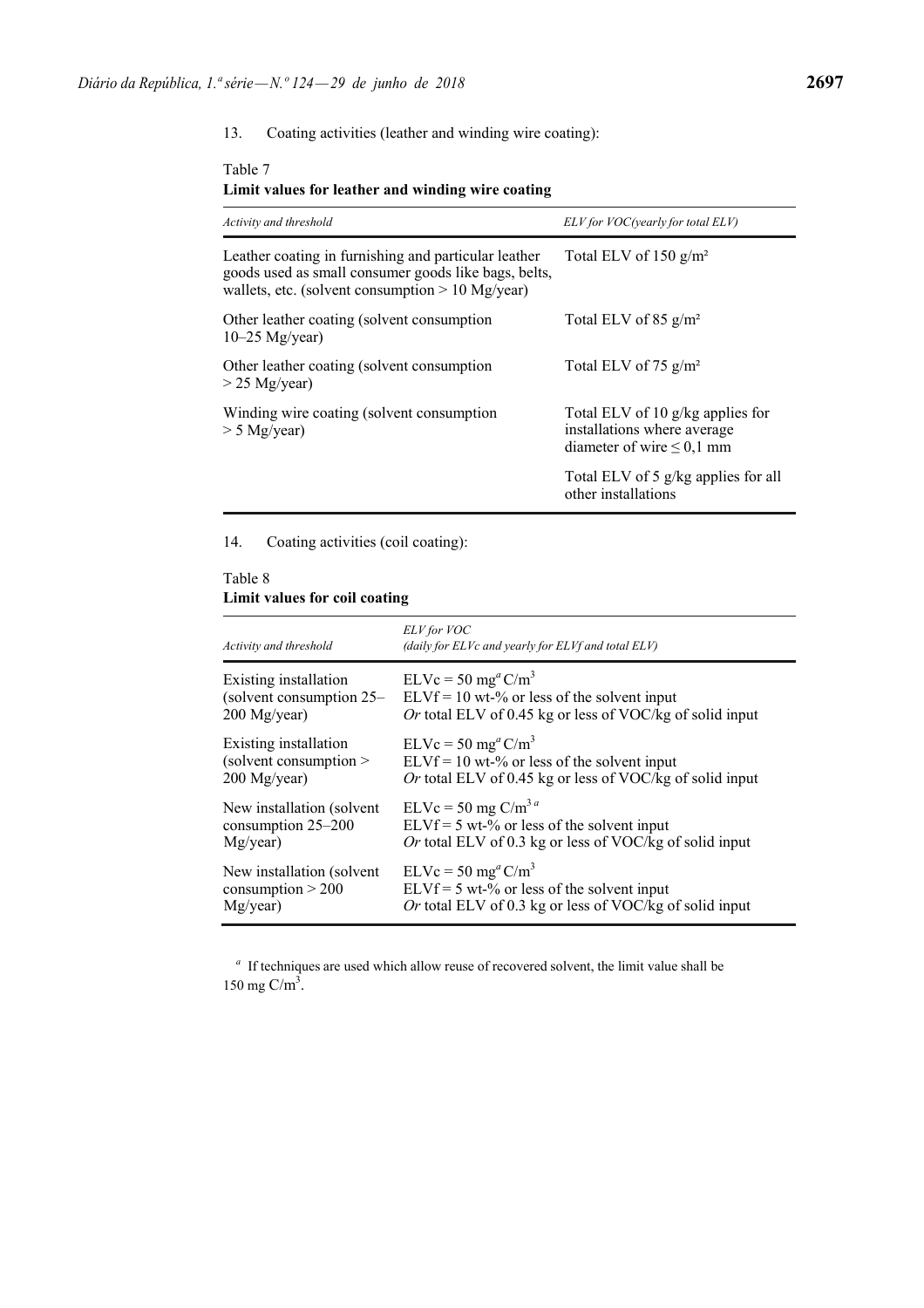13. Coating activities (leather and winding wire coating):

Table 7

**Limit values for leather and winding wire coating**

| *Activity and threshold* | *ELV for VOC(yearly for total ELV)* |
|---|---|
| Leather coating in furnishing and particular leather goods used as small consumer goods like bags, belts, wallets, etc. (solvent consumption > 10 Mg/year) | Total ELV of 150 g/m² |
| Other leather coating (solvent consumption 10–25 Mg/year) | Total ELV of 85 g/m² |
| Other leather coating (solvent consumption > 25 Mg/year) | Total ELV of 75 g/m² |
| Winding wire coating (solvent consumption > 5 Mg/year) | Total ELV of 10 g/kg applies for installations where average diameter of wire ≤ 0,1 mm |
| | Total ELV of 5 g/kg applies for all other installations |

14. Coating activities (coil coating):

Table 8

**Limit values for coil coating**

| *Activity and threshold* | *ELV for VOC (daily for ELVc and yearly for ELVf and total ELV)* |
|---|---|
| Existing installation (solvent consumption 25–200 Mg/year) | ELVc = 50 mg[a] C/m³<br>ELVf = 10 wt-% or less of the solvent input<br>*Or* total ELV of 0.45 kg or less of VOC/kg of solid input |
| Existing installation (solvent consumption > 200 Mg/year) | ELVc = 50 mg[a] C/m³<br>ELVf = 10 wt-% or less of the solvent input<br>*Or* total ELV of 0.45 kg or less of VOC/kg of solid input |
| New installation (solvent consumption 25–200 Mg/year) | ELVc = 50 mg C/m³ [a]<br>ELVf = 5 wt-% or less of the solvent input<br>*Or* total ELV of 0.3 kg or less of VOC/kg of solid input |
| New installation (solvent consumption > 200 Mg/year) | ELVc = 50 mg[a] C/m³<br>ELVf = 5 wt-% or less of the solvent input<br>*Or* total ELV of 0.3 kg or less of VOC/kg of solid input |

[a] If techniques are used which allow reuse of recovered solvent, the limit value shall be 150 mg C/m³.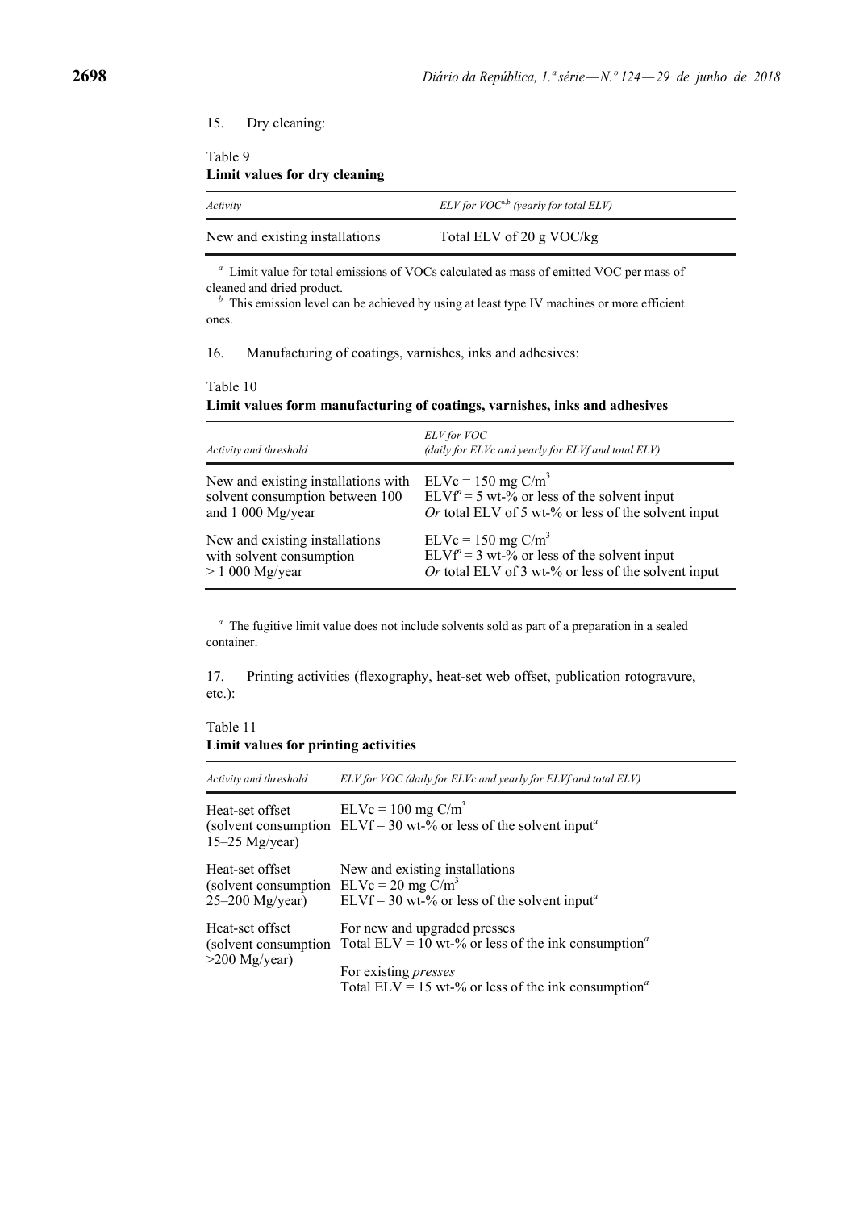15. Dry cleaning:

Table 9
**Limit values for dry cleaning**

| *Activity* | *ELV for VOC*[a,b] *(yearly for total ELV)* |
|---|---|
| New and existing installations | Total ELV of 20 g VOC/kg |

[a] Limit value for total emissions of VOCs calculated as mass of emitted VOC per mass of cleaned and dried product.

[b] This emission level can be achieved by using at least type IV machines or more efficient ones.

16. Manufacturing of coatings, varnishes, inks and adhesives:

Table 10
**Limit values form manufacturing of coatings, varnishes, inks and adhesives**

| *Activity and threshold* | *ELV for VOC (daily for ELVc and yearly for ELVf and total ELV)* |
|---|---|
| New and existing installations with solvent consumption between 100 and 1 000 Mg/year | ELVc = 150 mg C/m$^3$<br>ELVf[a] = 5 wt-% or less of the solvent input<br>*Or* total ELV of 5 wt-% or less of the solvent input |
| New and existing installations with solvent consumption > 1 000 Mg/year | ELVc = 150 mg C/m$^3$<br>ELVf[a] = 3 wt-% or less of the solvent input<br>*Or* total ELV of 3 wt-% or less of the solvent input |

[a] The fugitive limit value does not include solvents sold as part of a preparation in a sealed container.

17. Printing activities (flexography, heat-set web offset, publication rotogravure, etc.):

Table 11
**Limit values for printing activities**

| *Activity and threshold* | *ELV for VOC (daily for ELVc and yearly for ELVf and total ELV)* |
|---|---|
| Heat-set offset (solvent consumption 15–25 Mg/year) | ELVc = 100 mg C/m$^3$<br>ELVf = 30 wt-% or less of the solvent input[a] |
| Heat-set offset (solvent consumption 25–200 Mg/year) | New and existing installations<br>ELVc = 20 mg C/m$^3$<br>ELVf = 30 wt-% or less of the solvent input[a] |
| Heat-set offset (solvent consumption >200 Mg/year) | For new and upgraded presses<br>Total ELV = 10 wt-% or less of the ink consumption[a]<br>For existing *presses*<br>Total ELV = 15 wt-% or less of the ink consumption[a] |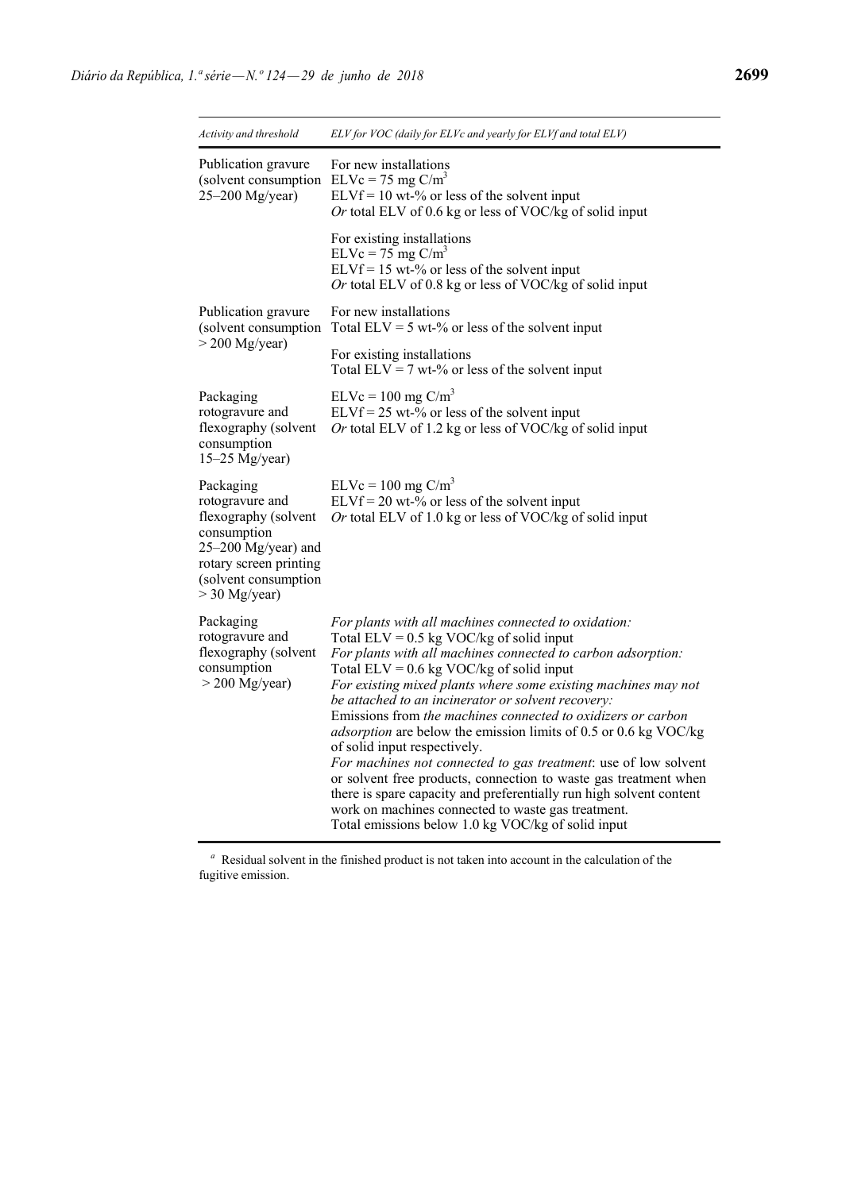| *Activity and threshold* | *ELV for VOC (daily for ELVc and yearly for ELVf and total ELV)* |
|---|---|
| Publication gravure (solvent consumption 25–200 Mg/year) | For new installations<br>ELVc = 75 mg C/$m^3$<br>ELVf = 10 wt-% or less of the solvent input<br>*Or* total ELV of 0.6 kg or less of VOC/kg of solid input<br><br>For existing installations<br>ELVc = 75 mg C/$m^3$<br>ELVf = 15 wt-% or less of the solvent input<br>*Or* total ELV of 0.8 kg or less of VOC/kg of solid input |
| Publication gravure (solvent consumption > 200 Mg/year) | For new installations<br>Total ELV = 5 wt-% or less of the solvent input<br><br>For existing installations<br>Total ELV = 7 wt-% or less of the solvent input |
| Packaging rotogravure and flexography (solvent consumption 15–25 Mg/year) | ELVc = 100 mg C/$m^3$<br>ELVf = 25 wt-% or less of the solvent input<br>*Or* total ELV of 1.2 kg or less of VOC/kg of solid input |
| Packaging rotogravure and flexography (solvent consumption 25–200 Mg/year) and rotary screen printing (solvent consumption > 30 Mg/year) | ELVc = 100 mg C/$m^3$<br>ELVf = 20 wt-% or less of the solvent input<br>*Or* total ELV of 1.0 kg or less of VOC/kg of solid input |
| Packaging rotogravure and flexography (solvent consumption > 200 Mg/year) | *For plants with all machines connected to oxidation:*<br>Total ELV = 0.5 kg VOC/kg of solid input<br>*For plants with all machines connected to carbon adsorption:*<br>Total ELV = 0.6 kg VOC/kg of solid input<br>*For existing mixed plants where some existing machines may not be attached to an incinerator or solvent recovery:*<br>Emissions from *the machines connected to oxidizers or carbon adsorption* are below the emission limits of 0.5 or 0.6 kg VOC/kg of solid input respectively.<br>*For machines not connected to gas treatment*: use of low solvent or solvent free products, connection to waste gas treatment when there is spare capacity and preferentially run high solvent content work on machines connected to waste gas treatment.<br>Total emissions below 1.0 kg VOC/kg of solid input |

[a] Residual solvent in the finished product is not taken into account in the calculation of the fugitive emission.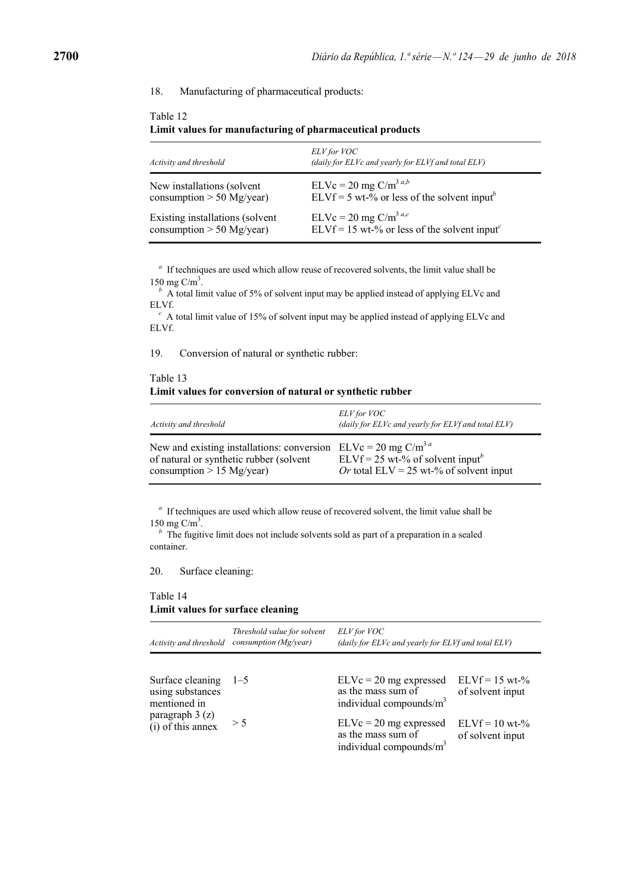18. Manufacturing of pharmaceutical products:

Table 12
**Limit values for manufacturing of pharmaceutical products**

| *Activity and threshold* | *ELV for VOC (daily for ELVc and yearly for ELVf and total ELV)* |
|---|---|
| New installations (solvent consumption > 50 Mg/year) | ELVc = 20 mg $C/m^3$ [a,b]<br>ELVf = 5 wt-% or less of the solvent input[b] |
| Existing installations (solvent consumption > 50 Mg/year) | ELVc = 20 mg $C/m^3$ [a,c]<br>ELVf = 15 wt-% or less of the solvent input[c] |

[a] If techniques are used which allow reuse of recovered solvents, the limit value shall be 150 mg $C/m^3$.
[b] A total limit value of 5% of solvent input may be applied instead of applying ELVc and ELVf.
[c] A total limit value of 15% of solvent input may be applied instead of applying ELVc and ELVf.

19. Conversion of natural or synthetic rubber:

Table 13
**Limit values for conversion of natural or synthetic rubber**

| *Activity and threshold* | *ELV for VOC (daily for ELVc and yearly for ELVf and total ELV)* |
|---|---|
| New and existing installations: conversion of natural or synthetic rubber (solvent consumption > 15 Mg/year) | ELVc = 20 mg $C/m^3$ [a]<br>ELVf = 25 wt-% of solvent input[b]<br>*Or* total ELV = 25 wt-% of solvent input |

[a] If techniques are used which allow reuse of recovered solvent, the limit value shall be 150 mg $C/m^3$.
[b] The fugitive limit does not include solvents sold as part of a preparation in a sealed container.

20. Surface cleaning:

Table 14
**Limit values for surface cleaning**

| *Activity and threshold* | *Threshold value for solvent consumption (Mg/year)* | *ELV for VOC (daily for ELVc and yearly for ELVf and total ELV)* | |
|---|---|---|---|
| Surface cleaning using substances mentioned in paragraph 3 (z) (i) of this annex | 1–5 | ELVc = 20 mg expressed as the mass sum of individual compounds/$m^3$ | ELVf = 15 wt-% of solvent input |
| | > 5 | ELVc = 20 mg expressed as the mass sum of individual compounds/$m^3$ | ELVf = 10 wt-% of solvent input |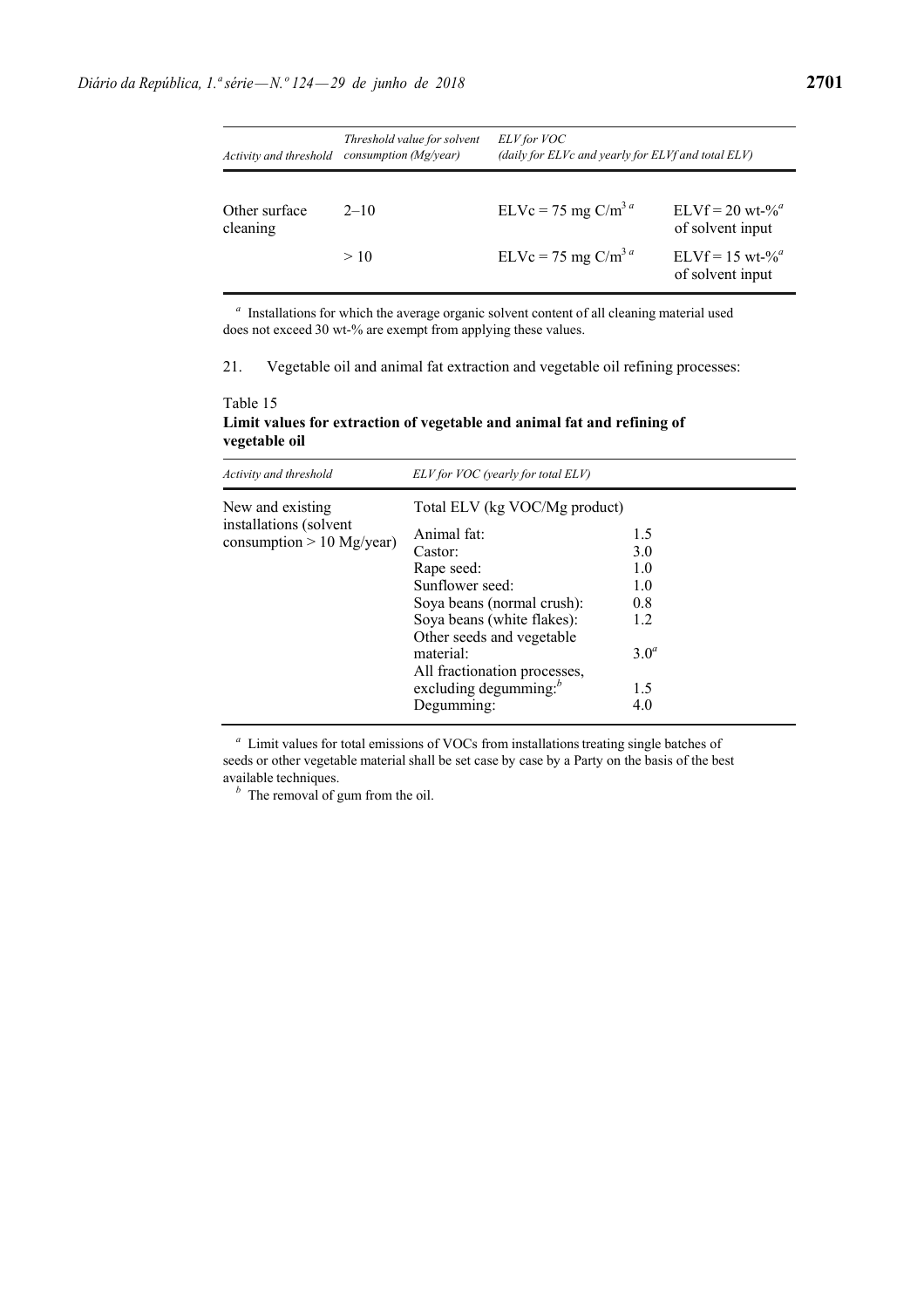| *Activity and threshold* | *Threshold value for solvent consumption (Mg/year)* | *ELV for VOC (daily for ELVc and yearly for ELVf and total ELV)* | |
|---|---|---|---|
| Other surface cleaning | 2–10 | ELVc = 75 mg C/$m^3$ [a] | ELVf = 20 wt-% [a] of solvent input |
| | > 10 | ELVc = 75 mg C/$m^3$ [a] | ELVf = 15 wt-% [a] of solvent input |

[a] Installations for which the average organic solvent content of all cleaning material used does not exceed 30 wt-% are exempt from applying these values.

21. Vegetable oil and animal fat extraction and vegetable oil refining processes:

Table 15
**Limit values for extraction of vegetable and animal fat and refining of vegetable oil**

| *Activity and threshold* | *ELV for VOC (yearly for total ELV)* | |
|---|---|---|
| New and existing installations (solvent consumption > 10 Mg/year) | Total ELV (kg VOC/Mg product) | |
| | Animal fat: | 1.5 |
| | Castor: | 3.0 |
| | Rape seed: | 1.0 |
| | Sunflower seed: | 1.0 |
| | Soya beans (normal crush): | 0.8 |
| | Soya beans (white flakes): | 1.2 |
| | Other seeds and vegetable material: | 3.0 [a] |
| | All fractionation processes, excluding degumming: [b] | 1.5 |
| | Degumming: | 4.0 |

[a] Limit values for total emissions of VOCs from installations treating single batches of seeds or other vegetable material shall be set case by case by a Party on the basis of the best available techniques.

[b] The removal of gum from the oil.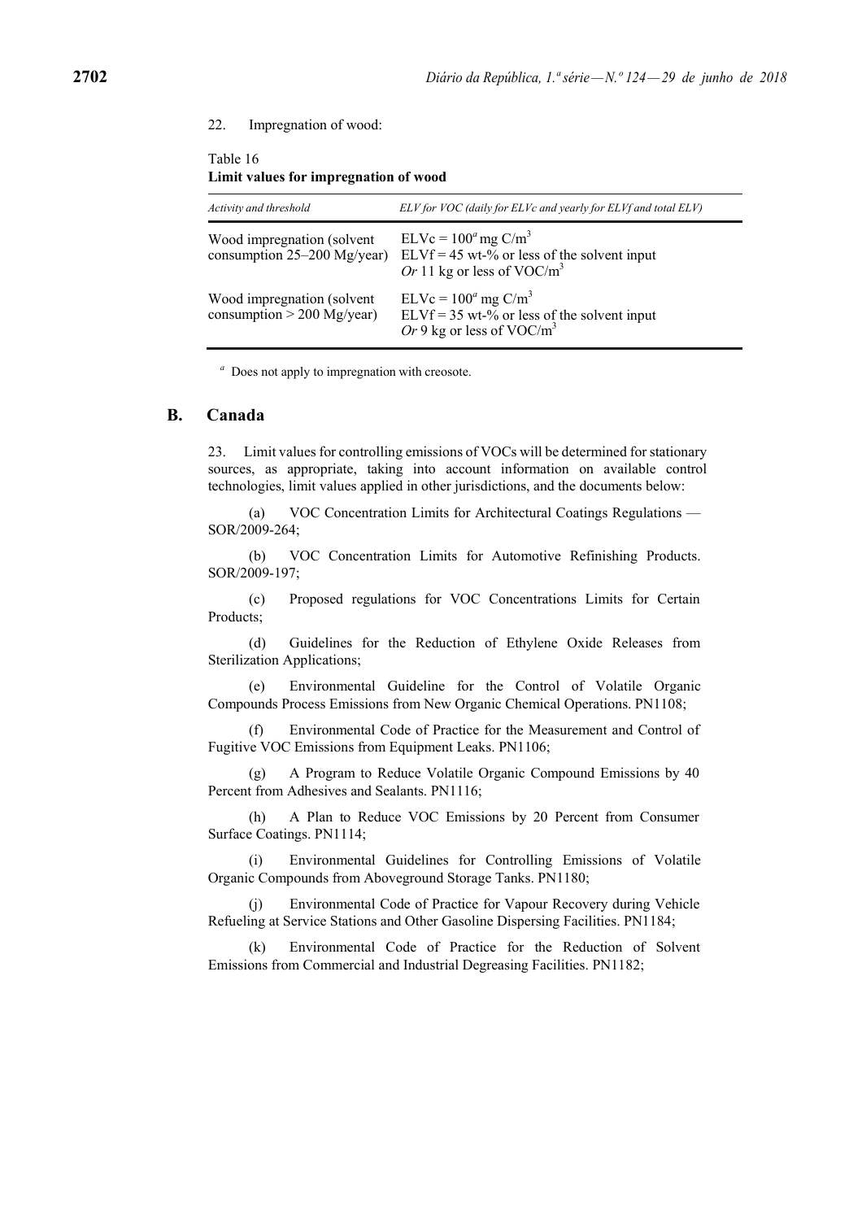22. Impregnation of wood:

Table 16
**Limit values for impregnation of wood**

| *Activity and threshold* | *ELV for VOC (daily for ELVc and yearly for ELVf and total ELV)* |
|---|---|
| Wood impregnation (solvent consumption 25–200 Mg/year) | ELVc = 100[a] mg C/$m^3$<br>ELVf = 45 wt-% or less of the solvent input<br>*Or* 11 kg or less of VOC/$m^3$ |
| Wood impregnation (solvent consumption > 200 Mg/year) | ELVc = 100[a] mg C/$m^3$<br>ELVf = 35 wt-% or less of the solvent input<br>*Or* 9 kg or less of VOC/$m^3$ |

[a] Does not apply to impregnation with creosote.

## B. Canada

23. Limit values for controlling emissions of VOCs will be determined for stationary sources, as appropriate, taking into account information on available control technologies, limit values applied in other jurisdictions, and the documents below:

(a) VOC Concentration Limits for Architectural Coatings Regulations — SOR/2009-264;

(b) VOC Concentration Limits for Automotive Refinishing Products. SOR/2009-197;

(c) Proposed regulations for VOC Concentrations Limits for Certain Products;

(d) Guidelines for the Reduction of Ethylene Oxide Releases from Sterilization Applications;

(e) Environmental Guideline for the Control of Volatile Organic Compounds Process Emissions from New Organic Chemical Operations. PN1108;

(f) Environmental Code of Practice for the Measurement and Control of Fugitive VOC Emissions from Equipment Leaks. PN1106;

(g) A Program to Reduce Volatile Organic Compound Emissions by 40 Percent from Adhesives and Sealants. PN1116;

(h) A Plan to Reduce VOC Emissions by 20 Percent from Consumer Surface Coatings. PN1114;

(i) Environmental Guidelines for Controlling Emissions of Volatile Organic Compounds from Aboveground Storage Tanks. PN1180;

(j) Environmental Code of Practice for Vapour Recovery during Vehicle Refueling at Service Stations and Other Gasoline Dispersing Facilities. PN1184;

(k) Environmental Code of Practice for the Reduction of Solvent Emissions from Commercial and Industrial Degreasing Facilities. PN1182;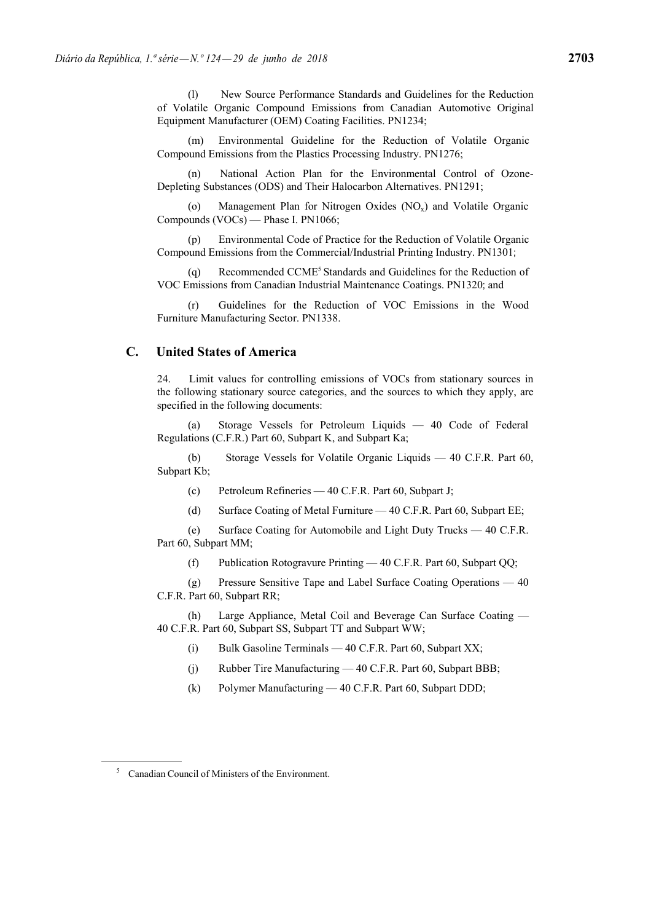(l) New Source Performance Standards and Guidelines for the Reduction of Volatile Organic Compound Emissions from Canadian Automotive Original Equipment Manufacturer (OEM) Coating Facilities. PN1234;

(m) Environmental Guideline for the Reduction of Volatile Organic Compound Emissions from the Plastics Processing Industry. PN1276;

(n) National Action Plan for the Environmental Control of Ozone-Depleting Substances (ODS) and Their Halocarbon Alternatives. PN1291;

(o) Management Plan for Nitrogen Oxides ($NO_x$) and Volatile Organic Compounds (VOCs) — Phase I. PN1066;

(p) Environmental Code of Practice for the Reduction of Volatile Organic Compound Emissions from the Commercial/Industrial Printing Industry. PN1301;

(q) Recommended CCME[5] Standards and Guidelines for the Reduction of VOC Emissions from Canadian Industrial Maintenance Coatings. PN1320; and

(r) Guidelines for the Reduction of VOC Emissions in the Wood Furniture Manufacturing Sector. PN1338.

## C. United States of America

24. Limit values for controlling emissions of VOCs from stationary sources in the following stationary source categories, and the sources to which they apply, are specified in the following documents:

(a) Storage Vessels for Petroleum Liquids — 40 Code of Federal Regulations (C.F.R.) Part 60, Subpart K, and Subpart Ka;

(b) Storage Vessels for Volatile Organic Liquids — 40 C.F.R. Part 60, Subpart Kb;

(c) Petroleum Refineries — 40 C.F.R. Part 60, Subpart J;

(d) Surface Coating of Metal Furniture — 40 C.F.R. Part 60, Subpart EE;

(e) Surface Coating for Automobile and Light Duty Trucks — 40 C.F.R. Part 60, Subpart MM;

(f) Publication Rotogravure Printing — 40 C.F.R. Part 60, Subpart QQ;

(g) Pressure Sensitive Tape and Label Surface Coating Operations — 40 C.F.R. Part 60, Subpart RR;

(h) Large Appliance, Metal Coil and Beverage Can Surface Coating — 40 C.F.R. Part 60, Subpart SS, Subpart TT and Subpart WW;

(i) Bulk Gasoline Terminals — 40 C.F.R. Part 60, Subpart XX;

(j) Rubber Tire Manufacturing — 40 C.F.R. Part 60, Subpart BBB;

(k) Polymer Manufacturing — 40 C.F.R. Part 60, Subpart DDD;

---

[5] Canadian Council of Ministers of the Environment.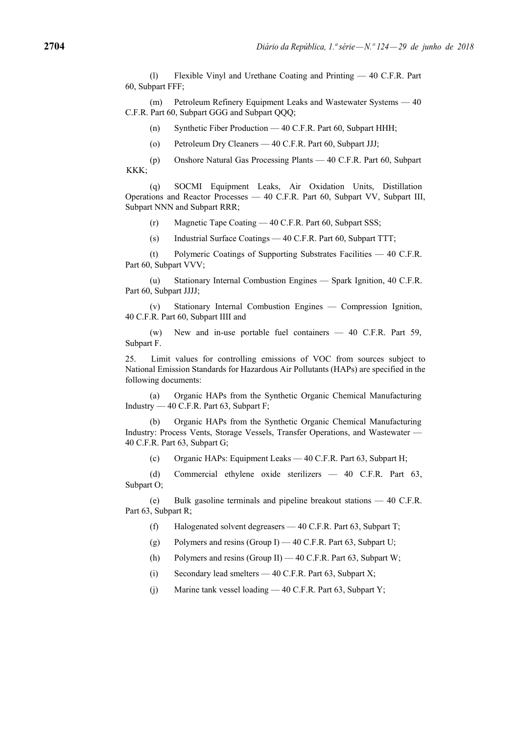(l) Flexible Vinyl and Urethane Coating and Printing — 40 C.F.R. Part 60, Subpart FFF;

(m) Petroleum Refinery Equipment Leaks and Wastewater Systems — 40 C.F.R. Part 60, Subpart GGG and Subpart QQQ;

(n) Synthetic Fiber Production — 40 C.F.R. Part 60, Subpart HHH;

(o) Petroleum Dry Cleaners — 40 C.F.R. Part 60, Subpart JJJ;

(p) Onshore Natural Gas Processing Plants — 40 C.F.R. Part 60, Subpart KKK;

(q) SOCMI Equipment Leaks, Air Oxidation Units, Distillation Operations and Reactor Processes — 40 C.F.R. Part 60, Subpart VV, Subpart III, Subpart NNN and Subpart RRR;

(r) Magnetic Tape Coating — 40 C.F.R. Part 60, Subpart SSS;

(s) Industrial Surface Coatings — 40 C.F.R. Part 60, Subpart TTT;

(t) Polymeric Coatings of Supporting Substrates Facilities — 40 C.F.R. Part 60, Subpart VVV;

(u) Stationary Internal Combustion Engines — Spark Ignition, 40 C.F.R. Part 60, Subpart JJJJ;

(v) Stationary Internal Combustion Engines — Compression Ignition, 40 C.F.R. Part 60, Subpart IIII and

(w) New and in-use portable fuel containers — 40 C.F.R. Part 59, Subpart F.

25. Limit values for controlling emissions of VOC from sources subject to National Emission Standards for Hazardous Air Pollutants (HAPs) are specified in the following documents:

(a) Organic HAPs from the Synthetic Organic Chemical Manufacturing Industry — 40 C.F.R. Part 63, Subpart F;

(b) Organic HAPs from the Synthetic Organic Chemical Manufacturing Industry: Process Vents, Storage Vessels, Transfer Operations, and Wastewater — 40 C.F.R. Part 63, Subpart G;

(c) Organic HAPs: Equipment Leaks — 40 C.F.R. Part 63, Subpart H;

(d) Commercial ethylene oxide sterilizers — 40 C.F.R. Part 63, Subpart O;

(e) Bulk gasoline terminals and pipeline breakout stations — 40 C.F.R. Part 63, Subpart R;

(f) Halogenated solvent degreasers — 40 C.F.R. Part 63, Subpart T;

(g) Polymers and resins (Group I) — 40 C.F.R. Part 63, Subpart U;

(h) Polymers and resins (Group II) — 40 C.F.R. Part 63, Subpart W;

(i) Secondary lead smelters — 40 C.F.R. Part 63, Subpart X;

(j) Marine tank vessel loading — 40 C.F.R. Part 63, Subpart Y;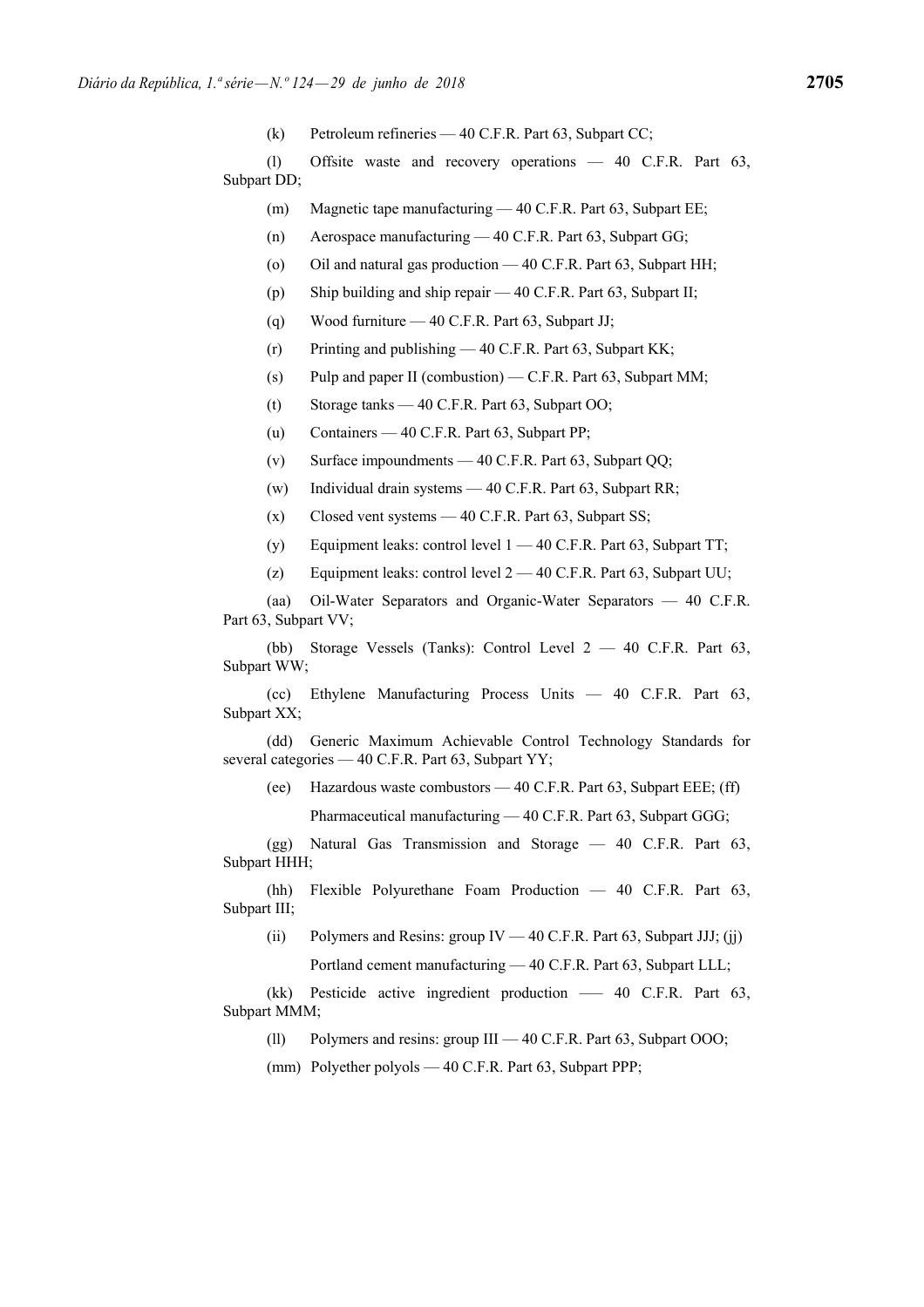(k) Petroleum refineries — 40 C.F.R. Part 63, Subpart CC;

(l) Offsite waste and recovery operations — 40 C.F.R. Part 63, Subpart DD;

(m) Magnetic tape manufacturing — 40 C.F.R. Part 63, Subpart EE;

(n) Aerospace manufacturing — 40 C.F.R. Part 63, Subpart GG;

(o) Oil and natural gas production — 40 C.F.R. Part 63, Subpart HH;

(p) Ship building and ship repair — 40 C.F.R. Part 63, Subpart II;

(q) Wood furniture — 40 C.F.R. Part 63, Subpart JJ;

(r) Printing and publishing — 40 C.F.R. Part 63, Subpart KK;

(s) Pulp and paper II (combustion) — C.F.R. Part 63, Subpart MM;

(t) Storage tanks — 40 C.F.R. Part 63, Subpart OO;

(u) Containers — 40 C.F.R. Part 63, Subpart PP;

(v) Surface impoundments — 40 C.F.R. Part 63, Subpart QQ;

(w) Individual drain systems — 40 C.F.R. Part 63, Subpart RR;

(x) Closed vent systems — 40 C.F.R. Part 63, Subpart SS;

(y) Equipment leaks: control level 1 — 40 C.F.R. Part 63, Subpart TT;

(z) Equipment leaks: control level 2 — 40 C.F.R. Part 63, Subpart UU;

(aa) Oil-Water Separators and Organic-Water Separators — 40 C.F.R. Part 63, Subpart VV;

(bb) Storage Vessels (Tanks): Control Level 2 — 40 C.F.R. Part 63, Subpart WW;

(cc) Ethylene Manufacturing Process Units — 40 C.F.R. Part 63, Subpart XX;

(dd) Generic Maximum Achievable Control Technology Standards for several categories — 40 C.F.R. Part 63, Subpart YY;

(ee) Hazardous waste combustors — 40 C.F.R. Part 63, Subpart EEE; (ff)

Pharmaceutical manufacturing — 40 C.F.R. Part 63, Subpart GGG;

(gg) Natural Gas Transmission and Storage — 40 C.F.R. Part 63, Subpart HHH;

(hh) Flexible Polyurethane Foam Production — 40 C.F.R. Part 63, Subpart III;

(ii) Polymers and Resins: group IV — 40 C.F.R. Part 63, Subpart JJJ; (jj)

Portland cement manufacturing — 40 C.F.R. Part 63, Subpart LLL;

(kk) Pesticide active ingredient production —– 40 C.F.R. Part 63, Subpart MMM;

(ll) Polymers and resins: group III — 40 C.F.R. Part 63, Subpart OOO;

(mm) Polyether polyols — 40 C.F.R. Part 63, Subpart PPP;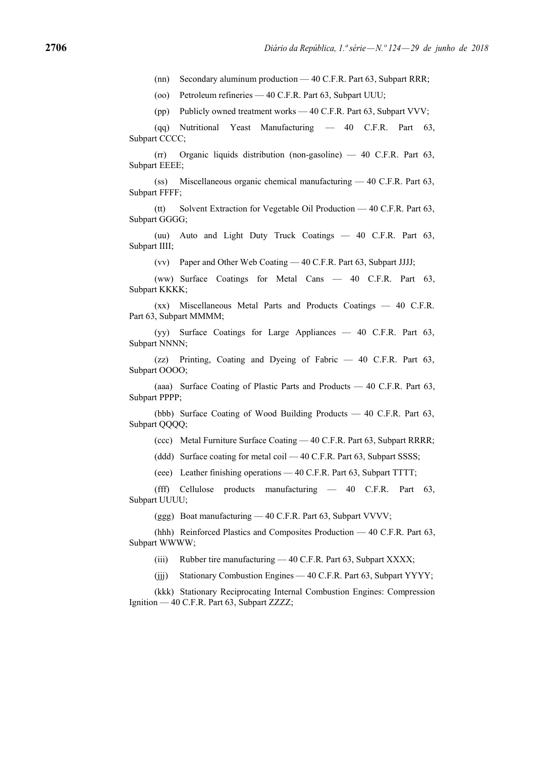(nn) Secondary aluminum production — 40 C.F.R. Part 63, Subpart RRR;

(oo) Petroleum refineries — 40 C.F.R. Part 63, Subpart UUU;

(pp) Publicly owned treatment works — 40 C.F.R. Part 63, Subpart VVV;

(qq) Nutritional Yeast Manufacturing — 40 C.F.R. Part 63, Subpart CCCC;

(rr) Organic liquids distribution (non-gasoline) — 40 C.F.R. Part 63, Subpart EEEE;

(ss) Miscellaneous organic chemical manufacturing — 40 C.F.R. Part 63, Subpart FFFF;

(tt) Solvent Extraction for Vegetable Oil Production — 40 C.F.R. Part 63, Subpart GGGG;

(uu) Auto and Light Duty Truck Coatings — 40 C.F.R. Part 63, Subpart IIII;

(vv) Paper and Other Web Coating — 40 C.F.R. Part 63, Subpart JJJJ;

(ww) Surface Coatings for Metal Cans — 40 C.F.R. Part 63, Subpart KKKK;

(xx) Miscellaneous Metal Parts and Products Coatings — 40 C.F.R. Part 63, Subpart MMMM;

(yy) Surface Coatings for Large Appliances — 40 C.F.R. Part 63, Subpart NNNN;

(zz) Printing, Coating and Dyeing of Fabric — 40 C.F.R. Part 63, Subpart OOOO;

(aaa) Surface Coating of Plastic Parts and Products — 40 C.F.R. Part 63, Subpart PPPP;

(bbb) Surface Coating of Wood Building Products — 40 C.F.R. Part 63, Subpart QQQQ;

(ccc) Metal Furniture Surface Coating — 40 C.F.R. Part 63, Subpart RRRR;

(ddd) Surface coating for metal coil — 40 C.F.R. Part 63, Subpart SSSS;

(eee) Leather finishing operations — 40 C.F.R. Part 63, Subpart TTTT;

(fff) Cellulose products manufacturing — 40 C.F.R. Part 63, Subpart UUUU;

(ggg) Boat manufacturing — 40 C.F.R. Part 63, Subpart VVVV;

(hhh) Reinforced Plastics and Composites Production — 40 C.F.R. Part 63, Subpart WWWW;

(iii) Rubber tire manufacturing — 40 C.F.R. Part 63, Subpart XXXX;

(jjj) Stationary Combustion Engines — 40 C.F.R. Part 63, Subpart YYYY;

(kkk) Stationary Reciprocating Internal Combustion Engines: Compression Ignition — 40 C.F.R. Part 63, Subpart ZZZZ;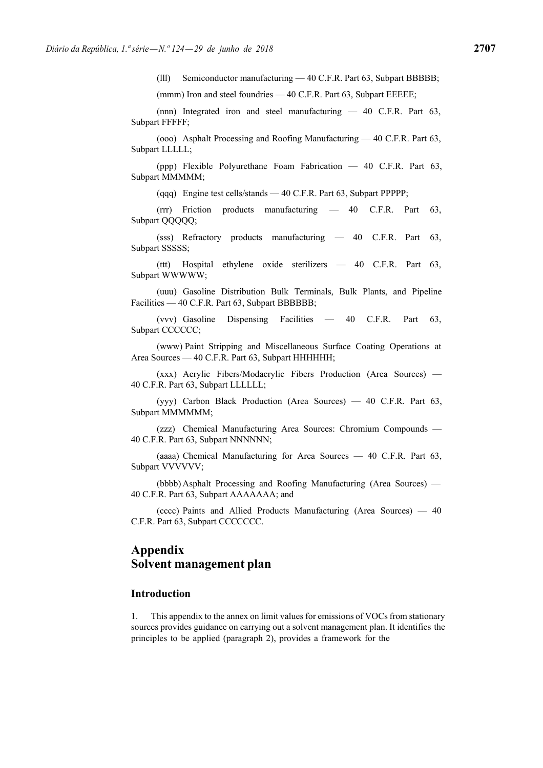(lll) Semiconductor manufacturing — 40 C.F.R. Part 63, Subpart BBBBB;

(mmm) Iron and steel foundries — 40 C.F.R. Part 63, Subpart EEEEE;

(nnn) Integrated iron and steel manufacturing — 40 C.F.R. Part 63, Subpart FFFFF;

(ooo) Asphalt Processing and Roofing Manufacturing — 40 C.F.R. Part 63, Subpart LLLLL;

(ppp) Flexible Polyurethane Foam Fabrication — 40 C.F.R. Part 63, Subpart MMMMM;

(qqq) Engine test cells/stands — 40 C.F.R. Part 63, Subpart PPPPP;

(rrr) Friction products manufacturing — 40 C.F.R. Part 63, Subpart QQQQQ;

(sss) Refractory products manufacturing — 40 C.F.R. Part 63, Subpart SSSSS;

(ttt) Hospital ethylene oxide sterilizers — 40 C.F.R. Part 63, Subpart WWWWW;

(uuu) Gasoline Distribution Bulk Terminals, Bulk Plants, and Pipeline Facilities — 40 C.F.R. Part 63, Subpart BBBBBB;

(vvv) Gasoline Dispensing Facilities — 40 C.F.R. Part 63, Subpart CCCCCC;

(www) Paint Stripping and Miscellaneous Surface Coating Operations at Area Sources — 40 C.F.R. Part 63, Subpart HHHHHH;

(xxx) Acrylic Fibers/Modacrylic Fibers Production (Area Sources) — 40 C.F.R. Part 63, Subpart LLLLLL;

(yyy) Carbon Black Production (Area Sources) — 40 C.F.R. Part 63, Subpart MMMMMM;

(zzz) Chemical Manufacturing Area Sources: Chromium Compounds — 40 C.F.R. Part 63, Subpart NNNNNN;

(aaaa) Chemical Manufacturing for Area Sources — 40 C.F.R. Part 63, Subpart VVVVVV;

(bbbb) Asphalt Processing and Roofing Manufacturing (Area Sources) — 40 C.F.R. Part 63, Subpart AAAAAAA; and

(cccc) Paints and Allied Products Manufacturing (Area Sources) — 40 C.F.R. Part 63, Subpart CCCCCCC.

# Appendix
# Solvent management plan

## Introduction

1. This appendix to the annex on limit values for emissions of VOCs from stationary sources provides guidance on carrying out a solvent management plan. It identifies the principles to be applied (paragraph 2), provides a framework for the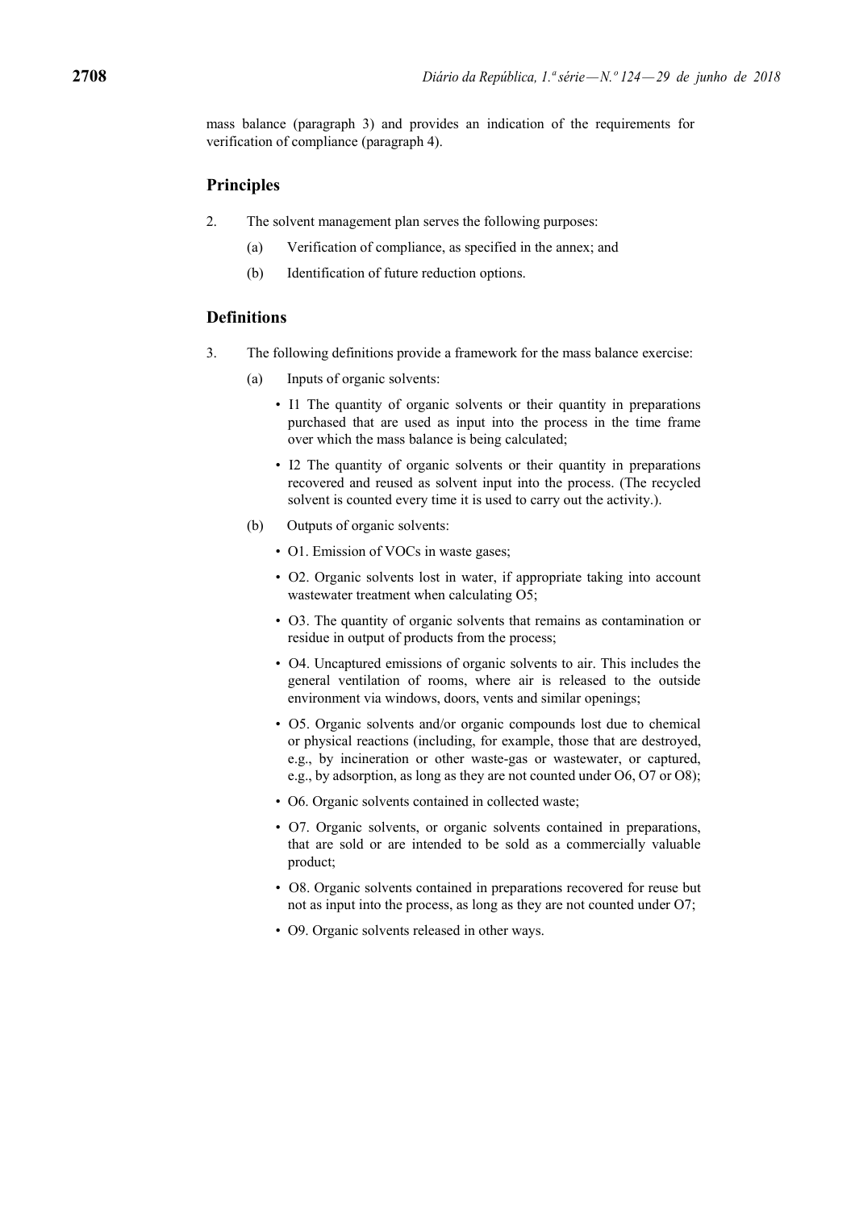mass balance (paragraph 3) and provides an indication of the requirements for verification of compliance (paragraph 4).

## Principles

2. The solvent management plan serves the following purposes:

   (a) Verification of compliance, as specified in the annex; and

   (b) Identification of future reduction options.

## Definitions

3. The following definitions provide a framework for the mass balance exercise:

   (a) Inputs of organic solvents:

   - I1 The quantity of organic solvents or their quantity in preparations purchased that are used as input into the process in the time frame over which the mass balance is being calculated;
   - I2 The quantity of organic solvents or their quantity in preparations recovered and reused as solvent input into the process. (The recycled solvent is counted every time it is used to carry out the activity.).

   (b) Outputs of organic solvents:

   - O1. Emission of VOCs in waste gases;
   - O2. Organic solvents lost in water, if appropriate taking into account wastewater treatment when calculating O5;
   - O3. The quantity of organic solvents that remains as contamination or residue in output of products from the process;
   - O4. Uncaptured emissions of organic solvents to air. This includes the general ventilation of rooms, where air is released to the outside environment via windows, doors, vents and similar openings;
   - O5. Organic solvents and/or organic compounds lost due to chemical or physical reactions (including, for example, those that are destroyed, e.g., by incineration or other waste-gas or wastewater, or captured, e.g., by adsorption, as long as they are not counted under O6, O7 or O8);
   - O6. Organic solvents contained in collected waste;
   - O7. Organic solvents, or organic solvents contained in preparations, that are sold or are intended to be sold as a commercially valuable product;
   - O8. Organic solvents contained in preparations recovered for reuse but not as input into the process, as long as they are not counted under O7;
   - O9. Organic solvents released in other ways.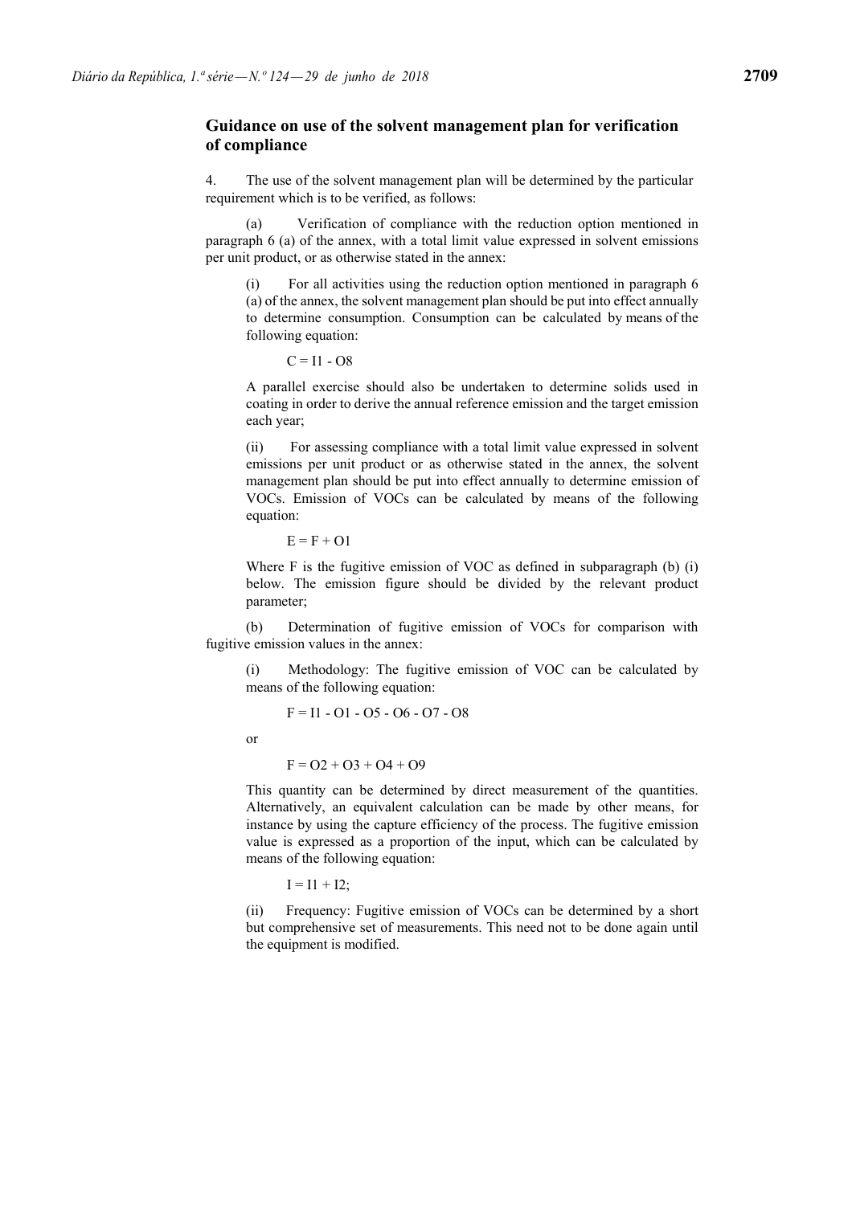## Guidance on use of the solvent management plan for verification of compliance

4. The use of the solvent management plan will be determined by the particular requirement which is to be verified, as follows:

(a) Verification of compliance with the reduction option mentioned in paragraph 6 (a) of the annex, with a total limit value expressed in solvent emissions per unit product, or as otherwise stated in the annex:

(i) For all activities using the reduction option mentioned in paragraph 6 (a) of the annex, the solvent management plan should be put into effect annually to determine consumption. Consumption can be calculated by means of the following equation:

$$C = I1 - O8$$

A parallel exercise should also be undertaken to determine solids used in coating in order to derive the annual reference emission and the target emission each year;

(ii) For assessing compliance with a total limit value expressed in solvent emissions per unit product or as otherwise stated in the annex, the solvent management plan should be put into effect annually to determine emission of VOCs. Emission of VOCs can be calculated by means of the following equation:

$$E = F + O1$$

Where F is the fugitive emission of VOC as defined in subparagraph (b) (i) below. The emission figure should be divided by the relevant product parameter;

(b) Determination of fugitive emission of VOCs for comparison with fugitive emission values in the annex:

(i) Methodology: The fugitive emission of VOC can be calculated by means of the following equation:

$$F = I1 - O1 - O5 - O6 - O7 - O8$$

or

$$F = O2 + O3 + O4 + O9$$

This quantity can be determined by direct measurement of the quantities. Alternatively, an equivalent calculation can be made by other means, for instance by using the capture efficiency of the process. The fugitive emission value is expressed as a proportion of the input, which can be calculated by means of the following equation:

$$I = I1 + I2;$$

(ii) Frequency: Fugitive emission of VOCs can be determined by a short but comprehensive set of measurements. This need not to be done again until the equipment is modified.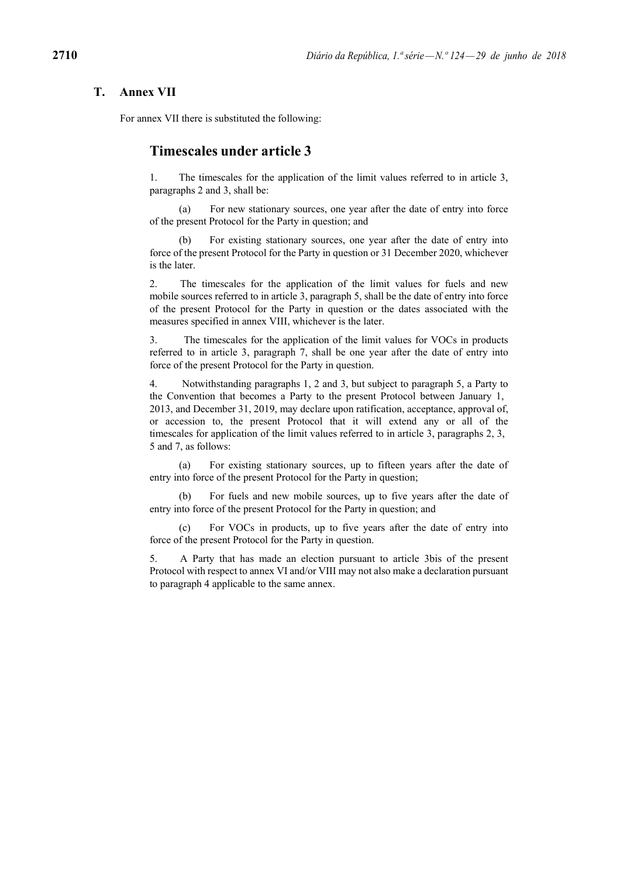## T. Annex VII

For annex VII there is substituted the following:

### Timescales under article 3

1. The timescales for the application of the limit values referred to in article 3, paragraphs 2 and 3, shall be:

(a) For new stationary sources, one year after the date of entry into force of the present Protocol for the Party in question; and

(b) For existing stationary sources, one year after the date of entry into force of the present Protocol for the Party in question or 31 December 2020, whichever is the later.

2. The timescales for the application of the limit values for fuels and new mobile sources referred to in article 3, paragraph 5, shall be the date of entry into force of the present Protocol for the Party in question or the dates associated with the measures specified in annex VIII, whichever is the later.

3. The timescales for the application of the limit values for VOCs in products referred to in article 3, paragraph 7, shall be one year after the date of entry into force of the present Protocol for the Party in question.

4. Notwithstanding paragraphs 1, 2 and 3, but subject to paragraph 5, a Party to the Convention that becomes a Party to the present Protocol between January 1, 2013, and December 31, 2019, may declare upon ratification, acceptance, approval of, or accession to, the present Protocol that it will extend any or all of the timescales for application of the limit values referred to in article 3, paragraphs 2, 3, 5 and 7, as follows:

(a) For existing stationary sources, up to fifteen years after the date of entry into force of the present Protocol for the Party in question;

(b) For fuels and new mobile sources, up to five years after the date of entry into force of the present Protocol for the Party in question; and

(c) For VOCs in products, up to five years after the date of entry into force of the present Protocol for the Party in question.

5. A Party that has made an election pursuant to article 3bis of the present Protocol with respect to annex VI and/or VIII may not also make a declaration pursuant to paragraph 4 applicable to the same annex.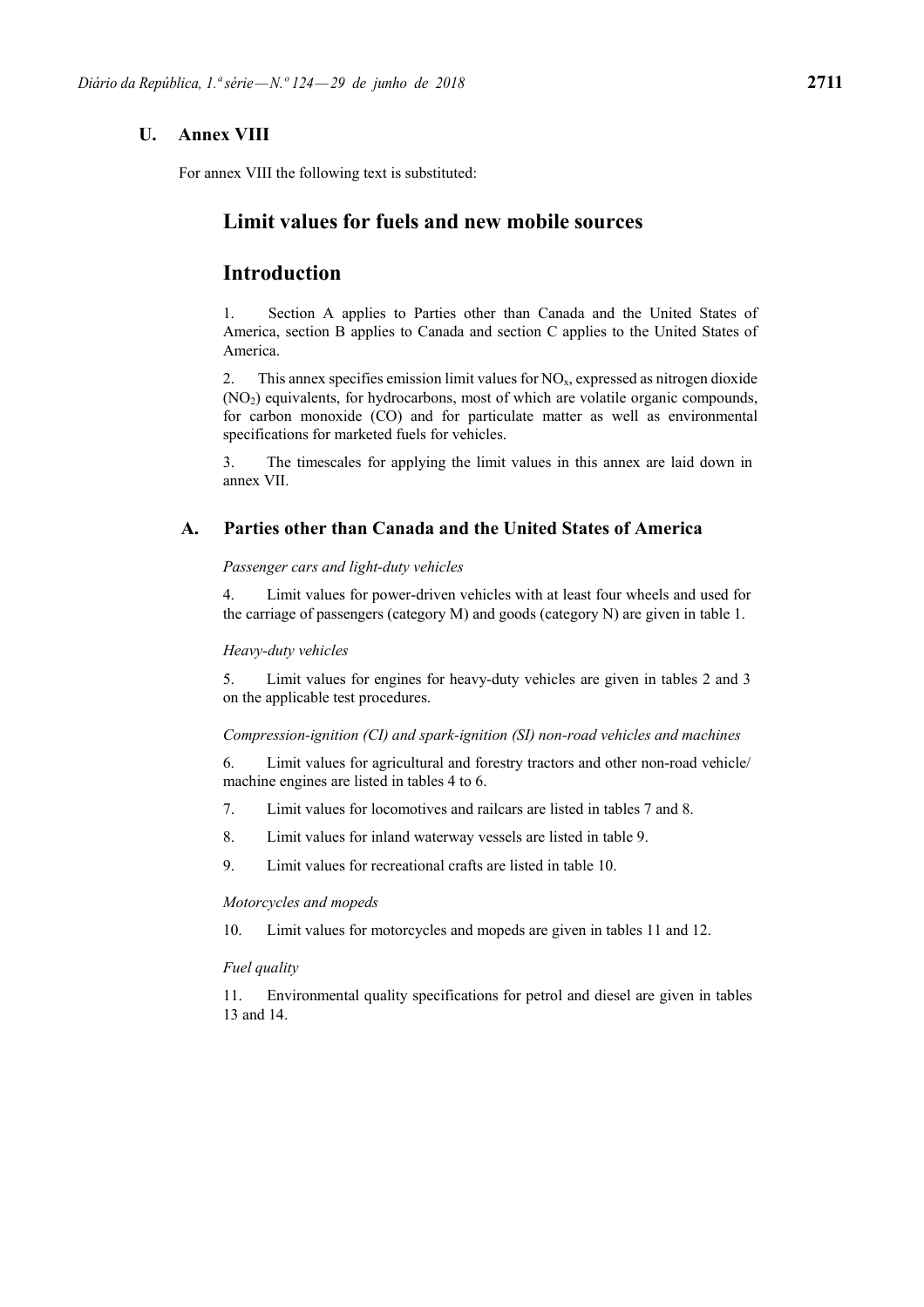## U. Annex VIII

For annex VIII the following text is substituted:

# Limit values for fuels and new mobile sources

# Introduction

1. Section A applies to Parties other than Canada and the United States of America, section B applies to Canada and section C applies to the United States of America.

2. This annex specifies emission limit values for $NO_x$, expressed as nitrogen dioxide ($NO_2$) equivalents, for hydrocarbons, most of which are volatile organic compounds, for carbon monoxide (CO) and for particulate matter as well as environmental specifications for marketed fuels for vehicles.

3. The timescales for applying the limit values in this annex are laid down in annex VII.

## A. Parties other than Canada and the United States of America

*Passenger cars and light-duty vehicles*

4. Limit values for power-driven vehicles with at least four wheels and used for the carriage of passengers (category M) and goods (category N) are given in table 1.

*Heavy-duty vehicles*

5. Limit values for engines for heavy-duty vehicles are given in tables 2 and 3 on the applicable test procedures.

*Compression-ignition (CI) and spark-ignition (SI) non-road vehicles and machines*

6. Limit values for agricultural and forestry tractors and other non-road vehicle/ machine engines are listed in tables 4 to 6.

7. Limit values for locomotives and railcars are listed in tables 7 and 8.

8. Limit values for inland waterway vessels are listed in table 9.

9. Limit values for recreational crafts are listed in table 10.

*Motorcycles and mopeds*

10. Limit values for motorcycles and mopeds are given in tables 11 and 12.

*Fuel quality*

11. Environmental quality specifications for petrol and diesel are given in tables 13 and 14.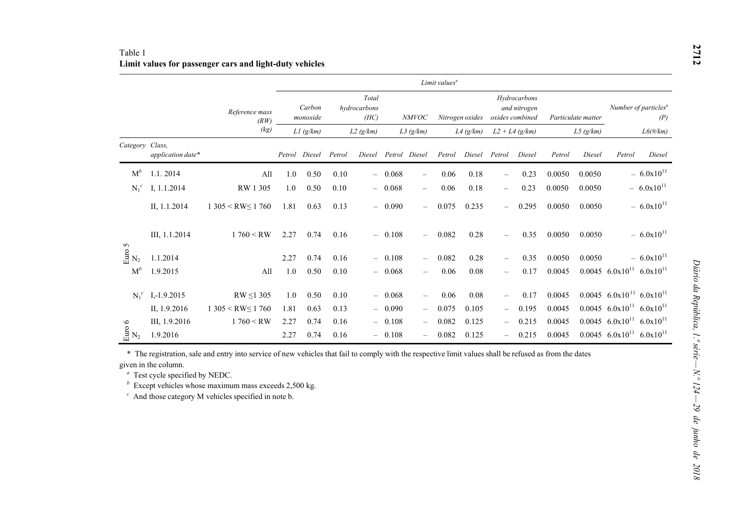Table 1
**Limit values for passenger cars and light-duty vehicles**

| | | | Limit values[a] | | | | | | | | | | | | | |
|---|---|---|---|---|---|---|---|---|---|---|---|---|---|---|---|---|
| | | Reference mass (RW) (kg) | Carbon monoxide L1 (g/km) | | Total hydrocarbons (HC) L2 (g/km) | | NMVOC L3 (g/km) | | Nitrogen oxides L4 (g/km) | | Hydrocarbons and nitrogen oxides combined L2 + L4 (g/km) | | Particulate matter L5 (g/km) | | Number of particles[a] (P) L6(#/km) | |
| Category | Class, application date* | | Petrol | Diesel | Petrol | Diesel | Petrol | Diesel | Petrol | Diesel | Petrol | Diesel | Petrol | Diesel | Petrol | Diesel |
| Euro 5 M[b] | 1.1. 2014 | All | 1.0 | 0.50 | 0.10 | – | 0.068 | – | 0.06 | 0.18 | – | 0.23 | 0.0050 | 0.0050 | – | $6.0x10^{11}$ |
| Euro 5 $N_1$[c] | I, 1.1.2014 | RW 1 305 | 1.0 | 0.50 | 0.10 | – | 0.068 | – | 0.06 | 0.18 | – | 0.23 | 0.0050 | 0.0050 | – | $6.0x10^{11}$ |
| | II, 1.1.2014 | 1 305 < RW≤ 1 760 | 1.81 | 0.63 | 0.13 | – | 0.090 | – | 0.075 | 0.235 | – | 0.295 | 0.0050 | 0.0050 | – | $6.0x10^{11}$ |
| | III, 1.1.2014 | 1 760 < RW | 2.27 | 0.74 | 0.16 | – | 0.108 | – | 0.082 | 0.28 | – | 0.35 | 0.0050 | 0.0050 | – | $6.0x10^{11}$ |
| Euro 5 $N_2$ | 1.1.2014 | | 2.27 | 0.74 | 0.16 | – | 0.108 | – | 0.082 | 0.28 | – | 0.35 | 0.0050 | 0.0050 | – | $6.0x10^{11}$ |
| Euro 6 M[b] | 1.9.2015 | All | 1.0 | 0.50 | 0.10 | – | 0.068 | – | 0.06 | 0.08 | – | 0.17 | 0.0045 | 0.0045 | $6.0x10^{11}$ | $6.0x10^{11}$ |
| Euro 6 $N_1$[c] | I,-1.9.2015 | RW ≤1 305 | 1.0 | 0.50 | 0.10 | – | 0.068 | – | 0.06 | 0.08 | – | 0.17 | 0.0045 | 0.0045 | $6.0x10^{11}$ | $6.0x10^{11}$ |
| | II, 1.9.2016 | 1 305 < RW≤ 1 760 | 1.81 | 0.63 | 0.13 | – | 0.090 | – | 0.075 | 0.105 | – | 0.195 | 0.0045 | 0.0045 | $6.0x10^{11}$ | $6.0x10^{11}$ |
| | III, 1.9.2016 | 1 760 < RW | 2.27 | 0.74 | 0.16 | – | 0.108 | – | 0.082 | 0.125 | – | 0.215 | 0.0045 | 0.0045 | $6.0x10^{11}$ | $6.0x10^{11}$ |
| Euro 6 $N_2$ | 1.9.2016 | | 2.27 | 0.74 | 0.16 | – | 0.108 | – | 0.082 | 0.125 | – | 0.215 | 0.0045 | 0.0045 | $6.0x10^{11}$ | $6.0x10^{11}$ |

\* The registration, sale and entry into service of new vehicles that fail to comply with the respective limit values shall be refused as from the dates given in the column.

[a] Test cycle specified by NEDC.

[b] Except vehicles whose maximum mass exceeds 2,500 kg.

[c] And those category M vehicles specified in note b.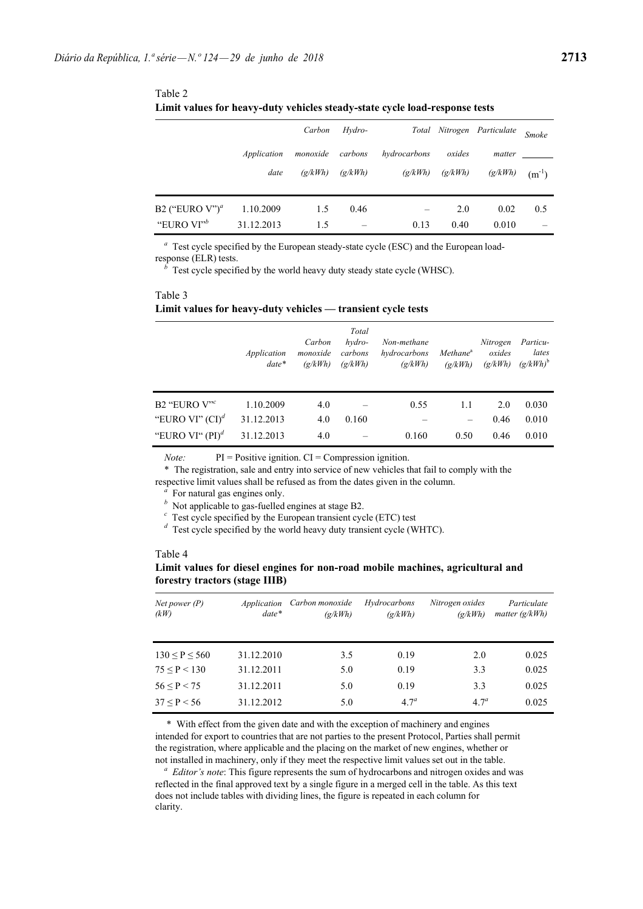Table 2

**Limit values for heavy-duty vehicles steady-state cycle load-response tests**

| | *Application date* | *Carbon monoxide (g/kWh)* | *Hydro-carbons (g/kWh)* | *Total hydrocarbons (g/kWh)* | *Nitrogen oxides (g/kWh)* | *Particulate matter (g/kWh)* | *Smoke* $(m^{-1})$ |
|---|---|---|---|---|---|---|---|
| B2 ("EURO V")[a] | 1.10.2009 | 1.5 | 0.46 | – | 2.0 | 0.02 | 0.5 |
| "EURO VI"[b] | 31.12.2013 | 1.5 | – | 0.13 | 0.40 | 0.010 | – |

[a] Test cycle specified by the European steady-state cycle (ESC) and the European load-response (ELR) tests.

[b] Test cycle specified by the world heavy duty steady state cycle (WHSC).

Table 3

**Limit values for heavy-duty vehicles — transient cycle tests**

| | *Application date\** | *Carbon monoxide (g/kWh)* | *Total hydro-carbons (g/kWh)* | *Non-methane hydrocarbons (g/kWh)* | *Methane[a] (g/kWh)* | *Nitrogen oxides (g/kWh)* | *Particu-lates (g/kWh)[b]* |
|---|---|---|---|---|---|---|---|
| B2 "EURO V"[c] | 1.10.2009 | 4.0 | – | 0.55 | 1.1 | 2.0 | 0.030 |
| "EURO VI" (CI)[d] | 31.12.2013 | 4.0 | 0.160 | – | – | 0.46 | 0.010 |
| "EURO VI" (PI)[d] | 31.12.2013 | 4.0 | – | 0.160 | 0.50 | 0.46 | 0.010 |

*Note:* PI = Positive ignition. CI = Compression ignition.

\* The registration, sale and entry into service of new vehicles that fail to comply with the respective limit values shall be refused as from the dates given in the column.

[a] For natural gas engines only.

[b] Not applicable to gas-fuelled engines at stage B2.

[c] Test cycle specified by the European transient cycle (ETC) test

[d] Test cycle specified by the world heavy duty transient cycle (WHTC).

Table 4

**Limit values for diesel engines for non-road mobile machines, agricultural and forestry tractors (stage IIIB)**

| *Net power (P) (kW)* | *Application date\** | *Carbon monoxide (g/kWh)* | *Hydrocarbons (g/kWh)* | *Nitrogen oxides (g/kWh)* | *Particulate matter (g/kWh)* |
|---|---|---|---|---|---|
| $130 \leq P \leq 560$ | 31.12.2010 | 3.5 | 0.19 | 2.0 | 0.025 |
| $75 \leq P < 130$ | 31.12.2011 | 5.0 | 0.19 | 3.3 | 0.025 |
| $56 \leq P < 75$ | 31.12.2011 | 5.0 | 0.19 | 3.3 | 0.025 |
| $37 \leq P < 56$ | 31.12.2012 | 5.0 | 4.7[a] | 4.7[a] | 0.025 |

\* With effect from the given date and with the exception of machinery and engines intended for export to countries that are not parties to the present Protocol, Parties shall permit the registration, where applicable and the placing on the market of new engines, whether or not installed in machinery, only if they meet the respective limit values set out in the table.

[a] *Editor's note*: This figure represents the sum of hydrocarbons and nitrogen oxides and was reflected in the final approved text by a single figure in a merged cell in the table. As this text does not include tables with dividing lines, the figure is repeated in each column for clarity.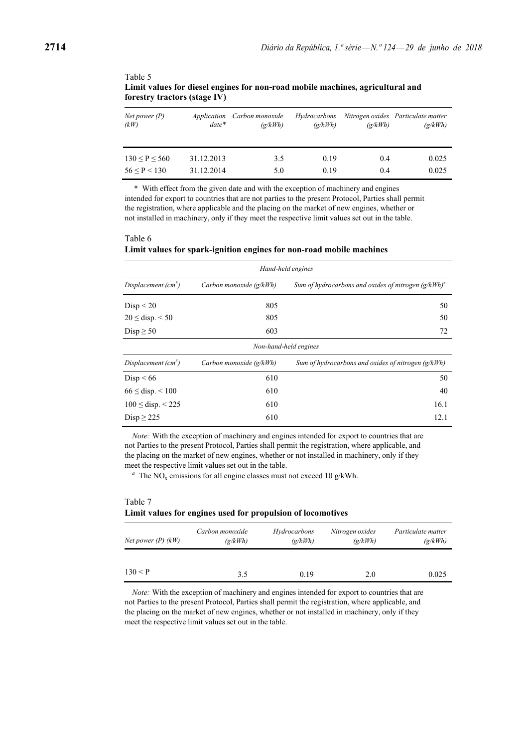Table 5
**Limit values for diesel engines for non-road mobile machines, agricultural and forestry tractors (stage IV)**

| *Net power (P) (kW)* | *Application date\** | *Carbon monoxide (g/kWh)* | *Hydrocarbons (g/kWh)* | *Nitrogen oxides (g/kWh)* | *Particulate matter (g/kWh)* |
|---|---|---|---|---|---|
| $130 \leq P \leq 560$ | 31.12.2013 | 3.5 | 0.19 | 0.4 | 0.025 |
| $56 \leq P < 130$ | 31.12.2014 | 5.0 | 0.19 | 0.4 | 0.025 |

\* With effect from the given date and with the exception of machinery and engines intended for export to countries that are not parties to the present Protocol, Parties shall permit the registration, where applicable and the placing on the market of new engines, whether or not installed in machinery, only if they meet the respective limit values set out in the table.

Table 6
**Limit values for spark-ignition engines for non-road mobile machines**

| *Hand-held engines* | | |
|---|---|---|
| *Displacement ($cm^3$)* | *Carbon monoxide (g/kWh)* | *Sum of hydrocarbons and oxides of nitrogen (g/kWh)*[a] |
| Disp < 20 | 805 | 50 |
| 20 ≤ disp. < 50 | 805 | 50 |
| Disp ≥ 50 | 603 | 72 |
| *Non-hand-held engines* | | |
| *Displacement ($cm^3$)* | *Carbon monoxide (g/kWh)* | *Sum of hydrocarbons and oxides of nitrogen (g/kWh)* |
| Disp < 66 | 610 | 50 |
| 66 ≤ disp. < 100 | 610 | 40 |
| 100 ≤ disp. < 225 | 610 | 16.1 |
| Disp ≥ 225 | 610 | 12.1 |

*Note:* With the exception of machinery and engines intended for export to countries that are not Parties to the present Protocol, Parties shall permit the registration, where applicable, and the placing on the market of new engines, whether or not installed in machinery, only if they meet the respective limit values set out in the table.

[a] The $NO_x$ emissions for all engine classes must not exceed 10 g/kWh.

Table 7
**Limit values for engines used for propulsion of locomotives**

| *Net power (P) (kW)* | *Carbon monoxide (g/kWh)* | *Hydrocarbons (g/kWh)* | *Nitrogen oxides (g/kWh)* | *Particulate matter (g/kWh)* |
|---|---|---|---|---|
| $130 < P$ | 3.5 | 0.19 | 2.0 | 0.025 |

*Note:* With the exception of machinery and engines intended for export to countries that are not Parties to the present Protocol, Parties shall permit the registration, where applicable, and the placing on the market of new engines, whether or not installed in machinery, only if they meet the respective limit values set out in the table.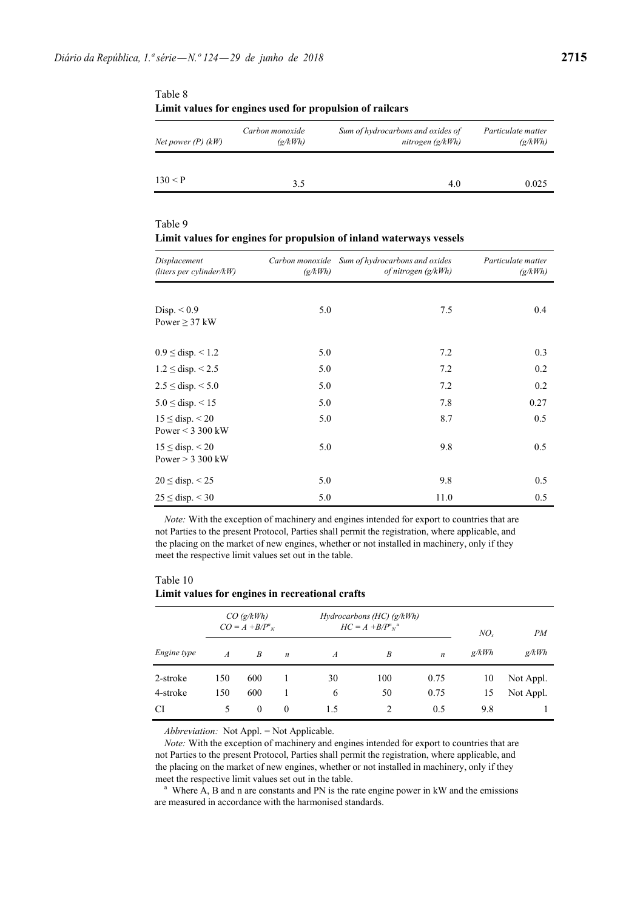Table 8

**Limit values for engines used for propulsion of railcars**

| *Net power (P) (kW)* | *Carbon monoxide (g/kWh)* | *Sum of hydrocarbons and oxides of nitrogen (g/kWh)* | *Particulate matter (g/kWh)* |
|---|---|---|---|
| 130 < P | 3.5 | 4.0 | 0.025 |

Table 9

**Limit values for engines for propulsion of inland waterways vessels**

| *Displacement (liters per cylinder/kW)* | *Carbon monoxide (g/kWh)* | *Sum of hydrocarbons and oxides of nitrogen (g/kWh)* | *Particulate matter (g/kWh)* |
|---|---|---|---|
| Disp. < 0.9 Power ≥ 37 kW | 5.0 | 7.5 | 0.4 |
| 0.9 ≤ disp. < 1.2 | 5.0 | 7.2 | 0.3 |
| 1.2 ≤ disp. < 2.5 | 5.0 | 7.2 | 0.2 |
| 2.5 ≤ disp. < 5.0 | 5.0 | 7.2 | 0.2 |
| 5.0 ≤ disp. < 15 | 5.0 | 7.8 | 0.27 |
| 15 ≤ disp. < 20 Power < 3 300 kW | 5.0 | 8.7 | 0.5 |
| 15 ≤ disp. < 20 Power > 3 300 kW | 5.0 | 9.8 | 0.5 |
| 20 ≤ disp. < 25 | 5.0 | 9.8 | 0.5 |
| 25 ≤ disp. < 30 | 5.0 | 11.0 | 0.5 |

*Note:* With the exception of machinery and engines intended for export to countries that are not Parties to the present Protocol, Parties shall permit the registration, where applicable, and the placing on the market of new engines, whether or not installed in machinery, only if they meet the respective limit values set out in the table.

Table 10

**Limit values for engines in recreational crafts**

| | *CO (g/kWh)* $CO = A + B/P^n_N$ | | | *Hydrocarbons (HC) (g/kWh)* $HC = A + B/P^n_N$ [a] | | | $NO_x$ | *PM* |
|---|---|---|---|---|---|---|---|---|
| *Engine type* | *A* | *B* | *n* | *A* | *B* | *n* | *g/kWh* | *g/kWh* |
| 2-stroke | 150 | 600 | 1 | 30 | 100 | 0.75 | 10 | Not Appl. |
| 4-stroke | 150 | 600 | 1 | 6 | 50 | 0.75 | 15 | Not Appl. |
| CI | 5 | 0 | 0 | 1.5 | 2 | 0.5 | 9.8 | 1 |

*Abbreviation:* Not Appl. = Not Applicable.

*Note:* With the exception of machinery and engines intended for export to countries that are not Parties to the present Protocol, Parties shall permit the registration, where applicable, and the placing on the market of new engines, whether or not installed in machinery, only if they meet the respective limit values set out in the table.

[a] Where A, B and n are constants and PN is the rate engine power in kW and the emissions are measured in accordance with the harmonised standards.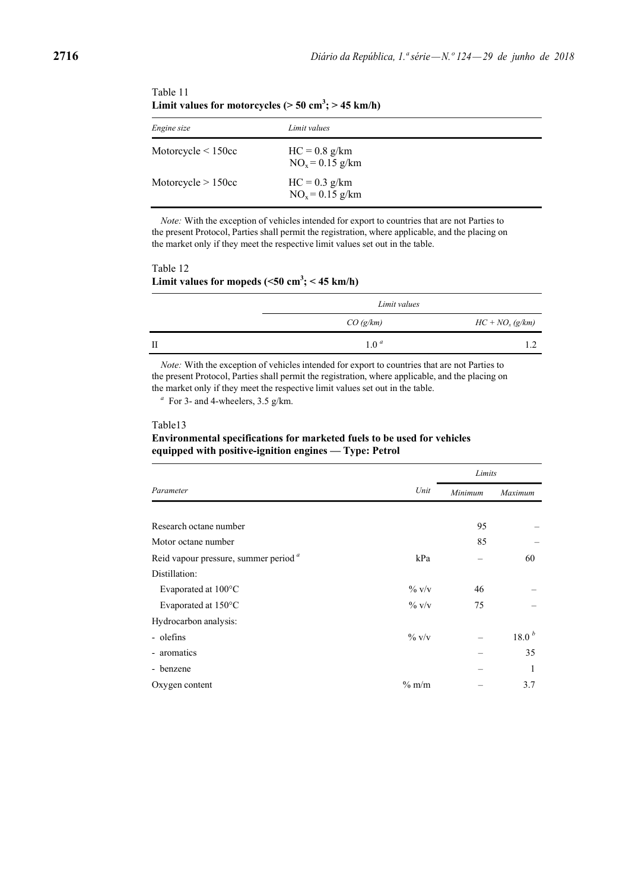Table 11
**Limit values for motorcycles (> 50 cm³; > 45 km/h)**

| *Engine size* | *Limit values* |
|---|---|
| Motorcycle < 150cc | HC = 0.8 g/km<br>$NO_x$ = 0.15 g/km |
| Motorcycle > 150cc | HC = 0.3 g/km<br>$NO_x$ = 0.15 g/km |

*Note:* With the exception of vehicles intended for export to countries that are not Parties to the present Protocol, Parties shall permit the registration, where applicable, and the placing on the market only if they meet the respective limit values set out in the table.

Table 12
**Limit values for mopeds (<50 cm³; < 45 km/h)**

| | *Limit values* | |
|---|---|---|
| | *CO (g/km)* | *HC + $NO_x$ (g/km)* |
| II | 1.0 [a] | 1.2 |

*Note:* With the exception of vehicles intended for export to countries that are not Parties to the present Protocol, Parties shall permit the registration, where applicable, and the placing on the market only if they meet the respective limit values set out in the table.

[a] For 3- and 4-wheelers, 3.5 g/km.

Table13
**Environmental specifications for marketed fuels to be used for vehicles equipped with positive-ignition engines — Type: Petrol**

| *Parameter* | *Unit* | *Limits* | |
|---|---|---|---|
| | | *Minimum* | *Maximum* |
| Research octane number | | 95 | – |
| Motor octane number | | 85 | – |
| Reid vapour pressure, summer period [a] | kPa | – | 60 |
| Distillation: | | | |
| Evaporated at 100°C | % v/v | 46 | – |
| Evaporated at 150°C | % v/v | 75 | – |
| Hydrocarbon analysis: | | | |
| - olefins | % v/v | – | 18.0 [b] |
| - aromatics | | – | 35 |
| - benzene | | – | 1 |
| Oxygen content | % m/m | – | 3.7 |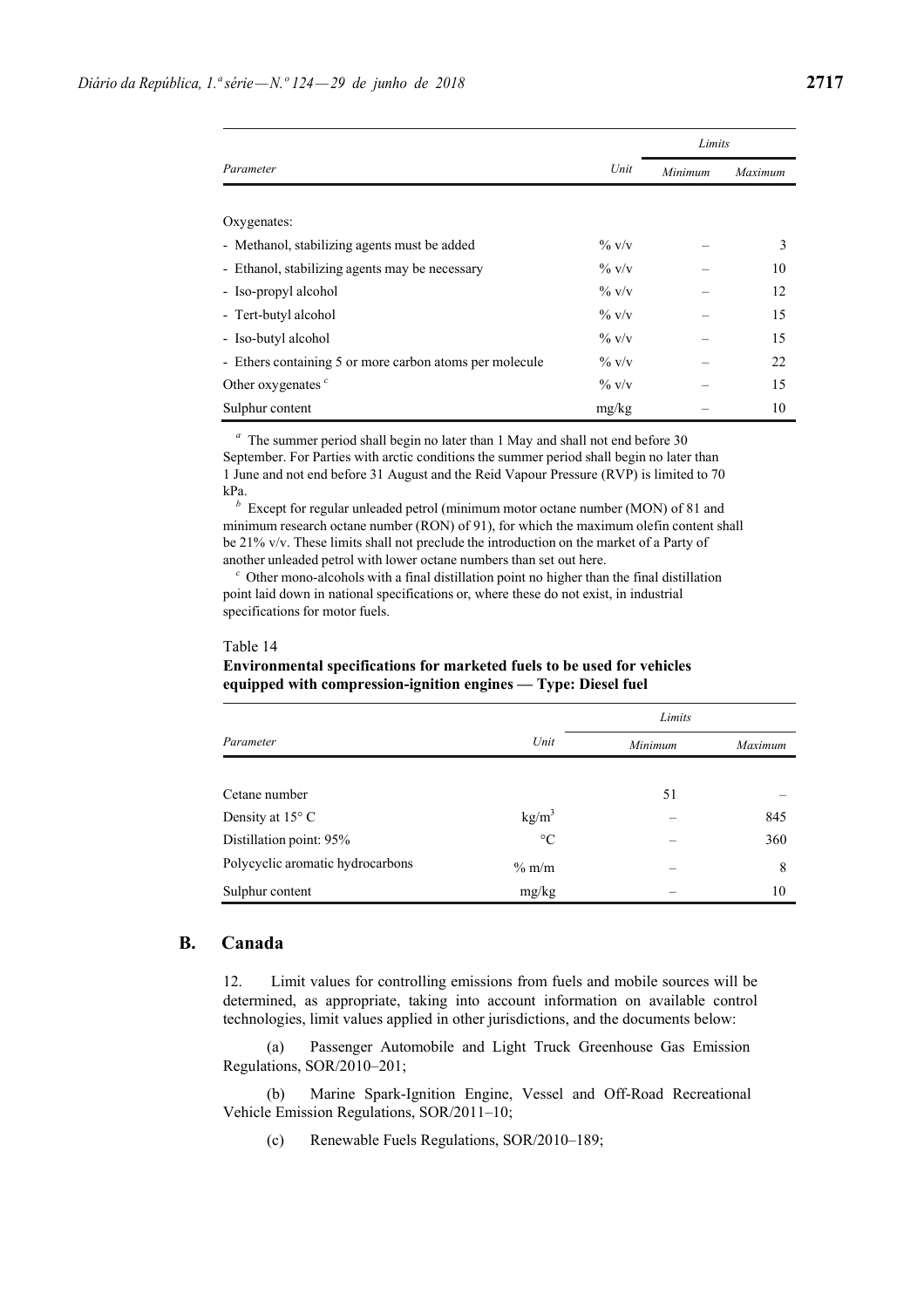| Parameter | Unit | Limits | |
|---|---|---|---|
| | | Minimum | Maximum |
| Oxygenates: | | | |
| - Methanol, stabilizing agents must be added | % v/v | – | 3 |
| - Ethanol, stabilizing agents may be necessary | % v/v | – | 10 |
| - Iso-propyl alcohol | % v/v | – | 12 |
| - Tert-butyl alcohol | % v/v | – | 15 |
| - Iso-butyl alcohol | % v/v | – | 15 |
| - Ethers containing 5 or more carbon atoms per molecule | % v/v | – | 22 |
| Other oxygenates [c] | % v/v | – | 15 |
| Sulphur content | mg/kg | – | 10 |

[a] The summer period shall begin no later than 1 May and shall not end before 30 September. For Parties with arctic conditions the summer period shall begin no later than 1 June and not end before 31 August and the Reid Vapour Pressure (RVP) is limited to 70 kPa.

[b] Except for regular unleaded petrol (minimum motor octane number (MON) of 81 and minimum research octane number (RON) of 91), for which the maximum olefin content shall be 21% v/v. These limits shall not preclude the introduction on the market of a Party of another unleaded petrol with lower octane numbers than set out here.

[c] Other mono-alcohols with a final distillation point no higher than the final distillation point laid down in national specifications or, where these do not exist, in industrial specifications for motor fuels.

Table 14

**Environmental specifications for marketed fuels to be used for vehicles equipped with compression-ignition engines — Type: Diesel fuel**

| Parameter | Unit | Limits | |
|---|---|---|---|
| | | Minimum | Maximum |
| Cetane number | | 51 | – |
| Density at 15° C | $kg/m^3$ | – | 845 |
| Distillation point: 95% | °C | – | 360 |
| Polycyclic aromatic hydrocarbons | % m/m | – | 8 |
| Sulphur content | mg/kg | – | 10 |

## B. Canada

12. Limit values for controlling emissions from fuels and mobile sources will be determined, as appropriate, taking into account information on available control technologies, limit values applied in other jurisdictions, and the documents below:

(a) Passenger Automobile and Light Truck Greenhouse Gas Emission Regulations, SOR/2010–201;

(b) Marine Spark-Ignition Engine, Vessel and Off-Road Recreational Vehicle Emission Regulations, SOR/2011–10;

(c) Renewable Fuels Regulations, SOR/2010–189;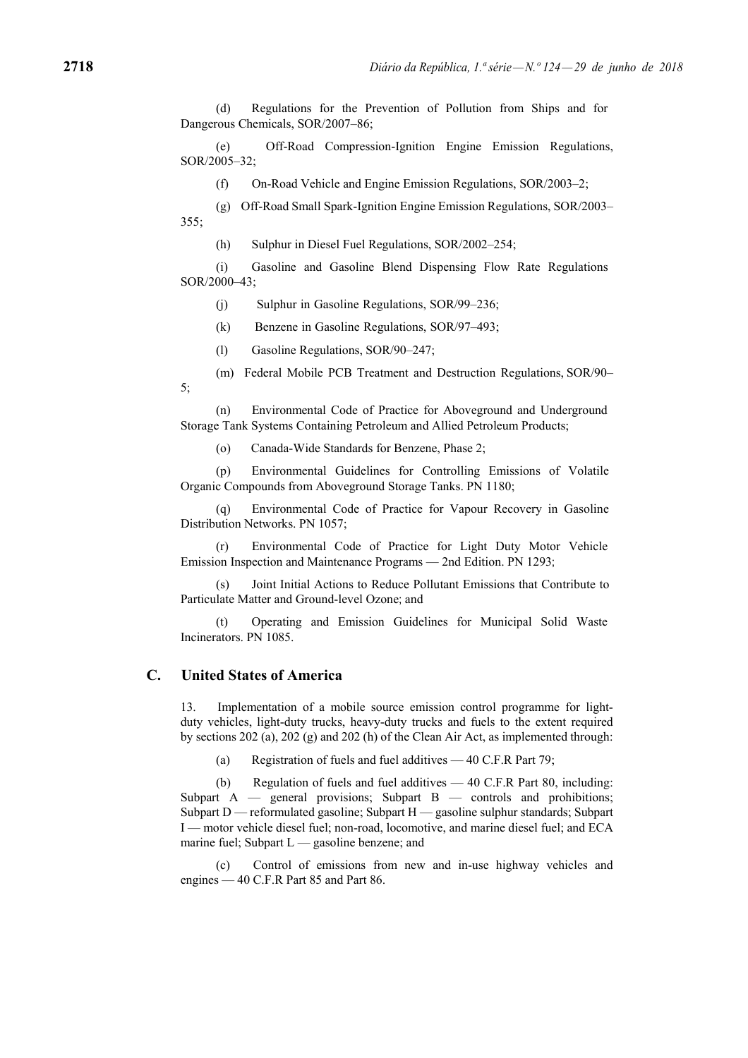(d) Regulations for the Prevention of Pollution from Ships and for Dangerous Chemicals, SOR/2007–86;

(e) Off-Road Compression-Ignition Engine Emission Regulations, SOR/2005–32;

(f) On-Road Vehicle and Engine Emission Regulations, SOR/2003–2;

(g) Off-Road Small Spark-Ignition Engine Emission Regulations, SOR/2003–355;

(h) Sulphur in Diesel Fuel Regulations, SOR/2002–254;

(i) Gasoline and Gasoline Blend Dispensing Flow Rate Regulations SOR/2000–43;

(j) Sulphur in Gasoline Regulations, SOR/99–236;

(k) Benzene in Gasoline Regulations, SOR/97–493;

(l) Gasoline Regulations, SOR/90–247;

(m) Federal Mobile PCB Treatment and Destruction Regulations, SOR/90–5;

(n) Environmental Code of Practice for Aboveground and Underground Storage Tank Systems Containing Petroleum and Allied Petroleum Products;

(o) Canada-Wide Standards for Benzene, Phase 2;

(p) Environmental Guidelines for Controlling Emissions of Volatile Organic Compounds from Aboveground Storage Tanks. PN 1180;

(q) Environmental Code of Practice for Vapour Recovery in Gasoline Distribution Networks. PN 1057;

(r) Environmental Code of Practice for Light Duty Motor Vehicle Emission Inspection and Maintenance Programs — 2nd Edition. PN 1293;

(s) Joint Initial Actions to Reduce Pollutant Emissions that Contribute to Particulate Matter and Ground-level Ozone; and

(t) Operating and Emission Guidelines for Municipal Solid Waste Incinerators. PN 1085.

## C. United States of America

13. Implementation of a mobile source emission control programme for light-duty vehicles, light-duty trucks, heavy-duty trucks and fuels to the extent required by sections 202 (a), 202 (g) and 202 (h) of the Clean Air Act, as implemented through:

(a) Registration of fuels and fuel additives — 40 C.F.R Part 79;

(b) Regulation of fuels and fuel additives — 40 C.F.R Part 80, including: Subpart A — general provisions; Subpart B — controls and prohibitions; Subpart D — reformulated gasoline; Subpart H — gasoline sulphur standards; Subpart I — motor vehicle diesel fuel; non-road, locomotive, and marine diesel fuel; and ECA marine fuel; Subpart L — gasoline benzene; and

(c) Control of emissions from new and in-use highway vehicles and engines — 40 C.F.R Part 85 and Part 86.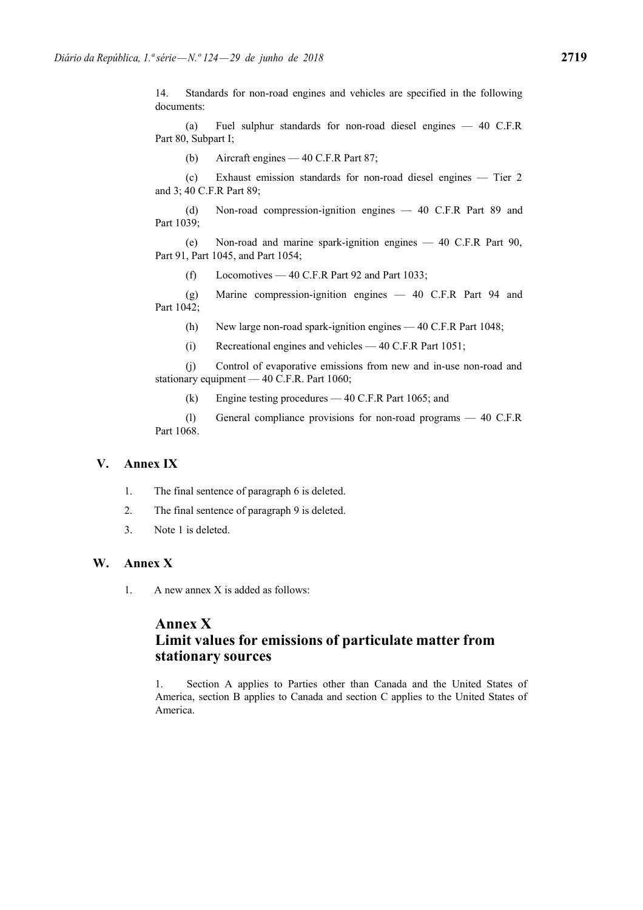14. Standards for non-road engines and vehicles are specified in the following documents:

(a) Fuel sulphur standards for non-road diesel engines — 40 C.F.R Part 80, Subpart I;

(b) Aircraft engines — 40 C.F.R Part 87;

(c) Exhaust emission standards for non-road diesel engines — Tier 2 and 3; 40 C.F.R Part 89;

(d) Non-road compression-ignition engines — 40 C.F.R Part 89 and Part 1039;

(e) Non-road and marine spark-ignition engines — 40 C.F.R Part 90, Part 91, Part 1045, and Part 1054;

(f) Locomotives — 40 C.F.R Part 92 and Part 1033;

(g) Marine compression-ignition engines — 40 C.F.R Part 94 and Part 1042;

(h) New large non-road spark-ignition engines — 40 C.F.R Part 1048;

(i) Recreational engines and vehicles — 40 C.F.R Part 1051;

(j) Control of evaporative emissions from new and in-use non-road and stationary equipment — 40 C.F.R. Part 1060;

(k) Engine testing procedures — 40 C.F.R Part 1065; and

(l) General compliance provisions for non-road programs — 40 C.F.R Part 1068.

## V. Annex IX

1. The final sentence of paragraph 6 is deleted.
2. The final sentence of paragraph 9 is deleted.
3. Note 1 is deleted.

## W. Annex X

1. A new annex X is added as follows:

## Annex X
## Limit values for emissions of particulate matter from stationary sources

1. Section A applies to Parties other than Canada and the United States of America, section B applies to Canada and section C applies to the United States of America.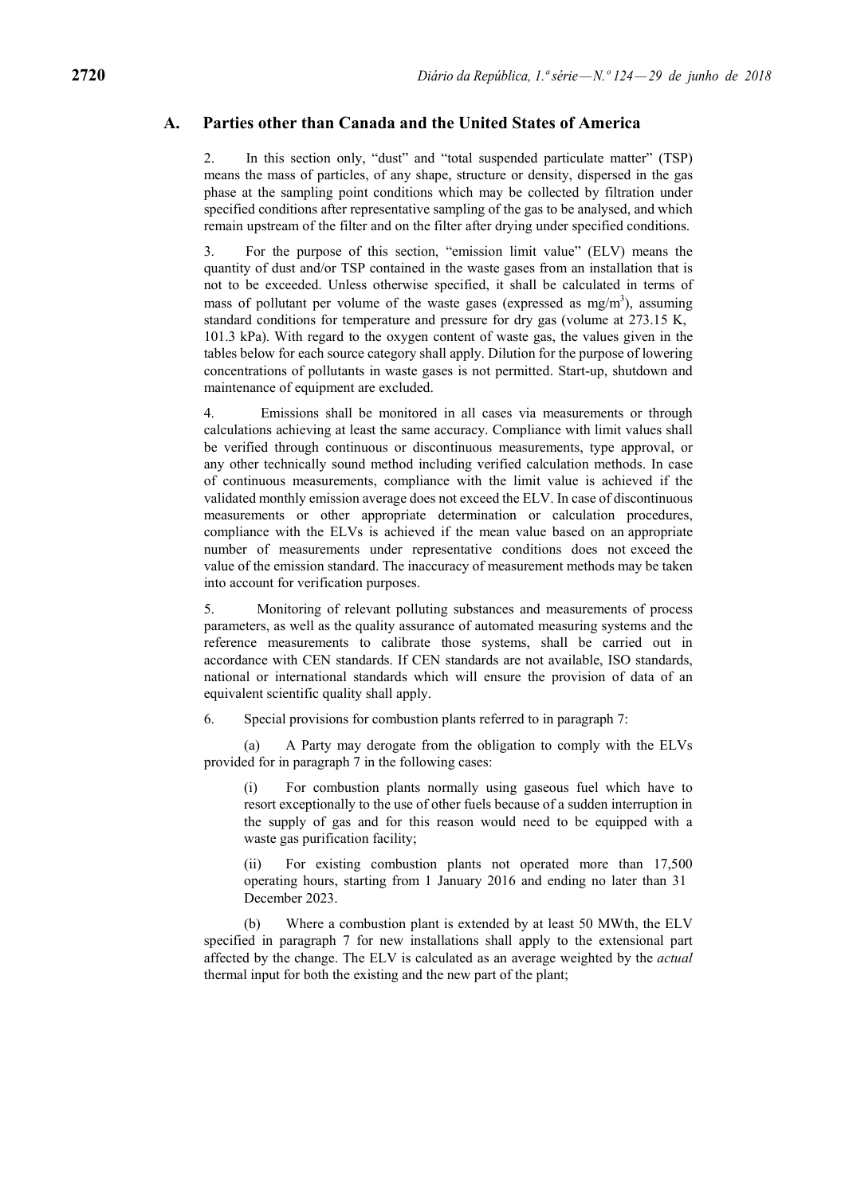## A. Parties other than Canada and the United States of America

2. In this section only, "dust" and "total suspended particulate matter" (TSP) means the mass of particles, of any shape, structure or density, dispersed in the gas phase at the sampling point conditions which may be collected by filtration under specified conditions after representative sampling of the gas to be analysed, and which remain upstream of the filter and on the filter after drying under specified conditions.

3. For the purpose of this section, "emission limit value" (ELV) means the quantity of dust and/or TSP contained in the waste gases from an installation that is not to be exceeded. Unless otherwise specified, it shall be calculated in terms of mass of pollutant per volume of the waste gases (expressed as $mg/m^3$), assuming standard conditions for temperature and pressure for dry gas (volume at 273.15 K, 101.3 kPa). With regard to the oxygen content of waste gas, the values given in the tables below for each source category shall apply. Dilution for the purpose of lowering concentrations of pollutants in waste gases is not permitted. Start-up, shutdown and maintenance of equipment are excluded.

4. Emissions shall be monitored in all cases via measurements or through calculations achieving at least the same accuracy. Compliance with limit values shall be verified through continuous or discontinuous measurements, type approval, or any other technically sound method including verified calculation methods. In case of continuous measurements, compliance with the limit value is achieved if the validated monthly emission average does not exceed the ELV. In case of discontinuous measurements or other appropriate determination or calculation procedures, compliance with the ELVs is achieved if the mean value based on an appropriate number of measurements under representative conditions does not exceed the value of the emission standard. The inaccuracy of measurement methods may be taken into account for verification purposes.

5. Monitoring of relevant polluting substances and measurements of process parameters, as well as the quality assurance of automated measuring systems and the reference measurements to calibrate those systems, shall be carried out in accordance with CEN standards. If CEN standards are not available, ISO standards, national or international standards which will ensure the provision of data of an equivalent scientific quality shall apply.

6. Special provisions for combustion plants referred to in paragraph 7:

(a) A Party may derogate from the obligation to comply with the ELVs provided for in paragraph 7 in the following cases:

(i) For combustion plants normally using gaseous fuel which have to resort exceptionally to the use of other fuels because of a sudden interruption in the supply of gas and for this reason would need to be equipped with a waste gas purification facility;

(ii) For existing combustion plants not operated more than 17,500 operating hours, starting from 1 January 2016 and ending no later than 31 December 2023.

(b) Where a combustion plant is extended by at least 50 MWth, the ELV specified in paragraph 7 for new installations shall apply to the extensional part affected by the change. The ELV is calculated as an average weighted by the *actual* thermal input for both the existing and the new part of the plant;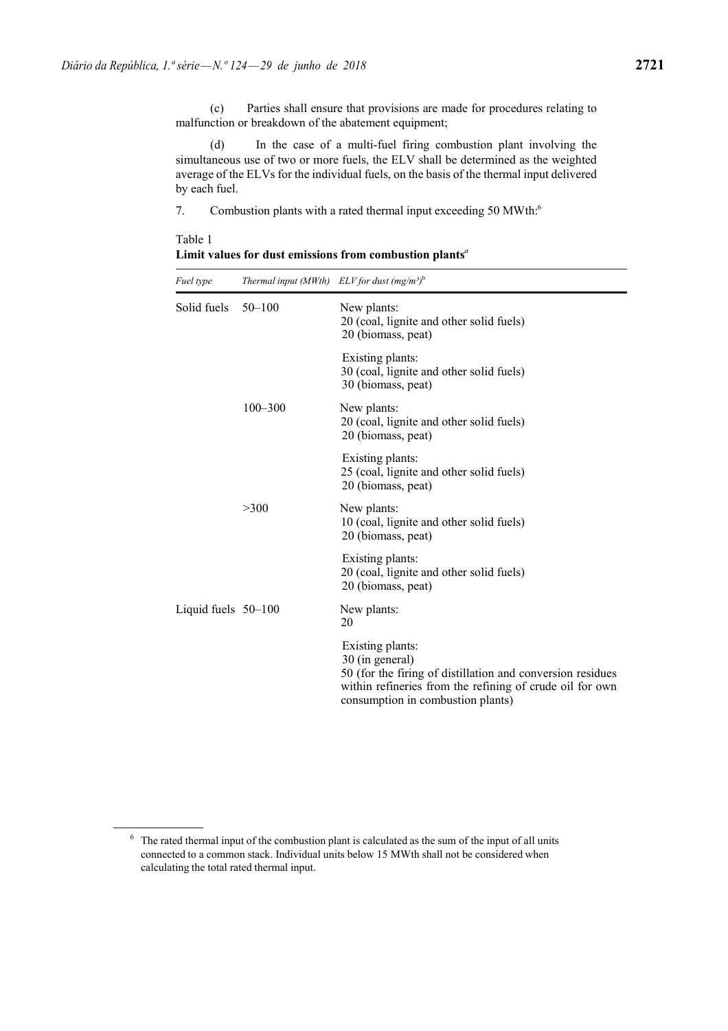(c) Parties shall ensure that provisions are made for procedures relating to malfunction or breakdown of the abatement equipment;

(d) In the case of a multi-fuel firing combustion plant involving the simultaneous use of two or more fuels, the ELV shall be determined as the weighted average of the ELVs for the individual fuels, on the basis of the thermal input delivered by each fuel.

7. Combustion plants with a rated thermal input exceeding 50 MWth:[6]

Table 1
**Limit values for dust emissions from combustion plants**[a]

| *Fuel type* | *Thermal input (MWth)* | *ELV for dust (mg/m³)*[b] |
|---|---|---|
| Solid fuels | 50–100 | New plants:<br>20 (coal, lignite and other solid fuels)<br>20 (biomass, peat) |
| | | Existing plants:<br>30 (coal, lignite and other solid fuels)<br>30 (biomass, peat) |
| | 100–300 | New plants:<br>20 (coal, lignite and other solid fuels)<br>20 (biomass, peat) |
| | | Existing plants:<br>25 (coal, lignite and other solid fuels)<br>20 (biomass, peat) |
| | >300 | New plants:<br>10 (coal, lignite and other solid fuels)<br>20 (biomass, peat) |
| | | Existing plants:<br>20 (coal, lignite and other solid fuels)<br>20 (biomass, peat) |
| Liquid fuels | 50–100 | New plants:<br>20 |
| | | Existing plants:<br>30 (in general)<br>50 (for the firing of distillation and conversion residues within refineries from the refining of crude oil for own consumption in combustion plants) |

[6] The rated thermal input of the combustion plant is calculated as the sum of the input of all units connected to a common stack. Individual units below 15 MWth shall not be considered when calculating the total rated thermal input.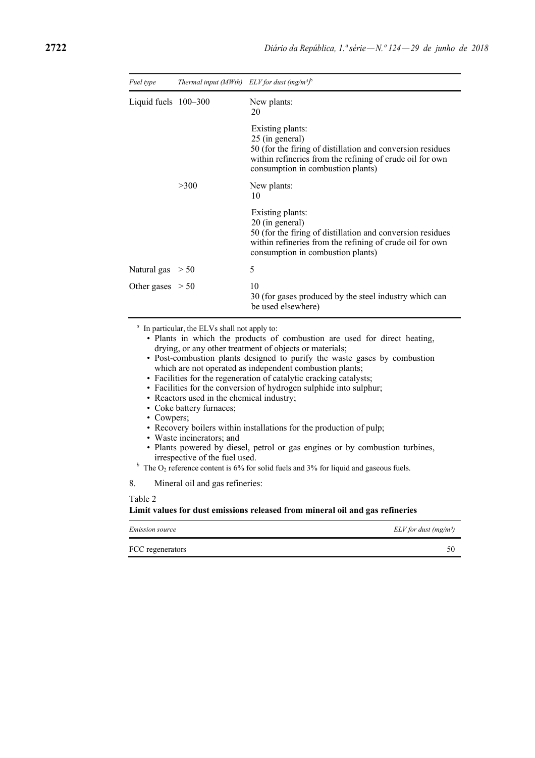| *Fuel type* | *Thermal input (MWth)* | *ELV for dust (mg/m³)*[b] |
|---|---|---|
| Liquid fuels | 100–300 | New plants:<br>20 |
| | | Existing plants:<br>25 (in general)<br>50 (for the firing of distillation and conversion residues within refineries from the refining of crude oil for own consumption in combustion plants) |
| | >300 | New plants:<br>10 |
| | | Existing plants:<br>20 (in general)<br>50 (for the firing of distillation and conversion residues within refineries from the refining of crude oil for own consumption in combustion plants) |
| Natural gas | > 50 | 5 |
| Other gases | > 50 | 10<br>30 (for gases produced by the steel industry which can be used elsewhere) |

[a] In particular, the ELVs shall not apply to:

- Plants in which the products of combustion are used for direct heating, drying, or any other treatment of objects or materials;
- Post-combustion plants designed to purify the waste gases by combustion which are not operated as independent combustion plants;
- Facilities for the regeneration of catalytic cracking catalysts;
- Facilities for the conversion of hydrogen sulphide into sulphur;
- Reactors used in the chemical industry;
- Coke battery furnaces;
- Cowpers;
- Recovery boilers within installations for the production of pulp;
- Waste incinerators; and
- Plants powered by diesel, petrol or gas engines or by combustion turbines, irrespective of the fuel used.

[b] The $O_2$ reference content is 6% for solid fuels and 3% for liquid and gaseous fuels.

8. Mineral oil and gas refineries:

Table 2

**Limit values for dust emissions released from mineral oil and gas refineries**

| *Emission source* | *ELV for dust (mg/m³)* |
|---|---|
| FCC regenerators | 50 |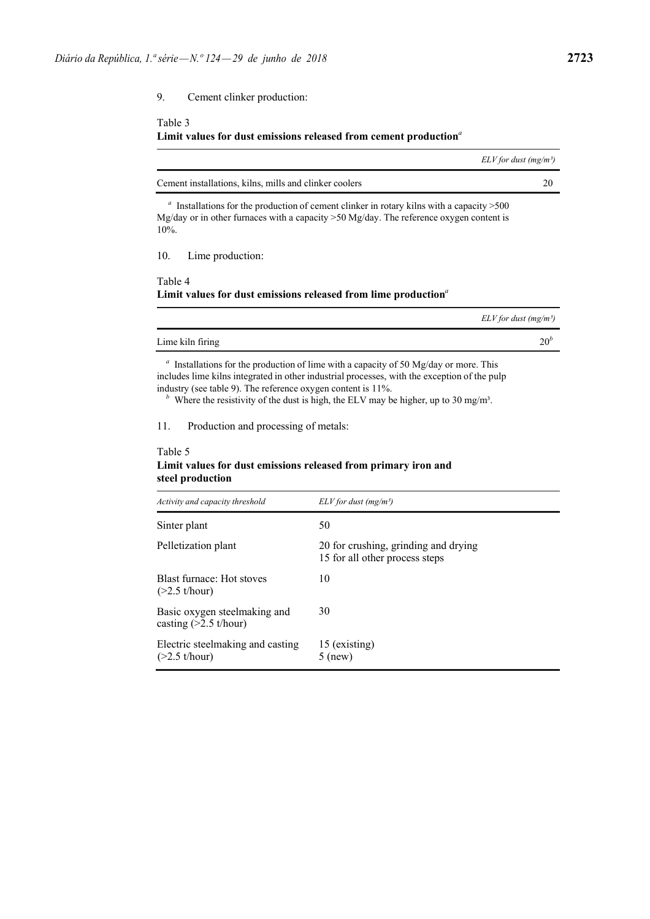9. Cement clinker production:

Table 3
**Limit values for dust emissions released from cement production**[a]

| | *ELV for dust (mg/m³)* |
|---|---|
| Cement installations, kilns, mills and clinker coolers | 20 |

[a] Installations for the production of cement clinker in rotary kilns with a capacity >500 Mg/day or in other furnaces with a capacity >50 Mg/day. The reference oxygen content is 10%.

10. Lime production:

Table 4
**Limit values for dust emissions released from lime production**[a]

| | *ELV for dust (mg/m³)* |
|---|---|
| Lime kiln firing | 20[b] |

[a] Installations for the production of lime with a capacity of 50 Mg/day or more. This includes lime kilns integrated in other industrial processes, with the exception of the pulp industry (see table 9). The reference oxygen content is 11%.
[b] Where the resistivity of the dust is high, the ELV may be higher, up to 30 mg/m³.

11. Production and processing of metals:

Table 5
**Limit values for dust emissions released from primary iron and steel production**

| *Activity and capacity threshold* | *ELV for dust (mg/m³)* |
|---|---|
| Sinter plant | 50 |
| Pelletization plant | 20 for crushing, grinding and drying<br>15 for all other process steps |
| Blast furnace: Hot stoves (>2.5 t/hour) | 10 |
| Basic oxygen steelmaking and casting (>2.5 t/hour) | 30 |
| Electric steelmaking and casting (>2.5 t/hour) | 15 (existing)<br>5 (new) |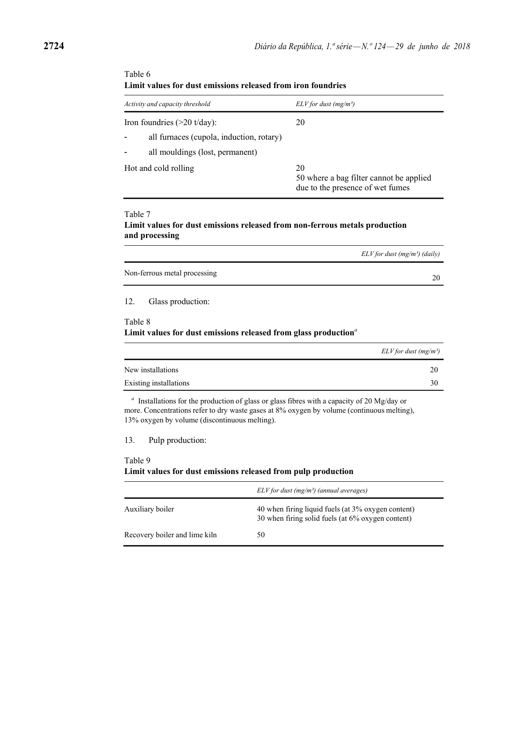Table 6
**Limit values for dust emissions released from iron foundries**

| *Activity and capacity threshold* | *ELV for dust (mg/m³)* |
| --- | --- |
| Iron foundries (>20 t/day): | 20 |
| - all furnaces (cupola, induction, rotary) | |
| - all mouldings (lost, permanent) | |
| Hot and cold rolling | 20<br>50 where a bag filter cannot be applied due to the presence of wet fumes |

Table 7
**Limit values for dust emissions released from non-ferrous metals production and processing**

| | *ELV for dust (mg/m³) (daily)* |
| --- | --- |
| Non-ferrous metal processing | 20 |

12. Glass production:

Table 8
**Limit values for dust emissions released from glass production**[a]

| | *ELV for dust (mg/m³)* |
| --- | --- |
| New installations | 20 |
| Existing installations | 30 |

[a] Installations for the production of glass or glass fibres with a capacity of 20 Mg/day or more. Concentrations refer to dry waste gases at 8% oxygen by volume (continuous melting), 13% oxygen by volume (discontinuous melting).

13. Pulp production:

Table 9
**Limit values for dust emissions released from pulp production**

| | *ELV for dust (mg/m³) (annual averages)* |
| --- | --- |
| Auxiliary boiler | 40 when firing liquid fuels (at 3% oxygen content)<br>30 when firing solid fuels (at 6% oxygen content) |
| Recovery boiler and lime kiln | 50 |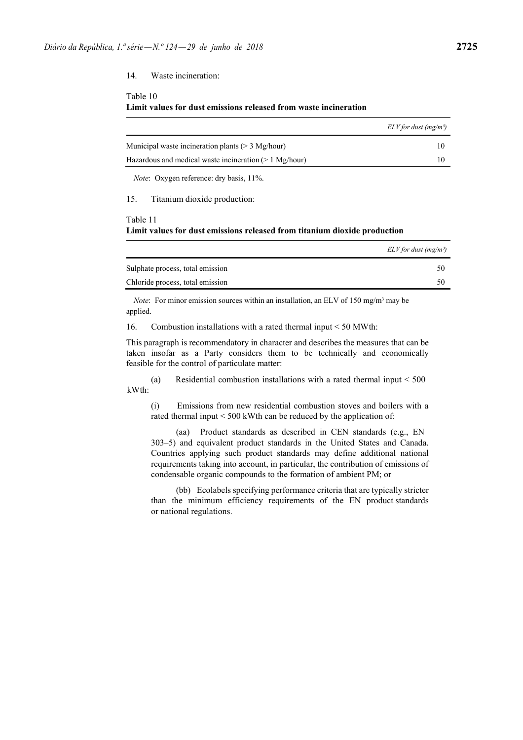14. Waste incineration:

Table 10
**Limit values for dust emissions released from waste incineration**

| | *ELV for dust (mg/m³)* |
|---|---|
| Municipal waste incineration plants (> 3 Mg/hour) | 10 |
| Hazardous and medical waste incineration (> 1 Mg/hour) | 10 |

*Note*: Oxygen reference: dry basis, 11%.

15. Titanium dioxide production:

Table 11
**Limit values for dust emissions released from titanium dioxide production**

| | *ELV for dust (mg/m³)* |
|---|---|
| Sulphate process, total emission | 50 |
| Chloride process, total emission | 50 |

*Note*: For minor emission sources within an installation, an ELV of 150 mg/m³ may be applied.

16. Combustion installations with a rated thermal input < 50 MWth:

This paragraph is recommendatory in character and describes the measures that can be taken insofar as a Party considers them to be technically and economically feasible for the control of particulate matter:

(a) Residential combustion installations with a rated thermal input < 500 kWth:

(i) Emissions from new residential combustion stoves and boilers with a rated thermal input < 500 kWth can be reduced by the application of:

(aa) Product standards as described in CEN standards (e.g., EN 303–5) and equivalent product standards in the United States and Canada. Countries applying such product standards may define additional national requirements taking into account, in particular, the contribution of emissions of condensable organic compounds to the formation of ambient PM; or

(bb) Ecolabels specifying performance criteria that are typically stricter than the minimum efficiency requirements of the EN product standards or national regulations.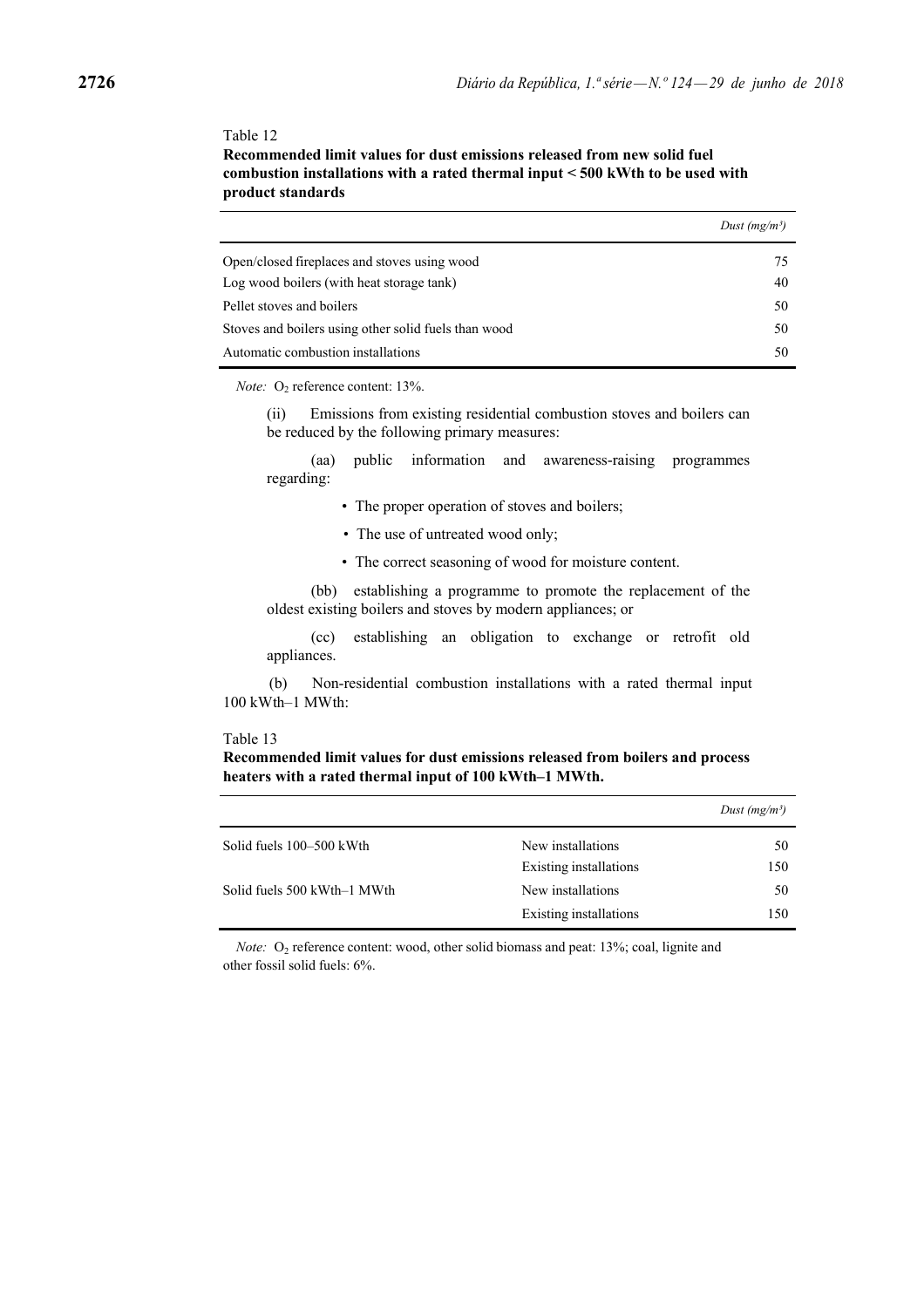Table 12

**Recommended limit values for dust emissions released from new solid fuel combustion installations with a rated thermal input < 500 kWth to be used with product standards**

| | *Dust (mg/m³)* |
|---|---|
| Open/closed fireplaces and stoves using wood | 75 |
| Log wood boilers (with heat storage tank) | 40 |
| Pellet stoves and boilers | 50 |
| Stoves and boilers using other solid fuels than wood | 50 |
| Automatic combustion installations | 50 |

*Note:* $O_2$ reference content: 13%.

(ii) Emissions from existing residential combustion stoves and boilers can be reduced by the following primary measures:

(aa) public information and awareness-raising programmes regarding:

- The proper operation of stoves and boilers;
- The use of untreated wood only;
- The correct seasoning of wood for moisture content.

(bb) establishing a programme to promote the replacement of the oldest existing boilers and stoves by modern appliances; or

(cc) establishing an obligation to exchange or retrofit old appliances.

(b) Non-residential combustion installations with a rated thermal input 100 kWth–1 MWth:

Table 13

**Recommended limit values for dust emissions released from boilers and process heaters with a rated thermal input of 100 kWth–1 MWth.**

| | | *Dust (mg/m³)* |
|---|---|---|
| Solid fuels 100–500 kWth | New installations | 50 |
| | Existing installations | 150 |
| Solid fuels 500 kWth–1 MWth | New installations | 50 |
| | Existing installations | 150 |

*Note:* $O_2$ reference content: wood, other solid biomass and peat: 13%; coal, lignite and other fossil solid fuels: 6%.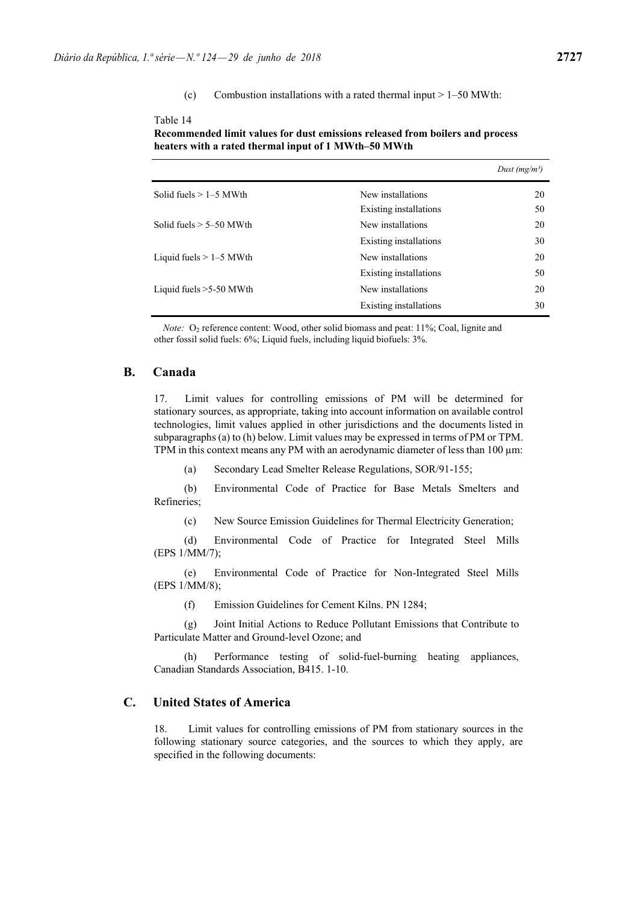(c) Combustion installations with a rated thermal input > 1–50 MWth:

Table 14

**Recommended limit values for dust emissions released from boilers and process heaters with a rated thermal input of 1 MWth–50 MWth**

| | | *Dust (mg/m³)* |
|---|---|---|
| Solid fuels > 1–5 MWth | New installations | 20 |
| | Existing installations | 50 |
| Solid fuels > 5–50 MWth | New installations | 20 |
| | Existing installations | 30 |
| Liquid fuels > 1–5 MWth | New installations | 20 |
| | Existing installations | 50 |
| Liquid fuels >5-50 MWth | New installations | 20 |
| | Existing installations | 30 |

*Note:* $O_2$ reference content: Wood, other solid biomass and peat: 11%; Coal, lignite and other fossil solid fuels: 6%; Liquid fuels, including liquid biofuels: 3%.

## B. Canada

17. Limit values for controlling emissions of PM will be determined for stationary sources, as appropriate, taking into account information on available control technologies, limit values applied in other jurisdictions and the documents listed in subparagraphs (a) to (h) below. Limit values may be expressed in terms of PM or TPM. TPM in this context means any PM with an aerodynamic diameter of less than 100 µm:

(a) Secondary Lead Smelter Release Regulations, SOR/91-155;

(b) Environmental Code of Practice for Base Metals Smelters and Refineries;

(c) New Source Emission Guidelines for Thermal Electricity Generation;

(d) Environmental Code of Practice for Integrated Steel Mills (EPS 1/MM/7);

(e) Environmental Code of Practice for Non-Integrated Steel Mills (EPS 1/MM/8);

(f) Emission Guidelines for Cement Kilns. PN 1284;

(g) Joint Initial Actions to Reduce Pollutant Emissions that Contribute to Particulate Matter and Ground-level Ozone; and

(h) Performance testing of solid-fuel-burning heating appliances, Canadian Standards Association, B415. 1-10.

## C. United States of America

18. Limit values for controlling emissions of PM from stationary sources in the following stationary source categories, and the sources to which they apply, are specified in the following documents: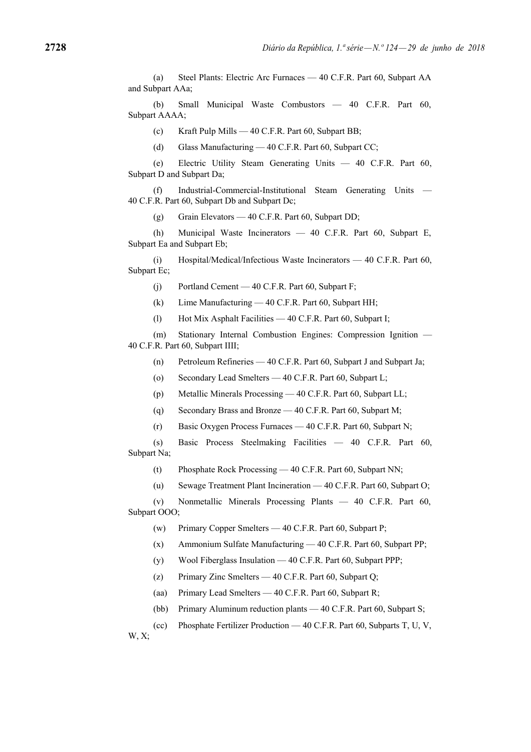(a) Steel Plants: Electric Arc Furnaces — 40 C.F.R. Part 60, Subpart AA and Subpart AAa;

(b) Small Municipal Waste Combustors — 40 C.F.R. Part 60, Subpart AAAA;

(c) Kraft Pulp Mills — 40 C.F.R. Part 60, Subpart BB;

(d) Glass Manufacturing — 40 C.F.R. Part 60, Subpart CC;

(e) Electric Utility Steam Generating Units — 40 C.F.R. Part 60, Subpart D and Subpart Da;

(f) Industrial-Commercial-Institutional Steam Generating Units — 40 C.F.R. Part 60, Subpart Db and Subpart Dc;

(g) Grain Elevators — 40 C.F.R. Part 60, Subpart DD;

(h) Municipal Waste Incinerators — 40 C.F.R. Part 60, Subpart E, Subpart Ea and Subpart Eb;

(i) Hospital/Medical/Infectious Waste Incinerators — 40 C.F.R. Part 60, Subpart Ec;

(j) Portland Cement — 40 C.F.R. Part 60, Subpart F;

(k) Lime Manufacturing — 40 C.F.R. Part 60, Subpart HH;

(l) Hot Mix Asphalt Facilities — 40 C.F.R. Part 60, Subpart I;

(m) Stationary Internal Combustion Engines: Compression Ignition — 40 C.F.R. Part 60, Subpart IIII;

(n) Petroleum Refineries — 40 C.F.R. Part 60, Subpart J and Subpart Ja;

(o) Secondary Lead Smelters — 40 C.F.R. Part 60, Subpart L;

(p) Metallic Minerals Processing — 40 C.F.R. Part 60, Subpart LL;

(q) Secondary Brass and Bronze — 40 C.F.R. Part 60, Subpart M;

(r) Basic Oxygen Process Furnaces — 40 C.F.R. Part 60, Subpart N;

(s) Basic Process Steelmaking Facilities — 40 C.F.R. Part 60, Subpart Na;

(t) Phosphate Rock Processing — 40 C.F.R. Part 60, Subpart NN;

(u) Sewage Treatment Plant Incineration — 40 C.F.R. Part 60, Subpart O;

(v) Nonmetallic Minerals Processing Plants — 40 C.F.R. Part 60, Subpart OOO;

(w) Primary Copper Smelters — 40 C.F.R. Part 60, Subpart P;

(x) Ammonium Sulfate Manufacturing — 40 C.F.R. Part 60, Subpart PP;

(y) Wool Fiberglass Insulation — 40 C.F.R. Part 60, Subpart PPP;

(z) Primary Zinc Smelters — 40 C.F.R. Part 60, Subpart Q;

(aa) Primary Lead Smelters — 40 C.F.R. Part 60, Subpart R;

(bb) Primary Aluminum reduction plants — 40 C.F.R. Part 60, Subpart S;

(cc) Phosphate Fertilizer Production — 40 C.F.R. Part 60, Subparts T, U, V, W, X;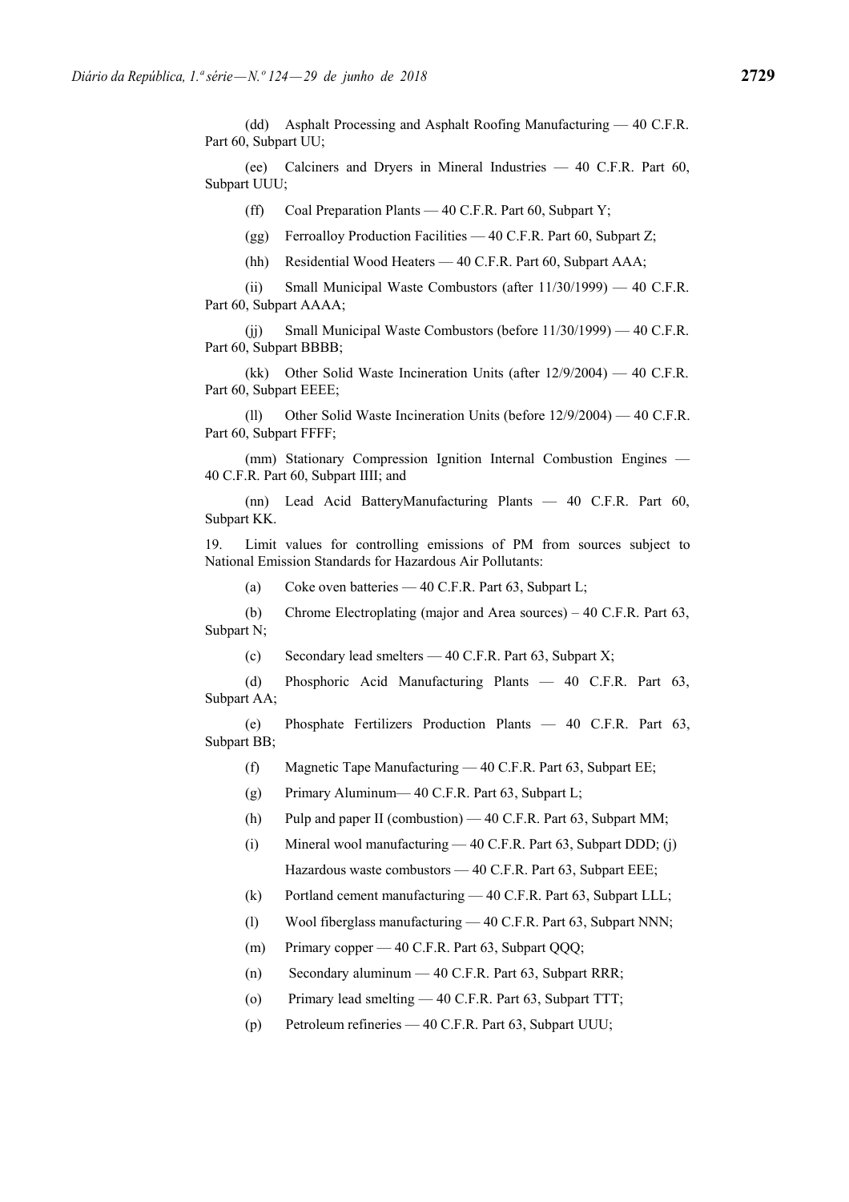(dd) Asphalt Processing and Asphalt Roofing Manufacturing — 40 C.F.R. Part 60, Subpart UU;

(ee) Calciners and Dryers in Mineral Industries — 40 C.F.R. Part 60, Subpart UUU;

(ff) Coal Preparation Plants — 40 C.F.R. Part 60, Subpart Y;

(gg) Ferroalloy Production Facilities — 40 C.F.R. Part 60, Subpart Z;

(hh) Residential Wood Heaters — 40 C.F.R. Part 60, Subpart AAA;

(ii) Small Municipal Waste Combustors (after 11/30/1999) — 40 C.F.R. Part 60, Subpart AAAA;

(jj) Small Municipal Waste Combustors (before 11/30/1999) — 40 C.F.R. Part 60, Subpart BBBB;

(kk) Other Solid Waste Incineration Units (after 12/9/2004) — 40 C.F.R. Part 60, Subpart EEEE;

(ll) Other Solid Waste Incineration Units (before 12/9/2004) — 40 C.F.R. Part 60, Subpart FFFF;

(mm) Stationary Compression Ignition Internal Combustion Engines — 40 C.F.R. Part 60, Subpart IIII; and

(nn) Lead Acid BatteryManufacturing Plants — 40 C.F.R. Part 60, Subpart KK.

19. Limit values for controlling emissions of PM from sources subject to National Emission Standards for Hazardous Air Pollutants:

(a) Coke oven batteries — 40 C.F.R. Part 63, Subpart L;

(b) Chrome Electroplating (major and Area sources) – 40 C.F.R. Part 63, Subpart N;

(c) Secondary lead smelters — 40 C.F.R. Part 63, Subpart X;

(d) Phosphoric Acid Manufacturing Plants — 40 C.F.R. Part 63, Subpart AA;

(e) Phosphate Fertilizers Production Plants — 40 C.F.R. Part 63, Subpart BB;

(f) Magnetic Tape Manufacturing — 40 C.F.R. Part 63, Subpart EE;

(g) Primary Aluminum— 40 C.F.R. Part 63, Subpart L;

(h) Pulp and paper II (combustion) — 40 C.F.R. Part 63, Subpart MM;

(i) Mineral wool manufacturing — 40 C.F.R. Part 63, Subpart DDD; (j) Hazardous waste combustors — 40 C.F.R. Part 63, Subpart EEE;

(k) Portland cement manufacturing — 40 C.F.R. Part 63, Subpart LLL;

(l) Wool fiberglass manufacturing — 40 C.F.R. Part 63, Subpart NNN;

(m) Primary copper — 40 C.F.R. Part 63, Subpart QQQ;

(n) Secondary aluminum — 40 C.F.R. Part 63, Subpart RRR;

(o) Primary lead smelting — 40 C.F.R. Part 63, Subpart TTT;

(p) Petroleum refineries — 40 C.F.R. Part 63, Subpart UUU;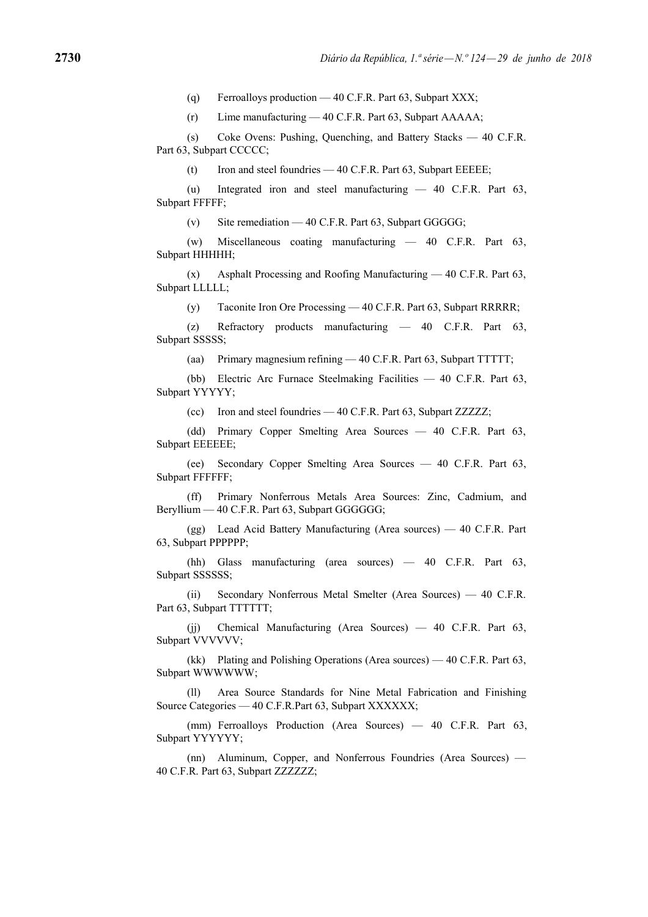(q) Ferroalloys production — 40 C.F.R. Part 63, Subpart XXX;

(r) Lime manufacturing — 40 C.F.R. Part 63, Subpart AAAAA;

(s) Coke Ovens: Pushing, Quenching, and Battery Stacks — 40 C.F.R. Part 63, Subpart CCCCC;

(t) Iron and steel foundries — 40 C.F.R. Part 63, Subpart EEEEE;

(u) Integrated iron and steel manufacturing — 40 C.F.R. Part 63, Subpart FFFFF;

(v) Site remediation — 40 C.F.R. Part 63, Subpart GGGGG;

(w) Miscellaneous coating manufacturing — 40 C.F.R. Part 63, Subpart HHHHH;

(x) Asphalt Processing and Roofing Manufacturing — 40 C.F.R. Part 63, Subpart LLLLL;

(y) Taconite Iron Ore Processing — 40 C.F.R. Part 63, Subpart RRRRR;

(z) Refractory products manufacturing — 40 C.F.R. Part 63, Subpart SSSSS;

(aa) Primary magnesium refining — 40 C.F.R. Part 63, Subpart TTTTT;

(bb) Electric Arc Furnace Steelmaking Facilities — 40 C.F.R. Part 63, Subpart YYYYY;

(cc) Iron and steel foundries — 40 C.F.R. Part 63, Subpart ZZZZZ;

(dd) Primary Copper Smelting Area Sources — 40 C.F.R. Part 63, Subpart EEEEEE;

(ee) Secondary Copper Smelting Area Sources — 40 C.F.R. Part 63, Subpart FFFFFF;

(ff) Primary Nonferrous Metals Area Sources: Zinc, Cadmium, and Beryllium — 40 C.F.R. Part 63, Subpart GGGGGG;

(gg) Lead Acid Battery Manufacturing (Area sources) — 40 C.F.R. Part 63, Subpart PPPPPP;

(hh) Glass manufacturing (area sources) — 40 C.F.R. Part 63, Subpart SSSSSS;

(ii) Secondary Nonferrous Metal Smelter (Area Sources) — 40 C.F.R. Part 63, Subpart TTTTTT;

(jj) Chemical Manufacturing (Area Sources) — 40 C.F.R. Part 63, Subpart VVVVVV;

(kk) Plating and Polishing Operations (Area sources) — 40 C.F.R. Part 63, Subpart WWWWWW;

(ll) Area Source Standards for Nine Metal Fabrication and Finishing Source Categories — 40 C.F.R.Part 63, Subpart XXXXXX;

(mm) Ferroalloys Production (Area Sources) — 40 C.F.R. Part 63, Subpart YYYYYY;

(nn) Aluminum, Copper, and Nonferrous Foundries (Area Sources) — 40 C.F.R. Part 63, Subpart ZZZZZZ;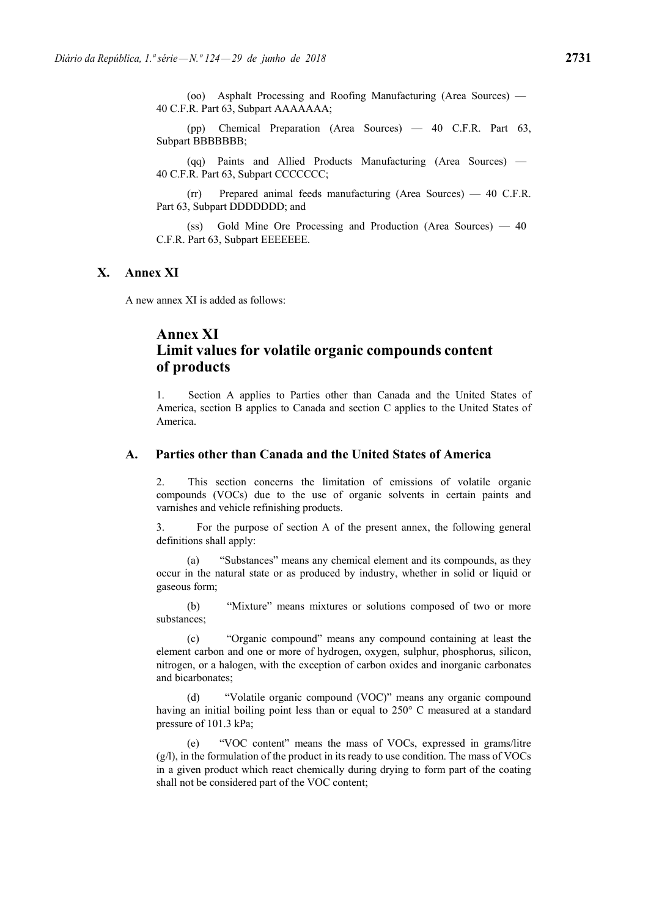(oo) Asphalt Processing and Roofing Manufacturing (Area Sources) — 40 C.F.R. Part 63, Subpart AAAAAAA;

(pp) Chemical Preparation (Area Sources) — 40 C.F.R. Part 63, Subpart BBBBBBB;

(qq) Paints and Allied Products Manufacturing (Area Sources) — 40 C.F.R. Part 63, Subpart CCCCCCC;

(rr) Prepared animal feeds manufacturing (Area Sources) — 40 C.F.R. Part 63, Subpart DDDDDDD; and

(ss) Gold Mine Ore Processing and Production (Area Sources) — 40 C.F.R. Part 63, Subpart EEEEEEE.

## X. Annex XI

A new annex XI is added as follows:

# Annex XI
# Limit values for volatile organic compounds content of products

1. Section A applies to Parties other than Canada and the United States of America, section B applies to Canada and section C applies to the United States of America.

## A. Parties other than Canada and the United States of America

2. This section concerns the limitation of emissions of volatile organic compounds (VOCs) due to the use of organic solvents in certain paints and varnishes and vehicle refinishing products.

3. For the purpose of section A of the present annex, the following general definitions shall apply:

(a) "Substances" means any chemical element and its compounds, as they occur in the natural state or as produced by industry, whether in solid or liquid or gaseous form;

(b) "Mixture" means mixtures or solutions composed of two or more substances;

(c) "Organic compound" means any compound containing at least the element carbon and one or more of hydrogen, oxygen, sulphur, phosphorus, silicon, nitrogen, or a halogen, with the exception of carbon oxides and inorganic carbonates and bicarbonates;

(d) "Volatile organic compound (VOC)" means any organic compound having an initial boiling point less than or equal to 250° C measured at a standard pressure of 101.3 kPa;

(e) "VOC content" means the mass of VOCs, expressed in grams/litre (g/l), in the formulation of the product in its ready to use condition. The mass of VOCs in a given product which react chemically during drying to form part of the coating shall not be considered part of the VOC content;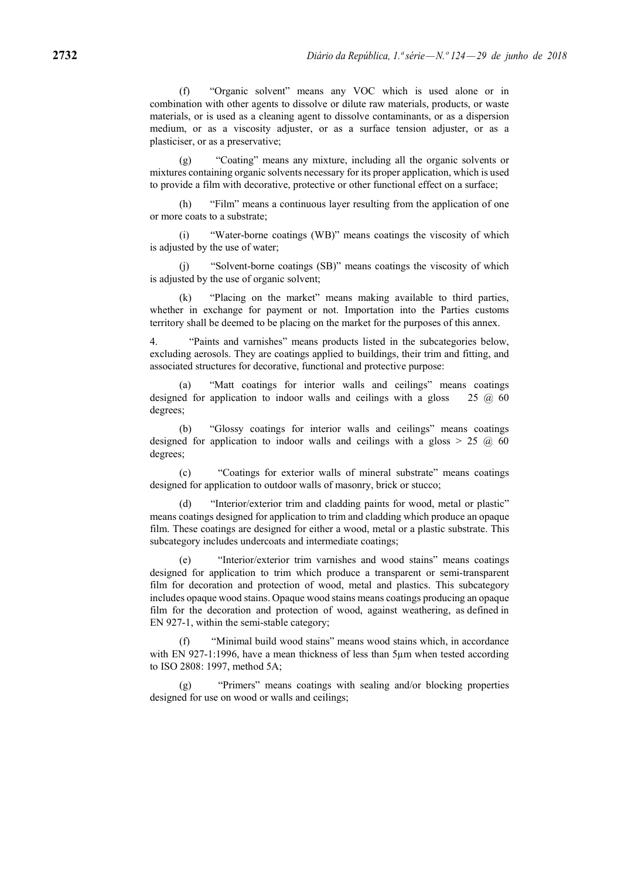(f) "Organic solvent" means any VOC which is used alone or in combination with other agents to dissolve or dilute raw materials, products, or waste materials, or is used as a cleaning agent to dissolve contaminants, or as a dispersion medium, or as a viscosity adjuster, or as a surface tension adjuster, or as a plasticiser, or as a preservative;

(g) "Coating" means any mixture, including all the organic solvents or mixtures containing organic solvents necessary for its proper application, which is used to provide a film with decorative, protective or other functional effect on a surface;

(h) "Film" means a continuous layer resulting from the application of one or more coats to a substrate;

(i) "Water-borne coatings (WB)" means coatings the viscosity of which is adjusted by the use of water;

(j) "Solvent-borne coatings (SB)" means coatings the viscosity of which is adjusted by the use of organic solvent;

(k) "Placing on the market" means making available to third parties, whether in exchange for payment or not. Importation into the Parties customs territory shall be deemed to be placing on the market for the purposes of this annex.

4. "Paints and varnishes" means products listed in the subcategories below, excluding aerosols. They are coatings applied to buildings, their trim and fitting, and associated structures for decorative, functional and protective purpose:

(a) "Matt coatings for interior walls and ceilings" means coatings designed for application to indoor walls and ceilings with a gloss 25 @ 60 degrees;

(b) "Glossy coatings for interior walls and ceilings" means coatings designed for application to indoor walls and ceilings with a gloss > 25 @ 60 degrees;

(c) "Coatings for exterior walls of mineral substrate" means coatings designed for application to outdoor walls of masonry, brick or stucco;

(d) "Interior/exterior trim and cladding paints for wood, metal or plastic" means coatings designed for application to trim and cladding which produce an opaque film. These coatings are designed for either a wood, metal or a plastic substrate. This subcategory includes undercoats and intermediate coatings;

(e) "Interior/exterior trim varnishes and wood stains" means coatings designed for application to trim which produce a transparent or semi-transparent film for decoration and protection of wood, metal and plastics. This subcategory includes opaque wood stains. Opaque wood stains means coatings producing an opaque film for the decoration and protection of wood, against weathering, as defined in EN 927-1, within the semi-stable category;

(f) "Minimal build wood stains" means wood stains which, in accordance with EN 927-1:1996, have a mean thickness of less than 5µm when tested according to ISO 2808: 1997, method 5A;

(g) "Primers" means coatings with sealing and/or blocking properties designed for use on wood or walls and ceilings;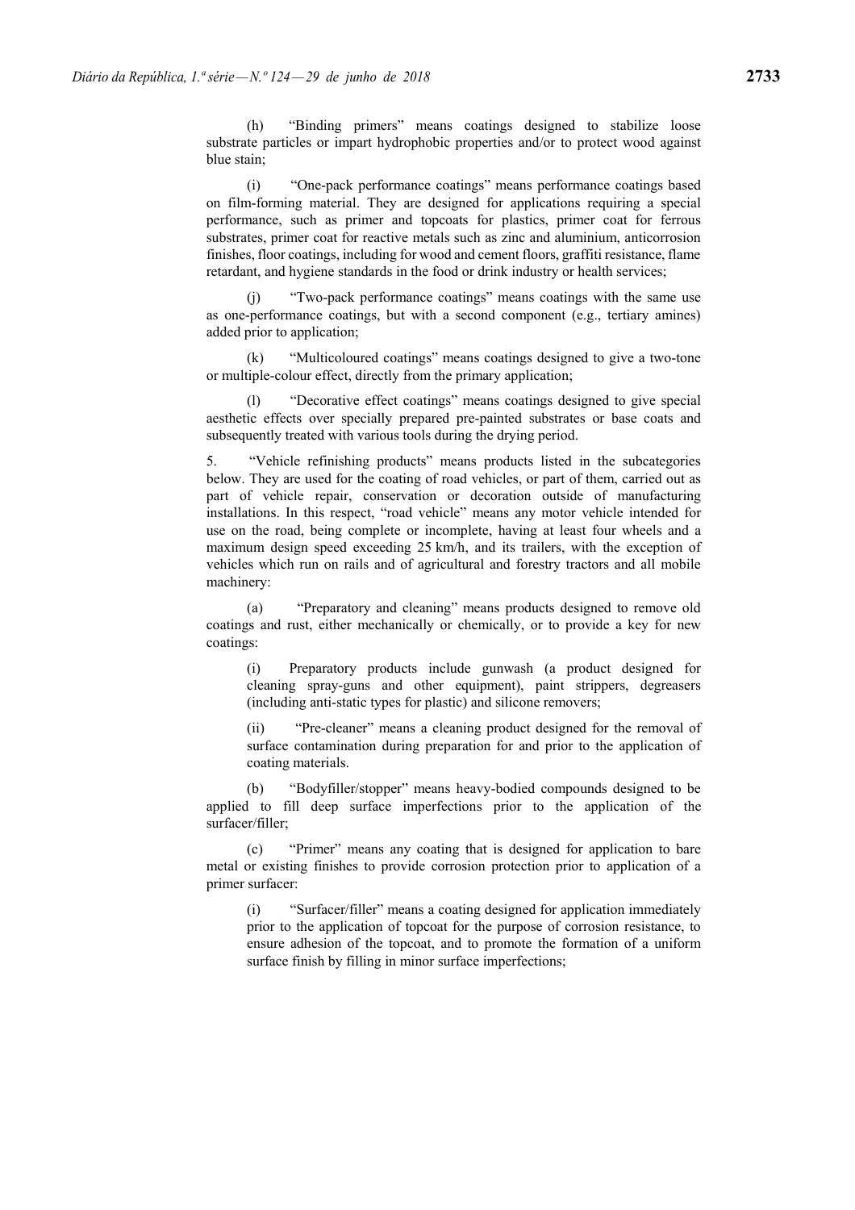(h) "Binding primers" means coatings designed to stabilize loose substrate particles or impart hydrophobic properties and/or to protect wood against blue stain;

(i) "One-pack performance coatings" means performance coatings based on film-forming material. They are designed for applications requiring a special performance, such as primer and topcoats for plastics, primer coat for ferrous substrates, primer coat for reactive metals such as zinc and aluminium, anticorrosion finishes, floor coatings, including for wood and cement floors, graffiti resistance, flame retardant, and hygiene standards in the food or drink industry or health services;

(j) "Two-pack performance coatings" means coatings with the same use as one-performance coatings, but with a second component (e.g., tertiary amines) added prior to application;

(k) "Multicoloured coatings" means coatings designed to give a two-tone or multiple-colour effect, directly from the primary application;

(l) "Decorative effect coatings" means coatings designed to give special aesthetic effects over specially prepared pre-painted substrates or base coats and subsequently treated with various tools during the drying period.

5. "Vehicle refinishing products" means products listed in the subcategories below. They are used for the coating of road vehicles, or part of them, carried out as part of vehicle repair, conservation or decoration outside of manufacturing installations. In this respect, "road vehicle" means any motor vehicle intended for use on the road, being complete or incomplete, having at least four wheels and a maximum design speed exceeding 25 km/h, and its trailers, with the exception of vehicles which run on rails and of agricultural and forestry tractors and all mobile machinery:

(a) "Preparatory and cleaning" means products designed to remove old coatings and rust, either mechanically or chemically, or to provide a key for new coatings:

(i) Preparatory products include gunwash (a product designed for cleaning spray-guns and other equipment), paint strippers, degreasers (including anti-static types for plastic) and silicone removers;

(ii) "Pre-cleaner" means a cleaning product designed for the removal of surface contamination during preparation for and prior to the application of coating materials.

(b) "Bodyfiller/stopper" means heavy-bodied compounds designed to be applied to fill deep surface imperfections prior to the application of the surfacer/filler;

(c) "Primer" means any coating that is designed for application to bare metal or existing finishes to provide corrosion protection prior to application of a primer surfacer:

(i) "Surfacer/filler" means a coating designed for application immediately prior to the application of topcoat for the purpose of corrosion resistance, to ensure adhesion of the topcoat, and to promote the formation of a uniform surface finish by filling in minor surface imperfections;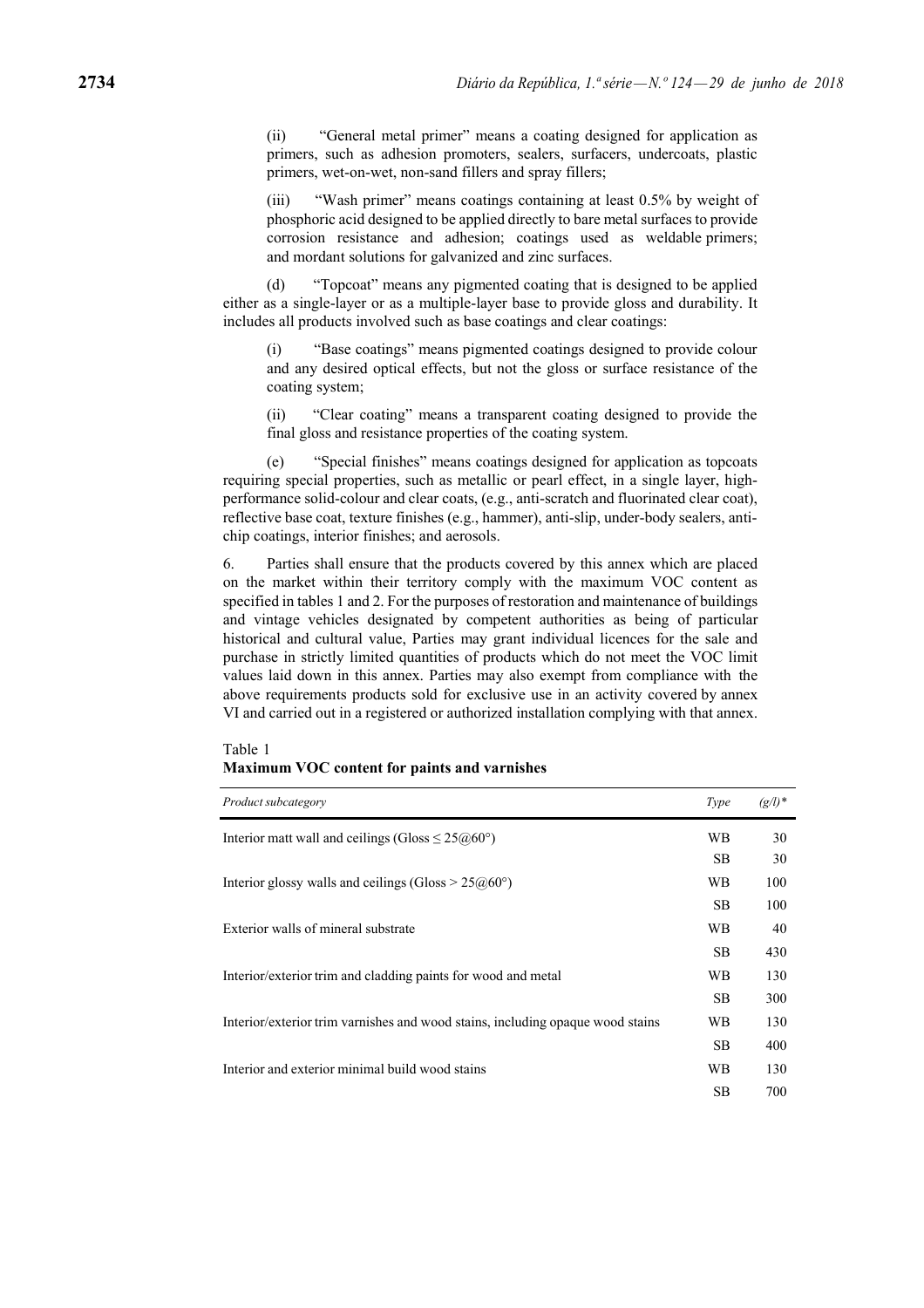(ii) "General metal primer" means a coating designed for application as primers, such as adhesion promoters, sealers, surfacers, undercoats, plastic primers, wet-on-wet, non-sand fillers and spray fillers;

(iii) "Wash primer" means coatings containing at least 0.5% by weight of phosphoric acid designed to be applied directly to bare metal surfaces to provide corrosion resistance and adhesion; coatings used as weldable primers; and mordant solutions for galvanized and zinc surfaces.

(d) "Topcoat" means any pigmented coating that is designed to be applied either as a single-layer or as a multiple-layer base to provide gloss and durability. It includes all products involved such as base coatings and clear coatings:

(i) "Base coatings" means pigmented coatings designed to provide colour and any desired optical effects, but not the gloss or surface resistance of the coating system;

(ii) "Clear coating" means a transparent coating designed to provide the final gloss and resistance properties of the coating system.

(e) "Special finishes" means coatings designed for application as topcoats requiring special properties, such as metallic or pearl effect, in a single layer, high-performance solid-colour and clear coats, (e.g., anti-scratch and fluorinated clear coat), reflective base coat, texture finishes (e.g., hammer), anti-slip, under-body sealers, anti-chip coatings, interior finishes; and aerosols.

6. Parties shall ensure that the products covered by this annex which are placed on the market within their territory comply with the maximum VOC content as specified in tables 1 and 2. For the purposes of restoration and maintenance of buildings and vintage vehicles designated by competent authorities as being of particular historical and cultural value, Parties may grant individual licences for the sale and purchase in strictly limited quantities of products which do not meet the VOC limit values laid down in this annex. Parties may also exempt from compliance with the above requirements products sold for exclusive use in an activity covered by annex VI and carried out in a registered or authorized installation complying with that annex.

Table 1
**Maximum VOC content for paints and varnishes**

| *Product subcategory* | *Type* | *(g/l)\** |
|---|---|---|
| Interior matt wall and ceilings (Gloss ≤ 25@60°) | WB | 30 |
| | SB | 30 |
| Interior glossy walls and ceilings (Gloss > 25@60°) | WB | 100 |
| | SB | 100 |
| Exterior walls of mineral substrate | WB | 40 |
| | SB | 430 |
| Interior/exterior trim and cladding paints for wood and metal | WB | 130 |
| | SB | 300 |
| Interior/exterior trim varnishes and wood stains, including opaque wood stains | WB | 130 |
| | SB | 400 |
| Interior and exterior minimal build wood stains | WB | 130 |
| | SB | 700 |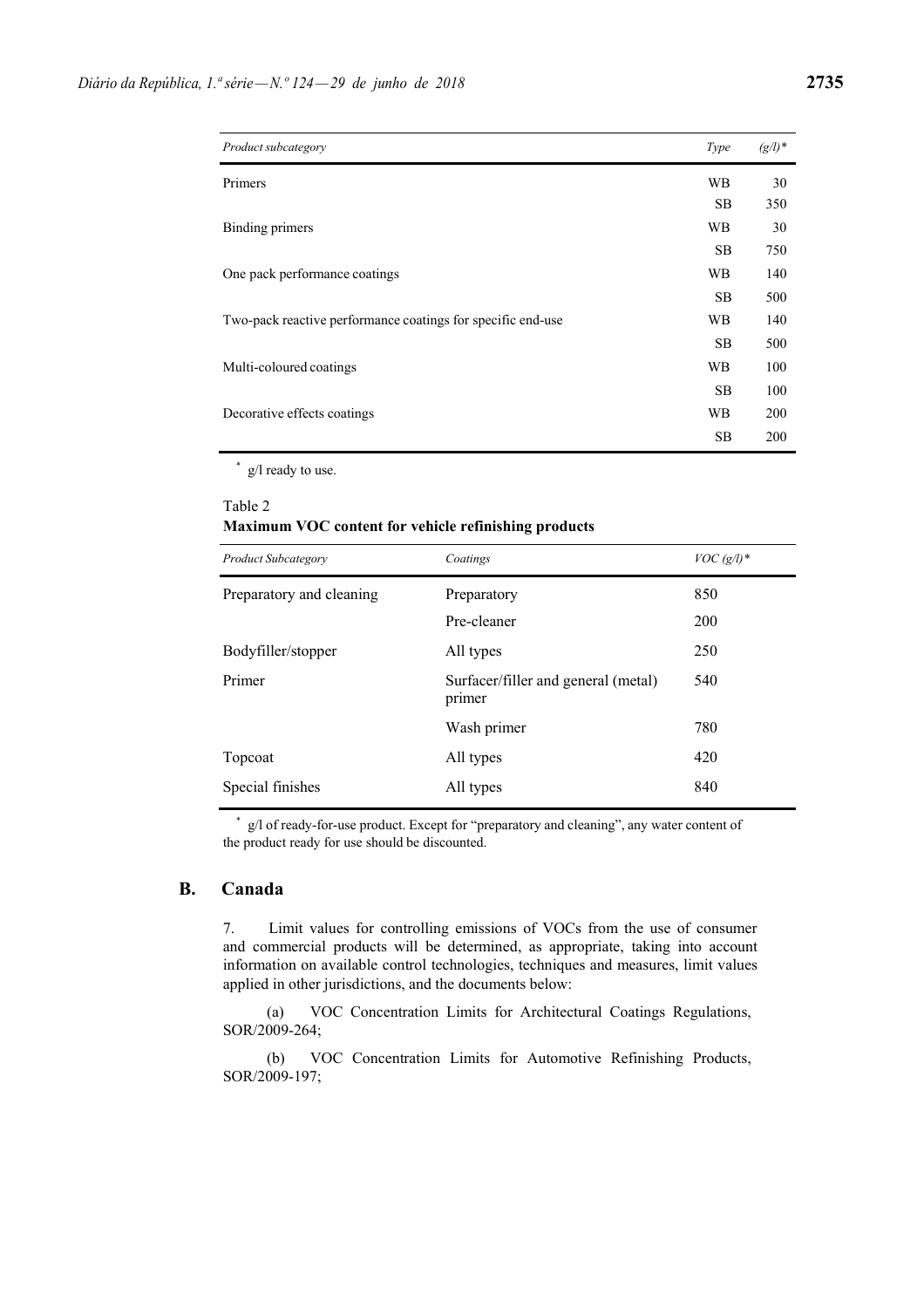| *Product subcategory* | *Type* | *(g/l)** |
|---|---|---|
| Primers | WB | 30 |
| | SB | 350 |
| Binding primers | WB | 30 |
| | SB | 750 |
| One pack performance coatings | WB | 140 |
| | SB | 500 |
| Two-pack reactive performance coatings for specific end-use | WB | 140 |
| | SB | 500 |
| Multi-coloured coatings | WB | 100 |
| | SB | 100 |
| Decorative effects coatings | WB | 200 |
| | SB | 200 |

* g/l ready to use.

Table 2

**Maximum VOC content for vehicle refinishing products**

| *Product Subcategory* | *Coatings* | *VOC (g/l)** |
|---|---|---|
| Preparatory and cleaning | Preparatory | 850 |
| | Pre-cleaner | 200 |
| Bodyfiller/stopper | All types | 250 |
| Primer | Surfacer/filler and general (metal) primer | 540 |
| | Wash primer | 780 |
| Topcoat | All types | 420 |
| Special finishes | All types | 840 |

* g/l of ready-for-use product. Except for "preparatory and cleaning", any water content of the product ready for use should be discounted.

## B. Canada

7. Limit values for controlling emissions of VOCs from the use of consumer and commercial products will be determined, as appropriate, taking into account information on available control technologies, techniques and measures, limit values applied in other jurisdictions, and the documents below:

(a) VOC Concentration Limits for Architectural Coatings Regulations, SOR/2009-264;

(b) VOC Concentration Limits for Automotive Refinishing Products, SOR/2009-197;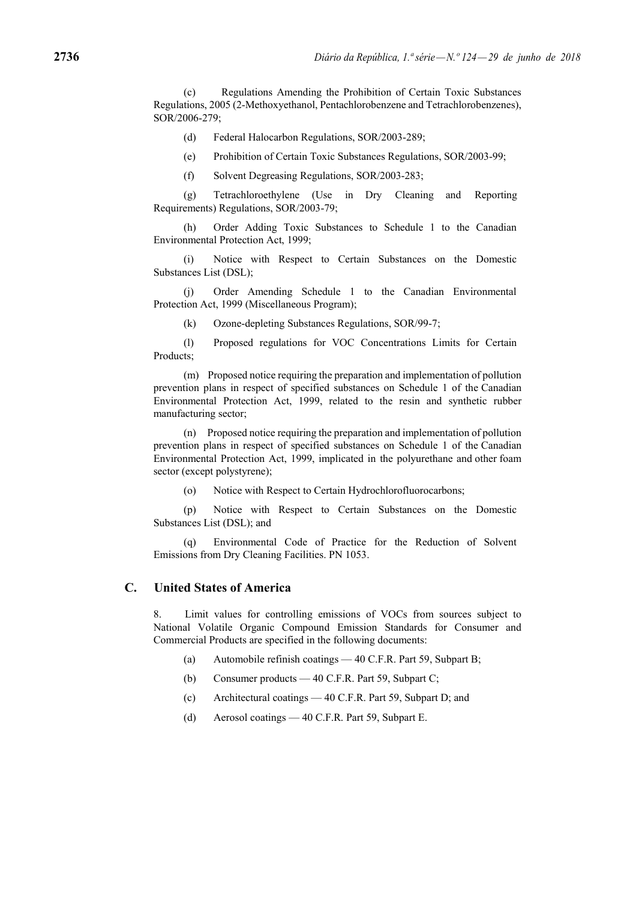(c) Regulations Amending the Prohibition of Certain Toxic Substances Regulations, 2005 (2-Methoxyethanol, Pentachlorobenzene and Tetrachlorobenzenes), SOR/2006-279;

(d) Federal Halocarbon Regulations, SOR/2003-289;

(e) Prohibition of Certain Toxic Substances Regulations, SOR/2003-99;

(f) Solvent Degreasing Regulations, SOR/2003-283;

(g) Tetrachloroethylene (Use in Dry Cleaning and Reporting Requirements) Regulations, SOR/2003-79;

(h) Order Adding Toxic Substances to Schedule 1 to the Canadian Environmental Protection Act, 1999;

(i) Notice with Respect to Certain Substances on the Domestic Substances List (DSL);

(j) Order Amending Schedule 1 to the Canadian Environmental Protection Act, 1999 (Miscellaneous Program);

(k) Ozone-depleting Substances Regulations, SOR/99-7;

(l) Proposed regulations for VOC Concentrations Limits for Certain Products;

(m) Proposed notice requiring the preparation and implementation of pollution prevention plans in respect of specified substances on Schedule 1 of the Canadian Environmental Protection Act, 1999, related to the resin and synthetic rubber manufacturing sector;

(n) Proposed notice requiring the preparation and implementation of pollution prevention plans in respect of specified substances on Schedule 1 of the Canadian Environmental Protection Act, 1999, implicated in the polyurethane and other foam sector (except polystyrene);

(o) Notice with Respect to Certain Hydrochlorofluorocarbons;

(p) Notice with Respect to Certain Substances on the Domestic Substances List (DSL); and

(q) Environmental Code of Practice for the Reduction of Solvent Emissions from Dry Cleaning Facilities. PN 1053.

## C. United States of America

8. Limit values for controlling emissions of VOCs from sources subject to National Volatile Organic Compound Emission Standards for Consumer and Commercial Products are specified in the following documents:

(a) Automobile refinish coatings — 40 C.F.R. Part 59, Subpart B;

(b) Consumer products — 40 C.F.R. Part 59, Subpart C;

(c) Architectural coatings — 40 C.F.R. Part 59, Subpart D; and

(d) Aerosol coatings — 40 C.F.R. Part 59, Subpart E.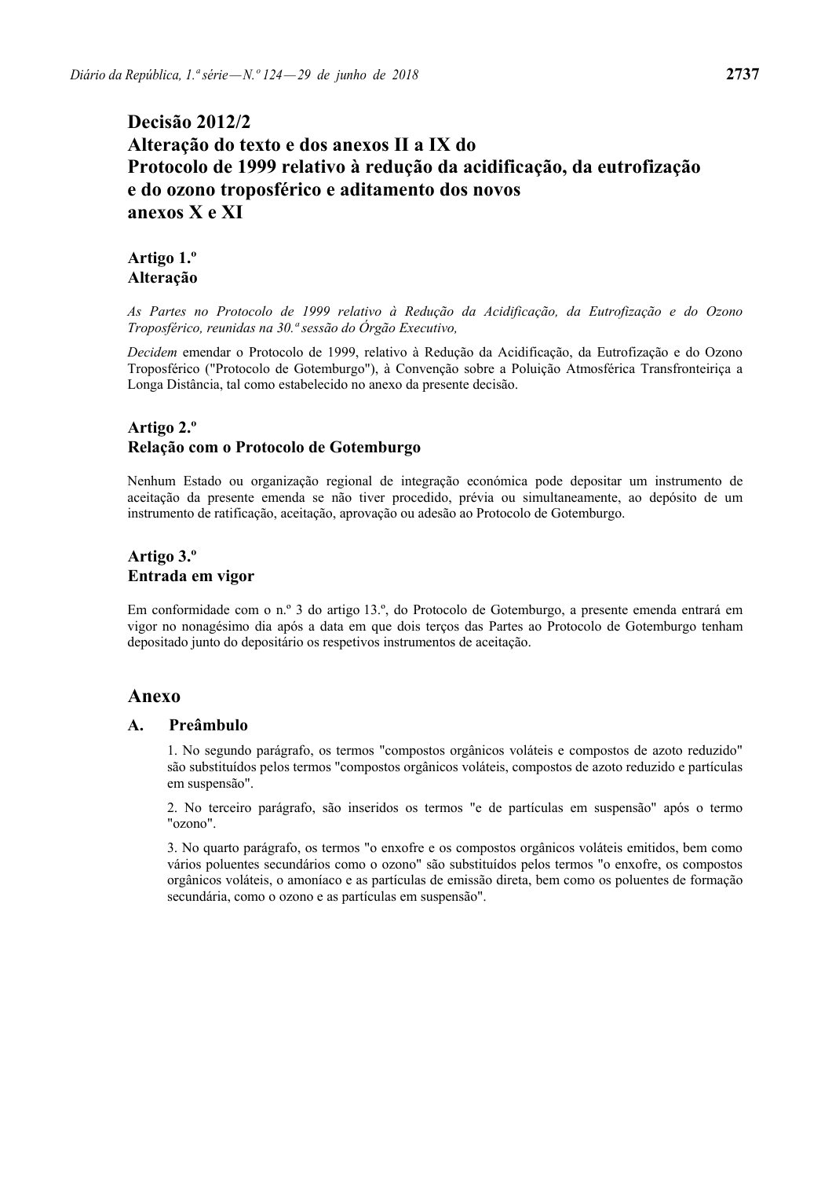# Decisão 2012/2
# Alteração do texto e dos anexos II a IX do Protocolo de 1999 relativo à redução da acidificação, da eutrofização e do ozono troposférico e aditamento dos novos anexos X e XI

## Artigo 1.º
## Alteração

*As Partes no Protocolo de 1999 relativo à Redução da Acidificação, da Eutrofização e do Ozono Troposférico, reunidas na 30.ª sessão do Órgão Executivo,*

*Decidem* emendar o Protocolo de 1999, relativo à Redução da Acidificação, da Eutrofização e do Ozono Troposférico ("Protocolo de Gotemburgo"), à Convenção sobre a Poluição Atmosférica Transfronteiriça a Longa Distância, tal como estabelecido no anexo da presente decisão.

## Artigo 2.º
## Relação com o Protocolo de Gotemburgo

Nenhum Estado ou organização regional de integração económica pode depositar um instrumento de aceitação da presente emenda se não tiver procedido, prévia ou simultaneamente, ao depósito de um instrumento de ratificação, aceitação, aprovação ou adesão ao Protocolo de Gotemburgo.

## Artigo 3.º
## Entrada em vigor

Em conformidade com o n.º 3 do artigo 13.º, do Protocolo de Gotemburgo, a presente emenda entrará em vigor no nonagésimo dia após a data em que dois terços das Partes ao Protocolo de Gotemburgo tenham depositado junto do depositário os respetivos instrumentos de aceitação.

## Anexo

### A. Preâmbulo

1. No segundo parágrafo, os termos "compostos orgânicos voláteis e compostos de azoto reduzido" são substituídos pelos termos "compostos orgânicos voláteis, compostos de azoto reduzido e partículas em suspensão".

2. No terceiro parágrafo, são inseridos os termos "e de partículas em suspensão" após o termo "ozono".

3. No quarto parágrafo, os termos "o enxofre e os compostos orgânicos voláteis emitidos, bem como vários poluentes secundários como o ozono" são substituídos pelos termos "o enxofre, os compostos orgânicos voláteis, o amoníaco e as partículas de emissão direta, bem como os poluentes de formação secundária, como o ozono e as partículas em suspensão".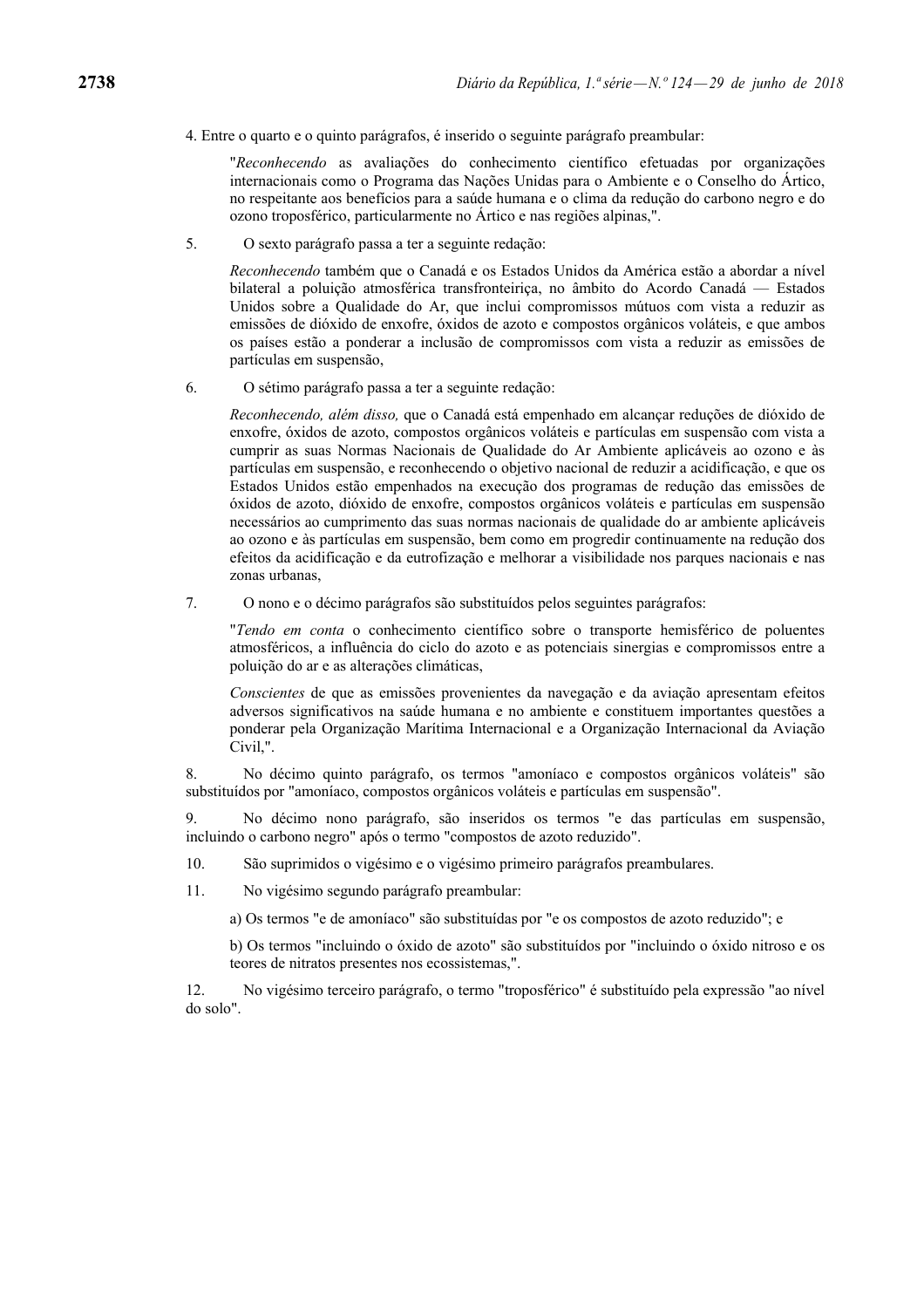4. Entre o quarto e o quinto parágrafos, é inserido o seguinte parágrafo preambular:

"*Reconhecendo* as avaliações do conhecimento científico efetuadas por organizações internacionais como o Programa das Nações Unidas para o Ambiente e o Conselho do Ártico, no respeitante aos benefícios para a saúde humana e o clima da redução do carbono negro e do ozono troposférico, particularmente no Ártico e nas regiões alpinas,".

5. O sexto parágrafo passa a ter a seguinte redação:

*Reconhecendo* também que o Canadá e os Estados Unidos da América estão a abordar a nível bilateral a poluição atmosférica transfronteiriça, no âmbito do Acordo Canadá — Estados Unidos sobre a Qualidade do Ar, que inclui compromissos mútuos com vista a reduzir as emissões de dióxido de enxofre, óxidos de azoto e compostos orgânicos voláteis, e que ambos os países estão a ponderar a inclusão de compromissos com vista a reduzir as emissões de partículas em suspensão,

6. O sétimo parágrafo passa a ter a seguinte redação:

*Reconhecendo, além disso,* que o Canadá está empenhado em alcançar reduções de dióxido de enxofre, óxidos de azoto, compostos orgânicos voláteis e partículas em suspensão com vista a cumprir as suas Normas Nacionais de Qualidade do Ar Ambiente aplicáveis ao ozono e às partículas em suspensão, e reconhecendo o objetivo nacional de reduzir a acidificação, e que os Estados Unidos estão empenhados na execução dos programas de redução das emissões de óxidos de azoto, dióxido de enxofre, compostos orgânicos voláteis e partículas em suspensão necessários ao cumprimento das suas normas nacionais de qualidade do ar ambiente aplicáveis ao ozono e às partículas em suspensão, bem como em progredir continuamente na redução dos efeitos da acidificação e da eutrofização e melhorar a visibilidade nos parques nacionais e nas zonas urbanas,

7. O nono e o décimo parágrafos são substituídos pelos seguintes parágrafos:

"*Tendo em conta* o conhecimento científico sobre o transporte hemisférico de poluentes atmosféricos, a influência do ciclo do azoto e as potenciais sinergias e compromissos entre a poluição do ar e as alterações climáticas,

*Conscientes* de que as emissões provenientes da navegação e da aviação apresentam efeitos adversos significativos na saúde humana e no ambiente e constituem importantes questões a ponderar pela Organização Marítima Internacional e a Organização Internacional da Aviação Civil,".

8. No décimo quinto parágrafo, os termos "amoníaco e compostos orgânicos voláteis" são substituídos por "amoníaco, compostos orgânicos voláteis e partículas em suspensão".

9. No décimo nono parágrafo, são inseridos os termos "e das partículas em suspensão, incluindo o carbono negro" após o termo "compostos de azoto reduzido".

10. São suprimidos o vigésimo e o vigésimo primeiro parágrafos preambulares.

11. No vigésimo segundo parágrafo preambular:

a) Os termos "e de amoníaco" são substituídas por "e os compostos de azoto reduzido"; e

b) Os termos "incluindo o óxido de azoto" são substituídos por "incluindo o óxido nitroso e os teores de nitratos presentes nos ecossistemas,".

12. No vigésimo terceiro parágrafo, o termo "troposférico" é substituído pela expressão "ao nível do solo".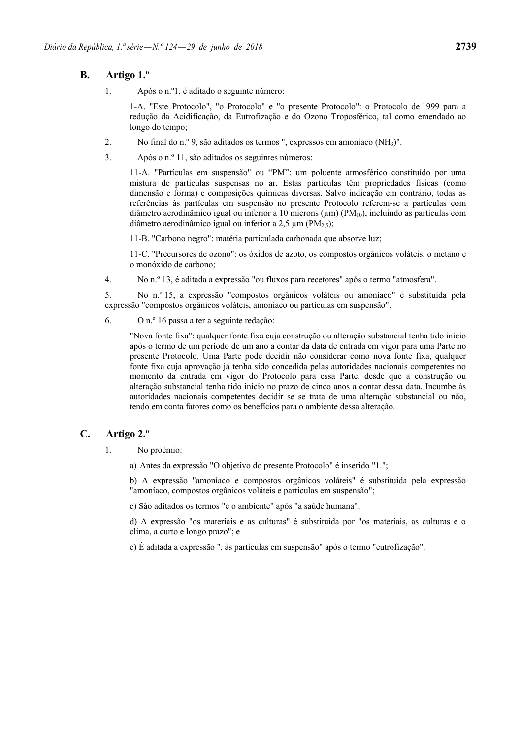## B. Artigo 1.º

1. Após o n.º1, é aditado o seguinte número:

   1-A. "Este Protocolo", "o Protocolo" e "o presente Protocolo": o Protocolo de 1999 para a redução da Acidificação, da Eutrofização e do Ozono Troposférico, tal como emendado ao longo do tempo;

2. No final do n.º 9, são aditados os termos ", expressos em amoníaco ($NH_3$)".

3. Após o n.º 11, são aditados os seguintes números:

   11-A. "Partículas em suspensão" ou "PM": um poluente atmosférico constituído por uma mistura de partículas suspensas no ar. Estas partículas têm propriedades físicas (como dimensão e forma) e composições químicas diversas. Salvo indicação em contrário, todas as referências às partículas em suspensão no presente Protocolo referem-se a partículas com diâmetro aerodinâmico igual ou inferior a 10 mícrons (µm) ($PM_{10}$), incluindo as partículas com diâmetro aerodinâmico igual ou inferior a 2,5 µm ($PM_{2,5}$);

   11-B. "Carbono negro": matéria particulada carbonada que absorve luz;

   11-C. "Precursores de ozono": os óxidos de azoto, os compostos orgânicos voláteis, o metano e o monóxido de carbono;

4. No n.º 13, é aditada a expressão "ou fluxos para recetores" após o termo "atmosfera".

5. No n.º 15, a expressão "compostos orgânicos voláteis ou amoníaco" é substituída pela expressão "compostos orgânicos voláteis, amoníaco ou partículas em suspensão".

6. O n.º 16 passa a ter a seguinte redação:

   "Nova fonte fixa": qualquer fonte fixa cuja construção ou alteração substancial tenha tido início após o termo de um período de um ano a contar da data de entrada em vigor para uma Parte no presente Protocolo. Uma Parte pode decidir não considerar como nova fonte fixa, qualquer fonte fixa cuja aprovação já tenha sido concedida pelas autoridades nacionais competentes no momento da entrada em vigor do Protocolo para essa Parte, desde que a construção ou alteração substancial tenha tido início no prazo de cinco anos a contar dessa data. Incumbe às autoridades nacionais competentes decidir se se trata de uma alteração substancial ou não, tendo em conta fatores como os benefícios para o ambiente dessa alteração.

## C. Artigo 2.º

1. No proémio:

   a) Antes da expressão "O objetivo do presente Protocolo" é inserido "1.";

   b) A expressão "amoníaco e compostos orgânicos voláteis" é substituída pela expressão "amoníaco, compostos orgânicos voláteis e partículas em suspensão";

   c) São aditados os termos "e o ambiente" após "a saúde humana";

   d) A expressão "os materiais e as culturas" é substituída por "os materiais, as culturas e o clima, a curto e longo prazo"; e

   e) É aditada a expressão ", às partículas em suspensão" após o termo "eutrofização".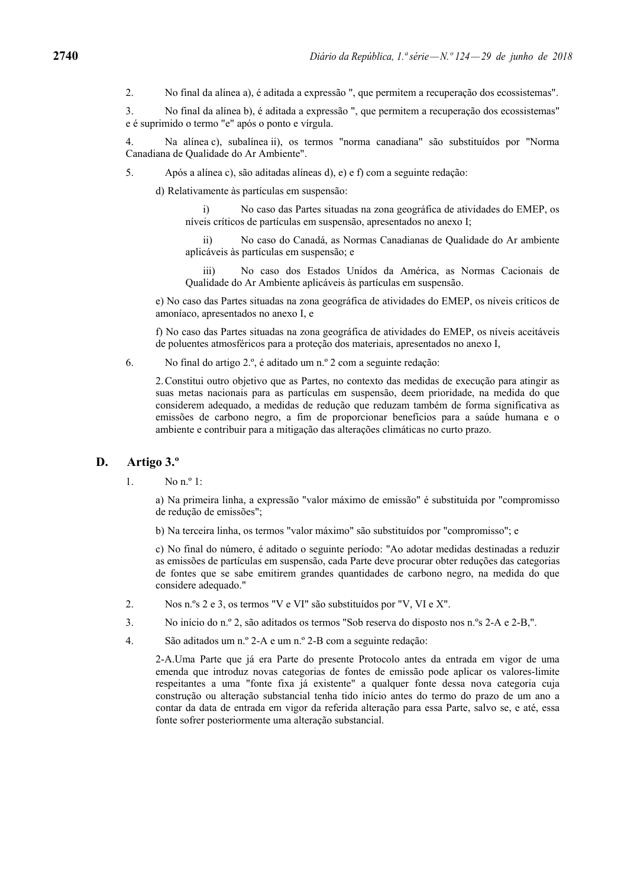2. No final da alínea a), é aditada a expressão ", que permitem a recuperação dos ecossistemas".

3. No final da alínea b), é aditada a expressão ", que permitem a recuperação dos ecossistemas" e é suprimido o termo "e" após o ponto e vírgula.

4. Na alínea c), subalínea ii), os termos "norma canadiana" são substituídos por "Norma Canadiana de Qualidade do Ar Ambiente".

5. Após a alínea c), são aditadas alíneas d), e) e f) com a seguinte redação:

d) Relativamente às partículas em suspensão:

i) No caso das Partes situadas na zona geográfica de atividades do EMEP, os níveis críticos de partículas em suspensão, apresentados no anexo I;

ii) No caso do Canadá, as Normas Canadianas de Qualidade do Ar ambiente aplicáveis às partículas em suspensão; e

iii) No caso dos Estados Unidos da América, as Normas Cacionais de Qualidade do Ar Ambiente aplicáveis às partículas em suspensão.

e) No caso das Partes situadas na zona geográfica de atividades do EMEP, os níveis críticos de amoníaco, apresentados no anexo I, e

f) No caso das Partes situadas na zona geográfica de atividades do EMEP, os níveis aceitáveis de poluentes atmosféricos para a proteção dos materiais, apresentados no anexo I,

6. No final do artigo 2.º, é aditado um n.º 2 com a seguinte redação:

2. Constitui outro objetivo que as Partes, no contexto das medidas de execução para atingir as suas metas nacionais para as partículas em suspensão, deem prioridade, na medida do que considerem adequado, a medidas de redução que reduzam também de forma significativa as emissões de carbono negro, a fim de proporcionar benefícios para a saúde humana e o ambiente e contribuir para a mitigação das alterações climáticas no curto prazo.

## D. Artigo 3.º

1. No n.º 1:

a) Na primeira linha, a expressão "valor máximo de emissão" é substituída por "compromisso de redução de emissões";

b) Na terceira linha, os termos "valor máximo" são substituídos por "compromisso"; e

c) No final do número, é aditado o seguinte período: "Ao adotar medidas destinadas a reduzir as emissões de partículas em suspensão, cada Parte deve procurar obter reduções das categorias de fontes que se sabe emitirem grandes quantidades de carbono negro, na medida do que considere adequado."

2. Nos n.ºs 2 e 3, os termos "V e VI" são substituídos por "V, VI e X".

3. No início do n.º 2, são aditados os termos "Sob reserva do disposto nos n.ºs 2-A e 2-B,".

4. São aditados um n.º 2-A e um n.º 2-B com a seguinte redação:

2-A. Uma Parte que já era Parte do presente Protocolo antes da entrada em vigor de uma emenda que introduz novas categorias de fontes de emissão pode aplicar os valores-limite respeitantes a uma "fonte fixa já existente" a qualquer fonte dessa nova categoria cuja construção ou alteração substancial tenha tido início antes do termo do prazo de um ano a contar da data de entrada em vigor da referida alteração para essa Parte, salvo se, e até, essa fonte sofrer posteriormente uma alteração substancial.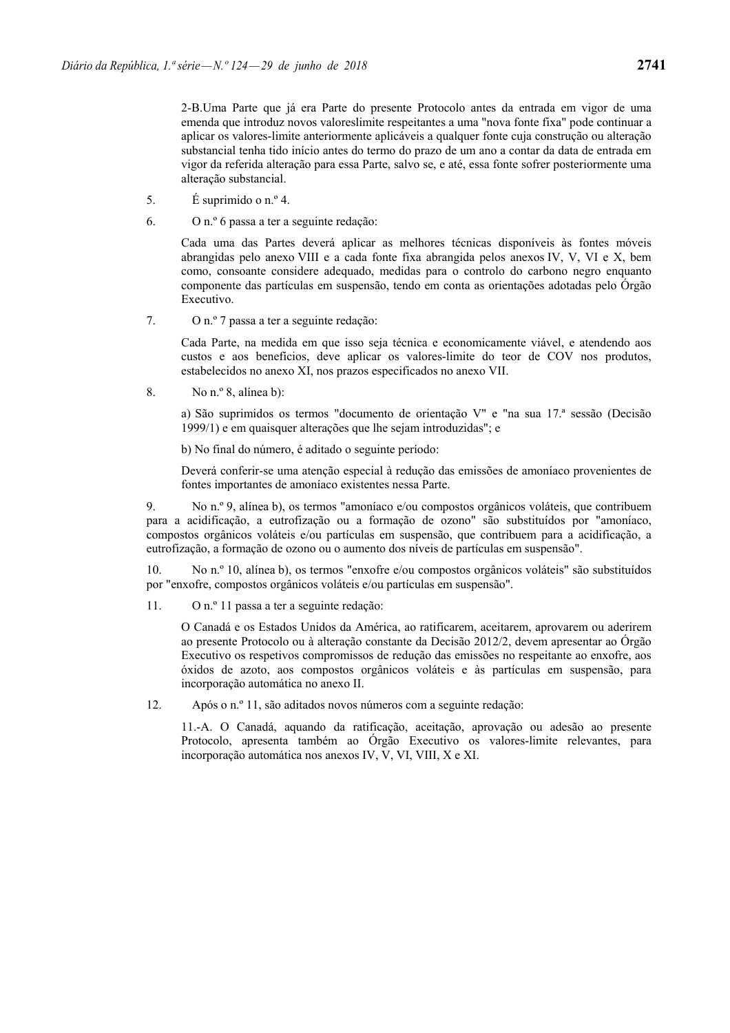2-B.Uma Parte que já era Parte do presente Protocolo antes da entrada em vigor de uma emenda que introduz novos valoreslimite respeitantes a uma "nova fonte fixa" pode continuar a aplicar os valores-limite anteriormente aplicáveis a qualquer fonte cuja construção ou alteração substancial tenha tido início antes do termo do prazo de um ano a contar da data de entrada em vigor da referida alteração para essa Parte, salvo se, e até, essa fonte sofrer posteriormente uma alteração substancial.

5. É suprimido o n.º 4.

6. O n.º 6 passa a ter a seguinte redação:

Cada uma das Partes deverá aplicar as melhores técnicas disponíveis às fontes móveis abrangidas pelo anexo VIII e a cada fonte fixa abrangida pelos anexos IV, V, VI e X, bem como, consoante considere adequado, medidas para o controlo do carbono negro enquanto componente das partículas em suspensão, tendo em conta as orientações adotadas pelo Órgão Executivo.

7. O n.º 7 passa a ter a seguinte redação:

Cada Parte, na medida em que isso seja técnica e economicamente viável, e atendendo aos custos e aos benefícios, deve aplicar os valores-limite do teor de COV nos produtos, estabelecidos no anexo XI, nos prazos especificados no anexo VII.

8. No n.º 8, alínea b):

a) São suprimidos os termos "documento de orientação V" e "na sua 17.ª sessão (Decisão 1999/1) e em quaisquer alterações que lhe sejam introduzidas"; e

b) No final do número, é aditado o seguinte período:

Deverá conferir-se uma atenção especial à redução das emissões de amoníaco provenientes de fontes importantes de amoníaco existentes nessa Parte.

9. No n.º 9, alínea b), os termos "amoníaco e/ou compostos orgânicos voláteis, que contribuem para a acidificação, a eutrofização ou a formação de ozono" são substituídos por "amoníaco, compostos orgânicos voláteis e/ou partículas em suspensão, que contribuem para a acidificação, a eutrofização, a formação de ozono ou o aumento dos níveis de partículas em suspensão".

10. No n.º 10, alínea b), os termos "enxofre e/ou compostos orgânicos voláteis" são substituídos por "enxofre, compostos orgânicos voláteis e/ou partículas em suspensão".

11. O n.º 11 passa a ter a seguinte redação:

O Canadá e os Estados Unidos da América, ao ratificarem, aceitarem, aprovarem ou aderirem ao presente Protocolo ou à alteração constante da Decisão 2012/2, devem apresentar ao Órgão Executivo os respetivos compromissos de redução das emissões no respeitante ao enxofre, aos óxidos de azoto, aos compostos orgânicos voláteis e às partículas em suspensão, para incorporação automática no anexo II.

12. Após o n.º 11, são aditados novos números com a seguinte redação:

11.-A. O Canadá, aquando da ratificação, aceitação, aprovação ou adesão ao presente Protocolo, apresenta também ao Órgão Executivo os valores-limite relevantes, para incorporação automática nos anexos IV, V, VI, VIII, X e XI.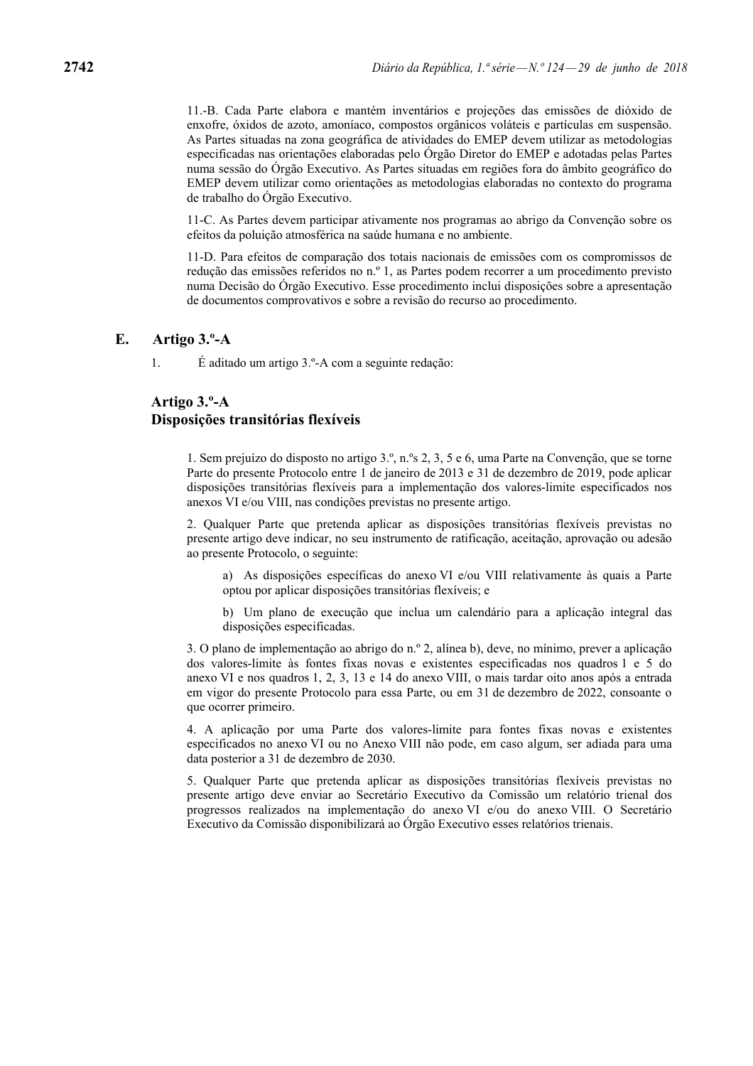11.-B. Cada Parte elabora e mantém inventários e projeções das emissões de dióxido de enxofre, óxidos de azoto, amoníaco, compostos orgânicos voláteis e partículas em suspensão. As Partes situadas na zona geográfica de atividades do EMEP devem utilizar as metodologias especificadas nas orientações elaboradas pelo Órgão Diretor do EMEP e adotadas pelas Partes numa sessão do Órgão Executivo. As Partes situadas em regiões fora do âmbito geográfico do EMEP devem utilizar como orientações as metodologias elaboradas no contexto do programa de trabalho do Órgão Executivo.

11-C. As Partes devem participar ativamente nos programas ao abrigo da Convenção sobre os efeitos da poluição atmosférica na saúde humana e no ambiente.

11-D. Para efeitos de comparação dos totais nacionais de emissões com os compromissos de redução das emissões referidos no n.º 1, as Partes podem recorrer a um procedimento previsto numa Decisão do Órgão Executivo. Esse procedimento inclui disposições sobre a apresentação de documentos comprovativos e sobre a revisão do recurso ao procedimento.

## E. Artigo 3.º-A

1. É aditado um artigo 3.º-A com a seguinte redação:

### Artigo 3.º-A
### Disposições transitórias flexíveis

1. Sem prejuízo do disposto no artigo 3.º, n.ºs 2, 3, 5 e 6, uma Parte na Convenção, que se torne Parte do presente Protocolo entre 1 de janeiro de 2013 e 31 de dezembro de 2019, pode aplicar disposições transitórias flexíveis para a implementação dos valores-limite especificados nos anexos VI e/ou VIII, nas condições previstas no presente artigo.

2. Qualquer Parte que pretenda aplicar as disposições transitórias flexíveis previstas no presente artigo deve indicar, no seu instrumento de ratificação, aceitação, aprovação ou adesão ao presente Protocolo, o seguinte:

a) As disposições específicas do anexo VI e/ou VIII relativamente às quais a Parte optou por aplicar disposições transitórias flexíveis; e

b) Um plano de execução que inclua um calendário para a aplicação integral das disposições especificadas.

3. O plano de implementação ao abrigo do n.º 2, alínea b), deve, no mínimo, prever a aplicação dos valores-limite às fontes fixas novas e existentes especificadas nos quadros 1 e 5 do anexo VI e nos quadros 1, 2, 3, 13 e 14 do anexo VIII, o mais tardar oito anos após a entrada em vigor do presente Protocolo para essa Parte, ou em 31 de dezembro de 2022, consoante o que ocorrer primeiro.

4. A aplicação por uma Parte dos valores-limite para fontes fixas novas e existentes especificados no anexo VI ou no Anexo VIII não pode, em caso algum, ser adiada para uma data posterior a 31 de dezembro de 2030.

5. Qualquer Parte que pretenda aplicar as disposições transitórias flexíveis previstas no presente artigo deve enviar ao Secretário Executivo da Comissão um relatório trienal dos progressos realizados na implementação do anexo VI e/ou do anexo VIII. O Secretário Executivo da Comissão disponibilizará ao Órgão Executivo esses relatórios trienais.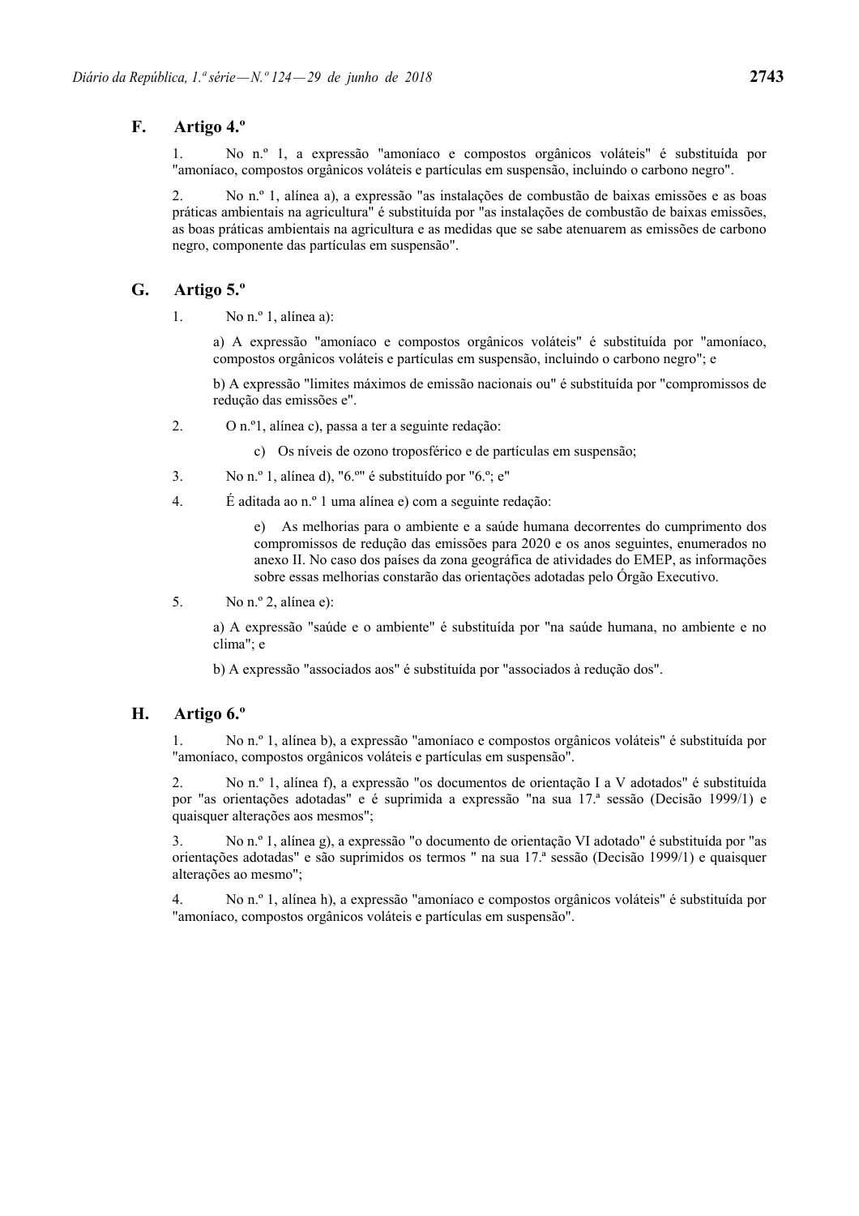## F. Artigo 4.º

1. No n.º 1, a expressão "amoníaco e compostos orgânicos voláteis" é substituída por "amoníaco, compostos orgânicos voláteis e partículas em suspensão, incluindo o carbono negro".

2. No n.º 1, alínea a), a expressão "as instalações de combustão de baixas emissões e as boas práticas ambientais na agricultura" é substituída por "as instalações de combustão de baixas emissões, as boas práticas ambientais na agricultura e as medidas que se sabe atenuarem as emissões de carbono negro, componente das partículas em suspensão".

## G. Artigo 5.º

1. No n.º 1, alínea a):

   a) A expressão "amoníaco e compostos orgânicos voláteis" é substituída por "amoníaco, compostos orgânicos voláteis e partículas em suspensão, incluindo o carbono negro"; e

   b) A expressão "limites máximos de emissão nacionais ou" é substituída por "compromissos de redução das emissões e".

2. O n.º1, alínea c), passa a ter a seguinte redação:

   c) Os níveis de ozono troposférico e de partículas em suspensão;

3. No n.º 1, alínea d), "6.º" é substituído por "6.º; e"

4. É aditada ao n.º 1 uma alínea e) com a seguinte redação:

   e) As melhorias para o ambiente e a saúde humana decorrentes do cumprimento dos compromissos de redução das emissões para 2020 e os anos seguintes, enumerados no anexo II. No caso dos países da zona geográfica de atividades do EMEP, as informações sobre essas melhorias constarão das orientações adotadas pelo Órgão Executivo.

5. No n.º 2, alínea e):

   a) A expressão "saúde e o ambiente" é substituída por "na saúde humana, no ambiente e no clima"; e

   b) A expressão "associados aos" é substituída por "associados à redução dos".

## H. Artigo 6.º

1. No n.º 1, alínea b), a expressão "amoníaco e compostos orgânicos voláteis" é substituída por "amoníaco, compostos orgânicos voláteis e partículas em suspensão".

2. No n.º 1, alínea f), a expressão "os documentos de orientação I a V adotados" é substituída por "as orientações adotadas" e é suprimida a expressão "na sua 17.ª sessão (Decisão 1999/1) e quaisquer alterações aos mesmos";

3. No n.º 1, alínea g), a expressão "o documento de orientação VI adotado" é substituída por "as orientações adotadas" e são suprimidos os termos " na sua 17.ª sessão (Decisão 1999/1) e quaisquer alterações ao mesmo";

4. No n.º 1, alínea h), a expressão "amoníaco e compostos orgânicos voláteis" é substituída por "amoníaco, compostos orgânicos voláteis e partículas em suspensão".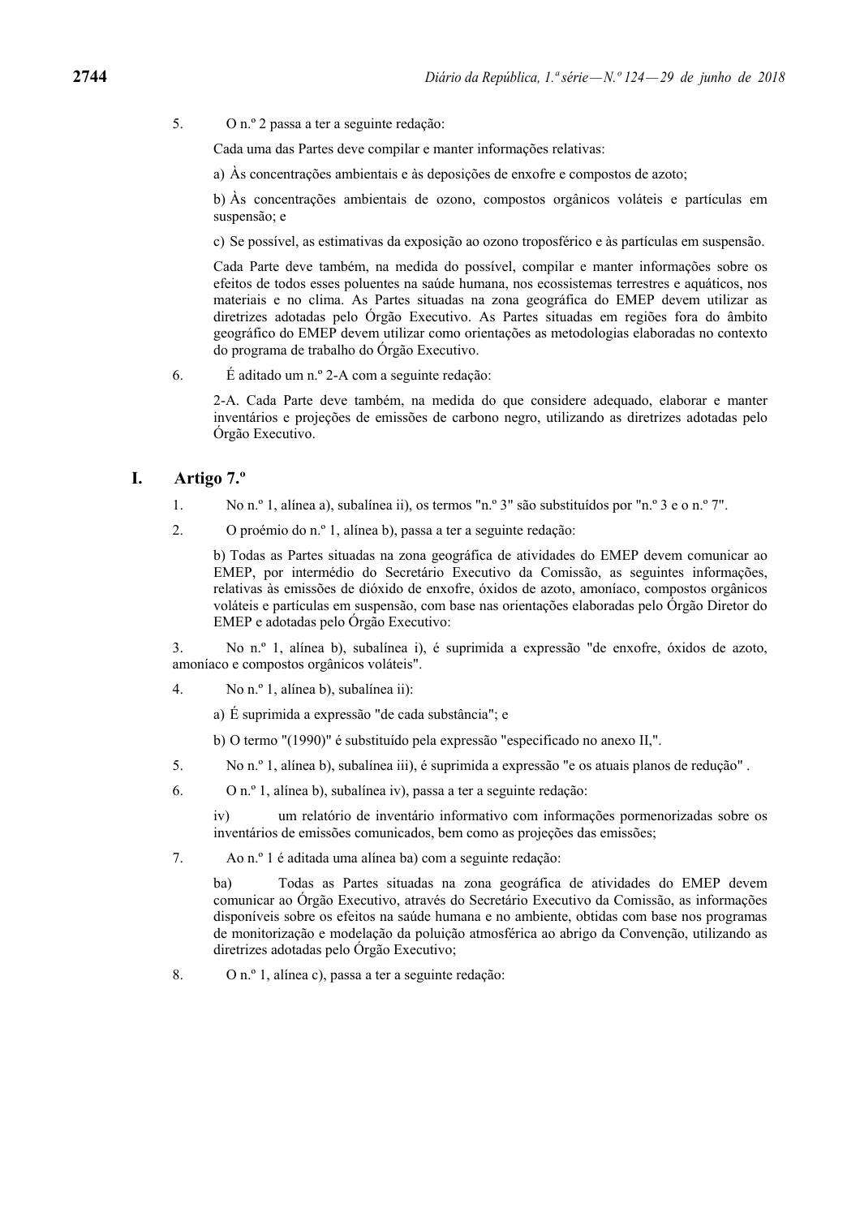5. O n.º 2 passa a ter a seguinte redação:

Cada uma das Partes deve compilar e manter informações relativas:

a) Às concentrações ambientais e às deposições de enxofre e compostos de azoto;

b) Às concentrações ambientais de ozono, compostos orgânicos voláteis e partículas em suspensão; e

c) Se possível, as estimativas da exposição ao ozono troposférico e às partículas em suspensão.

Cada Parte deve também, na medida do possível, compilar e manter informações sobre os efeitos de todos esses poluentes na saúde humana, nos ecossistemas terrestres e aquáticos, nos materiais e no clima. As Partes situadas na zona geográfica do EMEP devem utilizar as diretrizes adotadas pelo Órgão Executivo. As Partes situadas em regiões fora do âmbito geográfico do EMEP devem utilizar como orientações as metodologias elaboradas no contexto do programa de trabalho do Órgão Executivo.

6. É aditado um n.º 2-A com a seguinte redação:

2-A. Cada Parte deve também, na medida do que considere adequado, elaborar e manter inventários e projeções de emissões de carbono negro, utilizando as diretrizes adotadas pelo Órgão Executivo.

## I. Artigo 7.º

1. No n.º 1, alínea a), subalínea ii), os termos "n.º 3" são substituídos por "n.º 3 e o n.º 7".

2. O proémio do n.º 1, alínea b), passa a ter a seguinte redação:

b) Todas as Partes situadas na zona geográfica de atividades do EMEP devem comunicar ao EMEP, por intermédio do Secretário Executivo da Comissão, as seguintes informações, relativas às emissões de dióxido de enxofre, óxidos de azoto, amoníaco, compostos orgânicos voláteis e partículas em suspensão, com base nas orientações elaboradas pelo Órgão Diretor do EMEP e adotadas pelo Órgão Executivo:

3. No n.º 1, alínea b), subalínea i), é suprimida a expressão "de enxofre, óxidos de azoto, amoníaco e compostos orgânicos voláteis".

4. No n.º 1, alínea b), subalínea ii):

a) É suprimida a expressão "de cada substância"; e

b) O termo "(1990)" é substituído pela expressão "especificado no anexo II,".

5. No n.º 1, alínea b), subalínea iii), é suprimida a expressão "e os atuais planos de redução" .

6. O n.º 1, alínea b), subalínea iv), passa a ter a seguinte redação:

iv) um relatório de inventário informativo com informações pormenorizadas sobre os inventários de emissões comunicados, bem como as projeções das emissões;

7. Ao n.º 1 é aditada uma alínea ba) com a seguinte redação:

ba) Todas as Partes situadas na zona geográfica de atividades do EMEP devem comunicar ao Órgão Executivo, através do Secretário Executivo da Comissão, as informações disponíveis sobre os efeitos na saúde humana e no ambiente, obtidas com base nos programas de monitorização e modelação da poluição atmosférica ao abrigo da Convenção, utilizando as diretrizes adotadas pelo Órgão Executivo;

8. O n.º 1, alínea c), passa a ter a seguinte redação: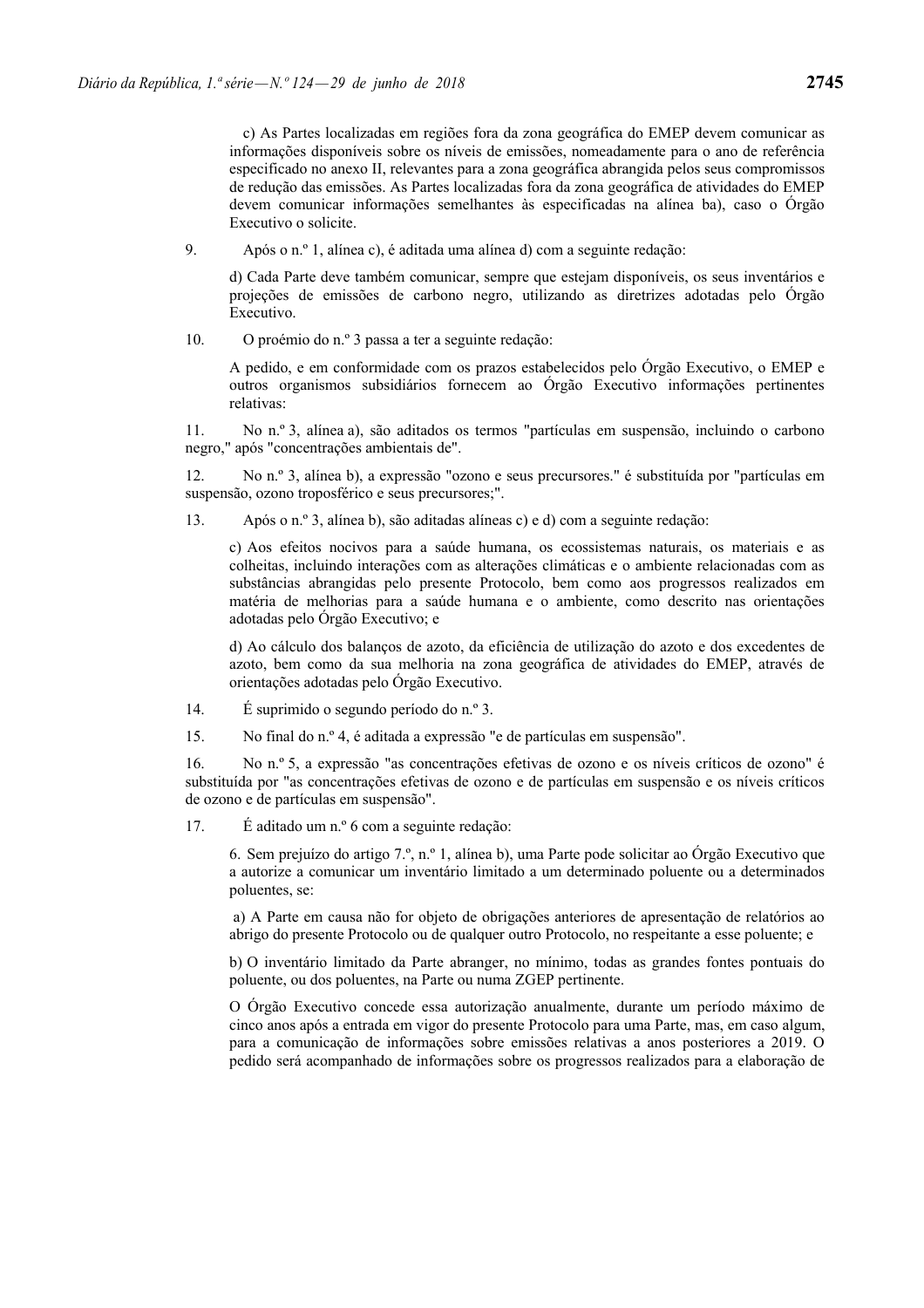c) As Partes localizadas em regiões fora da zona geográfica do EMEP devem comunicar as informações disponíveis sobre os níveis de emissões, nomeadamente para o ano de referência especificado no anexo II, relevantes para a zona geográfica abrangida pelos seus compromissos de redução das emissões. As Partes localizadas fora da zona geográfica de atividades do EMEP devem comunicar informações semelhantes às especificadas na alínea ba), caso o Órgão Executivo o solicite.

9. Após o n.º 1, alínea c), é aditada uma alínea d) com a seguinte redação:

d) Cada Parte deve também comunicar, sempre que estejam disponíveis, os seus inventários e projeções de emissões de carbono negro, utilizando as diretrizes adotadas pelo Órgão Executivo.

10. O proémio do n.º 3 passa a ter a seguinte redação:

A pedido, e em conformidade com os prazos estabelecidos pelo Órgão Executivo, o EMEP e outros organismos subsidiários fornecem ao Órgão Executivo informações pertinentes relativas:

11. No n.º 3, alínea a), são aditados os termos "partículas em suspensão, incluindo o carbono negro," após "concentrações ambientais de".

12. No n.º 3, alínea b), a expressão "ozono e seus precursores." é substituída por "partículas em suspensão, ozono troposférico e seus precursores;".

13. Após o n.º 3, alínea b), são aditadas alíneas c) e d) com a seguinte redação:

c) Aos efeitos nocivos para a saúde humana, os ecossistemas naturais, os materiais e as colheitas, incluindo interações com as alterações climáticas e o ambiente relacionadas com as substâncias abrangidas pelo presente Protocolo, bem como aos progressos realizados em matéria de melhorias para a saúde humana e o ambiente, como descrito nas orientações adotadas pelo Órgão Executivo; e

d) Ao cálculo dos balanços de azoto, da eficiência de utilização do azoto e dos excedentes de azoto, bem como da sua melhoria na zona geográfica de atividades do EMEP, através de orientações adotadas pelo Órgão Executivo.

14. É suprimido o segundo período do n.º 3.

15. No final do n.º 4, é aditada a expressão "e de partículas em suspensão".

16. No n.º 5, a expressão "as concentrações efetivas de ozono e os níveis críticos de ozono" é substituída por "as concentrações efetivas de ozono e de partículas em suspensão e os níveis críticos de ozono e de partículas em suspensão".

17. É aditado um n.º 6 com a seguinte redação:

6. Sem prejuízo do artigo 7.º, n.º 1, alínea b), uma Parte pode solicitar ao Órgão Executivo que a autorize a comunicar um inventário limitado a um determinado poluente ou a determinados poluentes, se:

a) A Parte em causa não for objeto de obrigações anteriores de apresentação de relatórios ao abrigo do presente Protocolo ou de qualquer outro Protocolo, no respeitante a esse poluente; e

b) O inventário limitado da Parte abranger, no mínimo, todas as grandes fontes pontuais do poluente, ou dos poluentes, na Parte ou numa ZGEP pertinente.

O Órgão Executivo concede essa autorização anualmente, durante um período máximo de cinco anos após a entrada em vigor do presente Protocolo para uma Parte, mas, em caso algum, para a comunicação de informações sobre emissões relativas a anos posteriores a 2019. O pedido será acompanhado de informações sobre os progressos realizados para a elaboração de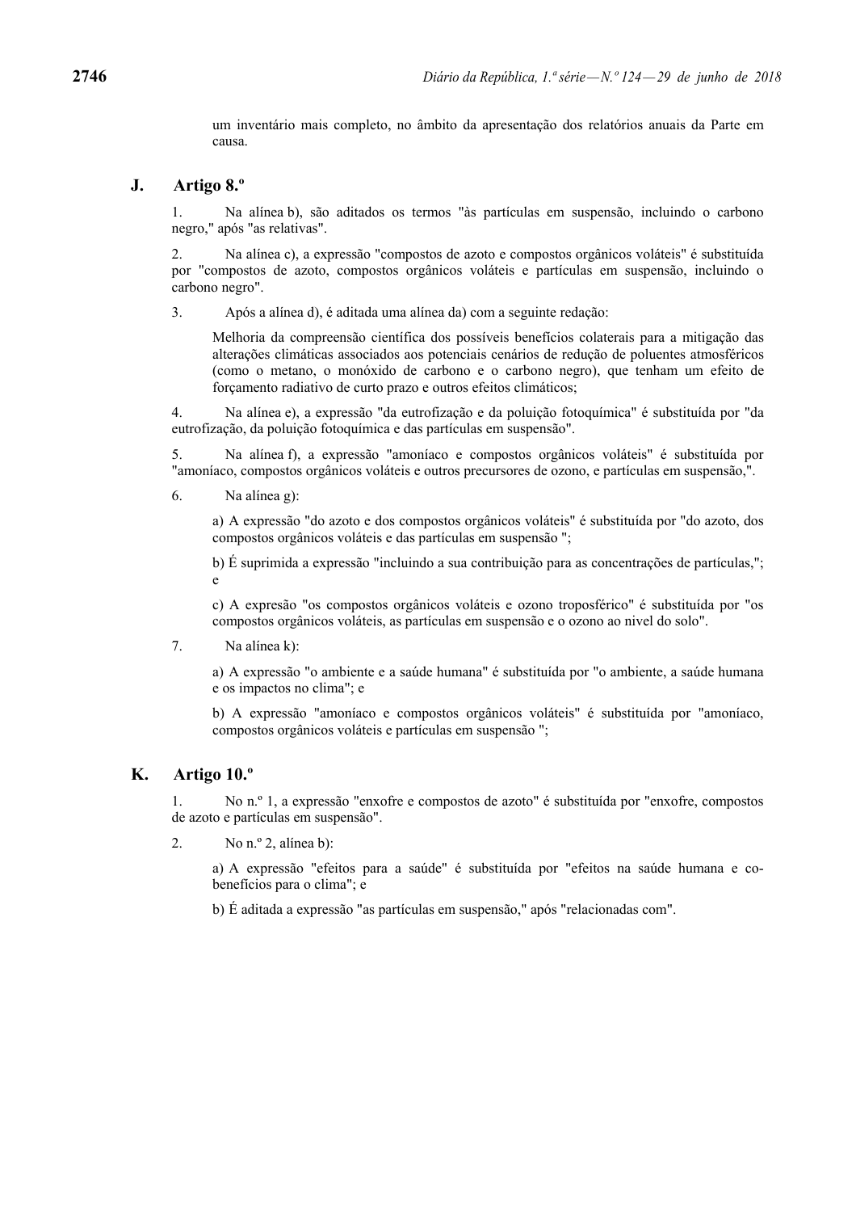um inventário mais completo, no âmbito da apresentação dos relatórios anuais da Parte em causa.

## J. Artigo 8.º

1. Na alínea b), são aditados os termos "às partículas em suspensão, incluindo o carbono negro," após "as relativas".

2. Na alínea c), a expressão "compostos de azoto e compostos orgânicos voláteis" é substituída por "compostos de azoto, compostos orgânicos voláteis e partículas em suspensão, incluindo o carbono negro".

3. Após a alínea d), é aditada uma alínea da) com a seguinte redação:

   Melhoria da compreensão científica dos possíveis benefícios colaterais para a mitigação das alterações climáticas associados aos potenciais cenários de redução de poluentes atmosféricos (como o metano, o monóxido de carbono e o carbono negro), que tenham um efeito de forçamento radiativo de curto prazo e outros efeitos climáticos;

4. Na alínea e), a expressão "da eutrofização e da poluição fotoquímica" é substituída por "da eutrofização, da poluição fotoquímica e das partículas em suspensão".

5. Na alínea f), a expressão "amoníaco e compostos orgânicos voláteis" é substituída por "amoníaco, compostos orgânicos voláteis e outros precursores de ozono, e partículas em suspensão,".

6. Na alínea g):

   a) A expressão "do azoto e dos compostos orgânicos voláteis" é substituída por "do azoto, dos compostos orgânicos voláteis e das partículas em suspensão ";

   b) É suprimida a expressão "incluindo a sua contribuição para as concentrações de partículas,"; e

   c) A expresão "os compostos orgânicos voláteis e ozono troposférico" é substituída por "os compostos orgânicos voláteis, as partículas em suspensão e o ozono ao nivel do solo".

7. Na alínea k):

   a) A expressão "o ambiente e a saúde humana" é substituída por "o ambiente, a saúde humana e os impactos no clima"; e

   b) A expressão "amoníaco e compostos orgânicos voláteis" é substituída por "amoníaco, compostos orgânicos voláteis e partículas em suspensão ";

## K. Artigo 10.º

1. No n.º 1, a expressão "enxofre e compostos de azoto" é substituída por "enxofre, compostos de azoto e partículas em suspensão".

2. No n.º 2, alínea b):

   a) A expressão "efeitos para a saúde" é substituída por "efeitos na saúde humana e co-benefícios para o clima"; e

   b) É aditada a expressão "as partículas em suspensão," após "relacionadas com".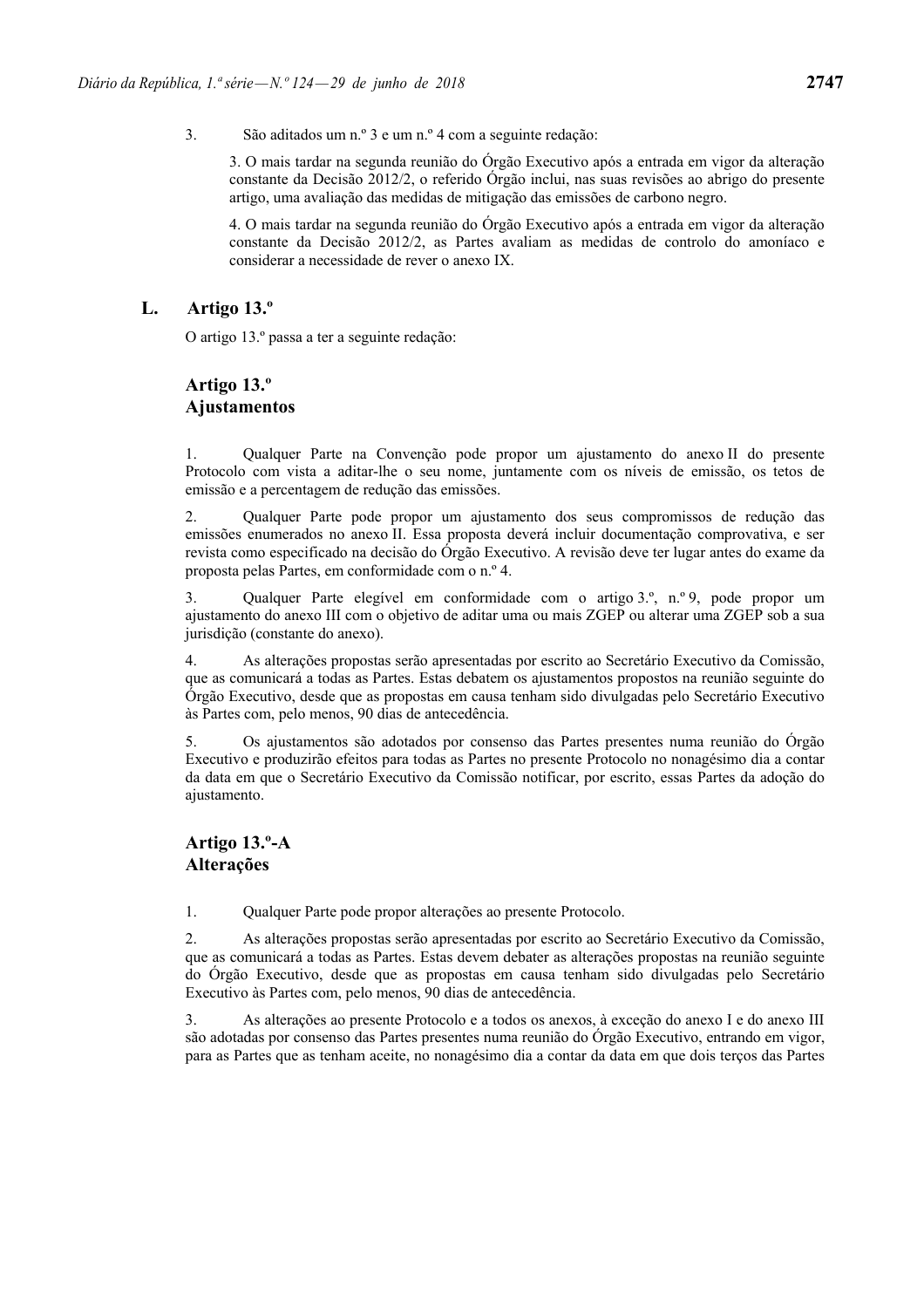3. São aditados um n.º 3 e um n.º 4 com a seguinte redação:

> 3. O mais tardar na segunda reunião do Órgão Executivo após a entrada em vigor da alteração constante da Decisão 2012/2, o referido Órgão inclui, nas suas revisões ao abrigo do presente artigo, uma avaliação das medidas de mitigação das emissões de carbono negro.
>
> 4. O mais tardar na segunda reunião do Órgão Executivo após a entrada em vigor da alteração constante da Decisão 2012/2, as Partes avaliam as medidas de controlo do amoníaco e considerar a necessidade de rever o anexo IX.

## L. Artigo 13.º

O artigo 13.º passa a ter a seguinte redação:

### Artigo 13.º
### Ajustamentos

1. Qualquer Parte na Convenção pode propor um ajustamento do anexo II do presente Protocolo com vista a aditar-lhe o seu nome, juntamente com os níveis de emissão, os tetos de emissão e a percentagem de redução das emissões.

2. Qualquer Parte pode propor um ajustamento dos seus compromissos de redução das emissões enumerados no anexo II. Essa proposta deverá incluir documentação comprovativa, e ser revista como especificado na decisão do Órgão Executivo. A revisão deve ter lugar antes do exame da proposta pelas Partes, em conformidade com o n.º 4.

3. Qualquer Parte elegível em conformidade com o artigo 3.º, n.º 9, pode propor um ajustamento do anexo III com o objetivo de aditar uma ou mais ZGEP ou alterar uma ZGEP sob a sua jurisdição (constante do anexo).

4. As alterações propostas serão apresentadas por escrito ao Secretário Executivo da Comissão, que as comunicará a todas as Partes. Estas debatem os ajustamentos propostos na reunião seguinte do Órgão Executivo, desde que as propostas em causa tenham sido divulgadas pelo Secretário Executivo às Partes com, pelo menos, 90 dias de antecedência.

5. Os ajustamentos são adotados por consenso das Partes presentes numa reunião do Órgão Executivo e produzirão efeitos para todas as Partes no presente Protocolo no nonagésimo dia a contar da data em que o Secretário Executivo da Comissão notificar, por escrito, essas Partes da adoção do ajustamento.

### Artigo 13.º-A
### Alterações

1. Qualquer Parte pode propor alterações ao presente Protocolo.

2. As alterações propostas serão apresentadas por escrito ao Secretário Executivo da Comissão, que as comunicará a todas as Partes. Estas devem debater as alterações propostas na reunião seguinte do Órgão Executivo, desde que as propostas em causa tenham sido divulgadas pelo Secretário Executivo às Partes com, pelo menos, 90 dias de antecedência.

3. As alterações ao presente Protocolo e a todos os anexos, à exceção do anexo I e do anexo III são adotadas por consenso das Partes presentes numa reunião do Órgão Executivo, entrando em vigor, para as Partes que as tenham aceite, no nonagésimo dia a contar da data em que dois terços das Partes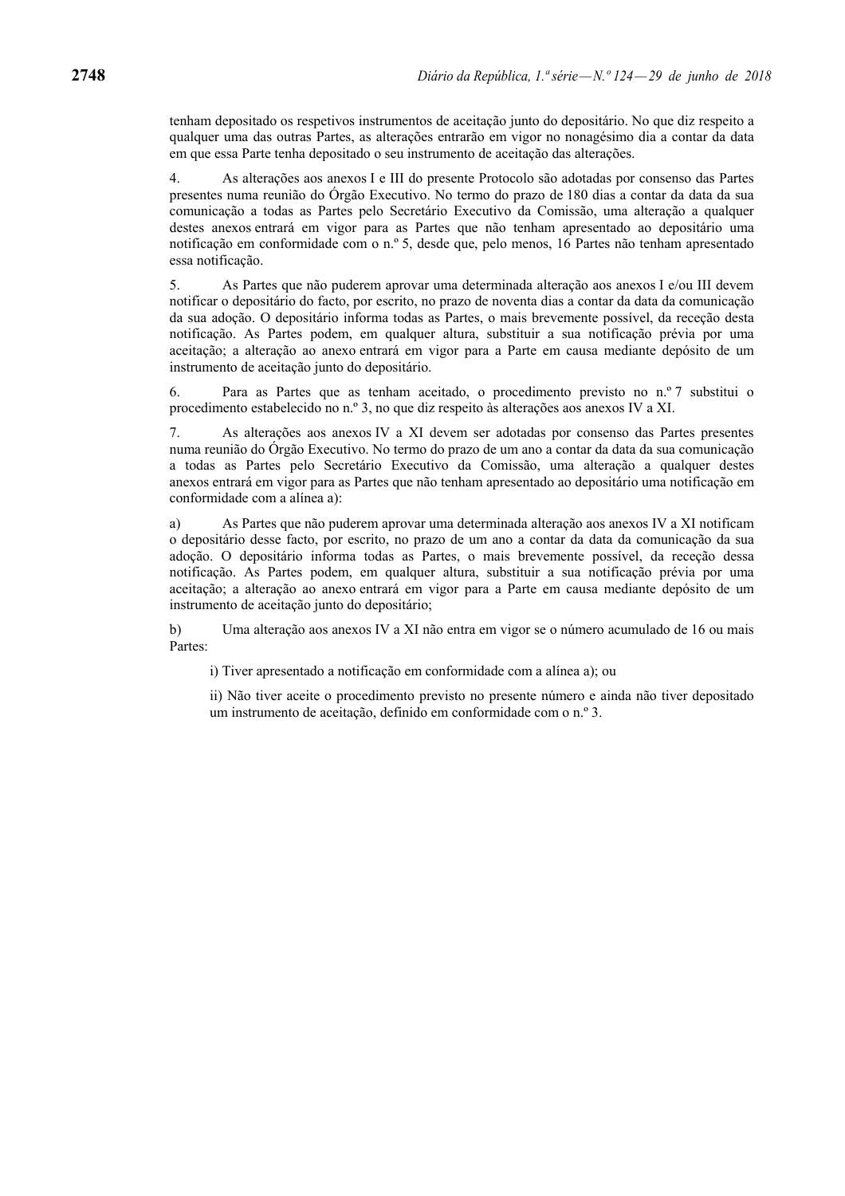tenham depositado os respetivos instrumentos de aceitação junto do depositário. No que diz respeito a qualquer uma das outras Partes, as alterações entrarão em vigor no nonagésimo dia a contar da data em que essa Parte tenha depositado o seu instrumento de aceitação das alterações.

4. As alterações aos anexos I e III do presente Protocolo são adotadas por consenso das Partes presentes numa reunião do Órgão Executivo. No termo do prazo de 180 dias a contar da data da sua comunicação a todas as Partes pelo Secretário Executivo da Comissão, uma alteração a qualquer destes anexos entrará em vigor para as Partes que não tenham apresentado ao depositário uma notificação em conformidade com o n.º 5, desde que, pelo menos, 16 Partes não tenham apresentado essa notificação.

5. As Partes que não puderem aprovar uma determinada alteração aos anexos I e/ou III devem notificar o depositário do facto, por escrito, no prazo de noventa dias a contar da data da comunicação da sua adoção. O depositário informa todas as Partes, o mais brevemente possível, da receção desta notificação. As Partes podem, em qualquer altura, substituir a sua notificação prévia por uma aceitação; a alteração ao anexo entrará em vigor para a Parte em causa mediante depósito de um instrumento de aceitação junto do depositário.

6. Para as Partes que as tenham aceitado, o procedimento previsto no n.º 7 substitui o procedimento estabelecido no n.º 3, no que diz respeito às alterações aos anexos IV a XI.

7. As alterações aos anexos IV a XI devem ser adotadas por consenso das Partes presentes numa reunião do Órgão Executivo. No termo do prazo de um ano a contar da data da sua comunicação a todas as Partes pelo Secretário Executivo da Comissão, uma alteração a qualquer destes anexos entrará em vigor para as Partes que não tenham apresentado ao depositário uma notificação em conformidade com a alínea a):

a) As Partes que não puderem aprovar uma determinada alteração aos anexos IV a XI notificam o depositário desse facto, por escrito, no prazo de um ano a contar da data da comunicação da sua adoção. O depositário informa todas as Partes, o mais brevemente possível, da receção dessa notificação. As Partes podem, em qualquer altura, substituir a sua notificação prévia por uma aceitação; a alteração ao anexo entrará em vigor para a Parte em causa mediante depósito de um instrumento de aceitação junto do depositário;

b) Uma alteração aos anexos IV a XI não entra em vigor se o número acumulado de 16 ou mais Partes:

i) Tiver apresentado a notificação em conformidade com a alínea a); ou

ii) Não tiver aceite o procedimento previsto no presente número e ainda não tiver depositado um instrumento de aceitação, definido em conformidade com o n.º 3.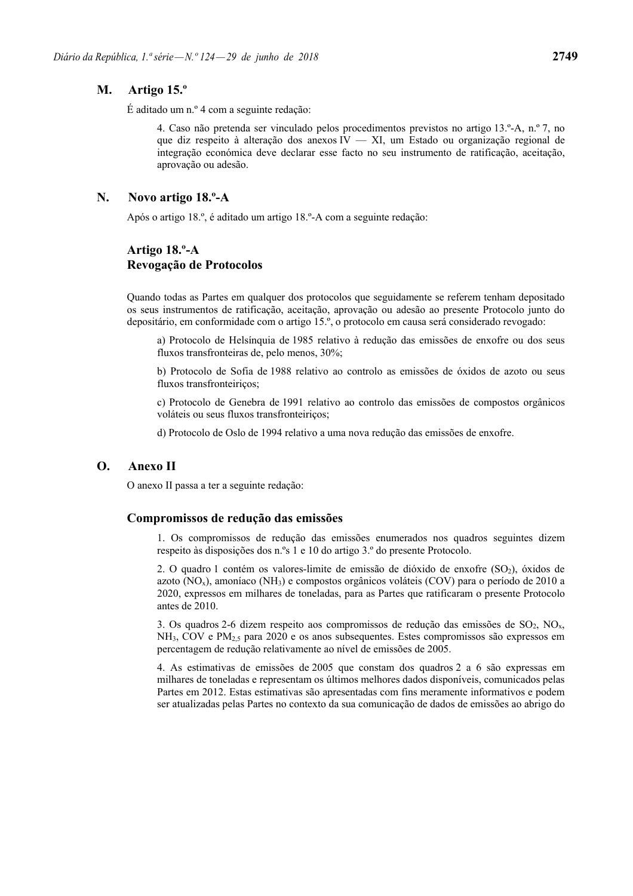## M. Artigo 15.º

É aditado um n.º 4 com a seguinte redação:

> 4. Caso não pretenda ser vinculado pelos procedimentos previstos no artigo 13.º-A, n.º 7, no que diz respeito à alteração dos anexos IV — XI, um Estado ou organização regional de integração económica deve declarar esse facto no seu instrumento de ratificação, aceitação, aprovação ou adesão.

## N. Novo artigo 18.º-A

Após o artigo 18.º, é aditado um artigo 18.º-A com a seguinte redação:

### Artigo 18.º-A
### Revogação de Protocolos

Quando todas as Partes em qualquer dos protocolos que seguidamente se referem tenham depositado os seus instrumentos de ratificação, aceitação, aprovação ou adesão ao presente Protocolo junto do depositário, em conformidade com o artigo 15.º, o protocolo em causa será considerado revogado:

> a) Protocolo de Helsínquia de 1985 relativo à redução das emissões de enxofre ou dos seus fluxos transfronteiras de, pelo menos, 30%;
>
> b) Protocolo de Sofia de 1988 relativo ao controlo as emissões de óxidos de azoto ou seus fluxos transfronteiriços;
>
> c) Protocolo de Genebra de 1991 relativo ao controlo das emissões de compostos orgânicos voláteis ou seus fluxos transfronteiriços;
>
> d) Protocolo de Oslo de 1994 relativo a uma nova redução das emissões de enxofre.

## O. Anexo II

O anexo II passa a ter a seguinte redação:

### Compromissos de redução das emissões

> 1. Os compromissos de redução das emissões enumerados nos quadros seguintes dizem respeito às disposições dos n.ºs 1 e 10 do artigo 3.º do presente Protocolo.
>
> 2. O quadro 1 contém os valores-limite de emissão de dióxido de enxofre ($SO_2$), óxidos de azoto ($NO_x$), amoníaco ($NH_3$) e compostos orgânicos voláteis (COV) para o período de 2010 a 2020, expressos em milhares de toneladas, para as Partes que ratificaram o presente Protocolo antes de 2010.
>
> 3. Os quadros 2-6 dizem respeito aos compromissos de redução das emissões de $SO_2$, $NO_x$, $NH_3$, COV e $PM_{2,5}$ para 2020 e os anos subsequentes. Estes compromissos são expressos em percentagem de redução relativamente ao nível de emissões de 2005.
>
> 4. As estimativas de emissões de 2005 que constam dos quadros 2 a 6 são expressas em milhares de toneladas e representam os últimos melhores dados disponíveis, comunicados pelas Partes em 2012. Estas estimativas são apresentadas com fins meramente informativos e podem ser atualizadas pelas Partes no contexto da sua comunicação de dados de emissões ao abrigo do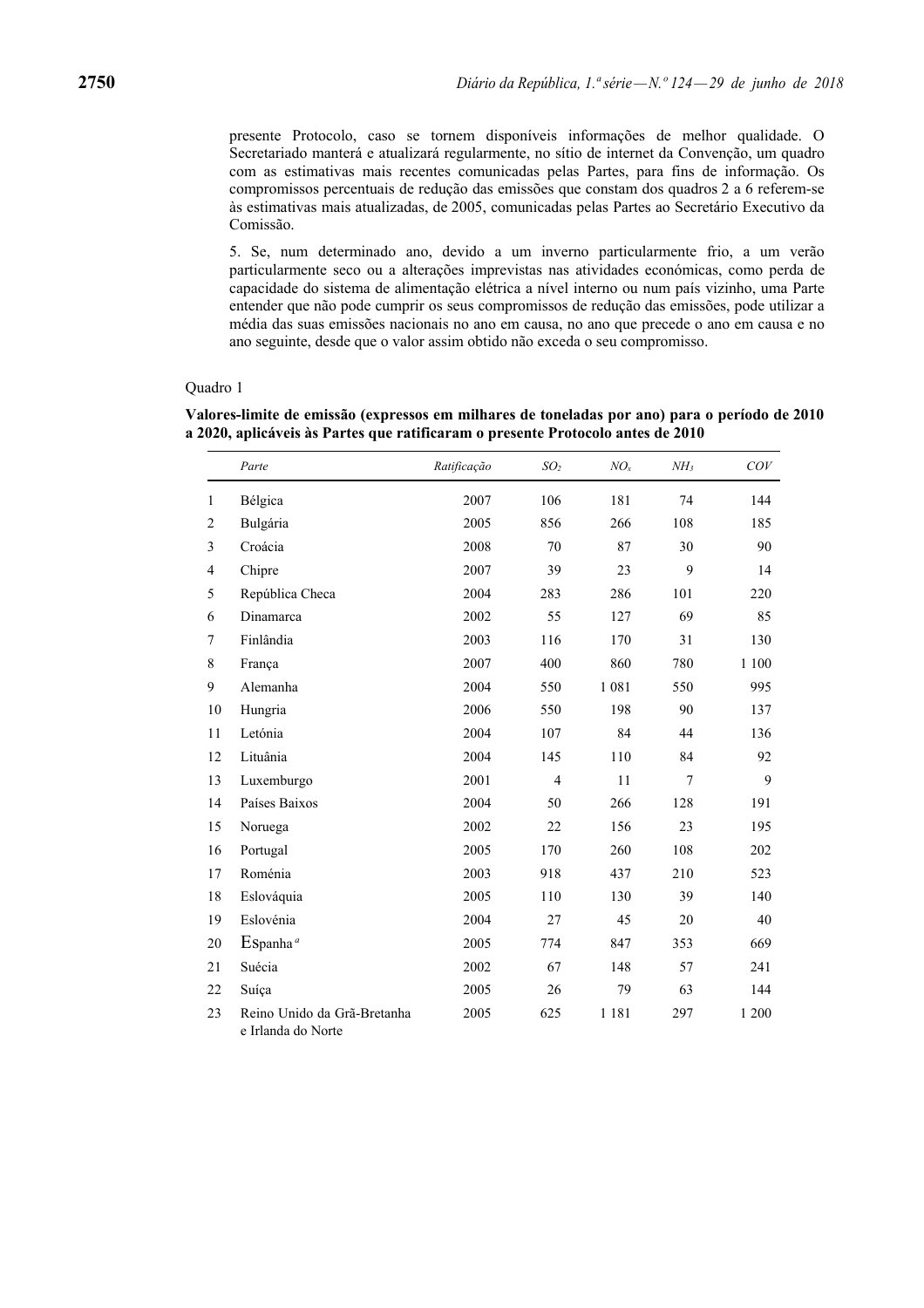presente Protocolo, caso se tornem disponíveis informações de melhor qualidade. O Secretariado manterá e atualizará regularmente, no sítio de internet da Convenção, um quadro com as estimativas mais recentes comunicadas pelas Partes, para fins de informação. Os compromissos percentuais de redução das emissões que constam dos quadros 2 a 6 referem-se às estimativas mais atualizadas, de 2005, comunicadas pelas Partes ao Secretário Executivo da Comissão.

5. Se, num determinado ano, devido a um inverno particularmente frio, a um verão particularmente seco ou a alterações imprevistas nas atividades económicas, como perda de capacidade do sistema de alimentação elétrica a nível interno ou num país vizinho, uma Parte entender que não pode cumprir os seus compromissos de redução das emissões, pode utilizar a média das suas emissões nacionais no ano em causa, no ano que precede o ano em causa e no ano seguinte, desde que o valor assim obtido não exceda o seu compromisso.

Quadro 1

**Valores-limite de emissão (expressos em milhares de toneladas por ano) para o período de 2010 a 2020, aplicáveis às Partes que ratificaram o presente Protocolo antes de 2010**

| | *Parte* | *Ratificação* | $SO_2$ | $NO_x$ | $NH_3$ | *COV* |
|---|---|---|---|---|---|---|
| 1 | Bélgica | 2007 | 106 | 181 | 74 | 144 |
| 2 | Bulgária | 2005 | 856 | 266 | 108 | 185 |
| 3 | Croácia | 2008 | 70 | 87 | 30 | 90 |
| 4 | Chipre | 2007 | 39 | 23 | 9 | 14 |
| 5 | República Checa | 2004 | 283 | 286 | 101 | 220 |
| 6 | Dinamarca | 2002 | 55 | 127 | 69 | 85 |
| 7 | Finlândia | 2003 | 116 | 170 | 31 | 130 |
| 8 | França | 2007 | 400 | 860 | 780 | 1 100 |
| 9 | Alemanha | 2004 | 550 | 1 081 | 550 | 995 |
| 10 | Hungria | 2006 | 550 | 198 | 90 | 137 |
| 11 | Letónia | 2004 | 107 | 84 | 44 | 136 |
| 12 | Lituânia | 2004 | 145 | 110 | 84 | 92 |
| 13 | Luxemburgo | 2001 | 4 | 11 | 7 | 9 |
| 14 | Países Baixos | 2004 | 50 | 266 | 128 | 191 |
| 15 | Noruega | 2002 | 22 | 156 | 23 | 195 |
| 16 | Portugal | 2005 | 170 | 260 | 108 | 202 |
| 17 | Roménia | 2003 | 918 | 437 | 210 | 523 |
| 18 | Eslováquia | 2005 | 110 | 130 | 39 | 140 |
| 19 | Eslovénia | 2004 | 27 | 45 | 20 | 40 |
| 20 | Espanha[a] | 2005 | 774 | 847 | 353 | 669 |
| 21 | Suécia | 2002 | 67 | 148 | 57 | 241 |
| 22 | Suíça | 2005 | 26 | 79 | 63 | 144 |
| 23 | Reino Unido da Grã-Bretanha e Irlanda do Norte | 2005 | 625 | 1 181 | 297 | 1 200 |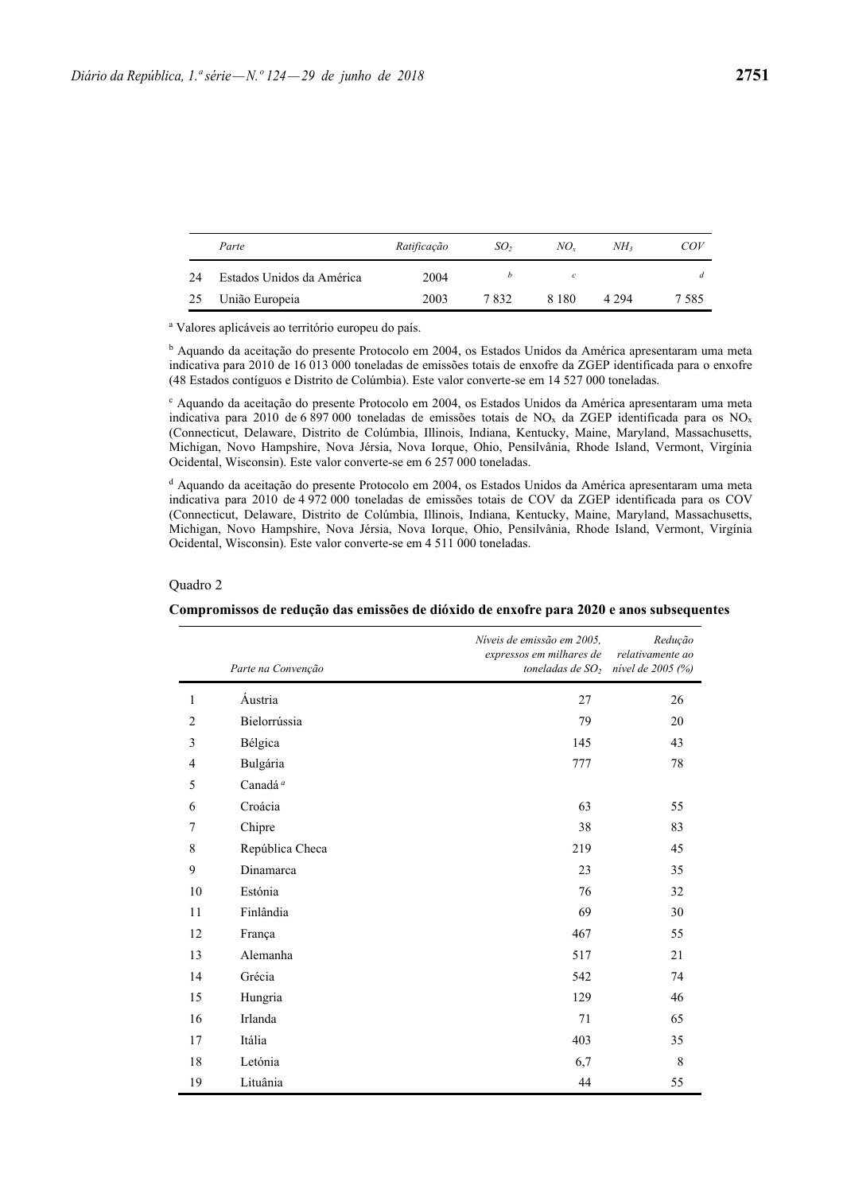|  | Parte | Ratificação | $SO_2$ | $NO_x$ | $NH_3$ | COV |
|---|---|---|---|---|---|---|
| 24 | Estados Unidos da América | 2004 | [b] | [c] |  | [d] |
| 25 | União Europeia | 2003 | 7 832 | 8 180 | 4 294 | 7 585 |

[a] Valores aplicáveis ao território europeu do país.

[b] Aquando da aceitação do presente Protocolo em 2004, os Estados Unidos da América apresentaram uma meta indicativa para 2010 de 16 013 000 toneladas de emissões totais de enxofre da ZGEP identificada para o enxofre (48 Estados contíguos e Distrito de Colúmbia). Este valor converte-se em 14 527 000 toneladas.

[c] Aquando da aceitação do presente Protocolo em 2004, os Estados Unidos da América apresentaram uma meta indicativa para 2010 de 6 897 000 toneladas de emissões totais de $NO_x$ da ZGEP identificada para os $NO_x$ (Connecticut, Delaware, Distrito de Colúmbia, Illinois, Indiana, Kentucky, Maine, Maryland, Massachusetts, Michigan, Novo Hampshire, Nova Jérsia, Nova Iorque, Ohio, Pensilvânia, Rhode Island, Vermont, Virgínia Ocidental, Wisconsin). Este valor converte-se em 6 257 000 toneladas.

[d] Aquando da aceitação do presente Protocolo em 2004, os Estados Unidos da América apresentaram uma meta indicativa para 2010 de 4 972 000 toneladas de emissões totais de COV da ZGEP identificada para os COV (Connecticut, Delaware, Distrito de Colúmbia, Illinois, Indiana, Kentucky, Maine, Maryland, Massachusetts, Michigan, Novo Hampshire, Nova Jérsia, Nova Iorque, Ohio, Pensilvânia, Rhode Island, Vermont, Virgínia Ocidental, Wisconsin). Este valor converte-se em 4 511 000 toneladas.

Quadro 2

**Compromissos de redução das emissões de dióxido de enxofre para 2020 e anos subsequentes**

|  | Parte na Convenção | Níveis de emissão em 2005, expressos em milhares de toneladas de $SO_2$ | Redução relativamente ao nível de 2005 (%) |
|---|---|---|---|
| 1 | Áustria | 27 | 26 |
| 2 | Bielorrússia | 79 | 20 |
| 3 | Bélgica | 145 | 43 |
| 4 | Bulgária | 777 | 78 |
| 5 | Canadá [a] |  |  |
| 6 | Croácia | 63 | 55 |
| 7 | Chipre | 38 | 83 |
| 8 | República Checa | 219 | 45 |
| 9 | Dinamarca | 23 | 35 |
| 10 | Estónia | 76 | 32 |
| 11 | Finlândia | 69 | 30 |
| 12 | França | 467 | 55 |
| 13 | Alemanha | 517 | 21 |
| 14 | Grécia | 542 | 74 |
| 15 | Hungria | 129 | 46 |
| 16 | Irlanda | 71 | 65 |
| 17 | Itália | 403 | 35 |
| 18 | Letónia | 6,7 | 8 |
| 19 | Lituânia | 44 | 55 |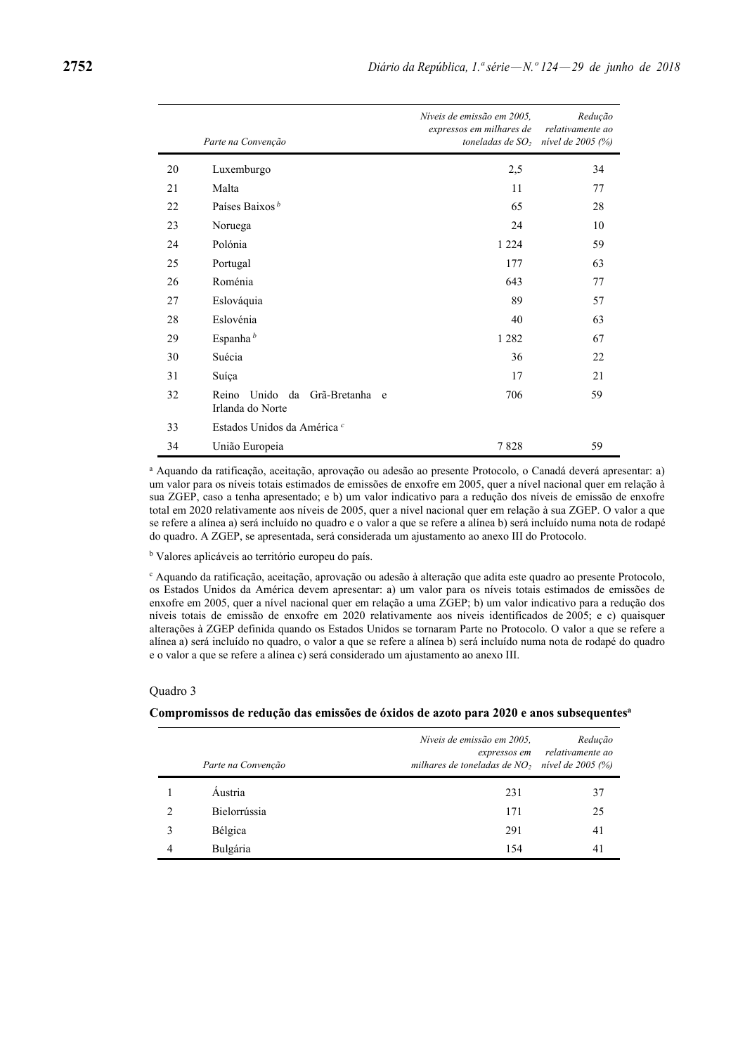| | Parte na Convenção | Níveis de emissão em 2005, expressos em milhares de toneladas de $SO_2$ | Redução relativamente ao nível de 2005 (%) |
|---|---|---|---|
| 20 | Luxemburgo | 2,5 | 34 |
| 21 | Malta | 11 | 77 |
| 22 | Países Baixos [b] | 65 | 28 |
| 23 | Noruega | 24 | 10 |
| 24 | Polónia | 1 224 | 59 |
| 25 | Portugal | 177 | 63 |
| 26 | Roménia | 643 | 77 |
| 27 | Eslováquia | 89 | 57 |
| 28 | Eslovénia | 40 | 63 |
| 29 | Espanha [b] | 1 282 | 67 |
| 30 | Suécia | 36 | 22 |
| 31 | Suíça | 17 | 21 |
| 32 | Reino Unido da Grã-Bretanha e Irlanda do Norte | 706 | 59 |
| 33 | Estados Unidos da América [c] | | |
| 34 | União Europeia | 7 828 | 59 |

[a] Aquando da ratificação, aceitação, aprovação ou adesão ao presente Protocolo, o Canadá deverá apresentar: a) um valor para os níveis totais estimados de emissões de enxofre em 2005, quer a nível nacional quer em relação à sua ZGEP, caso a tenha apresentado; e b) um valor indicativo para a redução dos níveis de emissão de enxofre total em 2020 relativamente aos níveis de 2005, quer a nível nacional quer em relação à sua ZGEP. O valor a que se refere a alínea a) será incluído no quadro e o valor a que se refere a alínea b) será incluído numa nota de rodapé do quadro. A ZGEP, se apresentada, será considerada um ajustamento ao anexo III do Protocolo.

[b] Valores aplicáveis ao território europeu do país.

[c] Aquando da ratificação, aceitação, aprovação ou adesão à alteração que adita este quadro ao presente Protocolo, os Estados Unidos da América devem apresentar: a) um valor para os níveis totais estimados de emissões de enxofre em 2005, quer a nível nacional quer em relação a uma ZGEP; b) um valor indicativo para a redução dos níveis totais de emissão de enxofre em 2020 relativamente aos níveis identificados de 2005; e c) quaisquer alterações à ZGEP definida quando os Estados Unidos se tornaram Parte no Protocolo. O valor a que se refere a alínea a) será incluído no quadro, o valor a que se refere a alínea b) será incluído numa nota de rodapé do quadro e o valor a que se refere a alínea c) será considerado um ajustamento ao anexo III.

Quadro 3

**Compromissos de redução das emissões de óxidos de azoto para 2020 e anos subsequentes[a]**

| | Parte na Convenção | Níveis de emissão em 2005, expressos em milhares de toneladas de $NO_2$ | Redução relativamente ao nível de 2005 (%) |
|---|---|---|---|
| 1 | Áustria | 231 | 37 |
| 2 | Bielorrússia | 171 | 25 |
| 3 | Bélgica | 291 | 41 |
| 4 | Bulgária | 154 | 41 |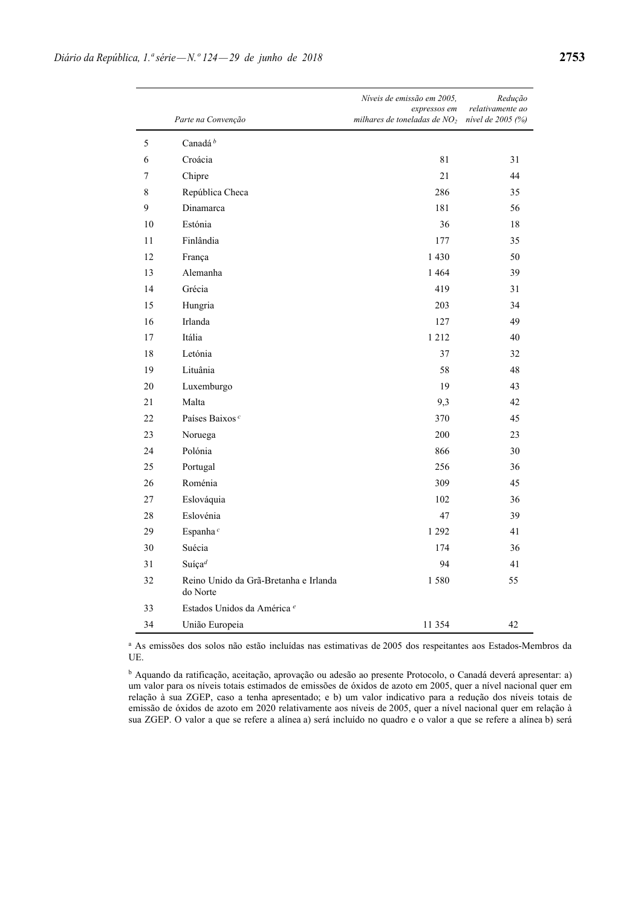| | Parte na Convenção | *Níveis de emissão em 2005, expressos em milhares de toneladas de $NO_2$* | *Redução relativamente ao nível de 2005 (%)* |
|---|---|---|---|
| 5 | Canadá [b] | | |
| 6 | Croácia | 81 | 31 |
| 7 | Chipre | 21 | 44 |
| 8 | República Checa | 286 | 35 |
| 9 | Dinamarca | 181 | 56 |
| 10 | Estónia | 36 | 18 |
| 11 | Finlândia | 177 | 35 |
| 12 | França | 1 430 | 50 |
| 13 | Alemanha | 1 464 | 39 |
| 14 | Grécia | 419 | 31 |
| 15 | Hungria | 203 | 34 |
| 16 | Irlanda | 127 | 49 |
| 17 | Itália | 1 212 | 40 |
| 18 | Letónia | 37 | 32 |
| 19 | Lituânia | 58 | 48 |
| 20 | Luxemburgo | 19 | 43 |
| 21 | Malta | 9,3 | 42 |
| 22 | Países Baixos [c] | 370 | 45 |
| 23 | Noruega | 200 | 23 |
| 24 | Polónia | 866 | 30 |
| 25 | Portugal | 256 | 36 |
| 26 | Roménia | 309 | 45 |
| 27 | Eslováquia | 102 | 36 |
| 28 | Eslovénia | 47 | 39 |
| 29 | Espanha [c] | 1 292 | 41 |
| 30 | Suécia | 174 | 36 |
| 31 | Suíça [d] | 94 | 41 |
| 32 | Reino Unido da Grã-Bretanha e Irlanda do Norte | 1 580 | 55 |
| 33 | Estados Unidos da América [e] | | |
| 34 | União Europeia | 11 354 | 42 |

[a] As emissões dos solos não estão incluídas nas estimativas de 2005 dos respeitantes aos Estados-Membros da UE.

[b] Aquando da ratificação, aceitação, aprovação ou adesão ao presente Protocolo, o Canadá deverá apresentar: a) um valor para os níveis totais estimados de emissões de óxidos de azoto em 2005, quer a nível nacional quer em relação à sua ZGEP, caso a tenha apresentado; e b) um valor indicativo para a redução dos níveis totais de emissão de óxidos de azoto em 2020 relativamente aos níveis de 2005, quer a nível nacional quer em relação à sua ZGEP. O valor a que se refere a alínea a) será incluído no quadro e o valor a que se refere a alínea b) será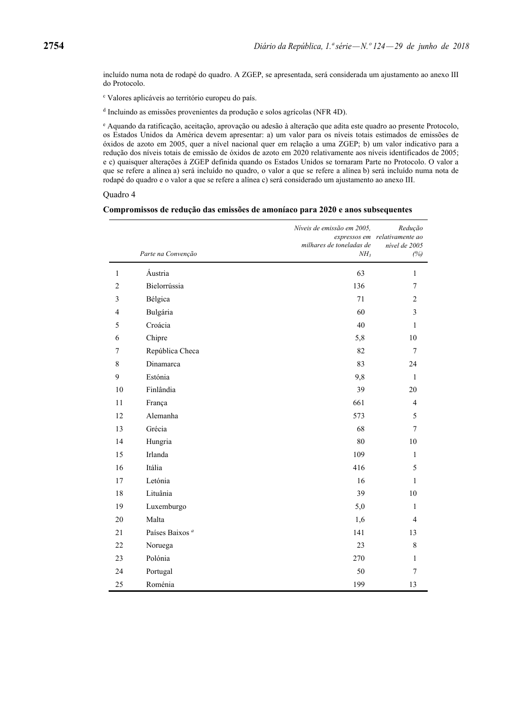incluído numa nota de rodapé do quadro. A ZGEP, se apresentada, será considerada um ajustamento ao anexo III do Protocolo.

[c] Valores aplicáveis ao território europeu do país.

[d] Incluindo as emissões provenientes da produção e solos agrícolas (NFR 4D).

[e] Aquando da ratificação, aceitação, aprovação ou adesão à alteração que adita este quadro ao presente Protocolo, os Estados Unidos da América devem apresentar: a) um valor para os níveis totais estimados de emissões de óxidos de azoto em 2005, quer a nível nacional quer em relação a uma ZGEP; b) um valor indicativo para a redução dos níveis totais de emissão de óxidos de azoto em 2020 relativamente aos níveis identificados de 2005; e c) quaisquer alterações à ZGEP definida quando os Estados Unidos se tornaram Parte no Protocolo. O valor a que se refere a alínea a) será incluído no quadro, o valor a que se refere a alínea b) será incluído numa nota de rodapé do quadro e o valor a que se refere a alínea c) será considerado um ajustamento ao anexo III.

Quadro 4

**Compromissos de redução das emissões de amoníaco para 2020 e anos subsequentes**

| | *Parte na Convenção* | *Níveis de emissão em 2005, expressos em milhares de toneladas de* $NH_3$ | *Redução relativamente ao nível de 2005 (%)* |
|---|---|---|---|
| 1 | Áustria | 63 | 1 |
| 2 | Bielorrússia | 136 | 7 |
| 3 | Bélgica | 71 | 2 |
| 4 | Bulgária | 60 | 3 |
| 5 | Croácia | 40 | 1 |
| 6 | Chipre | 5,8 | 10 |
| 7 | República Checa | 82 | 7 |
| 8 | Dinamarca | 83 | 24 |
| 9 | Estónia | 9,8 | 1 |
| 10 | Finlândia | 39 | 20 |
| 11 | França | 661 | 4 |
| 12 | Alemanha | 573 | 5 |
| 13 | Grécia | 68 | 7 |
| 14 | Hungria | 80 | 10 |
| 15 | Irlanda | 109 | 1 |
| 16 | Itália | 416 | 5 |
| 17 | Letónia | 16 | 1 |
| 18 | Lituânia | 39 | 10 |
| 19 | Luxemburgo | 5,0 | 1 |
| 20 | Malta | 1,6 | 4 |
| 21 | Países Baixos [a] | 141 | 13 |
| 22 | Noruega | 23 | 8 |
| 23 | Polónia | 270 | 1 |
| 24 | Portugal | 50 | 7 |
| 25 | Roménia | 199 | 13 |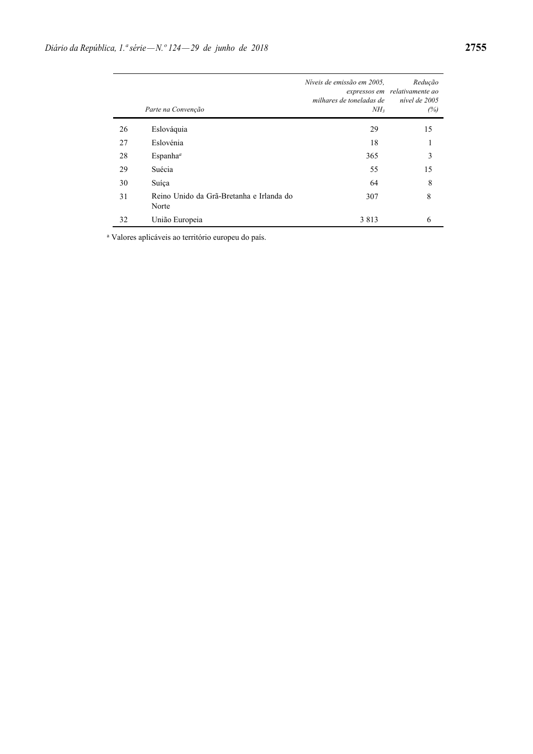| | *Parte na Convenção* | *Níveis de emissão em 2005, expressos em milhares de toneladas de $NH_3$* | *Redução relativamente ao nível de 2005 (%)* |
|---|---|---|---|
| 26 | Eslováquia | 29 | 15 |
| 27 | Eslovénia | 18 | 1 |
| 28 | Espanha[a] | 365 | 3 |
| 29 | Suécia | 55 | 15 |
| 30 | Suíça | 64 | 8 |
| 31 | Reino Unido da Grã-Bretanha e Irlanda do Norte | 307 | 8 |
| 32 | União Europeia | 3 813 | 6 |

[a] Valores aplicáveis ao território europeu do país.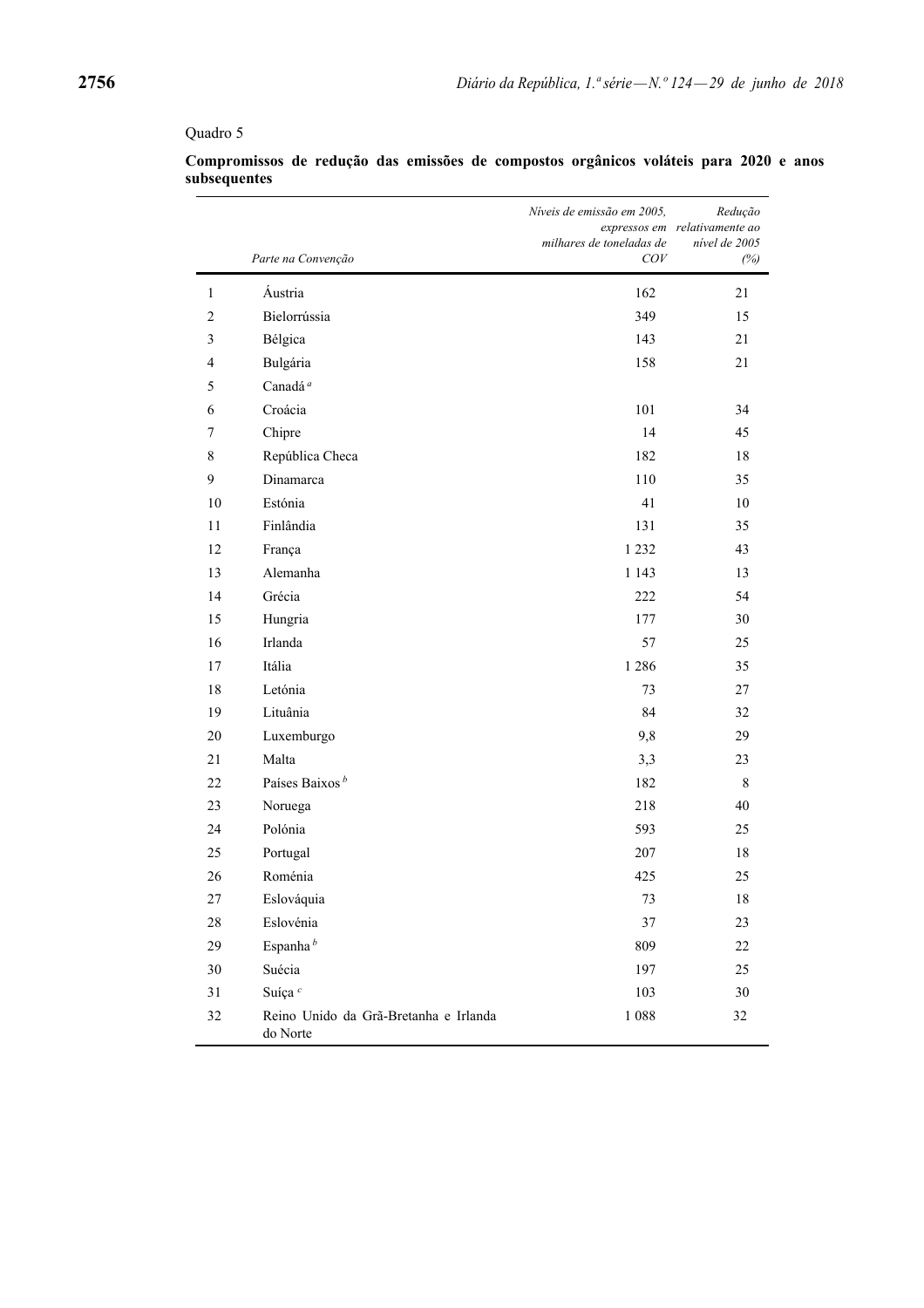Quadro 5

**Compromissos de redução das emissões de compostos orgânicos voláteis para 2020 e anos subsequentes**

| | *Parte na Convenção* | *Níveis de emissão em 2005, expressos em milhares de toneladas de COV* | *Redução relativamente ao nível de 2005 (%)* |
|---|---|---|---|
| 1 | Áustria | 162 | 21 |
| 2 | Bielorrússia | 349 | 15 |
| 3 | Bélgica | 143 | 21 |
| 4 | Bulgária | 158 | 21 |
| 5 | Canadá [a] | | |
| 6 | Croácia | 101 | 34 |
| 7 | Chipre | 14 | 45 |
| 8 | República Checa | 182 | 18 |
| 9 | Dinamarca | 110 | 35 |
| 10 | Estónia | 41 | 10 |
| 11 | Finlândia | 131 | 35 |
| 12 | França | 1 232 | 43 |
| 13 | Alemanha | 1 143 | 13 |
| 14 | Grécia | 222 | 54 |
| 15 | Hungria | 177 | 30 |
| 16 | Irlanda | 57 | 25 |
| 17 | Itália | 1 286 | 35 |
| 18 | Letónia | 73 | 27 |
| 19 | Lituânia | 84 | 32 |
| 20 | Luxemburgo | 9,8 | 29 |
| 21 | Malta | 3,3 | 23 |
| 22 | Países Baixos [b] | 182 | 8 |
| 23 | Noruega | 218 | 40 |
| 24 | Polónia | 593 | 25 |
| 25 | Portugal | 207 | 18 |
| 26 | Roménia | 425 | 25 |
| 27 | Eslováquia | 73 | 18 |
| 28 | Eslovénia | 37 | 23 |
| 29 | Espanha [b] | 809 | 22 |
| 30 | Suécia | 197 | 25 |
| 31 | Suíça [c] | 103 | 30 |
| 32 | Reino Unido da Grã-Bretanha e Irlanda do Norte | 1 088 | 32 |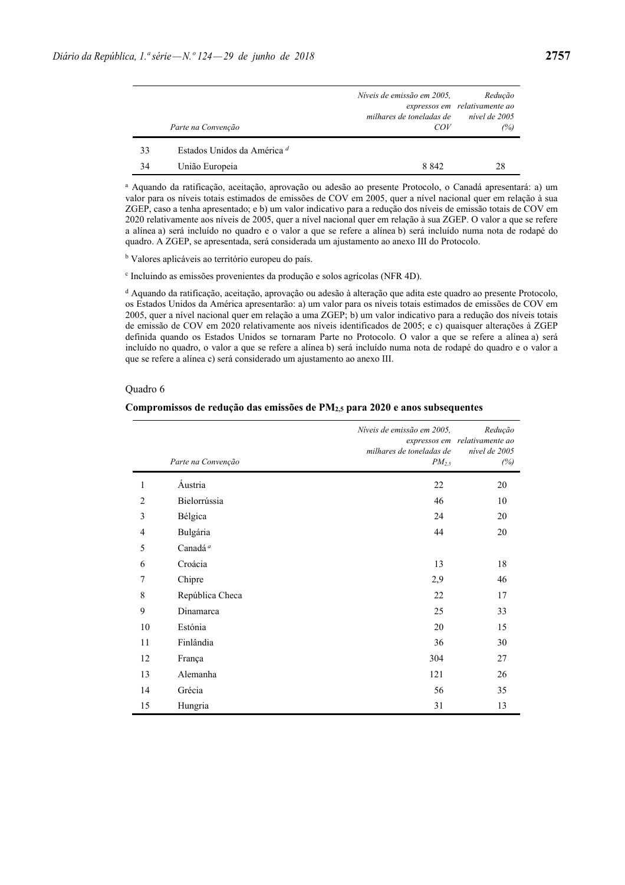| | Parte na Convenção | *Níveis de emissão em 2005, expressos em milhares de toneladas de COV* | *Redução relativamente ao nível de 2005 (%)* |
|---|---|---|---|
| 33 | Estados Unidos da América [d] | | |
| 34 | União Europeia | 8 842 | 28 |

[a] Aquando da ratificação, aceitação, aprovação ou adesão ao presente Protocolo, o Canadá apresentará: a) um valor para os níveis totais estimados de emissões de COV em 2005, quer a nível nacional quer em relação à sua ZGEP, caso a tenha apresentado; e b) um valor indicativo para a redução dos níveis de emissão totais de COV em 2020 relativamente aos níveis de 2005, quer a nível nacional quer em relação à sua ZGEP. O valor a que se refere a alínea a) será incluído no quadro e o valor a que se refere a alínea b) será incluído numa nota de rodapé do quadro. A ZGEP, se apresentada, será considerada um ajustamento ao anexo III do Protocolo.

[b] Valores aplicáveis ao território europeu do país.

[c] Incluindo as emissões provenientes da produção e solos agrícolas (NFR 4D).

[d] Aquando da ratificação, aceitação, aprovação ou adesão à alteração que adita este quadro ao presente Protocolo, os Estados Unidos da América apresentarão: a) um valor para os níveis totais estimados de emissões de COV em 2005, quer a nível nacional quer em relação a uma ZGEP; b) um valor indicativo para a redução dos níveis totais de emissão de COV em 2020 relativamente aos níveis identificados de 2005; e c) quaisquer alterações à ZGEP definida quando os Estados Unidos se tornaram Parte no Protocolo. O valor a que se refere a alínea a) será incluído no quadro, o valor a que se refere a alínea b) será incluído numa nota de rodapé do quadro e o valor a que se refere a alínea c) será considerado um ajustamento ao anexo III.

Quadro 6

**Compromissos de redução das emissões de $PM_{2,5}$ para 2020 e anos subsequentes**

| | Parte na Convenção | *Níveis de emissão em 2005, expressos em milhares de toneladas de $PM_{2,5}$* | *Redução relativamente ao nível de 2005 (%)* |
|---|---|---|---|
| 1 | Áustria | 22 | 20 |
| 2 | Bielorrússia | 46 | 10 |
| 3 | Bélgica | 24 | 20 |
| 4 | Bulgária | 44 | 20 |
| 5 | Canadá [a] | | |
| 6 | Croácia | 13 | 18 |
| 7 | Chipre | 2,9 | 46 |
| 8 | República Checa | 22 | 17 |
| 9 | Dinamarca | 25 | 33 |
| 10 | Estónia | 20 | 15 |
| 11 | Finlândia | 36 | 30 |
| 12 | França | 304 | 27 |
| 13 | Alemanha | 121 | 26 |
| 14 | Grécia | 56 | 35 |
| 15 | Hungria | 31 | 13 |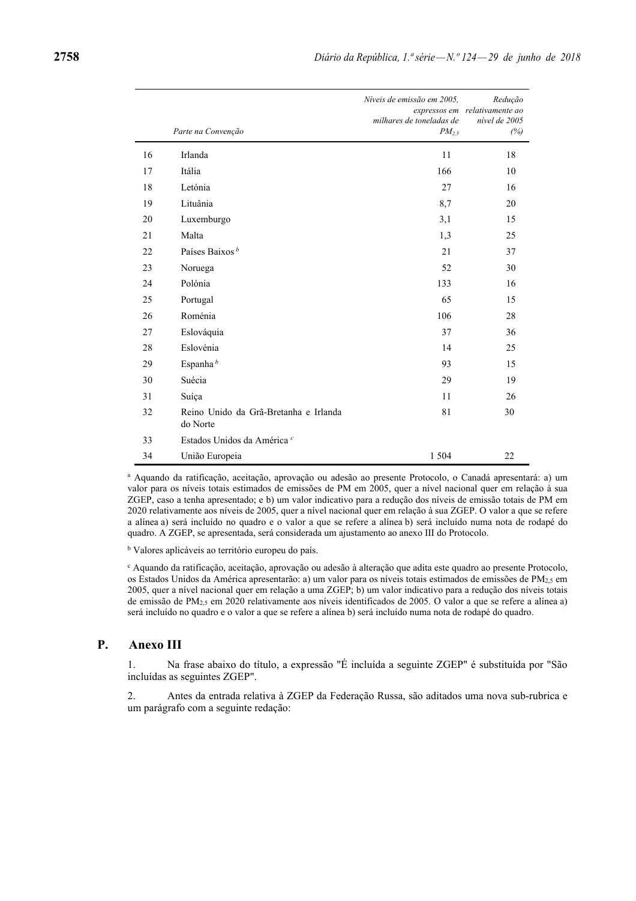| | *Parte na Convenção* | *Níveis de emissão em 2005, expressos em milhares de toneladas de $PM_{2,5}$* | *Redução relativamente ao nível de 2005 (%)* |
|---|---|---|---|
| 16 | Irlanda | 11 | 18 |
| 17 | Itália | 166 | 10 |
| 18 | Letónia | 27 | 16 |
| 19 | Lituânia | 8,7 | 20 |
| 20 | Luxemburgo | 3,1 | 15 |
| 21 | Malta | 1,3 | 25 |
| 22 | Países Baixos [b] | 21 | 37 |
| 23 | Noruega | 52 | 30 |
| 24 | Polónia | 133 | 16 |
| 25 | Portugal | 65 | 15 |
| 26 | Roménia | 106 | 28 |
| 27 | Eslováquia | 37 | 36 |
| 28 | Eslovénia | 14 | 25 |
| 29 | Espanha [b] | 93 | 15 |
| 30 | Suécia | 29 | 19 |
| 31 | Suíça | 11 | 26 |
| 32 | Reino Unido da Grã-Bretanha e Irlanda do Norte | 81 | 30 |
| 33 | Estados Unidos da América [c] | | |
| 34 | União Europeia | 1 504 | 22 |

[a] Aquando da ratificação, aceitação, aprovação ou adesão ao presente Protocolo, o Canadá apresentará: a) um valor para os níveis totais estimados de emissões de PM em 2005, quer a nível nacional quer em relação à sua ZGEP, caso a tenha apresentado; e b) um valor indicativo para a redução dos níveis de emissão totais de PM em 2020 relativamente aos níveis de 2005, quer a nível nacional quer em relação à sua ZGEP. O valor a que se refere a alínea a) será incluído no quadro e o valor a que se refere a alínea b) será incluído numa nota de rodapé do quadro. A ZGEP, se apresentada, será considerada um ajustamento ao anexo III do Protocolo.

[b] Valores aplicáveis ao território europeu do país.

[c] Aquando da ratificação, aceitação, aprovação ou adesão à alteração que adita este quadro ao presente Protocolo, os Estados Unidos da América apresentarão: a) um valor para os níveis totais estimados de emissões de $PM_{2,5}$ em 2005, quer a nível nacional quer em relação a uma ZGEP; b) um valor indicativo para a redução dos níveis totais de emissão de $PM_{2,5}$ em 2020 relativamente aos níveis identificados de 2005. O valor a que se refere a alínea a) será incluído no quadro e o valor a que se refere a alínea b) será incluído numa nota de rodapé do quadro.

## P. Anexo III

1. Na frase abaixo do título, a expressão "É incluída a seguinte ZGEP" é substituída por "São incluídas as seguintes ZGEP".

2. Antes da entrada relativa à ZGEP da Federação Russa, são aditados uma nova sub-rubrica e um parágrafo com a seguinte redação: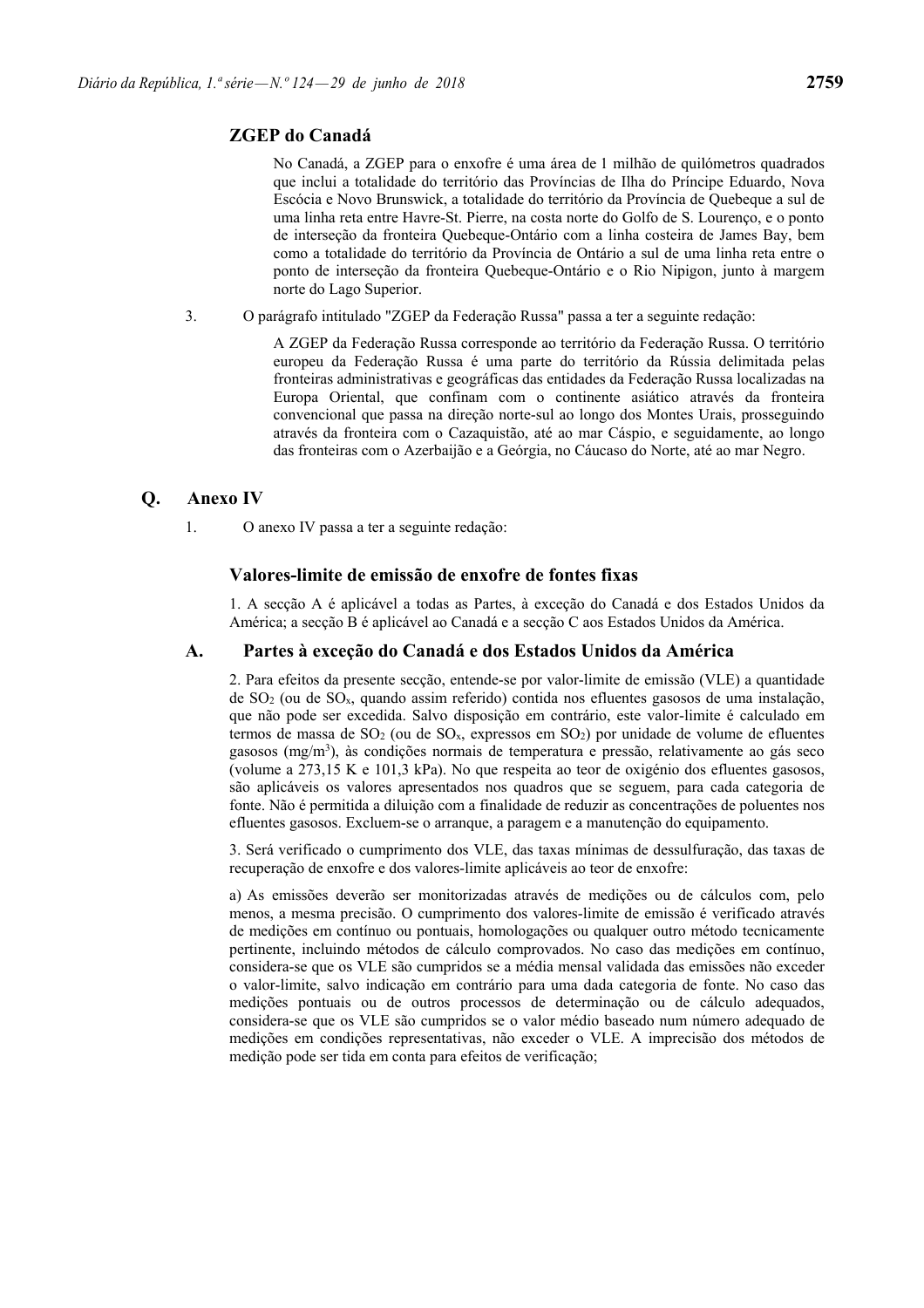### ZGEP do Canadá

No Canadá, a ZGEP para o enxofre é uma área de 1 milhão de quilómetros quadrados que inclui a totalidade do território das Províncias de Ilha do Príncipe Eduardo, Nova Escócia e Novo Brunswick, a totalidade do território da Província de Quebeque a sul de uma linha reta entre Havre-St. Pierre, na costa norte do Golfo de S. Lourenço, e o ponto de interseção da fronteira Quebeque-Ontário com a linha costeira de James Bay, bem como a totalidade do território da Província de Ontário a sul de uma linha reta entre o ponto de interseção da fronteira Quebeque-Ontário e o Rio Nipigon, junto à margem norte do Lago Superior.

3. O parágrafo intitulado "ZGEP da Federação Russa" passa a ter a seguinte redação:

A ZGEP da Federação Russa corresponde ao território da Federação Russa. O território europeu da Federação Russa é uma parte do território da Rússia delimitada pelas fronteiras administrativas e geográficas das entidades da Federação Russa localizadas na Europa Oriental, que confinam com o continente asiático através da fronteira convencional que passa na direção norte-sul ao longo dos Montes Urais, prosseguindo através da fronteira com o Cazaquistão, até ao mar Cáspio, e seguidamente, ao longo das fronteiras com o Azerbaijão e a Geórgia, no Cáucaso do Norte, até ao mar Negro.

## Q. Anexo IV

1. O anexo IV passa a ter a seguinte redação:

### Valores-limite de emissão de enxofre de fontes fixas

1. A secção A é aplicável a todas as Partes, à exceção do Canadá e dos Estados Unidos da América; a secção B é aplicável ao Canadá e a secção C aos Estados Unidos da América.

### A. Partes à exceção do Canadá e dos Estados Unidos da América

2. Para efeitos da presente secção, entende-se por valor-limite de emissão (VLE) a quantidade de $SO_2$ (ou de $SO_x$, quando assim referido) contida nos efluentes gasosos de uma instalação, que não pode ser excedida. Salvo disposição em contrário, este valor-limite é calculado em termos de massa de $SO_2$ (ou de $SO_x$, expressos em $SO_2$) por unidade de volume de efluentes gasosos (mg/m$^3$), às condições normais de temperatura e pressão, relativamente ao gás seco (volume a 273,15 K e 101,3 kPa). No que respeita ao teor de oxigénio dos efluentes gasosos, são aplicáveis os valores apresentados nos quadros que se seguem, para cada categoria de fonte. Não é permitida a diluição com a finalidade de reduzir as concentrações de poluentes nos efluentes gasosos. Excluem-se o arranque, a paragem e a manutenção do equipamento.

3. Será verificado o cumprimento dos VLE, das taxas mínimas de dessulfuração, das taxas de recuperação de enxofre e dos valores-limite aplicáveis ao teor de enxofre:

a) As emissões deverão ser monitorizadas através de medições ou de cálculos com, pelo menos, a mesma precisão. O cumprimento dos valores-limite de emissão é verificado através de medições em contínuo ou pontuais, homologações ou qualquer outro método tecnicamente pertinente, incluindo métodos de cálculo comprovados. No caso das medições em contínuo, considera-se que os VLE são cumpridos se a média mensal validada das emissões não exceder o valor-limite, salvo indicação em contrário para uma dada categoria de fonte. No caso das medições pontuais ou de outros processos de determinação ou de cálculo adequados, considera-se que os VLE são cumpridos se o valor médio baseado num número adequado de medições em condições representativas, não exceder o VLE. A imprecisão dos métodos de medição pode ser tida em conta para efeitos de verificação;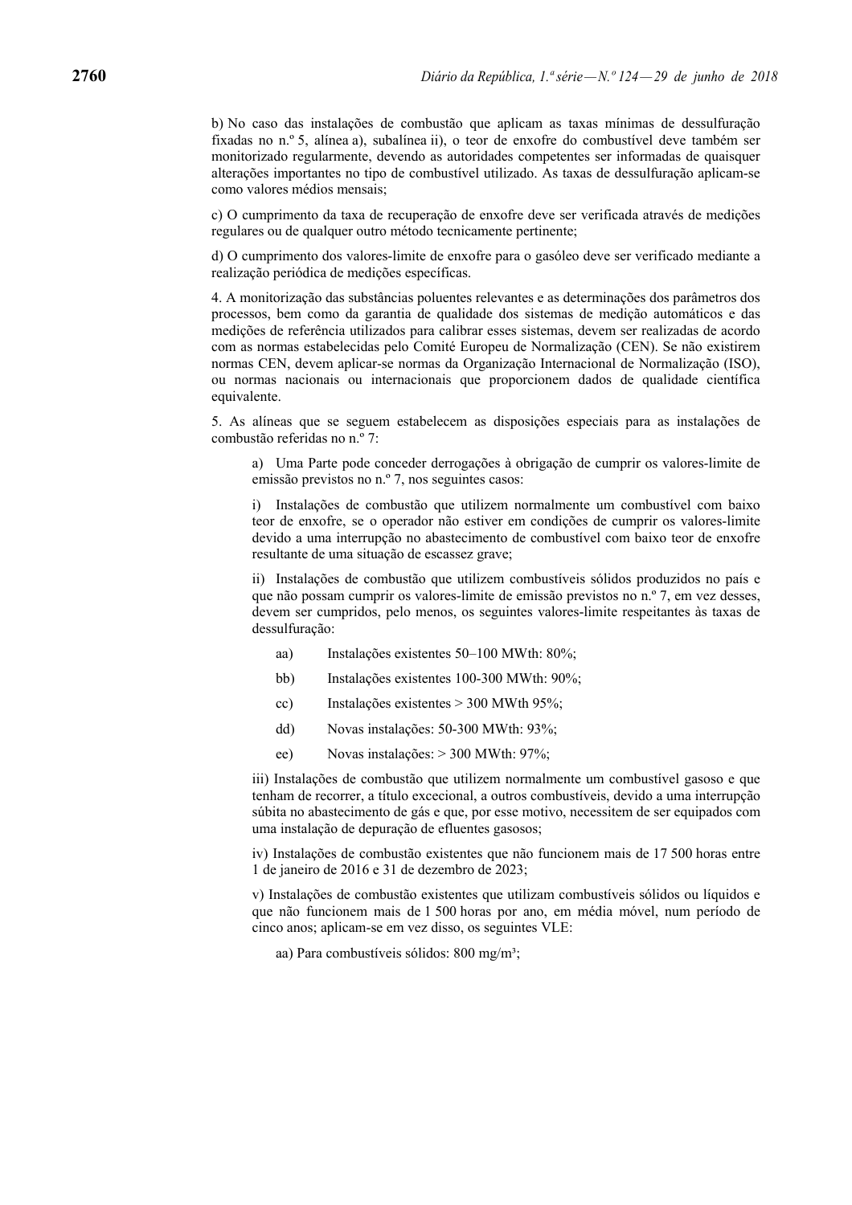b) No caso das instalações de combustão que aplicam as taxas mínimas de dessulfuração fixadas no n.º 5, alínea a), subalínea ii), o teor de enxofre do combustível deve também ser monitorizado regularmente, devendo as autoridades competentes ser informadas de quaisquer alterações importantes no tipo de combustível utilizado. As taxas de dessulfuração aplicam-se como valores médios mensais;

c) O cumprimento da taxa de recuperação de enxofre deve ser verificada através de medições regulares ou de qualquer outro método tecnicamente pertinente;

d) O cumprimento dos valores-limite de enxofre para o gasóleo deve ser verificado mediante a realização periódica de medições específicas.

4. A monitorização das substâncias poluentes relevantes e as determinações dos parâmetros dos processos, bem como da garantia de qualidade dos sistemas de medição automáticos e das medições de referência utilizados para calibrar esses sistemas, devem ser realizadas de acordo com as normas estabelecidas pelo Comité Europeu de Normalização (CEN). Se não existirem normas CEN, devem aplicar-se normas da Organização Internacional de Normalização (ISO), ou normas nacionais ou internacionais que proporcionem dados de qualidade científica equivalente.

5. As alíneas que se seguem estabelecem as disposições especiais para as instalações de combustão referidas no n.º 7:

a) Uma Parte pode conceder derrogações à obrigação de cumprir os valores-limite de emissão previstos no n.º 7, nos seguintes casos:

i) Instalações de combustão que utilizem normalmente um combustível com baixo teor de enxofre, se o operador não estiver em condições de cumprir os valores-limite devido a uma interrupção no abastecimento de combustível com baixo teor de enxofre resultante de uma situação de escassez grave;

ii) Instalações de combustão que utilizem combustíveis sólidos produzidos no país e que não possam cumprir os valores-limite de emissão previstos no n.º 7, em vez desses, devem ser cumpridos, pelo menos, os seguintes valores-limite respeitantes às taxas de dessulfuração:

aa) Instalações existentes 50–100 MWth: 80%;

bb) Instalações existentes 100-300 MWth: 90%;

cc) Instalações existentes > 300 MWth 95%;

dd) Novas instalações: 50-300 MWth: 93%;

ee) Novas instalações: > 300 MWth: 97%;

iii) Instalações de combustão que utilizem normalmente um combustível gasoso e que tenham de recorrer, a título excecional, a outros combustíveis, devido a uma interrupção súbita no abastecimento de gás e que, por esse motivo, necessitem de ser equipados com uma instalação de depuração de efluentes gasosos;

iv) Instalações de combustão existentes que não funcionem mais de 17 500 horas entre 1 de janeiro de 2016 e 31 de dezembro de 2023;

v) Instalações de combustão existentes que utilizam combustíveis sólidos ou líquidos e que não funcionem mais de 1 500 horas por ano, em média móvel, num período de cinco anos; aplicam-se em vez disso, os seguintes VLE:

aa) Para combustíveis sólidos: 800 mg/m³;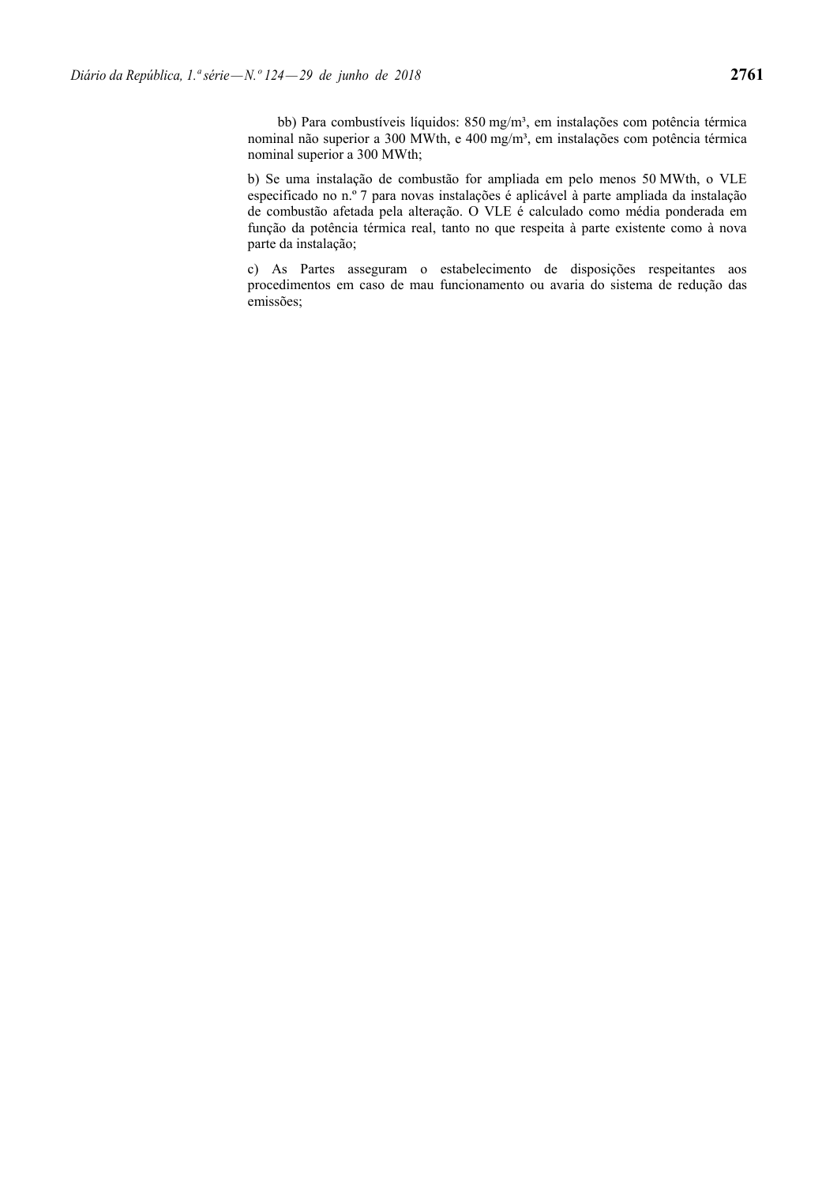bb) Para combustíveis líquidos: 850 mg/m³, em instalações com potência térmica nominal não superior a 300 MWth, e 400 mg/m³, em instalações com potência térmica nominal superior a 300 MWth;

b) Se uma instalação de combustão for ampliada em pelo menos 50 MWth, o VLE especificado no n.º 7 para novas instalações é aplicável à parte ampliada da instalação de combustão afetada pela alteração. O VLE é calculado como média ponderada em função da potência térmica real, tanto no que respeita à parte existente como à nova parte da instalação;

c) As Partes asseguram o estabelecimento de disposições respeitantes aos procedimentos em caso de mau funcionamento ou avaria do sistema de redução das emissões;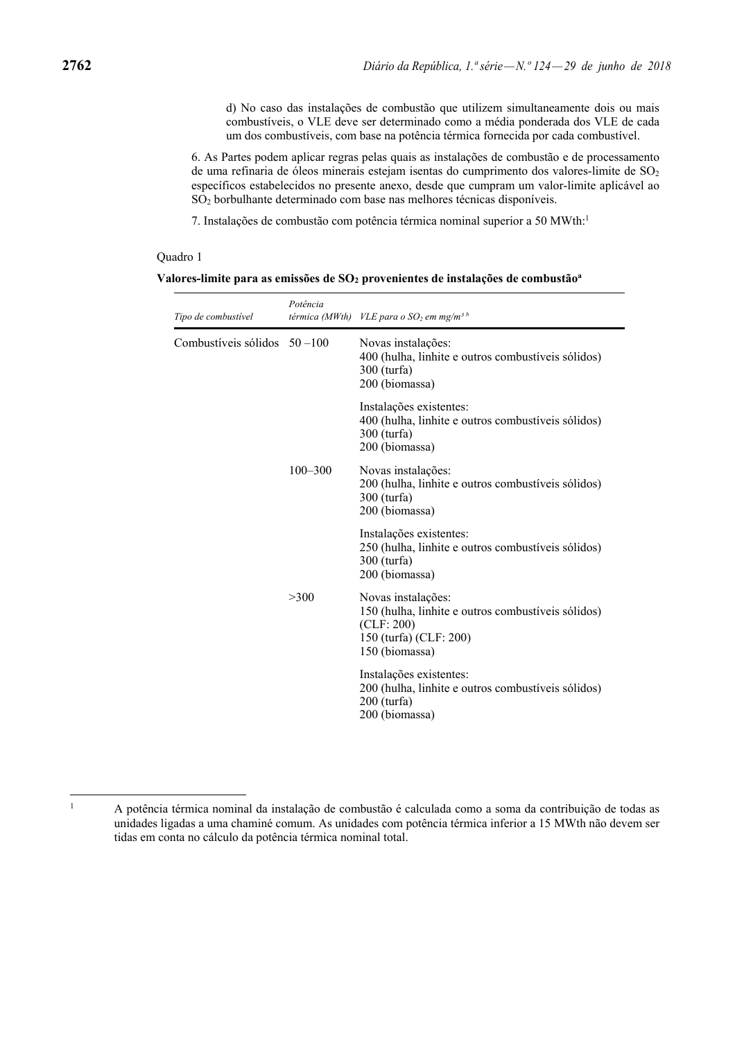d) No caso das instalações de combustão que utilizem simultaneamente dois ou mais combustíveis, o VLE deve ser determinado como a média ponderada dos VLE de cada um dos combustíveis, com base na potência térmica fornecida por cada combustível.

6. As Partes podem aplicar regras pelas quais as instalações de combustão e de processamento de uma refinaria de óleos minerais estejam isentas do cumprimento dos valores-limite de $SO_2$ específicos estabelecidos no presente anexo, desde que cumpram um valor-limite aplicável ao $SO_2$ borbulhante determinado com base nas melhores técnicas disponíveis.

7. Instalações de combustão com potência térmica nominal superior a 50 MWth:[1]

Quadro 1

**Valores-limite para as emissões de $SO_2$ provenientes de instalações de combustão[a]**

| *Tipo de combustível* | *Potência térmica (MWth)* | *VLE para o $SO_2$ em mg/m$^3$ [b]* |
|---|---|---|
| Combustíveis sólidos | 50 –100 | Novas instalações:<br>400 (hulha, linhite e outros combustíveis sólidos)<br>300 (turfa)<br>200 (biomassa) |
| | | Instalações existentes:<br>400 (hulha, linhite e outros combustíveis sólidos)<br>300 (turfa)<br>200 (biomassa) |
| | 100–300 | Novas instalações:<br>200 (hulha, linhite e outros combustíveis sólidos)<br>300 (turfa)<br>200 (biomassa) |
| | | Instalações existentes:<br>250 (hulha, linhite e outros combustíveis sólidos)<br>300 (turfa)<br>200 (biomassa) |
| | >300 | Novas instalações:<br>150 (hulha, linhite e outros combustíveis sólidos) (CLF: 200)<br>150 (turfa) (CLF: 200)<br>150 (biomassa) |
| | | Instalações existentes:<br>200 (hulha, linhite e outros combustíveis sólidos)<br>200 (turfa)<br>200 (biomassa) |

[1] A potência térmica nominal da instalação de combustão é calculada como a soma da contribuição de todas as unidades ligadas a uma chaminé comum. As unidades com potência térmica inferior a 15 MWth não devem ser tidas em conta no cálculo da potência térmica nominal total.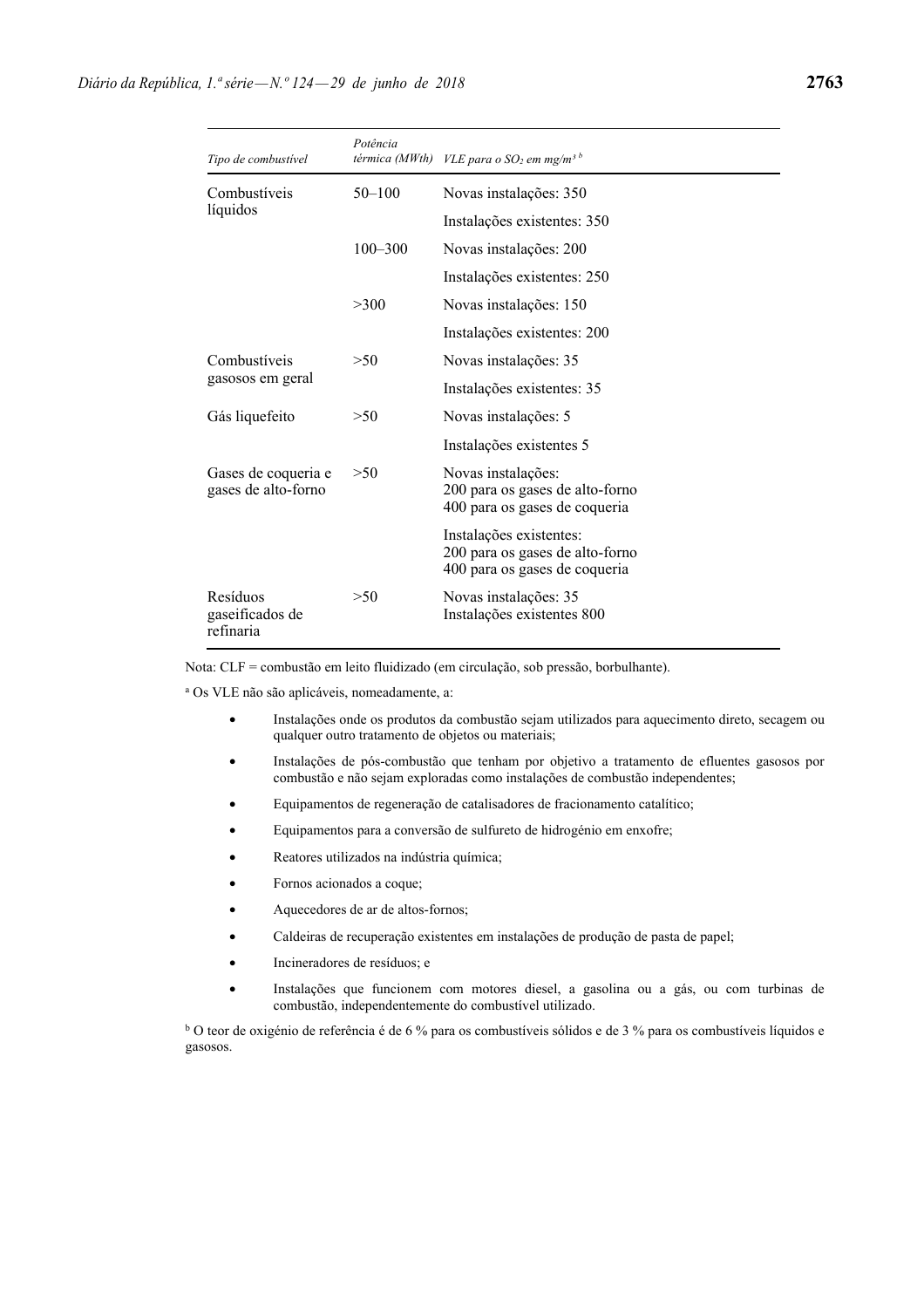| *Tipo de combustível* | *Potência térmica (MWth)* | *VLE para o $SO_2$ em mg/m³ [b]* |
|---|---|---|
| Combustíveis líquidos | 50–100 | Novas instalações: 350 |
| | | Instalações existentes: 350 |
| | 100–300 | Novas instalações: 200 |
| | | Instalações existentes: 250 |
| | >300 | Novas instalações: 150 |
| | | Instalações existentes: 200 |
| Combustíveis gasosos em geral | >50 | Novas instalações: 35 |
| | | Instalações existentes: 35 |
| Gás liquefeito | >50 | Novas instalações: 5 |
| | | Instalações existentes 5 |
| Gases de coqueria e gases de alto-forno | >50 | Novas instalações:<br>200 para os gases de alto-forno<br>400 para os gases de coqueria |
| | | Instalações existentes:<br>200 para os gases de alto-forno<br>400 para os gases de coqueria |
| Resíduos gaseificados de refinaria | >50 | Novas instalações: 35<br>Instalações existentes 800 |

Nota: CLF = combustão em leito fluidizado (em circulação, sob pressão, borbulhante).

[a] Os VLE não são aplicáveis, nomeadamente, a:

- Instalações onde os produtos da combustão sejam utilizados para aquecimento direto, secagem ou qualquer outro tratamento de objetos ou materiais;
- Instalações de pós-combustão que tenham por objetivo a tratamento de efluentes gasosos por combustão e não sejam exploradas como instalações de combustão independentes;
- Equipamentos de regeneração de catalisadores de fracionamento catalítico;
- Equipamentos para a conversão de sulfureto de hidrogénio em enxofre;
- Reatores utilizados na indústria química;
- Fornos acionados a coque;
- Aquecedores de ar de altos-fornos;
- Caldeiras de recuperação existentes em instalações de produção de pasta de papel;
- Incineradores de resíduos; e
- Instalações que funcionem com motores diesel, a gasolina ou a gás, ou com turbinas de combustão, independentemente do combustível utilizado.

[b] O teor de oxigénio de referência é de 6 % para os combustíveis sólidos e de 3 % para os combustíveis líquidos e gasosos.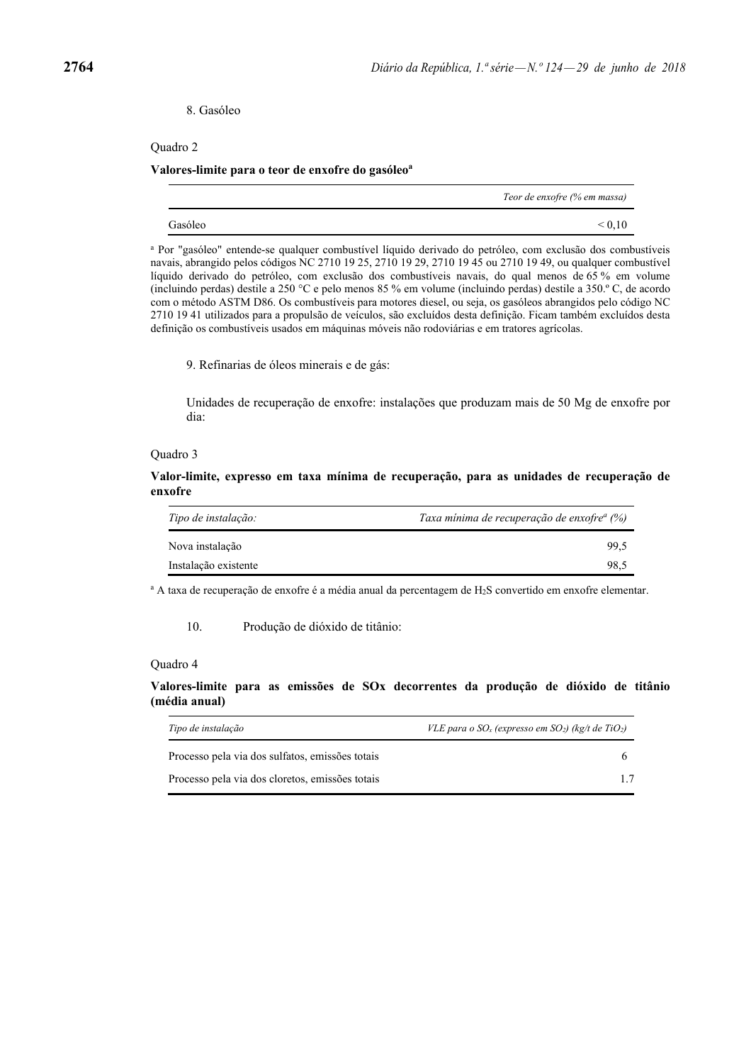8. Gasóleo

Quadro 2

**Valores-limite para o teor de enxofre do gasóleo[a]**

| | *Teor de enxofre (% em massa)* |
|---|---|
| Gasóleo | < 0,10 |

[a] Por "gasóleo" entende-se qualquer combustível líquido derivado do petróleo, com exclusão dos combustíveis navais, abrangido pelos códigos NC 2710 19 25, 2710 19 29, 2710 19 45 ou 2710 19 49, ou qualquer combustível líquido derivado do petróleo, com exclusão dos combustíveis navais, do qual menos de 65 % em volume (incluindo perdas) destile a 250 °C e pelo menos 85 % em volume (incluindo perdas) destile a 350.º C, de acordo com o método ASTM D86. Os combustíveis para motores diesel, ou seja, os gasóleos abrangidos pelo código NC 2710 19 41 utilizados para a propulsão de veículos, são excluídos desta definição. Ficam também excluídos desta definição os combustíveis usados em máquinas móveis não rodoviárias e em tratores agrícolas.

9. Refinarias de óleos minerais e de gás:

Unidades de recuperação de enxofre: instalações que produzam mais de 50 Mg de enxofre por dia:

Quadro 3

**Valor-limite, expresso em taxa mínima de recuperação, para as unidades de recuperação de enxofre**

| *Tipo de instalação:* | *Taxa mínima de recuperação de enxofre[a] (%)* |
|---|---|
| Nova instalação | 99,5 |
| Instalação existente | 98,5 |

[a] A taxa de recuperação de enxofre é a média anual da percentagem de $H_2S$ convertido em enxofre elementar.

10. Produção de dióxido de titânio:

Quadro 4

**Valores-limite para as emissões de SOx decorrentes da produção de dióxido de titânio (média anual)**

| *Tipo de instalação* | *VLE para o $SO_x$ (expresso em $SO_2$) (kg/t de $TiO_2$)* |
|---|---|
| Processo pela via dos sulfatos, emissões totais | 6 |
| Processo pela via dos cloretos, emissões totais | 1.7 |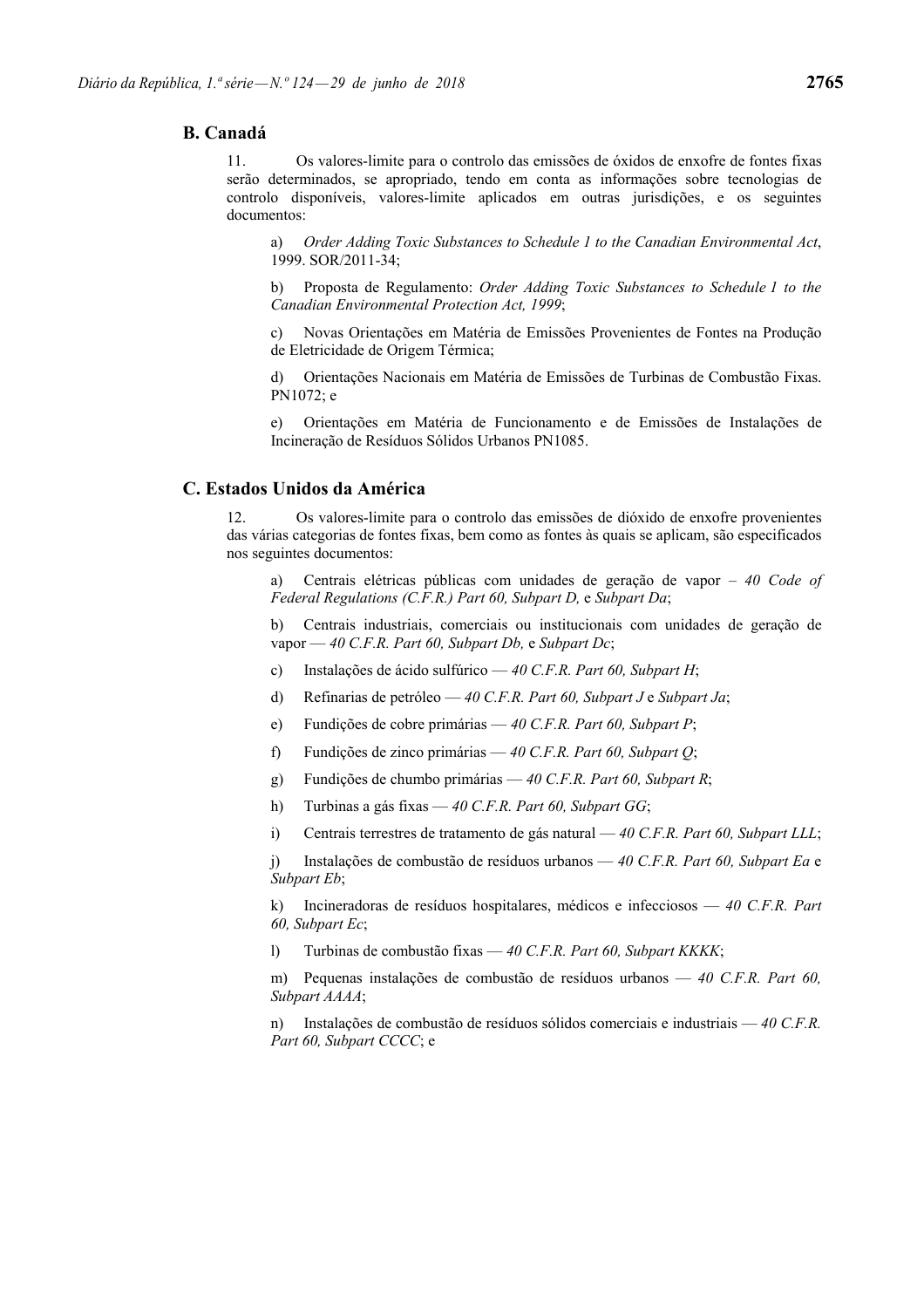## B. Canadá

11. Os valores-limite para o controlo das emissões de óxidos de enxofre de fontes fixas serão determinados, se apropriado, tendo em conta as informações sobre tecnologias de controlo disponíveis, valores-limite aplicados em outras jurisdições, e os seguintes documentos:

a) *Order Adding Toxic Substances to Schedule 1 to the Canadian Environmental Act*, 1999. SOR/2011-34;

b) Proposta de Regulamento: *Order Adding Toxic Substances to Schedule 1 to the Canadian Environmental Protection Act, 1999*;

c) Novas Orientações em Matéria de Emissões Provenientes de Fontes na Produção de Eletricidade de Origem Térmica;

d) Orientações Nacionais em Matéria de Emissões de Turbinas de Combustão Fixas. PN1072; e

e) Orientações em Matéria de Funcionamento e de Emissões de Instalações de Incineração de Resíduos Sólidos Urbanos PN1085.

## C. Estados Unidos da América

12. Os valores-limite para o controlo das emissões de dióxido de enxofre provenientes das várias categorias de fontes fixas, bem como as fontes às quais se aplicam, são especificados nos seguintes documentos:

a) Centrais elétricas públicas com unidades de geração de vapor – *40 Code of Federal Regulations (C.F.R.) Part 60, Subpart D,* e *Subpart Da*;

b) Centrais industriais, comerciais ou institucionais com unidades de geração de vapor — *40 C.F.R. Part 60, Subpart Db,* e *Subpart Dc*;

c) Instalações de ácido sulfúrico — *40 C.F.R. Part 60, Subpart H*;

d) Refinarias de petróleo — *40 C.F.R. Part 60, Subpart J* e *Subpart Ja*;

e) Fundições de cobre primárias — *40 C.F.R. Part 60, Subpart P*;

f) Fundições de zinco primárias — *40 C.F.R. Part 60, Subpart Q*;

g) Fundições de chumbo primárias — *40 C.F.R. Part 60, Subpart R*;

h) Turbinas a gás fixas — *40 C.F.R. Part 60, Subpart GG*;

i) Centrais terrestres de tratamento de gás natural — *40 C.F.R. Part 60, Subpart LLL*;

j) Instalações de combustão de resíduos urbanos — *40 C.F.R. Part 60, Subpart Ea* e *Subpart Eb*;

k) Incineradoras de resíduos hospitalares, médicos e infecciosos — *40 C.F.R. Part 60, Subpart Ec*;

l) Turbinas de combustão fixas — *40 C.F.R. Part 60, Subpart KKKK*;

m) Pequenas instalações de combustão de resíduos urbanos — *40 C.F.R. Part 60, Subpart AAAA*;

n) Instalações de combustão de resíduos sólidos comerciais e industriais — *40 C.F.R. Part 60, Subpart CCCC*; e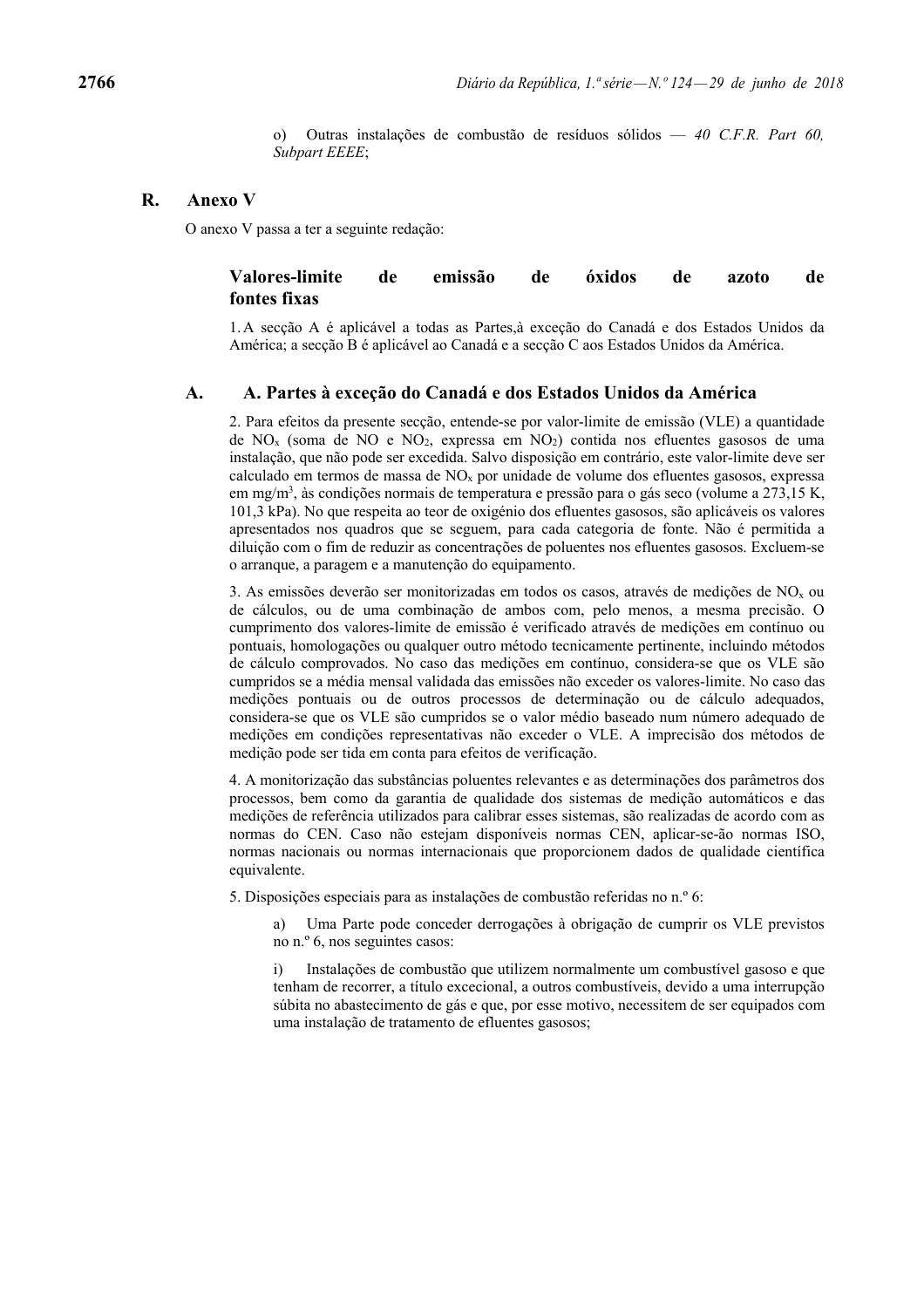o) Outras instalações de combustão de resíduos sólidos — *40 C.F.R. Part 60, Subpart EEEE*;

## R. Anexo V

O anexo V passa a ter a seguinte redação:

### Valores-limite de emissão de óxidos de azoto de fontes fixas

1. A secção A é aplicável a todas as Partes,à exceção do Canadá e dos Estados Unidos da América; a secção B é aplicável ao Canadá e a secção C aos Estados Unidos da América.

### A. A. Partes à exceção do Canadá e dos Estados Unidos da América

2. Para efeitos da presente secção, entende-se por valor-limite de emissão (VLE) a quantidade de $NO_x$ (soma de NO e $NO_2$, expressa em $NO_2$) contida nos efluentes gasosos de uma instalação, que não pode ser excedida. Salvo disposição em contrário, este valor-limite deve ser calculado em termos de massa de $NO_x$ por unidade de volume dos efluentes gasosos, expressa em mg/m$^3$, às condições normais de temperatura e pressão para o gás seco (volume a 273,15 K, 101,3 kPa). No que respeita ao teor de oxigénio dos efluentes gasosos, são aplicáveis os valores apresentados nos quadros que se seguem, para cada categoria de fonte. Não é permitida a diluição com o fim de reduzir as concentrações de poluentes nos efluentes gasosos. Excluem-se o arranque, a paragem e a manutenção do equipamento.

3. As emissões deverão ser monitorizadas em todos os casos, através de medições de $NO_x$ ou de cálculos, ou de uma combinação de ambos com, pelo menos, a mesma precisão. O cumprimento dos valores-limite de emissão é verificado através de medições em contínuo ou pontuais, homologações ou qualquer outro método tecnicamente pertinente, incluindo métodos de cálculo comprovados. No caso das medições em contínuo, considera-se que os VLE são cumpridos se a média mensal validada das emissões não exceder os valores-limite. No caso das medições pontuais ou de outros processos de determinação ou de cálculo adequados, considera-se que os VLE são cumpridos se o valor médio baseado num número adequado de medições em condições representativas não exceder o VLE. A imprecisão dos métodos de medição pode ser tida em conta para efeitos de verificação.

4. A monitorização das substâncias poluentes relevantes e as determinações dos parâmetros dos processos, bem como da garantia de qualidade dos sistemas de medição automáticos e das medições de referência utilizados para calibrar esses sistemas, são realizadas de acordo com as normas do CEN. Caso não estejam disponíveis normas CEN, aplicar-se-ão normas ISO, normas nacionais ou normas internacionais que proporcionem dados de qualidade científica equivalente.

5. Disposições especiais para as instalações de combustão referidas no n.º 6:

a) Uma Parte pode conceder derrogações à obrigação de cumprir os VLE previstos no n.º 6, nos seguintes casos:

i) Instalações de combustão que utilizem normalmente um combustível gasoso e que tenham de recorrer, a título excecional, a outros combustíveis, devido a uma interrupção súbita no abastecimento de gás e que, por esse motivo, necessitem de ser equipados com uma instalação de tratamento de efluentes gasosos;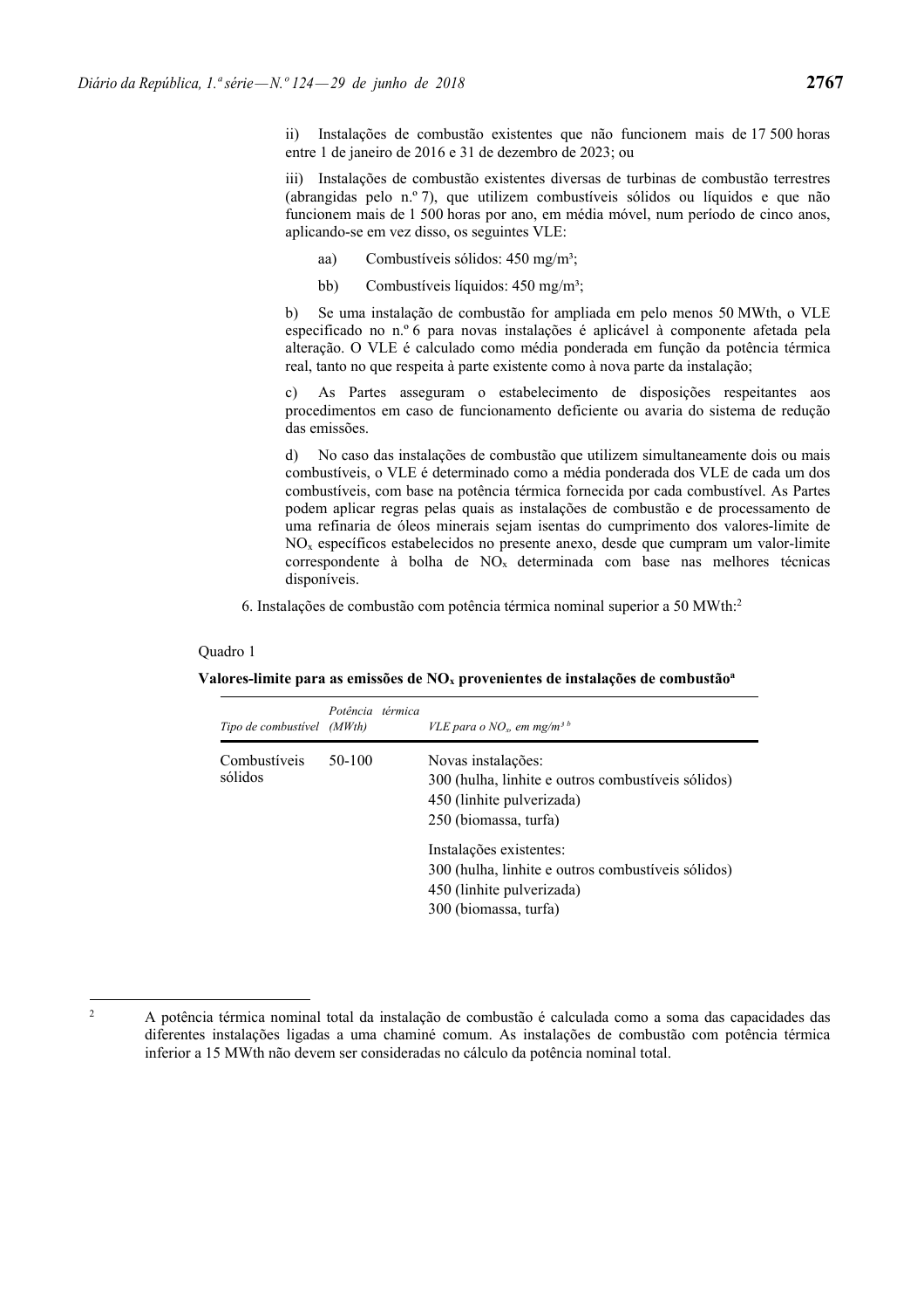ii) Instalações de combustão existentes que não funcionem mais de 17 500 horas entre 1 de janeiro de 2016 e 31 de dezembro de 2023; ou

iii) Instalações de combustão existentes diversas de turbinas de combustão terrestres (abrangidas pelo n.º 7), que utilizem combustíveis sólidos ou líquidos e que não funcionem mais de 1 500 horas por ano, em média móvel, num período de cinco anos, aplicando-se em vez disso, os seguintes VLE:

aa) Combustíveis sólidos: 450 mg/m³;

bb) Combustíveis líquidos: 450 mg/m³;

b) Se uma instalação de combustão for ampliada em pelo menos 50 MWth, o VLE especificado no n.º 6 para novas instalações é aplicável à componente afetada pela alteração. O VLE é calculado como média ponderada em função da potência térmica real, tanto no que respeita à parte existente como à nova parte da instalação;

c) As Partes asseguram o estabelecimento de disposições respeitantes aos procedimentos em caso de funcionamento deficiente ou avaria do sistema de redução das emissões.

d) No caso das instalações de combustão que utilizem simultaneamente dois ou mais combustíveis, o VLE é determinado como a média ponderada dos VLE de cada um dos combustíveis, com base na potência térmica fornecida por cada combustível. As Partes podem aplicar regras pelas quais as instalações de combustão e de processamento de uma refinaria de óleos minerais sejam isentas do cumprimento dos valores-limite de $NO_x$ específicos estabelecidos no presente anexo, desde que cumpram um valor-limite correspondente à bolha de $NO_x$ determinada com base nas melhores técnicas disponíveis.

6. Instalações de combustão com potência térmica nominal superior a 50 MWth:[2]

Quadro 1

**Valores-limite para as emissões de $NO_x$ provenientes de instalações de combustão[a]**

| *Tipo de combustível* | *Potência térmica (MWth)* | *VLE para o $NO_x$, em mg/m³ [b]* |
|---|---|---|
| Combustíveis sólidos | 50-100 | Novas instalações:<br>300 (hulha, linhite e outros combustíveis sólidos)<br>450 (linhite pulverizada)<br>250 (biomassa, turfa)<br><br>Instalações existentes:<br>300 (hulha, linhite e outros combustíveis sólidos)<br>450 (linhite pulverizada)<br>300 (biomassa, turfa) |

[2] A potência térmica nominal total da instalação de combustão é calculada como a soma das capacidades das diferentes instalações ligadas a uma chaminé comum. As instalações de combustão com potência térmica inferior a 15 MWth não devem ser consideradas no cálculo da potência nominal total.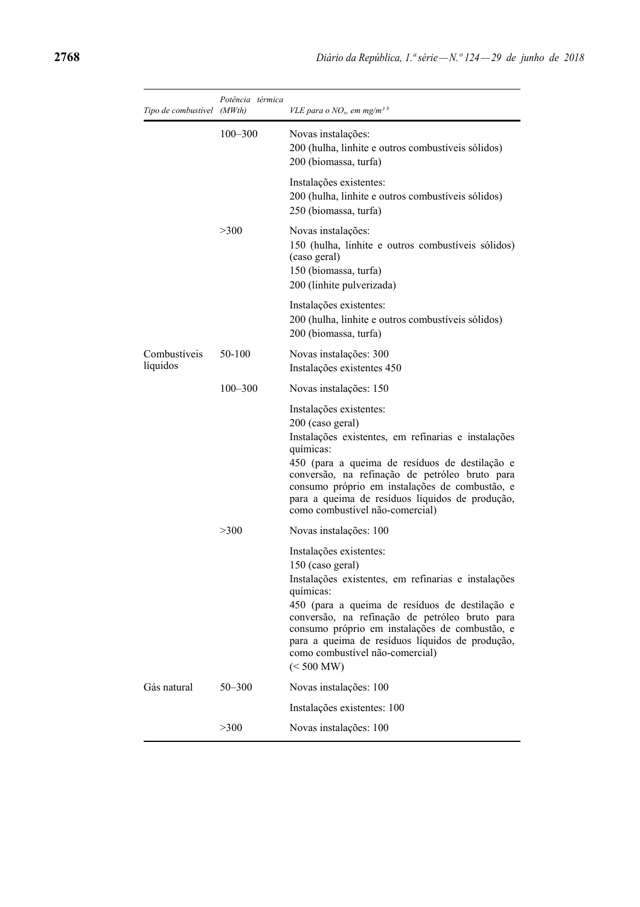| Tipo de combustível | Potência térmica (MWth) | VLE para o $NO_x$, em mg/m³ [b] |
|---|---|---|
| | 100–300 | Novas instalações:<br>200 (hulha, linhite e outros combustíveis sólidos)<br>200 (biomassa, turfa) |
| | | Instalações existentes:<br>200 (hulha, linhite e outros combustíveis sólidos)<br>250 (biomassa, turfa) |
| | >300 | Novas instalações:<br>150 (hulha, linhite e outros combustíveis sólidos) (caso geral)<br>150 (biomassa, turfa)<br>200 (linhite pulverizada) |
| | | Instalações existentes:<br>200 (hulha, linhite e outros combustíveis sólidos)<br>200 (biomassa, turfa) |
| Combustíveis líquidos | 50-100 | Novas instalações: 300<br>Instalações existentes 450 |
| | 100–300 | Novas instalações: 150 |
| | | Instalações existentes:<br>200 (caso geral)<br>Instalações existentes, em refinarias e instalações químicas:<br>450 (para a queima de resíduos de destilação e conversão, na refinação de petróleo bruto para consumo próprio em instalações de combustão, e para a queima de resíduos líquidos de produção, como combustível não-comercial) |
| | >300 | Novas instalações: 100 |
| | | Instalações existentes:<br>150 (caso geral)<br>Instalações existentes, em refinarias e instalações químicas:<br>450 (para a queima de resíduos de destilação e conversão, na refinação de petróleo bruto para consumo próprio em instalações de combustão, e para a queima de resíduos líquidos de produção, como combustível não-comercial)<br>(< 500 MW) |
| Gás natural | 50–300 | Novas instalações: 100 |
| | | Instalações existentes: 100 |
| | >300 | Novas instalações: 100 |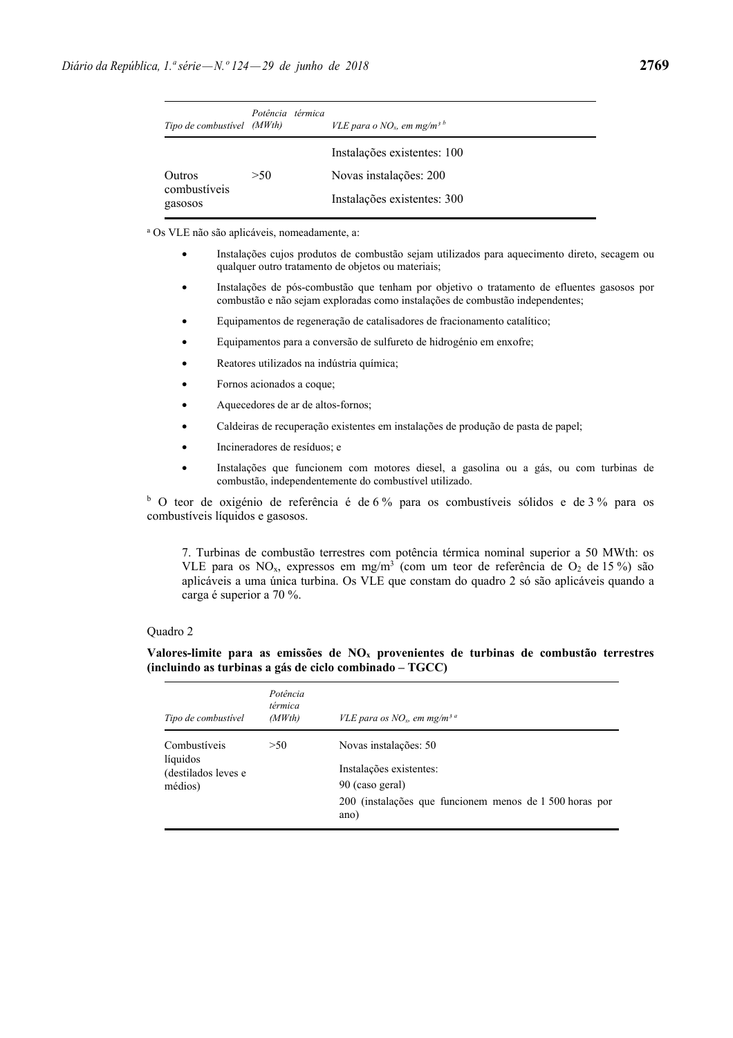| *Tipo de combustível* | *Potência térmica (MWth)* | *VLE para o $NO_x$, em mg/m³ [b]* |
|---|---|---|
| | | Instalações existentes: 100 |
| Outros combustíveis gasosos | >50 | Novas instalações: 200 |
| | | Instalações existentes: 300 |

[a] Os VLE não são aplicáveis, nomeadamente, a:

- Instalações cujos produtos de combustão sejam utilizados para aquecimento direto, secagem ou qualquer outro tratamento de objetos ou materiais;
- Instalações de pós-combustão que tenham por objetivo o tratamento de efluentes gasosos por combustão e não sejam exploradas como instalações de combustão independentes;
- Equipamentos de regeneração de catalisadores de fracionamento catalítico;
- Equipamentos para a conversão de sulfureto de hidrogénio em enxofre;
- Reatores utilizados na indústria química;
- Fornos acionados a coque;
- Aquecedores de ar de altos-fornos;
- Caldeiras de recuperação existentes em instalações de produção de pasta de papel;
- Incineradores de resíduos; e
- Instalações que funcionem com motores diesel, a gasolina ou a gás, ou com turbinas de combustão, independentemente do combustível utilizado.

[b] O teor de oxigénio de referência é de 6 % para os combustíveis sólidos e de 3 % para os combustíveis líquidos e gasosos.

7. Turbinas de combustão terrestres com potência térmica nominal superior a 50 MWth: os VLE para os $NO_x$, expressos em mg/m$^3$ (com um teor de referência de $O_2$ de 15 %) são aplicáveis a uma única turbina. Os VLE que constam do quadro 2 só são aplicáveis quando a carga é superior a 70 %.

Quadro 2

**Valores-limite para as emissões de $NO_x$ provenientes de turbinas de combustão terrestres (incluindo as turbinas a gás de ciclo combinado – TGCC)**

| *Tipo de combustível* | *Potência térmica (MWth)* | *VLE para os $NO_x$, em mg/m³ [a]* |
|---|---|---|
| Combustíveis líquidos (destilados leves e médios) | >50 | Novas instalações: 50 |
| | | Instalações existentes: |
| | | 90 (caso geral) |
| | | 200 (instalações que funcionem menos de 1 500 horas por ano) |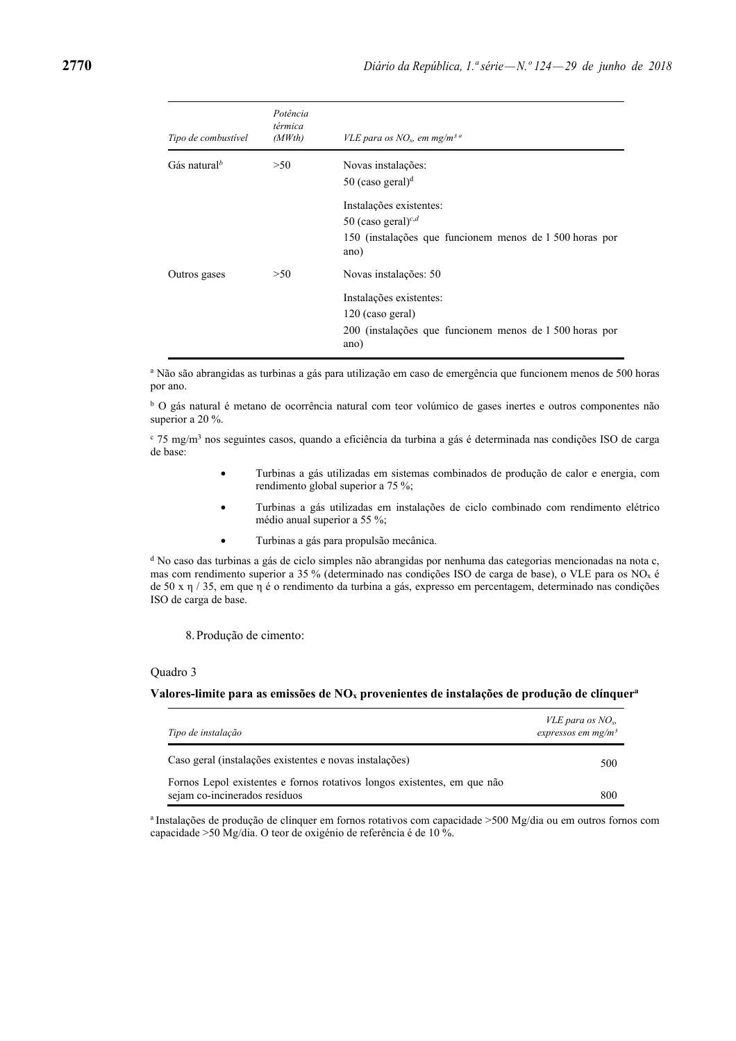| *Tipo de combustível* | *Potência térmica (MWth)* | *VLE para os $NO_x$, em $mg/m^3$ [a]* |
|---|---|---|
| Gás natural[b] | >50 | Novas instalações:<br>50 (caso geral)[d]<br><br>Instalações existentes:<br>50 (caso geral)[c,d]<br>150 (instalações que funcionem menos de 1 500 horas por ano) |
| Outros gases | >50 | Novas instalações: 50<br><br>Instalações existentes:<br>120 (caso geral)<br>200 (instalações que funcionem menos de 1 500 horas por ano) |

[a] Não são abrangidas as turbinas a gás para utilização em caso de emergência que funcionem menos de 500 horas por ano.

[b] O gás natural é metano de ocorrência natural com teor volúmico de gases inertes e outros componentes não superior a 20 %.

[c] 75 $mg/m^3$ nos seguintes casos, quando a eficiência da turbina a gás é determinada nas condições ISO de carga de base:

- Turbinas a gás utilizadas em sistemas combinados de produção de calor e energia, com rendimento global superior a 75 %;
- Turbinas a gás utilizadas em instalações de ciclo combinado com rendimento elétrico médio anual superior a 55 %;
- Turbinas a gás para propulsão mecânica.

[d] No caso das turbinas a gás de ciclo simples não abrangidas por nenhuma das categorias mencionadas na nota c, mas com rendimento superior a 35 % (determinado nas condições ISO de carga de base), o VLE para os $NO_x$ é de $50 \times \eta / 35$, em que $\eta$ é o rendimento da turbina a gás, expresso em percentagem, determinado nas condições ISO de carga de base.

8. Produção de cimento:

Quadro 3

**Valores-limite para as emissões de $NO_x$ provenientes de instalações de produção de clínquer[a]**

| *Tipo de instalação* | *VLE para os $NO_x$, expressos em $mg/m^3$* |
|---|---|
| Caso geral (instalações existentes e novas instalações) | 500 |
| Fornos Lepol existentes e fornos rotativos longos existentes, em que não sejam co-incinerados resíduos | 800 |

[a] Instalações de produção de clínquer em fornos rotativos com capacidade >500 Mg/dia ou em outros fornos com capacidade >50 Mg/dia. O teor de oxigénio de referência é de 10 %.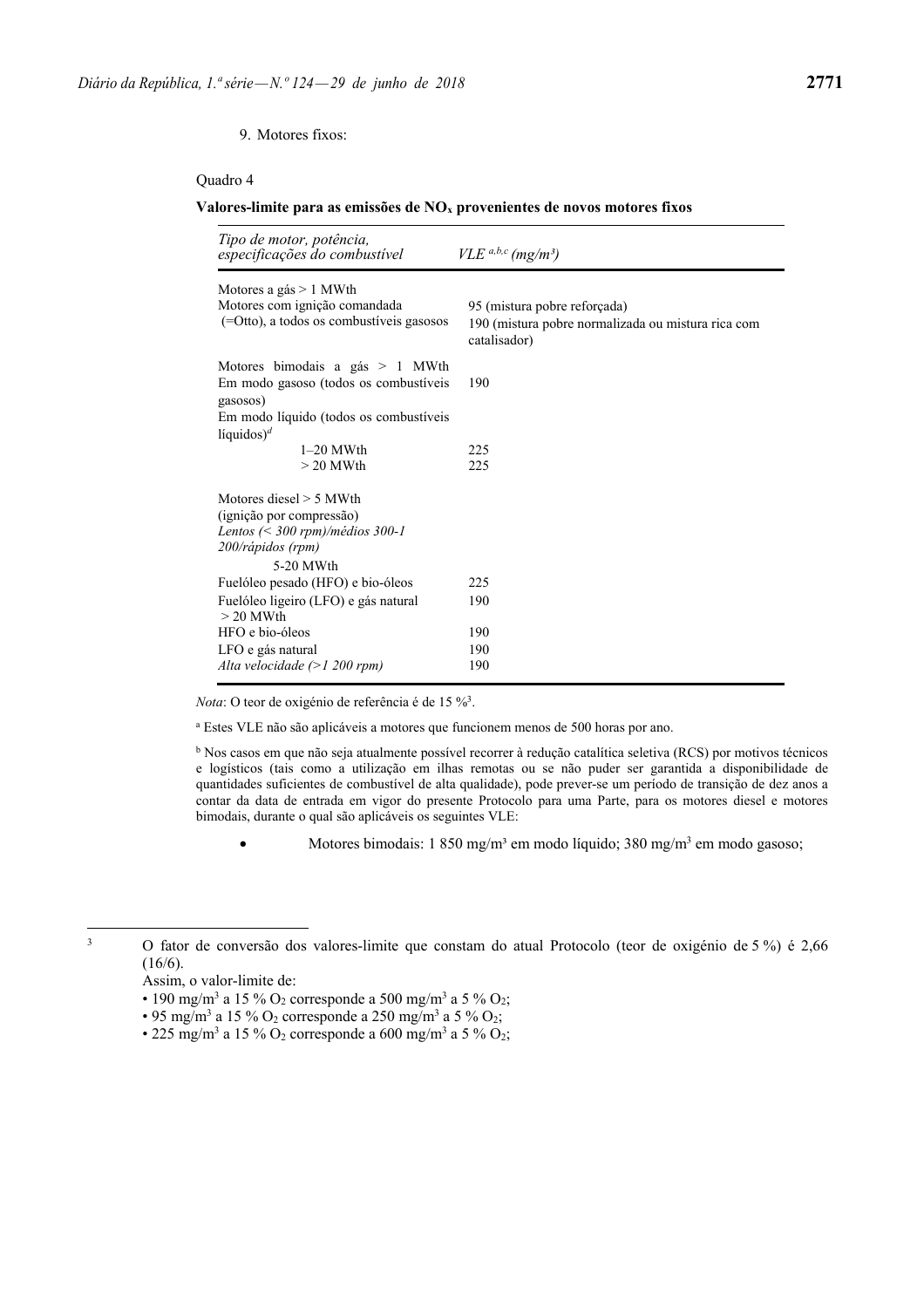9. Motores fixos:

Quadro 4

**Valores-limite para as emissões de $NO_x$ provenientes de novos motores fixos**

| *Tipo de motor, potência, especificações do combustível* | *VLE* [a,b,c] *(mg/m³)* |
| --- | --- |
| Motores a gás > 1 MWth | |
| Motores com ignição comandada (=Otto), a todos os combustíveis gasosos | 95 (mistura pobre reforçada) <br> 190 (mistura pobre normalizada ou mistura rica com catalisador) |
| Motores bimodais a gás > 1 MWth | |
| Em modo gasoso (todos os combustíveis gasosos) | 190 |
| Em modo líquido (todos os combustíveis líquidos)[d] | |
| 1–20 MWth | 225 |
| > 20 MWth | 225 |
| Motores diesel > 5 MWth (ignição por compressão) | |
| *Lentos (< 300 rpm)/médios 300-1 200/rápidos (rpm)* | |
| 5-20 MWth | |
| Fuelóleo pesado (HFO) e bio-óleos | 225 |
| Fuelóleo ligeiro (LFO) e gás natural | 190 |
| > 20 MWth | |
| HFO e bio-óleos | 190 |
| LFO e gás natural | 190 |
| *Alta velocidade (>1 200 rpm)* | 190 |

*Nota*: O teor de oxigénio de referência é de 15 %[3].

[a] Estes VLE não são aplicáveis a motores que funcionem menos de 500 horas por ano.

[b] Nos casos em que não seja atualmente possível recorrer à redução catalítica seletiva (RCS) por motivos técnicos e logísticos (tais como a utilização em ilhas remotas ou se não puder ser garantida a disponibilidade de quantidades suficientes de combustível de alta qualidade), pode prever-se um período de transição de dez anos a contar da data de entrada em vigor do presente Protocolo para uma Parte, para os motores diesel e motores bimodais, durante o qual são aplicáveis os seguintes VLE:

- Motores bimodais: 1 850 mg/m³ em modo líquido; 380 mg/m³ em modo gasoso;

---

[3] O fator de conversão dos valores-limite que constam do atual Protocolo (teor de oxigénio de 5 %) é 2,66 (16/6).

Assim, o valor-limite de:

- 190 mg/m³ a 15 % $O_2$ corresponde a 500 mg/m³ a 5 % $O_2$;
- 95 mg/m³ a 15 % $O_2$ corresponde a 250 mg/m³ a 5 % $O_2$;
- 225 mg/m³ a 15 % $O_2$ corresponde a 600 mg/m³ a 5 % $O_2$;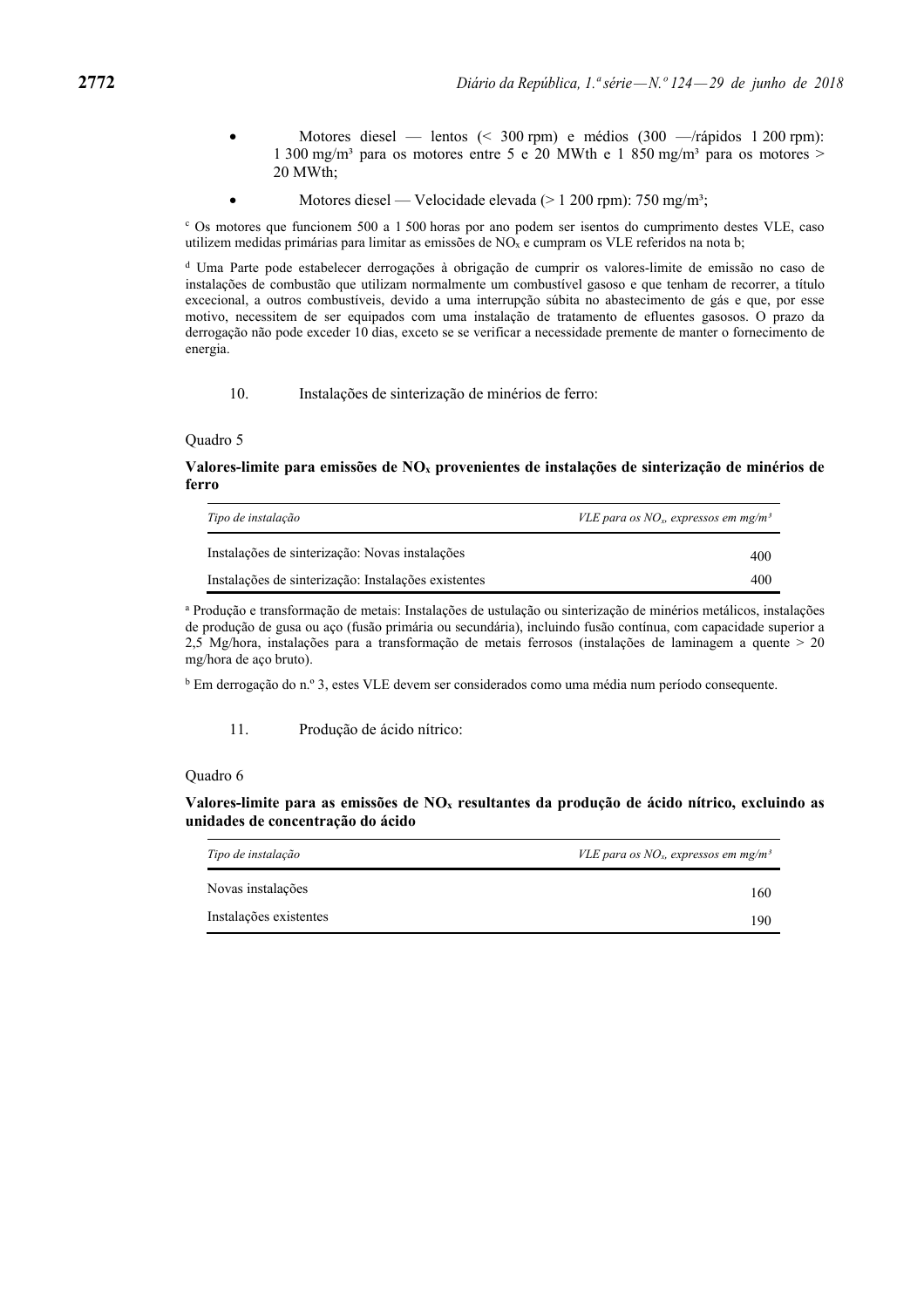- Motores diesel — lentos (< 300 rpm) e médios (300 —/rápidos 1 200 rpm): 1 300 mg/m³ para os motores entre 5 e 20 MWth e 1 850 mg/m³ para os motores > 20 MWth;
- Motores diesel — Velocidade elevada (> 1 200 rpm): 750 mg/m³;

[c] Os motores que funcionem 500 a 1 500 horas por ano podem ser isentos do cumprimento destes VLE, caso utilizem medidas primárias para limitar as emissões de $NO_x$ e cumpram os VLE referidos na nota b;

[d] Uma Parte pode estabelecer derrogações à obrigação de cumprir os valores-limite de emissão no caso de instalações de combustão que utilizam normalmente um combustível gasoso e que tenham de recorrer, a título excecional, a outros combustíveis, devido a uma interrupção súbita no abastecimento de gás e que, por esse motivo, necessitem de ser equipados com uma instalação de tratamento de efluentes gasosos. O prazo da derrogação não pode exceder 10 dias, exceto se se verificar a necessidade premente de manter o fornecimento de energia.

10. Instalações de sinterização de minérios de ferro:

Quadro 5

**Valores-limite para emissões de $NO_x$ provenientes de instalações de sinterização de minérios de ferro**

| *Tipo de instalação* | *VLE para os $NO_x$, expressos em mg/m³* |
| --- | --- |
| Instalações de sinterização: Novas instalações | 400 |
| Instalações de sinterização: Instalações existentes | 400 |

[a] Produção e transformação de metais: Instalações de ustulação ou sinterização de minérios metálicos, instalações de produção de gusa ou aço (fusão primária ou secundária), incluindo fusão contínua, com capacidade superior a 2,5 Mg/hora, instalações para a transformação de metais ferrosos (instalações de laminagem a quente > 20 mg/hora de aço bruto).

[b] Em derrogação do n.º 3, estes VLE devem ser considerados como uma média num período consequente.

11. Produção de ácido nítrico:

Quadro 6

**Valores-limite para as emissões de $NO_x$ resultantes da produção de ácido nítrico, excluindo as unidades de concentração do ácido**

| *Tipo de instalação* | *VLE para os $NO_x$, expressos em mg/m³* |
| --- | --- |
| Novas instalações | 160 |
| Instalações existentes | 190 |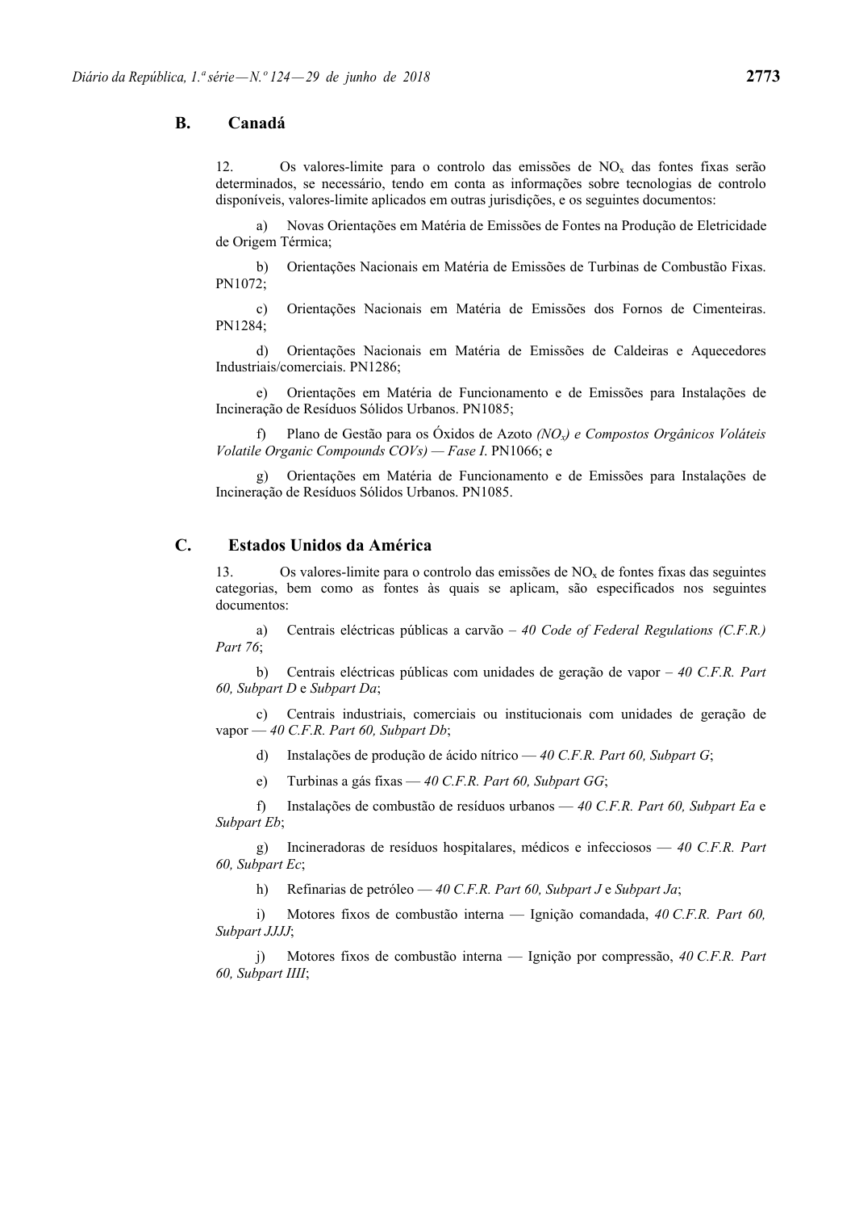## B. Canadá

12. Os valores-limite para o controlo das emissões de $NO_x$ das fontes fixas serão determinados, se necessário, tendo em conta as informações sobre tecnologias de controlo disponíveis, valores-limite aplicados em outras jurisdições, e os seguintes documentos:

a) Novas Orientações em Matéria de Emissões de Fontes na Produção de Eletricidade de Origem Térmica;

b) Orientações Nacionais em Matéria de Emissões de Turbinas de Combustão Fixas. PN1072;

c) Orientações Nacionais em Matéria de Emissões dos Fornos de Cimenteiras. PN1284;

d) Orientações Nacionais em Matéria de Emissões de Caldeiras e Aquecedores Industriais/comerciais. PN1286;

e) Orientações em Matéria de Funcionamento e de Emissões para Instalações de Incineração de Resíduos Sólidos Urbanos. PN1085;

f) Plano de Gestão para os Óxidos de Azoto *($NO_x$) e Compostos Orgânicos Voláteis Volatile Organic Compounds COVs) — Fase I*. PN1066; e

g) Orientações em Matéria de Funcionamento e de Emissões para Instalações de Incineração de Resíduos Sólidos Urbanos. PN1085.

## C. Estados Unidos da América

13. Os valores-limite para o controlo das emissões de $NO_x$ de fontes fixas das seguintes categorias, bem como as fontes às quais se aplicam, são especificados nos seguintes documentos:

a) Centrais eléctricas públicas a carvão – *40 Code of Federal Regulations (C.F.R.) Part 76*;

b) Centrais eléctricas públicas com unidades de geração de vapor – *40 C.F.R. Part 60, Subpart D* e *Subpart Da*;

c) Centrais industriais, comerciais ou institucionais com unidades de geração de vapor — *40 C.F.R. Part 60, Subpart Db*;

d) Instalações de produção de ácido nítrico — *40 C.F.R. Part 60, Subpart G*;

e) Turbinas a gás fixas — *40 C.F.R. Part 60, Subpart GG*;

f) Instalações de combustão de resíduos urbanos — *40 C.F.R. Part 60, Subpart Ea* e *Subpart Eb*;

g) Incineradoras de resíduos hospitalares, médicos e infecciosos — *40 C.F.R. Part 60, Subpart Ec*;

h) Refinarias de petróleo — *40 C.F.R. Part 60, Subpart J* e *Subpart Ja*;

i) Motores fixos de combustão interna — Ignição comandada, *40 C.F.R. Part 60, Subpart JJJJ*;

j) Motores fixos de combustão interna — Ignição por compressão, *40 C.F.R. Part 60, Subpart IIII*;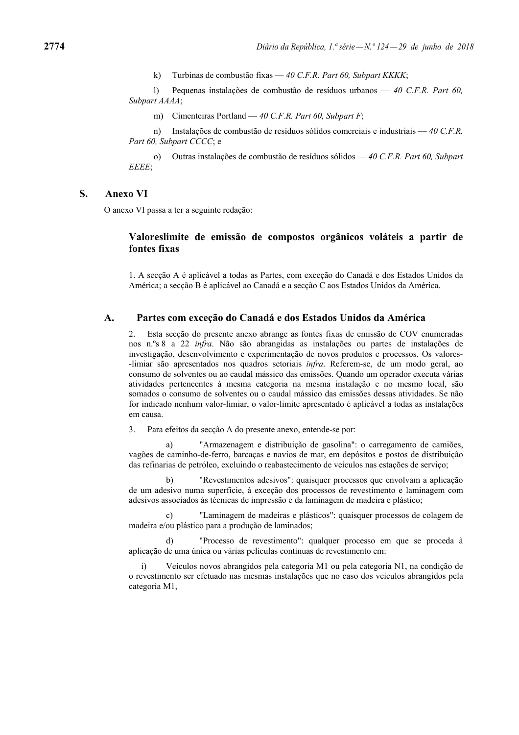k) Turbinas de combustão fixas — *40 C.F.R. Part 60, Subpart KKKK*;

l) Pequenas instalações de combustão de resíduos urbanos — *40 C.F.R. Part 60, Subpart AAAA*;

m) Cimenteiras Portland — *40 C.F.R. Part 60, Subpart F*;

n) Instalações de combustão de resíduos sólidos comerciais e industriais — *40 C.F.R. Part 60, Subpart CCCC*; e

o) Outras instalações de combustão de resíduos sólidos — *40 C.F.R. Part 60, Subpart EEEE*;

## S. Anexo VI

O anexo VI passa a ter a seguinte redação:

### Valoreslimite de emissão de compostos orgânicos voláteis a partir de fontes fixas

1. A secção A é aplicável a todas as Partes, com exceção do Canadá e dos Estados Unidos da América; a secção B é aplicável ao Canadá e a secção C aos Estados Unidos da América.

### A. Partes com exceção do Canadá e dos Estados Unidos da América

2. Esta secção do presente anexo abrange as fontes fixas de emissão de COV enumeradas nos n.ºs 8 a 22 *infra*. Não são abrangidas as instalações ou partes de instalações de investigação, desenvolvimento e experimentação de novos produtos e processos. Os valores-limiar são apresentados nos quadros setoriais *infra*. Referem-se, de um modo geral, ao consumo de solventes ou ao caudal mássico das emissões. Quando um operador executa várias atividades pertencentes à mesma categoria na mesma instalação e no mesmo local, são somados o consumo de solventes ou o caudal mássico das emissões dessas atividades. Se não for indicado nenhum valor-limiar, o valor-limite apresentado é aplicável a todas as instalações em causa.

3. Para efeitos da secção A do presente anexo, entende-se por:

a) "Armazenagem e distribuição de gasolina": o carregamento de camiões, vagões de caminho-de-ferro, barcaças e navios de mar, em depósitos e postos de distribuição das refinarias de petróleo, excluindo o reabastecimento de veículos nas estações de serviço;

b) "Revestimentos adesivos": quaisquer processos que envolvam a aplicação de um adesivo numa superfície, à exceção dos processos de revestimento e laminagem com adesivos associados às técnicas de impressão e da laminagem de madeira e plástico;

c) "Laminagem de madeiras e plásticos": quaisquer processos de colagem de madeira e/ou plástico para a produção de laminados;

d) "Processo de revestimento": qualquer processo em que se proceda à aplicação de uma única ou várias películas contínuas de revestimento em:

i) Veículos novos abrangidos pela categoria M1 ou pela categoria N1, na condição de o revestimento ser efetuado nas mesmas instalações que no caso dos veículos abrangidos pela categoria M1,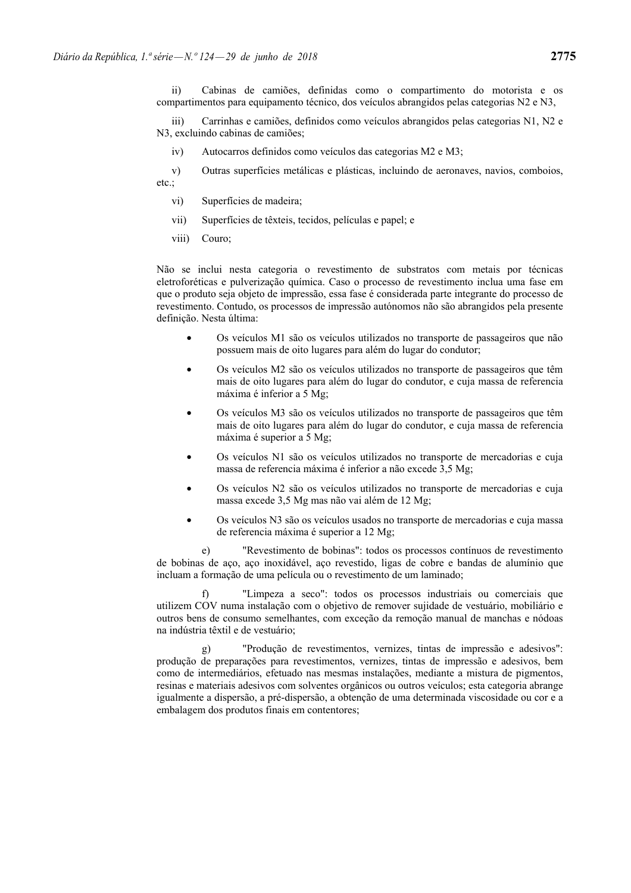ii) Cabinas de camiões, definidas como o compartimento do motorista e os compartimentos para equipamento técnico, dos veículos abrangidos pelas categorias N2 e N3,

iii) Carrinhas e camiões, definidos como veículos abrangidos pelas categorias N1, N2 e N3, excluindo cabinas de camiões;

iv) Autocarros definidos como veículos das categorias M2 e M3;

v) Outras superfícies metálicas e plásticas, incluindo de aeronaves, navios, comboios, etc.;

vi) Superfícies de madeira;

vii) Superfícies de têxteis, tecidos, películas e papel; e

viii) Couro;

Não se inclui nesta categoria o revestimento de substratos com metais por técnicas eletroforéticas e pulverização química. Caso o processo de revestimento inclua uma fase em que o produto seja objeto de impressão, essa fase é considerada parte integrante do processo de revestimento. Contudo, os processos de impressão autónomos não são abrangidos pela presente definição. Nesta última:

- Os veículos M1 são os veículos utilizados no transporte de passageiros que não possuem mais de oito lugares para além do lugar do condutor;
- Os veículos M2 são os veículos utilizados no transporte de passageiros que têm mais de oito lugares para além do lugar do condutor, e cuja massa de referencia máxima é inferior a 5 Mg;
- Os veículos M3 são os veículos utilizados no transporte de passageiros que têm mais de oito lugares para além do lugar do condutor, e cuja massa de referencia máxima é superior a 5 Mg;
- Os veículos N1 são os veículos utilizados no transporte de mercadorias e cuja massa de referencia máxima é inferior a não excede 3,5 Mg;
- Os veículos N2 são os veículos utilizados no transporte de mercadorias e cuja massa excede 3,5 Mg mas não vai além de 12 Mg;
- Os veículos N3 são os veículos usados no transporte de mercadorias e cuja massa de referencia máxima é superior a 12 Mg;

e) "Revestimento de bobinas": todos os processos contínuos de revestimento de bobinas de aço, aço inoxidável, aço revestido, ligas de cobre e bandas de alumínio que incluam a formação de uma película ou o revestimento de um laminado;

f) "Limpeza a seco": todos os processos industriais ou comerciais que utilizem COV numa instalação com o objetivo de remover sujidade de vestuário, mobiliário e outros bens de consumo semelhantes, com exceção da remoção manual de manchas e nódoas na indústria têxtil e de vestuário;

g) "Produção de revestimentos, vernizes, tintas de impressão e adesivos": produção de preparações para revestimentos, vernizes, tintas de impressão e adesivos, bem como de intermediários, efetuado nas mesmas instalações, mediante a mistura de pigmentos, resinas e materiais adesivos com solventes orgânicos ou outros veículos; esta categoria abrange igualmente a dispersão, a pré-dispersão, a obtenção de uma determinada viscosidade ou cor e a embalagem dos produtos finais em contentores;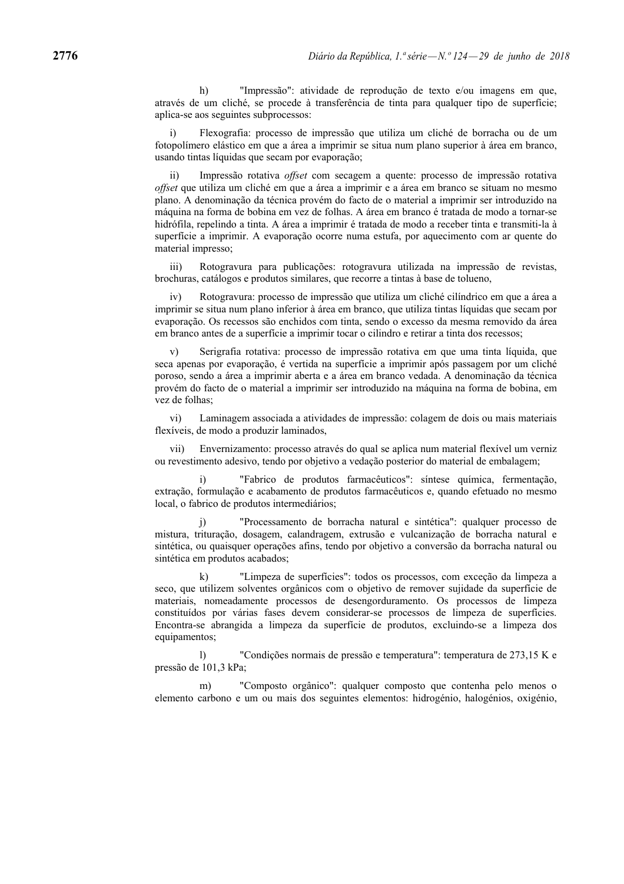h) "Impressão": atividade de reprodução de texto e/ou imagens em que, através de um cliché, se procede à transferência de tinta para qualquer tipo de superfície; aplica-se aos seguintes subprocessos:

i) Flexografia: processo de impressão que utiliza um cliché de borracha ou de um fotopolímero elástico em que a área a imprimir se situa num plano superior à área em branco, usando tintas líquidas que secam por evaporação;

ii) Impressão rotativa *offset* com secagem a quente: processo de impressão rotativa *offset* que utiliza um cliché em que a área a imprimir e a área em branco se situam no mesmo plano. A denominação da técnica provém do facto de o material a imprimir ser introduzido na máquina na forma de bobina em vez de folhas. A área em branco é tratada de modo a tornar-se hidrófila, repelindo a tinta. A área a imprimir é tratada de modo a receber tinta e transmiti-la à superfície a imprimir. A evaporação ocorre numa estufa, por aquecimento com ar quente do material impresso;

iii) Rotogravura para publicações: rotogravura utilizada na impressão de revistas, brochuras, catálogos e produtos similares, que recorre a tintas à base de tolueno,

iv) Rotogravura: processo de impressão que utiliza um cliché cilíndrico em que a área a imprimir se situa num plano inferior à área em branco, que utiliza tintas líquidas que secam por evaporação. Os recessos são enchidos com tinta, sendo o excesso da mesma removido da área em branco antes de a superfície a imprimir tocar o cilindro e retirar a tinta dos recessos;

v) Serigrafia rotativa: processo de impressão rotativa em que uma tinta líquida, que seca apenas por evaporação, é vertida na superfície a imprimir após passagem por um cliché poroso, sendo a área a imprimir aberta e a área em branco vedada. A denominação da técnica provém do facto de o material a imprimir ser introduzido na máquina na forma de bobina, em vez de folhas;

vi) Laminagem associada a atividades de impressão: colagem de dois ou mais materiais flexíveis, de modo a produzir laminados,

vii) Envernizamento: processo através do qual se aplica num material flexível um verniz ou revestimento adesivo, tendo por objetivo a vedação posterior do material de embalagem;

i) "Fabrico de produtos farmacêuticos": síntese química, fermentação, extração, formulação e acabamento de produtos farmacêuticos e, quando efetuado no mesmo local, o fabrico de produtos intermediários;

j) "Processamento de borracha natural e sintética": qualquer processo de mistura, trituração, dosagem, calandragem, extrusão e vulcanização de borracha natural e sintética, ou quaisquer operações afins, tendo por objetivo a conversão da borracha natural ou sintética em produtos acabados;

k) "Limpeza de superfícies": todos os processos, com exceção da limpeza a seco, que utilizem solventes orgânicos com o objetivo de remover sujidade da superfície de materiais, nomeadamente processos de desengorduramento. Os processos de limpeza constituídos por várias fases devem considerar-se processos de limpeza de superfícies. Encontra-se abrangida a limpeza da superfície de produtos, excluindo-se a limpeza dos equipamentos;

l) "Condições normais de pressão e temperatura": temperatura de 273,15 K e pressão de 101,3 kPa;

m) "Composto orgânico": qualquer composto que contenha pelo menos o elemento carbono e um ou mais dos seguintes elementos: hidrogénio, halogénios, oxigénio,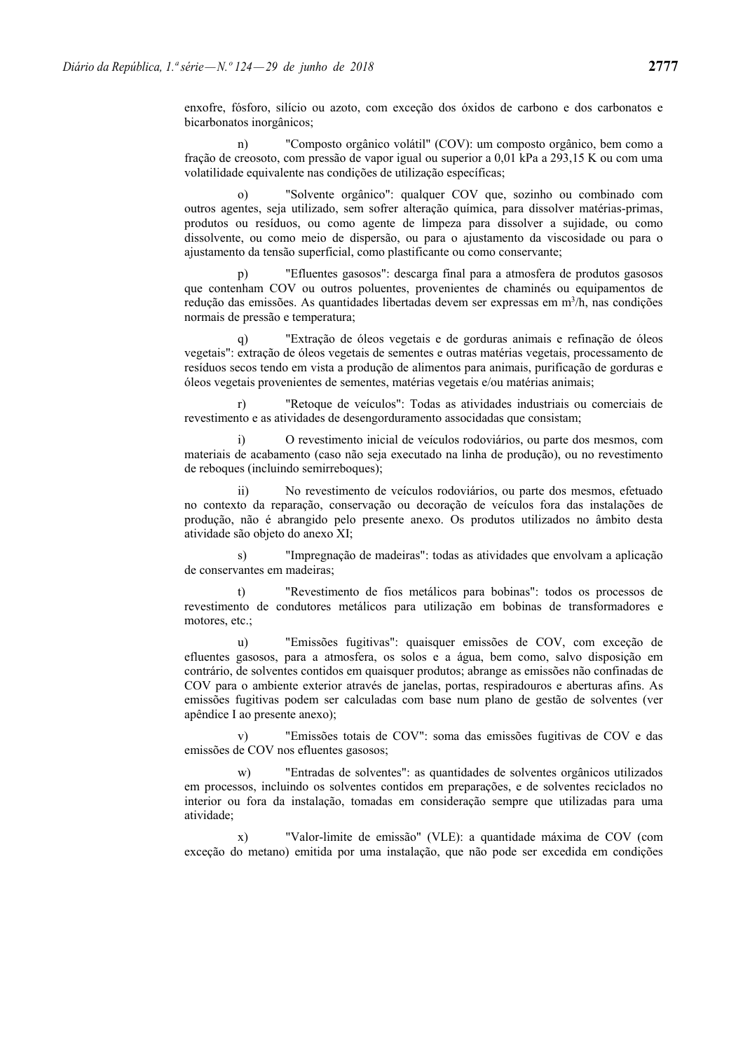enxofre, fósforo, silício ou azoto, com exceção dos óxidos de carbono e dos carbonatos e bicarbonatos inorgânicos;

n) "Composto orgânico volátil" (COV): um composto orgânico, bem como a fração de creosoto, com pressão de vapor igual ou superior a 0,01 kPa a 293,15 K ou com uma volatilidade equivalente nas condições de utilização específicas;

o) "Solvente orgânico": qualquer COV que, sozinho ou combinado com outros agentes, seja utilizado, sem sofrer alteração química, para dissolver matérias-primas, produtos ou resíduos, ou como agente de limpeza para dissolver a sujidade, ou como dissolvente, ou como meio de dispersão, ou para o ajustamento da viscosidade ou para o ajustamento da tensão superficial, como plastificante ou como conservante;

p) "Efluentes gasosos": descarga final para a atmosfera de produtos gasosos que contenham COV ou outros poluentes, provenientes de chaminés ou equipamentos de redução das emissões. As quantidades libertadas devem ser expressas em $m^3/h$, nas condições normais de pressão e temperatura;

q) "Extração de óleos vegetais e de gorduras animais e refinação de óleos vegetais": extração de óleos vegetais de sementes e outras matérias vegetais, processamento de resíduos secos tendo em vista a produção de alimentos para animais, purificação de gorduras e óleos vegetais provenientes de sementes, matérias vegetais e/ou matérias animais;

r) "Retoque de veículos": Todas as atividades industriais ou comerciais de revestimento e as atividades de desengorduramento associadas que consistam;

i) O revestimento inicial de veículos rodoviários, ou parte dos mesmos, com materiais de acabamento (caso não seja executado na linha de produção), ou no revestimento de reboques (incluindo semirreboques);

ii) No revestimento de veículos rodoviários, ou parte dos mesmos, efetuado no contexto da reparação, conservação ou decoração de veículos fora das instalações de produção, não é abrangido pelo presente anexo. Os produtos utilizados no âmbito desta atividade são objeto do anexo XI;

s) "Impregnação de madeiras": todas as atividades que envolvam a aplicação de conservantes em madeiras;

t) "Revestimento de fios metálicos para bobinas": todos os processos de revestimento de condutores metálicos para utilização em bobinas de transformadores e motores, etc.;

u) "Emissões fugitivas": quaisquer emissões de COV, com exceção de efluentes gasosos, para a atmosfera, os solos e a água, bem como, salvo disposição em contrário, de solventes contidos em quaisquer produtos; abrange as emissões não confinadas de COV para o ambiente exterior através de janelas, portas, respiradouros e aberturas afins. As emissões fugitivas podem ser calculadas com base num plano de gestão de solventes (ver apêndice I ao presente anexo);

v) "Emissões totais de COV": soma das emissões fugitivas de COV e das emissões de COV nos efluentes gasosos;

w) "Entradas de solventes": as quantidades de solventes orgânicos utilizados em processos, incluindo os solventes contidos em preparações, e de solventes reciclados no interior ou fora da instalação, tomadas em consideração sempre que utilizadas para uma atividade;

x) "Valor-limite de emissão" (VLE): a quantidade máxima de COV (com exceção do metano) emitida por uma instalação, que não pode ser excedida em condições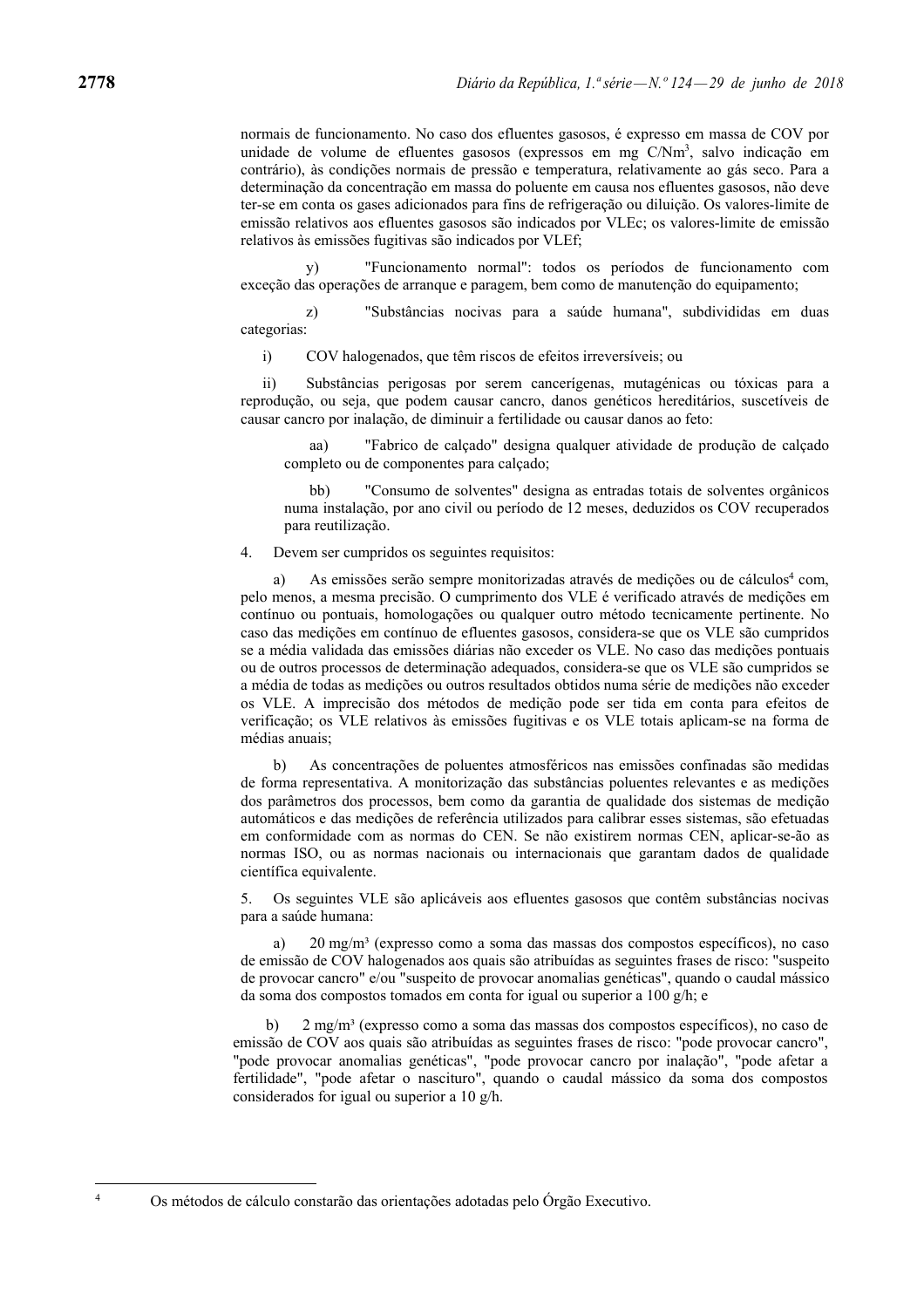normais de funcionamento. No caso dos efluentes gasosos, é expresso em massa de COV por unidade de volume de efluentes gasosos (expressos em mg $C/Nm^3$, salvo indicação em contrário), às condições normais de pressão e temperatura, relativamente ao gás seco. Para a determinação da concentração em massa do poluente em causa nos efluentes gasosos, não deve ter-se em conta os gases adicionados para fins de refrigeração ou diluição. Os valores-limite de emissão relativos aos efluentes gasosos são indicados por VLEc; os valores-limite de emissão relativos às emissões fugitivas são indicados por VLEf;

y) "Funcionamento normal": todos os períodos de funcionamento com exceção das operações de arranque e paragem, bem como de manutenção do equipamento;

z) "Substâncias nocivas para a saúde humana", subdivididas em duas categorias:

i) COV halogenados, que têm riscos de efeitos irreversíveis; ou

ii) Substâncias perigosas por serem cancerígenas, mutagénicas ou tóxicas para a reprodução, ou seja, que podem causar cancro, danos genéticos hereditários, suscetíveis de causar cancro por inalação, de diminuir a fertilidade ou causar danos ao feto:

aa) "Fabrico de calçado" designa qualquer atividade de produção de calçado completo ou de componentes para calçado;

bb) "Consumo de solventes" designa as entradas totais de solventes orgânicos numa instalação, por ano civil ou período de 12 meses, deduzidos os COV recuperados para reutilização.

4. Devem ser cumpridos os seguintes requisitos:

a) As emissões serão sempre monitorizadas através de medições ou de cálculos[4] com, pelo menos, a mesma precisão. O cumprimento dos VLE é verificado através de medições em contínuo ou pontuais, homologações ou qualquer outro método tecnicamente pertinente. No caso das medições em contínuo de efluentes gasosos, considera-se que os VLE são cumpridos se a média validada das emissões diárias não exceder os VLE. No caso das medições pontuais ou de outros processos de determinação adequados, considera-se que os VLE são cumpridos se a média de todas as medições ou outros resultados obtidos numa série de medições não exceder os VLE. A imprecisão dos métodos de medição pode ser tida em conta para efeitos de verificação; os VLE relativos às emissões fugitivas e os VLE totais aplicam-se na forma de médias anuais;

b) As concentrações de poluentes atmosféricos nas emissões confinadas são medidas de forma representativa. A monitorização das substâncias poluentes relevantes e as medições dos parâmetros dos processos, bem como da garantia de qualidade dos sistemas de medição automáticos e das medições de referência utilizados para calibrar esses sistemas, são efetuadas em conformidade com as normas do CEN. Se não existirem normas CEN, aplicar-se-ão as normas ISO, ou as normas nacionais ou internacionais que garantam dados de qualidade científica equivalente.

5. Os seguintes VLE são aplicáveis aos efluentes gasosos que contêm substâncias nocivas para a saúde humana:

a) 20 mg/m³ (expresso como a soma das massas dos compostos específicos), no caso de emissão de COV halogenados aos quais são atribuídas as seguintes frases de risco: "suspeito de provocar cancro" e/ou "suspeito de provocar anomalias genéticas", quando o caudal mássico da soma dos compostos tomados em conta for igual ou superior a 100 g/h; e

b) 2 mg/m³ (expresso como a soma das massas dos compostos específicos), no caso de emissão de COV aos quais são atribuídas as seguintes frases de risco: "pode provocar cancro", "pode provocar anomalias genéticas", "pode provocar cancro por inalação", "pode afetar a fertilidade", "pode afetar o nascituro", quando o caudal mássico da soma dos compostos considerados for igual ou superior a 10 g/h.

---

[4] Os métodos de cálculo constarão das orientações adotadas pelo Órgão Executivo.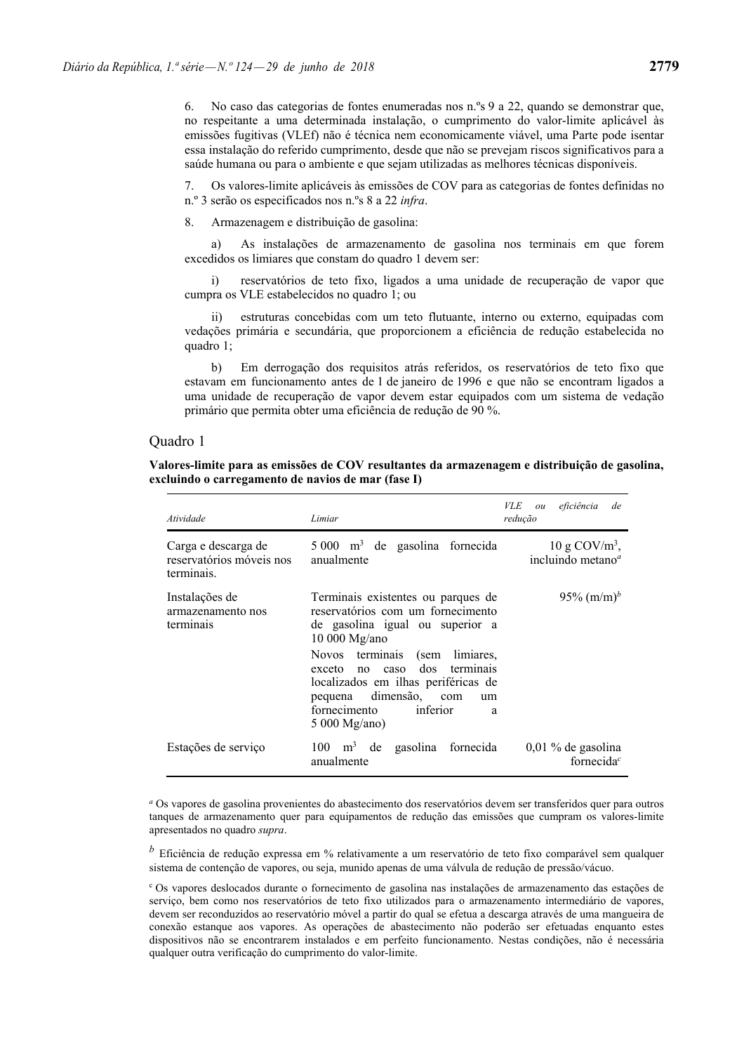6. No caso das categorias de fontes enumeradas nos n.ºs 9 a 22, quando se demonstrar que, no respeitante a uma determinada instalação, o cumprimento do valor-limite aplicável às emissões fugitivas (VLEf) não é técnica nem economicamente viável, uma Parte pode isentar essa instalação do referido cumprimento, desde que não se prevejam riscos significativos para a saúde humana ou para o ambiente e que sejam utilizadas as melhores técnicas disponíveis.

7. Os valores-limite aplicáveis às emissões de COV para as categorias de fontes definidas no n.º 3 serão os especificados nos n.ºs 8 a 22 *infra*.

8. Armazenagem e distribuição de gasolina:

a) As instalações de armazenamento de gasolina nos terminais em que forem excedidos os limiares que constam do quadro 1 devem ser:

i) reservatórios de teto fixo, ligados a uma unidade de recuperação de vapor que cumpra os VLE estabelecidos no quadro 1; ou

ii) estruturas concebidas com um teto flutuante, interno ou externo, equipadas com vedações primária e secundária, que proporcionem a eficiência de redução estabelecida no quadro 1;

b) Em derrogação dos requisitos atrás referidos, os reservatórios de teto fixo que estavam em funcionamento antes de 1 de janeiro de 1996 e que não se encontram ligados a uma unidade de recuperação de vapor devem estar equipados com um sistema de vedação primário que permita obter uma eficiência de redução de 90 %.

## Quadro 1

**Valores-limite para as emissões de COV resultantes da armazenagem e distribuição de gasolina, excluindo o carregamento de navios de mar (fase I)**

| *Atividade* | *Limiar* | *VLE ou eficiência de redução* |
|---|---|---|
| Carga e descarga de reservatórios móveis nos terminais. | 5 000 $m^3$ de gasolina fornecida anualmente | 10 g COV/$m^3$, incluindo metano[a] |
| Instalações de armazenamento nos terminais | Terminais existentes ou parques de reservatórios com um fornecimento de gasolina igual ou superior a 10 000 Mg/ano<br>Novos terminais (sem limiares, exceto no caso dos terminais localizados em ilhas periféricas de pequena dimensão, com um fornecimento inferior a 5 000 Mg/ano) | 95% (m/m)[b] |
| Estações de serviço | 100 $m^3$ de gasolina fornecida anualmente | 0,01 % de gasolina fornecida[c] |

[a] Os vapores de gasolina provenientes do abastecimento dos reservatórios devem ser transferidos quer para outros tanques de armazenamento quer para equipamentos de redução das emissões que cumpram os valores-limite apresentados no quadro *supra*.

[b] Eficiência de redução expressa em % relativamente a um reservatório de teto fixo comparável sem qualquer sistema de contenção de vapores, ou seja, munido apenas de uma válvula de redução de pressão/vácuo.

[c] Os vapores deslocados durante o fornecimento de gasolina nas instalações de armazenamento das estações de serviço, bem como nos reservatórios de teto fixo utilizados para o armazenamento intermediário de vapores, devem ser reconduzidos ao reservatório móvel a partir do qual se efetua a descarga através de uma mangueira de conexão estanque aos vapores. As operações de abastecimento não poderão ser efetuadas enquanto estes dispositivos não se encontrarem instalados e em perfeito funcionamento. Nestas condições, não é necessária qualquer outra verificação do cumprimento do valor-limite.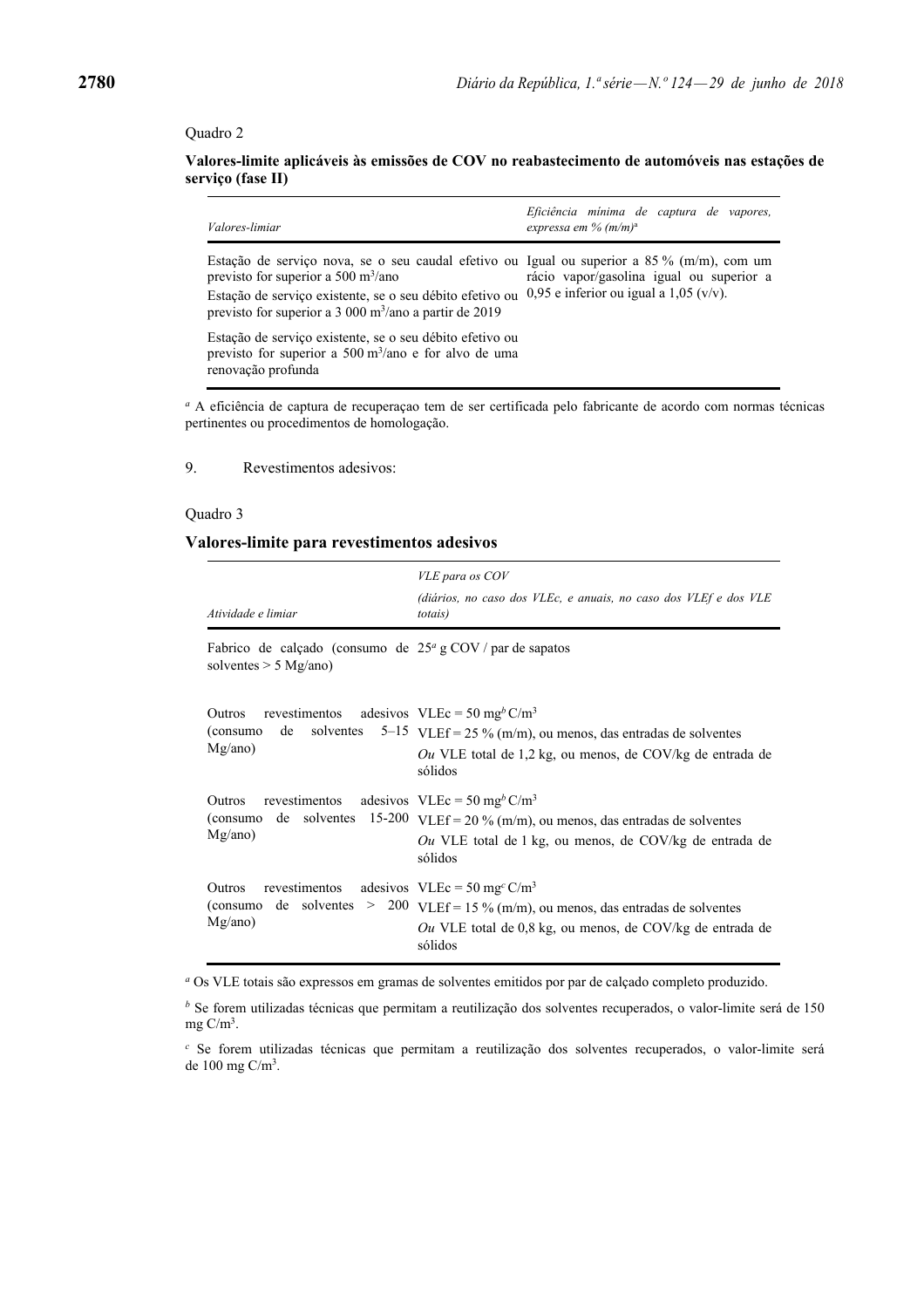Quadro 2

**Valores-limite aplicáveis às emissões de COV no reabastecimento de automóveis nas estações de serviço (fase II)**

| *Valores-limiar* | *Eficiência mínima de captura de vapores, expressa em % (m/m)*[a] |
|---|---|
| Estação de serviço nova, se o seu caudal efetivo ou previsto for superior a 500 m³/ano<br>Estação de serviço existente, se o seu débito efetivo ou previsto for superior a 3 000 m³/ano a partir de 2019<br>Estação de serviço existente, se o seu débito efetivo ou previsto for superior a 500 m³/ano e for alvo de uma renovação profunda | Igual ou superior a 85 % (m/m), com um rácio vapor/gasolina igual ou superior a 0,95 e inferior ou igual a 1,05 (v/v). |

[a] A eficiência de captura de recuperaçao tem de ser certificada pelo fabricante de acordo com normas técnicas pertinentes ou procedimentos de homologação.

9. Revestimentos adesivos:

Quadro 3

**Valores-limite para revestimentos adesivos**

| *Atividade e limiar* | *VLE para os COV*<br>*(diários, no caso dos VLEc, e anuais, no caso dos VLEf e dos VLE totais)* |
|---|---|
| Fabrico de calçado (consumo de solventes > 5 Mg/ano) | 25[a] g COV / par de sapatos |
| Outros revestimentos adesivos (consumo de solventes 5–15 Mg/ano) | VLEc = 50 mg[b] C/m³<br>VLEf = 25 % (m/m), ou menos, das entradas de solventes<br>*Ou* VLE total de 1,2 kg, ou menos, de COV/kg de entrada de sólidos |
| Outros revestimentos adesivos (consumo de solventes 15-200 Mg/ano) | VLEc = 50 mg[b] C/m³<br>VLEf = 20 % (m/m), ou menos, das entradas de solventes<br>*Ou* VLE total de 1 kg, ou menos, de COV/kg de entrada de sólidos |
| Outros revestimentos adesivos (consumo de solventes > 200 Mg/ano) | VLEc = 50 mg[c] C/m³<br>VLEf = 15 % (m/m), ou menos, das entradas de solventes<br>*Ou* VLE total de 0,8 kg, ou menos, de COV/kg de entrada de sólidos |

[a] Os VLE totais são expressos em gramas de solventes emitidos por par de calçado completo produzido.

[b] Se forem utilizadas técnicas que permitam a reutilização dos solventes recuperados, o valor-limite será de 150 mg C/m³.

[c] Se forem utilizadas técnicas que permitam a reutilização dos solventes recuperados, o valor-limite será de 100 mg C/m³.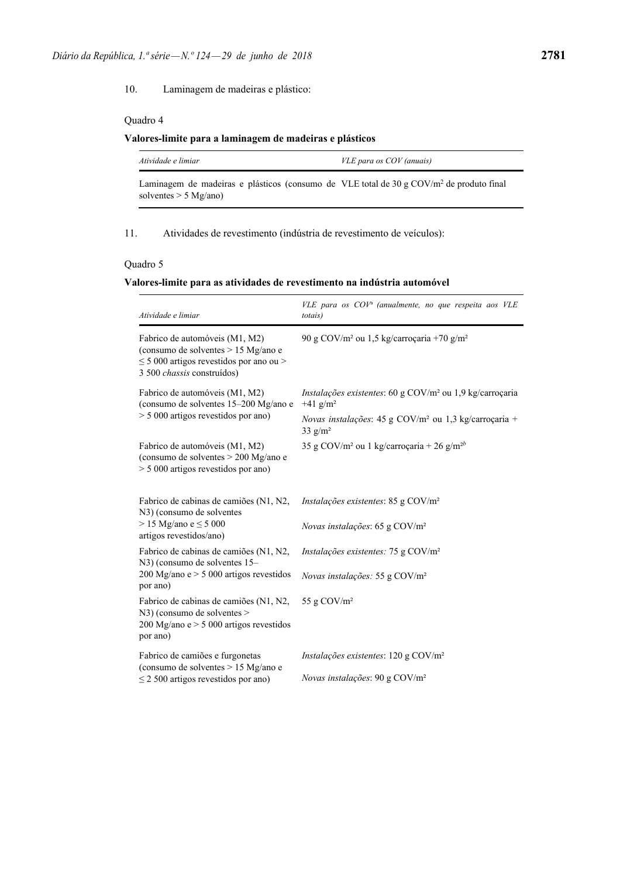10. Laminagem de madeiras e plástico:

Quadro 4

**Valores-limite para a laminagem de madeiras e plásticos**

| *Atividade e limiar* | *VLE para os COV (anuais)* |
|---|---|
| Laminagem de madeiras e plásticos (consumo de solventes > 5 Mg/ano) | VLE total de 30 g COV/m² de produto final |

11. Atividades de revestimento (indústria de revestimento de veículos):

Quadro 5

**Valores-limite para as atividades de revestimento na indústria automóvel**

| *Atividade e limiar* | *VLE para os COV*[a] *(anualmente, no que respeita aos VLE totais)* |
|---|---|
| Fabrico de automóveis (M1, M2) (consumo de solventes > 15 Mg/ano e ≤ 5 000 artigos revestidos por ano ou > 3 500 *chassis* construídos) | 90 g COV/m² ou 1,5 kg/carroçaria +70 g/m² |
| Fabrico de automóveis (M1, M2) (consumo de solventes 15–200 Mg/ano e > 5 000 artigos revestidos por ano) | *Instalações existentes*: 60 g COV/m² ou 1,9 kg/carroçaria +41 g/m²<br>*Novas instalações*: 45 g COV/m² ou 1,3 kg/carroçaria + 33 g/m² |
| Fabrico de automóveis (M1, M2) (consumo de solventes > 200 Mg/ano e > 5 000 artigos revestidos por ano) | 35 g COV/m² ou 1 kg/carroçaria + 26 g/m²[b] |
| Fabrico de cabinas de camiões (N1, N2, N3) (consumo de solventes > 15 Mg/ano e ≤ 5 000 artigos revestidos/ano) | *Instalações existentes*: 85 g COV/m²<br>*Novas instalações*: 65 g COV/m² |
| Fabrico de cabinas de camiões (N1, N2, N3) (consumo de solventes 15–200 Mg/ano e > 5 000 artigos revestidos por ano) | *Instalações existentes:* 75 g COV/m²<br>*Novas instalações:* 55 g COV/m² |
| Fabrico de cabinas de camiões (N1, N2, N3) (consumo de solventes > 200 Mg/ano e > 5 000 artigos revestidos por ano) | 55 g COV/m² |
| Fabrico de camiões e furgonetas (consumo de solventes > 15 Mg/ano e ≤ 2 500 artigos revestidos por ano) | *Instalações existentes*: 120 g COV/m²<br>*Novas instalações*: 90 g COV/m² |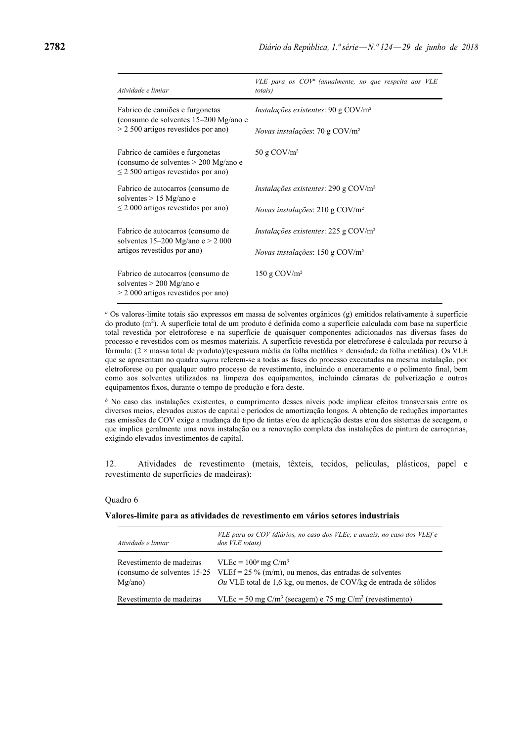| Atividade e limiar | VLE para os COV[a] (anualmente, no que respeita aos VLE totais) |
|---|---|
| Fabrico de camiões e furgonetas (consumo de solventes 15–200 Mg/ano e > 2 500 artigos revestidos por ano) | *Instalações existentes*: 90 g COV/m² <br> *Novas instalações*: 70 g COV/m² |
| Fabrico de camiões e furgonetas (consumo de solventes > 200 Mg/ano e ≤ 2 500 artigos revestidos por ano) | 50 g COV/m² |
| Fabrico de autocarros (consumo de solventes > 15 Mg/ano e ≤ 2 000 artigos revestidos por ano) | *Instalações existentes*: 290 g COV/m² <br> *Novas instalações*: 210 g COV/m² |
| Fabrico de autocarros (consumo de solventes 15–200 Mg/ano e > 2 000 artigos revestidos por ano) | *Instalações existentes*: 225 g COV/m² <br> *Novas instalações*: 150 g COV/m² |
| Fabrico de autocarros (consumo de solventes > 200 Mg/ano e > 2 000 artigos revestidos por ano) | 150 g COV/m² |

[a] Os valores-limite totais são expressos em massa de solventes orgânicos (g) emitidos relativamente à superfície do produto ($m^2$). A superfície total de um produto é definida como a superfície calculada com base na superfície total revestida por eletroforese e na superfície de quaisquer componentes adicionados nas diversas fases do processo e revestidos com os mesmos materiais. A superfície revestida por eletroforese é calculada por recurso à fórmula: (2 × massa total de produto)/(espessura média da folha metálica × densidade da folha metálica). Os VLE que se apresentam no quadro *supra* referem-se a todas as fases do processo executadas na mesma instalação, por eletroforese ou por qualquer outro processo de revestimento, incluindo o enceramento e o polimento final, bem como aos solventes utilizados na limpeza dos equipamentos, incluindo câmaras de pulverização e outros equipamentos fixos, durante o tempo de produção e fora deste.

[b] No caso das instalações existentes, o cumprimento desses níveis pode implicar efeitos transversais entre os diversos meios, elevados custos de capital e períodos de amortização longos. A obtenção de reduções importantes nas emissões de COV exige a mudança do tipo de tintas e/ou de aplicação destas e/ou dos sistemas de secagem, o que implica geralmente uma nova instalação ou a renovação completa das instalações de pintura de carroçarias, exigindo elevados investimentos de capital.

12. Atividades de revestimento (metais, têxteis, tecidos, películas, plásticos, papel e revestimento de superfícies de madeiras):

Quadro 6

**Valores-limite para as atividades de revestimento em vários setores industriais**

| Atividade e limiar | VLE para os COV (diários, no caso dos VLEc, e anuais, no caso dos VLEf e dos VLE totais) |
|---|---|
| Revestimento de madeiras (consumo de solventes 15-25 Mg/ano) | VLEc = 100[a] mg C/m³ <br> VLEf = 25 % (m/m), ou menos, das entradas de solventes <br> *Ou* VLE total de 1,6 kg, ou menos, de COV/kg de entrada de sólidos |
| Revestimento de madeiras | VLEc = 50 mg C/m³ (secagem) e 75 mg C/m³ (revestimento) |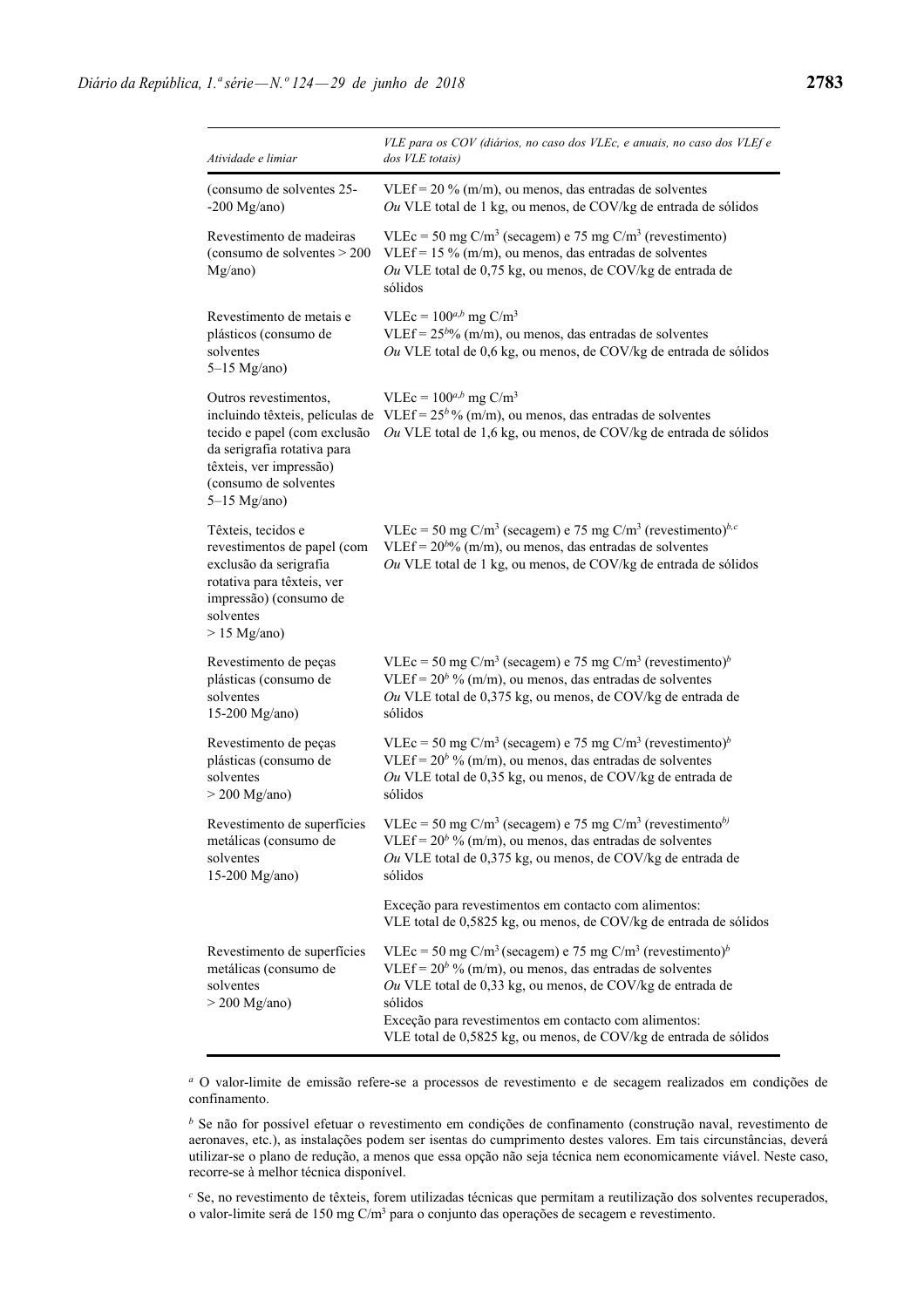| *Atividade e limiar* | *VLE para os COV (diários, no caso dos VLEc, e anuais, no caso dos VLEf e dos VLE totais)* |
|---|---|
| (consumo de solventes 25--200 Mg/ano) | VLEf = 20 % (m/m), ou menos, das entradas de solventes<br>*Ou* VLE total de 1 kg, ou menos, de COV/kg de entrada de sólidos |
| Revestimento de madeiras (consumo de solventes > 200 Mg/ano) | VLEc = 50 mg C/m$^3$ (secagem) e 75 mg C/m$^3$ (revestimento)<br>VLEf = 15 % (m/m), ou menos, das entradas de solventes<br>*Ou* VLE total de 0,75 kg, ou menos, de COV/kg de entrada de sólidos |
| Revestimento de metais e plásticos (consumo de solventes 5–15 Mg/ano) | VLEc = 100[a,b] mg C/m$^3$<br>VLEf = 25[b]% (m/m), ou menos, das entradas de solventes<br>*Ou* VLE total de 0,6 kg, ou menos, de COV/kg de entrada de sólidos |
| Outros revestimentos, incluindo têxteis, películas de tecido e papel (com exclusão da serigrafia rotativa para têxteis, ver impressão) (consumo de solventes 5–15 Mg/ano) | VLEc = 100[a,b] mg C/m$^3$<br>VLEf = 25[b] % (m/m), ou menos, das entradas de solventes<br>*Ou* VLE total de 1,6 kg, ou menos, de COV/kg de entrada de sólidos |
| Têxteis, tecidos e revestimentos de papel (com exclusão da serigrafia rotativa para têxteis, ver impressão) (consumo de solventes > 15 Mg/ano) | VLEc = 50 mg C/m$^3$ (secagem) e 75 mg C/m$^3$ (revestimento)[b,c]<br>VLEf = 20[b]% (m/m), ou menos, das entradas de solventes<br>*Ou* VLE total de 1 kg, ou menos, de COV/kg de entrada de sólidos |
| Revestimento de peças plásticas (consumo de solventes 15-200 Mg/ano) | VLEc = 50 mg C/m$^3$ (secagem) e 75 mg C/m$^3$ (revestimento)[b]<br>VLEf = 20[b] % (m/m), ou menos, das entradas de solventes<br>*Ou* VLE total de 0,375 kg, ou menos, de COV/kg de entrada de sólidos |
| Revestimento de peças plásticas (consumo de solventes > 200 Mg/ano) | VLEc = 50 mg C/m$^3$ (secagem) e 75 mg C/m$^3$ (revestimento)[b]<br>VLEf = 20[b] % (m/m), ou menos, das entradas de solventes<br>*Ou* VLE total de 0,35 kg, ou menos, de COV/kg de entrada de sólidos |
| Revestimento de superfícies metálicas (consumo de solventes 15-200 Mg/ano) | VLEc = 50 mg C/m$^3$ (secagem) e 75 mg C/m$^3$ (revestimento[b)]<br>VLEf = 20[b] % (m/m), ou menos, das entradas de solventes<br>*Ou* VLE total de 0,375 kg, ou menos, de COV/kg de entrada de sólidos<br><br>Exceção para revestimentos em contacto com alimentos:<br>VLE total de 0,5825 kg, ou menos, de COV/kg de entrada de sólidos |
| Revestimento de superfícies metálicas (consumo de solventes > 200 Mg/ano) | VLEc = 50 mg C/m$^3$ (secagem) e 75 mg C/m$^3$ (revestimento)[b]<br>VLEf = 20[b] % (m/m), ou menos, das entradas de solventes<br>*Ou* VLE total de 0,33 kg, ou menos, de COV/kg de entrada de sólidos<br>Exceção para revestimentos em contacto com alimentos:<br>VLE total de 0,5825 kg, ou menos, de COV/kg de entrada de sólidos |

[a] O valor-limite de emissão refere-se a processos de revestimento e de secagem realizados em condições de confinamento.

[b] Se não for possível efetuar o revestimento em condições de confinamento (construção naval, revestimento de aeronaves, etc.), as instalações podem ser isentas do cumprimento destes valores. Em tais circunstâncias, deverá utilizar-se o plano de redução, a menos que essa opção não seja técnica nem economicamente viável. Neste caso, recorre-se à melhor técnica disponível.

[c] Se, no revestimento de têxteis, forem utilizadas técnicas que permitam a reutilização dos solventes recuperados, o valor-limite será de 150 mg C/m$^3$ para o conjunto das operações de secagem e revestimento.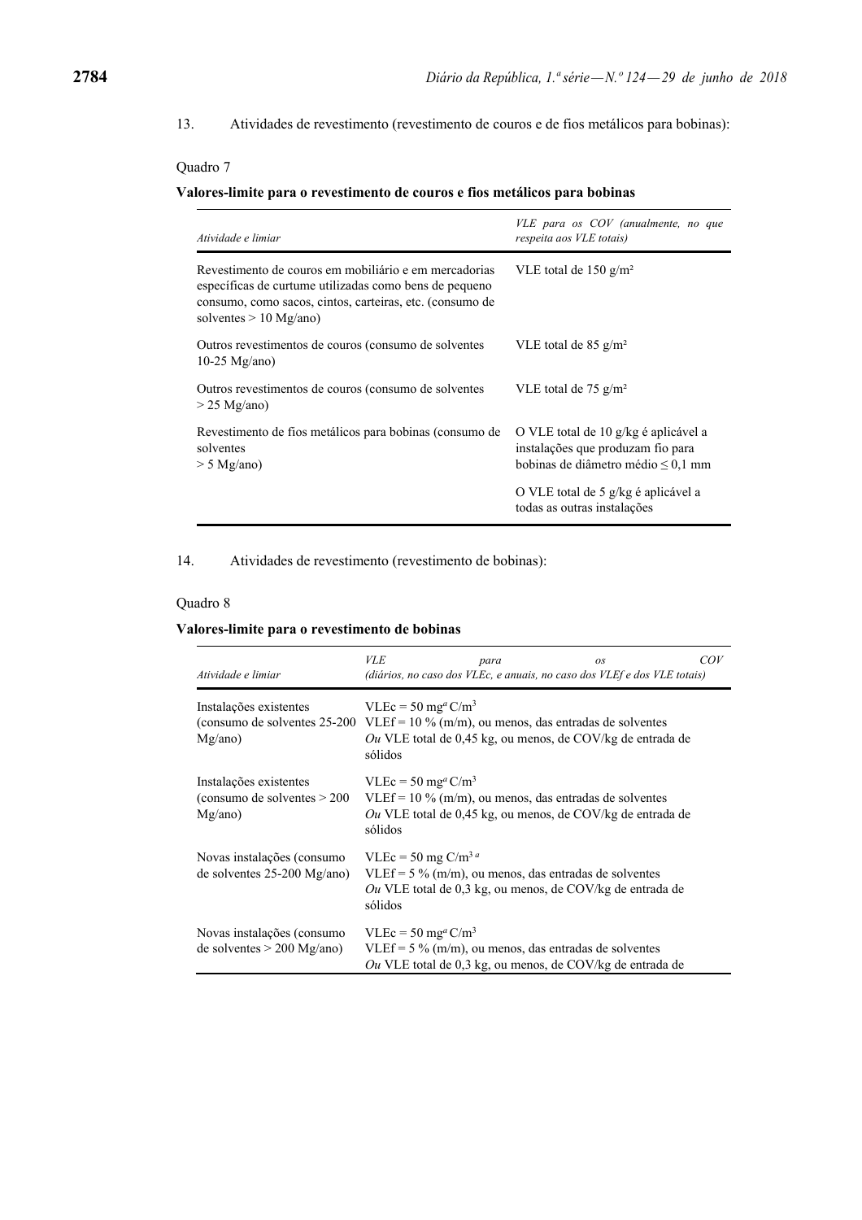13. Atividades de revestimento (revestimento de couros e de fios metálicos para bobinas):

Quadro 7

**Valores-limite para o revestimento de couros e fios metálicos para bobinas**

| *Atividade e limiar* | *VLE para os COV (anualmente, no que respeita aos VLE totais)* |
|---|---|
| Revestimento de couros em mobiliário e em mercadorias específicas de curtume utilizadas como bens de pequeno consumo, como sacos, cintos, carteiras, etc. (consumo de solventes > 10 Mg/ano) | VLE total de 150 g/m² |
| Outros revestimentos de couros (consumo de solventes 10-25 Mg/ano) | VLE total de 85 g/m² |
| Outros revestimentos de couros (consumo de solventes > 25 Mg/ano) | VLE total de 75 g/m² |
| Revestimento de fios metálicos para bobinas (consumo de solventes > 5 Mg/ano) | O VLE total de 10 g/kg é aplicável a instalações que produzam fio para bobinas de diâmetro médio ≤ 0,1 mm<br>O VLE total de 5 g/kg é aplicável a todas as outras instalações |

14. Atividades de revestimento (revestimento de bobinas):

Quadro 8

**Valores-limite para o revestimento de bobinas**

| *Atividade e limiar* | *VLE para os COV (diários, no caso dos VLEc, e anuais, no caso dos VLEf e dos VLE totais)* |
|---|---|
| Instalações existentes (consumo de solventes 25-200 Mg/ano) | VLEc = 50 mg[a] C/m³<br>VLEf = 10 % (m/m), ou menos, das entradas de solventes<br>*Ou* VLE total de 0,45 kg, ou menos, de COV/kg de entrada de sólidos |
| Instalações existentes (consumo de solventes > 200 Mg/ano) | VLEc = 50 mg[a] C/m³<br>VLEf = 10 % (m/m), ou menos, das entradas de solventes<br>*Ou* VLE total de 0,45 kg, ou menos, de COV/kg de entrada de sólidos |
| Novas instalações (consumo de solventes 25-200 Mg/ano) | VLEc = 50 mg C/m³ [a]<br>VLEf = 5 % (m/m), ou menos, das entradas de solventes<br>*Ou* VLE total de 0,3 kg, ou menos, de COV/kg de entrada de sólidos |
| Novas instalações (consumo de solventes > 200 Mg/ano) | VLEc = 50 mg[a] C/m³<br>VLEf = 5 % (m/m), ou menos, das entradas de solventes<br>*Ou* VLE total de 0,3 kg, ou menos, de COV/kg de entrada de |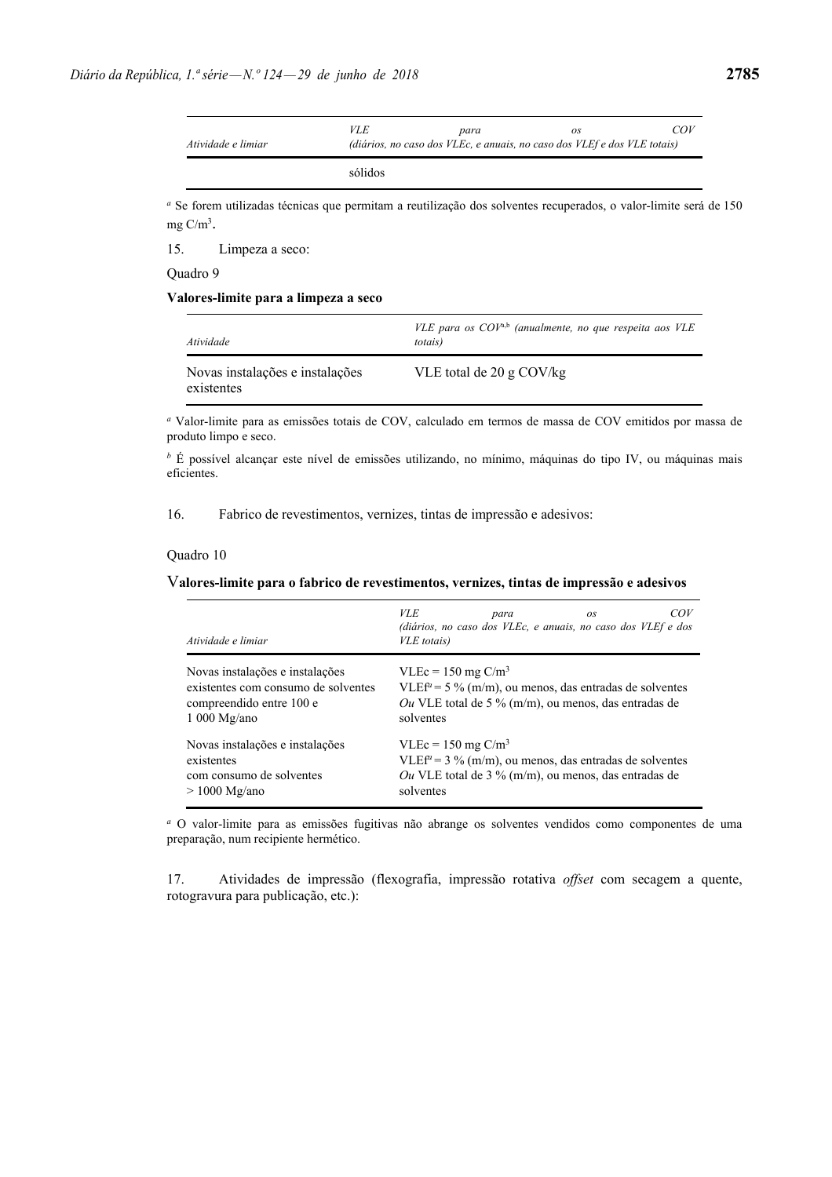| Atividade e limiar | *VLE para os COV (diários, no caso dos VLEc, e anuais, no caso dos VLEf e dos VLE totais)* |
|---|---|
| | sólidos |

[a] Se forem utilizadas técnicas que permitam a reutilização dos solventes recuperados, o valor-limite será de 150 mg $C/m^3$.

15. Limpeza a seco:

Quadro 9

**Valores-limite para a limpeza a seco**

| *Atividade* | *VLE para os COV[a,b] (anualmente, no que respeita aos VLE totais)* |
|---|---|
| Novas instalações e instalações existentes | VLE total de 20 g COV/kg |

[a] Valor-limite para as emissões totais de COV, calculado em termos de massa de COV emitidos por massa de produto limpo e seco.

[b] É possível alcançar este nível de emissões utilizando, no mínimo, máquinas do tipo IV, ou máquinas mais eficientes.

16. Fabrico de revestimentos, vernizes, tintas de impressão e adesivos:

Quadro 10

**Valores-limite para o fabrico de revestimentos, vernizes, tintas de impressão e adesivos**

| *Atividade e limiar* | *VLE para os COV (diários, no caso dos VLEc, e anuais, no caso dos VLEf e dos VLE totais)* |
|---|---|
| Novas instalações e instalações existentes com consumo de solventes compreendido entre 100 e 1 000 Mg/ano | VLEc = 150 mg $C/m^3$<br>VLEf[a] = 5 % (m/m), ou menos, das entradas de solventes<br>*Ou* VLE total de 5 % (m/m), ou menos, das entradas de solventes |
| Novas instalações e instalações existentes com consumo de solventes > 1000 Mg/ano | VLEc = 150 mg $C/m^3$<br>VLEf[a] = 3 % (m/m), ou menos, das entradas de solventes<br>*Ou* VLE total de 3 % (m/m), ou menos, das entradas de solventes |

[a] O valor-limite para as emissões fugitivas não abrange os solventes vendidos como componentes de uma preparação, num recipiente hermético.

17. Atividades de impressão (flexografia, impressão rotativa *offset* com secagem a quente, rotogravura para publicação, etc.):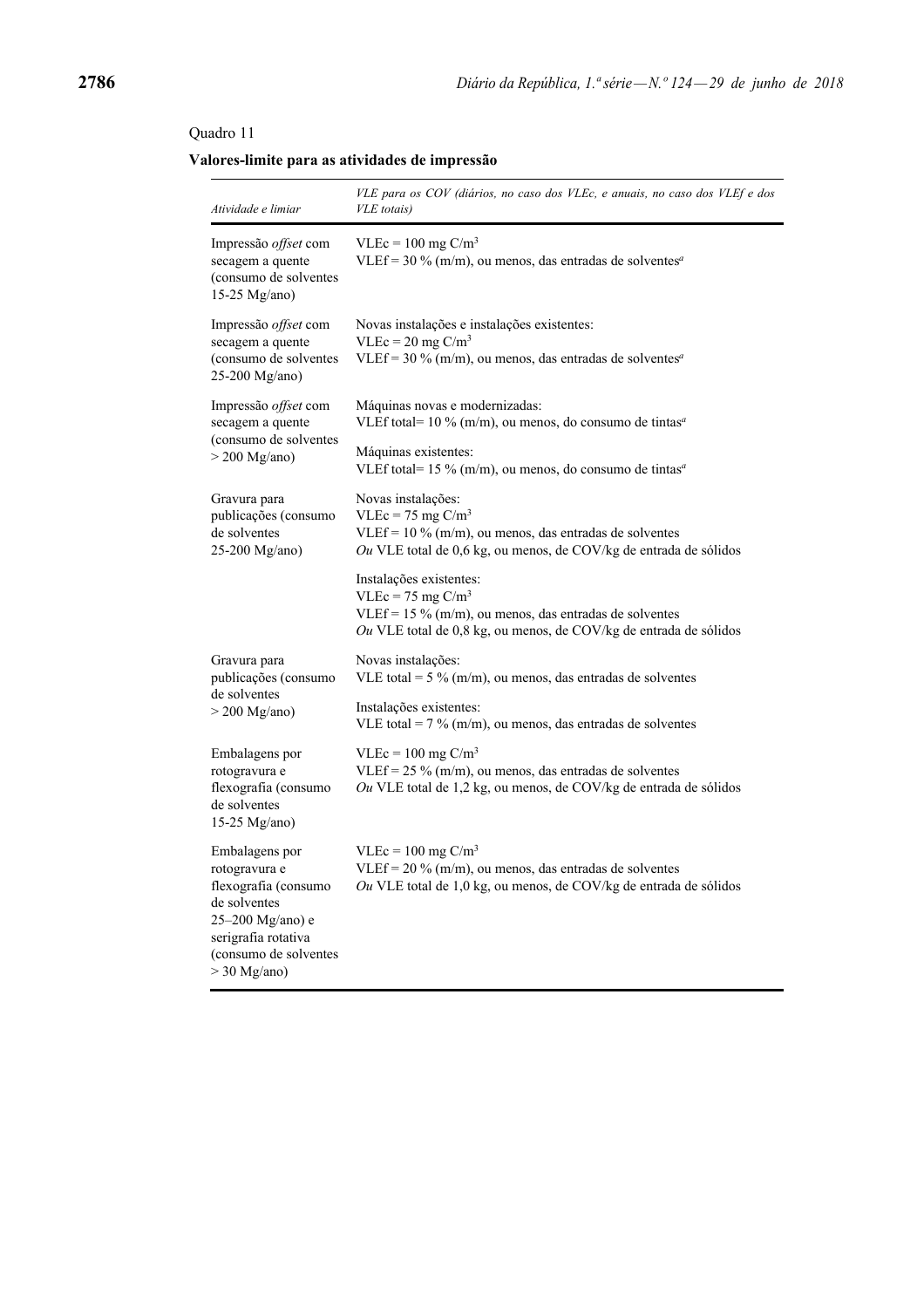Quadro 11

**Valores-limite para as atividades de impressão**

| *Atividade e limiar* | *VLE para os COV (diários, no caso dos VLEc, e anuais, no caso dos VLEf e dos VLE totais)* |
|---|---|
| Impressão *offset* com secagem a quente (consumo de solventes 15-25 Mg/ano) | VLEc = 100 mg C/m$^3$<br>VLEf = 30 % (m/m), ou menos, das entradas de solventes[a] |
| Impressão *offset* com secagem a quente (consumo de solventes 25-200 Mg/ano) | Novas instalações e instalações existentes:<br>VLEc = 20 mg C/m$^3$<br>VLEf = 30 % (m/m), ou menos, das entradas de solventes[a] |
| Impressão *offset* com secagem a quente (consumo de solventes > 200 Mg/ano) | Máquinas novas e modernizadas:<br>VLEf total= 10 % (m/m), ou menos, do consumo de tintas[a]<br><br>Máquinas existentes:<br>VLEf total= 15 % (m/m), ou menos, do consumo de tintas[a] |
| Gravura para publicações (consumo de solventes 25-200 Mg/ano) | Novas instalações:<br>VLEc = 75 mg C/m$^3$<br>VLEf = 10 % (m/m), ou menos, das entradas de solventes<br>*Ou* VLE total de 0,6 kg, ou menos, de COV/kg de entrada de sólidos<br><br>Instalações existentes:<br>VLEc = 75 mg C/m$^3$<br>VLEf = 15 % (m/m), ou menos, das entradas de solventes<br>*Ou* VLE total de 0,8 kg, ou menos, de COV/kg de entrada de sólidos |
| Gravura para publicações (consumo de solventes > 200 Mg/ano) | Novas instalações:<br>VLE total = 5 % (m/m), ou menos, das entradas de solventes<br><br>Instalações existentes:<br>VLE total = 7 % (m/m), ou menos, das entradas de solventes |
| Embalagens por rotogravura e flexografia (consumo de solventes 15-25 Mg/ano) | VLEc = 100 mg C/m$^3$<br>VLEf = 25 % (m/m), ou menos, das entradas de solventes<br>*Ou* VLE total de 1,2 kg, ou menos, de COV/kg de entrada de sólidos |
| Embalagens por rotogravura e flexografia (consumo de solventes 25–200 Mg/ano) e serigrafia rotativa (consumo de solventes > 30 Mg/ano) | VLEc = 100 mg C/m$^3$<br>VLEf = 20 % (m/m), ou menos, das entradas de solventes<br>*Ou* VLE total de 1,0 kg, ou menos, de COV/kg de entrada de sólidos |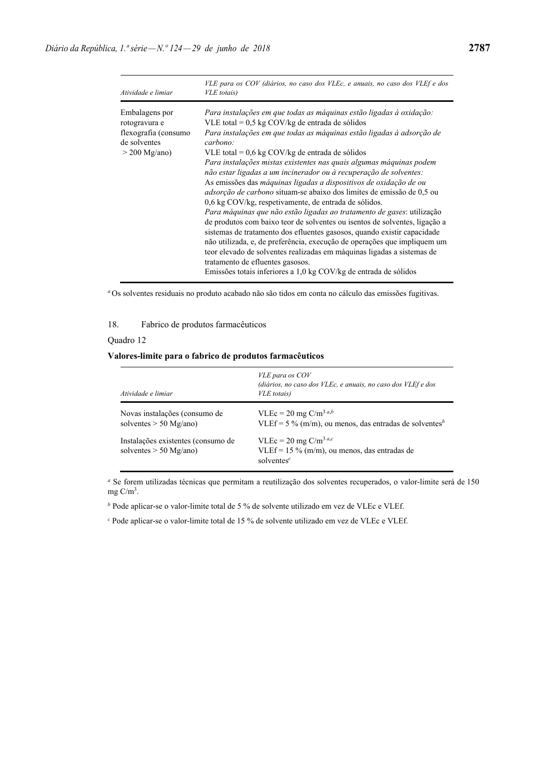| *Atividade e limiar* | *VLE para os COV (diários, no caso dos VLEc, e anuais, no caso dos VLEf e dos VLE totais)* |
|---|---|
| Embalagens por rotogravura e flexografia (consumo de solventes > 200 Mg/ano) | *Para instalações em que todas as máquinas estão ligadas à oxidação:* VLE total = 0,5 kg COV/kg de entrada de sólidos *Para instalações em que todas as máquinas estão ligadas à adsorção de carbono:* VLE total = 0,6 kg COV/kg de entrada de sólidos *Para instalações mistas existentes nas quais algumas máquinas podem não estar ligadas a um incinerador ou à recuperação de solventes:* As emissões das *máquinas ligadas a dispositivos de oxidação de ou adsorção de carbono* situam-se abaixo dos limites de emissão de 0,5 ou 0,6 kg COV/kg, respetivamente, de entrada de sólidos. *Para máquinas que não estão ligadas ao tratamento de gases*: utilização de produtos com baixo teor de solventes ou isentos de solventes, ligação a sistemas de tratamento dos efluentes gasosos, quando existir capacidade não utilizada, e, de preferência, execução de operações que impliquem um teor elevado de solventes realizadas em máquinas ligadas a sistemas de tratamento de efluentes gasosos. Emissões totais inferiores a 1,0 kg COV/kg de entrada de sólidos |

[a] Os solventes residuais no produto acabado não são tidos em conta no cálculo das emissões fugitivas.

18. Fabrico de produtos farmacêuticos

Quadro 12

**Valores-limite para o fabrico de produtos farmacêuticos**

| *Atividade e limiar* | *VLE para os COV (diários, no caso dos VLEc, e anuais, no caso dos VLEf e dos VLE totais)* |
|---|---|
| Novas instalações (consumo de solventes > 50 Mg/ano) | VLEc = 20 mg C/m$^3$ [a,b] <br> VLEf = 5 % (m/m), ou menos, das entradas de solventes[b] |
| Instalações existentes (consumo de solventes > 50 Mg/ano) | VLEc = 20 mg C/m$^3$ [a,c] <br> VLEf = 15 % (m/m), ou menos, das entradas de solventes[c] |

[a] Se forem utilizadas técnicas que permitam a reutilização dos solventes recuperados, o valor-limite será de 150 mg C/m$^3$.

[b] Pode aplicar-se o valor-limite total de 5 % de solvente utilizado em vez de VLEc e VLEf.

[c] Pode aplicar-se o valor-limite total de 15 % de solvente utilizado em vez de VLEc e VLEf.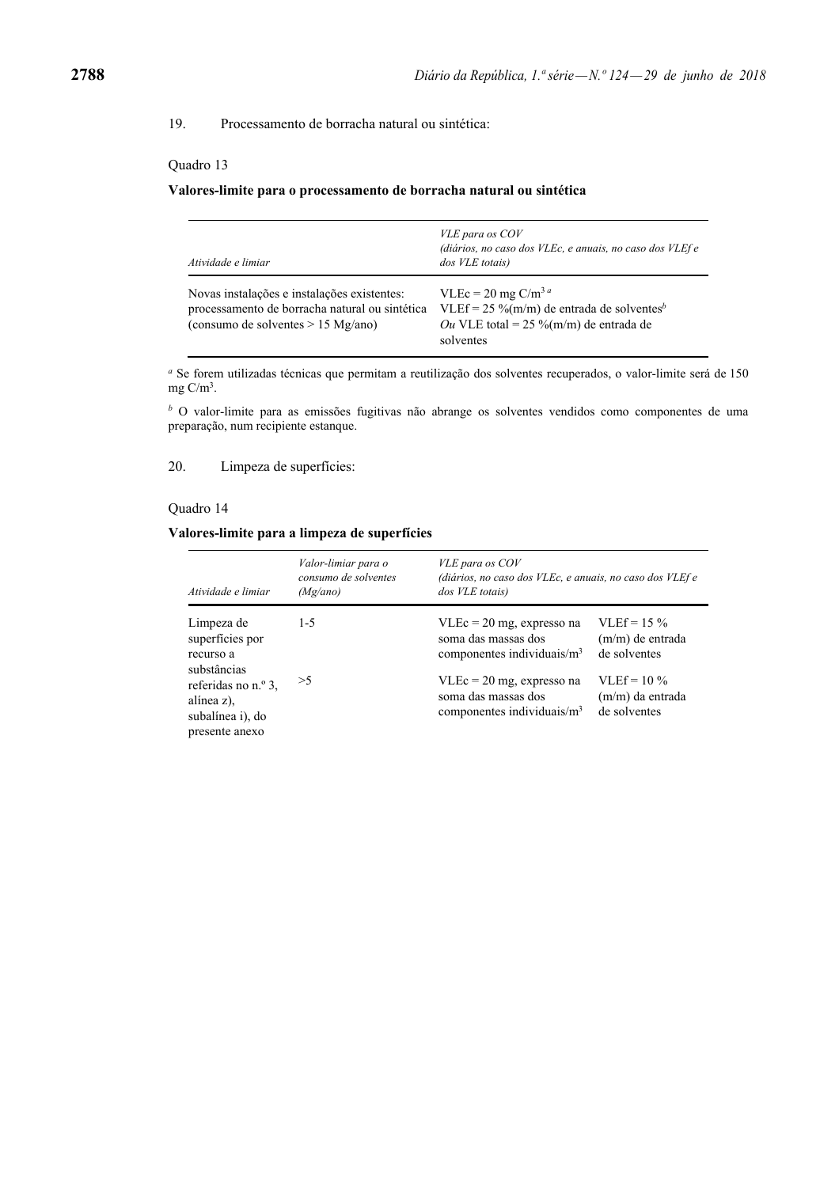19. Processamento de borracha natural ou sintética:

Quadro 13

**Valores-limite para o processamento de borracha natural ou sintética**

| *Atividade e limiar* | *VLE para os COV (diários, no caso dos VLEc, e anuais, no caso dos VLEf e dos VLE totais)* |
|---|---|
| Novas instalações e instalações existentes: processamento de borracha natural ou sintética (consumo de solventes > 15 Mg/ano) | VLEc = 20 mg C/m$^3$ [a] VLEf = 25 %(m/m) de entrada de solventes[b] *Ou* VLE total = 25 %(m/m) de entrada de solventes |

[a] Se forem utilizadas técnicas que permitam a reutilização dos solventes recuperados, o valor-limite será de 150 mg C/m$^3$.

[b] O valor-limite para as emissões fugitivas não abrange os solventes vendidos como componentes de uma preparação, num recipiente estanque.

20. Limpeza de superfícies:

Quadro 14

**Valores-limite para a limpeza de superfícies**

| *Atividade e limiar* | *Valor-limiar para o consumo de solventes (Mg/ano)* | *VLE para os COV (diários, no caso dos VLEc, e anuais, no caso dos VLEf e dos VLE totais)* | |
|---|---|---|---|
| Limpeza de superfícies por recurso a substâncias referidas no n.º 3, alínea z), subalínea i), do presente anexo | 1-5 | VLEc = 20 mg, expresso na soma das massas dos componentes individuais/m$^3$ | VLEf = 15 % (m/m) de entrada de solventes |
| | >5 | VLEc = 20 mg, expresso na soma das massas dos componentes individuais/m$^3$ | VLEf = 10 % (m/m) da entrada de solventes |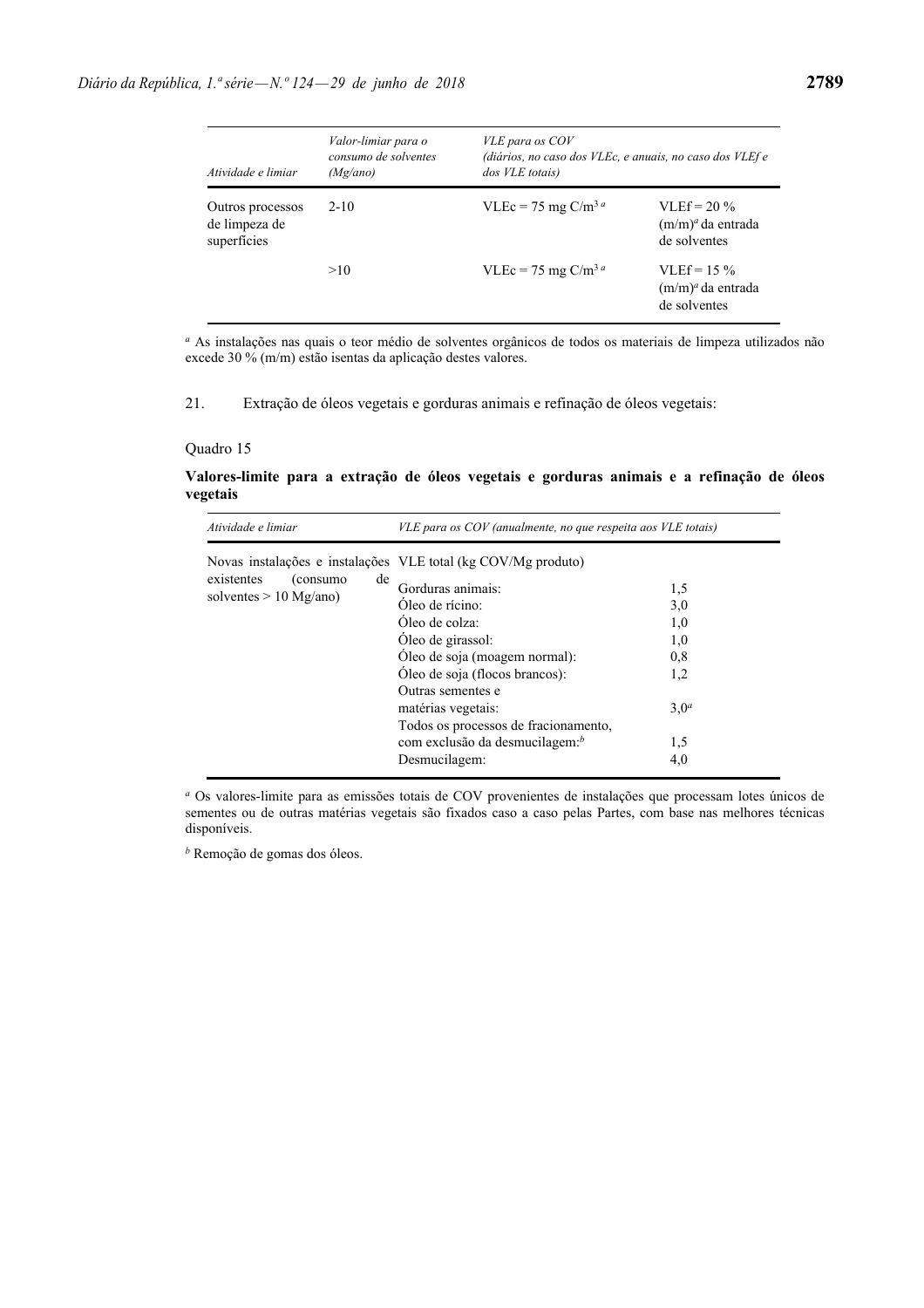| *Atividade e limiar* | *Valor-limiar para o consumo de solventes (Mg/ano)* | *VLE para os COV (diários, no caso dos VLEc, e anuais, no caso dos VLEf e dos VLE totais)* | |
|---|---|---|---|
| Outros processos de limpeza de superfícies | 2-10 | VLEc = 75 mg C/m³ [a] | VLEf = 20 % (m/m)[a] da entrada de solventes |
| | >10 | VLEc = 75 mg C/m³ [a] | VLEf = 15 % (m/m)[a] da entrada de solventes |

[a] As instalações nas quais o teor médio de solventes orgânicos de todos os materiais de limpeza utilizados não excede 30 % (m/m) estão isentas da aplicação destes valores.

21. Extração de óleos vegetais e gorduras animais e refinação de óleos vegetais:

Quadro 15

**Valores-limite para a extração de óleos vegetais e gorduras animais e a refinação de óleos vegetais**

| *Atividade e limiar* | *VLE para os COV (anualmente, no que respeita aos VLE totais)* | |
|---|---|---|
| Novas instalações e instalações existentes (consumo de solventes > 10 Mg/ano) | VLE total (kg COV/Mg produto) | |
| | Gorduras animais: | 1,5 |
| | Óleo de rícino: | 3,0 |
| | Óleo de colza: | 1,0 |
| | Óleo de girassol: | 1,0 |
| | Óleo de soja (moagem normal): | 0,8 |
| | Óleo de soja (flocos brancos): | 1,2 |
| | Outras sementes e matérias vegetais: | 3,0[a] |
| | Todos os processos de fracionamento, com exclusão da desmucilagem:[b] | 1,5 |
| | Desmucilagem: | 4,0 |

[a] Os valores-limite para as emissões totais de COV provenientes de instalações que processam lotes únicos de sementes ou de outras matérias vegetais são fixados caso a caso pelas Partes, com base nas melhores técnicas disponíveis.

[b] Remoção de gomas dos óleos.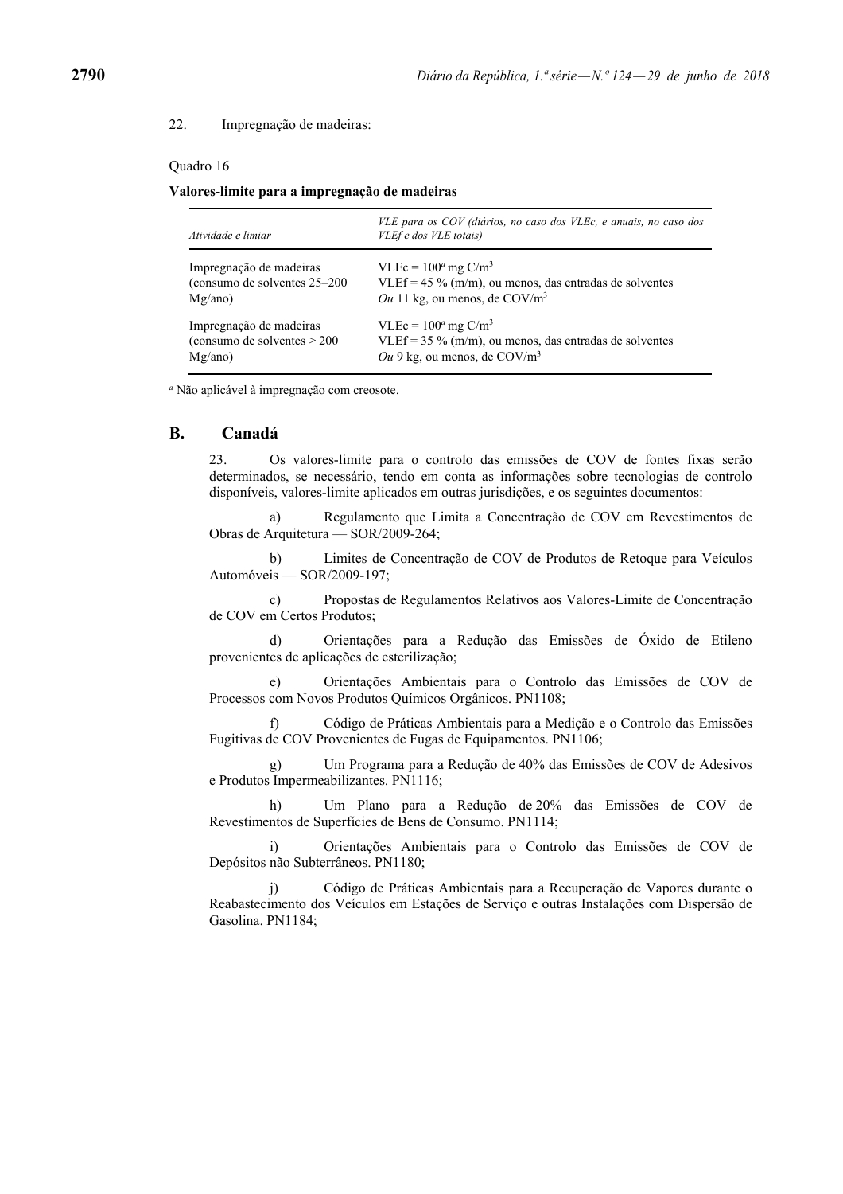22. Impregnação de madeiras:

Quadro 16

**Valores-limite para a impregnação de madeiras**

| *Atividade e limiar* | *VLE para os COV (diários, no caso dos VLEc, e anuais, no caso dos VLEf e dos VLE totais)* |
|---|---|
| Impregnação de madeiras (consumo de solventes 25–200 Mg/ano) | VLEc = 100[a] mg C/m$^3$<br>VLEf = 45 % (m/m), ou menos, das entradas de solventes<br>*Ou* 11 kg, ou menos, de COV/m$^3$ |
| Impregnação de madeiras (consumo de solventes > 200 Mg/ano) | VLEc = 100[a] mg C/m$^3$<br>VLEf = 35 % (m/m), ou menos, das entradas de solventes<br>*Ou* 9 kg, ou menos, de COV/m$^3$ |

[a] Não aplicável à impregnação com creosote.

## B. Canadá

23. Os valores-limite para o controlo das emissões de COV de fontes fixas serão determinados, se necessário, tendo em conta as informações sobre tecnologias de controlo disponíveis, valores-limite aplicados em outras jurisdições, e os seguintes documentos:

a) Regulamento que Limita a Concentração de COV em Revestimentos de Obras de Arquitetura — SOR/2009-264;

b) Limites de Concentração de COV de Produtos de Retoque para Veículos Automóveis — SOR/2009-197;

c) Propostas de Regulamentos Relativos aos Valores-Limite de Concentração de COV em Certos Produtos;

d) Orientações para a Redução das Emissões de Óxido de Etileno provenientes de aplicações de esterilização;

e) Orientações Ambientais para o Controlo das Emissões de COV de Processos com Novos Produtos Químicos Orgânicos. PN1108;

f) Código de Práticas Ambientais para a Medição e o Controlo das Emissões Fugitivas de COV Provenientes de Fugas de Equipamentos. PN1106;

g) Um Programa para a Redução de 40% das Emissões de COV de Adesivos e Produtos Impermeabilizantes. PN1116;

h) Um Plano para a Redução de 20% das Emissões de COV de Revestimentos de Superfícies de Bens de Consumo. PN1114;

i) Orientações Ambientais para o Controlo das Emissões de COV de Depósitos não Subterrâneos. PN1180;

j) Código de Práticas Ambientais para a Recuperação de Vapores durante o Reabastecimento dos Veículos em Estações de Serviço e outras Instalações com Dispersão de Gasolina. PN1184;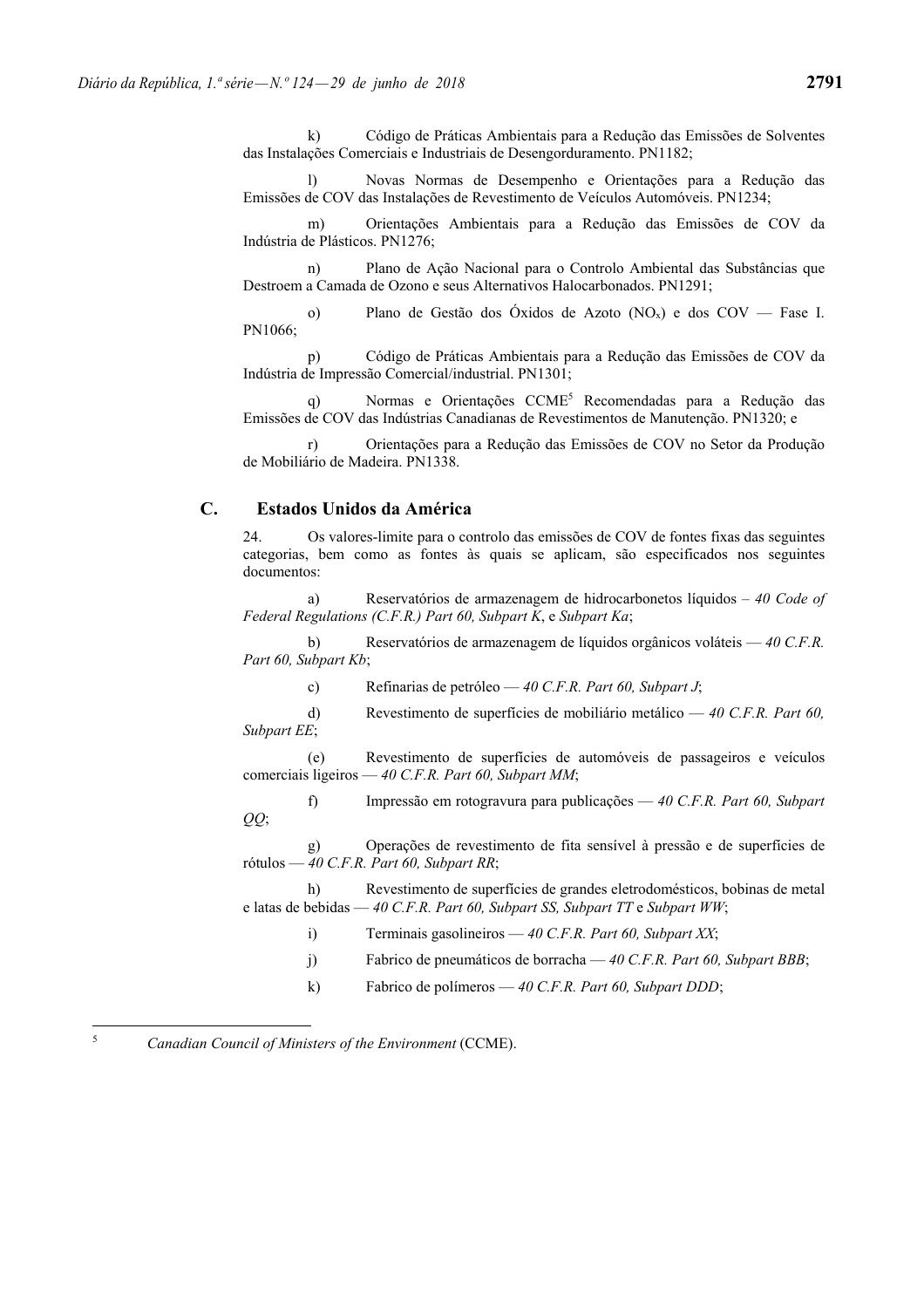k) Código de Práticas Ambientais para a Redução das Emissões de Solventes das Instalações Comerciais e Industriais de Desengorduramento. PN1182;

l) Novas Normas de Desempenho e Orientações para a Redução das Emissões de COV das Instalações de Revestimento de Veículos Automóveis. PN1234;

m) Orientações Ambientais para a Redução das Emissões de COV da Indústria de Plásticos. PN1276;

n) Plano de Ação Nacional para o Controlo Ambiental das Substâncias que Destroem a Camada de Ozono e seus Alternativos Halocarbonados. PN1291;

o) Plano de Gestão dos Óxidos de Azoto ($NO_x$) e dos COV — Fase I. PN1066;

p) Código de Práticas Ambientais para a Redução das Emissões de COV da Indústria de Impressão Comercial/industrial. PN1301;

q) Normas e Orientações CCME[5] Recomendadas para a Redução das Emissões de COV das Indústrias Canadianas de Revestimentos de Manutenção. PN1320; e

r) Orientações para a Redução das Emissões de COV no Setor da Produção de Mobiliário de Madeira. PN1338.

## C. Estados Unidos da América

24. Os valores-limite para o controlo das emissões de COV de fontes fixas das seguintes categorias, bem como as fontes às quais se aplicam, são especificados nos seguintes documentos:

a) Reservatórios de armazenagem de hidrocarbonetos líquidos – *40 Code of Federal Regulations (C.F.R.) Part 60, Subpart K*, e *Subpart Ka*;

b) Reservatórios de armazenagem de líquidos orgânicos voláteis — *40 C.F.R. Part 60, Subpart Kb*;

c) Refinarias de petróleo — *40 C.F.R. Part 60, Subpart J*;

d) Revestimento de superfícies de mobiliário metálico — *40 C.F.R. Part 60, Subpart EE*;

(e) Revestimento de superfícies de automóveis de passageiros e veículos comerciais ligeiros — *40 C.F.R. Part 60, Subpart MM*;

f) Impressão em rotogravura para publicações — *40 C.F.R. Part 60, Subpart QQ*;

g) Operações de revestimento de fita sensível à pressão e de superfícies de rótulos — *40 C.F.R. Part 60, Subpart RR*;

h) Revestimento de superfícies de grandes eletrodomésticos, bobinas de metal e latas de bebidas — *40 C.F.R. Part 60, Subpart SS, Subpart TT* e *Subpart WW*;

i) Terminais gasolineiros — *40 C.F.R. Part 60, Subpart XX*;

j) Fabrico de pneumáticos de borracha — *40 C.F.R. Part 60, Subpart BBB*;

k) Fabrico de polímeros — *40 C.F.R. Part 60, Subpart DDD*;

---

[5] *Canadian Council of Ministers of the Environment* (CCME).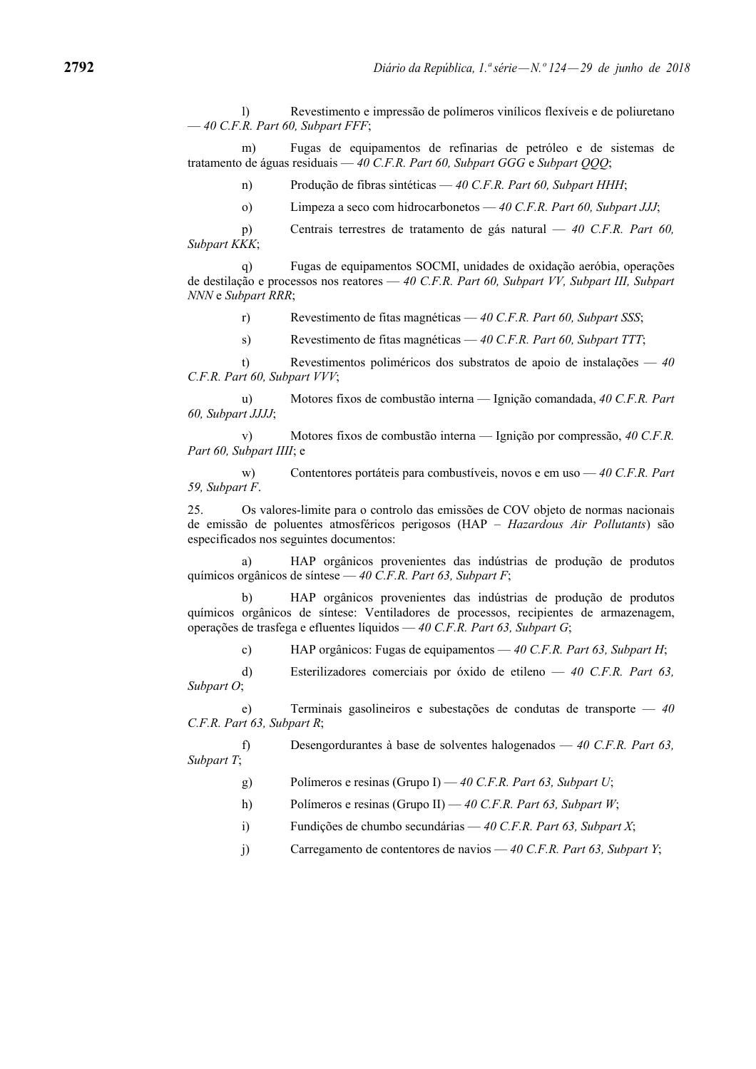l) Revestimento e impressão de polímeros vinílicos flexíveis e de poliuretano — *40 C.F.R. Part 60, Subpart FFF*;

m) Fugas de equipamentos de refinarias de petróleo e de sistemas de tratamento de águas residuais — *40 C.F.R. Part 60, Subpart GGG* e *Subpart QQQ*;

n) Produção de fibras sintéticas — *40 C.F.R. Part 60, Subpart HHH*;

o) Limpeza a seco com hidrocarbonetos — *40 C.F.R. Part 60, Subpart JJJ*;

p) Centrais terrestres de tratamento de gás natural — *40 C.F.R. Part 60, Subpart KKK*;

q) Fugas de equipamentos SOCMI, unidades de oxidação aeróbia, operações de destilação e processos nos reatores — *40 C.F.R. Part 60, Subpart VV, Subpart III, Subpart NNN* e *Subpart RRR*;

r) Revestimento de fitas magnéticas — *40 C.F.R. Part 60, Subpart SSS*;

s) Revestimento de fitas magnéticas — *40 C.F.R. Part 60, Subpart TTT*;

t) Revestimentos poliméricos dos substratos de apoio de instalações — *40 C.F.R. Part 60, Subpart VVV*;

u) Motores fixos de combustão interna — Ignição comandada, *40 C.F.R. Part 60, Subpart JJJJ*;

v) Motores fixos de combustão interna — Ignição por compressão, *40 C.F.R. Part 60, Subpart IIII*; e

w) Contentores portáteis para combustíveis, novos e em uso — *40 C.F.R. Part 59, Subpart F*.

25. Os valores-limite para o controlo das emissões de COV objeto de normas nacionais de emissão de poluentes atmosféricos perigosos (HAP – *Hazardous Air Pollutants*) são especificados nos seguintes documentos:

a) HAP orgânicos provenientes das indústrias de produção de produtos químicos orgânicos de síntese — *40 C.F.R. Part 63, Subpart F*;

b) HAP orgânicos provenientes das indústrias de produção de produtos químicos orgânicos de síntese: Ventiladores de processos, recipientes de armazenagem, operações de trasfega e efluentes líquidos — *40 C.F.R. Part 63, Subpart G*;

c) HAP orgânicos: Fugas de equipamentos — *40 C.F.R. Part 63, Subpart H*;

d) Esterilizadores comerciais por óxido de etileno — *40 C.F.R. Part 63, Subpart O*;

e) Terminais gasolineiros e subestações de condutas de transporte — *40 C.F.R. Part 63, Subpart R*;

f) Desengordurantes à base de solventes halogenados — *40 C.F.R. Part 63, Subpart T*;

g) Polímeros e resinas (Grupo I) — *40 C.F.R. Part 63, Subpart U*;

h) Polímeros e resinas (Grupo II) — *40 C.F.R. Part 63, Subpart W*;

i) Fundições de chumbo secundárias — *40 C.F.R. Part 63, Subpart X*;

j) Carregamento de contentores de navios — *40 C.F.R. Part 63, Subpart Y*;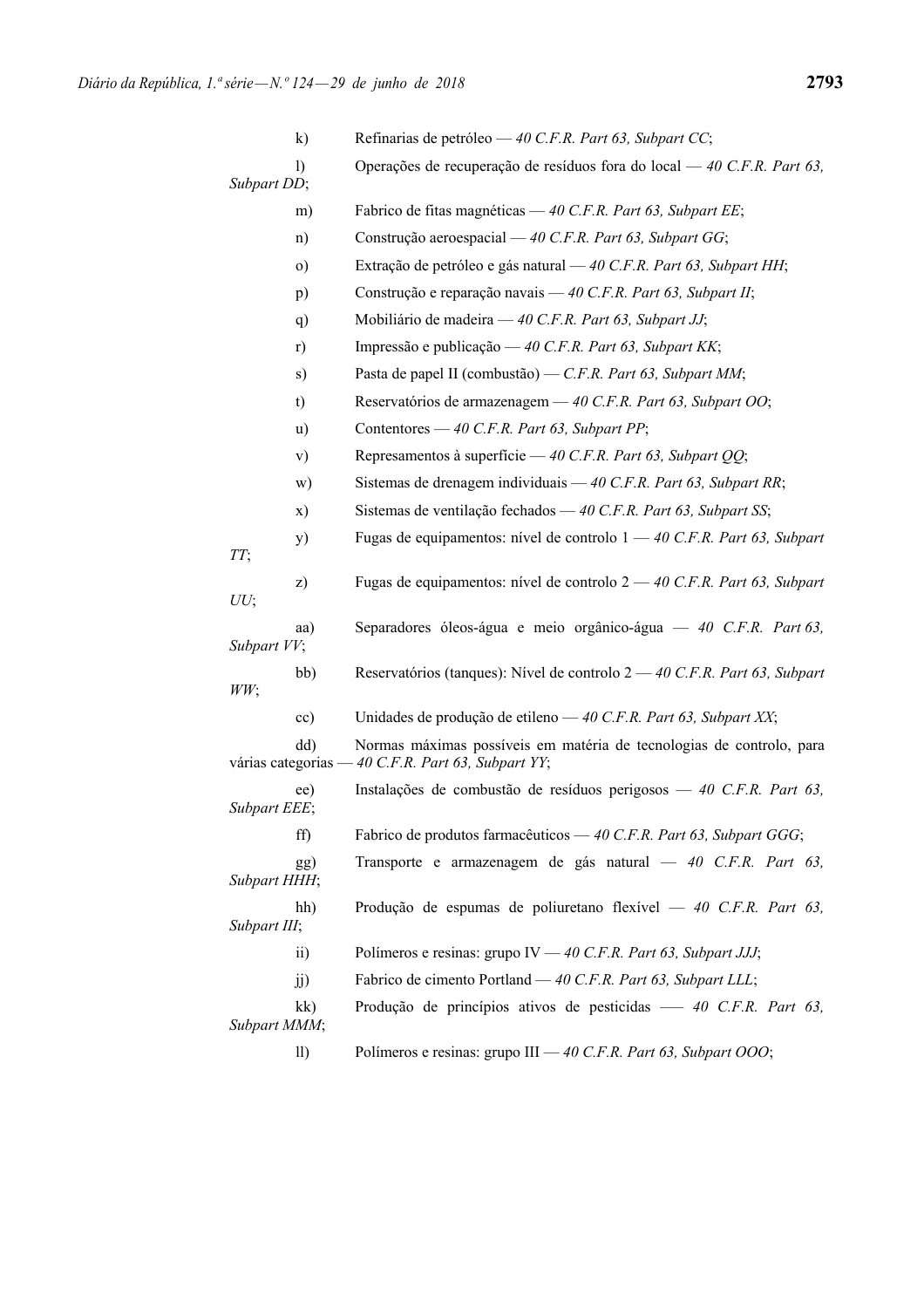k) Refinarias de petróleo — *40 C.F.R. Part 63, Subpart CC*;

l) Operações de recuperação de resíduos fora do local — *40 C.F.R. Part 63, Subpart DD*;

m) Fabrico de fitas magnéticas — *40 C.F.R. Part 63, Subpart EE*;

n) Construção aeroespacial — *40 C.F.R. Part 63, Subpart GG*;

o) Extração de petróleo e gás natural — *40 C.F.R. Part 63, Subpart HH*;

p) Construção e reparação navais — *40 C.F.R. Part 63, Subpart II*;

q) Mobiliário de madeira — *40 C.F.R. Part 63, Subpart JJ*;

r) Impressão e publicação — *40 C.F.R. Part 63, Subpart KK*;

s) Pasta de papel II (combustão) — *C.F.R. Part 63, Subpart MM*;

t) Reservatórios de armazenagem — *40 C.F.R. Part 63, Subpart OO*;

u) Contentores — *40 C.F.R. Part 63, Subpart PP*;

v) Represamentos à superfície — *40 C.F.R. Part 63, Subpart QQ*;

w) Sistemas de drenagem individuais — *40 C.F.R. Part 63, Subpart RR*;

x) Sistemas de ventilação fechados — *40 C.F.R. Part 63, Subpart SS*;

y) Fugas de equipamentos: nível de controlo 1 — *40 C.F.R. Part 63, Subpart TT*;

z) Fugas de equipamentos: nível de controlo 2 — *40 C.F.R. Part 63, Subpart UU*;

aa) Separadores óleos-água e meio orgânico-água — *40 C.F.R. Part 63, Subpart VV*;

bb) Reservatórios (tanques): Nível de controlo 2 — *40 C.F.R. Part 63, Subpart WW*;

cc) Unidades de produção de etileno — *40 C.F.R. Part 63, Subpart XX*;

dd) Normas máximas possíveis em matéria de tecnologias de controlo, para várias categorias — *40 C.F.R. Part 63, Subpart YY*;

ee) Instalações de combustão de resíduos perigosos — *40 C.F.R. Part 63, Subpart EEE*;

ff) Fabrico de produtos farmacêuticos — *40 C.F.R. Part 63, Subpart GGG*;

gg) Transporte e armazenagem de gás natural — *40 C.F.R. Part 63, Subpart HHH*;

hh) Produção de espumas de poliuretano flexível — *40 C.F.R. Part 63, Subpart III*;

ii) Polímeros e resinas: grupo IV — *40 C.F.R. Part 63, Subpart JJJ*;

jj) Fabrico de cimento Portland — *40 C.F.R. Part 63, Subpart LLL*;

kk) Produção de princípios ativos de pesticidas — *40 C.F.R. Part 63, Subpart MMM*;

ll) Polímeros e resinas: grupo III — *40 C.F.R. Part 63, Subpart OOO*;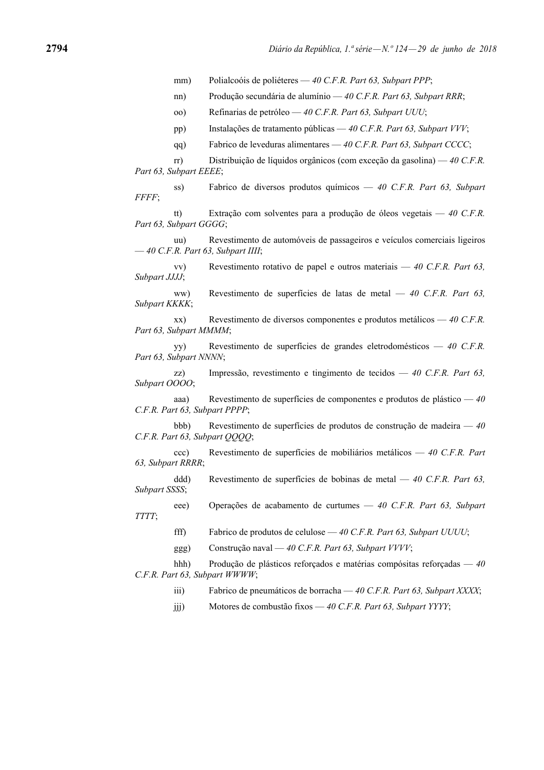mm) Polialcoóis de poliéteres — *40 C.F.R. Part 63, Subpart PPP*;

nn) Produção secundária de alumínio — *40 C.F.R. Part 63, Subpart RRR*;

oo) Refinarias de petróleo — *40 C.F.R. Part 63, Subpart UUU*;

pp) Instalações de tratamento públicas — *40 C.F.R. Part 63, Subpart VVV*;

qq) Fabrico de leveduras alimentares — *40 C.F.R. Part 63, Subpart CCCC*;

rr) Distribuição de líquidos orgânicos (com exceção da gasolina) — *40 C.F.R. Part 63, Subpart EEEE*;

ss) Fabrico de diversos produtos químicos — *40 C.F.R. Part 63, Subpart FFFF*;

tt) Extração com solventes para a produção de óleos vegetais — *40 C.F.R. Part 63, Subpart GGGG*;

uu) Revestimento de automóveis de passageiros e veículos comerciais ligeiros — *40 C.F.R. Part 63, Subpart IIII*;

vv) Revestimento rotativo de papel e outros materiais — *40 C.F.R. Part 63, Subpart JJJJ*;

ww) Revestimento de superfícies de latas de metal — *40 C.F.R. Part 63, Subpart KKKK*;

xx) Revestimento de diversos componentes e produtos metálicos — *40 C.F.R. Part 63, Subpart MMMM*;

yy) Revestimento de superfícies de grandes eletrodomésticos — *40 C.F.R. Part 63, Subpart NNNN*;

zz) Impressão, revestimento e tingimento de tecidos — *40 C.F.R. Part 63, Subpart OOOO*;

aaa) Revestimento de superfícies de componentes e produtos de plástico — *40 C.F.R. Part 63, Subpart PPPP*;

bbb) Revestimento de superfícies de produtos de construção de madeira — *40 C.F.R. Part 63, Subpart QQQQ*;

ccc) Revestimento de superfícies de mobiliários metálicos — *40 C.F.R. Part 63, Subpart RRRR*;

ddd) Revestimento de superfícies de bobinas de metal — *40 C.F.R. Part 63, Subpart SSSS*;

eee) Operações de acabamento de curtumes — *40 C.F.R. Part 63, Subpart TTTT*;

fff) Fabrico de produtos de celulose — *40 C.F.R. Part 63, Subpart UUUU*;

ggg) Construção naval — *40 C.F.R. Part 63, Subpart VVVV*;

hhh) Produção de plásticos reforçados e matérias compósitas reforçadas — *40 C.F.R. Part 63, Subpart WWWW*;

iii) Fabrico de pneumáticos de borracha — *40 C.F.R. Part 63, Subpart XXXX*;

jjj) Motores de combustão fixos — *40 C.F.R. Part 63, Subpart YYYY*;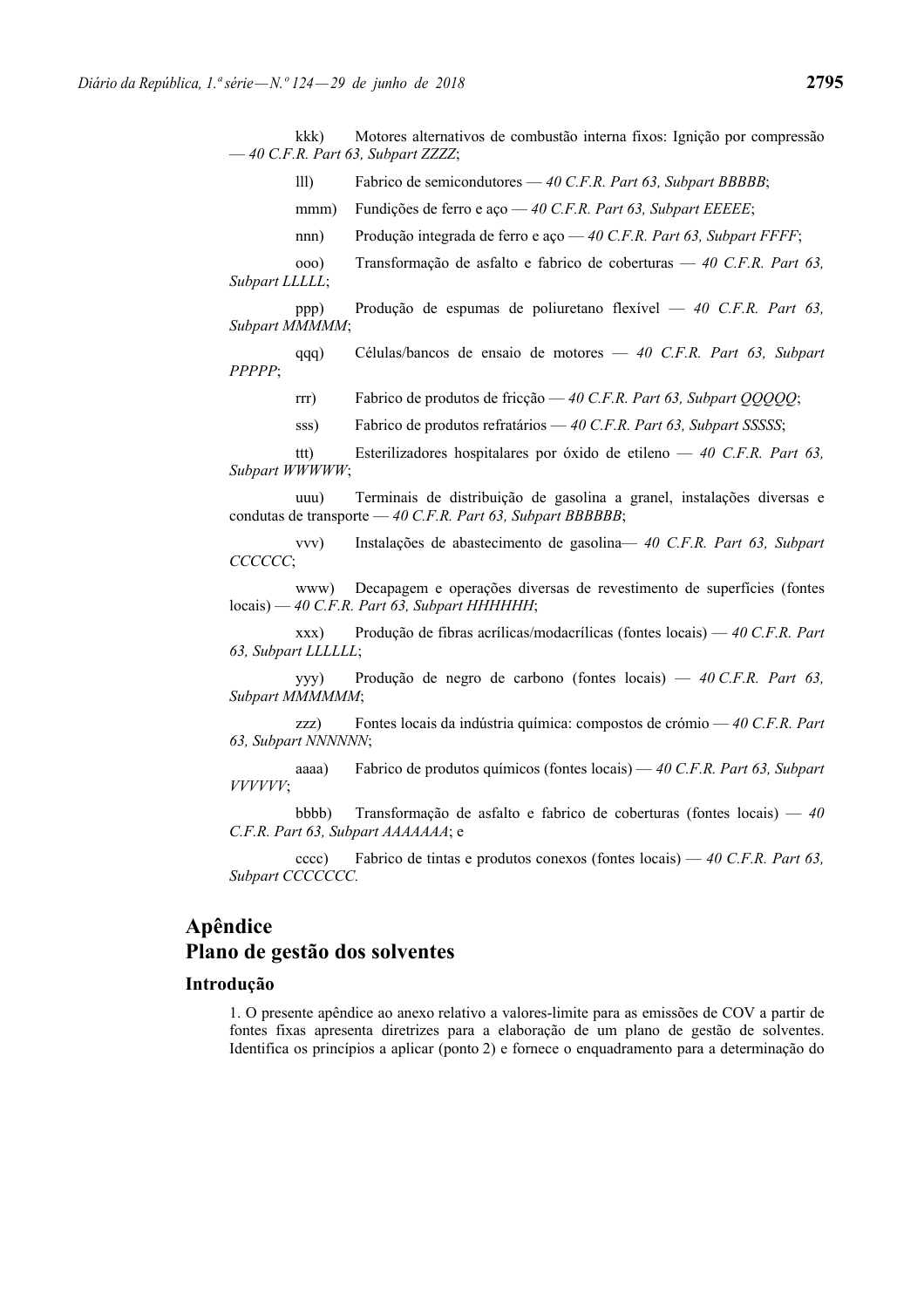kkk) Motores alternativos de combustão interna fixos: Ignição por compressão — *40 C.F.R. Part 63, Subpart ZZZZ*;

lll) Fabrico de semicondutores — *40 C.F.R. Part 63, Subpart BBBBB*;

mmm) Fundições de ferro e aço — *40 C.F.R. Part 63, Subpart EEEEE*;

nnn) Produção integrada de ferro e aço — *40 C.F.R. Part 63, Subpart FFFF*;

ooo) Transformação de asfalto e fabrico de coberturas — *40 C.F.R. Part 63, Subpart LLLLL*;

ppp) Produção de espumas de poliuretano flexível — *40 C.F.R. Part 63, Subpart MMMMM*;

qqq) Células/bancos de ensaio de motores — *40 C.F.R. Part 63, Subpart PPPPP*;

rrr) Fabrico de produtos de fricção — *40 C.F.R. Part 63, Subpart QQQQQ*;

sss) Fabrico de produtos refratários — *40 C.F.R. Part 63, Subpart SSSSS*;

ttt) Esterilizadores hospitalares por óxido de etileno — *40 C.F.R. Part 63, Subpart WWWWW*;

uuu) Terminais de distribuição de gasolina a granel, instalações diversas e condutas de transporte — *40 C.F.R. Part 63, Subpart BBBBBB*;

vvv) Instalações de abastecimento de gasolina— *40 C.F.R. Part 63, Subpart CCCCCC*;

www) Decapagem e operações diversas de revestimento de superfícies (fontes locais) — *40 C.F.R. Part 63, Subpart HHHHHH*;

xxx) Produção de fibras acrílicas/modacrílicas (fontes locais) — *40 C.F.R. Part 63, Subpart LLLLLL*;

yyy) Produção de negro de carbono (fontes locais) — *40 C.F.R. Part 63, Subpart MMMMMM*;

zzz) Fontes locais da indústria química: compostos de crómio — *40 C.F.R. Part 63, Subpart NNNNNN*;

aaaa) Fabrico de produtos químicos (fontes locais) — *40 C.F.R. Part 63, Subpart VVVVVV*;

bbbb) Transformação de asfalto e fabrico de coberturas (fontes locais) — *40 C.F.R. Part 63, Subpart AAAAAAA*; e

cccc) Fabrico de tintas e produtos conexos (fontes locais) — *40 C.F.R. Part 63, Subpart CCCCCCC.*

## Apêndice
## Plano de gestão dos solventes

### Introdução

1. O presente apêndice ao anexo relativo a valores-limite para as emissões de COV a partir de fontes fixas apresenta diretrizes para a elaboração de um plano de gestão de solventes. Identifica os princípios a aplicar (ponto 2) e fornece o enquadramento para a determinação do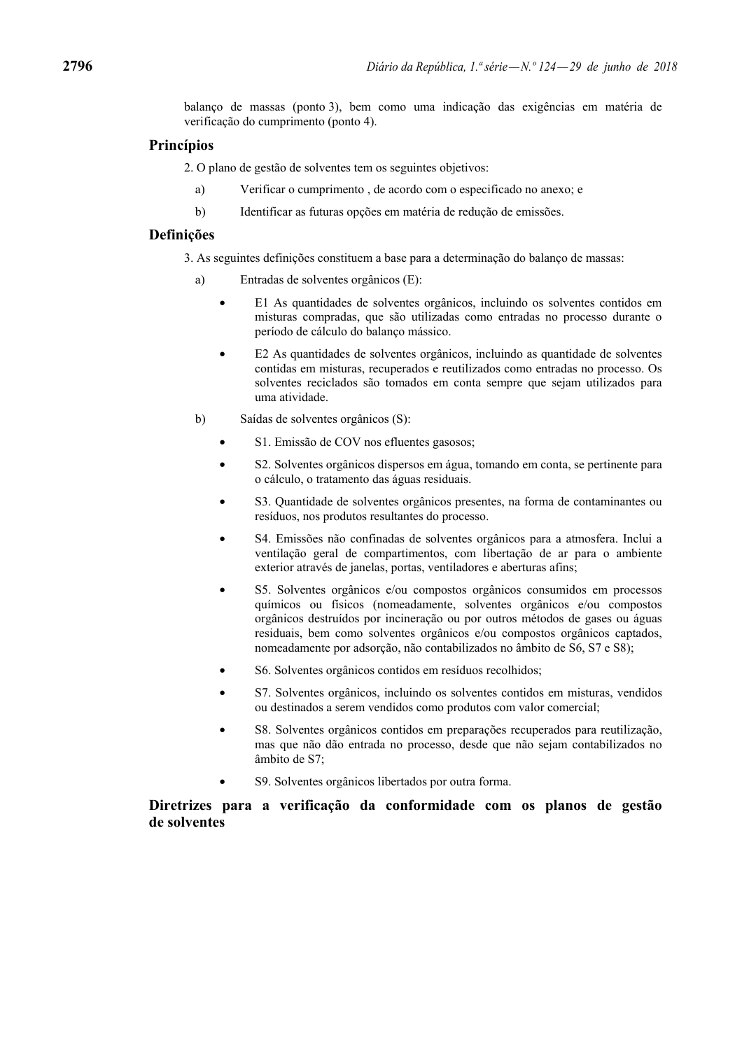balanço de massas (ponto 3), bem como uma indicação das exigências em matéria de verificação do cumprimento (ponto 4).

## Princípios

2. O plano de gestão de solventes tem os seguintes objetivos:

a) Verificar o cumprimento , de acordo com o especificado no anexo; e

b) Identificar as futuras opções em matéria de redução de emissões.

## Definições

3. As seguintes definições constituem a base para a determinação do balanço de massas:

a) Entradas de solventes orgânicos (E):

- E1 As quantidades de solventes orgânicos, incluindo os solventes contidos em misturas compradas, que são utilizadas como entradas no processo durante o período de cálculo do balanço mássico.
- E2 As quantidades de solventes orgânicos, incluindo as quantidade de solventes contidas em misturas, recuperados e reutilizados como entradas no processo. Os solventes reciclados são tomados em conta sempre que sejam utilizados para uma atividade.

b) Saídas de solventes orgânicos (S):

- S1. Emissão de COV nos efluentes gasosos;
- S2. Solventes orgânicos dispersos em água, tomando em conta, se pertinente para o cálculo, o tratamento das águas residuais.
- S3. Quantidade de solventes orgânicos presentes, na forma de contaminantes ou resíduos, nos produtos resultantes do processo.
- S4. Emissões não confinadas de solventes orgânicos para a atmosfera. Inclui a ventilação geral de compartimentos, com libertação de ar para o ambiente exterior através de janelas, portas, ventiladores e aberturas afins;
- S5. Solventes orgânicos e/ou compostos orgânicos consumidos em processos químicos ou físicos (nomeadamente, solventes orgânicos e/ou compostos orgânicos destruídos por incineração ou por outros métodos de gases ou águas residuais, bem como solventes orgânicos e/ou compostos orgânicos captados, nomeadamente por adsorção, não contabilizados no âmbito de S6, S7 e S8);
- S6. Solventes orgânicos contidos em resíduos recolhidos;
- S7. Solventes orgânicos, incluindo os solventes contidos em misturas, vendidos ou destinados a serem vendidos como produtos com valor comercial;
- S8. Solventes orgânicos contidos em preparações recuperados para reutilização, mas que não dão entrada no processo, desde que não sejam contabilizados no âmbito de S7;
- S9. Solventes orgânicos libertados por outra forma.

## Diretrizes para a verificação da conformidade com os planos de gestão de solventes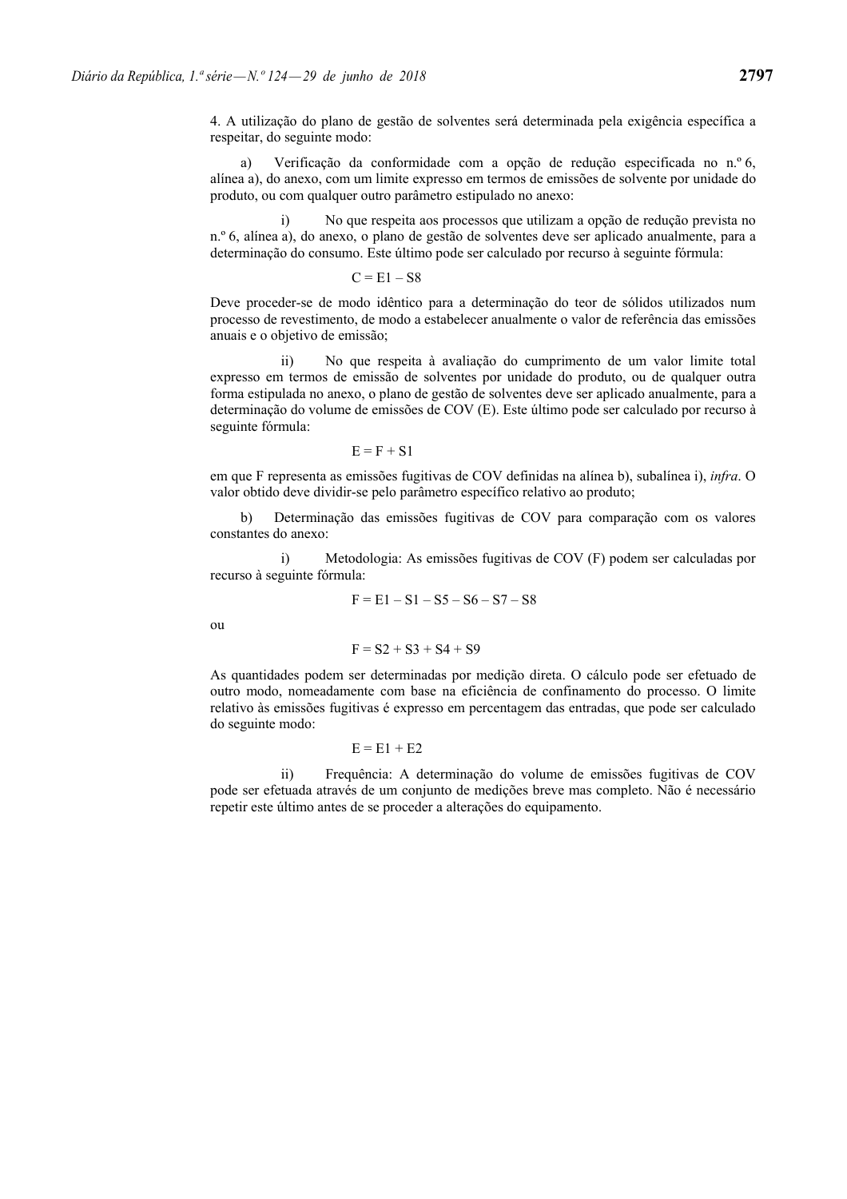4. A utilização do plano de gestão de solventes será determinada pela exigência específica a respeitar, do seguinte modo:

a) Verificação da conformidade com a opção de redução especificada no n.º 6, alínea a), do anexo, com um limite expresso em termos de emissões de solvente por unidade do produto, ou com qualquer outro parâmetro estipulado no anexo:

i) No que respeita aos processos que utilizam a opção de redução prevista no n.º 6, alínea a), do anexo, o plano de gestão de solventes deve ser aplicado anualmente, para a determinação do consumo. Este último pode ser calculado por recurso à seguinte fórmula:

$$C = E1 – S8$$

Deve proceder-se de modo idêntico para a determinação do teor de sólidos utilizados num processo de revestimento, de modo a estabelecer anualmente o valor de referência das emissões anuais e o objetivo de emissão;

ii) No que respeita à avaliação do cumprimento de um valor limite total expresso em termos de emissão de solventes por unidade do produto, ou de qualquer outra forma estipulada no anexo, o plano de gestão de solventes deve ser aplicado anualmente, para a determinação do volume de emissões de COV (E). Este último pode ser calculado por recurso à seguinte fórmula:

$$E = F + S1$$

em que F representa as emissões fugitivas de COV definidas na alínea b), subalínea i), *infra*. O valor obtido deve dividir-se pelo parâmetro específico relativo ao produto;

b) Determinação das emissões fugitivas de COV para comparação com os valores constantes do anexo:

i) Metodologia: As emissões fugitivas de COV (F) podem ser calculadas por recurso à seguinte fórmula:

$$F = E1 – S1 – S5 – S6 – S7 – S8$$

ou

$$F = S2 + S3 + S4 + S9$$

As quantidades podem ser determinadas por medição direta. O cálculo pode ser efetuado de outro modo, nomeadamente com base na eficiência de confinamento do processo. O limite relativo às emissões fugitivas é expresso em percentagem das entradas, que pode ser calculado do seguinte modo:

$$E = E1 + E2$$

ii) Frequência: A determinação do volume de emissões fugitivas de COV pode ser efetuada através de um conjunto de medições breve mas completo. Não é necessário repetir este último antes de se proceder a alterações do equipamento.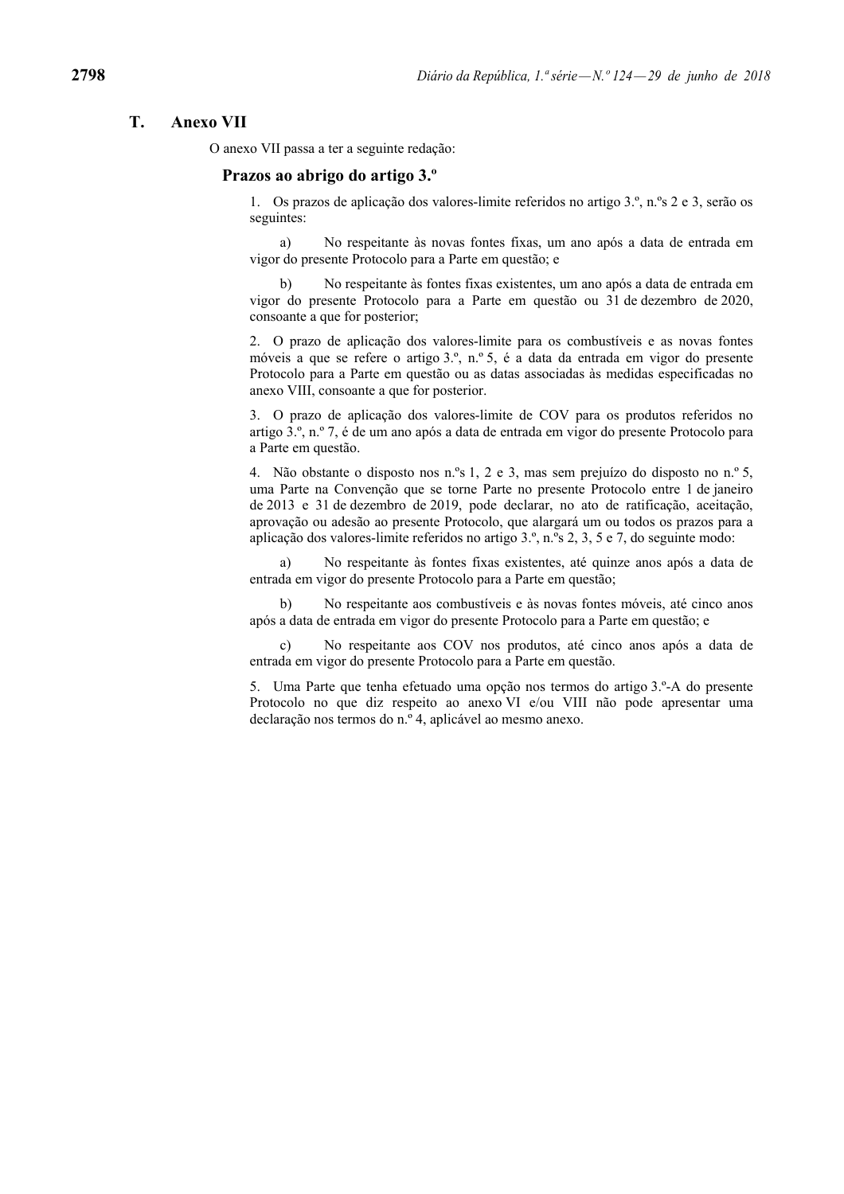## T. Anexo VII

O anexo VII passa a ter a seguinte redação:

### Prazos ao abrigo do artigo 3.º

1. Os prazos de aplicação dos valores-limite referidos no artigo 3.º, n.ºs 2 e 3, serão os seguintes:

a) No respeitante às novas fontes fixas, um ano após a data de entrada em vigor do presente Protocolo para a Parte em questão; e

b) No respeitante às fontes fixas existentes, um ano após a data de entrada em vigor do presente Protocolo para a Parte em questão ou 31 de dezembro de 2020, consoante a que for posterior;

2. O prazo de aplicação dos valores-limite para os combustíveis e as novas fontes móveis a que se refere o artigo 3.º, n.º 5, é a data da entrada em vigor do presente Protocolo para a Parte em questão ou as datas associadas às medidas especificadas no anexo VIII, consoante a que for posterior.

3. O prazo de aplicação dos valores-limite de COV para os produtos referidos no artigo 3.º, n.º 7, é de um ano após a data de entrada em vigor do presente Protocolo para a Parte em questão.

4. Não obstante o disposto nos n.ºs 1, 2 e 3, mas sem prejuízo do disposto no n.º 5, uma Parte na Convenção que se torne Parte no presente Protocolo entre 1 de janeiro de 2013 e 31 de dezembro de 2019, pode declarar, no ato de ratificação, aceitação, aprovação ou adesão ao presente Protocolo, que alargará um ou todos os prazos para a aplicação dos valores-limite referidos no artigo 3.º, n.ºs 2, 3, 5 e 7, do seguinte modo:

a) No respeitante às fontes fixas existentes, até quinze anos após a data de entrada em vigor do presente Protocolo para a Parte em questão;

b) No respeitante aos combustíveis e às novas fontes móveis, até cinco anos após a data de entrada em vigor do presente Protocolo para a Parte em questão; e

c) No respeitante aos COV nos produtos, até cinco anos após a data de entrada em vigor do presente Protocolo para a Parte em questão.

5. Uma Parte que tenha efetuado uma opção nos termos do artigo 3.º-A do presente Protocolo no que diz respeito ao anexo VI e/ou VIII não pode apresentar uma declaração nos termos do n.º 4, aplicável ao mesmo anexo.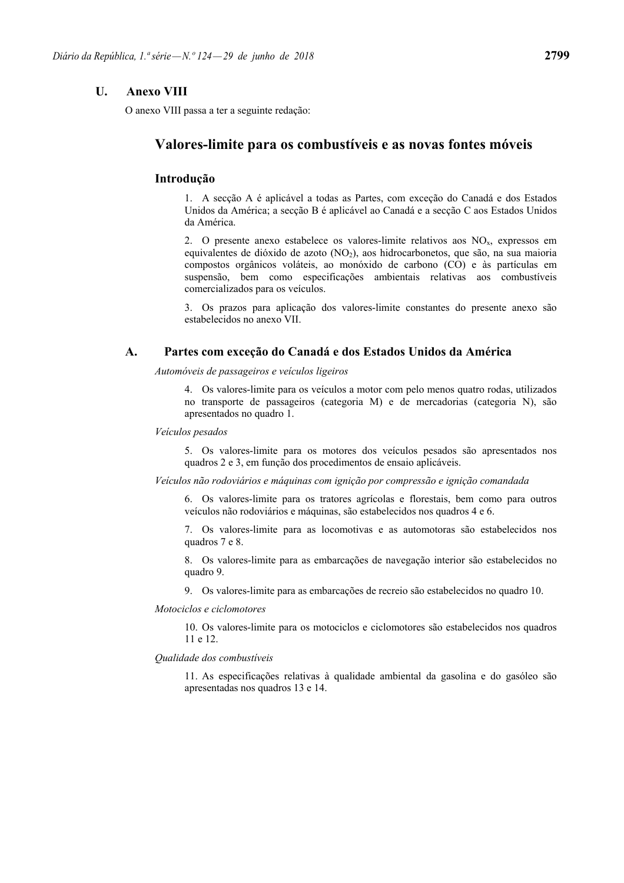## U. Anexo VIII

O anexo VIII passa a ter a seguinte redação:

# Valores-limite para os combustíveis e as novas fontes móveis

### Introdução

1. A secção A é aplicável a todas as Partes, com exceção do Canadá e dos Estados Unidos da América; a secção B é aplicável ao Canadá e a secção C aos Estados Unidos da América.

2. O presente anexo estabelece os valores-limite relativos aos $NO_x$, expressos em equivalentes de dióxido de azoto ($NO_2$), aos hidrocarbonetos, que são, na sua maioria compostos orgânicos voláteis, ao monóxido de carbono (CO) e às partículas em suspensão, bem como especificações ambientais relativas aos combustíveis comercializados para os veículos.

3. Os prazos para aplicação dos valores-limite constantes do presente anexo são estabelecidos no anexo VII.

## A. Partes com exceção do Canadá e dos Estados Unidos da América

*Automóveis de passageiros e veículos ligeiros*

4. Os valores-limite para os veículos a motor com pelo menos quatro rodas, utilizados no transporte de passageiros (categoria M) e de mercadorias (categoria N), são apresentados no quadro 1.

*Veículos pesados*

5. Os valores-limite para os motores dos veículos pesados são apresentados nos quadros 2 e 3, em função dos procedimentos de ensaio aplicáveis.

*Veículos não rodoviários e máquinas com ignição por compressão e ignição comandada*

6. Os valores-limite para os tratores agrícolas e florestais, bem como para outros veículos não rodoviários e máquinas, são estabelecidos nos quadros 4 e 6.

7. Os valores-limite para as locomotivas e as automotoras são estabelecidos nos quadros 7 e 8.

8. Os valores-limite para as embarcações de navegação interior são estabelecidos no quadro 9.

9. Os valores-limite para as embarcações de recreio são estabelecidos no quadro 10.

*Motociclos e ciclomotores*

10. Os valores-limite para os motociclos e ciclomotores são estabelecidos nos quadros 11 e 12.

*Qualidade dos combustíveis*

11. As especificações relativas à qualidade ambiental da gasolina e do gasóleo são apresentadas nos quadros 13 e 14.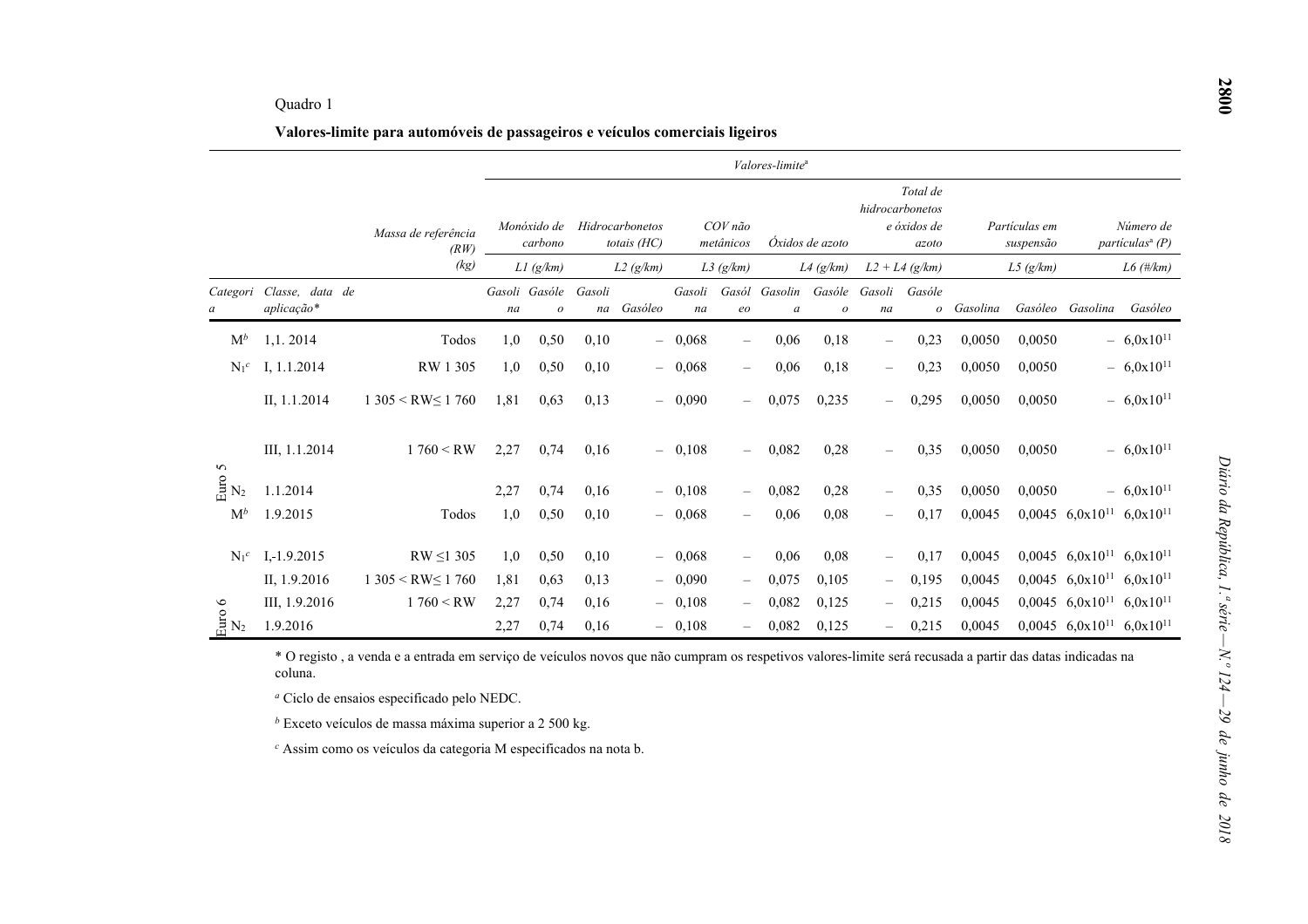Quadro 1

**Valores-limite para automóveis de passageiros e veículos comerciais ligeiros**

| | Categoria | Classe, data de aplicação* | Massa de referência (RW) (kg) | Monóxido de carbono L1 (g/km) Gasolina | Monóxido de carbono L1 (g/km) Gasóleo | Hidrocarbonetos totais (HC) L2 (g/km) Gasolina | Hidrocarbonetos totais (HC) L2 (g/km) Gasóleo | COV não metânicos L3 (g/km) Gasolina | COV não metânicos L3 (g/km) Gasóleo | Óxidos de azoto L4 (g/km) Gasolina | Óxidos de azoto L4 (g/km) Gasóleo | Total de hidrocarbonetos e óxidos de azoto L2 + L4 (g/km) Gasolina | Total de hidrocarbonetos e óxidos de azoto L2 + L4 (g/km) Gasóleo | Partículas em suspensão L5 (g/km) Gasolina | Partículas em suspensão L5 (g/km) Gasóleo | Número de partículas[a] (P) L6 (#/km) Gasolina | Número de partículas[a] (P) L6 (#/km) Gasóleo |
|---|---|---|---|---|---|---|---|---|---|---|---|---|---|---|---|---|---|
| Euro 5 | M[b] | 1,1. 2014 | Todos | 1,0 | 0,50 | 0,10 | – | 0,068 | – | 0,06 | 0,18 | – | 0,23 | 0,0050 | 0,0050 | – | $6{,}0 \times 10^{11}$ |
| | N1[c] | I, 1.1.2014 | RW 1 305 | 1,0 | 0,50 | 0,10 | – | 0,068 | – | 0,06 | 0,18 | – | 0,23 | 0,0050 | 0,0050 | – | $6{,}0 \times 10^{11}$ |
| | | II, 1.1.2014 | 1 305 < RW≤ 1 760 | 1,81 | 0,63 | 0,13 | – | 0,090 | – | 0,075 | 0,235 | – | 0,295 | 0,0050 | 0,0050 | – | $6{,}0 \times 10^{11}$ |
| | | III, 1.1.2014 | 1 760 < RW | 2,27 | 0,74 | 0,16 | – | 0,108 | – | 0,082 | 0,28 | – | 0,35 | 0,0050 | 0,0050 | – | $6{,}0 \times 10^{11}$ |
| | N2 | 1.1.2014 | | 2,27 | 0,74 | 0,16 | – | 0,108 | – | 0,082 | 0,28 | – | 0,35 | 0,0050 | 0,0050 | – | $6{,}0 \times 10^{11}$ |
| Euro 6 | M[b] | 1.9.2015 | Todos | 1,0 | 0,50 | 0,10 | – | 0,068 | – | 0,06 | 0,08 | – | 0,17 | 0,0045 | 0,0045 | $6{,}0 \times 10^{11}$ | $6{,}0 \times 10^{11}$ |
| | N1[c] | I,-1.9.2015 | RW ≤1 305 | 1,0 | 0,50 | 0,10 | – | 0,068 | – | 0,06 | 0,08 | – | 0,17 | 0,0045 | 0,0045 | $6{,}0 \times 10^{11}$ | $6{,}0 \times 10^{11}$ |
| | | II, 1.9.2016 | 1 305 < RW≤ 1 760 | 1,81 | 0,63 | 0,13 | – | 0,090 | – | 0,075 | 0,105 | – | 0,195 | 0,0045 | 0,0045 | $6{,}0 \times 10^{11}$ | $6{,}0 \times 10^{11}$ |
| | | III, 1.9.2016 | 1 760 < RW | 2,27 | 0,74 | 0,16 | – | 0,108 | – | 0,082 | 0,125 | – | 0,215 | 0,0045 | 0,0045 | $6{,}0 \times 10^{11}$ | $6{,}0 \times 10^{11}$ |
| | N2 | 1.9.2016 | | 2,27 | 0,74 | 0,16 | – | 0,108 | – | 0,082 | 0,125 | – | 0,215 | 0,0045 | 0,0045 | $6{,}0 \times 10^{11}$ | $6{,}0 \times 10^{11}$ |

\* O registo , a venda e a entrada em serviço de veículos novos que não cumpram os respetivos valores-limite será recusada a partir das datas indicadas na coluna.

[a] Ciclo de ensaios especificado pelo NEDC.

[b] Exceto veículos de massa máxima superior a 2 500 kg.

[c] Assim como os veículos da categoria M especificados na nota b.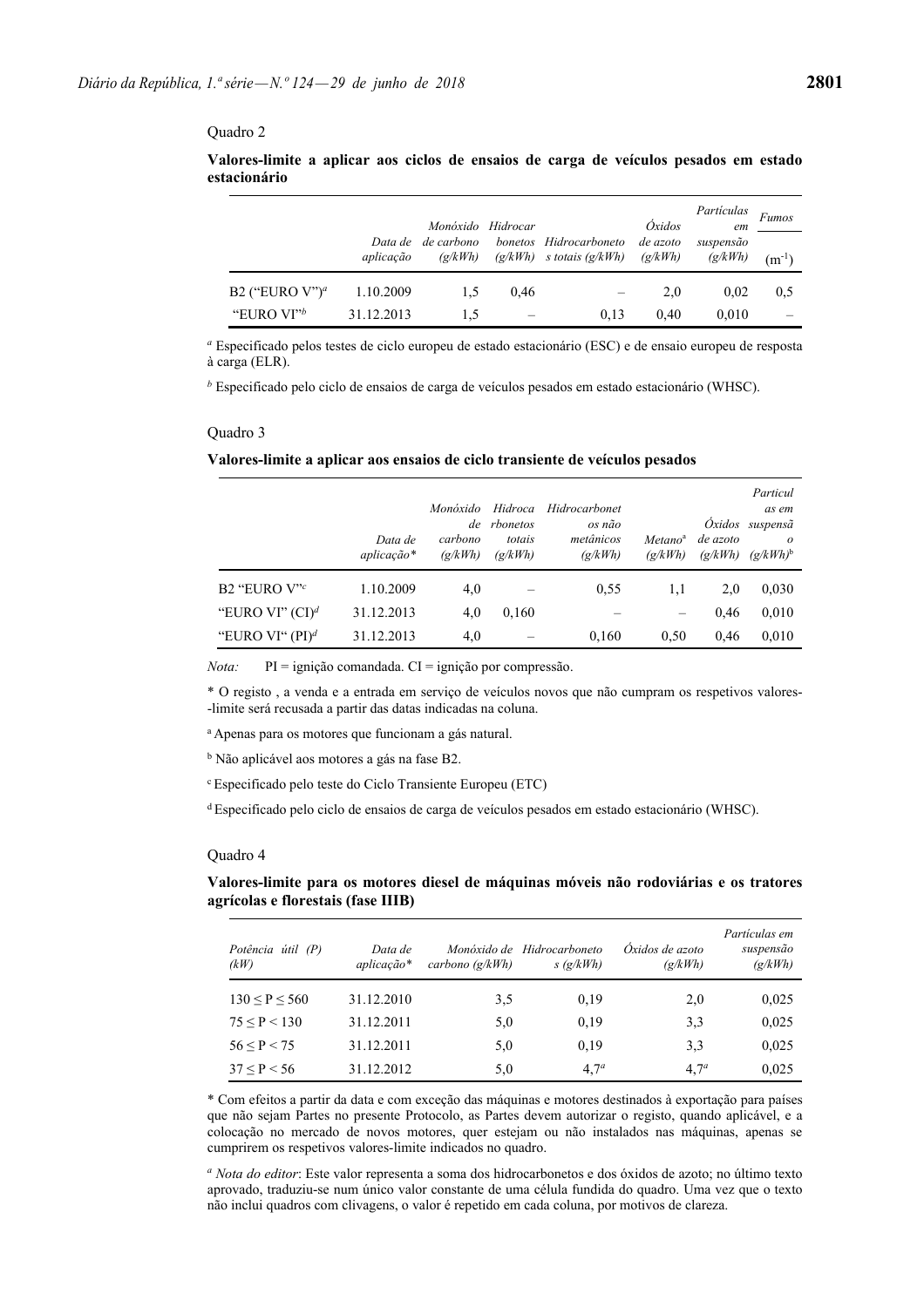Quadro 2

**Valores-limite a aplicar aos ciclos de ensaios de carga de veículos pesados em estado estacionário**

| | Data de aplicação | *Monóxido de carbono (g/kWh)* | *Hidrocarbonetos (g/kWh)* | *Hidrocarbonetos totais (g/kWh)* | *Óxidos de azoto (g/kWh)* | *Partículas em suspensão (g/kWh)* | *Fumos* ($m^{-1}$) |
|---|---|---|---|---|---|---|---|
| B2 ("EURO V")[a] | 1.10.2009 | 1,5 | 0,46 | – | 2,0 | 0,02 | 0,5 |
| "EURO VI"[b] | 31.12.2013 | 1,5 | – | 0,13 | 0,40 | 0,010 | – |

[a] Especificado pelos testes de ciclo europeu de estado estacionário (ESC) e de ensaio europeu de resposta à carga (ELR).

[b] Especificado pelo ciclo de ensaios de carga de veículos pesados em estado estacionário (WHSC).

Quadro 3

**Valores-limite a aplicar aos ensaios de ciclo transiente de veículos pesados**

| | *Data de aplicação\** | *Monóxido de carbono (g/kWh)* | *Hidrocarbonetos totais (g/kWh)* | *Hidrocarbonetos não metânicos (g/kWh)* | *Metano[a] (g/kWh)* | *Óxidos de azoto (g/kWh)* | *Partículas em suspensão (g/kWh)[b]* |
|---|---|---|---|---|---|---|---|
| B2 "EURO V"[c] | 1.10.2009 | 4,0 | – | 0,55 | 1,1 | 2,0 | 0,030 |
| "EURO VI" (CI)[d] | 31.12.2013 | 4,0 | 0,160 | – | – | 0,46 | 0,010 |
| "EURO VI" (PI)[d] | 31.12.2013 | 4,0 | – | 0,160 | 0,50 | 0,46 | 0,010 |

*Nota:* PI = ignição comandada. CI = ignição por compressão.

\* O registo , a venda e a entrada em serviço de veículos novos que não cumpram os respetivos valores--limite será recusada a partir das datas indicadas na coluna.

[a] Apenas para os motores que funcionam a gás natural.

[b] Não aplicável aos motores a gás na fase B2.

[c] Especificado pelo teste do Ciclo Transiente Europeu (ETC)

[d] Especificado pelo ciclo de ensaios de carga de veículos pesados em estado estacionário (WHSC).

Quadro 4

**Valores-limite para os motores diesel de máquinas móveis não rodoviárias e os tratores agrícolas e florestais (fase IIIB)**

| *Potência útil (P) (kW)* | *Data de aplicação\** | *Monóxido de carbono (g/kWh)* | *Hidrocarbonetos (g/kWh)* | *Óxidos de azoto (g/kWh)* | *Partículas em suspensão (g/kWh)* |
|---|---|---|---|---|---|
| $130 \leq P \leq 560$ | 31.12.2010 | 3,5 | 0,19 | 2,0 | 0,025 |
| $75 \leq P < 130$ | 31.12.2011 | 5,0 | 0,19 | 3,3 | 0,025 |
| $56 \leq P < 75$ | 31.12.2011 | 5,0 | 0,19 | 3,3 | 0,025 |
| $37 \leq P < 56$ | 31.12.2012 | 5,0 | 4,7[a] | 4,7[a] | 0,025 |

\* Com efeitos a partir da data e com exceção das máquinas e motores destinados à exportação para países que não sejam Partes no presente Protocolo, as Partes devem autorizar o registo, quando aplicável, e a colocação no mercado de novos motores, quer estejam ou não instalados nas máquinas, apenas se cumprirem os respetivos valores-limite indicados no quadro.

[a] *Nota do editor*: Este valor representa a soma dos hidrocarbonetos e dos óxidos de azoto; no último texto aprovado, traduziu-se num único valor constante de uma célula fundida do quadro. Uma vez que o texto não inclui quadros com clivagens, o valor é repetido em cada coluna, por motivos de clareza.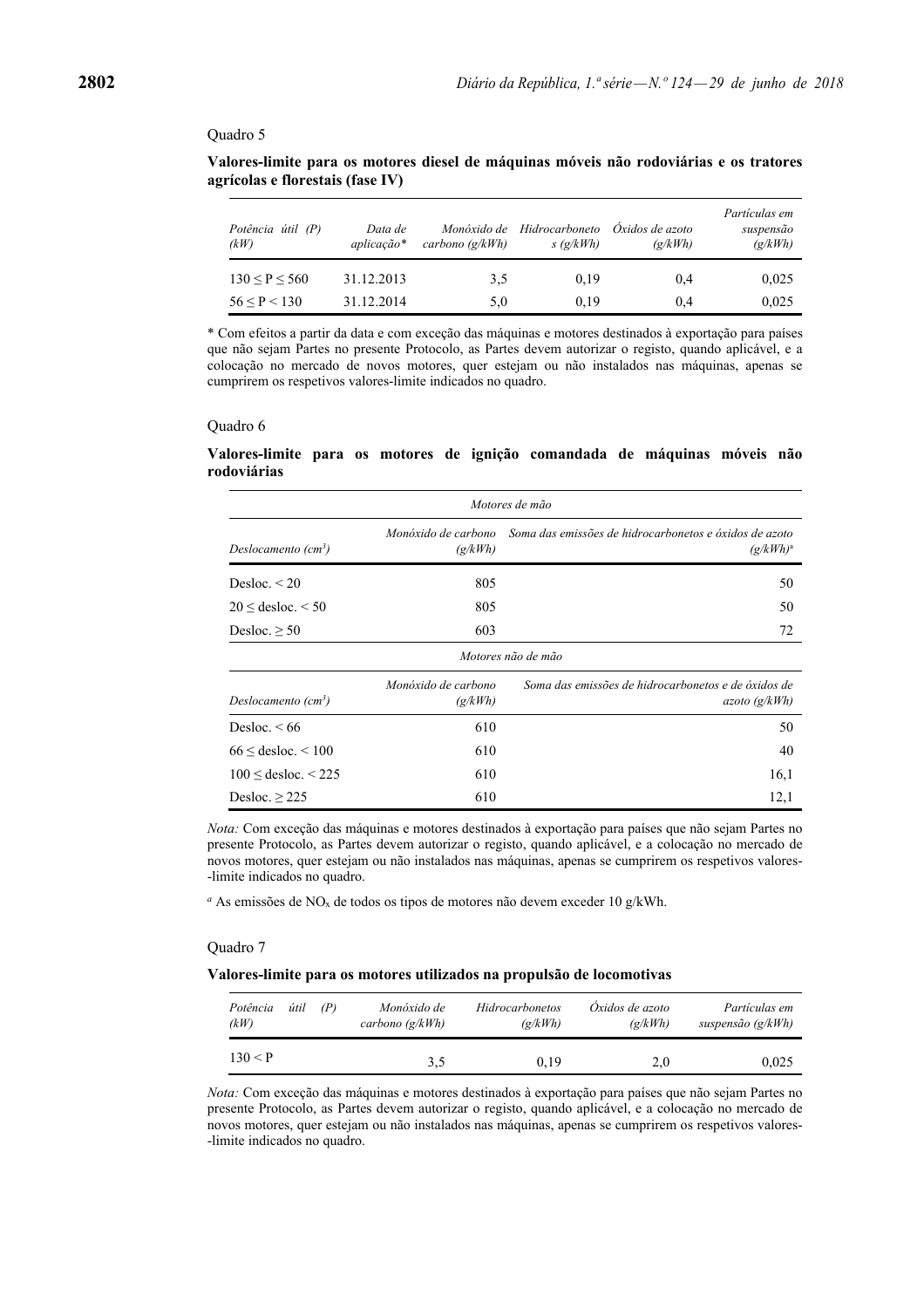Quadro 5

**Valores-limite para os motores diesel de máquinas móveis não rodoviárias e os tratores agrícolas e florestais (fase IV)**

| *Potência útil (P) (kW)* | *Data de aplicação\** | *Monóxido de carbono (g/kWh)* | *Hidrocarbonetos (g/kWh)* | *Óxidos de azoto (g/kWh)* | *Partículas em suspensão (g/kWh)* |
|---|---|---|---|---|---|
| 130 ≤ P ≤ 560 | 31.12.2013 | 3,5 | 0,19 | 0,4 | 0,025 |
| 56 ≤ P < 130 | 31.12.2014 | 5,0 | 0,19 | 0,4 | 0,025 |

\* Com efeitos a partir da data e com exceção das máquinas e motores destinados à exportação para países que não sejam Partes no presente Protocolo, as Partes devem autorizar o registo, quando aplicável, e a colocação no mercado de novos motores, quer estejam ou não instalados nas máquinas, apenas se cumprirem os respetivos valores-limite indicados no quadro.

Quadro 6

**Valores-limite para os motores de ignição comandada de máquinas móveis não rodoviárias**

| *Motores de mão* | | |
|---|---|---|
| *Deslocamento (cm³)* | *Monóxido de carbono (g/kWh)* | *Soma das emissões de hidrocarbonetos e óxidos de azoto (g/kWh)*[a] |
| Desloc. < 20 | 805 | 50 |
| 20 ≤ desloc. < 50 | 805 | 50 |
| Desloc. ≥ 50 | 603 | 72 |
| *Motores não de mão* | | |
| *Deslocamento (cm³)* | *Monóxido de carbono (g/kWh)* | *Soma das emissões de hidrocarbonetos e de óxidos de azoto (g/kWh)* |
| Desloc. < 66 | 610 | 50 |
| 66 ≤ desloc. < 100 | 610 | 40 |
| 100 ≤ desloc. < 225 | 610 | 16,1 |
| Desloc. ≥ 225 | 610 | 12,1 |

*Nota:* Com exceção das máquinas e motores destinados à exportação para países que não sejam Partes no presente Protocolo, as Partes devem autorizar o registo, quando aplicável, e a colocação no mercado de novos motores, quer estejam ou não instalados nas máquinas, apenas se cumprirem os respetivos valores-limite indicados no quadro.

[a] As emissões de $NO_x$ de todos os tipos de motores não devem exceder 10 g/kWh.

Quadro 7

**Valores-limite para os motores utilizados na propulsão de locomotivas**

| *Potência útil (P) (kW)* | *Monóxido de carbono (g/kWh)* | *Hidrocarbonetos (g/kWh)* | *Óxidos de azoto (g/kWh)* | *Partículas em suspensão (g/kWh)* |
|---|---|---|---|---|
| 130 < P | 3,5 | 0,19 | 2,0 | 0,025 |

*Nota:* Com exceção das máquinas e motores destinados à exportação para países que não sejam Partes no presente Protocolo, as Partes devem autorizar o registo, quando aplicável, e a colocação no mercado de novos motores, quer estejam ou não instalados nas máquinas, apenas se cumprirem os respetivos valores-limite indicados no quadro.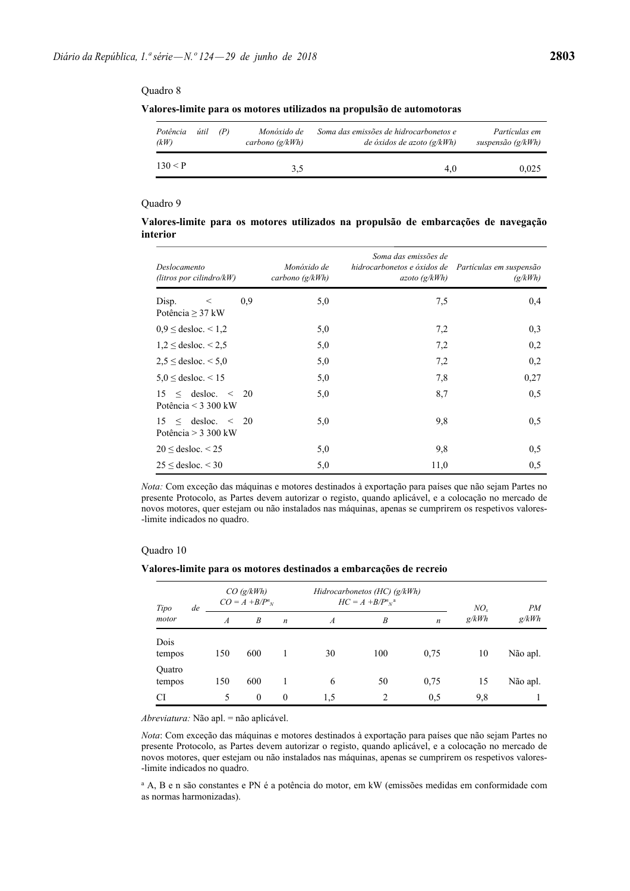Quadro 8

**Valores-limite para os motores utilizados na propulsão de automotoras**

| *Potência útil (P) (kW)* | *Monóxido de carbono (g/kWh)* | *Soma das emissões de hidrocarbonetos e de óxidos de azoto (g/kWh)* | *Partículas em suspensão (g/kWh)* |
|---|---|---|---|
| 130 < P | 3,5 | 4,0 | 0,025 |

Quadro 9

**Valores-limite para os motores utilizados na propulsão de embarcações de navegação interior**

| *Deslocamento (litros por cilindro/kW)* | *Monóxido de carbono (g/kWh)* | *Soma das emissões de hidrocarbonetos e óxidos de azoto (g/kWh)* | *Partículas em suspensão (g/kWh)* |
|---|---|---|---|
| Disp. < 0,9 Potência ≥ 37 kW | 5,0 | 7,5 | 0,4 |
| 0,9 ≤ desloc. < 1,2 | 5,0 | 7,2 | 0,3 |
| 1,2 ≤ desloc. < 2,5 | 5,0 | 7,2 | 0,2 |
| 2,5 ≤ desloc. < 5,0 | 5,0 | 7,2 | 0,2 |
| 5,0 ≤ desloc. < 15 | 5,0 | 7,8 | 0,27 |
| 15 ≤ desloc. < 20 Potência < 3 300 kW | 5,0 | 8,7 | 0,5 |
| 15 ≤ desloc. < 20 Potência > 3 300 kW | 5,0 | 9,8 | 0,5 |
| 20 ≤ desloc. < 25 | 5,0 | 9,8 | 0,5 |
| 25 ≤ desloc. < 30 | 5,0 | 11,0 | 0,5 |

*Nota:* Com exceção das máquinas e motores destinados à exportação para países que não sejam Partes no presente Protocolo, as Partes devem autorizar o registo, quando aplicável, e a colocação no mercado de novos motores, quer estejam ou não instalados nas máquinas, apenas se cumprirem os respetivos valores-limite indicados no quadro.

Quadro 10

**Valores-limite para os motores destinados a embarcações de recreio**

| *Tipo de motor* | *CO (g/kWh)* $CO = A + B/P^n_N$ | | | *Hidrocarbonetos (HC) (g/kWh)* $HC = A + B/P^n_N$ [a] | | | *$NO_x$ g/kWh* | *PM g/kWh* |
|---|---|---|---|---|---|---|---|---|
| | *A* | *B* | *n* | *A* | *B* | *n* | | |
| Dois tempos | 150 | 600 | 1 | 30 | 100 | 0,75 | 10 | Não apl. |
| Quatro tempos | 150 | 600 | 1 | 6 | 50 | 0,75 | 15 | Não apl. |
| CI | 5 | 0 | 0 | 1,5 | 2 | 0,5 | 9,8 | 1 |

*Abreviatura:* Não apl. = não aplicável.

*Nota*: Com exceção das máquinas e motores destinados à exportação para países que não sejam Partes no presente Protocolo, as Partes devem autorizar o registo, quando aplicável, e a colocação no mercado de novos motores, quer estejam ou não instalados nas máquinas, apenas se cumprirem os respetivos valores-limite indicados no quadro.

[a] A, B e n são constantes e PN é a potência do motor, em kW (emissões medidas em conformidade com as normas harmonizadas).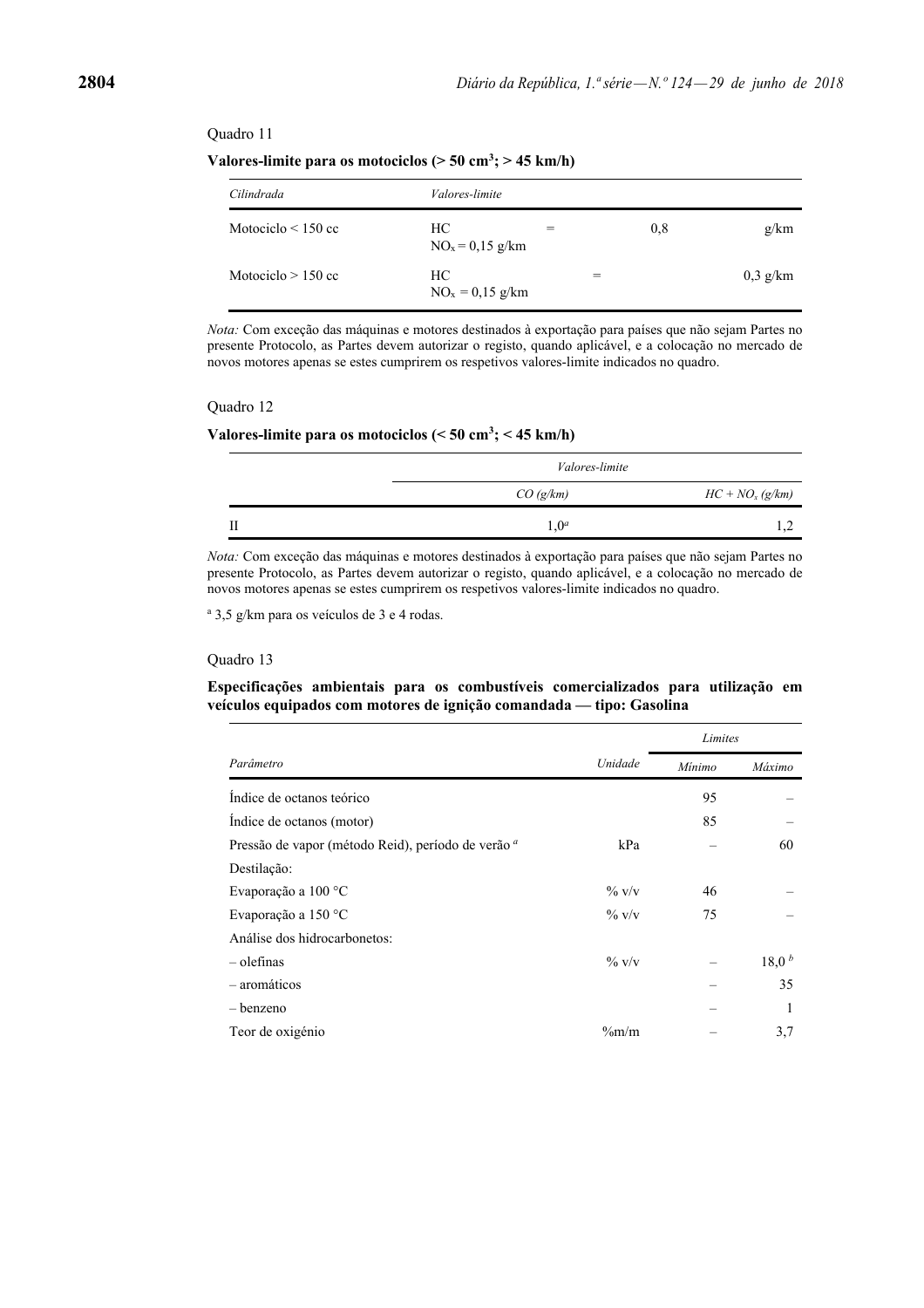Quadro 11

**Valores-limite para os motociclos (> 50 $cm^3$; > 45 km/h)**

| *Cilindrada* | *Valores-limite* | | | |
|---|---|---|---|---|
| Motociclo < 150 cc | HC<br>$NO_x$ = 0,15 g/km | = | 0,8 | g/km |
| Motociclo > 150 cc | HC<br>$NO_x$ = 0,15 g/km | = | | 0,3 g/km |

*Nota:* Com exceção das máquinas e motores destinados à exportação para países que não sejam Partes no presente Protocolo, as Partes devem autorizar o registo, quando aplicável, e a colocação no mercado de novos motores apenas se estes cumprirem os respetivos valores-limite indicados no quadro.

Quadro 12

**Valores-limite para os motociclos (< 50 $cm^3$; < 45 km/h)**

| | *Valores-limite* | |
|---|---|---|
| | *CO (g/km)* | *HC + $NO_x$ (g/km)* |
| II | 1,0[a] | 1,2 |

*Nota:* Com exceção das máquinas e motores destinados à exportação para países que não sejam Partes no presente Protocolo, as Partes devem autorizar o registo, quando aplicável, e a colocação no mercado de novos motores apenas se estes cumprirem os respetivos valores-limite indicados no quadro.

[a] 3,5 g/km para os veículos de 3 e 4 rodas.

Quadro 13

**Especificações ambientais para os combustíveis comercializados para utilização em veículos equipados com motores de ignição comandada — tipo: Gasolina**

| *Parâmetro* | *Unidade* | *Limites* | |
|---|---|---|---|
| | | *Mínimo* | *Máximo* |
| Índice de octanos teórico | | 95 | – |
| Índice de octanos (motor) | | 85 | – |
| Pressão de vapor (método Reid), período de verão [a] | kPa | – | 60 |
| Destilação: | | | |
| Evaporação a 100 °C | % v/v | 46 | – |
| Evaporação a 150 °C | % v/v | 75 | – |
| Análise dos hidrocarbonetos: | | | |
| – olefinas | % v/v | – | 18,0 [b] |
| – aromáticos | | – | 35 |
| – benzeno | | – | 1 |
| Teor de oxigénio | %m/m | – | 3,7 |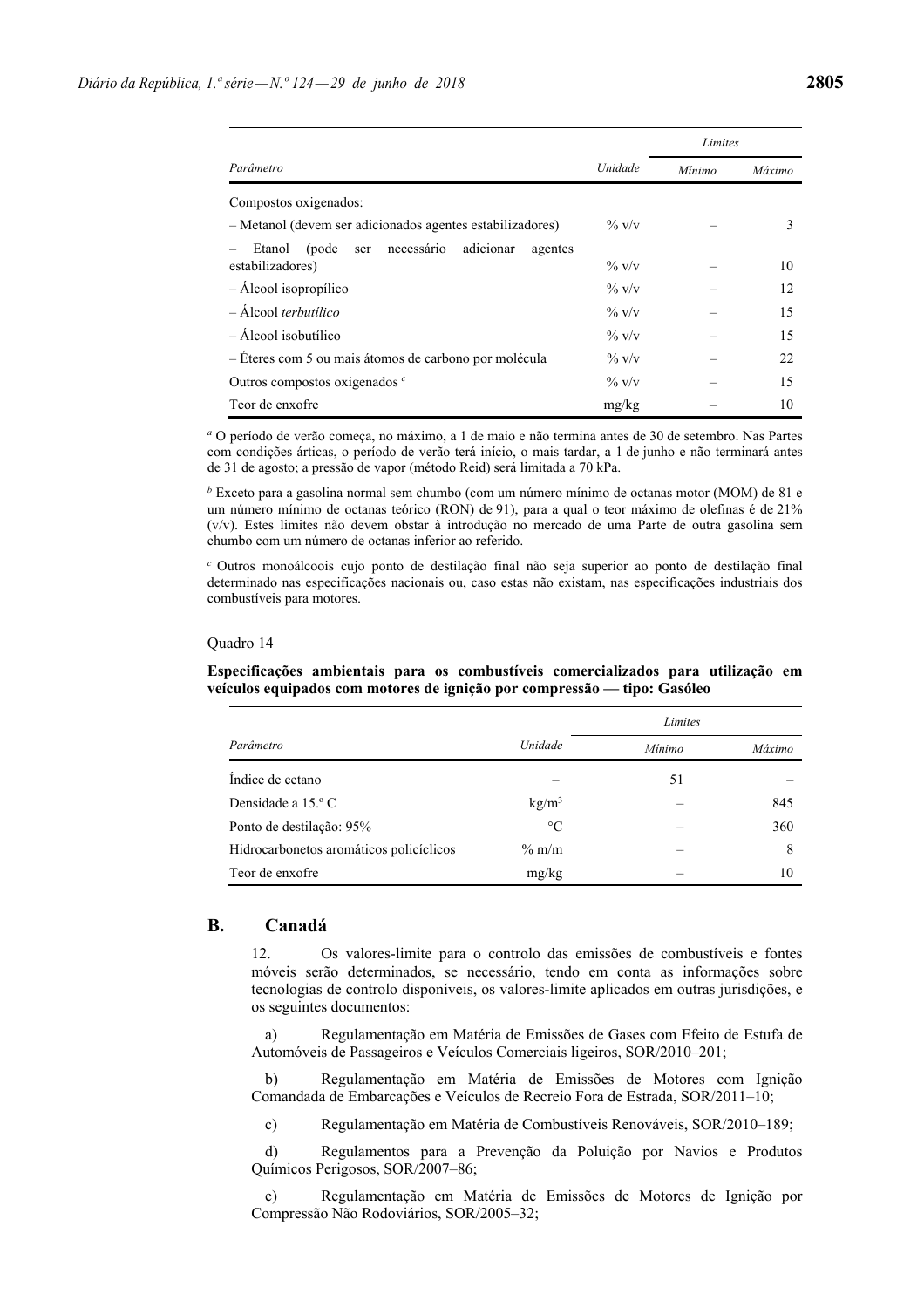| Parâmetro | Unidade | Limites | |
|---|---|---|---|
| | | *Mínimo* | *Máximo* |
| Compostos oxigenados: | | | |
| – Metanol (devem ser adicionados agentes estabilizadores) | % v/v | – | 3 |
| – Etanol (pode ser necessário adicionar agentes estabilizadores) | % v/v | – | 10 |
| – Álcool isopropílico | % v/v | – | 12 |
| – Álcool *terbutílico* | % v/v | – | 15 |
| – Álcool isobutílico | % v/v | – | 15 |
| – Éteres com 5 ou mais átomos de carbono por molécula | % v/v | – | 22 |
| Outros compostos oxigenados [c] | % v/v | – | 15 |
| Teor de enxofre | mg/kg | – | 10 |

[a] O período de verão começa, no máximo, a 1 de maio e não termina antes de 30 de setembro. Nas Partes com condições árticas, o período de verão terá início, o mais tardar, a 1 de junho e não terminará antes de 31 de agosto; a pressão de vapor (método Reid) será limitada a 70 kPa.

[b] Exceto para a gasolina normal sem chumbo (com um número mínimo de octanas motor (MOM) de 81 e um número mínimo de octanas teórico (RON) de 91), para a qual o teor máximo de olefinas é de 21% (v/v). Estes limites não devem obstar à introdução no mercado de uma Parte de outra gasolina sem chumbo com um número de octanas inferior ao referido.

[c] Outros monoálcoois cujo ponto de destilação final não seja superior ao ponto de destilação final determinado nas especificações nacionais ou, caso estas não existam, nas especificações industriais dos combustíveis para motores.

Quadro 14

**Especificações ambientais para os combustíveis comercializados para utilização em veículos equipados com motores de ignição por compressão — tipo: Gasóleo**

| Parâmetro | Unidade | Limites | |
|---|---|---|---|
| | | *Mínimo* | *Máximo* |
| Índice de cetano | – | 51 | – |
| Densidade a 15.º C | kg/m³ | – | 845 |
| Ponto de destilação: 95% | °C | – | 360 |
| Hidrocarbonetos aromáticos policíclicos | % m/m | – | 8 |
| Teor de enxofre | mg/kg | – | 10 |

## B. Canadá

12. Os valores-limite para o controlo das emissões de combustíveis e fontes móveis serão determinados, se necessário, tendo em conta as informações sobre tecnologias de controlo disponíveis, os valores-limite aplicados em outras jurisdições, e os seguintes documentos:

a) Regulamentação em Matéria de Emissões de Gases com Efeito de Estufa de Automóveis de Passageiros e Veículos Comerciais ligeiros, SOR/2010–201;

b) Regulamentação em Matéria de Emissões de Motores com Ignição Comandada de Embarcações e Veículos de Recreio Fora de Estrada, SOR/2011–10;

c) Regulamentação em Matéria de Combustíveis Renováveis, SOR/2010–189;

d) Regulamentos para a Prevenção da Poluição por Navios e Produtos Químicos Perigosos, SOR/2007–86;

e) Regulamentação em Matéria de Emissões de Motores de Ignição por Compressão Não Rodoviários, SOR/2005–32;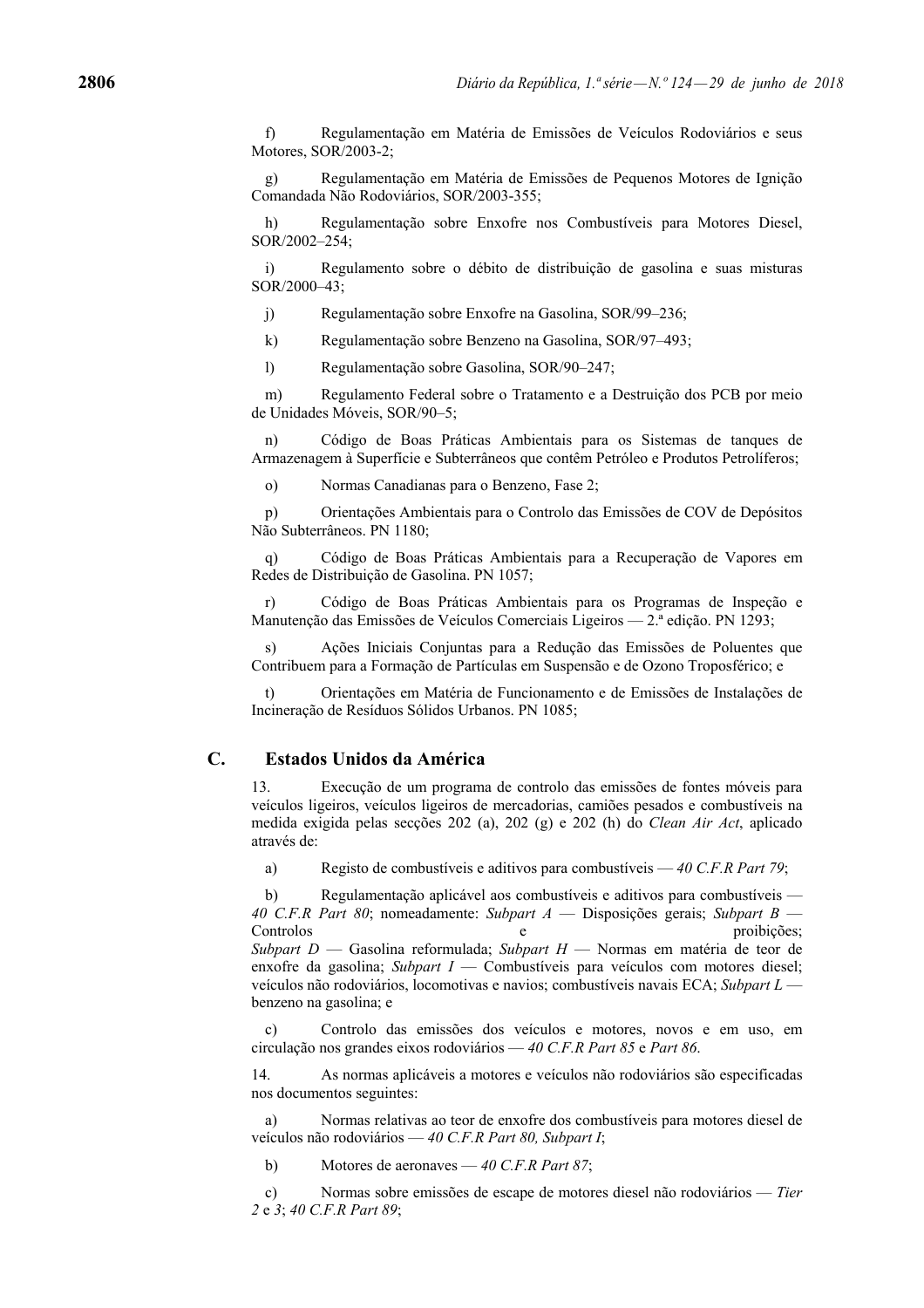f) Regulamentação em Matéria de Emissões de Veículos Rodoviários e seus Motores, SOR/2003-2;

g) Regulamentação em Matéria de Emissões de Pequenos Motores de Ignição Comandada Não Rodoviários, SOR/2003-355;

h) Regulamentação sobre Enxofre nos Combustíveis para Motores Diesel, SOR/2002–254;

i) Regulamento sobre o débito de distribuição de gasolina e suas misturas SOR/2000–43;

j) Regulamentação sobre Enxofre na Gasolina, SOR/99–236;

k) Regulamentação sobre Benzeno na Gasolina, SOR/97–493;

l) Regulamentação sobre Gasolina, SOR/90–247;

m) Regulamento Federal sobre o Tratamento e a Destruição dos PCB por meio de Unidades Móveis, SOR/90–5;

n) Código de Boas Práticas Ambientais para os Sistemas de tanques de Armazenagem à Superfície e Subterrâneos que contêm Petróleo e Produtos Petrolíferos;

o) Normas Canadianas para o Benzeno, Fase 2;

p) Orientações Ambientais para o Controlo das Emissões de COV de Depósitos Não Subterrâneos. PN 1180;

q) Código de Boas Práticas Ambientais para a Recuperação de Vapores em Redes de Distribuição de Gasolina. PN 1057;

r) Código de Boas Práticas Ambientais para os Programas de Inspeção e Manutenção das Emissões de Veículos Comerciais Ligeiros — 2.ª edição. PN 1293;

s) Ações Iniciais Conjuntas para a Redução das Emissões de Poluentes que Contribuem para a Formação de Partículas em Suspensão e de Ozono Troposférico; e

t) Orientações em Matéria de Funcionamento e de Emissões de Instalações de Incineração de Resíduos Sólidos Urbanos. PN 1085;

## C. Estados Unidos da América

13. Execução de um programa de controlo das emissões de fontes móveis para veículos ligeiros, veículos ligeiros de mercadorias, camiões pesados e combustíveis na medida exigida pelas secções 202 (a), 202 (g) e 202 (h) do *Clean Air Act*, aplicado através de:

a) Registo de combustíveis e aditivos para combustíveis — *40 C.F.R Part 79*;

b) Regulamentação aplicável aos combustíveis e aditivos para combustíveis — *40 C.F.R Part 80*; nomeadamente: *Subpart A* — Disposições gerais; *Subpart B* — Controlos e proibições; *Subpart D* — Gasolina reformulada; *Subpart H* — Normas em matéria de teor de enxofre da gasolina; *Subpart I* — Combustíveis para veículos com motores diesel; veículos não rodoviários, locomotivas e navios; combustíveis navais ECA; *Subpart L* — benzeno na gasolina; e

c) Controlo das emissões dos veículos e motores, novos e em uso, em circulação nos grandes eixos rodoviários — *40 C.F.R Part 85* e *Part 86*.

14. As normas aplicáveis a motores e veículos não rodoviários são especificadas nos documentos seguintes:

a) Normas relativas ao teor de enxofre dos combustíveis para motores diesel de veículos não rodoviários — *40 C.F.R Part 80, Subpart I*;

b) Motores de aeronaves — *40 C.F.R Part 87*;

c) Normas sobre emissões de escape de motores diesel não rodoviários — *Tier 2* e *3*; *40 C.F.R Part 89*;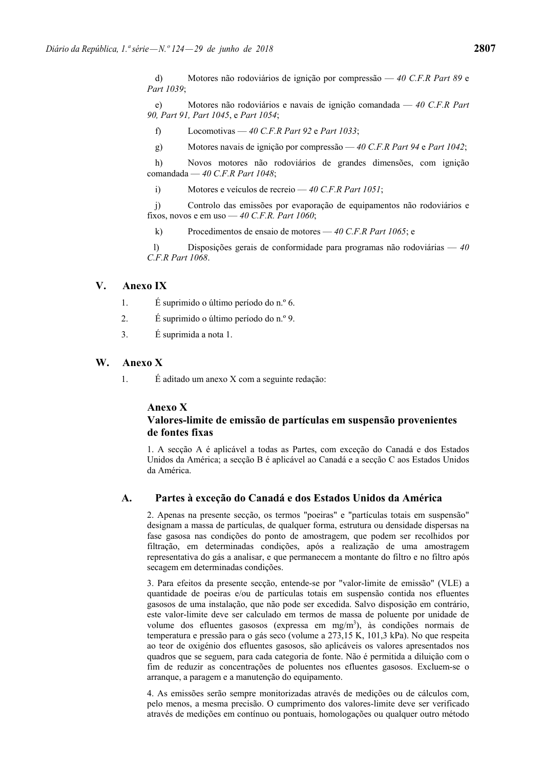d) Motores não rodoviários de ignição por compressão — *40 C.F.R Part 89* e *Part 1039*;

e) Motores não rodoviários e navais de ignição comandada — *40 C.F.R Part 90, Part 91, Part 1045*, e *Part 1054*;

f) Locomotivas — *40 C.F.R Part 92* e *Part 1033*;

g) Motores navais de ignição por compressão — *40 C.F.R Part 94* e *Part 1042*;

h) Novos motores não rodoviários de grandes dimensões, com ignição comandada — *40 C.F.R Part 1048*;

i) Motores e veículos de recreio — *40 C.F.R Part 1051*;

j) Controlo das emissões por evaporação de equipamentos não rodoviários e fixos, novos e em uso — *40 C.F.R. Part 1060*;

k) Procedimentos de ensaio de motores — *40 C.F.R Part 1065*; e

l) Disposições gerais de conformidade para programas não rodoviárias — *40 C.F.R Part 1068*.

## V. Anexo IX

1. É suprimido o último período do n.º 6.
2. É suprimido o último período do n.º 9.
3. É suprimida a nota 1.

## W. Anexo X

1. É aditado um anexo X com a seguinte redação:

### Anexo X
### Valores-limite de emissão de partículas em suspensão provenientes de fontes fixas

1. A secção A é aplicável a todas as Partes, com exceção do Canadá e dos Estados Unidos da América; a secção B é aplicável ao Canadá e a secção C aos Estados Unidos da América.

### A. Partes à exceção do Canadá e dos Estados Unidos da América

2. Apenas na presente secção, os termos "poeiras" e "partículas totais em suspensão" designam a massa de partículas, de qualquer forma, estrutura ou densidade dispersas na fase gasosa nas condições do ponto de amostragem, que podem ser recolhidos por filtração, em determinadas condições, após a realização de uma amostragem representativa do gás a analisar, e que permanecem a montante do filtro e no filtro após secagem em determinadas condições.

3. Para efeitos da presente secção, entende-se por "valor-limite de emissão" (VLE) a quantidade de poeiras e/ou de partículas totais em suspensão contida nos efluentes gasosos de uma instalação, que não pode ser excedida. Salvo disposição em contrário, este valor-limite deve ser calculado em termos de massa de poluente por unidade de volume dos efluentes gasosos (expressa em $mg/m^3$), às condições normais de temperatura e pressão para o gás seco (volume a 273,15 K, 101,3 kPa). No que respeita ao teor de oxigénio dos efluentes gasosos, são aplicáveis os valores apresentados nos quadros que se seguem, para cada categoria de fonte. Não é permitida a diluição com o fim de reduzir as concentrações de poluentes nos efluentes gasosos. Excluem-se o arranque, a paragem e a manutenção do equipamento.

4. As emissões serão sempre monitorizadas através de medições ou de cálculos com, pelo menos, a mesma precisão. O cumprimento dos valores-limite deve ser verificado através de medições em contínuo ou pontuais, homologações ou qualquer outro método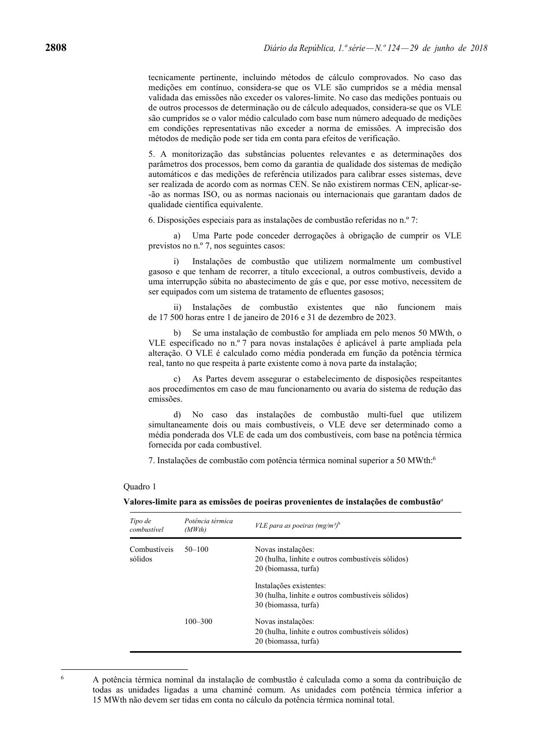tecnicamente pertinente, incluindo métodos de cálculo comprovados. No caso das medições em contínuo, considera-se que os VLE são cumpridos se a média mensal validada das emissões não exceder os valores-limite. No caso das medições pontuais ou de outros processos de determinação ou de cálculo adequados, considera-se que os VLE são cumpridos se o valor médio calculado com base num número adequado de medições em condições representativas não exceder a norma de emissões. A imprecisão dos métodos de medição pode ser tida em conta para efeitos de verificação.

5. A monitorização das substâncias poluentes relevantes e as determinações dos parâmetros dos processos, bem como da garantia de qualidade dos sistemas de medição automáticos e das medições de referência utilizados para calibrar esses sistemas, deve ser realizada de acordo com as normas CEN. Se não existirem normas CEN, aplicar-se-ão as normas ISO, ou as normas nacionais ou internacionais que garantam dados de qualidade científica equivalente.

6. Disposições especiais para as instalações de combustão referidas no n.º 7:

a) Uma Parte pode conceder derrogações à obrigação de cumprir os VLE previstos no n.º 7, nos seguintes casos:

i) Instalações de combustão que utilizem normalmente um combustível gasoso e que tenham de recorrer, a título excecional, a outros combustíveis, devido a uma interrupção súbita no abastecimento de gás e que, por esse motivo, necessitem de ser equipados com um sistema de tratamento de efluentes gasosos;

ii) Instalações de combustão existentes que não funcionem mais de 17 500 horas entre 1 de janeiro de 2016 e 31 de dezembro de 2023.

b) Se uma instalação de combustão for ampliada em pelo menos 50 MWth, o VLE especificado no n.º 7 para novas instalações é aplicável à parte ampliada pela alteração. O VLE é calculado como média ponderada em função da potência térmica real, tanto no que respeita à parte existente como à nova parte da instalação;

c) As Partes devem assegurar o estabelecimento de disposições respeitantes aos procedimentos em caso de mau funcionamento ou avaria do sistema de redução das emissões.

d) No caso das instalações de combustão multi-fuel que utilizem simultaneamente dois ou mais combustíveis, o VLE deve ser determinado como a média ponderada dos VLE de cada um dos combustíveis, com base na potência térmica fornecida por cada combustível.

7. Instalações de combustão com potência térmica nominal superior a 50 MWth:[6]

Quadro 1

**Valores-limite para as emissões de poeiras provenientes de instalações de combustão**[a]

| *Tipo de combustível* | *Potência térmica (MWth)* | *VLE para as poeiras (mg/m³)*[b] |
|---|---|---|
| Combustíveis sólidos | 50–100 | Novas instalações:<br>20 (hulha, linhite e outros combustíveis sólidos)<br>20 (biomassa, turfa) |
| | | Instalações existentes:<br>30 (hulha, linhite e outros combustíveis sólidos)<br>30 (biomassa, turfa) |
| | 100–300 | Novas instalações:<br>20 (hulha, linhite e outros combustíveis sólidos)<br>20 (biomassa, turfa) |

[6] A potência térmica nominal da instalação de combustão é calculada como a soma da contribuição de todas as unidades ligadas a uma chaminé comum. As unidades com potência térmica inferior a 15 MWth não devem ser tidas em conta no cálculo da potência térmica nominal total.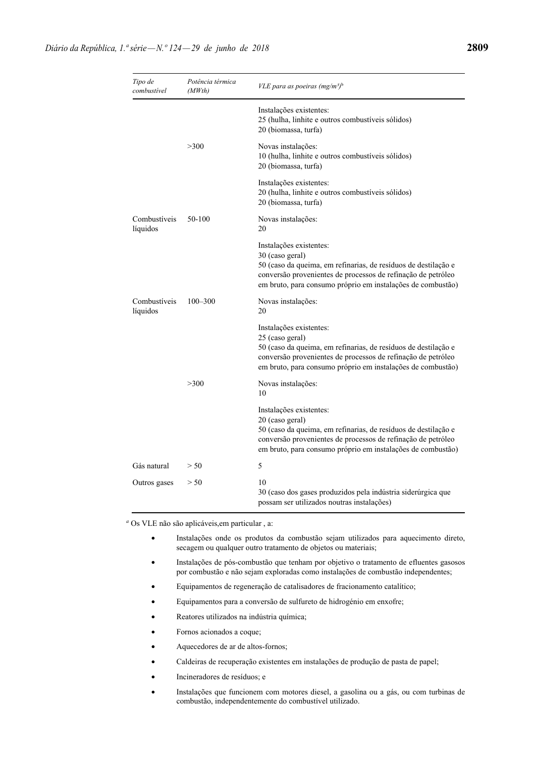| *Tipo de combustível* | *Potência térmica (MWth)* | *VLE para as poeiras (mg/m³)*[b] |
|---|---|---|
| | | Instalações existentes:<br>25 (hulha, linhite e outros combustíveis sólidos)<br>20 (biomassa, turfa) |
| | >300 | Novas instalações:<br>10 (hulha, linhite e outros combustíveis sólidos)<br>20 (biomassa, turfa) |
| | | Instalações existentes:<br>20 (hulha, linhite e outros combustíveis sólidos)<br>20 (biomassa, turfa) |
| Combustíveis líquidos | 50-100 | Novas instalações:<br>20 |
| | | Instalações existentes:<br>30 (caso geral)<br>50 (caso da queima, em refinarias, de resíduos de destilação e conversão provenientes de processos de refinação de petróleo em bruto, para consumo próprio em instalações de combustão) |
| Combustíveis líquidos | 100–300 | Novas instalações:<br>20 |
| | | Instalações existentes:<br>25 (caso geral)<br>50 (caso da queima, em refinarias, de resíduos de destilação e conversão provenientes de processos de refinação de petróleo em bruto, para consumo próprio em instalações de combustão) |
| | >300 | Novas instalações:<br>10 |
| | | Instalações existentes:<br>20 (caso geral)<br>50 (caso da queima, em refinarias, de resíduos de destilação e conversão provenientes de processos de refinação de petróleo em bruto, para consumo próprio em instalações de combustão) |
| Gás natural | > 50 | 5 |
| Outros gases | > 50 | 10<br>30 (caso dos gases produzidos pela indústria siderúrgica que possam ser utilizados noutras instalações) |

[a] Os VLE não são aplicáveis,em particular , a:

- Instalações onde os produtos da combustão sejam utilizados para aquecimento direto, secagem ou qualquer outro tratamento de objetos ou materiais;
- Instalações de pós-combustão que tenham por objetivo o tratamento de efluentes gasosos por combustão e não sejam exploradas como instalações de combustão independentes;
- Equipamentos de regeneração de catalisadores de fracionamento catalítico;
- Equipamentos para a conversão de sulfureto de hidrogénio em enxofre;
- Reatores utilizados na indústria química;
- Fornos acionados a coque;
- Aquecedores de ar de altos-fornos;
- Caldeiras de recuperação existentes em instalações de produção de pasta de papel;
- Incineradores de resíduos; e
- Instalações que funcionem com motores diesel, a gasolina ou a gás, ou com turbinas de combustão, independentemente do combustível utilizado.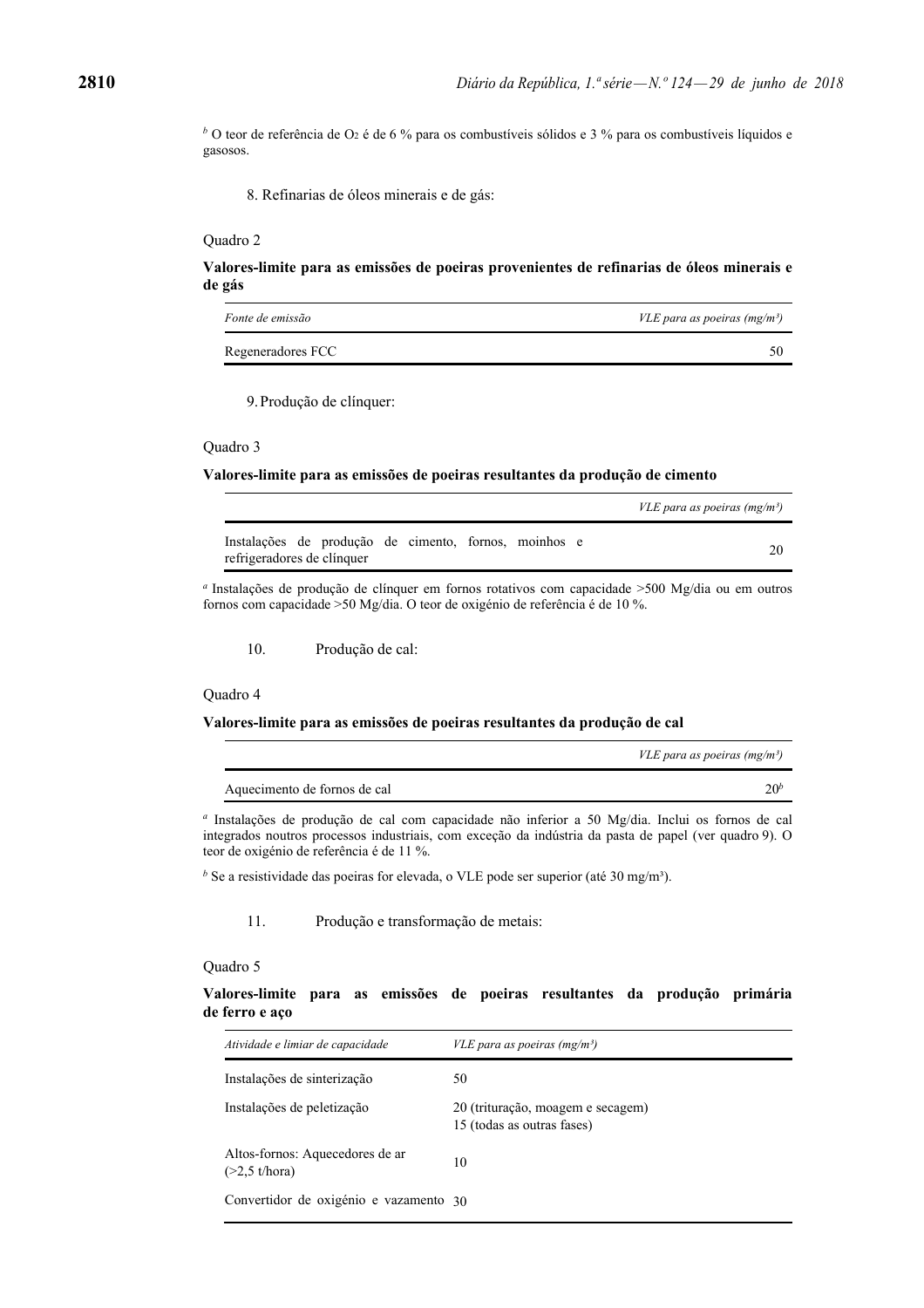[b] O teor de referência de $O_2$ é de 6 % para os combustíveis sólidos e 3 % para os combustíveis líquidos e gasosos.

8. Refinarias de óleos minerais e de gás:

Quadro 2

**Valores-limite para as emissões de poeiras provenientes de refinarias de óleos minerais e de gás**

| *Fonte de emissão* | *VLE para as poeiras (mg/m³)* |
|---|---|
| Regeneradores FCC | 50 |

9. Produção de clínquer:

Quadro 3

**Valores-limite para as emissões de poeiras resultantes da produção de cimento**

| | *VLE para as poeiras (mg/m³)* |
|---|---|
| Instalações de produção de cimento, fornos, moinhos e refrigeradores de clínquer | 20 |

[a] Instalações de produção de clínquer em fornos rotativos com capacidade >500 Mg/dia ou em outros fornos com capacidade >50 Mg/dia. O teor de oxigénio de referência é de 10 %.

10. Produção de cal:

Quadro 4

**Valores-limite para as emissões de poeiras resultantes da produção de cal**

| | *VLE para as poeiras (mg/m³)* |
|---|---|
| Aquecimento de fornos de cal | 20[b] |

[a] Instalações de produção de cal com capacidade não inferior a 50 Mg/dia. Inclui os fornos de cal integrados noutros processos industriais, com exceção da indústria da pasta de papel (ver quadro 9). O teor de oxigénio de referência é de 11 %.

[b] Se a resistividade das poeiras for elevada, o VLE pode ser superior (até 30 mg/m³).

11. Produção e transformação de metais:

Quadro 5

**Valores-limite para as emissões de poeiras resultantes da produção primária de ferro e aço**

| *Atividade e limiar de capacidade* | *VLE para as poeiras (mg/m³)* |
|---|---|
| Instalações de sinterização | 50 |
| Instalações de peletização | 20 (trituração, moagem e secagem)<br>15 (todas as outras fases) |
| Altos-fornos: Aquecedores de ar (>2,5 t/hora) | 10 |
| Convertidor de oxigénio e vazamento | 30 |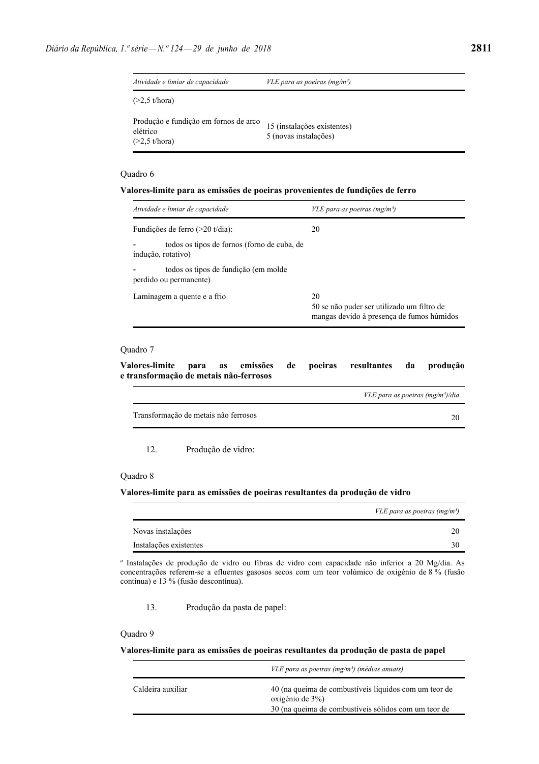| *Atividade e limiar de capacidade* | *VLE para as poeiras (mg/m³)* |
|---|---|
| (>2,5 t/hora) | |
| Produção e fundição em fornos de arco elétrico (>2,5 t/hora) | 15 (instalações existentes)<br>5 (novas instalações) |

Quadro 6

**Valores-limite para as emissões de poeiras provenientes de fundições de ferro**

| *Atividade e limiar de capacidade* | *VLE para as poeiras (mg/m³)* |
|---|---|
| Fundições de ferro (>20 t/dia): | 20 |
| - todos os tipos de fornos (forno de cuba, de indução, rotativo) | |
| - todos os tipos de fundição (em molde perdido ou permanente) | |
| Laminagem a quente e a frio | 20<br>50 se não puder ser utilizado um filtro de mangas devido à presença de fumos húmidos |

Quadro 7

**Valores-limite para as emissões de poeiras resultantes da produção e transformação de metais não-ferrosos**

| | *VLE para as poeiras (mg/m³)/dia* |
|---|---|
| Transformação de metais não ferrosos | 20 |

12. Produção de vidro:

Quadro 8

**Valores-limite para as emissões de poeiras resultantes da produção de vidro**

| | *VLE para as poeiras (mg/m³)* |
|---|---|
| Novas instalações | 20 |
| Instalações existentes | 30 |

[a] Instalações de produção de vidro ou fibras de vidro com capacidade não inferior a 20 Mg/dia. As concentrações referem-se a efluentes gasosos secos com um teor volúmico de oxigénio de 8 % (fusão contínua) e 13 % (fusão descontínua).

13. Produção da pasta de papel:

Quadro 9

**Valores-limite para as emissões de poeiras resultantes da produção de pasta de papel**

| | *VLE para as poeiras (mg/m³) (médias anuais)* |
|---|---|
| Caldeira auxiliar | 40 (na queima de combustíveis líquidos com um teor de oxigénio de 3%)<br>30 (na queima de combustíveis sólidos com um teor de |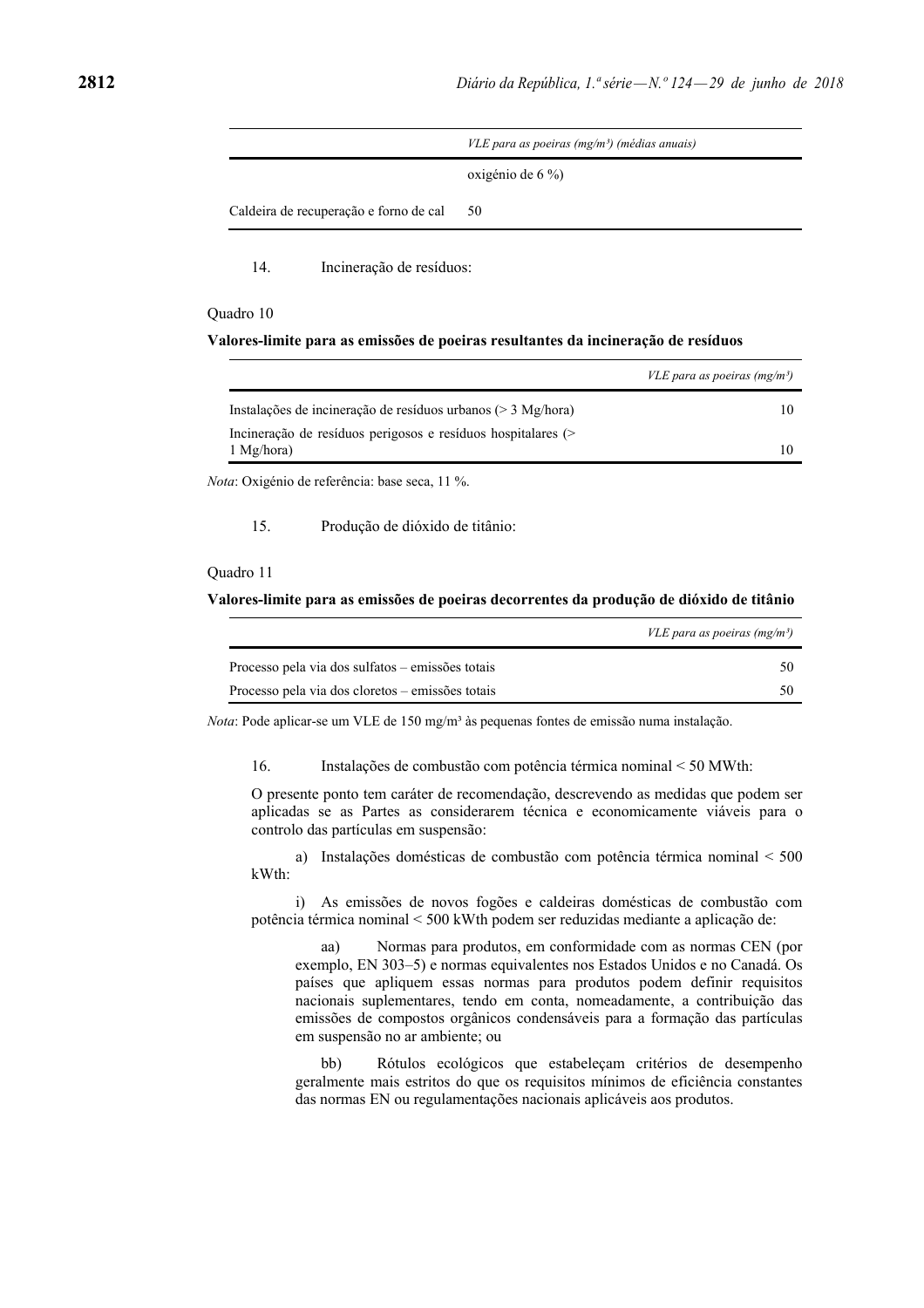| | VLE para as poeiras (mg/m³) (médias anuais) |
|---|---|
| | oxigénio de 6 %) |
| Caldeira de recuperação e forno de cal | 50 |

14. Incineração de resíduos:

Quadro 10

**Valores-limite para as emissões de poeiras resultantes da incineração de resíduos**

| | *VLE para as poeiras (mg/m³)* |
|---|---|
| Instalações de incineração de resíduos urbanos (> 3 Mg/hora) | 10 |
| Incineração de resíduos perigosos e resíduos hospitalares (> 1 Mg/hora) | 10 |

*Nota*: Oxigénio de referência: base seca, 11 %.

15. Produção de dióxido de titânio:

Quadro 11

**Valores-limite para as emissões de poeiras decorrentes da produção de dióxido de titânio**

| | *VLE para as poeiras (mg/m³)* |
|---|---|
| Processo pela via dos sulfatos – emissões totais | 50 |
| Processo pela via dos cloretos – emissões totais | 50 |

*Nota*: Pode aplicar-se um VLE de 150 mg/m³ às pequenas fontes de emissão numa instalação.

16. Instalações de combustão com potência térmica nominal < 50 MWth:

O presente ponto tem caráter de recomendação, descrevendo as medidas que podem ser aplicadas se as Partes as considerarem técnica e economicamente viáveis para o controlo das partículas em suspensão:

a) Instalações domésticas de combustão com potência térmica nominal < 500 kWth:

i) As emissões de novos fogões e caldeiras domésticas de combustão com potência térmica nominal < 500 kWth podem ser reduzidas mediante a aplicação de:

aa) Normas para produtos, em conformidade com as normas CEN (por exemplo, EN 303–5) e normas equivalentes nos Estados Unidos e no Canadá. Os países que apliquem essas normas para produtos podem definir requisitos nacionais suplementares, tendo em conta, nomeadamente, a contribuição das emissões de compostos orgânicos condensáveis para a formação das partículas em suspensão no ar ambiente; ou

bb) Rótulos ecológicos que estabeleçam critérios de desempenho geralmente mais estritos do que os requisitos mínimos de eficiência constantes das normas EN ou regulamentações nacionais aplicáveis aos produtos.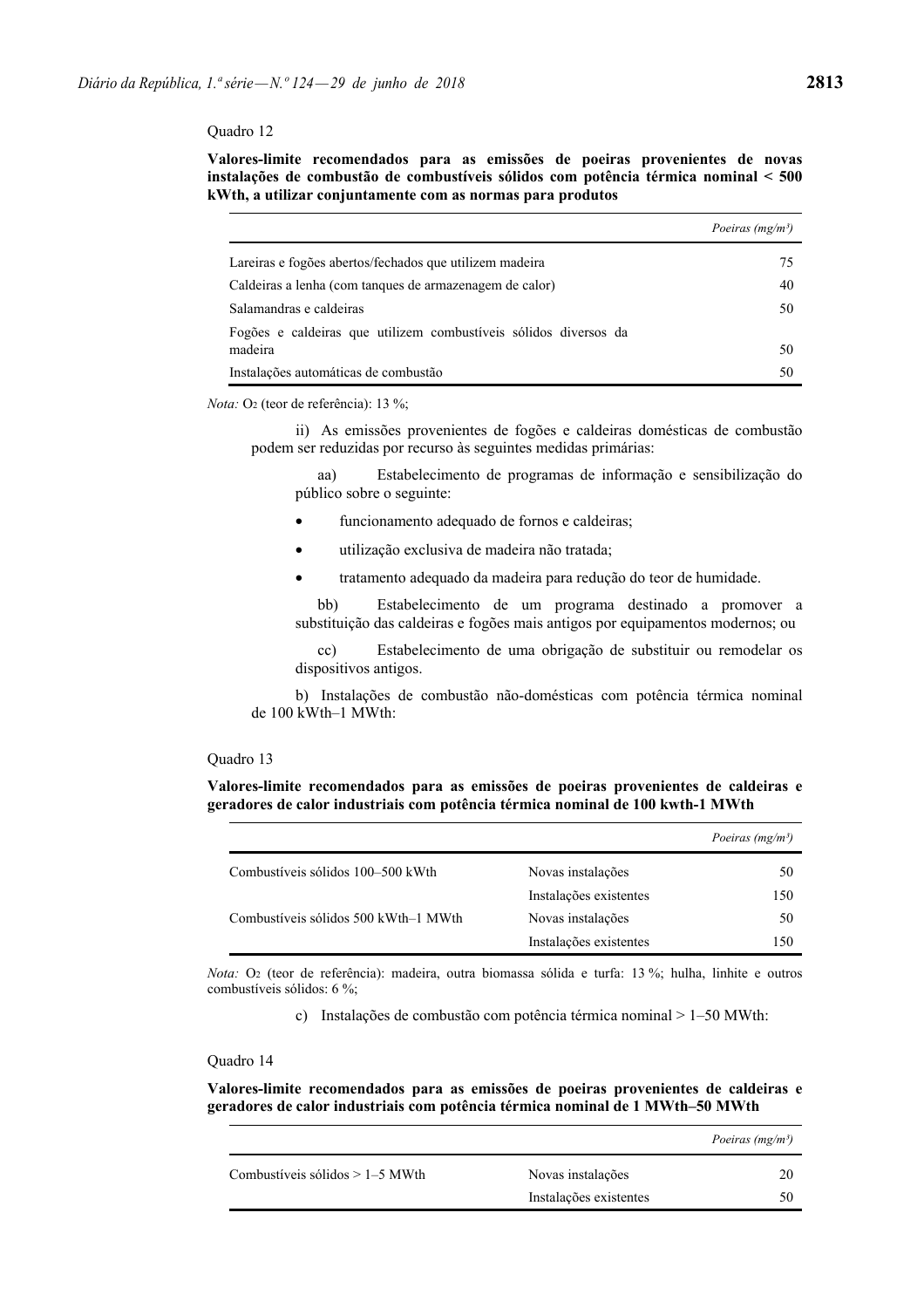Quadro 12

**Valores-limite recomendados para as emissões de poeiras provenientes de novas instalações de combustão de combustíveis sólidos com potência térmica nominal < 500 kWth, a utilizar conjuntamente com as normas para produtos**

| | *Poeiras (mg/m³)* |
|---|---|
| Lareiras e fogões abertos/fechados que utilizem madeira | 75 |
| Caldeiras a lenha (com tanques de armazenagem de calor) | 40 |
| Salamandras e caldeiras | 50 |
| Fogões e caldeiras que utilizem combustíveis sólidos diversos da madeira | 50 |
| Instalações automáticas de combustão | 50 |

*Nota:* $O_2$ (teor de referência): 13 %;

ii) As emissões provenientes de fogões e caldeiras domésticas de combustão podem ser reduzidas por recurso às seguintes medidas primárias:

aa) Estabelecimento de programas de informação e sensibilização do público sobre o seguinte:

- funcionamento adequado de fornos e caldeiras;
- utilização exclusiva de madeira não tratada;
- tratamento adequado da madeira para redução do teor de humidade.

bb) Estabelecimento de um programa destinado a promover a substituição das caldeiras e fogões mais antigos por equipamentos modernos; ou

cc) Estabelecimento de uma obrigação de substituir ou remodelar os dispositivos antigos.

b) Instalações de combustão não-domésticas com potência térmica nominal de 100 kWth–1 MWth:

Quadro 13

**Valores-limite recomendados para as emissões de poeiras provenientes de caldeiras e geradores de calor industriais com potência térmica nominal de 100 kwth-1 MWth**

| | | *Poeiras (mg/m³)* |
|---|---|---|
| Combustíveis sólidos 100–500 kWth | Novas instalações | 50 |
| | Instalações existentes | 150 |
| Combustíveis sólidos 500 kWth–1 MWth | Novas instalações | 50 |
| | Instalações existentes | 150 |

*Nota:* $O_2$ (teor de referência): madeira, outra biomassa sólida e turfa: 13 %; hulha, linhite e outros combustíveis sólidos: 6 %;

c) Instalações de combustão com potência térmica nominal > 1–50 MWth:

Quadro 14

**Valores-limite recomendados para as emissões de poeiras provenientes de caldeiras e geradores de calor industriais com potência térmica nominal de 1 MWth–50 MWth**

| | | *Poeiras (mg/m³)* |
|---|---|---|
| Combustíveis sólidos > 1–5 MWth | Novas instalações | 20 |
| | Instalações existentes | 50 |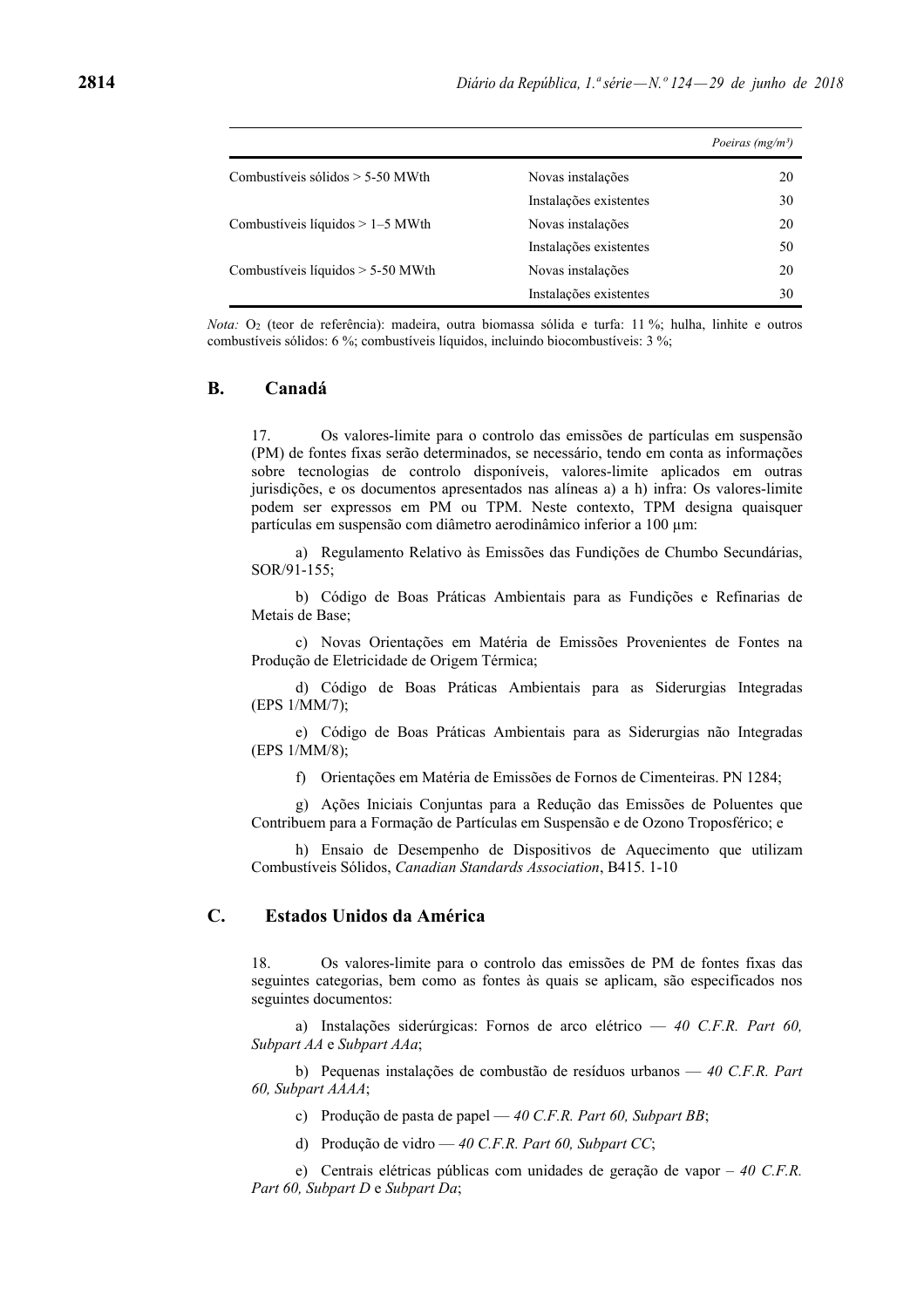| | | Poeiras (mg/m³) |
|---|---|---|
| Combustíveis sólidos > 5-50 MWth | Novas instalações | 20 |
| | Instalações existentes | 30 |
| Combustíveis líquidos > 1–5 MWth | Novas instalações | 20 |
| | Instalações existentes | 50 |
| Combustíveis líquidos > 5-50 MWth | Novas instalações | 20 |
| | Instalações existentes | 30 |

*Nota:* $O_2$ (teor de referência): madeira, outra biomassa sólida e turfa: 11 %; hulha, linhite e outros combustíveis sólidos: 6 %; combustíveis líquidos, incluindo biocombustíveis: 3 %;

## B. Canadá

17. Os valores-limite para o controlo das emissões de partículas em suspensão (PM) de fontes fixas serão determinados, se necessário, tendo em conta as informações sobre tecnologias de controlo disponíveis, valores-limite aplicados em outras jurisdições, e os documentos apresentados nas alíneas a) a h) infra: Os valores-limite podem ser expressos em PM ou TPM. Neste contexto, TPM designa quaisquer partículas em suspensão com diâmetro aerodinâmico inferior a 100 µm:

a) Regulamento Relativo às Emissões das Fundições de Chumbo Secundárias, SOR/91-155;

b) Código de Boas Práticas Ambientais para as Fundições e Refinarias de Metais de Base;

c) Novas Orientações em Matéria de Emissões Provenientes de Fontes na Produção de Eletricidade de Origem Térmica;

d) Código de Boas Práticas Ambientais para as Siderurgias Integradas (EPS 1/MM/7);

e) Código de Boas Práticas Ambientais para as Siderurgias não Integradas (EPS 1/MM/8);

f) Orientações em Matéria de Emissões de Fornos de Cimenteiras. PN 1284;

g) Ações Iniciais Conjuntas para a Redução das Emissões de Poluentes que Contribuem para a Formação de Partículas em Suspensão e de Ozono Troposférico; e

h) Ensaio de Desempenho de Dispositivos de Aquecimento que utilizam Combustíveis Sólidos, *Canadian Standards Association*, B415. 1-10

## C. Estados Unidos da América

18. Os valores-limite para o controlo das emissões de PM de fontes fixas das seguintes categorias, bem como as fontes às quais se aplicam, são especificados nos seguintes documentos:

a) Instalações siderúrgicas: Fornos de arco elétrico — *40 C.F.R. Part 60, Subpart AA* e *Subpart AAa*;

b) Pequenas instalações de combustão de resíduos urbanos — *40 C.F.R. Part 60, Subpart AAAA*;

c) Produção de pasta de papel — *40 C.F.R. Part 60, Subpart BB*;

d) Produção de vidro — *40 C.F.R. Part 60, Subpart CC*;

e) Centrais elétricas públicas com unidades de geração de vapor – *40 C.F.R. Part 60, Subpart D* e *Subpart Da*;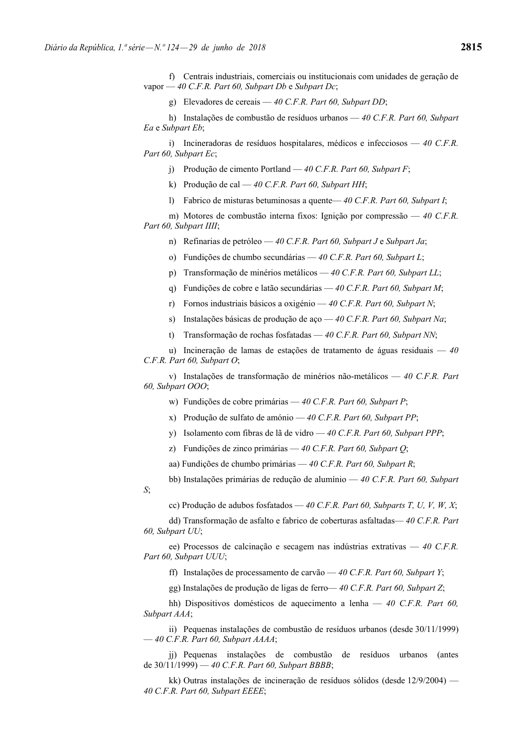f) Centrais industriais, comerciais ou institucionais com unidades de geração de vapor — *40 C.F.R. Part 60, Subpart Db* e *Subpart Dc*;

g) Elevadores de cereais — *40 C.F.R. Part 60, Subpart DD*;

h) Instalações de combustão de resíduos urbanos — *40 C.F.R. Part 60, Subpart Ea* e *Subpart Eb*;

i) Incineradoras de resíduos hospitalares, médicos e infecciosos — *40 C.F.R. Part 60, Subpart Ec*;

j) Produção de cimento Portland — *40 C.F.R. Part 60, Subpart F*;

k) Produção de cal — *40 C.F.R. Part 60, Subpart HH*;

l) Fabrico de misturas betuminosas a quente— *40 C.F.R. Part 60, Subpart I*;

m) Motores de combustão interna fixos: Ignição por compressão — *40 C.F.R. Part 60, Subpart IIII*;

n) Refinarias de petróleo — *40 C.F.R. Part 60, Subpart J* e *Subpart Ja*;

o) Fundições de chumbo secundárias — *40 C.F.R. Part 60, Subpart L*;

p) Transformação de minérios metálicos — *40 C.F.R. Part 60, Subpart LL*;

q) Fundições de cobre e latão secundárias — *40 C.F.R. Part 60, Subpart M*;

r) Fornos industriais básicos a oxigénio — *40 C.F.R. Part 60, Subpart N*;

s) Instalações básicas de produção de aço — *40 C.F.R. Part 60, Subpart Na*;

t) Transformação de rochas fosfatadas — *40 C.F.R. Part 60, Subpart NN*;

u) Incineração de lamas de estações de tratamento de águas residuais — *40 C.F.R. Part 60, Subpart O*;

v) Instalações de transformação de minérios não-metálicos — *40 C.F.R. Part 60, Subpart OOO*;

w) Fundições de cobre primárias — *40 C.F.R. Part 60, Subpart P*;

x) Produção de sulfato de amónio — *40 C.F.R. Part 60, Subpart PP*;

y) Isolamento com fibras de lã de vidro — *40 C.F.R. Part 60, Subpart PPP*;

z) Fundições de zinco primárias — *40 C.F.R. Part 60, Subpart Q*;

aa) Fundições de chumbo primárias — *40 C.F.R. Part 60, Subpart R*;

bb) Instalações primárias de redução de alumínio — *40 C.F.R. Part 60, Subpart S*;

cc) Produção de adubos fosfatados — *40 C.F.R. Part 60, Subparts T, U, V, W, X*;

dd) Transformação de asfalto e fabrico de coberturas asfaltadas— *40 C.F.R. Part 60, Subpart UU*;

ee) Processos de calcinação e secagem nas indústrias extrativas — *40 C.F.R. Part 60, Subpart UUU*;

ff) Instalações de processamento de carvão — *40 C.F.R. Part 60, Subpart Y*;

gg) Instalações de produção de ligas de ferro— *40 C.F.R. Part 60, Subpart Z*;

hh) Dispositivos domésticos de aquecimento a lenha — *40 C.F.R. Part 60, Subpart AAA*;

ii) Pequenas instalações de combustão de resíduos urbanos (desde 30/11/1999) — *40 C.F.R. Part 60, Subpart AAAA*;

jj) Pequenas instalações de combustão de resíduos urbanos (antes de 30/11/1999) — *40 C.F.R. Part 60, Subpart BBBB*;

kk) Outras instalações de incineração de resíduos sólidos (desde 12/9/2004) — *40 C.F.R. Part 60, Subpart EEEE*;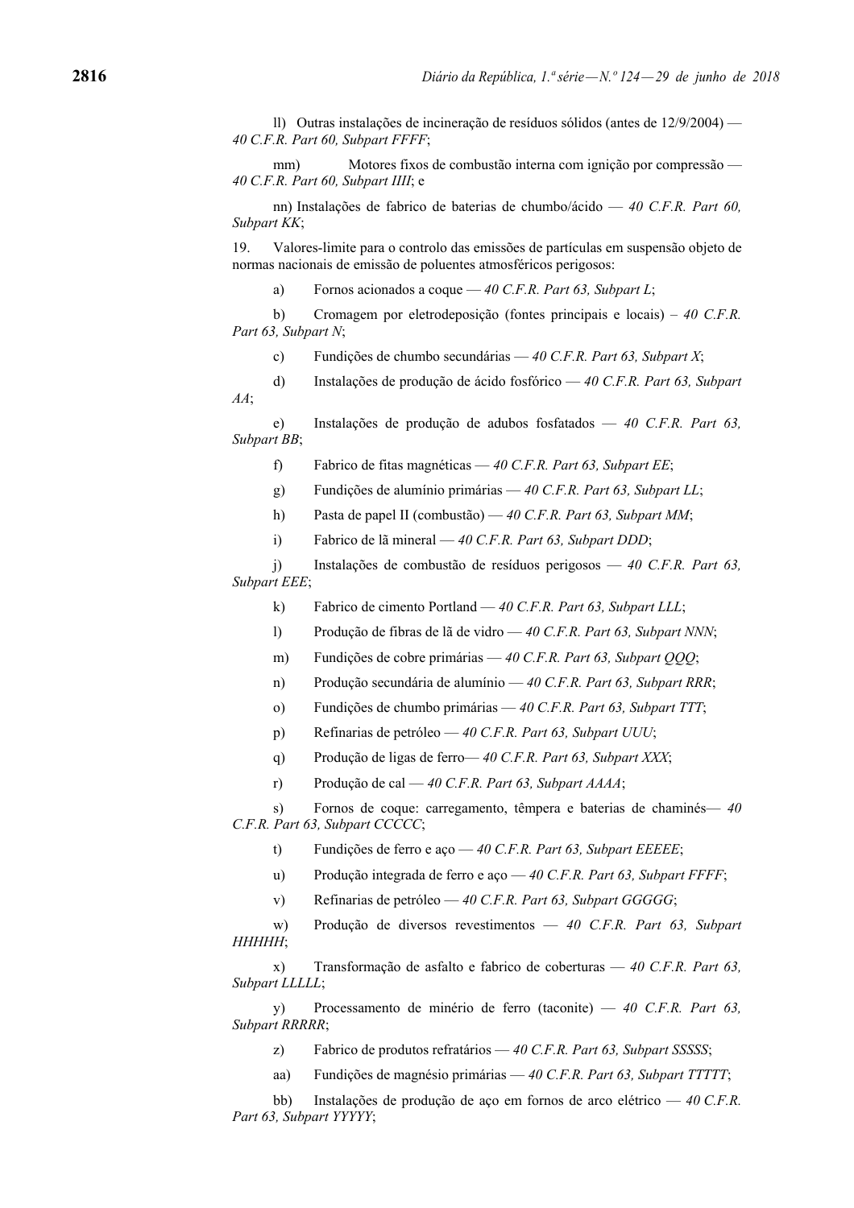ll) Outras instalações de incineração de resíduos sólidos (antes de 12/9/2004) — *40 C.F.R. Part 60, Subpart FFFF*;

mm) Motores fixos de combustão interna com ignição por compressão — *40 C.F.R. Part 60, Subpart IIII*; e

nn) Instalações de fabrico de baterias de chumbo/ácido — *40 C.F.R. Part 60, Subpart KK*;

19. Valores-limite para o controlo das emissões de partículas em suspensão objeto de normas nacionais de emissão de poluentes atmosféricos perigosos:

a) Fornos acionados a coque — *40 C.F.R. Part 63, Subpart L*;

b) Cromagem por eletrodeposição (fontes principais e locais) – *40 C.F.R. Part 63, Subpart N*;

c) Fundições de chumbo secundárias — *40 C.F.R. Part 63, Subpart X*;

d) Instalações de produção de ácido fosfórico — *40 C.F.R. Part 63, Subpart AA*;

e) Instalações de produção de adubos fosfatados — *40 C.F.R. Part 63, Subpart BB*;

f) Fabrico de fitas magnéticas — *40 C.F.R. Part 63, Subpart EE*;

g) Fundições de alumínio primárias — *40 C.F.R. Part 63, Subpart LL*;

h) Pasta de papel II (combustão) — *40 C.F.R. Part 63, Subpart MM*;

i) Fabrico de lã mineral — *40 C.F.R. Part 63, Subpart DDD*;

j) Instalações de combustão de resíduos perigosos — *40 C.F.R. Part 63, Subpart EEE*;

k) Fabrico de cimento Portland — *40 C.F.R. Part 63, Subpart LLL*;

l) Produção de fibras de lã de vidro — *40 C.F.R. Part 63, Subpart NNN*;

m) Fundições de cobre primárias — *40 C.F.R. Part 63, Subpart QQQ*;

n) Produção secundária de alumínio — *40 C.F.R. Part 63, Subpart RRR*;

o) Fundições de chumbo primárias — *40 C.F.R. Part 63, Subpart TTT*;

p) Refinarias de petróleo — *40 C.F.R. Part 63, Subpart UUU*;

q) Produção de ligas de ferro— *40 C.F.R. Part 63, Subpart XXX*;

r) Produção de cal — *40 C.F.R. Part 63, Subpart AAAA*;

s) Fornos de coque: carregamento, têmpera e baterias de chaminés— *40 C.F.R. Part 63, Subpart CCCCC*;

t) Fundições de ferro e aço — *40 C.F.R. Part 63, Subpart EEEEE*;

u) Produção integrada de ferro e aço — *40 C.F.R. Part 63, Subpart FFFF*;

v) Refinarias de petróleo — *40 C.F.R. Part 63, Subpart GGGGG*;

w) Produção de diversos revestimentos — *40 C.F.R. Part 63, Subpart HHHHH*;

x) Transformação de asfalto e fabrico de coberturas — *40 C.F.R. Part 63, Subpart LLLLL*;

y) Processamento de minério de ferro (taconite) — *40 C.F.R. Part 63, Subpart RRRRR*;

z) Fabrico de produtos refratários — *40 C.F.R. Part 63, Subpart SSSSS*;

aa) Fundições de magnésio primárias — *40 C.F.R. Part 63, Subpart TTTTT*;

bb) Instalações de produção de aço em fornos de arco elétrico — *40 C.F.R. Part 63, Subpart YYYYY*;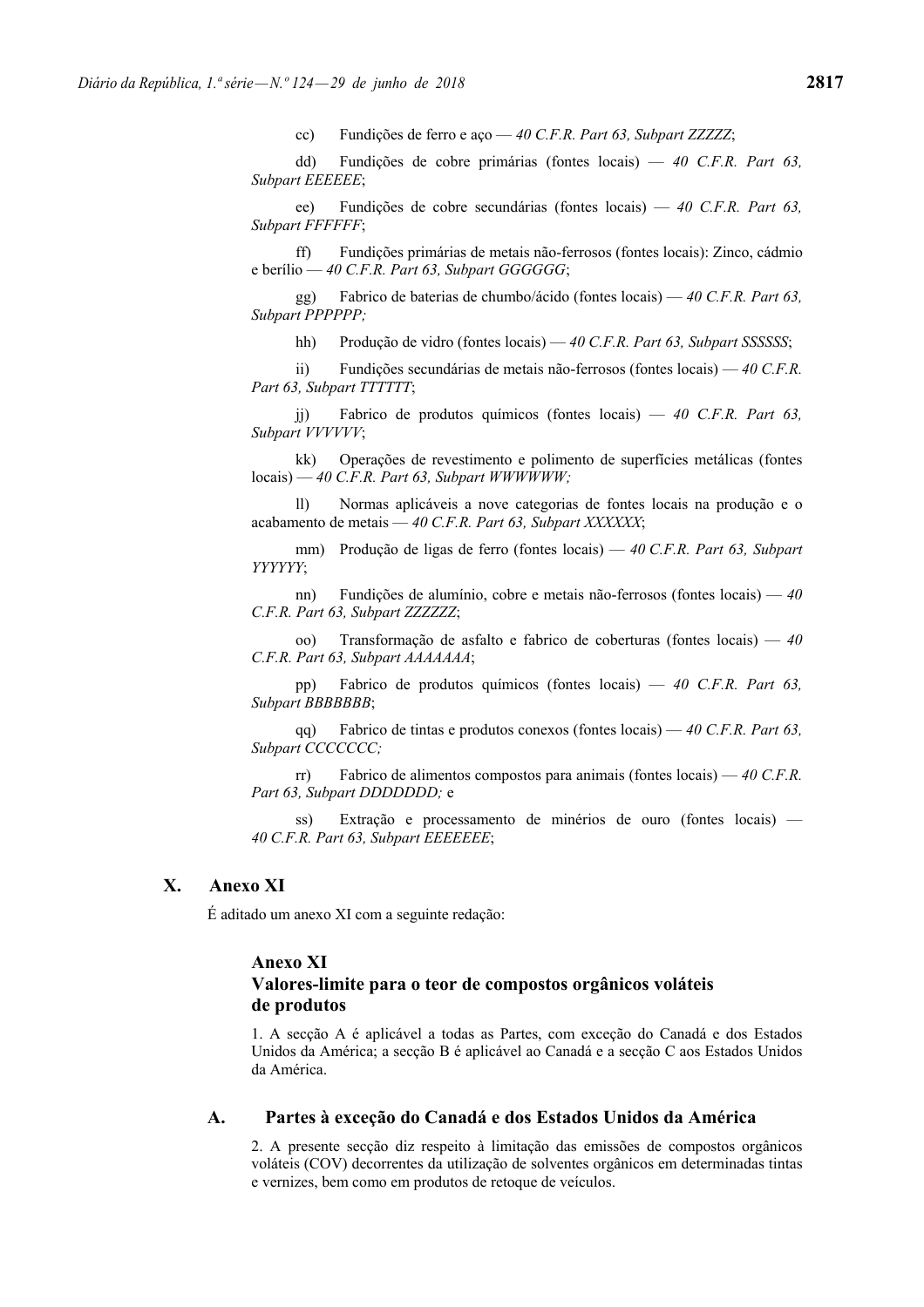cc) Fundições de ferro e aço — *40 C.F.R. Part 63, Subpart ZZZZZ*;

dd) Fundições de cobre primárias (fontes locais) — *40 C.F.R. Part 63, Subpart EEEEEE*;

ee) Fundições de cobre secundárias (fontes locais) — *40 C.F.R. Part 63, Subpart FFFFFF*;

ff) Fundições primárias de metais não-ferrosos (fontes locais): Zinco, cádmio e berílio — *40 C.F.R. Part 63, Subpart GGGGGG*;

gg) Fabrico de baterias de chumbo/ácido (fontes locais) — *40 C.F.R. Part 63, Subpart PPPPPP;*

hh) Produção de vidro (fontes locais) — *40 C.F.R. Part 63, Subpart SSSSSS*;

ii) Fundições secundárias de metais não-ferrosos (fontes locais) — *40 C.F.R. Part 63, Subpart TTTTTT*;

jj) Fabrico de produtos químicos (fontes locais) — *40 C.F.R. Part 63, Subpart VVVVVV*;

kk) Operações de revestimento e polimento de superfícies metálicas (fontes locais) — *40 C.F.R. Part 63, Subpart WWWWWW;*

ll) Normas aplicáveis a nove categorias de fontes locais na produção e o acabamento de metais — *40 C.F.R. Part 63, Subpart XXXXXX*;

mm) Produção de ligas de ferro (fontes locais) — *40 C.F.R. Part 63, Subpart YYYYYY*;

nn) Fundições de alumínio, cobre e metais não-ferrosos (fontes locais) — *40 C.F.R. Part 63, Subpart ZZZZZZ*;

oo) Transformação de asfalto e fabrico de coberturas (fontes locais) — *40 C.F.R. Part 63, Subpart AAAAAAA*;

pp) Fabrico de produtos químicos (fontes locais) — *40 C.F.R. Part 63, Subpart BBBBBBB*;

qq) Fabrico de tintas e produtos conexos (fontes locais) — *40 C.F.R. Part 63, Subpart CCCCCCC;*

rr) Fabrico de alimentos compostos para animais (fontes locais) — *40 C.F.R. Part 63, Subpart DDDDDDD;* e

ss) Extração e processamento de minérios de ouro (fontes locais) — *40 C.F.R. Part 63, Subpart EEEEEEE*;

## X. Anexo XI

É aditado um anexo XI com a seguinte redação:

### Anexo XI
### Valores-limite para o teor de compostos orgânicos voláteis de produtos

1. A secção A é aplicável a todas as Partes, com exceção do Canadá e dos Estados Unidos da América; a secção B é aplicável ao Canadá e a secção C aos Estados Unidos da América.

### A. Partes à exceção do Canadá e dos Estados Unidos da América

2. A presente secção diz respeito à limitação das emissões de compostos orgânicos voláteis (COV) decorrentes da utilização de solventes orgânicos em determinadas tintas e vernizes, bem como em produtos de retoque de veículos.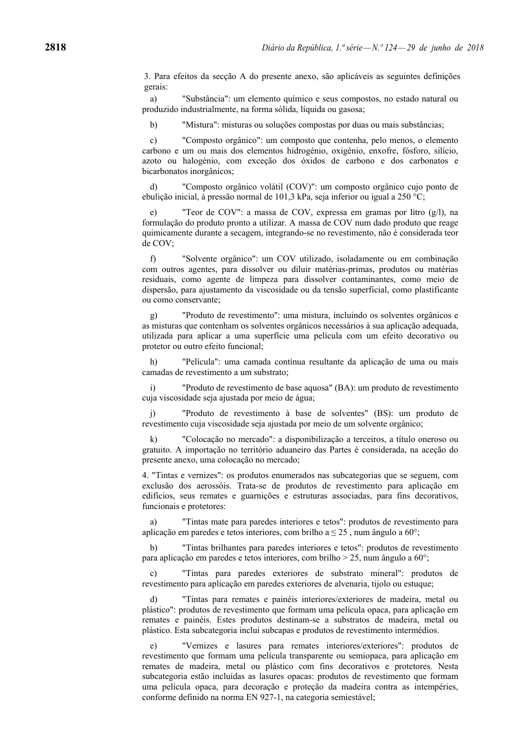3. Para efeitos da secção A do presente anexo, são aplicáveis as seguintes definições gerais:

a) "Substância": um elemento químico e seus compostos, no estado natural ou produzido industrialmente, na forma sólida, líquida ou gasosa;

b) "Mistura": misturas ou soluções compostas por duas ou mais substâncias;

c) "Composto orgânico": um composto que contenha, pelo menos, o elemento carbono e um ou mais dos elementos hidrogénio, oxigénio, enxofre, fósforo, silício, azoto ou halogénio, com exceção dos óxidos de carbono e dos carbonatos e bicarbonatos inorgânicos;

d) "Composto orgânico volátil (COV)": um composto orgânico cujo ponto de ebulição inicial, à pressão normal de 101,3 kPa, seja inferior ou igual a 250 °C;

e) "Teor de COV": a massa de COV, expressa em gramas por litro (g/l), na formulação do produto pronto a utilizar. A massa de COV num dado produto que reage quimicamente durante a secagem, integrando-se no revestimento, não é considerada teor de COV;

f) "Solvente orgânico": um COV utilizado, isoladamente ou em combinação com outros agentes, para dissolver ou diluir matérias-primas, produtos ou matérias residuais, como agente de limpeza para dissolver contaminantes, como meio de dispersão, para ajustamento da viscosidade ou da tensão superficial, como plastificante ou como conservante;

g) "Produto de revestimento": uma mistura, incluindo os solventes orgânicos e as misturas que contenham os solventes orgânicos necessários à sua aplicação adequada, utilizada para aplicar a uma superfície uma película com um efeito decorativo ou protetor ou outro efeito funcional;

h) "Película": uma camada contínua resultante da aplicação de uma ou mais camadas de revestimento a um substrato;

i) "Produto de revestimento de base aquosa" (BA): um produto de revestimento cuja viscosidade seja ajustada por meio de água;

j) "Produto de revestimento à base de solventes" (BS): um produto de revestimento cuja viscosidade seja ajustada por meio de um solvente orgânico;

k) "Colocação no mercado": a disponibilização a terceiros, a título oneroso ou gratuito. A importação no território aduaneiro das Partes é considerada, na aceção do presente anexo, uma colocação no mercado;

4. "Tintas e vernizes": os produtos enumerados nas subcategorias que se seguem, com exclusão dos aerossóis. Trata-se de produtos de revestimento para aplicação em edifícios, seus remates e guarnições e estruturas associadas, para fins decorativos, funcionais e protetores:

a) "Tintas mate para paredes interiores e tetos": produtos de revestimento para aplicação em paredes e tetos interiores, com brilho a ≤ 25 , num ângulo a 60°;

b) "Tintas brilhantes para paredes interiores e tetos": produtos de revestimento para aplicação em paredes e tetos interiores, com brilho > 25, num ângulo a 60°;

c) "Tintas para paredes exteriores de substrato mineral": produtos de revestimento para aplicação em paredes exteriores de alvenaria, tijolo ou estuque;

d) "Tintas para remates e painéis interiores/exteriores de madeira, metal ou plástico": produtos de revestimento que formam uma película opaca, para aplicação em remates e painéis. Estes produtos destinam-se a substratos de madeira, metal ou plástico. Esta subcategoria inclui subcapas e produtos de revestimento intermédios.

e) "Vernizes e lasures para remates interiores/exteriores": produtos de revestimento que formam uma película transparente ou semiopaca, para aplicação em remates de madeira, metal ou plástico com fins decorativos e protetores. Nesta subcategoria estão incluídas as lasures opacas: produtos de revestimento que formam uma película opaca, para decoração e proteção da madeira contra as intempéries, conforme definido na norma EN 927-1, na categoria semiestável;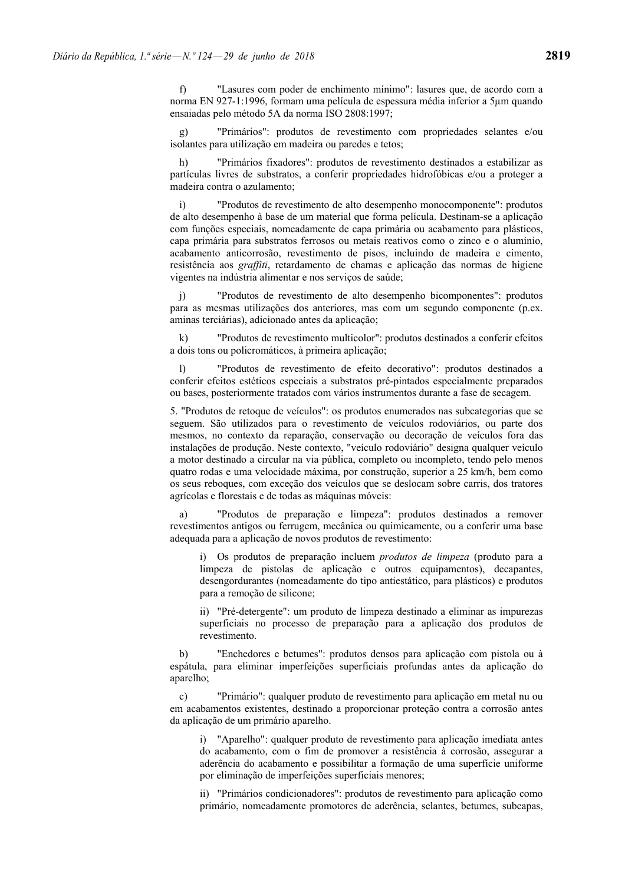f) "Lasures com poder de enchimento mínimo": lasures que, de acordo com a norma EN 927-1:1996, formam uma película de espessura média inferior a 5µm quando ensaiadas pelo método 5A da norma ISO 2808:1997;

g) "Primários": produtos de revestimento com propriedades selantes e/ou isolantes para utilização em madeira ou paredes e tetos;

h) "Primários fixadores": produtos de revestimento destinados a estabilizar as partículas livres de substratos, a conferir propriedades hidrofóbicas e/ou a proteger a madeira contra o azulamento;

i) "Produtos de revestimento de alto desempenho monocomponente": produtos de alto desempenho à base de um material que forma película. Destinam-se a aplicação com funções especiais, nomeadamente de capa primária ou acabamento para plásticos, capa primária para substratos ferrosos ou metais reativos como o zinco e o alumínio, acabamento anticorrosão, revestimento de pisos, incluindo de madeira e cimento, resistência aos *graffiti*, retardamento de chamas e aplicação das normas de higiene vigentes na indústria alimentar e nos serviços de saúde;

j) "Produtos de revestimento de alto desempenho bicomponentes": produtos para as mesmas utilizações dos anteriores, mas com um segundo componente (p.ex. aminas terciárias), adicionado antes da aplicação;

k) "Produtos de revestimento multicolor": produtos destinados a conferir efeitos a dois tons ou policromáticos, à primeira aplicação;

l) "Produtos de revestimento de efeito decorativo": produtos destinados a conferir efeitos estéticos especiais a substratos pré-pintados especialmente preparados ou bases, posteriormente tratados com vários instrumentos durante a fase de secagem.

5. "Produtos de retoque de veículos": os produtos enumerados nas subcategorias que se seguem. São utilizados para o revestimento de veículos rodoviários, ou parte dos mesmos, no contexto da reparação, conservação ou decoração de veículos fora das instalações de produção. Neste contexto, "veículo rodoviário" designa qualquer veículo a motor destinado a circular na via pública, completo ou incompleto, tendo pelo menos quatro rodas e uma velocidade máxima, por construção, superior a 25 km/h, bem como os seus reboques, com exceção dos veículos que se deslocam sobre carris, dos tratores agrícolas e florestais e de todas as máquinas móveis:

a) "Produtos de preparação e limpeza": produtos destinados a remover revestimentos antigos ou ferrugem, mecânica ou quimicamente, ou a conferir uma base adequada para a aplicação de novos produtos de revestimento:

i) Os produtos de preparação incluem *produtos de limpeza* (produto para a limpeza de pistolas de aplicação e outros equipamentos), decapantes, desengordurantes (nomeadamente do tipo antiestático, para plásticos) e produtos para a remoção de silicone;

ii) "Pré-detergente": um produto de limpeza destinado a eliminar as impurezas superficiais no processo de preparação para a aplicação dos produtos de revestimento.

b) "Enchedores e betumes": produtos densos para aplicação com pistola ou à espátula, para eliminar imperfeições superficiais profundas antes da aplicação do aparelho;

c) "Primário": qualquer produto de revestimento para aplicação em metal nu ou em acabamentos existentes, destinado a proporcionar proteção contra a corrosão antes da aplicação de um primário aparelho.

i) "Aparelho": qualquer produto de revestimento para aplicação imediata antes do acabamento, com o fim de promover a resistência à corrosão, assegurar a aderência do acabamento e possibilitar a formação de uma superfície uniforme por eliminação de imperfeições superficiais menores;

ii) "Primários condicionadores": produtos de revestimento para aplicação como primário, nomeadamente promotores de aderência, selantes, betumes, subcapas,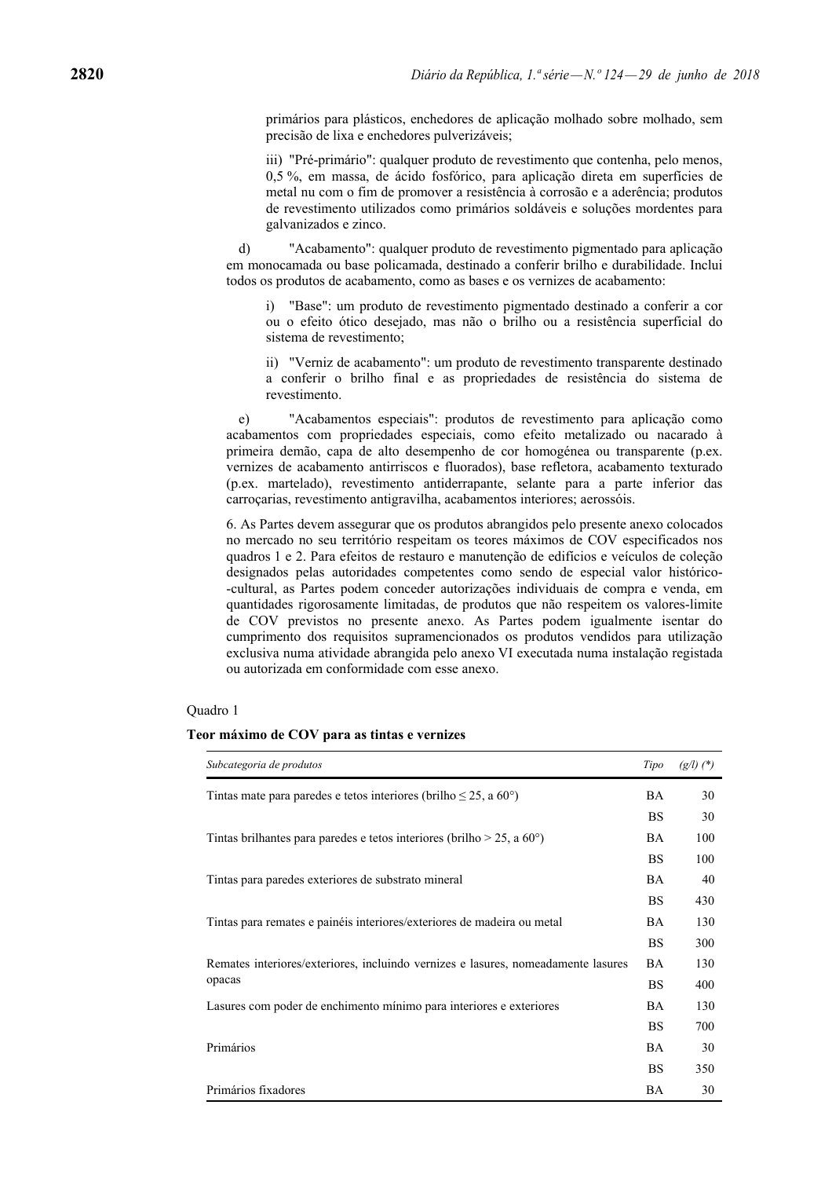primários para plásticos, enchedores de aplicação molhado sobre molhado, sem precisão de lixa e enchedores pulverizáveis;

iii) "Pré-primário": qualquer produto de revestimento que contenha, pelo menos, 0,5 %, em massa, de ácido fosfórico, para aplicação direta em superfícies de metal nu com o fim de promover a resistência à corrosão e a aderência; produtos de revestimento utilizados como primários soldáveis e soluções mordentes para galvanizados e zinco.

d) "Acabamento": qualquer produto de revestimento pigmentado para aplicação em monocamada ou base policamada, destinado a conferir brilho e durabilidade. Inclui todos os produtos de acabamento, como as bases e os vernizes de acabamento:

i) "Base": um produto de revestimento pigmentado destinado a conferir a cor ou o efeito ótico desejado, mas não o brilho ou a resistência superficial do sistema de revestimento;

ii) "Verniz de acabamento": um produto de revestimento transparente destinado a conferir o brilho final e as propriedades de resistência do sistema de revestimento.

e) "Acabamentos especiais": produtos de revestimento para aplicação como acabamentos com propriedades especiais, como efeito metalizado ou nacarado à primeira demão, capa de alto desempenho de cor homogénea ou transparente (p.ex. vernizes de acabamento antirriscos e fluorados), base refletora, acabamento texturado (p.ex. martelado), revestimento antiderrapante, selante para a parte inferior das carroçarias, revestimento antigravilha, acabamentos interiores; aerossóis.

6. As Partes devem assegurar que os produtos abrangidos pelo presente anexo colocados no mercado no seu território respeitam os teores máximos de COV especificados nos quadros 1 e 2. Para efeitos de restauro e manutenção de edifícios e veículos de coleção designados pelas autoridades competentes como sendo de especial valor histórico-cultural, as Partes podem conceder autorizações individuais de compra e venda, em quantidades rigorosamente limitadas, de produtos que não respeitem os valores-limite de COV previstos no presente anexo. As Partes podem igualmente isentar do cumprimento dos requisitos supramencionados os produtos vendidos para utilização exclusiva numa atividade abrangida pelo anexo VI executada numa instalação registada ou autorizada em conformidade com esse anexo.

Quadro 1

**Teor máximo de COV para as tintas e vernizes**

| *Subcategoria de produtos* | *Tipo* | *(g/l) (\*)* |
|---|---|---|
| Tintas mate para paredes e tetos interiores (brilho ≤ 25, a 60°) | BA | 30 |
| | BS | 30 |
| Tintas brilhantes para paredes e tetos interiores (brilho > 25, a 60°) | BA | 100 |
| | BS | 100 |
| Tintas para paredes exteriores de substrato mineral | BA | 40 |
| | BS | 430 |
| Tintas para remates e painéis interiores/exteriores de madeira ou metal | BA | 130 |
| | BS | 300 |
| Remates interiores/exteriores, incluindo vernizes e lasures, nomeadamente lasures opacas | BA | 130 |
| | BS | 400 |
| Lasures com poder de enchimento mínimo para interiores e exteriores | BA | 130 |
| | BS | 700 |
| Primários | BA | 30 |
| | BS | 350 |
| Primários fixadores | BA | 30 |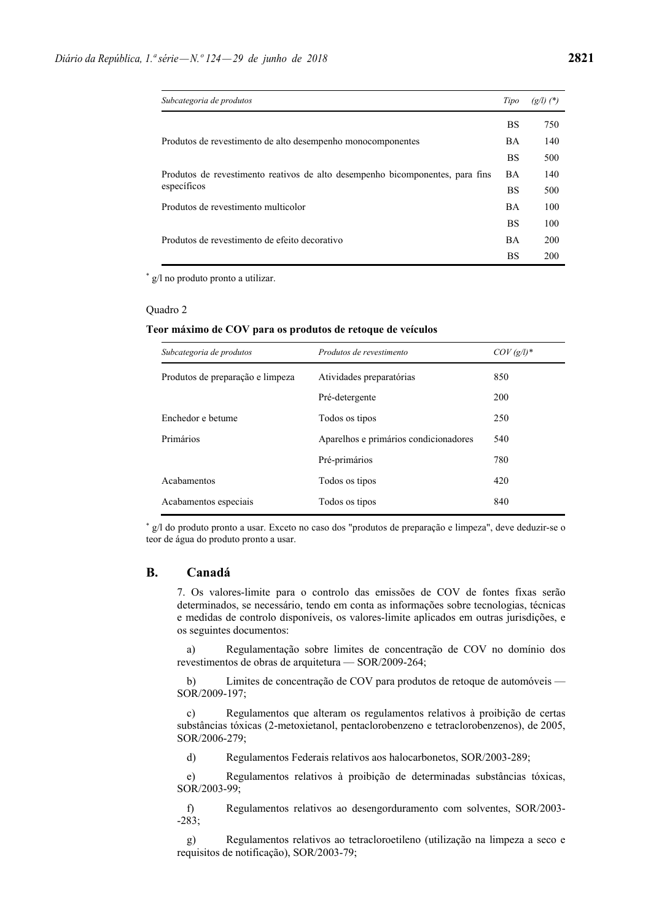| *Subcategoria de produtos* | *Tipo* | *(g/l) (\*)* |
|---|---|---|
| | BS | 750 |
| Produtos de revestimento de alto desempenho monocomponentes | BA | 140 |
| | BS | 500 |
| Produtos de revestimento reativos de alto desempenho bicomponentes, para fins específicos | BA | 140 |
| | BS | 500 |
| Produtos de revestimento multicolor | BA | 100 |
| | BS | 100 |
| Produtos de revestimento de efeito decorativo | BA | 200 |
| | BS | 200 |

[*] g/l no produto pronto a utilizar.

Quadro 2

**Teor máximo de COV para os produtos de retoque de veículos**

| *Subcategoria de produtos* | *Produtos de revestimento* | *COV (g/l)\** |
|---|---|---|
| Produtos de preparação e limpeza | Atividades preparatórias | 850 |
| | Pré-detergente | 200 |
| Enchedor e betume | Todos os tipos | 250 |
| Primários | Aparelhos e primários condicionadores | 540 |
| | Pré-primários | 780 |
| Acabamentos | Todos os tipos | 420 |
| Acabamentos especiais | Todos os tipos | 840 |

[*] g/l do produto pronto a usar. Exceto no caso dos "produtos de preparação e limpeza", deve deduzir-se o teor de água do produto pronto a usar.

## B. Canadá

7. Os valores-limite para o controlo das emissões de COV de fontes fixas serão determinados, se necessário, tendo em conta as informações sobre tecnologias, técnicas e medidas de controlo disponíveis, os valores-limite aplicados em outras jurisdições, e os seguintes documentos:

a) Regulamentação sobre limites de concentração de COV no domínio dos revestimentos de obras de arquitetura — SOR/2009-264;

b) Limites de concentração de COV para produtos de retoque de automóveis — SOR/2009-197;

c) Regulamentos que alteram os regulamentos relativos à proibição de certas substâncias tóxicas (2-metoxietanol, pentaclorobenzeno e tetraclorobenzenos), de 2005, SOR/2006-279;

d) Regulamentos Federais relativos aos halocarbonetos, SOR/2003-289;

e) Regulamentos relativos à proibição de determinadas substâncias tóxicas, SOR/2003-99;

f) Regulamentos relativos ao desengorduramento com solventes, SOR/2003-283;

g) Regulamentos relativos ao tetracloroetileno (utilização na limpeza a seco e requisitos de notificação), SOR/2003-79;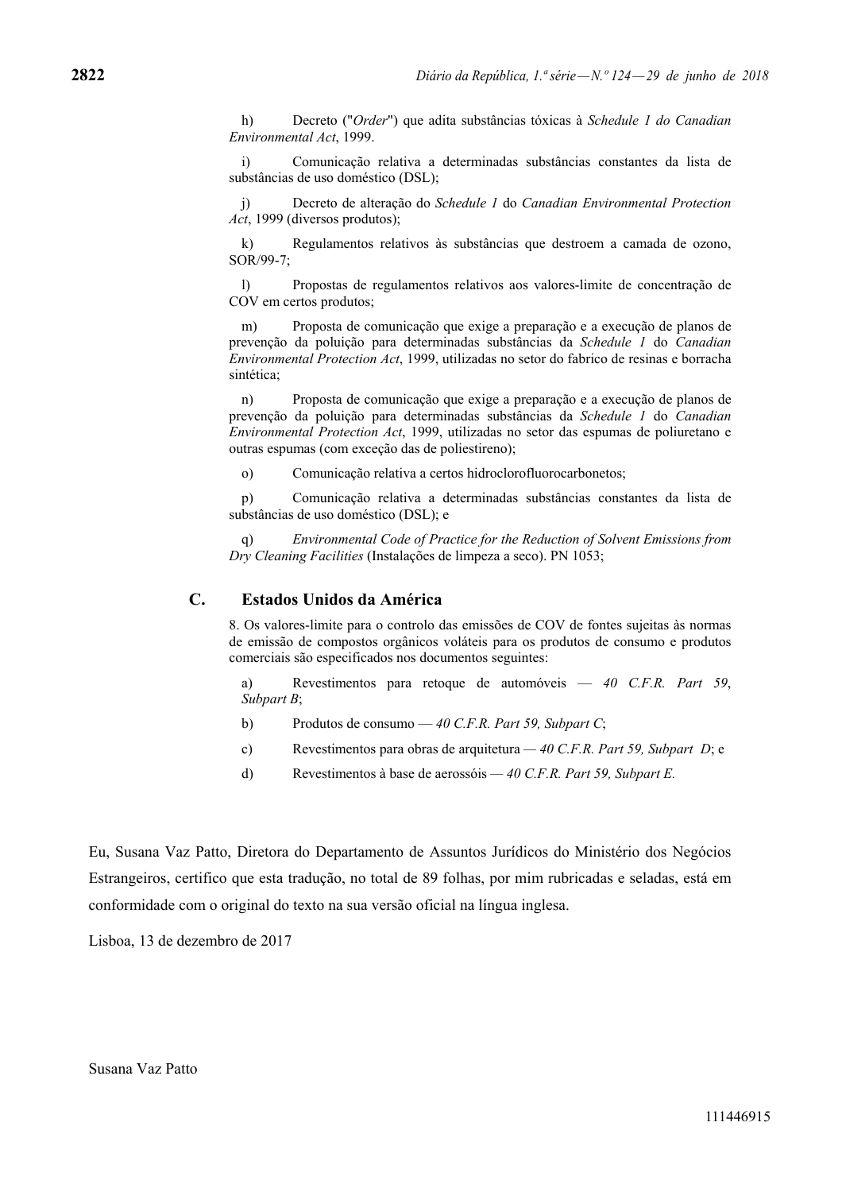h) Decreto ("*Order*") que adita substâncias tóxicas à *Schedule 1 do Canadian Environmental Act*, 1999.

i) Comunicação relativa a determinadas substâncias constantes da lista de substâncias de uso doméstico (DSL);

j) Decreto de alteração do *Schedule 1* do *Canadian Environmental Protection Act*, 1999 (diversos produtos);

k) Regulamentos relativos às substâncias que destroem a camada de ozono, SOR/99-7;

l) Propostas de regulamentos relativos aos valores-limite de concentração de COV em certos produtos;

m) Proposta de comunicação que exige a preparação e a execução de planos de prevenção da poluição para determinadas substâncias da *Schedule 1* do *Canadian Environmental Protection Act*, 1999, utilizadas no setor do fabrico de resinas e borracha sintética;

n) Proposta de comunicação que exige a preparação e a execução de planos de prevenção da poluição para determinadas substâncias da *Schedule 1* do *Canadian Environmental Protection Act*, 1999, utilizadas no setor das espumas de poliuretano e outras espumas (com exceção das de poliestireno);

o) Comunicação relativa a certos hidroclorofluorocarbonetos;

p) Comunicação relativa a determinadas substâncias constantes da lista de substâncias de uso doméstico (DSL); e

q) *Environmental Code of Practice for the Reduction of Solvent Emissions from Dry Cleaning Facilities* (Instalações de limpeza a seco). PN 1053;

## C. Estados Unidos da América

8. Os valores-limite para o controlo das emissões de COV de fontes sujeitas às normas de emissão de compostos orgânicos voláteis para os produtos de consumo e produtos comerciais são especificados nos documentos seguintes:

a) Revestimentos para retoque de automóveis — *40 C.F.R. Part 59, Subpart B*;

b) Produtos de consumo — *40 C.F.R. Part 59, Subpart C*;

c) Revestimentos para obras de arquitetura — *40 C.F.R. Part 59, Subpart D*; e

d) Revestimentos à base de aerossóis — *40 C.F.R. Part 59, Subpart E.*

Eu, Susana Vaz Patto, Diretora do Departamento de Assuntos Jurídicos do Ministério dos Negócios Estrangeiros, certifico que esta tradução, no total de 89 folhas, por mim rubricadas e seladas, está em conformidade com o original do texto na sua versão oficial na língua inglesa.

Lisboa, 13 de dezembro de 2017

Susana Vaz Patto

111446915